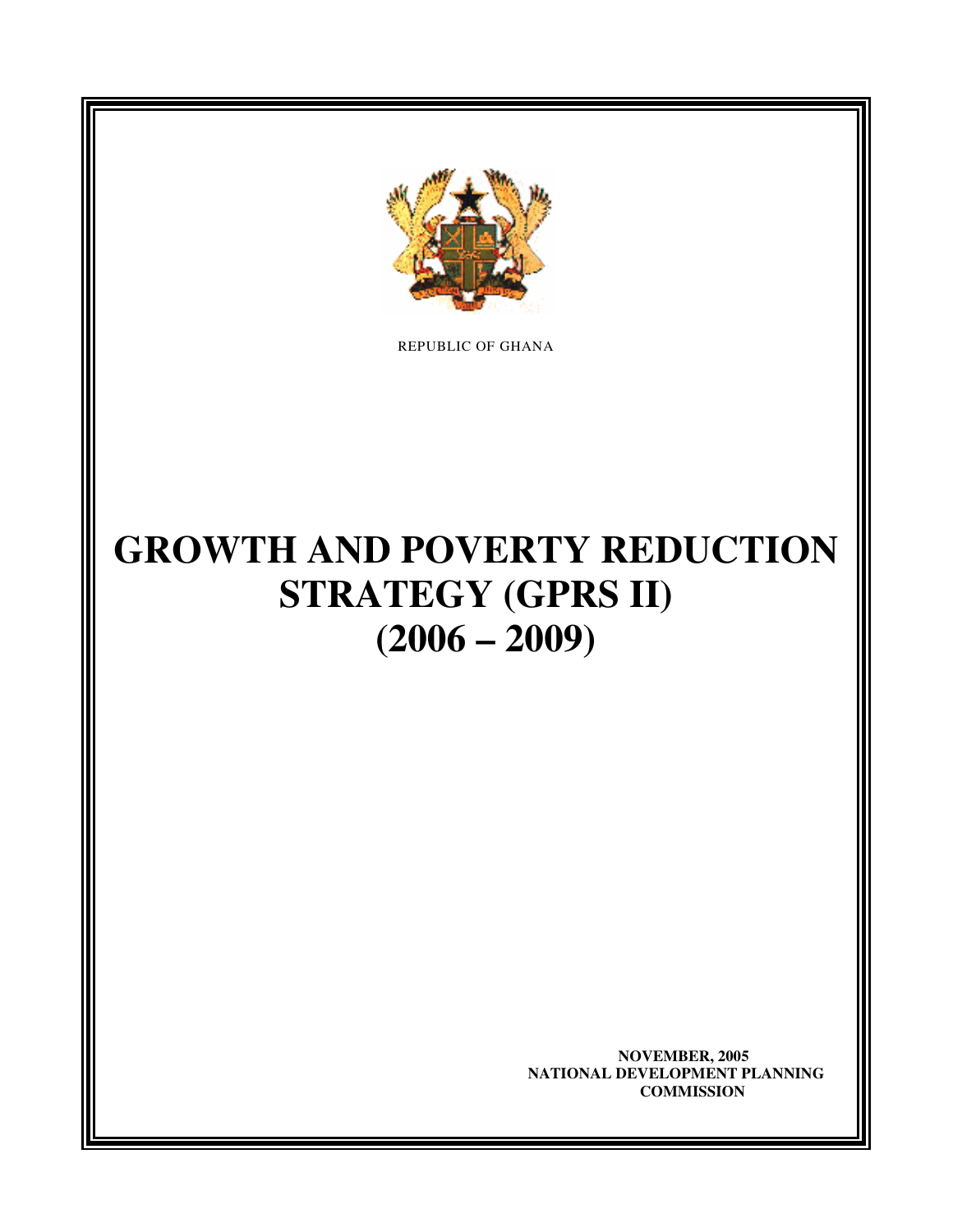REPUBLIC OF GHANA

# GROWTH AND POVERTY REDUCTION STRATEGY (GPRS II) (2006 – 2009)

**NOVEMBER, 2005**
**NATIONAL DEVELOPMENT PLANNING COMMISSION**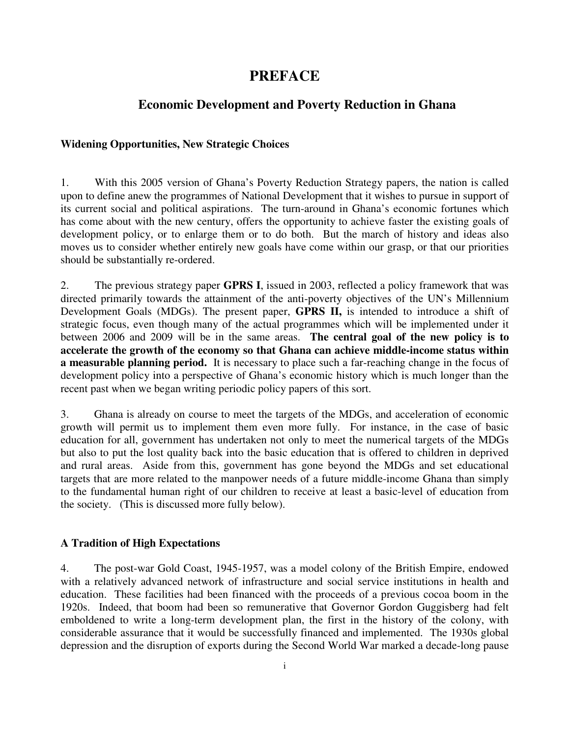# PREFACE

## Economic Development and Poverty Reduction in Ghana

### Widening Opportunities, New Strategic Choices

1. With this 2005 version of Ghana's Poverty Reduction Strategy papers, the nation is called upon to define anew the programmes of National Development that it wishes to pursue in support of its current social and political aspirations. The turn-around in Ghana's economic fortunes which has come about with the new century, offers the opportunity to achieve faster the existing goals of development policy, or to enlarge them or to do both. But the march of history and ideas also moves us to consider whether entirely new goals have come within our grasp, or that our priorities should be substantially re-ordered.

2. The previous strategy paper **GPRS I**, issued in 2003, reflected a policy framework that was directed primarily towards the attainment of the anti-poverty objectives of the UN's Millennium Development Goals (MDGs). The present paper, **GPRS II,** is intended to introduce a shift of strategic focus, even though many of the actual programmes which will be implemented under it between 2006 and 2009 will be in the same areas. **The central goal of the new policy is to accelerate the growth of the economy so that Ghana can achieve middle-income status within a measurable planning period.** It is necessary to place such a far-reaching change in the focus of development policy into a perspective of Ghana's economic history which is much longer than the recent past when we began writing periodic policy papers of this sort.

3. Ghana is already on course to meet the targets of the MDGs, and acceleration of economic growth will permit us to implement them even more fully. For instance, in the case of basic education for all, government has undertaken not only to meet the numerical targets of the MDGs but also to put the lost quality back into the basic education that is offered to children in deprived and rural areas. Aside from this, government has gone beyond the MDGs and set educational targets that are more related to the manpower needs of a future middle-income Ghana than simply to the fundamental human right of our children to receive at least a basic-level of education from the society. (This is discussed more fully below).

### A Tradition of High Expectations

4. The post-war Gold Coast, 1945-1957, was a model colony of the British Empire, endowed with a relatively advanced network of infrastructure and social service institutions in health and education. These facilities had been financed with the proceeds of a previous cocoa boom in the 1920s. Indeed, that boom had been so remunerative that Governor Gordon Guggisberg had felt emboldened to write a long-term development plan, the first in the history of the colony, with considerable assurance that it would be successfully financed and implemented. The 1930s global depression and the disruption of exports during the Second World War marked a decade-long pause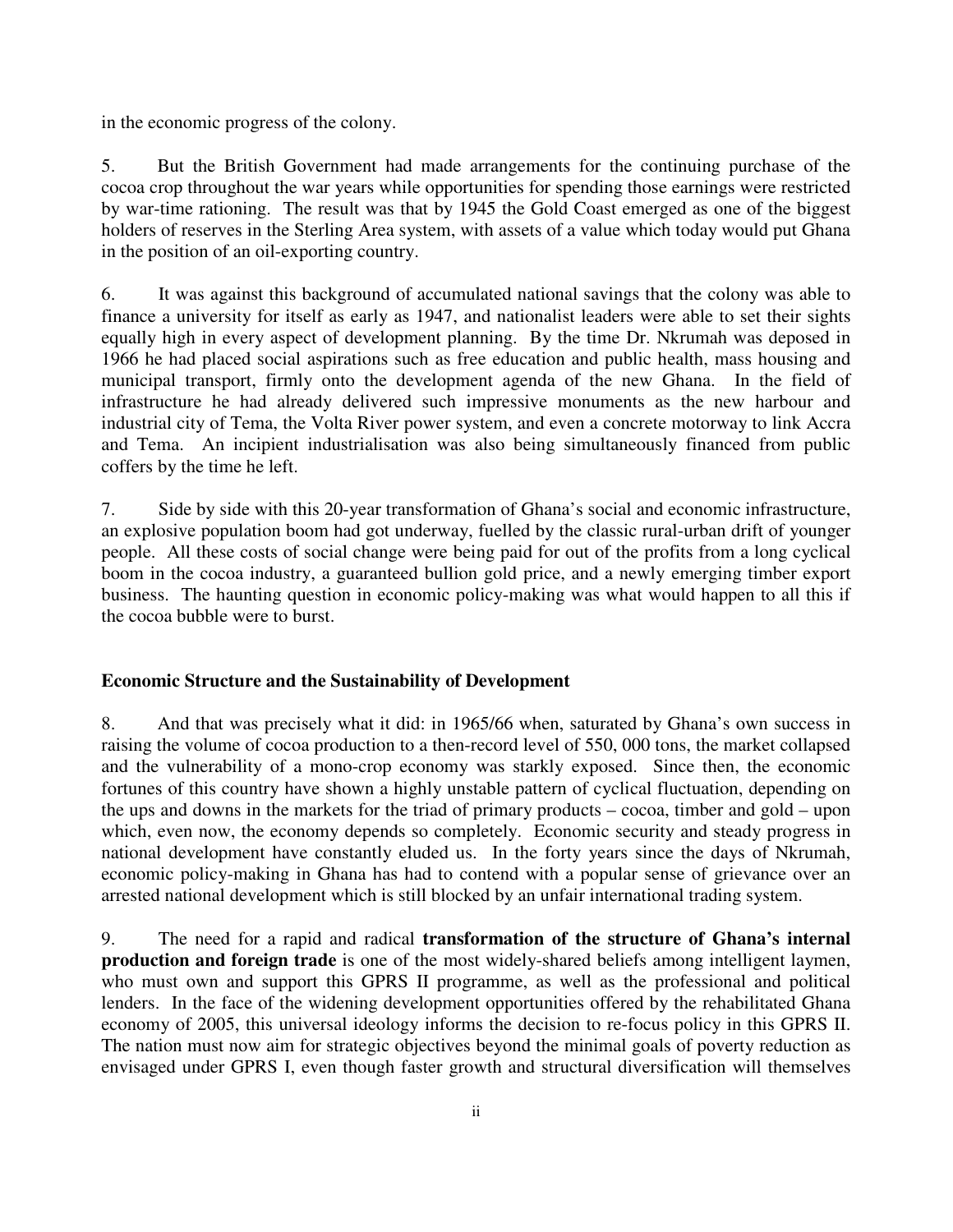in the economic progress of the colony.

5. But the British Government had made arrangements for the continuing purchase of the cocoa crop throughout the war years while opportunities for spending those earnings were restricted by war-time rationing. The result was that by 1945 the Gold Coast emerged as one of the biggest holders of reserves in the Sterling Area system, with assets of a value which today would put Ghana in the position of an oil-exporting country.

6. It was against this background of accumulated national savings that the colony was able to finance a university for itself as early as 1947, and nationalist leaders were able to set their sights equally high in every aspect of development planning. By the time Dr. Nkrumah was deposed in 1966 he had placed social aspirations such as free education and public health, mass housing and municipal transport, firmly onto the development agenda of the new Ghana. In the field of infrastructure he had already delivered such impressive monuments as the new harbour and industrial city of Tema, the Volta River power system, and even a concrete motorway to link Accra and Tema. An incipient industrialisation was also being simultaneously financed from public coffers by the time he left.

7. Side by side with this 20-year transformation of Ghana's social and economic infrastructure, an explosive population boom had got underway, fuelled by the classic rural-urban drift of younger people. All these costs of social change were being paid for out of the profits from a long cyclical boom in the cocoa industry, a guaranteed bullion gold price, and a newly emerging timber export business. The haunting question in economic policy-making was what would happen to all this if the cocoa bubble were to burst.

**Economic Structure and the Sustainability of Development**

8. And that was precisely what it did: in 1965/66 when, saturated by Ghana's own success in raising the volume of cocoa production to a then-record level of 550, 000 tons, the market collapsed and the vulnerability of a mono-crop economy was starkly exposed. Since then, the economic fortunes of this country have shown a highly unstable pattern of cyclical fluctuation, depending on the ups and downs in the markets for the triad of primary products – cocoa, timber and gold – upon which, even now, the economy depends so completely. Economic security and steady progress in national development have constantly eluded us. In the forty years since the days of Nkrumah, economic policy-making in Ghana has had to contend with a popular sense of grievance over an arrested national development which is still blocked by an unfair international trading system.

9. The need for a rapid and radical **transformation of the structure of Ghana's internal production and foreign trade** is one of the most widely-shared beliefs among intelligent laymen, who must own and support this GPRS II programme, as well as the professional and political lenders. In the face of the widening development opportunities offered by the rehabilitated Ghana economy of 2005, this universal ideology informs the decision to re-focus policy in this GPRS II. The nation must now aim for strategic objectives beyond the minimal goals of poverty reduction as envisaged under GPRS I, even though faster growth and structural diversification will themselves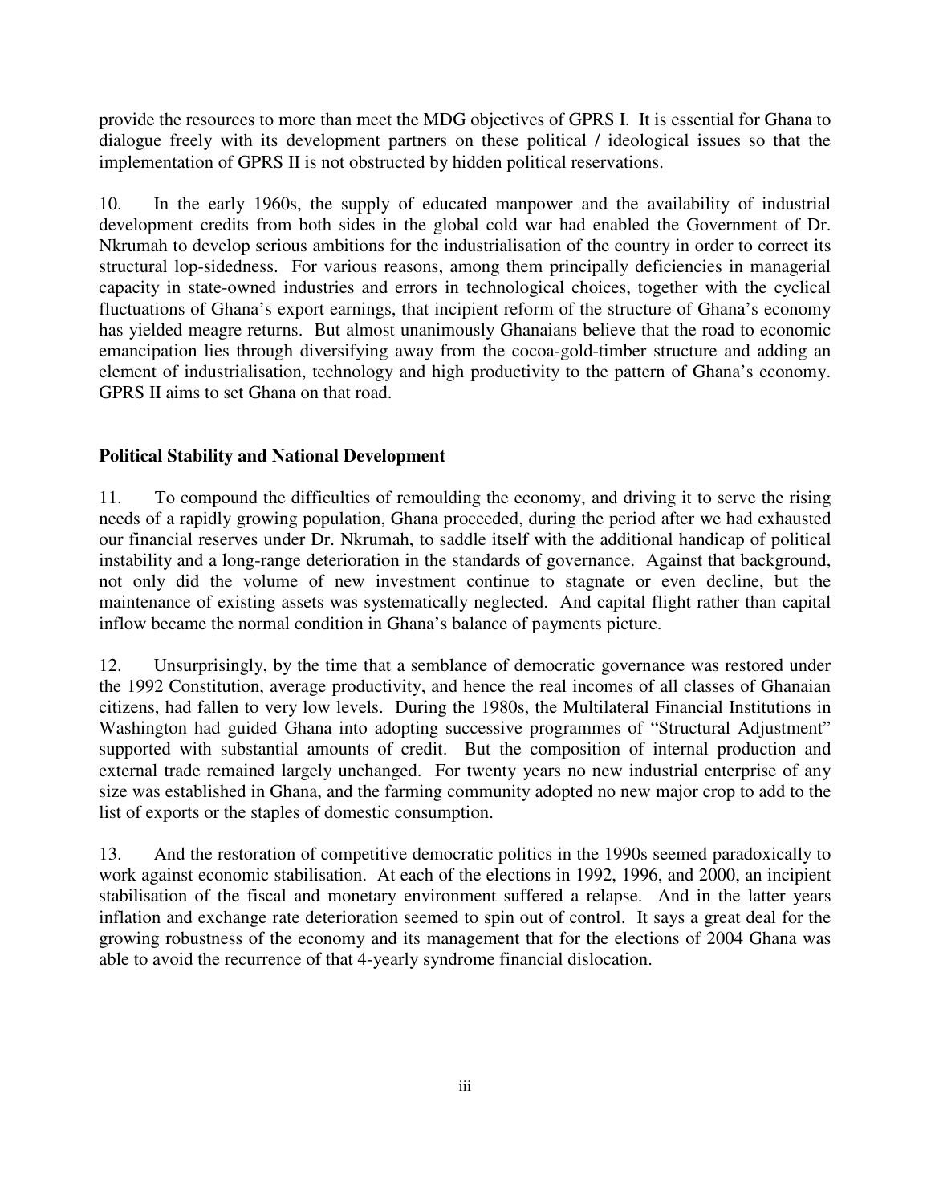provide the resources to more than meet the MDG objectives of GPRS I. It is essential for Ghana to dialogue freely with its development partners on these political / ideological issues so that the implementation of GPRS II is not obstructed by hidden political reservations.

10. In the early 1960s, the supply of educated manpower and the availability of industrial development credits from both sides in the global cold war had enabled the Government of Dr. Nkrumah to develop serious ambitions for the industrialisation of the country in order to correct its structural lop-sidedness. For various reasons, among them principally deficiencies in managerial capacity in state-owned industries and errors in technological choices, together with the cyclical fluctuations of Ghana's export earnings, that incipient reform of the structure of Ghana's economy has yielded meagre returns. But almost unanimously Ghanaians believe that the road to economic emancipation lies through diversifying away from the cocoa-gold-timber structure and adding an element of industrialisation, technology and high productivity to the pattern of Ghana's economy. GPRS II aims to set Ghana on that road.

## Political Stability and National Development

11. To compound the difficulties of remoulding the economy, and driving it to serve the rising needs of a rapidly growing population, Ghana proceeded, during the period after we had exhausted our financial reserves under Dr. Nkrumah, to saddle itself with the additional handicap of political instability and a long-range deterioration in the standards of governance. Against that background, not only did the volume of new investment continue to stagnate or even decline, but the maintenance of existing assets was systematically neglected. And capital flight rather than capital inflow became the normal condition in Ghana's balance of payments picture.

12. Unsurprisingly, by the time that a semblance of democratic governance was restored under the 1992 Constitution, average productivity, and hence the real incomes of all classes of Ghanaian citizens, had fallen to very low levels. During the 1980s, the Multilateral Financial Institutions in Washington had guided Ghana into adopting successive programmes of "Structural Adjustment" supported with substantial amounts of credit. But the composition of internal production and external trade remained largely unchanged. For twenty years no new industrial enterprise of any size was established in Ghana, and the farming community adopted no new major crop to add to the list of exports or the staples of domestic consumption.

13. And the restoration of competitive democratic politics in the 1990s seemed paradoxically to work against economic stabilisation. At each of the elections in 1992, 1996, and 2000, an incipient stabilisation of the fiscal and monetary environment suffered a relapse. And in the latter years inflation and exchange rate deterioration seemed to spin out of control. It says a great deal for the growing robustness of the economy and its management that for the elections of 2004 Ghana was able to avoid the recurrence of that 4-yearly syndrome financial dislocation.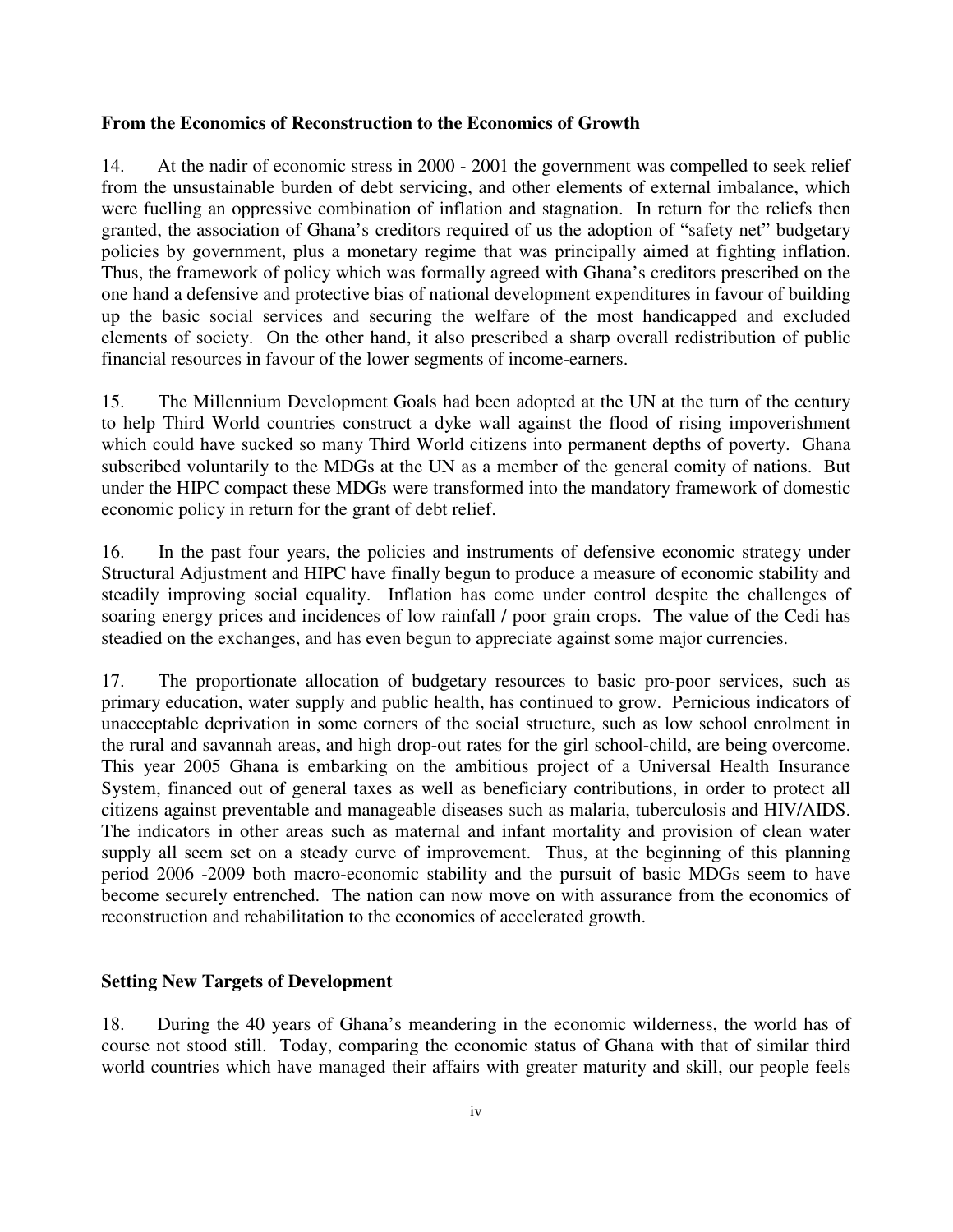**From the Economics of Reconstruction to the Economics of Growth**

14. At the nadir of economic stress in 2000 - 2001 the government was compelled to seek relief from the unsustainable burden of debt servicing, and other elements of external imbalance, which were fuelling an oppressive combination of inflation and stagnation. In return for the reliefs then granted, the association of Ghana's creditors required of us the adoption of "safety net" budgetary policies by government, plus a monetary regime that was principally aimed at fighting inflation. Thus, the framework of policy which was formally agreed with Ghana's creditors prescribed on the one hand a defensive and protective bias of national development expenditures in favour of building up the basic social services and securing the welfare of the most handicapped and excluded elements of society. On the other hand, it also prescribed a sharp overall redistribution of public financial resources in favour of the lower segments of income-earners.

15. The Millennium Development Goals had been adopted at the UN at the turn of the century to help Third World countries construct a dyke wall against the flood of rising impoverishment which could have sucked so many Third World citizens into permanent depths of poverty. Ghana subscribed voluntarily to the MDGs at the UN as a member of the general comity of nations. But under the HIPC compact these MDGs were transformed into the mandatory framework of domestic economic policy in return for the grant of debt relief.

16. In the past four years, the policies and instruments of defensive economic strategy under Structural Adjustment and HIPC have finally begun to produce a measure of economic stability and steadily improving social equality. Inflation has come under control despite the challenges of soaring energy prices and incidences of low rainfall / poor grain crops. The value of the Cedi has steadied on the exchanges, and has even begun to appreciate against some major currencies.

17. The proportionate allocation of budgetary resources to basic pro-poor services, such as primary education, water supply and public health, has continued to grow. Pernicious indicators of unacceptable deprivation in some corners of the social structure, such as low school enrolment in the rural and savannah areas, and high drop-out rates for the girl school-child, are being overcome. This year 2005 Ghana is embarking on the ambitious project of a Universal Health Insurance System, financed out of general taxes as well as beneficiary contributions, in order to protect all citizens against preventable and manageable diseases such as malaria, tuberculosis and HIV/AIDS. The indicators in other areas such as maternal and infant mortality and provision of clean water supply all seem set on a steady curve of improvement. Thus, at the beginning of this planning period 2006 -2009 both macro-economic stability and the pursuit of basic MDGs seem to have become securely entrenched. The nation can now move on with assurance from the economics of reconstruction and rehabilitation to the economics of accelerated growth.

**Setting New Targets of Development**

18. During the 40 years of Ghana's meandering in the economic wilderness, the world has of course not stood still. Today, comparing the economic status of Ghana with that of similar third world countries which have managed their affairs with greater maturity and skill, our people feels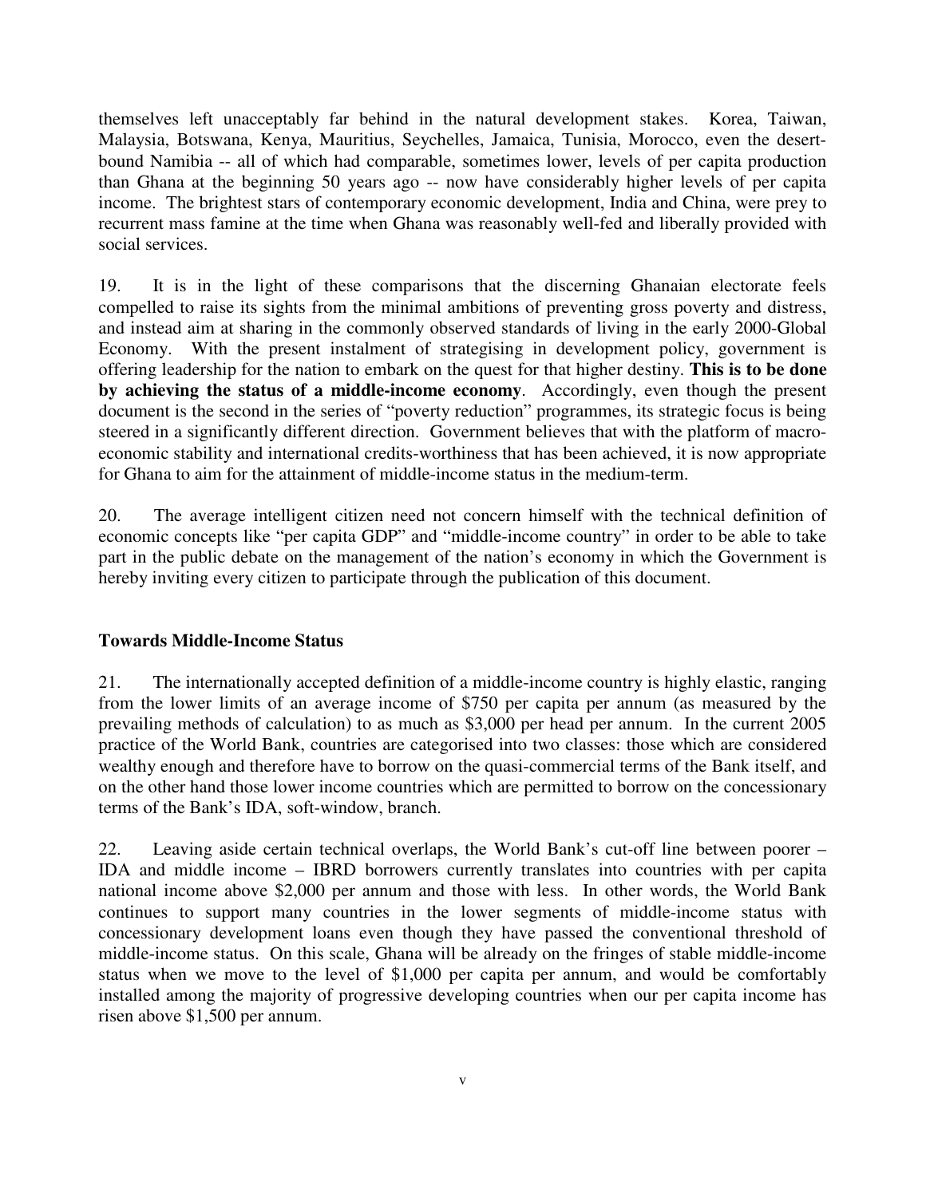themselves left unacceptably far behind in the natural development stakes. Korea, Taiwan, Malaysia, Botswana, Kenya, Mauritius, Seychelles, Jamaica, Tunisia, Morocco, even the desert-bound Namibia -- all of which had comparable, sometimes lower, levels of per capita production than Ghana at the beginning 50 years ago -- now have considerably higher levels of per capita income. The brightest stars of contemporary economic development, India and China, were prey to recurrent mass famine at the time when Ghana was reasonably well-fed and liberally provided with social services.

19. It is in the light of these comparisons that the discerning Ghanaian electorate feels compelled to raise its sights from the minimal ambitions of preventing gross poverty and distress, and instead aim at sharing in the commonly observed standards of living in the early 2000-Global Economy. With the present instalment of strategising in development policy, government is offering leadership for the nation to embark on the quest for that higher destiny. **This is to be done by achieving the status of a middle-income economy**. Accordingly, even though the present document is the second in the series of "poverty reduction" programmes, its strategic focus is being steered in a significantly different direction. Government believes that with the platform of macro-economic stability and international credits-worthiness that has been achieved, it is now appropriate for Ghana to aim for the attainment of middle-income status in the medium-term.

20. The average intelligent citizen need not concern himself with the technical definition of economic concepts like "per capita GDP" and "middle-income country" in order to be able to take part in the public debate on the management of the nation's economy in which the Government is hereby inviting every citizen to participate through the publication of this document.

**Towards Middle-Income Status**

21. The internationally accepted definition of a middle-income country is highly elastic, ranging from the lower limits of an average income of $750 per capita per annum (as measured by the prevailing methods of calculation) to as much as $3,000 per head per annum. In the current 2005 practice of the World Bank, countries are categorised into two classes: those which are considered wealthy enough and therefore have to borrow on the quasi-commercial terms of the Bank itself, and on the other hand those lower income countries which are permitted to borrow on the concessionary terms of the Bank's IDA, soft-window, branch.

22. Leaving aside certain technical overlaps, the World Bank's cut-off line between poorer – IDA and middle income – IBRD borrowers currently translates into countries with per capita national income above $2,000 per annum and those with less. In other words, the World Bank continues to support many countries in the lower segments of middle-income status with concessionary development loans even though they have passed the conventional threshold of middle-income status. On this scale, Ghana will be already on the fringes of stable middle-income status when we move to the level of $1,000 per capita per annum, and would be comfortably installed among the majority of progressive developing countries when our per capita income has risen above $1,500 per annum.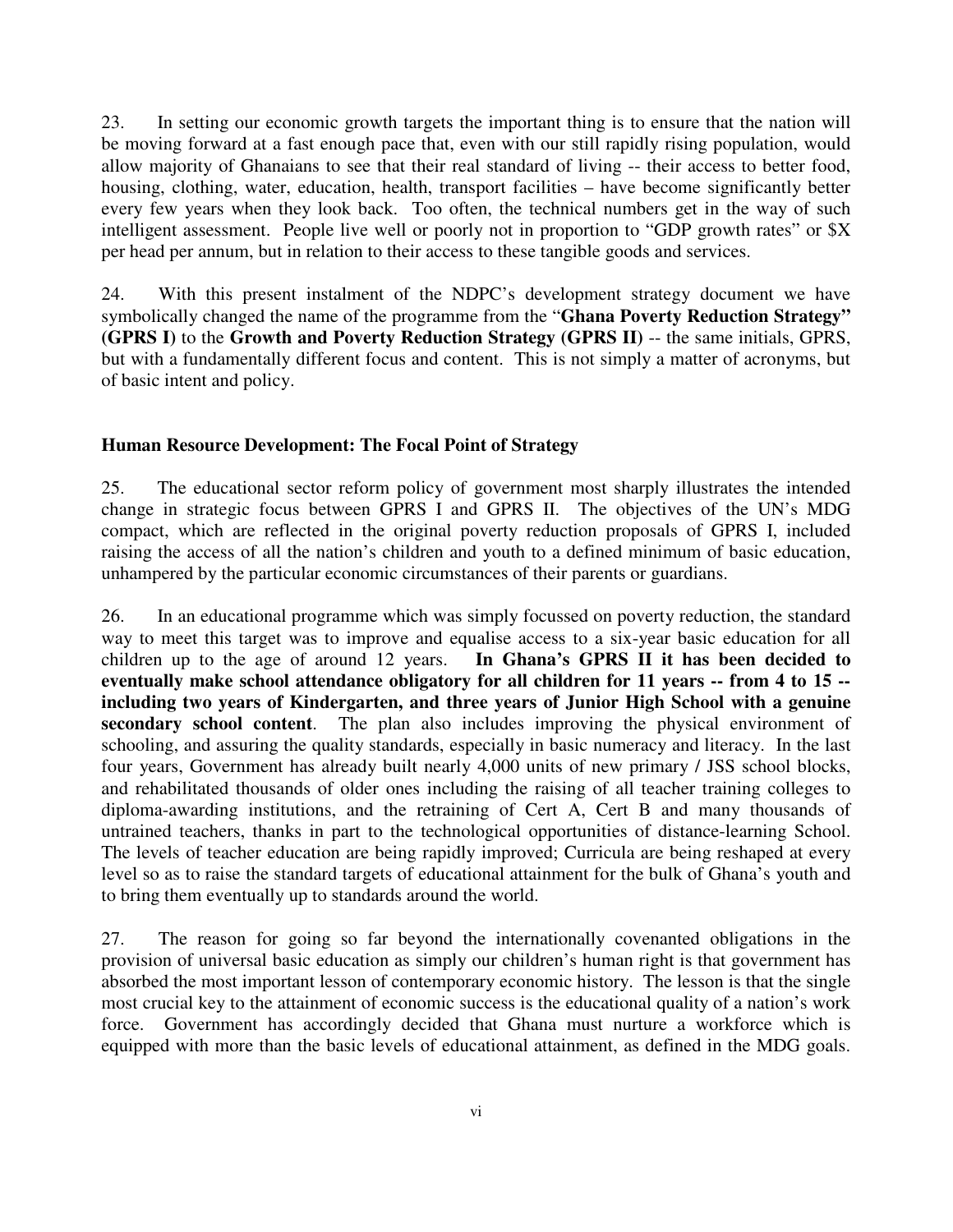23. In setting our economic growth targets the important thing is to ensure that the nation will be moving forward at a fast enough pace that, even with our still rapidly rising population, would allow majority of Ghanaians to see that their real standard of living -- their access to better food, housing, clothing, water, education, health, transport facilities – have become significantly better every few years when they look back. Too often, the technical numbers get in the way of such intelligent assessment. People live well or poorly not in proportion to "GDP growth rates" or $X per head per annum, but in relation to their access to these tangible goods and services.

24. With this present instalment of the NDPC's development strategy document we have symbolically changed the name of the programme from the "**Ghana Poverty Reduction Strategy" (GPRS I**) to the **Growth and Poverty Reduction Strategy (GPRS II**) -- the same initials, GPRS, but with a fundamentally different focus and content. This is not simply a matter of acronyms, but of basic intent and policy.

### Human Resource Development: The Focal Point of Strategy

25. The educational sector reform policy of government most sharply illustrates the intended change in strategic focus between GPRS I and GPRS II. The objectives of the UN's MDG compact, which are reflected in the original poverty reduction proposals of GPRS I, included raising the access of all the nation's children and youth to a defined minimum of basic education, unhampered by the particular economic circumstances of their parents or guardians.

26. In an educational programme which was simply focussed on poverty reduction, the standard way to meet this target was to improve and equalise access to a six-year basic education for all children up to the age of around 12 years. **In Ghana's GPRS II it has been decided to eventually make school attendance obligatory for all children for 11 years -- from 4 to 15 -- including two years of Kindergarten, and three years of Junior High School with a genuine secondary school content**. The plan also includes improving the physical environment of schooling, and assuring the quality standards, especially in basic numeracy and literacy. In the last four years, Government has already built nearly 4,000 units of new primary / JSS school blocks, and rehabilitated thousands of older ones including the raising of all teacher training colleges to diploma-awarding institutions, and the retraining of Cert A, Cert B and many thousands of untrained teachers, thanks in part to the technological opportunities of distance-learning School. The levels of teacher education are being rapidly improved; Curricula are being reshaped at every level so as to raise the standard targets of educational attainment for the bulk of Ghana's youth and to bring them eventually up to standards around the world.

27. The reason for going so far beyond the internationally covenanted obligations in the provision of universal basic education as simply our children's human right is that government has absorbed the most important lesson of contemporary economic history. The lesson is that the single most crucial key to the attainment of economic success is the educational quality of a nation's work force. Government has accordingly decided that Ghana must nurture a workforce which is equipped with more than the basic levels of educational attainment, as defined in the MDG goals.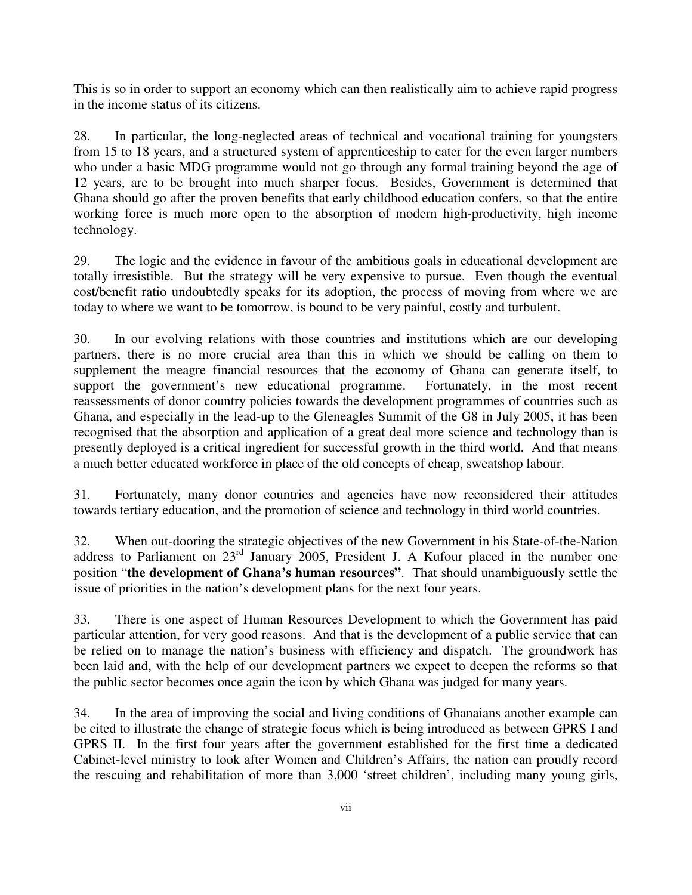This is so in order to support an economy which can then realistically aim to achieve rapid progress in the income status of its citizens.

28. In particular, the long-neglected areas of technical and vocational training for youngsters from 15 to 18 years, and a structured system of apprenticeship to cater for the even larger numbers who under a basic MDG programme would not go through any formal training beyond the age of 12 years, are to be brought into much sharper focus. Besides, Government is determined that Ghana should go after the proven benefits that early childhood education confers, so that the entire working force is much more open to the absorption of modern high-productivity, high income technology.

29. The logic and the evidence in favour of the ambitious goals in educational development are totally irresistible. But the strategy will be very expensive to pursue. Even though the eventual cost/benefit ratio undoubtedly speaks for its adoption, the process of moving from where we are today to where we want to be tomorrow, is bound to be very painful, costly and turbulent.

30. In our evolving relations with those countries and institutions which are our developing partners, there is no more crucial area than this in which we should be calling on them to supplement the meagre financial resources that the economy of Ghana can generate itself, to support the government's new educational programme. Fortunately, in the most recent reassessments of donor country policies towards the development programmes of countries such as Ghana, and especially in the lead-up to the Gleneagles Summit of the G8 in July 2005, it has been recognised that the absorption and application of a great deal more science and technology than is presently deployed is a critical ingredient for successful growth in the third world. And that means a much better educated workforce in place of the old concepts of cheap, sweatshop labour.

31. Fortunately, many donor countries and agencies have now reconsidered their attitudes towards tertiary education, and the promotion of science and technology in third world countries.

32. When out-dooring the strategic objectives of the new Government in his State-of-the-Nation address to Parliament on 23rd January 2005, President J. A Kufour placed in the number one position "**the development of Ghana's human resources"**. That should unambiguously settle the issue of priorities in the nation's development plans for the next four years.

33. There is one aspect of Human Resources Development to which the Government has paid particular attention, for very good reasons. And that is the development of a public service that can be relied on to manage the nation's business with efficiency and dispatch. The groundwork has been laid and, with the help of our development partners we expect to deepen the reforms so that the public sector becomes once again the icon by which Ghana was judged for many years.

34. In the area of improving the social and living conditions of Ghanaians another example can be cited to illustrate the change of strategic focus which is being introduced as between GPRS I and GPRS II. In the first four years after the government established for the first time a dedicated Cabinet-level ministry to look after Women and Children's Affairs, the nation can proudly record the rescuing and rehabilitation of more than 3,000 'street children', including many young girls,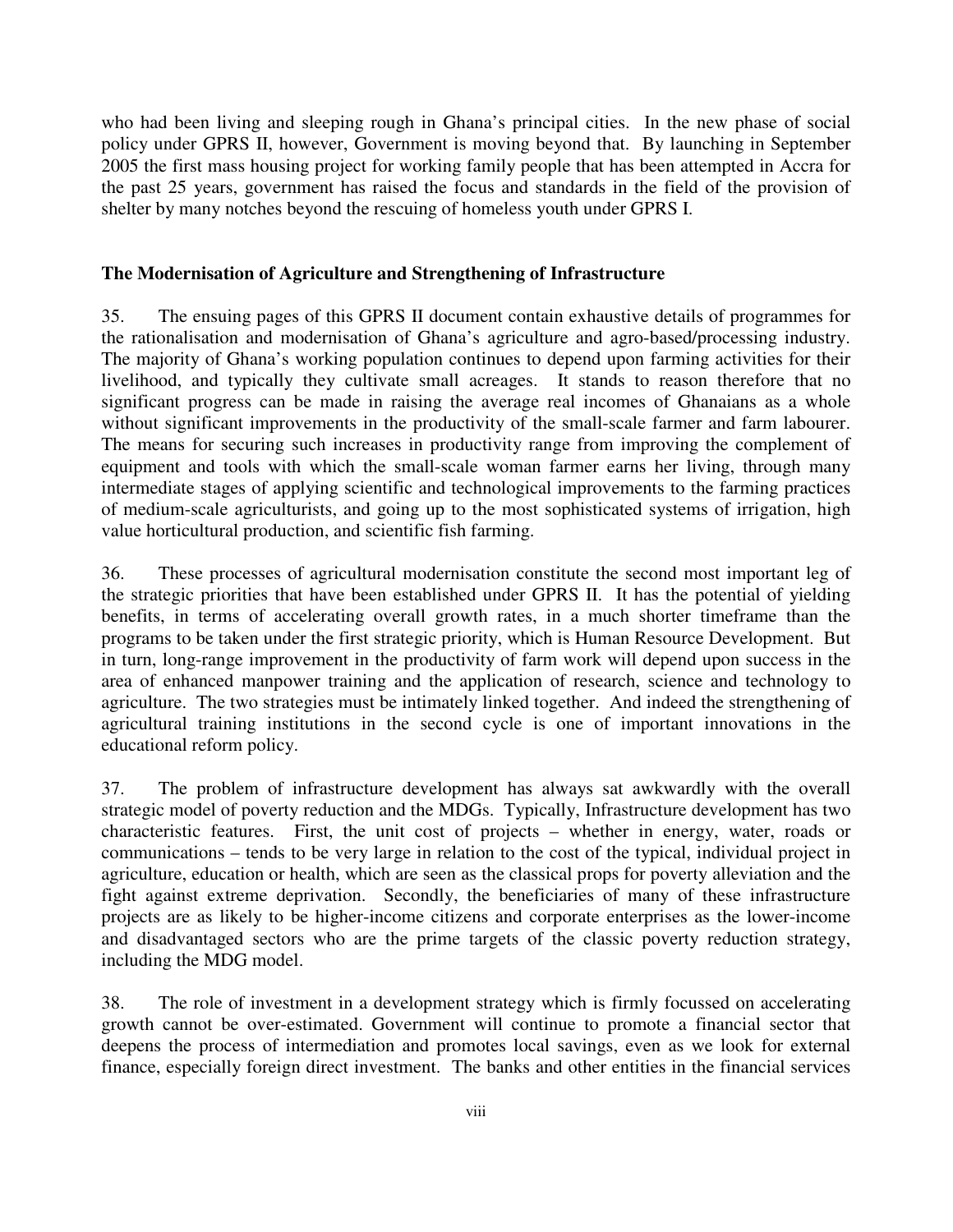who had been living and sleeping rough in Ghana's principal cities. In the new phase of social policy under GPRS II, however, Government is moving beyond that. By launching in September 2005 the first mass housing project for working family people that has been attempted in Accra for the past 25 years, government has raised the focus and standards in the field of the provision of shelter by many notches beyond the rescuing of homeless youth under GPRS I.

## The Modernisation of Agriculture and Strengthening of Infrastructure

35. The ensuing pages of this GPRS II document contain exhaustive details of programmes for the rationalisation and modernisation of Ghana's agriculture and agro-based/processing industry. The majority of Ghana's working population continues to depend upon farming activities for their livelihood, and typically they cultivate small acreages. It stands to reason therefore that no significant progress can be made in raising the average real incomes of Ghanaians as a whole without significant improvements in the productivity of the small-scale farmer and farm labourer. The means for securing such increases in productivity range from improving the complement of equipment and tools with which the small-scale woman farmer earns her living, through many intermediate stages of applying scientific and technological improvements to the farming practices of medium-scale agriculturists, and going up to the most sophisticated systems of irrigation, high value horticultural production, and scientific fish farming.

36. These processes of agricultural modernisation constitute the second most important leg of the strategic priorities that have been established under GPRS II. It has the potential of yielding benefits, in terms of accelerating overall growth rates, in a much shorter timeframe than the programs to be taken under the first strategic priority, which is Human Resource Development. But in turn, long-range improvement in the productivity of farm work will depend upon success in the area of enhanced manpower training and the application of research, science and technology to agriculture. The two strategies must be intimately linked together. And indeed the strengthening of agricultural training institutions in the second cycle is one of important innovations in the educational reform policy.

37. The problem of infrastructure development has always sat awkwardly with the overall strategic model of poverty reduction and the MDGs. Typically, Infrastructure development has two characteristic features. First, the unit cost of projects – whether in energy, water, roads or communications – tends to be very large in relation to the cost of the typical, individual project in agriculture, education or health, which are seen as the classical props for poverty alleviation and the fight against extreme deprivation. Secondly, the beneficiaries of many of these infrastructure projects are as likely to be higher-income citizens and corporate enterprises as the lower-income and disadvantaged sectors who are the prime targets of the classic poverty reduction strategy, including the MDG model.

38. The role of investment in a development strategy which is firmly focussed on accelerating growth cannot be over-estimated. Government will continue to promote a financial sector that deepens the process of intermediation and promotes local savings, even as we look for external finance, especially foreign direct investment. The banks and other entities in the financial services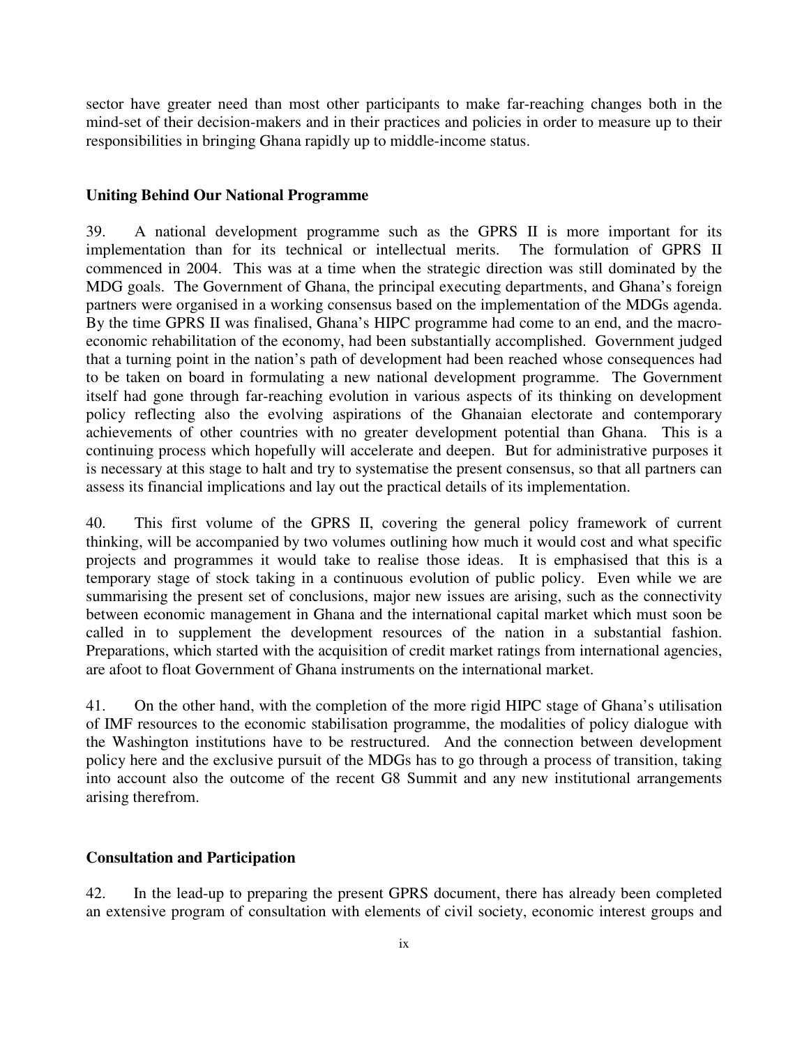sector have greater need than most other participants to make far-reaching changes both in the mind-set of their decision-makers and in their practices and policies in order to measure up to their responsibilities in bringing Ghana rapidly up to middle-income status.

**Uniting Behind Our National Programme**

39. A national development programme such as the GPRS II is more important for its implementation than for its technical or intellectual merits. The formulation of GPRS II commenced in 2004. This was at a time when the strategic direction was still dominated by the MDG goals. The Government of Ghana, the principal executing departments, and Ghana's foreign partners were organised in a working consensus based on the implementation of the MDGs agenda. By the time GPRS II was finalised, Ghana's HIPC programme had come to an end, and the macro-economic rehabilitation of the economy, had been substantially accomplished. Government judged that a turning point in the nation's path of development had been reached whose consequences had to be taken on board in formulating a new national development programme. The Government itself had gone through far-reaching evolution in various aspects of its thinking on development policy reflecting also the evolving aspirations of the Ghanaian electorate and contemporary achievements of other countries with no greater development potential than Ghana. This is a continuing process which hopefully will accelerate and deepen. But for administrative purposes it is necessary at this stage to halt and try to systematise the present consensus, so that all partners can assess its financial implications and lay out the practical details of its implementation.

40. This first volume of the GPRS II, covering the general policy framework of current thinking, will be accompanied by two volumes outlining how much it would cost and what specific projects and programmes it would take to realise those ideas. It is emphasised that this is a temporary stage of stock taking in a continuous evolution of public policy. Even while we are summarising the present set of conclusions, major new issues are arising, such as the connectivity between economic management in Ghana and the international capital market which must soon be called in to supplement the development resources of the nation in a substantial fashion. Preparations, which started with the acquisition of credit market ratings from international agencies, are afoot to float Government of Ghana instruments on the international market.

41. On the other hand, with the completion of the more rigid HIPC stage of Ghana's utilisation of IMF resources to the economic stabilisation programme, the modalities of policy dialogue with the Washington institutions have to be restructured. And the connection between development policy here and the exclusive pursuit of the MDGs has to go through a process of transition, taking into account also the outcome of the recent G8 Summit and any new institutional arrangements arising therefrom.

**Consultation and Participation**

42. In the lead-up to preparing the present GPRS document, there has already been completed an extensive program of consultation with elements of civil society, economic interest groups and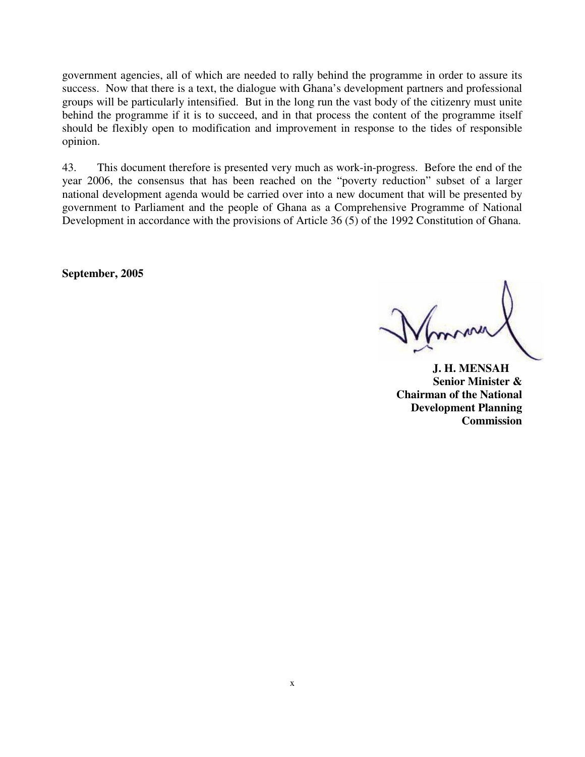government agencies, all of which are needed to rally behind the programme in order to assure its success. Now that there is a text, the dialogue with Ghana's development partners and professional groups will be particularly intensified. But in the long run the vast body of the citizenry must unite behind the programme if it is to succeed, and in that process the content of the programme itself should be flexibly open to modification and improvement in response to the tides of responsible opinion.

43. This document therefore is presented very much as work-in-progress. Before the end of the year 2006, the consensus that has been reached on the "poverty reduction" subset of a larger national development agenda would be carried over into a new document that will be presented by government to Parliament and the people of Ghana as a Comprehensive Programme of National Development in accordance with the provisions of Article 36 (5) of the 1992 Constitution of Ghana.

**September, 2005**

**J. H. MENSAH**
**Senior Minister &**
**Chairman of the National Development Planning Commission**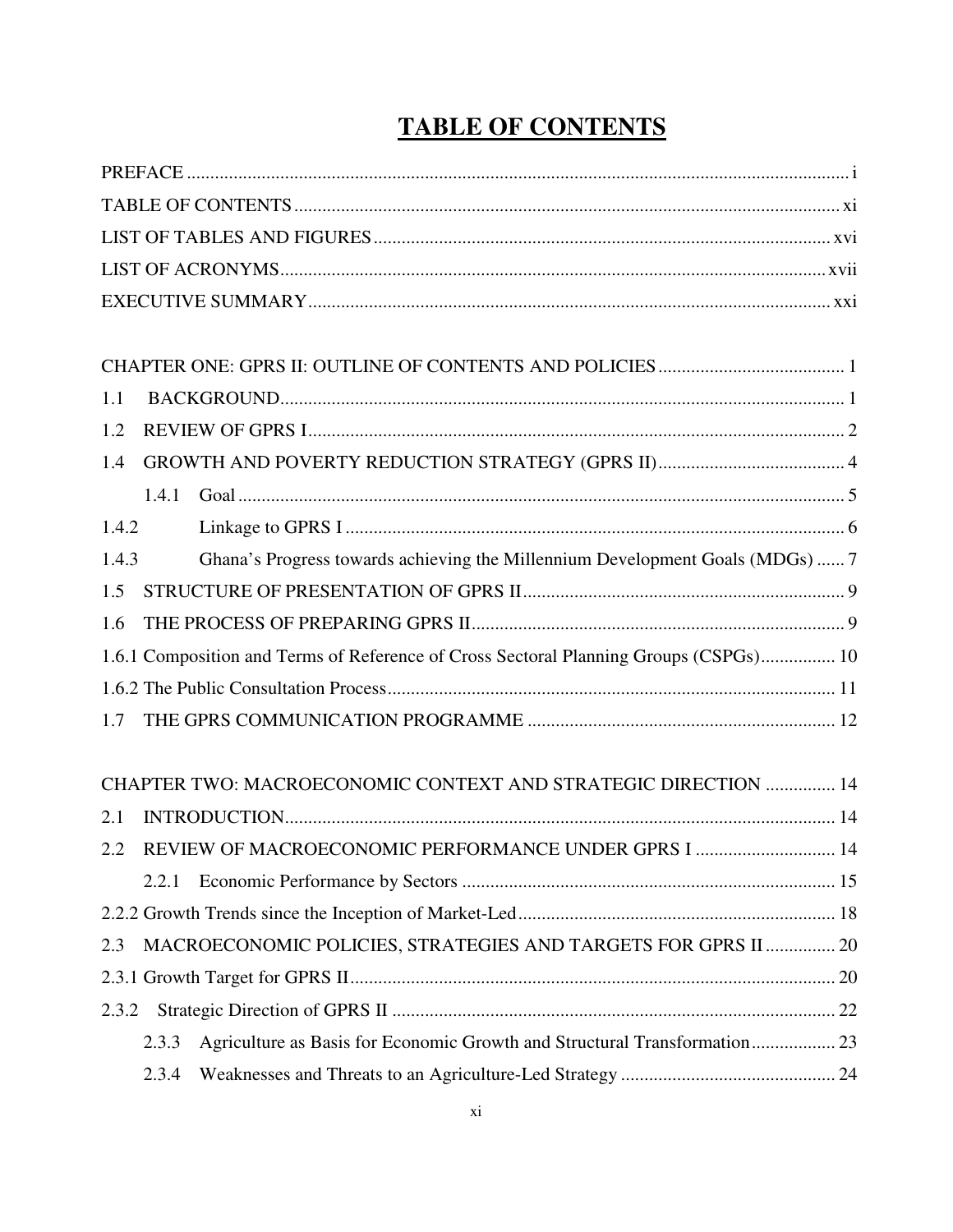# TABLE OF CONTENTS

PREFACE ............................................................................................................................................. i

TABLE OF CONTENTS ..................................................................................................................... xi

LIST OF TABLES AND FIGURES .................................................................................................. xvi

LIST OF ACRONYMS ...................................................................................................................... xvii

EXECUTIVE SUMMARY ................................................................................................................ xxi

CHAPTER ONE: GPRS II: OUTLINE OF CONTENTS AND POLICIES ........................................ 1

1.1 BACKGROUND......................................................................................................................... 1

1.2 REVIEW OF GPRS I................................................................................................................... 2

1.4 GROWTH AND POVERTY REDUCTION STRATEGY (GPRS II)........................................ 4

1.4.1 Goal .................................................................................................................................. 5

1.4.2 Linkage to GPRS I ........................................................................................................... 6

1.4.3 Ghana's Progress towards achieving the Millennium Development Goals (MDGs) ...... 7

1.5 STRUCTURE OF PRESENTATION OF GPRS II..................................................................... 9

1.6 THE PROCESS OF PREPARING GPRS II................................................................................ 9

1.6.1 Composition and Terms of Reference of Cross Sectoral Planning Groups (CSPGs)................ 10

1.6.2 The Public Consultation Process................................................................................................ 11

1.7 THE GPRS COMMUNICATION PROGRAMME .................................................................. 12

CHAPTER TWO: MACROECONOMIC CONTEXT AND STRATEGIC DIRECTION ............... 14

2.1 INTRODUCTION..................................................................................................................... 14

2.2 REVIEW OF MACROECONOMIC PERFORMANCE UNDER GPRS I .............................. 14

2.2.1 Economic Performance by Sectors ................................................................................ 15

2.2.2 Growth Trends since the Inception of Market-Led.................................................................... 18

2.3 MACROECONOMIC POLICIES, STRATEGIES AND TARGETS FOR GPRS II ............... 20

2.3.1 Growth Target for GPRS II........................................................................................................ 20

2.3.2 Strategic Direction of GPRS II ............................................................................................... 22

2.3.3 Agriculture as Basis for Economic Growth and Structural Transformation.................. 23

2.3.4 Weaknesses and Threats to an Agriculture-Led Strategy .............................................. 24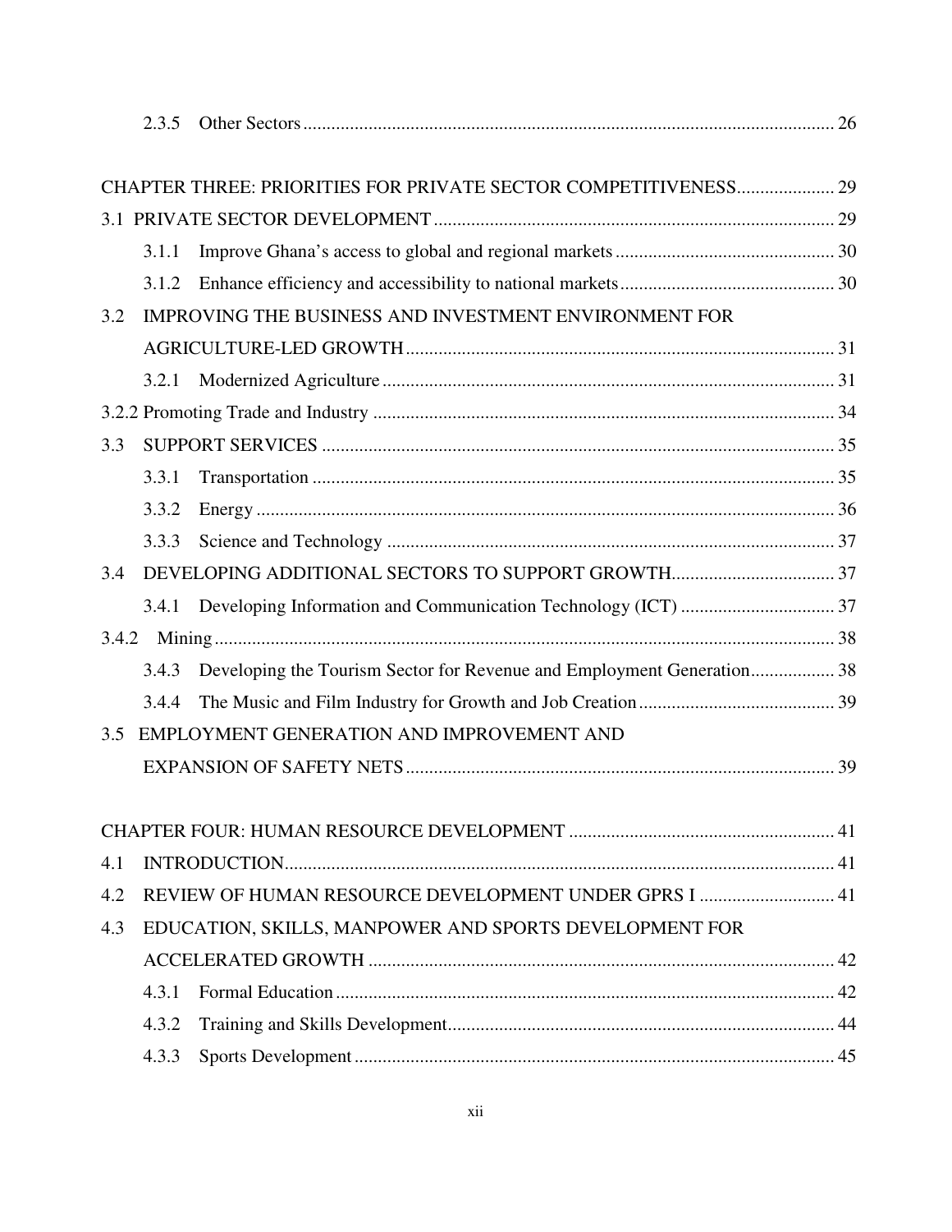2.3.5 Other Sectors ... 26

CHAPTER THREE: PRIORITIES FOR PRIVATE SECTOR COMPETITIVENESS ... 29

3.1 PRIVATE SECTOR DEVELOPMENT ... 29

3.1.1 Improve Ghana's access to global and regional markets ... 30

3.1.2 Enhance efficiency and accessibility to national markets ... 30

3.2 IMPROVING THE BUSINESS AND INVESTMENT ENVIRONMENT FOR AGRICULTURE-LED GROWTH ... 31

3.2.1 Modernized Agriculture ... 31

3.2.2 Promoting Trade and Industry ... 34

3.3 SUPPORT SERVICES ... 35

3.3.1 Transportation ... 35

3.3.2 Energy ... 36

3.3.3 Science and Technology ... 37

3.4 DEVELOPING ADDITIONAL SECTORS TO SUPPORT GROWTH ... 37

3.4.1 Developing Information and Communication Technology (ICT) ... 37

3.4.2 Mining ... 38

3.4.3 Developing the Tourism Sector for Revenue and Employment Generation ... 38

3.4.4 The Music and Film Industry for Growth and Job Creation ... 39

3.5 EMPLOYMENT GENERATION AND IMPROVEMENT AND EXPANSION OF SAFETY NETS ... 39

CHAPTER FOUR: HUMAN RESOURCE DEVELOPMENT ... 41

4.1 INTRODUCTION ... 41

4.2 REVIEW OF HUMAN RESOURCE DEVELOPMENT UNDER GPRS I ... 41

4.3 EDUCATION, SKILLS, MANPOWER AND SPORTS DEVELOPMENT FOR ACCELERATED GROWTH ... 42

4.3.1 Formal Education ... 42

4.3.2 Training and Skills Development ... 44

4.3.3 Sports Development ... 45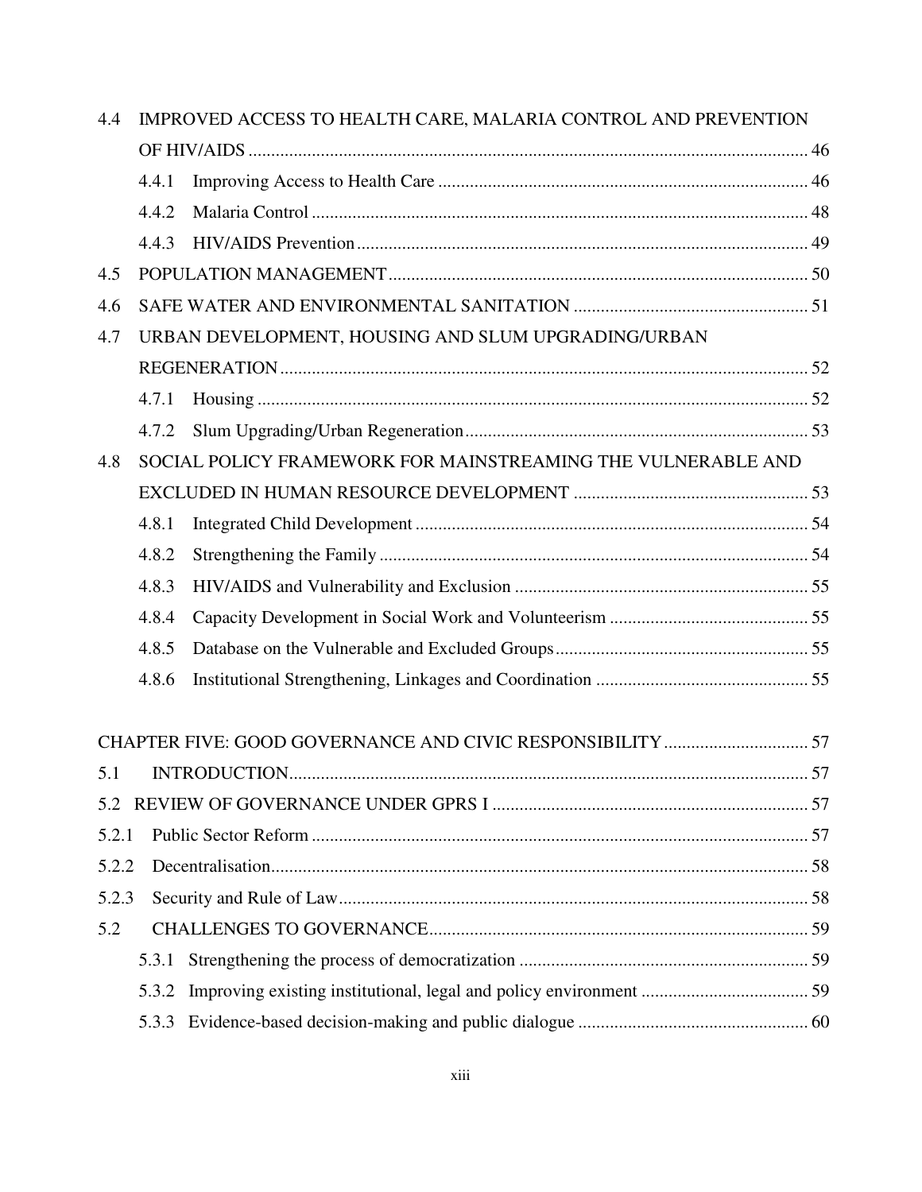4.4 IMPROVED ACCESS TO HEALTH CARE, MALARIA CONTROL AND PREVENTION OF HIV/AIDS ........................................................................................................... 46

4.4.1 Improving Access to Health Care ................................................................................. 46

4.4.2 Malaria Control ............................................................................................................. 48

4.4.3 HIV/AIDS Prevention ................................................................................................... 49

4.5 POPULATION MANAGEMENT ............................................................................................ 50

4.6 SAFE WATER AND ENVIRONMENTAL SANITATION ................................................... 51

4.7 URBAN DEVELOPMENT, HOUSING AND SLUM UPGRADING/URBAN REGENERATION .................................................................................................................... 52

4.7.1 Housing ......................................................................................................................... 52

4.7.2 Slum Upgrading/Urban Regeneration ........................................................................... 53

4.8 SOCIAL POLICY FRAMEWORK FOR MAINSTREAMING THE VULNERABLE AND EXCLUDED IN HUMAN RESOURCE DEVELOPMENT ................................................... 53

4.8.1 Integrated Child Development ...................................................................................... 54

4.8.2 Strengthening the Family .............................................................................................. 54

4.8.3 HIV/AIDS and Vulnerability and Exclusion ................................................................ 55

4.8.4 Capacity Development in Social Work and Volunteerism ........................................... 55

4.8.5 Database on the Vulnerable and Excluded Groups ....................................................... 55

4.8.6 Institutional Strengthening, Linkages and Coordination .............................................. 55

CHAPTER FIVE: GOOD GOVERNANCE AND CIVIC RESPONSIBILITY ................................ 57

5.1 INTRODUCTION .................................................................................................................. 57

5.2 REVIEW OF GOVERNANCE UNDER GPRS I ..................................................................... 57

5.2.1 Public Sector Reform ............................................................................................................. 57

5.2.2 Decentralisation ...................................................................................................................... 58

5.2.3 Security and Rule of Law ....................................................................................................... 58

5.2 CHALLENGES TO GOVERNANCE ................................................................................... 59

5.3.1 Strengthening the process of democratization ................................................................ 59

5.3.2 Improving existing institutional, legal and policy environment ..................................... 59

5.3.3 Evidence-based decision-making and public dialogue .................................................. 60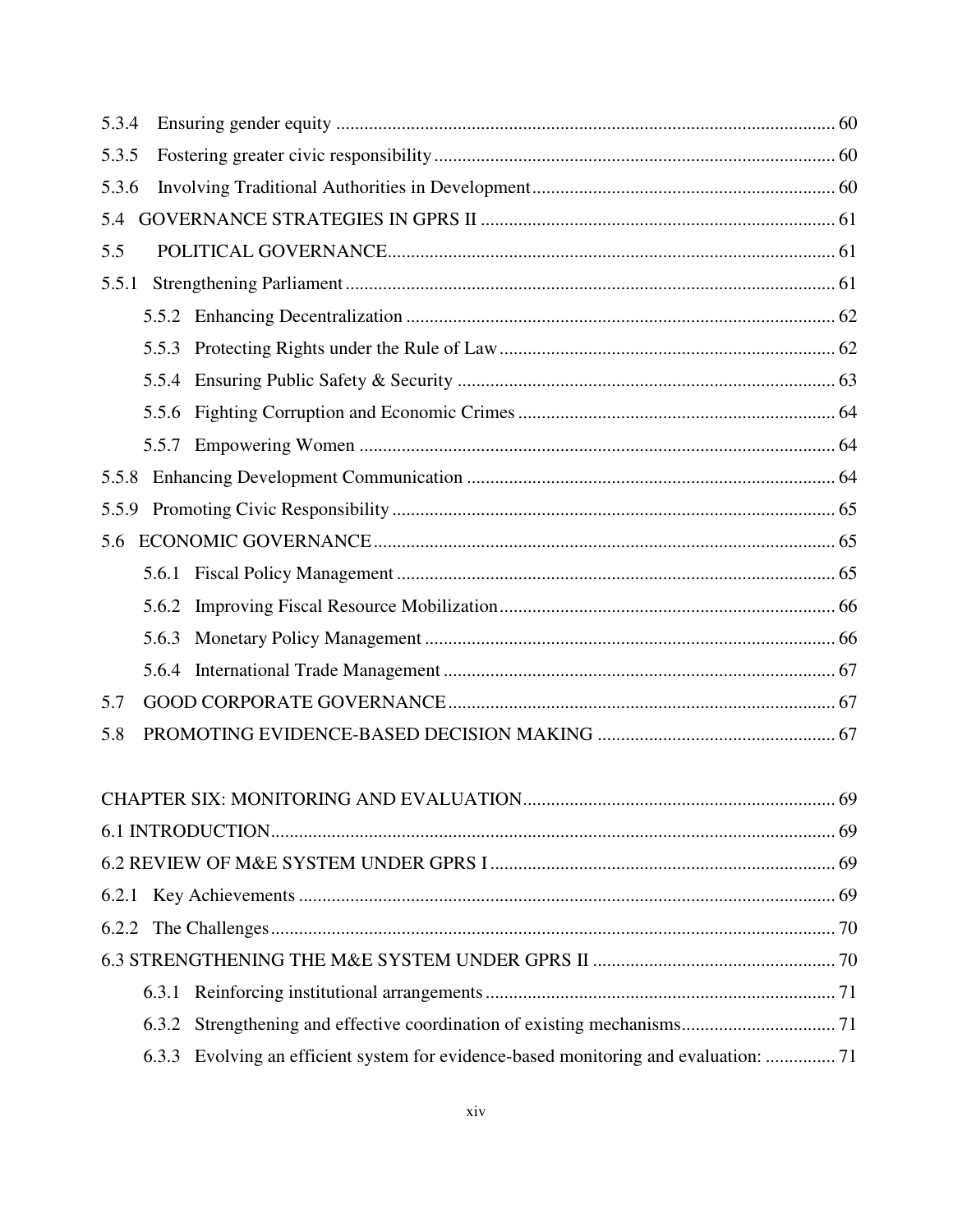5.3.4 Ensuring gender equity ........................................................................................................ 60

5.3.5 Fostering greater civic responsibility ..................................................................................... 60

5.3.6 Involving Traditional Authorities in Development ................................................................ 60

5.4 GOVERNANCE STRATEGIES IN GPRS II ........................................................................... 61

5.5 POLITICAL GOVERNANCE ................................................................................................ 61

5.5.1 Strengthening Parliament ........................................................................................................ 61

5.5.2 Enhancing Decentralization ........................................................................................... 62

5.5.3 Protecting Rights under the Rule of Law ....................................................................... 62

5.5.4 Ensuring Public Safety & Security ................................................................................ 63

5.5.6 Fighting Corruption and Economic Crimes ................................................................... 64

5.5.7 Empowering Women ..................................................................................................... 64

5.5.8 Enhancing Development Communication .............................................................................. 64

5.5.9 Promoting Civic Responsibility .............................................................................................. 65

5.6 ECONOMIC GOVERNANCE .................................................................................................. 65

5.6.1 Fiscal Policy Management ............................................................................................. 65

5.6.2 Improving Fiscal Resource Mobilization ....................................................................... 66

5.6.3 Monetary Policy Management ....................................................................................... 66

5.6.4 International Trade Management ................................................................................... 67

5.7 GOOD CORPORATE GOVERNANCE .................................................................................. 67

5.8 PROMOTING EVIDENCE-BASED DECISION MAKING ................................................... 67

CHAPTER SIX: MONITORING AND EVALUATION .................................................................. 69

6.1 INTRODUCTION ........................................................................................................................ 69

6.2 REVIEW OF M&E SYSTEM UNDER GPRS I ......................................................................... 69

6.2.1 Key Achievements .................................................................................................................. 69

6.2.2 The Challenges ........................................................................................................................ 70

6.3 STRENGTHENING THE M&E SYSTEM UNDER GPRS II ................................................... 70

6.3.1 Reinforcing institutional arrangements .......................................................................... 71

6.3.2 Strengthening and effective coordination of existing mechanisms ................................ 71

6.3.3 Evolving an efficient system for evidence-based monitoring and evaluation: ............... 71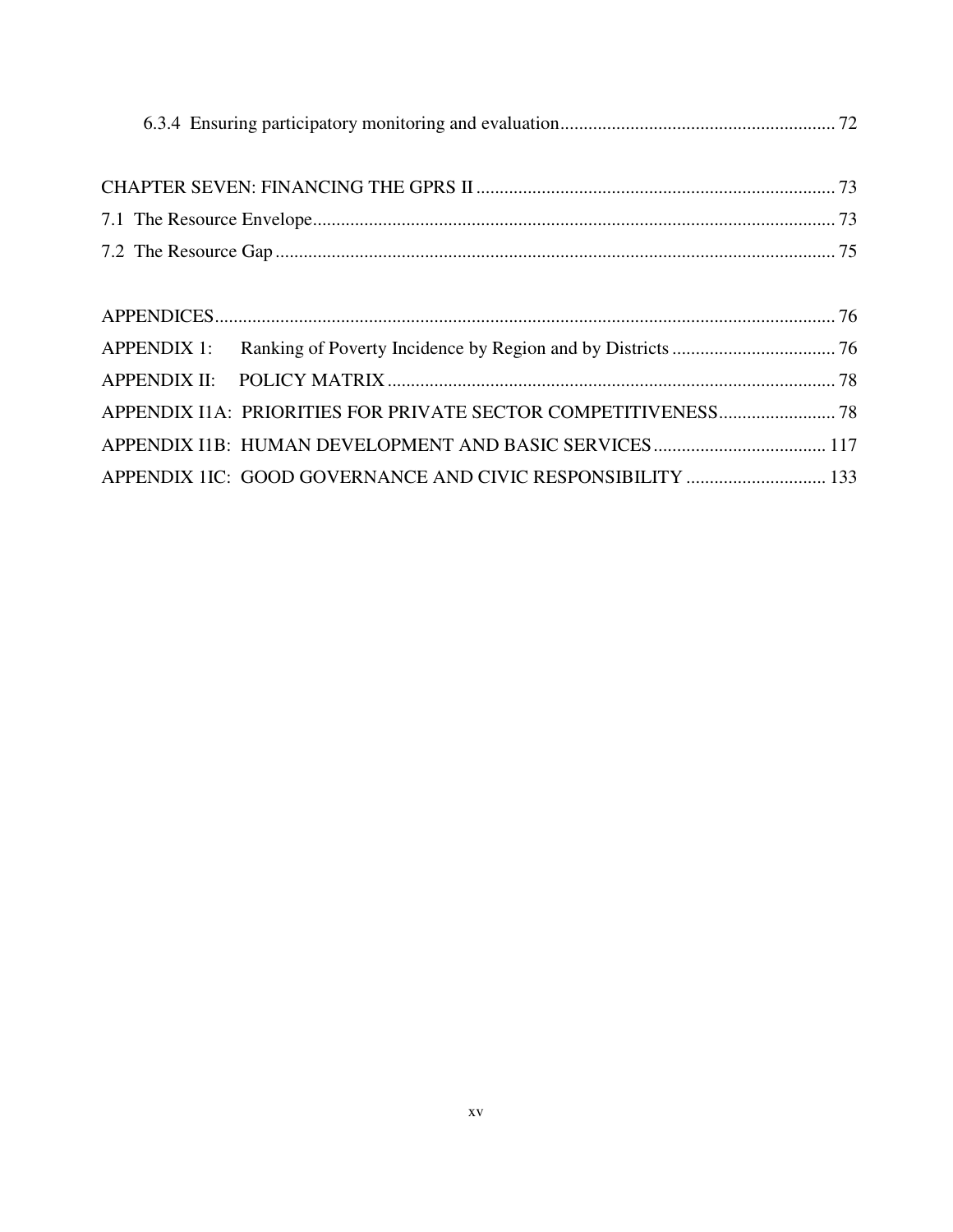6.3.4 Ensuring participatory monitoring and evaluation .......... 72

CHAPTER SEVEN: FINANCING THE GPRS II .......... 73

7.1 The Resource Envelope .......... 73

7.2 The Resource Gap .......... 75

APPENDICES .......... 76

APPENDIX 1: Ranking of Poverty Incidence by Region and by Districts .......... 76

APPENDIX II: POLICY MATRIX .......... 78

APPENDIX I1A: PRIORITIES FOR PRIVATE SECTOR COMPETITIVENESS .......... 78

APPENDIX I1B: HUMAN DEVELOPMENT AND BASIC SERVICES .......... 117

APPENDIX 1IC: GOOD GOVERNANCE AND CIVIC RESPONSIBILITY .......... 133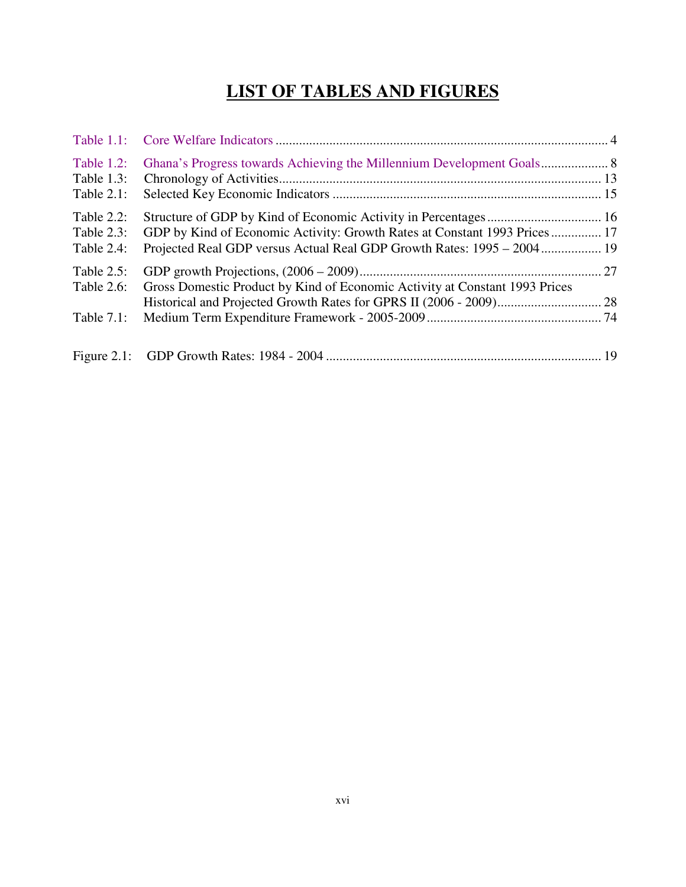# LIST OF TABLES AND FIGURES

Table 1.1: Core Welfare Indicators .................................................................................................. 4

Table 1.2: Ghana's Progress towards Achieving the Millennium Development Goals.................... 8
Table 1.3: Chronology of Activities................................................................................................ 13
Table 2.1: Selected Key Economic Indicators ................................................................................ 15

Table 2.2: Structure of GDP by Kind of Economic Activity in Percentages .................................. 16
Table 2.3: GDP by Kind of Economic Activity: Growth Rates at Constant 1993 Prices ............... 17
Table 2.4: Projected Real GDP versus Actual Real GDP Growth Rates: 1995 – 2004.................. 19

Table 2.5: GDP growth Projections, (2006 – 2009)........................................................................ 27
Table 2.6: Gross Domestic Product by Kind of Economic Activity at Constant 1993 Prices Historical and Projected Growth Rates for GPRS II (2006 - 2009)............................... 28
Table 7.1: Medium Term Expenditure Framework - 2005-2009 .................................................... 74

Figure 2.1: GDP Growth Rates: 1984 - 2004 .................................................................................. 19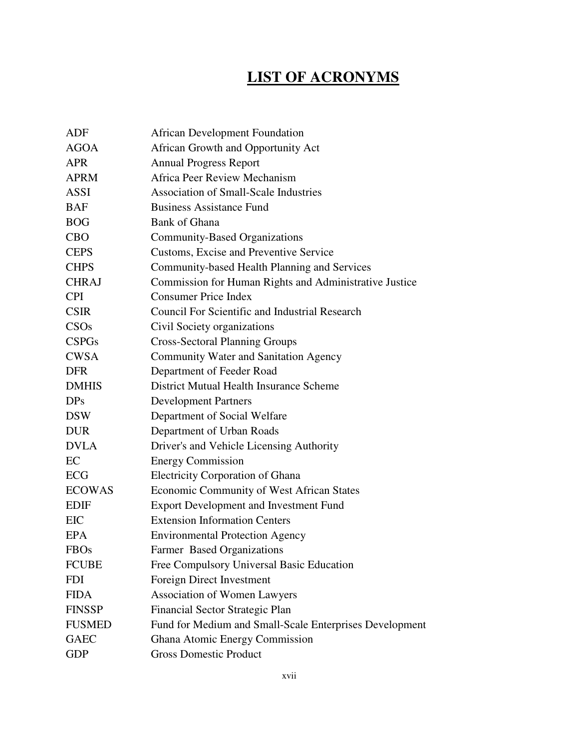# LIST OF ACRONYMS

| | |
|---|---|
| ADF | African Development Foundation |
| AGOA | African Growth and Opportunity Act |
| APR | Annual Progress Report |
| APRM | Africa Peer Review Mechanism |
| ASSI | Association of Small-Scale Industries |
| BAF | Business Assistance Fund |
| BOG | Bank of Ghana |
| CBO | Community-Based Organizations |
| CEPS | Customs, Excise and Preventive Service |
| CHPS | Community-based Health Planning and Services |
| CHRAJ | Commission for Human Rights and Administrative Justice |
| CPI | Consumer Price Index |
| CSIR | Council For Scientific and Industrial Research |
| CSOs | Civil Society organizations |
| CSPGs | Cross-Sectoral Planning Groups |
| CWSA | Community Water and Sanitation Agency |
| DFR | Department of Feeder Road |
| DMHIS | District Mutual Health Insurance Scheme |
| DPs | Development Partners |
| DSW | Department of Social Welfare |
| DUR | Department of Urban Roads |
| DVLA | Driver's and Vehicle Licensing Authority |
| EC | Energy Commission |
| ECG | Electricity Corporation of Ghana |
| ECOWAS | Economic Community of West African States |
| EDIF | Export Development and Investment Fund |
| EIC | Extension Information Centers |
| EPA | Environmental Protection Agency |
| FBOs | Farmer Based Organizations |
| FCUBE | Free Compulsory Universal Basic Education |
| FDI | Foreign Direct Investment |
| FIDA | Association of Women Lawyers |
| FINSSP | Financial Sector Strategic Plan |
| FUSMED | Fund for Medium and Small-Scale Enterprises Development |
| GAEC | Ghana Atomic Energy Commission |
| GDP | Gross Domestic Product |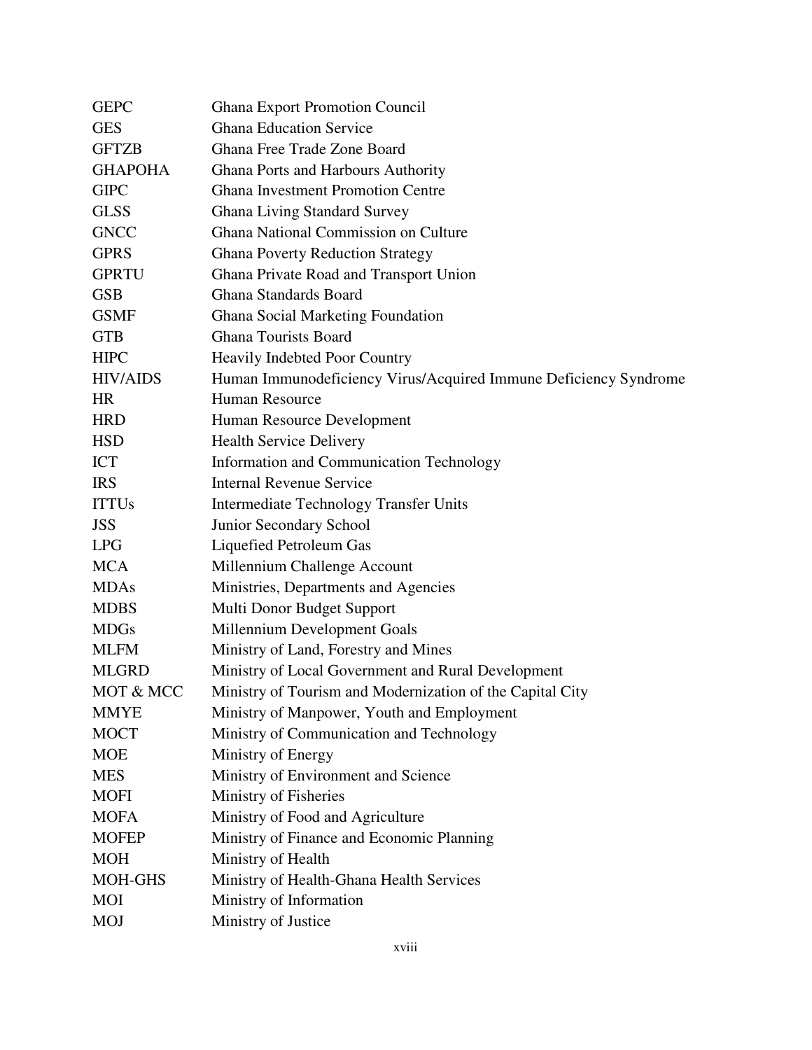| | |
|---|---|
| GEPC | Ghana Export Promotion Council |
| GES | Ghana Education Service |
| GFTZB | Ghana Free Trade Zone Board |
| GHAPOHA | Ghana Ports and Harbours Authority |
| GIPC | Ghana Investment Promotion Centre |
| GLSS | Ghana Living Standard Survey |
| GNCC | Ghana National Commission on Culture |
| GPRS | Ghana Poverty Reduction Strategy |
| GPRTU | Ghana Private Road and Transport Union |
| GSB | Ghana Standards Board |
| GSMF | Ghana Social Marketing Foundation |
| GTB | Ghana Tourists Board |
| HIPC | Heavily Indebted Poor Country |
| HIV/AIDS | Human Immunodeficiency Virus/Acquired Immune Deficiency Syndrome |
| HR | Human Resource |
| HRD | Human Resource Development |
| HSD | Health Service Delivery |
| ICT | Information and Communication Technology |
| IRS | Internal Revenue Service |
| ITTUs | Intermediate Technology Transfer Units |
| JSS | Junior Secondary School |
| LPG | Liquefied Petroleum Gas |
| MCA | Millennium Challenge Account |
| MDAs | Ministries, Departments and Agencies |
| MDBS | Multi Donor Budget Support |
| MDGs | Millennium Development Goals |
| MLFM | Ministry of Land, Forestry and Mines |
| MLGRD | Ministry of Local Government and Rural Development |
| MOT & MCC | Ministry of Tourism and Modernization of the Capital City |
| MMYE | Ministry of Manpower, Youth and Employment |
| MOCT | Ministry of Communication and Technology |
| MOE | Ministry of Energy |
| MES | Ministry of Environment and Science |
| MOFI | Ministry of Fisheries |
| MOFA | Ministry of Food and Agriculture |
| MOFEP | Ministry of Finance and Economic Planning |
| MOH | Ministry of Health |
| MOH-GHS | Ministry of Health-Ghana Health Services |
| MOI | Ministry of Information |
| MOJ | Ministry of Justice |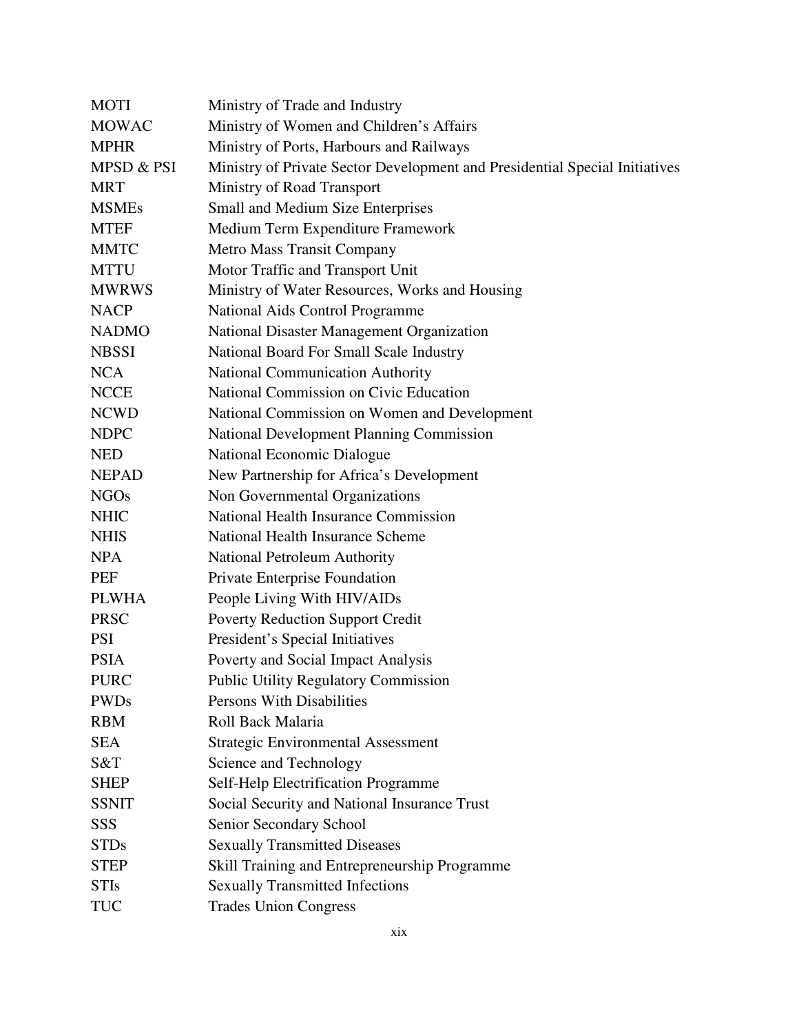| | |
|---|---|
| MOTI | Ministry of Trade and Industry |
| MOWAC | Ministry of Women and Children's Affairs |
| MPHR | Ministry of Ports, Harbours and Railways |
| MPSD & PSI | Ministry of Private Sector Development and Presidential Special Initiatives |
| MRT | Ministry of Road Transport |
| MSMEs | Small and Medium Size Enterprises |
| MTEF | Medium Term Expenditure Framework |
| MMTC | Metro Mass Transit Company |
| MTTU | Motor Traffic and Transport Unit |
| MWRWS | Ministry of Water Resources, Works and Housing |
| NACP | National Aids Control Programme |
| NADMO | National Disaster Management Organization |
| NBSSI | National Board For Small Scale Industry |
| NCA | National Communication Authority |
| NCCE | National Commission on Civic Education |
| NCWD | National Commission on Women and Development |
| NDPC | National Development Planning Commission |
| NED | National Economic Dialogue |
| NEPAD | New Partnership for Africa's Development |
| NGOs | Non Governmental Organizations |
| NHIC | National Health Insurance Commission |
| NHIS | National Health Insurance Scheme |
| NPA | National Petroleum Authority |
| PEF | Private Enterprise Foundation |
| PLWHA | People Living With HIV/AIDs |
| PRSC | Poverty Reduction Support Credit |
| PSI | President's Special Initiatives |
| PSIA | Poverty and Social Impact Analysis |
| PURC | Public Utility Regulatory Commission |
| PWDs | Persons With Disabilities |
| RBM | Roll Back Malaria |
| SEA | Strategic Environmental Assessment |
| S&T | Science and Technology |
| SHEP | Self-Help Electrification Programme |
| SSNIT | Social Security and National Insurance Trust |
| SSS | Senior Secondary School |
| STDs | Sexually Transmitted Diseases |
| STEP | Skill Training and Entrepreneurship Programme |
| STIs | Sexually Transmitted Infections |
| TUC | Trades Union Congress |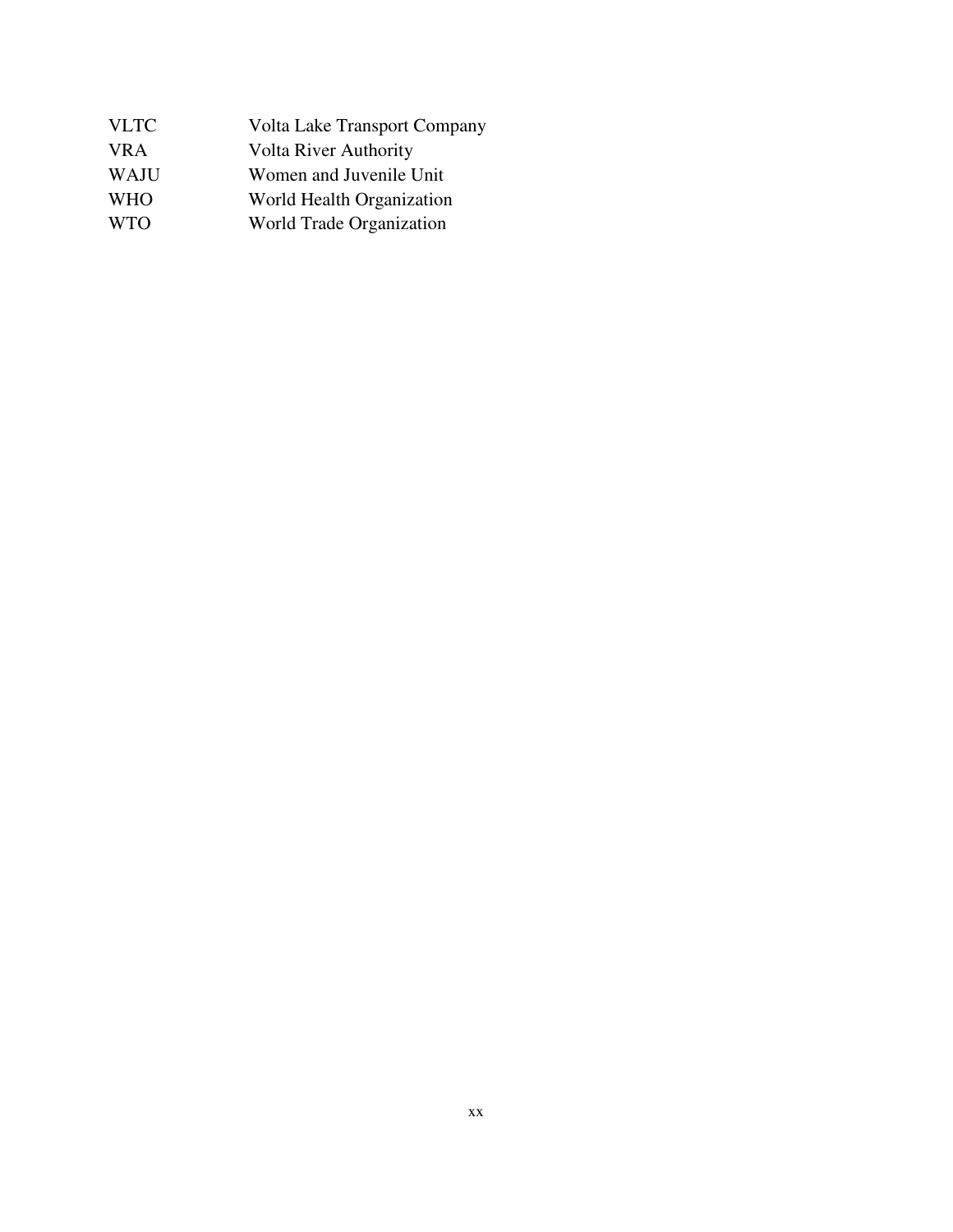| | |
|---|---|
| VLTC | Volta Lake Transport Company |
| VRA | Volta River Authority |
| WAJU | Women and Juvenile Unit |
| WHO | World Health Organization |
| WTO | World Trade Organization |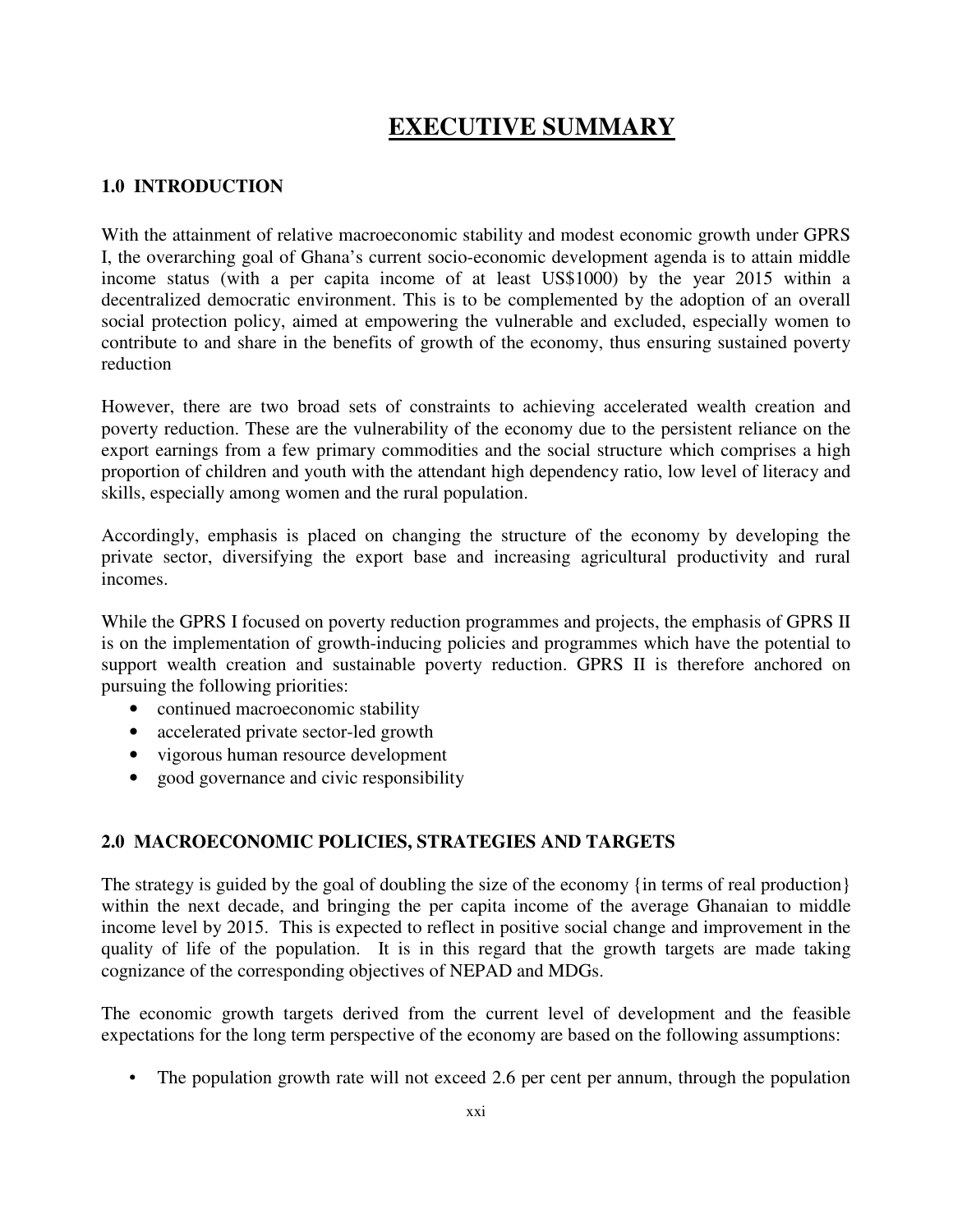# EXECUTIVE SUMMARY

## 1.0 INTRODUCTION

With the attainment of relative macroeconomic stability and modest economic growth under GPRS I, the overarching goal of Ghana's current socio-economic development agenda is to attain middle income status (with a per capita income of at least US$1000) by the year 2015 within a decentralized democratic environment. This is to be complemented by the adoption of an overall social protection policy, aimed at empowering the vulnerable and excluded, especially women to contribute to and share in the benefits of growth of the economy, thus ensuring sustained poverty reduction

However, there are two broad sets of constraints to achieving accelerated wealth creation and poverty reduction. These are the vulnerability of the economy due to the persistent reliance on the export earnings from a few primary commodities and the social structure which comprises a high proportion of children and youth with the attendant high dependency ratio, low level of literacy and skills, especially among women and the rural population.

Accordingly, emphasis is placed on changing the structure of the economy by developing the private sector, diversifying the export base and increasing agricultural productivity and rural incomes.

While the GPRS I focused on poverty reduction programmes and projects, the emphasis of GPRS II is on the implementation of growth-inducing policies and programmes which have the potential to support wealth creation and sustainable poverty reduction. GPRS II is therefore anchored on pursuing the following priorities:

- continued macroeconomic stability
- accelerated private sector-led growth
- vigorous human resource development
- good governance and civic responsibility

## 2.0 MACROECONOMIC POLICIES, STRATEGIES AND TARGETS

The strategy is guided by the goal of doubling the size of the economy {in terms of real production} within the next decade, and bringing the per capita income of the average Ghanaian to middle income level by 2015. This is expected to reflect in positive social change and improvement in the quality of life of the population. It is in this regard that the growth targets are made taking cognizance of the corresponding objectives of NEPAD and MDGs.

The economic growth targets derived from the current level of development and the feasible expectations for the long term perspective of the economy are based on the following assumptions:

- The population growth rate will not exceed 2.6 per cent per annum, through the population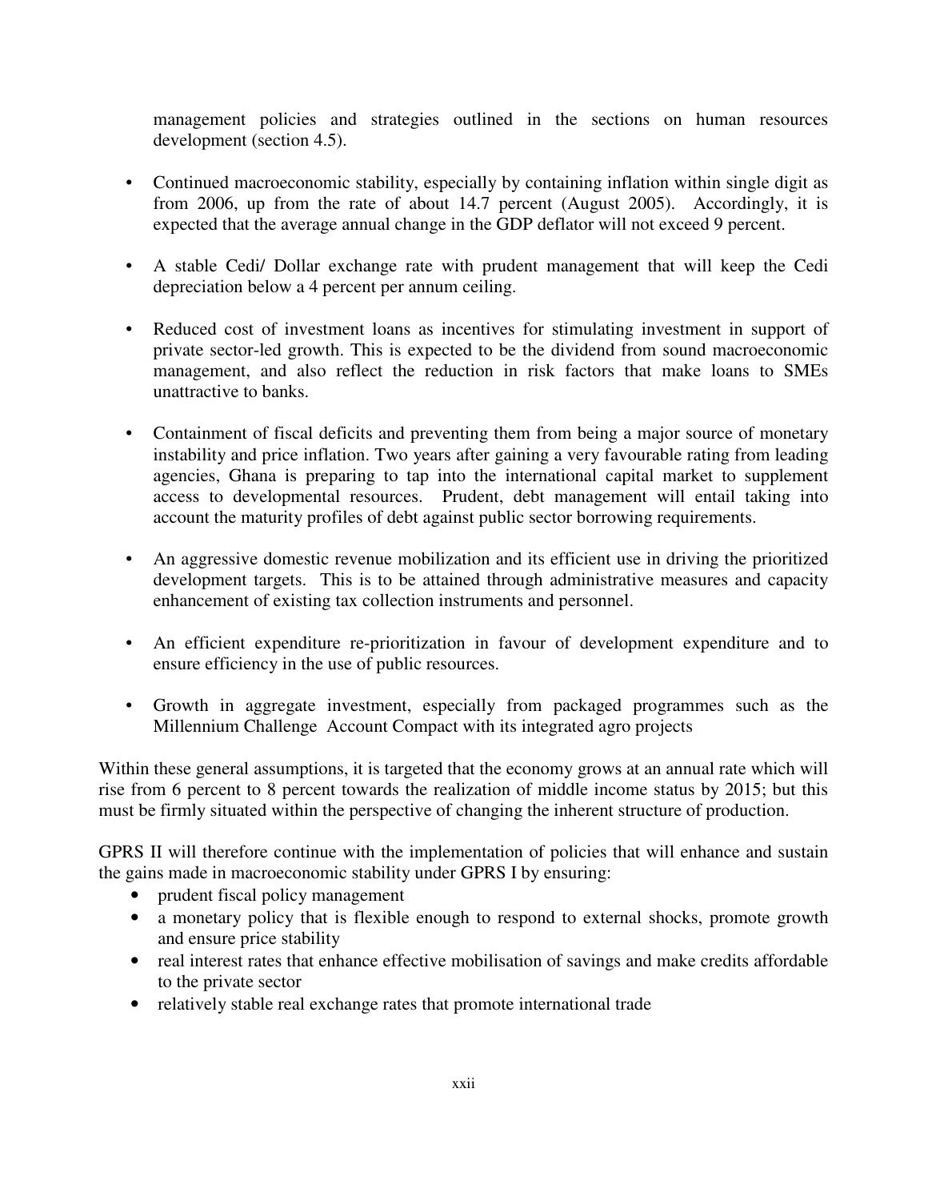management policies and strategies outlined in the sections on human resources development (section 4.5).

- Continued macroeconomic stability, especially by containing inflation within single digit as from 2006, up from the rate of about 14.7 percent (August 2005). Accordingly, it is expected that the average annual change in the GDP deflator will not exceed 9 percent.

- A stable Cedi/ Dollar exchange rate with prudent management that will keep the Cedi depreciation below a 4 percent per annum ceiling.

- Reduced cost of investment loans as incentives for stimulating investment in support of private sector-led growth. This is expected to be the dividend from sound macroeconomic management, and also reflect the reduction in risk factors that make loans to SMEs unattractive to banks.

- Containment of fiscal deficits and preventing them from being a major source of monetary instability and price inflation. Two years after gaining a very favourable rating from leading agencies, Ghana is preparing to tap into the international capital market to supplement access to developmental resources. Prudent, debt management will entail taking into account the maturity profiles of debt against public sector borrowing requirements.

- An aggressive domestic revenue mobilization and its efficient use in driving the prioritized development targets. This is to be attained through administrative measures and capacity enhancement of existing tax collection instruments and personnel.

- An efficient expenditure re-prioritization in favour of development expenditure and to ensure efficiency in the use of public resources.

- Growth in aggregate investment, especially from packaged programmes such as the Millennium Challenge Account Compact with its integrated agro projects

Within these general assumptions, it is targeted that the economy grows at an annual rate which will rise from 6 percent to 8 percent towards the realization of middle income status by 2015; but this must be firmly situated within the perspective of changing the inherent structure of production.

GPRS II will therefore continue with the implementation of policies that will enhance and sustain the gains made in macroeconomic stability under GPRS I by ensuring:

- prudent fiscal policy management
- a monetary policy that is flexible enough to respond to external shocks, promote growth and ensure price stability
- real interest rates that enhance effective mobilisation of savings and make credits affordable to the private sector
- relatively stable real exchange rates that promote international trade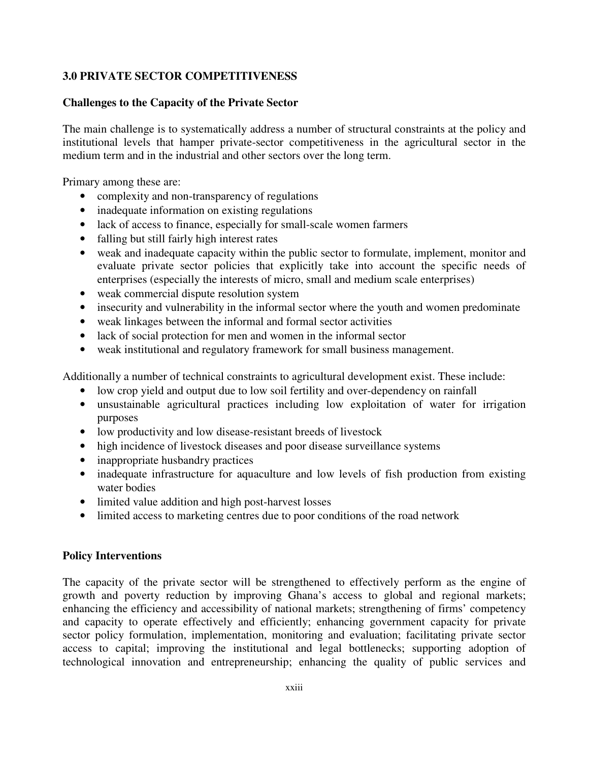## 3.0 PRIVATE SECTOR COMPETITIVENESS

### Challenges to the Capacity of the Private Sector

The main challenge is to systematically address a number of structural constraints at the policy and institutional levels that hamper private-sector competitiveness in the agricultural sector in the medium term and in the industrial and other sectors over the long term.

Primary among these are:

- complexity and non-transparency of regulations
- inadequate information on existing regulations
- lack of access to finance, especially for small-scale women farmers
- falling but still fairly high interest rates
- weak and inadequate capacity within the public sector to formulate, implement, monitor and evaluate private sector policies that explicitly take into account the specific needs of enterprises (especially the interests of micro, small and medium scale enterprises)
- weak commercial dispute resolution system
- insecurity and vulnerability in the informal sector where the youth and women predominate
- weak linkages between the informal and formal sector activities
- lack of social protection for men and women in the informal sector
- weak institutional and regulatory framework for small business management.

Additionally a number of technical constraints to agricultural development exist. These include:

- low crop yield and output due to low soil fertility and over-dependency on rainfall
- unsustainable agricultural practices including low exploitation of water for irrigation purposes
- low productivity and low disease-resistant breeds of livestock
- high incidence of livestock diseases and poor disease surveillance systems
- inappropriate husbandry practices
- inadequate infrastructure for aquaculture and low levels of fish production from existing water bodies
- limited value addition and high post-harvest losses
- limited access to marketing centres due to poor conditions of the road network

### Policy Interventions

The capacity of the private sector will be strengthened to effectively perform as the engine of growth and poverty reduction by improving Ghana's access to global and regional markets; enhancing the efficiency and accessibility of national markets; strengthening of firms' competency and capacity to operate effectively and efficiently; enhancing government capacity for private sector policy formulation, implementation, monitoring and evaluation; facilitating private sector access to capital; improving the institutional and legal bottlenecks; supporting adoption of technological innovation and entrepreneurship; enhancing the quality of public services and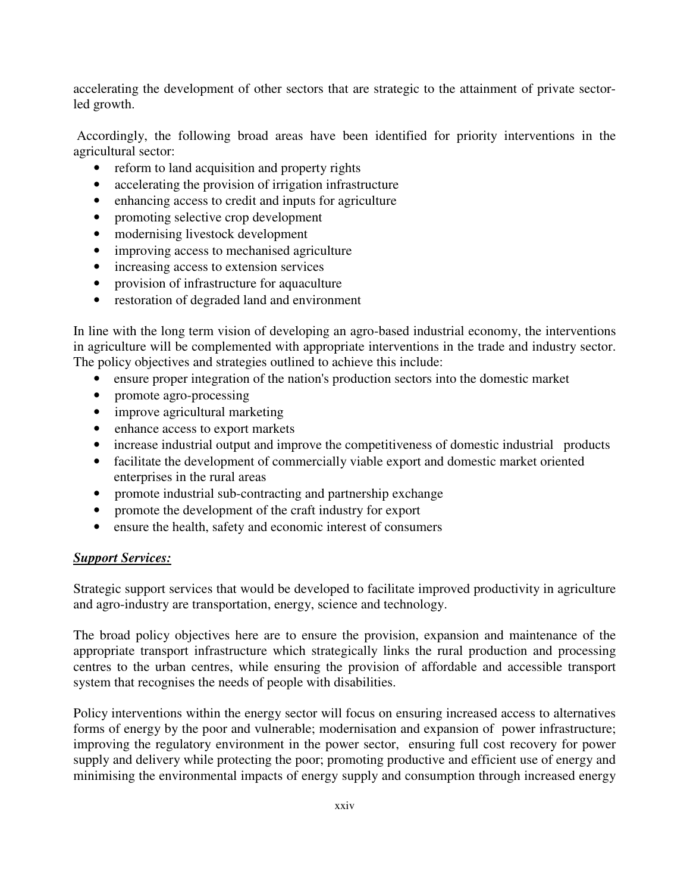accelerating the development of other sectors that are strategic to the attainment of private sector-led growth.

Accordingly, the following broad areas have been identified for priority interventions in the agricultural sector:

- reform to land acquisition and property rights
- accelerating the provision of irrigation infrastructure
- enhancing access to credit and inputs for agriculture
- promoting selective crop development
- modernising livestock development
- improving access to mechanised agriculture
- increasing access to extension services
- provision of infrastructure for aquaculture
- restoration of degraded land and environment

In line with the long term vision of developing an agro-based industrial economy, the interventions in agriculture will be complemented with appropriate interventions in the trade and industry sector. The policy objectives and strategies outlined to achieve this include:

- ensure proper integration of the nation's production sectors into the domestic market
- promote agro-processing
- improve agricultural marketing
- enhance access to export markets
- increase industrial output and improve the competitiveness of domestic industrial products
- facilitate the development of commercially viable export and domestic market oriented enterprises in the rural areas
- promote industrial sub-contracting and partnership exchange
- promote the development of the craft industry for export
- ensure the health, safety and economic interest of consumers

***<u>Support Services:</u>***

Strategic support services that would be developed to facilitate improved productivity in agriculture and agro-industry are transportation, energy, science and technology.

The broad policy objectives here are to ensure the provision, expansion and maintenance of the appropriate transport infrastructure which strategically links the rural production and processing centres to the urban centres, while ensuring the provision of affordable and accessible transport system that recognises the needs of people with disabilities.

Policy interventions within the energy sector will focus on ensuring increased access to alternatives forms of energy by the poor and vulnerable; modernisation and expansion of power infrastructure; improving the regulatory environment in the power sector, ensuring full cost recovery for power supply and delivery while protecting the poor; promoting productive and efficient use of energy and minimising the environmental impacts of energy supply and consumption through increased energy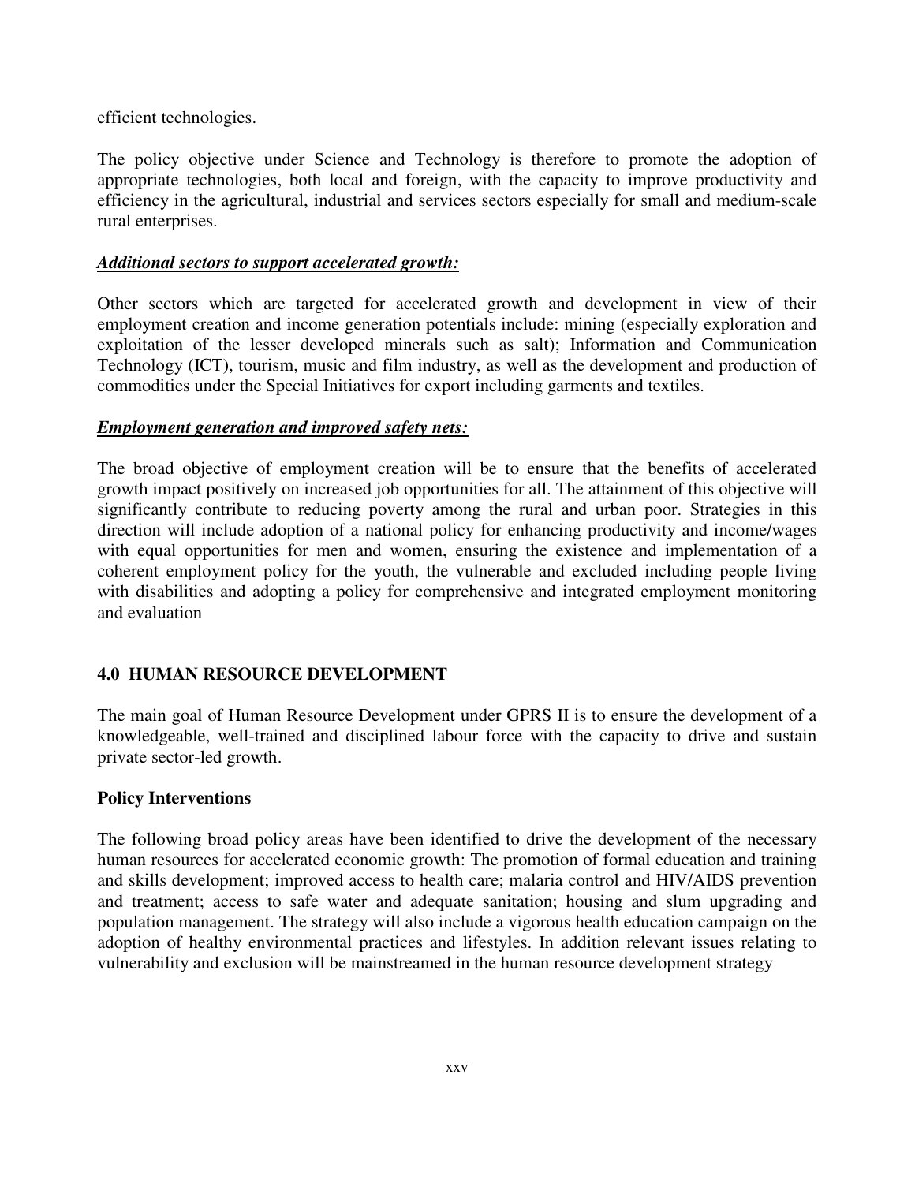efficient technologies.

The policy objective under Science and Technology is therefore to promote the adoption of appropriate technologies, both local and foreign, with the capacity to improve productivity and efficiency in the agricultural, industrial and services sectors especially for small and medium-scale rural enterprises.

***Additional sectors to support accelerated growth:***

Other sectors which are targeted for accelerated growth and development in view of their employment creation and income generation potentials include: mining (especially exploration and exploitation of the lesser developed minerals such as salt); Information and Communication Technology (ICT), tourism, music and film industry, as well as the development and production of commodities under the Special Initiatives for export including garments and textiles.

***Employment generation and improved safety nets:***

The broad objective of employment creation will be to ensure that the benefits of accelerated growth impact positively on increased job opportunities for all. The attainment of this objective will significantly contribute to reducing poverty among the rural and urban poor. Strategies in this direction will include adoption of a national policy for enhancing productivity and income/wages with equal opportunities for men and women, ensuring the existence and implementation of a coherent employment policy for the youth, the vulnerable and excluded including people living with disabilities and adopting a policy for comprehensive and integrated employment monitoring and evaluation

## 4.0 HUMAN RESOURCE DEVELOPMENT

The main goal of Human Resource Development under GPRS II is to ensure the development of a knowledgeable, well-trained and disciplined labour force with the capacity to drive and sustain private sector-led growth.

### Policy Interventions

The following broad policy areas have been identified to drive the development of the necessary human resources for accelerated economic growth: The promotion of formal education and training and skills development; improved access to health care; malaria control and HIV/AIDS prevention and treatment; access to safe water and adequate sanitation; housing and slum upgrading and population management. The strategy will also include a vigorous health education campaign on the adoption of healthy environmental practices and lifestyles. In addition relevant issues relating to vulnerability and exclusion will be mainstreamed in the human resource development strategy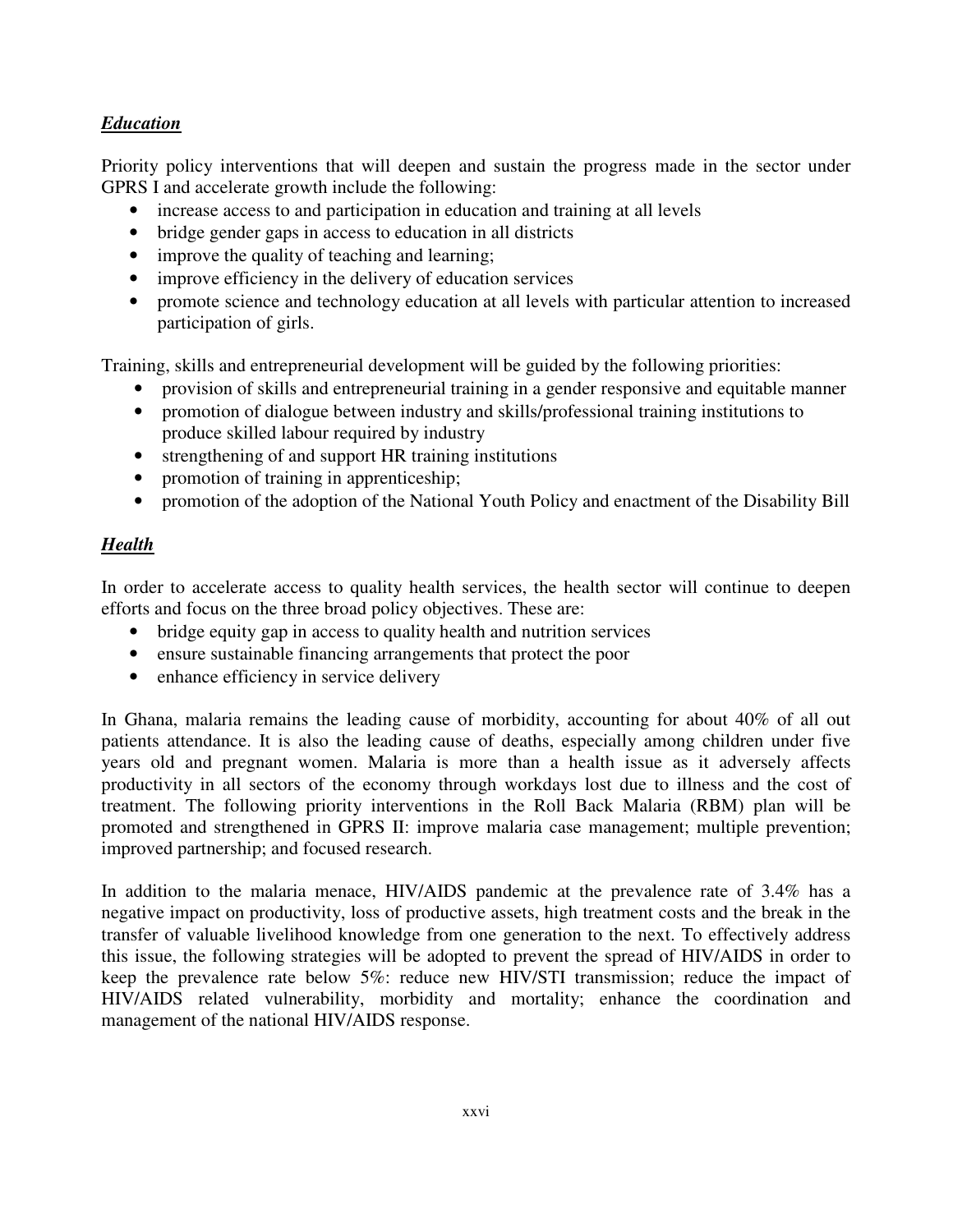***Education***

Priority policy interventions that will deepen and sustain the progress made in the sector under GPRS I and accelerate growth include the following:

- increase access to and participation in education and training at all levels
- bridge gender gaps in access to education in all districts
- improve the quality of teaching and learning;
- improve efficiency in the delivery of education services
- promote science and technology education at all levels with particular attention to increased participation of girls.

Training, skills and entrepreneurial development will be guided by the following priorities:

- provision of skills and entrepreneurial training in a gender responsive and equitable manner
- promotion of dialogue between industry and skills/professional training institutions to produce skilled labour required by industry
- strengthening of and support HR training institutions
- promotion of training in apprenticeship;
- promotion of the adoption of the National Youth Policy and enactment of the Disability Bill

***Health***

In order to accelerate access to quality health services, the health sector will continue to deepen efforts and focus on the three broad policy objectives. These are:

- bridge equity gap in access to quality health and nutrition services
- ensure sustainable financing arrangements that protect the poor
- enhance efficiency in service delivery

In Ghana, malaria remains the leading cause of morbidity, accounting for about 40% of all out patients attendance. It is also the leading cause of deaths, especially among children under five years old and pregnant women. Malaria is more than a health issue as it adversely affects productivity in all sectors of the economy through workdays lost due to illness and the cost of treatment. The following priority interventions in the Roll Back Malaria (RBM) plan will be promoted and strengthened in GPRS II: improve malaria case management; multiple prevention; improved partnership; and focused research.

In addition to the malaria menace, HIV/AIDS pandemic at the prevalence rate of 3.4% has a negative impact on productivity, loss of productive assets, high treatment costs and the break in the transfer of valuable livelihood knowledge from one generation to the next. To effectively address this issue, the following strategies will be adopted to prevent the spread of HIV/AIDS in order to keep the prevalence rate below 5%: reduce new HIV/STI transmission; reduce the impact of HIV/AIDS related vulnerability, morbidity and mortality; enhance the coordination and management of the national HIV/AIDS response.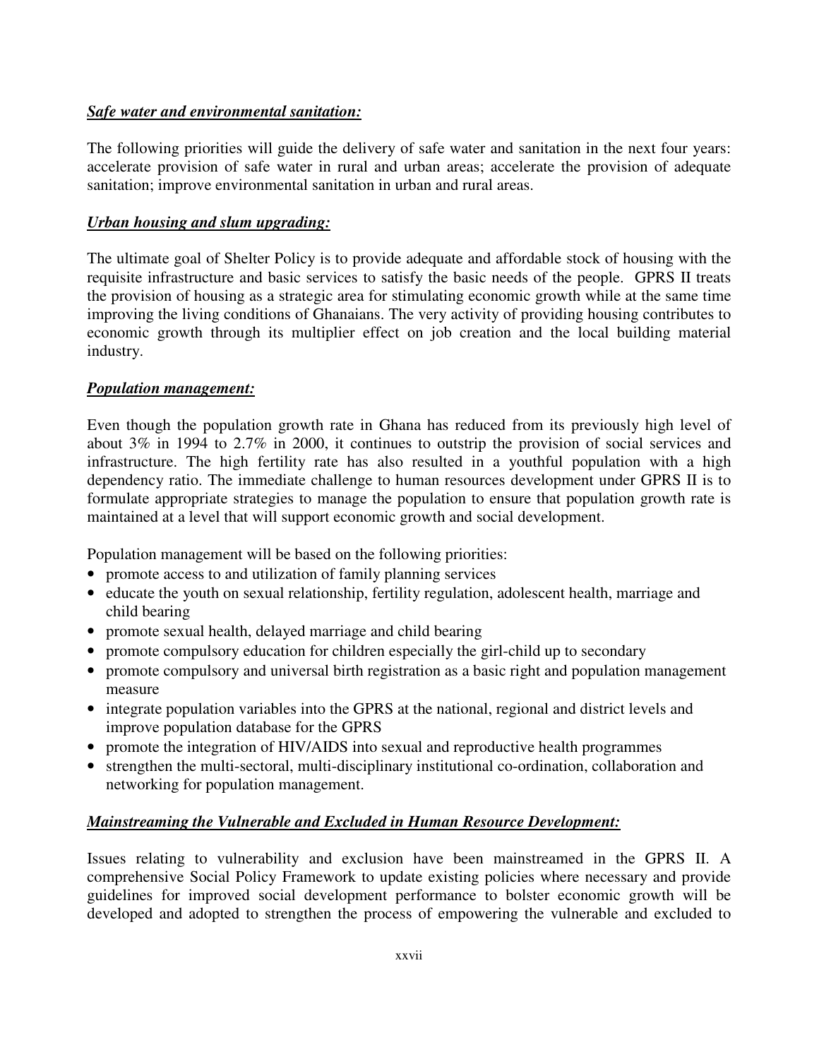***Safe water and environmental sanitation:***

The following priorities will guide the delivery of safe water and sanitation in the next four years: accelerate provision of safe water in rural and urban areas; accelerate the provision of adequate sanitation; improve environmental sanitation in urban and rural areas.

***Urban housing and slum upgrading:***

The ultimate goal of Shelter Policy is to provide adequate and affordable stock of housing with the requisite infrastructure and basic services to satisfy the basic needs of the people. GPRS II treats the provision of housing as a strategic area for stimulating economic growth while at the same time improving the living conditions of Ghanaians. The very activity of providing housing contributes to economic growth through its multiplier effect on job creation and the local building material industry.

***Population management:***

Even though the population growth rate in Ghana has reduced from its previously high level of about 3% in 1994 to 2.7% in 2000, it continues to outstrip the provision of social services and infrastructure. The high fertility rate has also resulted in a youthful population with a high dependency ratio. The immediate challenge to human resources development under GPRS II is to formulate appropriate strategies to manage the population to ensure that population growth rate is maintained at a level that will support economic growth and social development.

Population management will be based on the following priorities:

- promote access to and utilization of family planning services
- educate the youth on sexual relationship, fertility regulation, adolescent health, marriage and child bearing
- promote sexual health, delayed marriage and child bearing
- promote compulsory education for children especially the girl-child up to secondary
- promote compulsory and universal birth registration as a basic right and population management measure
- integrate population variables into the GPRS at the national, regional and district levels and improve population database for the GPRS
- promote the integration of HIV/AIDS into sexual and reproductive health programmes
- strengthen the multi-sectoral, multi-disciplinary institutional co-ordination, collaboration and networking for population management.

***Mainstreaming the Vulnerable and Excluded in Human Resource Development:***

Issues relating to vulnerability and exclusion have been mainstreamed in the GPRS II. A comprehensive Social Policy Framework to update existing policies where necessary and provide guidelines for improved social development performance to bolster economic growth will be developed and adopted to strengthen the process of empowering the vulnerable and excluded to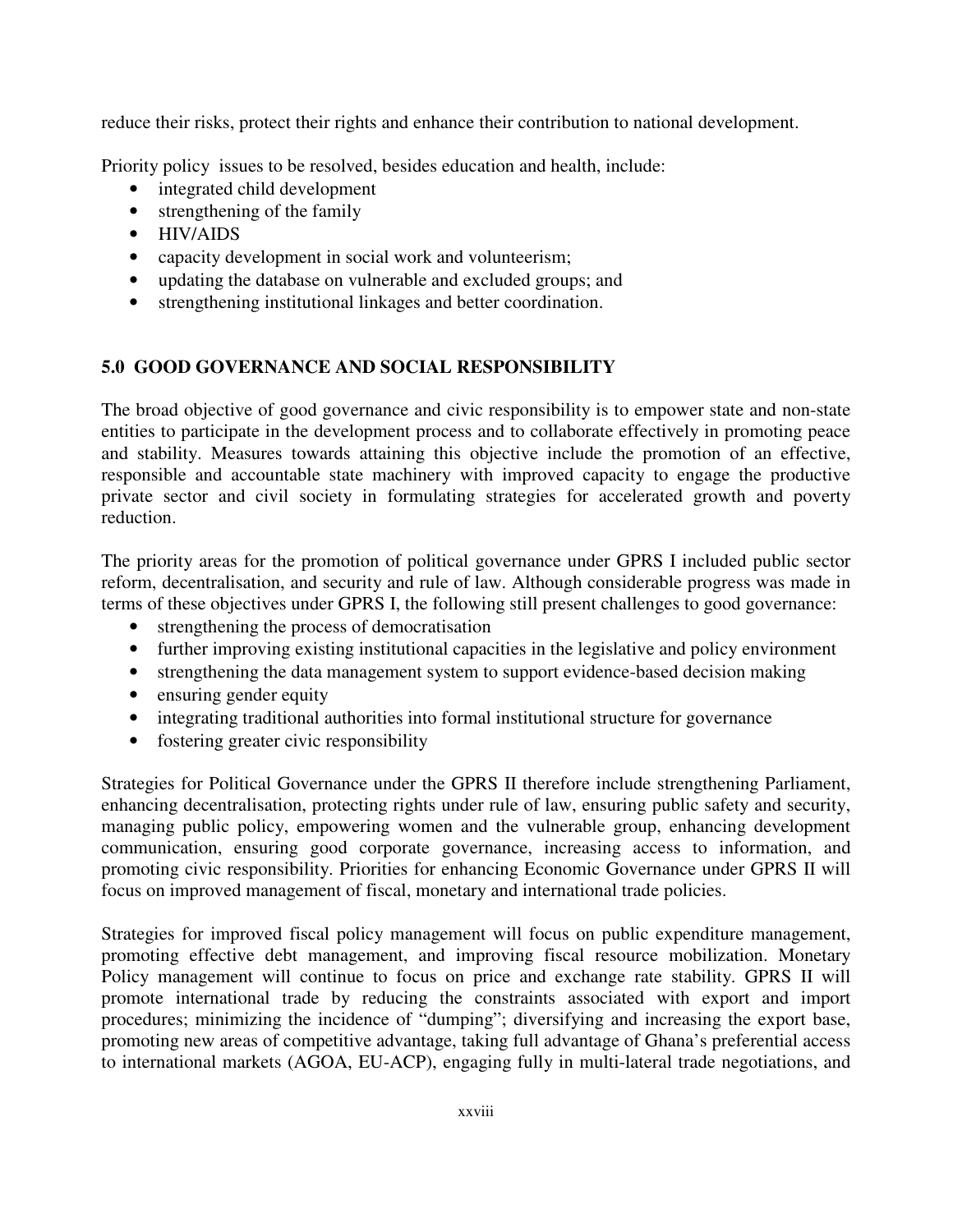reduce their risks, protect their rights and enhance their contribution to national development.

Priority policy issues to be resolved, besides education and health, include:

- integrated child development
- strengthening of the family
- HIV/AIDS
- capacity development in social work and volunteerism;
- updating the database on vulnerable and excluded groups; and
- strengthening institutional linkages and better coordination.

## 5.0 GOOD GOVERNANCE AND SOCIAL RESPONSIBILITY

The broad objective of good governance and civic responsibility is to empower state and non-state entities to participate in the development process and to collaborate effectively in promoting peace and stability. Measures towards attaining this objective include the promotion of an effective, responsible and accountable state machinery with improved capacity to engage the productive private sector and civil society in formulating strategies for accelerated growth and poverty reduction.

The priority areas for the promotion of political governance under GPRS I included public sector reform, decentralisation, and security and rule of law. Although considerable progress was made in terms of these objectives under GPRS I, the following still present challenges to good governance:

- strengthening the process of democratisation
- further improving existing institutional capacities in the legislative and policy environment
- strengthening the data management system to support evidence-based decision making
- ensuring gender equity
- integrating traditional authorities into formal institutional structure for governance
- fostering greater civic responsibility

Strategies for Political Governance under the GPRS II therefore include strengthening Parliament, enhancing decentralisation, protecting rights under rule of law, ensuring public safety and security, managing public policy, empowering women and the vulnerable group, enhancing development communication, ensuring good corporate governance, increasing access to information, and promoting civic responsibility. Priorities for enhancing Economic Governance under GPRS II will focus on improved management of fiscal, monetary and international trade policies.

Strategies for improved fiscal policy management will focus on public expenditure management, promoting effective debt management, and improving fiscal resource mobilization. Monetary Policy management will continue to focus on price and exchange rate stability. GPRS II will promote international trade by reducing the constraints associated with export and import procedures; minimizing the incidence of "dumping"; diversifying and increasing the export base, promoting new areas of competitive advantage, taking full advantage of Ghana's preferential access to international markets (AGOA, EU-ACP), engaging fully in multi-lateral trade negotiations, and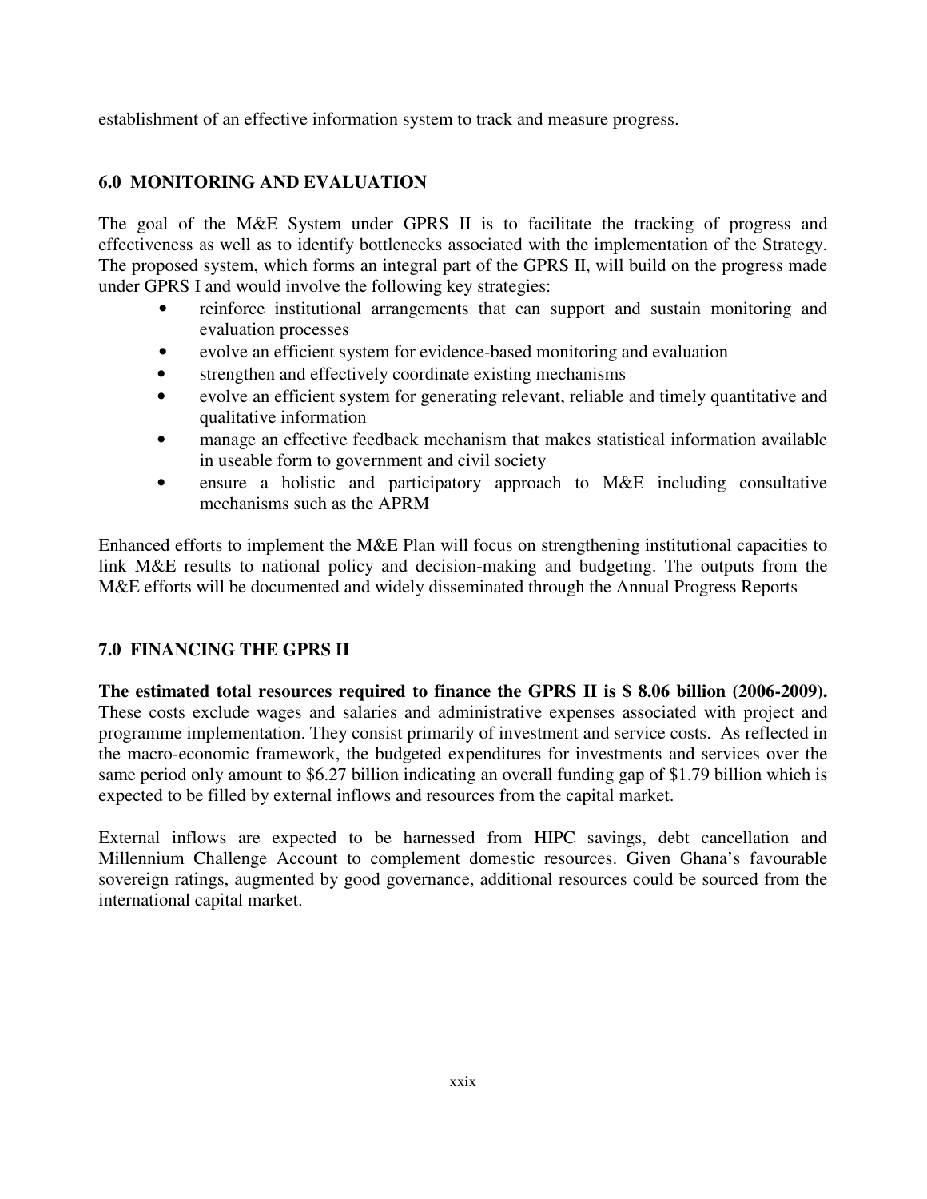establishment of an effective information system to track and measure progress.

## 6.0 MONITORING AND EVALUATION

The goal of the M&E System under GPRS II is to facilitate the tracking of progress and effectiveness as well as to identify bottlenecks associated with the implementation of the Strategy. The proposed system, which forms an integral part of the GPRS II, will build on the progress made under GPRS I and would involve the following key strategies:

- reinforce institutional arrangements that can support and sustain monitoring and evaluation processes
- evolve an efficient system for evidence-based monitoring and evaluation
- strengthen and effectively coordinate existing mechanisms
- evolve an efficient system for generating relevant, reliable and timely quantitative and qualitative information
- manage an effective feedback mechanism that makes statistical information available in useable form to government and civil society
- ensure a holistic and participatory approach to M&E including consultative mechanisms such as the APRM

Enhanced efforts to implement the M&E Plan will focus on strengthening institutional capacities to link M&E results to national policy and decision-making and budgeting. The outputs from the M&E efforts will be documented and widely disseminated through the Annual Progress Reports

## 7.0 FINANCING THE GPRS II

**The estimated total resources required to finance the GPRS II is $ 8.06 billion (2006-2009).** These costs exclude wages and salaries and administrative expenses associated with project and programme implementation. They consist primarily of investment and service costs. As reflected in the macro-economic framework, the budgeted expenditures for investments and services over the same period only amount to $6.27 billion indicating an overall funding gap of $1.79 billion which is expected to be filled by external inflows and resources from the capital market.

External inflows are expected to be harnessed from HIPC savings, debt cancellation and Millennium Challenge Account to complement domestic resources. Given Ghana's favourable sovereign ratings, augmented by good governance, additional resources could be sourced from the international capital market.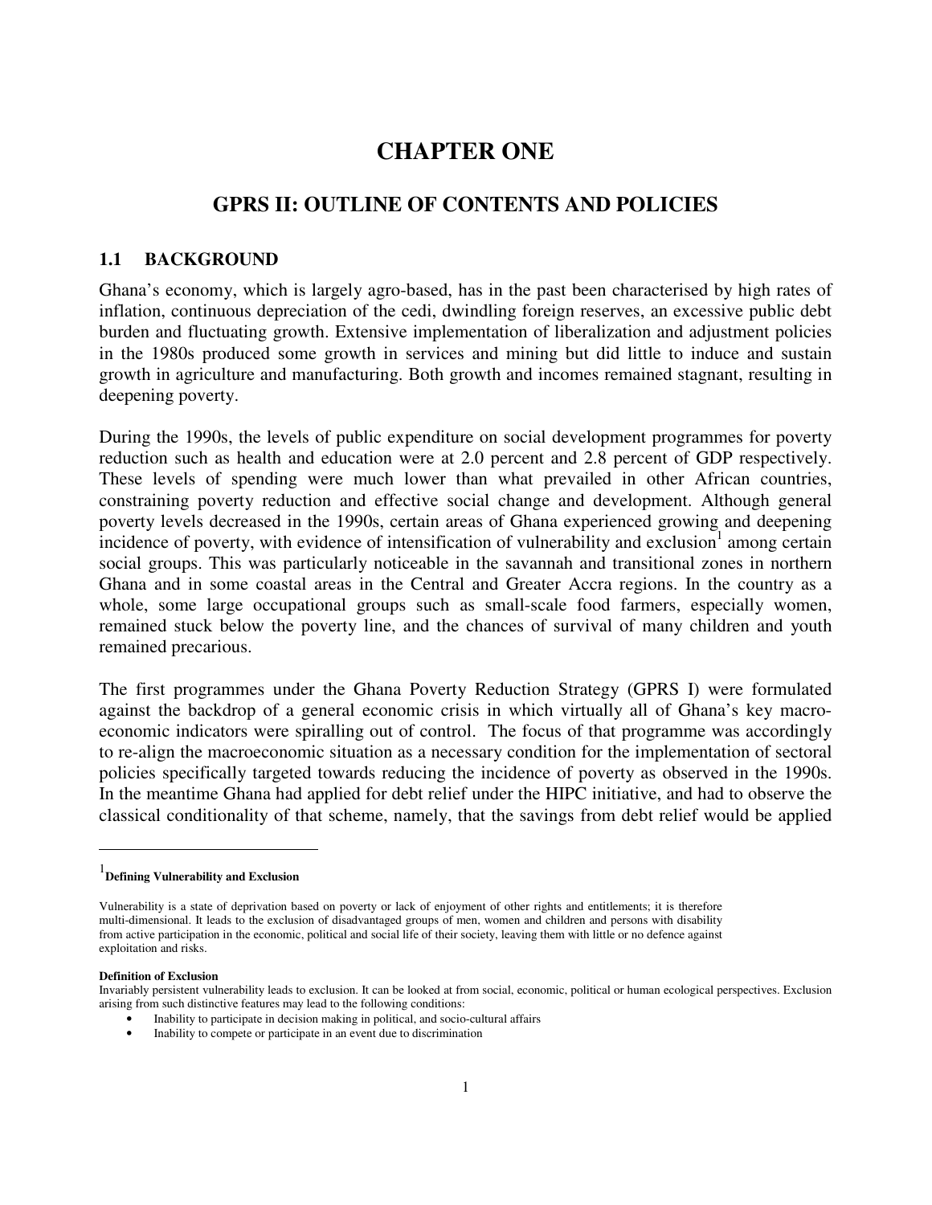# CHAPTER ONE

## GPRS II: OUTLINE OF CONTENTS AND POLICIES

### 1.1 BACKGROUND

Ghana's economy, which is largely agro-based, has in the past been characterised by high rates of inflation, continuous depreciation of the cedi, dwindling foreign reserves, an excessive public debt burden and fluctuating growth. Extensive implementation of liberalization and adjustment policies in the 1980s produced some growth in services and mining but did little to induce and sustain growth in agriculture and manufacturing. Both growth and incomes remained stagnant, resulting in deepening poverty.

During the 1990s, the levels of public expenditure on social development programmes for poverty reduction such as health and education were at 2.0 percent and 2.8 percent of GDP respectively. These levels of spending were much lower than what prevailed in other African countries, constraining poverty reduction and effective social change and development. Although general poverty levels decreased in the 1990s, certain areas of Ghana experienced growing and deepening incidence of poverty, with evidence of intensification of vulnerability and exclusion[1] among certain social groups. This was particularly noticeable in the savannah and transitional zones in northern Ghana and in some coastal areas in the Central and Greater Accra regions. In the country as a whole, some large occupational groups such as small-scale food farmers, especially women, remained stuck below the poverty line, and the chances of survival of many children and youth remained precarious.

The first programmes under the Ghana Poverty Reduction Strategy (GPRS I) were formulated against the backdrop of a general economic crisis in which virtually all of Ghana's key macro-economic indicators were spiralling out of control. The focus of that programme was accordingly to re-align the macroeconomic situation as a necessary condition for the implementation of sectoral policies specifically targeted towards reducing the incidence of poverty as observed in the 1990s. In the meantime Ghana had applied for debt relief under the HIPC initiative, and had to observe the classical conditionality of that scheme, namely, that the savings from debt relief would be applied

---

[1] **Defining Vulnerability and Exclusion**

Vulnerability is a state of deprivation based on poverty or lack of enjoyment of other rights and entitlements; it is therefore multi-dimensional. It leads to the exclusion of disadvantaged groups of men, women and children and persons with disability from active participation in the economic, political and social life of their society, leaving them with little or no defence against exploitation and risks.

**Definition of Exclusion**

Invariably persistent vulnerability leads to exclusion. It can be looked at from social, economic, political or human ecological perspectives. Exclusion arising from such distinctive features may lead to the following conditions:

- Inability to participate in decision making in political, and socio-cultural affairs
- Inability to compete or participate in an event due to discrimination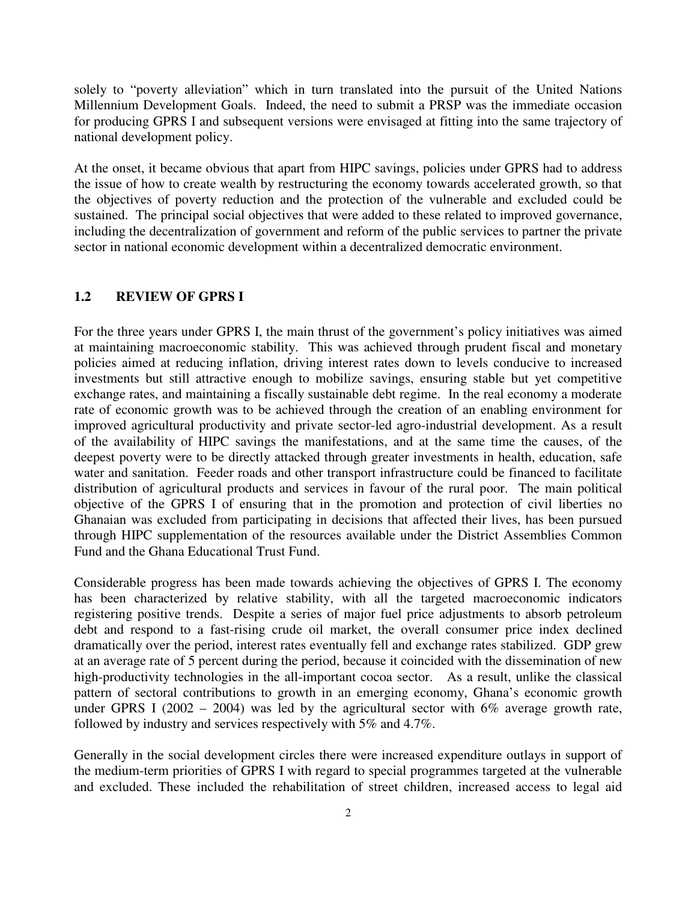solely to "poverty alleviation" which in turn translated into the pursuit of the United Nations Millennium Development Goals. Indeed, the need to submit a PRSP was the immediate occasion for producing GPRS I and subsequent versions were envisaged at fitting into the same trajectory of national development policy.

At the onset, it became obvious that apart from HIPC savings, policies under GPRS had to address the issue of how to create wealth by restructuring the economy towards accelerated growth, so that the objectives of poverty reduction and the protection of the vulnerable and excluded could be sustained. The principal social objectives that were added to these related to improved governance, including the decentralization of government and reform of the public services to partner the private sector in national economic development within a decentralized democratic environment.

## 1.2 REVIEW OF GPRS I

For the three years under GPRS I, the main thrust of the government's policy initiatives was aimed at maintaining macroeconomic stability. This was achieved through prudent fiscal and monetary policies aimed at reducing inflation, driving interest rates down to levels conducive to increased investments but still attractive enough to mobilize savings, ensuring stable but yet competitive exchange rates, and maintaining a fiscally sustainable debt regime. In the real economy a moderate rate of economic growth was to be achieved through the creation of an enabling environment for improved agricultural productivity and private sector-led agro-industrial development. As a result of the availability of HIPC savings the manifestations, and at the same time the causes, of the deepest poverty were to be directly attacked through greater investments in health, education, safe water and sanitation. Feeder roads and other transport infrastructure could be financed to facilitate distribution of agricultural products and services in favour of the rural poor. The main political objective of the GPRS I of ensuring that in the promotion and protection of civil liberties no Ghanaian was excluded from participating in decisions that affected their lives, has been pursued through HIPC supplementation of the resources available under the District Assemblies Common Fund and the Ghana Educational Trust Fund.

Considerable progress has been made towards achieving the objectives of GPRS I. The economy has been characterized by relative stability, with all the targeted macroeconomic indicators registering positive trends. Despite a series of major fuel price adjustments to absorb petroleum debt and respond to a fast-rising crude oil market, the overall consumer price index declined dramatically over the period, interest rates eventually fell and exchange rates stabilized. GDP grew at an average rate of 5 percent during the period, because it coincided with the dissemination of new high-productivity technologies in the all-important cocoa sector. As a result, unlike the classical pattern of sectoral contributions to growth in an emerging economy, Ghana's economic growth under GPRS I (2002 – 2004) was led by the agricultural sector with 6% average growth rate, followed by industry and services respectively with 5% and 4.7%.

Generally in the social development circles there were increased expenditure outlays in support of the medium-term priorities of GPRS I with regard to special programmes targeted at the vulnerable and excluded. These included the rehabilitation of street children, increased access to legal aid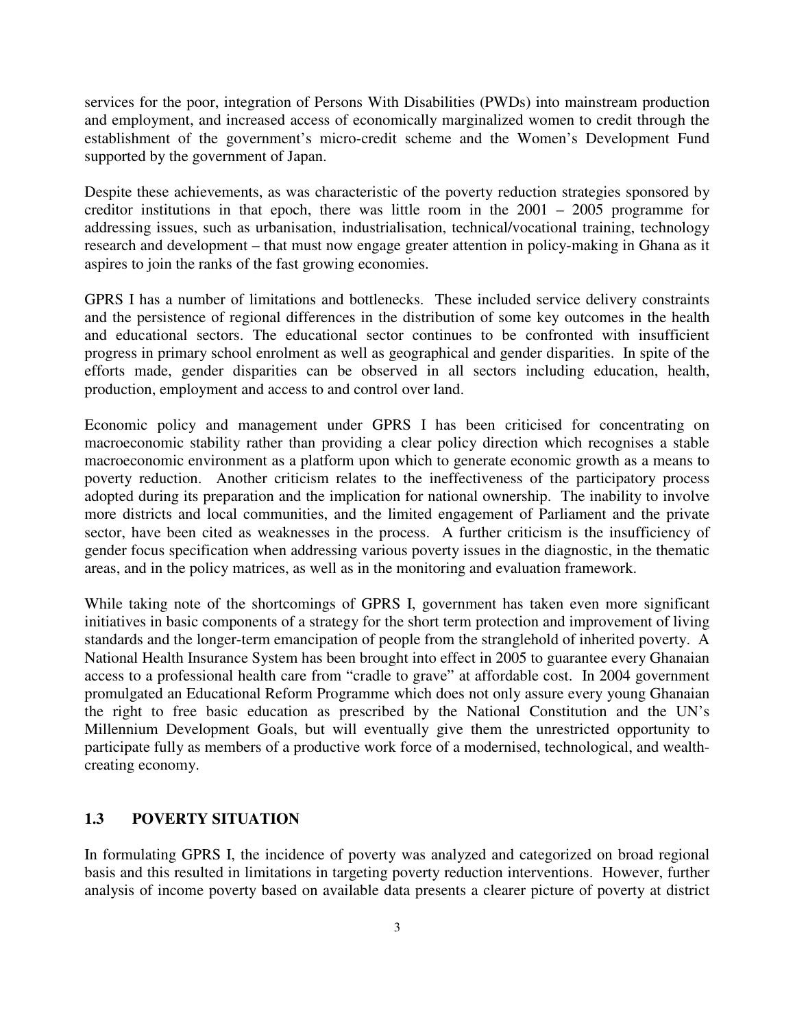services for the poor, integration of Persons With Disabilities (PWDs) into mainstream production and employment, and increased access of economically marginalized women to credit through the establishment of the government's micro-credit scheme and the Women's Development Fund supported by the government of Japan.

Despite these achievements, as was characteristic of the poverty reduction strategies sponsored by creditor institutions in that epoch, there was little room in the 2001 – 2005 programme for addressing issues, such as urbanisation, industrialisation, technical/vocational training, technology research and development – that must now engage greater attention in policy-making in Ghana as it aspires to join the ranks of the fast growing economies.

GPRS I has a number of limitations and bottlenecks. These included service delivery constraints and the persistence of regional differences in the distribution of some key outcomes in the health and educational sectors. The educational sector continues to be confronted with insufficient progress in primary school enrolment as well as geographical and gender disparities. In spite of the efforts made, gender disparities can be observed in all sectors including education, health, production, employment and access to and control over land.

Economic policy and management under GPRS I has been criticised for concentrating on macroeconomic stability rather than providing a clear policy direction which recognises a stable macroeconomic environment as a platform upon which to generate economic growth as a means to poverty reduction. Another criticism relates to the ineffectiveness of the participatory process adopted during its preparation and the implication for national ownership. The inability to involve more districts and local communities, and the limited engagement of Parliament and the private sector, have been cited as weaknesses in the process. A further criticism is the insufficiency of gender focus specification when addressing various poverty issues in the diagnostic, in the thematic areas, and in the policy matrices, as well as in the monitoring and evaluation framework.

While taking note of the shortcomings of GPRS I, government has taken even more significant initiatives in basic components of a strategy for the short term protection and improvement of living standards and the longer-term emancipation of people from the stranglehold of inherited poverty. A National Health Insurance System has been brought into effect in 2005 to guarantee every Ghanaian access to a professional health care from "cradle to grave" at affordable cost. In 2004 government promulgated an Educational Reform Programme which does not only assure every young Ghanaian the right to free basic education as prescribed by the National Constitution and the UN's Millennium Development Goals, but will eventually give them the unrestricted opportunity to participate fully as members of a productive work force of a modernised, technological, and wealth-creating economy.

## 1.3 POVERTY SITUATION

In formulating GPRS I, the incidence of poverty was analyzed and categorized on broad regional basis and this resulted in limitations in targeting poverty reduction interventions. However, further analysis of income poverty based on available data presents a clearer picture of poverty at district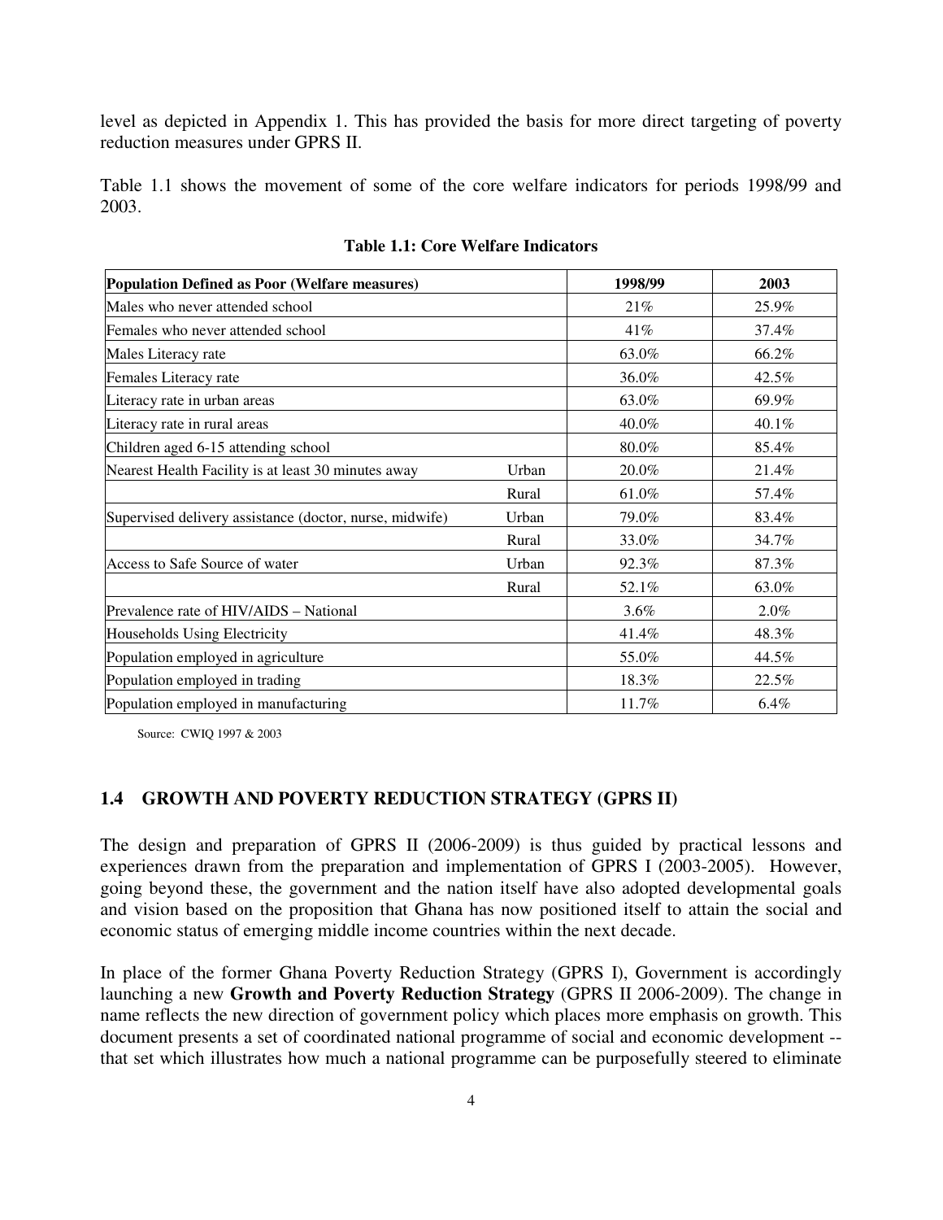level as depicted in Appendix 1. This has provided the basis for more direct targeting of poverty reduction measures under GPRS II.

Table 1.1 shows the movement of some of the core welfare indicators for periods 1998/99 and 2003.

**Table 1.1: Core Welfare Indicators**

| Population Defined as Poor (Welfare measures) | | 1998/99 | 2003 |
|---|---|---|---|
| Males who never attended school | | 21% | 25.9% |
| Females who never attended school | | 41% | 37.4% |
| Males Literacy rate | | 63.0% | 66.2% |
| Females Literacy rate | | 36.0% | 42.5% |
| Literacy rate in urban areas | | 63.0% | 69.9% |
| Literacy rate in rural areas | | 40.0% | 40.1% |
| Children aged 6-15 attending school | | 80.0% | 85.4% |
| Nearest Health Facility is at least 30 minutes away | Urban | 20.0% | 21.4% |
| | Rural | 61.0% | 57.4% |
| Supervised delivery assistance (doctor, nurse, midwife) | Urban | 79.0% | 83.4% |
| | Rural | 33.0% | 34.7% |
| Access to Safe Source of water | Urban | 92.3% | 87.3% |
| | Rural | 52.1% | 63.0% |
| Prevalence rate of HIV/AIDS – National | | 3.6% | 2.0% |
| Households Using Electricity | | 41.4% | 48.3% |
| Population employed in agriculture | | 55.0% | 44.5% |
| Population employed in trading | | 18.3% | 22.5% |
| Population employed in manufacturing | | 11.7% | 6.4% |

Source: CWIQ 1997 & 2003

## 1.4 GROWTH AND POVERTY REDUCTION STRATEGY (GPRS II)

The design and preparation of GPRS II (2006-2009) is thus guided by practical lessons and experiences drawn from the preparation and implementation of GPRS I (2003-2005). However, going beyond these, the government and the nation itself have also adopted developmental goals and vision based on the proposition that Ghana has now positioned itself to attain the social and economic status of emerging middle income countries within the next decade.

In place of the former Ghana Poverty Reduction Strategy (GPRS I), Government is accordingly launching a new **Growth and Poverty Reduction Strategy** (GPRS II 2006-2009). The change in name reflects the new direction of government policy which places more emphasis on growth. This document presents a set of coordinated national programme of social and economic development -- that set which illustrates how much a national programme can be purposefully steered to eliminate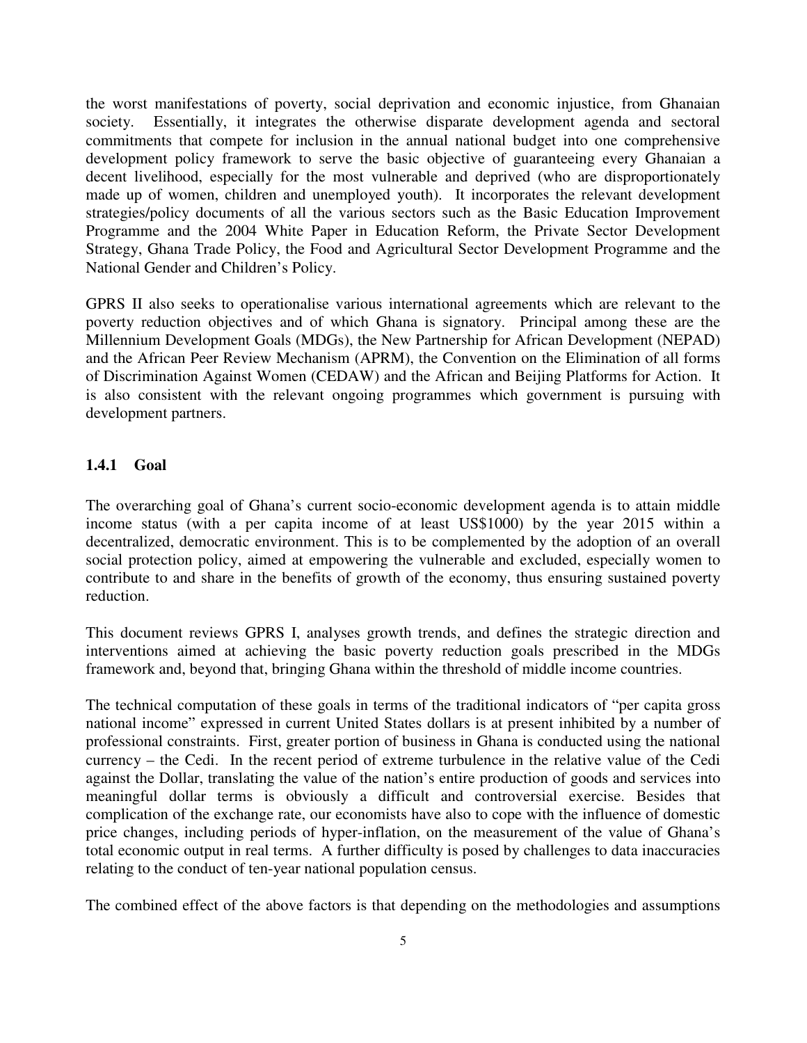the worst manifestations of poverty, social deprivation and economic injustice, from Ghanaian society. Essentially, it integrates the otherwise disparate development agenda and sectoral commitments that compete for inclusion in the annual national budget into one comprehensive development policy framework to serve the basic objective of guaranteeing every Ghanaian a decent livelihood, especially for the most vulnerable and deprived (who are disproportionately made up of women, children and unemployed youth). It incorporates the relevant development strategies/policy documents of all the various sectors such as the Basic Education Improvement Programme and the 2004 White Paper in Education Reform, the Private Sector Development Strategy, Ghana Trade Policy, the Food and Agricultural Sector Development Programme and the National Gender and Children's Policy.

GPRS II also seeks to operationalise various international agreements which are relevant to the poverty reduction objectives and of which Ghana is signatory. Principal among these are the Millennium Development Goals (MDGs), the New Partnership for African Development (NEPAD) and the African Peer Review Mechanism (APRM), the Convention on the Elimination of all forms of Discrimination Against Women (CEDAW) and the African and Beijing Platforms for Action. It is also consistent with the relevant ongoing programmes which government is pursuing with development partners.

### 1.4.1 Goal

The overarching goal of Ghana's current socio-economic development agenda is to attain middle income status (with a per capita income of at least US$1000) by the year 2015 within a decentralized, democratic environment. This is to be complemented by the adoption of an overall social protection policy, aimed at empowering the vulnerable and excluded, especially women to contribute to and share in the benefits of growth of the economy, thus ensuring sustained poverty reduction.

This document reviews GPRS I, analyses growth trends, and defines the strategic direction and interventions aimed at achieving the basic poverty reduction goals prescribed in the MDGs framework and, beyond that, bringing Ghana within the threshold of middle income countries.

The technical computation of these goals in terms of the traditional indicators of "per capita gross national income" expressed in current United States dollars is at present inhibited by a number of professional constraints. First, greater portion of business in Ghana is conducted using the national currency – the Cedi. In the recent period of extreme turbulence in the relative value of the Cedi against the Dollar, translating the value of the nation's entire production of goods and services into meaningful dollar terms is obviously a difficult and controversial exercise. Besides that complication of the exchange rate, our economists have also to cope with the influence of domestic price changes, including periods of hyper-inflation, on the measurement of the value of Ghana's total economic output in real terms. A further difficulty is posed by challenges to data inaccuracies relating to the conduct of ten-year national population census.

The combined effect of the above factors is that depending on the methodologies and assumptions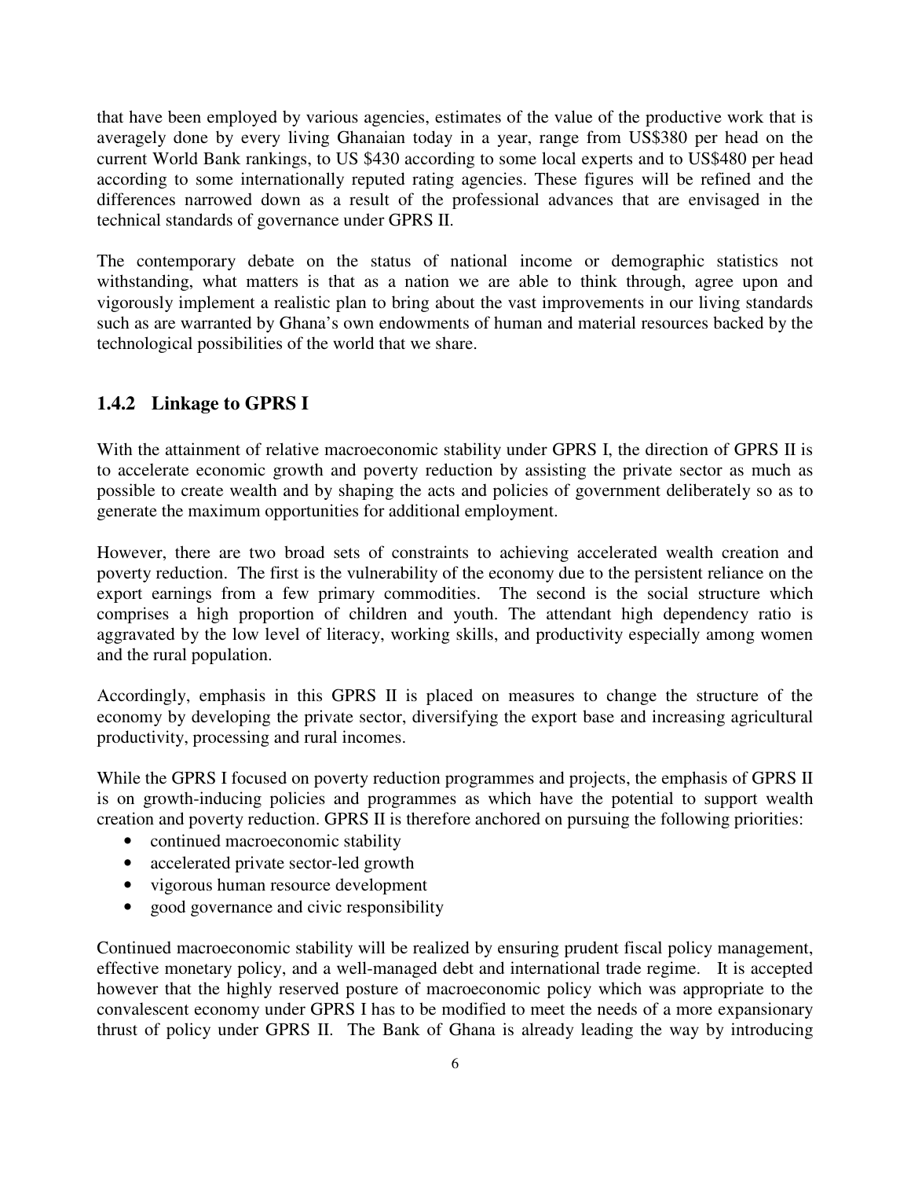that have been employed by various agencies, estimates of the value of the productive work that is averagely done by every living Ghanaian today in a year, range from US$380 per head on the current World Bank rankings, to US $430 according to some local experts and to US$480 per head according to some internationally reputed rating agencies. These figures will be refined and the differences narrowed down as a result of the professional advances that are envisaged in the technical standards of governance under GPRS II.

The contemporary debate on the status of national income or demographic statistics not withstanding, what matters is that as a nation we are able to think through, agree upon and vigorously implement a realistic plan to bring about the vast improvements in our living standards such as are warranted by Ghana's own endowments of human and material resources backed by the technological possibilities of the world that we share.

### 1.4.2 Linkage to GPRS I

With the attainment of relative macroeconomic stability under GPRS I, the direction of GPRS II is to accelerate economic growth and poverty reduction by assisting the private sector as much as possible to create wealth and by shaping the acts and policies of government deliberately so as to generate the maximum opportunities for additional employment.

However, there are two broad sets of constraints to achieving accelerated wealth creation and poverty reduction. The first is the vulnerability of the economy due to the persistent reliance on the export earnings from a few primary commodities. The second is the social structure which comprises a high proportion of children and youth. The attendant high dependency ratio is aggravated by the low level of literacy, working skills, and productivity especially among women and the rural population.

Accordingly, emphasis in this GPRS II is placed on measures to change the structure of the economy by developing the private sector, diversifying the export base and increasing agricultural productivity, processing and rural incomes.

While the GPRS I focused on poverty reduction programmes and projects, the emphasis of GPRS II is on growth-inducing policies and programmes as which have the potential to support wealth creation and poverty reduction. GPRS II is therefore anchored on pursuing the following priorities:

- continued macroeconomic stability
- accelerated private sector-led growth
- vigorous human resource development
- good governance and civic responsibility

Continued macroeconomic stability will be realized by ensuring prudent fiscal policy management, effective monetary policy, and a well-managed debt and international trade regime. It is accepted however that the highly reserved posture of macroeconomic policy which was appropriate to the convalescent economy under GPRS I has to be modified to meet the needs of a more expansionary thrust of policy under GPRS II. The Bank of Ghana is already leading the way by introducing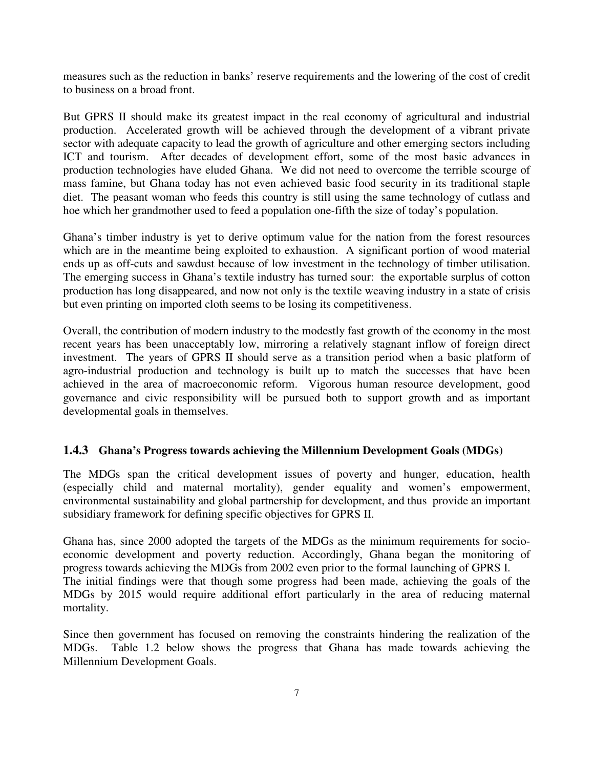measures such as the reduction in banks' reserve requirements and the lowering of the cost of credit to business on a broad front.

But GPRS II should make its greatest impact in the real economy of agricultural and industrial production. Accelerated growth will be achieved through the development of a vibrant private sector with adequate capacity to lead the growth of agriculture and other emerging sectors including ICT and tourism. After decades of development effort, some of the most basic advances in production technologies have eluded Ghana. We did not need to overcome the terrible scourge of mass famine, but Ghana today has not even achieved basic food security in its traditional staple diet. The peasant woman who feeds this country is still using the same technology of cutlass and hoe which her grandmother used to feed a population one-fifth the size of today's population.

Ghana's timber industry is yet to derive optimum value for the nation from the forest resources which are in the meantime being exploited to exhaustion. A significant portion of wood material ends up as off-cuts and sawdust because of low investment in the technology of timber utilisation. The emerging success in Ghana's textile industry has turned sour: the exportable surplus of cotton production has long disappeared, and now not only is the textile weaving industry in a state of crisis but even printing on imported cloth seems to be losing its competitiveness.

Overall, the contribution of modern industry to the modestly fast growth of the economy in the most recent years has been unacceptably low, mirroring a relatively stagnant inflow of foreign direct investment. The years of GPRS II should serve as a transition period when a basic platform of agro-industrial production and technology is built up to match the successes that have been achieved in the area of macroeconomic reform. Vigorous human resource development, good governance and civic responsibility will be pursued both to support growth and as important developmental goals in themselves.

### 1.4.3 Ghana's Progress towards achieving the Millennium Development Goals (MDGs)

The MDGs span the critical development issues of poverty and hunger, education, health (especially child and maternal mortality), gender equality and women's empowerment, environmental sustainability and global partnership for development, and thus provide an important subsidiary framework for defining specific objectives for GPRS II.

Ghana has, since 2000 adopted the targets of the MDGs as the minimum requirements for socio-economic development and poverty reduction. Accordingly, Ghana began the monitoring of progress towards achieving the MDGs from 2002 even prior to the formal launching of GPRS I. The initial findings were that though some progress had been made, achieving the goals of the MDGs by 2015 would require additional effort particularly in the area of reducing maternal mortality.

Since then government has focused on removing the constraints hindering the realization of the MDGs. Table 1.2 below shows the progress that Ghana has made towards achieving the Millennium Development Goals.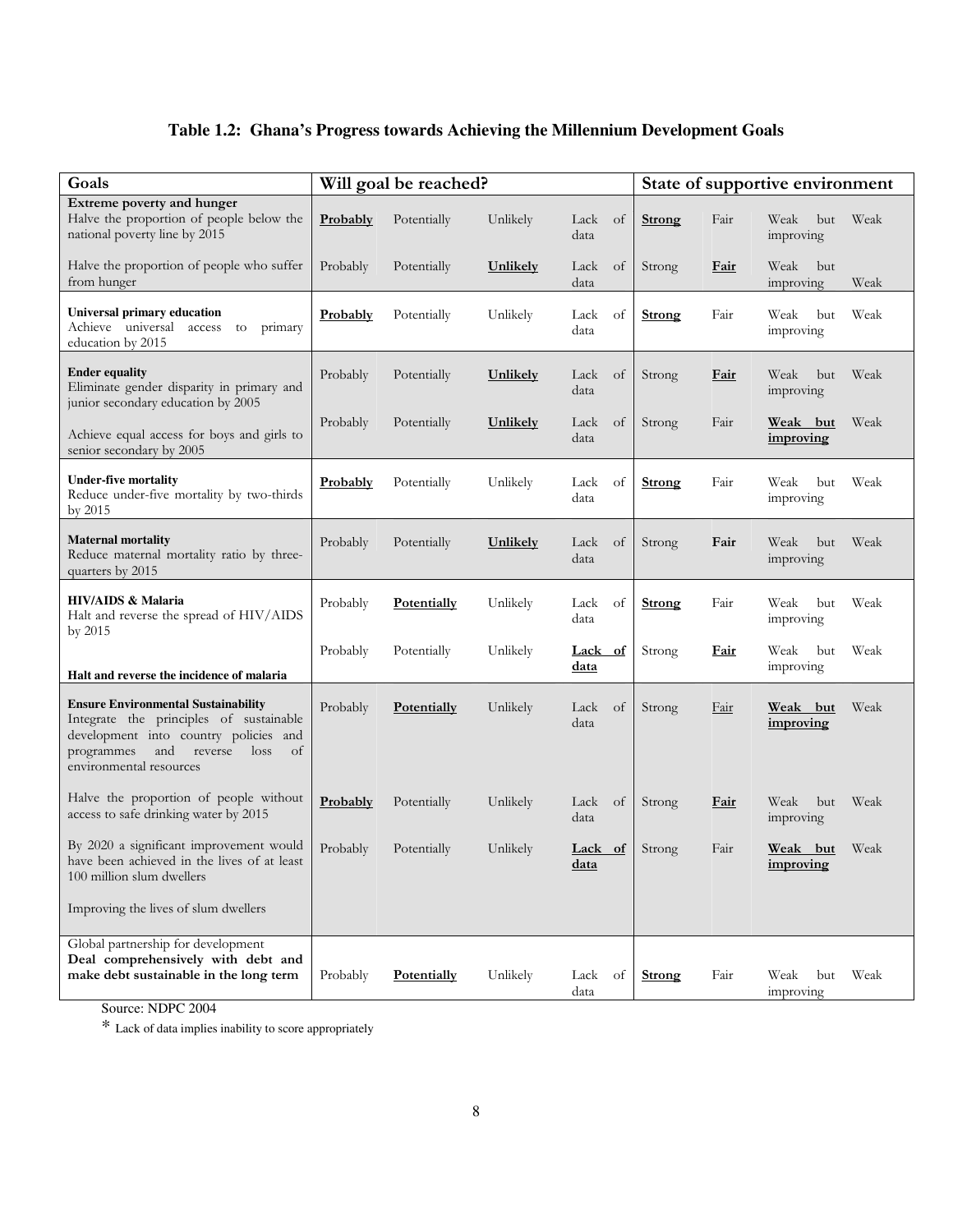### Table 1.2: Ghana's Progress towards Achieving the Millennium Development Goals

| Goals | Will goal be reached? | | | | State of supportive environment | | | |
|---|---|---|---|---|---|---|---|---|
| **Extreme poverty and hunger** Halve the proportion of people below the national poverty line by 2015 | **Probably** | Potentially | Unlikely | Lack of data | **Strong** | Fair | Weak but improving | Weak |
| Halve the proportion of people who suffer from hunger | Probably | Potentially | **Unlikely** | Lack of data | Strong | **Fair** | Weak but improving | Weak |
| **Universal primary education** Achieve universal access to primary education by 2015 | **Probably** | Potentially | Unlikely | Lack of data | **Strong** | Fair | Weak but improving | Weak |
| **Ender equality** Eliminate gender disparity in primary and junior secondary education by 2005 | Probably | Potentially | **Unlikely** | Lack of data | Strong | **Fair** | Weak but improving | Weak |
| Achieve equal access for boys and girls to senior secondary by 2005 | Probably | Potentially | **Unlikely** | Lack of data | Strong | Fair | **Weak but improving** | Weak |
| **Under-five mortality** Reduce under-five mortality by two-thirds by 2015 | **Probably** | Potentially | Unlikely | Lack of data | **Strong** | Fair | Weak but improving | Weak |
| **Maternal mortality** Reduce maternal mortality ratio by three-quarters by 2015 | Probably | Potentially | **Unlikely** | Lack of data | Strong | **Fair** | Weak but improving | Weak |
| **HIV/AIDS & Malaria** Halt and reverse the spread of HIV/AIDS by 2015 | Probably | **Potentially** | Unlikely | Lack of data | **Strong** | Fair | Weak but improving | Weak |
| **Halt and reverse the incidence of malaria** | Probably | Potentially | Unlikely | **Lack of data** | Strong | **Fair** | Weak but improving | Weak |
| **Ensure Environmental Sustainability** Integrate the principles of sustainable development into country policies and programmes and reverse loss of environmental resources | Probably | **Potentially** | Unlikely | Lack of data | Strong | Fair | **Weak but improving** | Weak |
| Halve the proportion of people without access to safe drinking water by 2015 | **Probably** | Potentially | Unlikely | Lack of data | Strong | **Fair** | Weak but improving | Weak |
| By 2020 a significant improvement would have been achieved in the lives of at least 100 million slum dwellers | Probably | Potentially | Unlikely | **Lack of data** | Strong | Fair | **Weak but improving** | Weak |
| Improving the lives of slum dwellers | | | | | | | | |
| Global partnership for development **Deal comprehensively with debt and make debt sustainable in the long term** | Probably | **Potentially** | Unlikely | Lack of data | **Strong** | Fair | Weak but improving | Weak |

Source: NDPC 2004

* Lack of data implies inability to score appropriately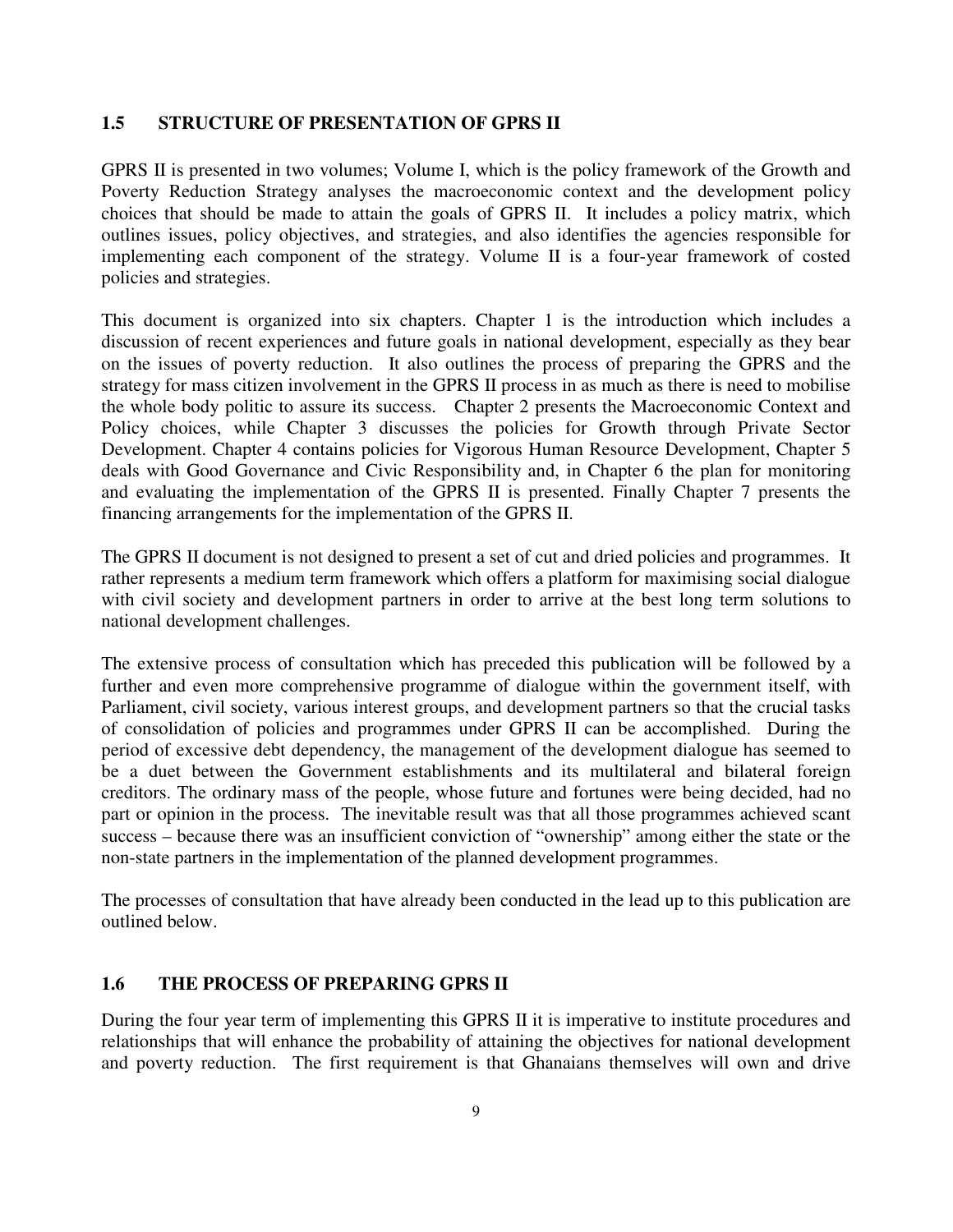## 1.5 STRUCTURE OF PRESENTATION OF GPRS II

GPRS II is presented in two volumes; Volume I, which is the policy framework of the Growth and Poverty Reduction Strategy analyses the macroeconomic context and the development policy choices that should be made to attain the goals of GPRS II. It includes a policy matrix, which outlines issues, policy objectives, and strategies, and also identifies the agencies responsible for implementing each component of the strategy. Volume II is a four-year framework of costed policies and strategies.

This document is organized into six chapters. Chapter 1 is the introduction which includes a discussion of recent experiences and future goals in national development, especially as they bear on the issues of poverty reduction. It also outlines the process of preparing the GPRS and the strategy for mass citizen involvement in the GPRS II process in as much as there is need to mobilise the whole body politic to assure its success. Chapter 2 presents the Macroeconomic Context and Policy choices, while Chapter 3 discusses the policies for Growth through Private Sector Development. Chapter 4 contains policies for Vigorous Human Resource Development, Chapter 5 deals with Good Governance and Civic Responsibility and, in Chapter 6 the plan for monitoring and evaluating the implementation of the GPRS II is presented. Finally Chapter 7 presents the financing arrangements for the implementation of the GPRS II.

The GPRS II document is not designed to present a set of cut and dried policies and programmes. It rather represents a medium term framework which offers a platform for maximising social dialogue with civil society and development partners in order to arrive at the best long term solutions to national development challenges.

The extensive process of consultation which has preceded this publication will be followed by a further and even more comprehensive programme of dialogue within the government itself, with Parliament, civil society, various interest groups, and development partners so that the crucial tasks of consolidation of policies and programmes under GPRS II can be accomplished. During the period of excessive debt dependency, the management of the development dialogue has seemed to be a duet between the Government establishments and its multilateral and bilateral foreign creditors. The ordinary mass of the people, whose future and fortunes were being decided, had no part or opinion in the process. The inevitable result was that all those programmes achieved scant success – because there was an insufficient conviction of "ownership" among either the state or the non-state partners in the implementation of the planned development programmes.

The processes of consultation that have already been conducted in the lead up to this publication are outlined below.

## 1.6 THE PROCESS OF PREPARING GPRS II

During the four year term of implementing this GPRS II it is imperative to institute procedures and relationships that will enhance the probability of attaining the objectives for national development and poverty reduction. The first requirement is that Ghanaians themselves will own and drive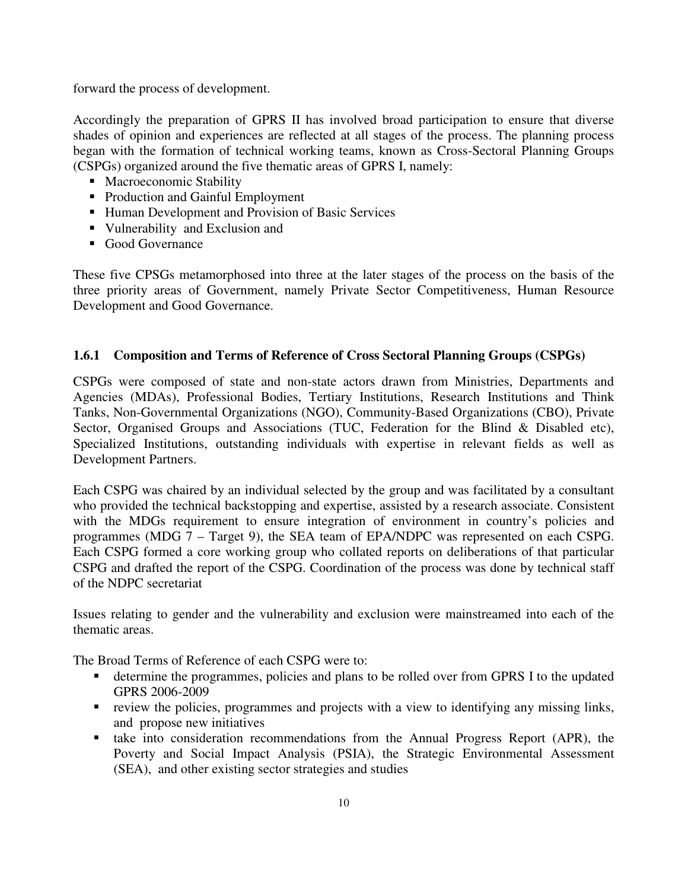forward the process of development.

Accordingly the preparation of GPRS II has involved broad participation to ensure that diverse shades of opinion and experiences are reflected at all stages of the process. The planning process began with the formation of technical working teams, known as Cross-Sectoral Planning Groups (CSPGs) organized around the five thematic areas of GPRS I, namely:

- Macroeconomic Stability
- Production and Gainful Employment
- Human Development and Provision of Basic Services
- Vulnerability and Exclusion and
- Good Governance

These five CPSGs metamorphosed into three at the later stages of the process on the basis of the three priority areas of Government, namely Private Sector Competitiveness, Human Resource Development and Good Governance.

### 1.6.1 Composition and Terms of Reference of Cross Sectoral Planning Groups (CSPGs)

CSPGs were composed of state and non-state actors drawn from Ministries, Departments and Agencies (MDAs), Professional Bodies, Tertiary Institutions, Research Institutions and Think Tanks, Non-Governmental Organizations (NGO), Community-Based Organizations (CBO), Private Sector, Organised Groups and Associations (TUC, Federation for the Blind & Disabled etc), Specialized Institutions, outstanding individuals with expertise in relevant fields as well as Development Partners.

Each CSPG was chaired by an individual selected by the group and was facilitated by a consultant who provided the technical backstopping and expertise, assisted by a research associate. Consistent with the MDGs requirement to ensure integration of environment in country's policies and programmes (MDG 7 – Target 9), the SEA team of EPA/NDPC was represented on each CSPG. Each CSPG formed a core working group who collated reports on deliberations of that particular CSPG and drafted the report of the CSPG. Coordination of the process was done by technical staff of the NDPC secretariat

Issues relating to gender and the vulnerability and exclusion were mainstreamed into each of the thematic areas.

The Broad Terms of Reference of each CSPG were to:

- determine the programmes, policies and plans to be rolled over from GPRS I to the updated GPRS 2006-2009
- review the policies, programmes and projects with a view to identifying any missing links, and propose new initiatives
- take into consideration recommendations from the Annual Progress Report (APR), the Poverty and Social Impact Analysis (PSIA), the Strategic Environmental Assessment (SEA), and other existing sector strategies and studies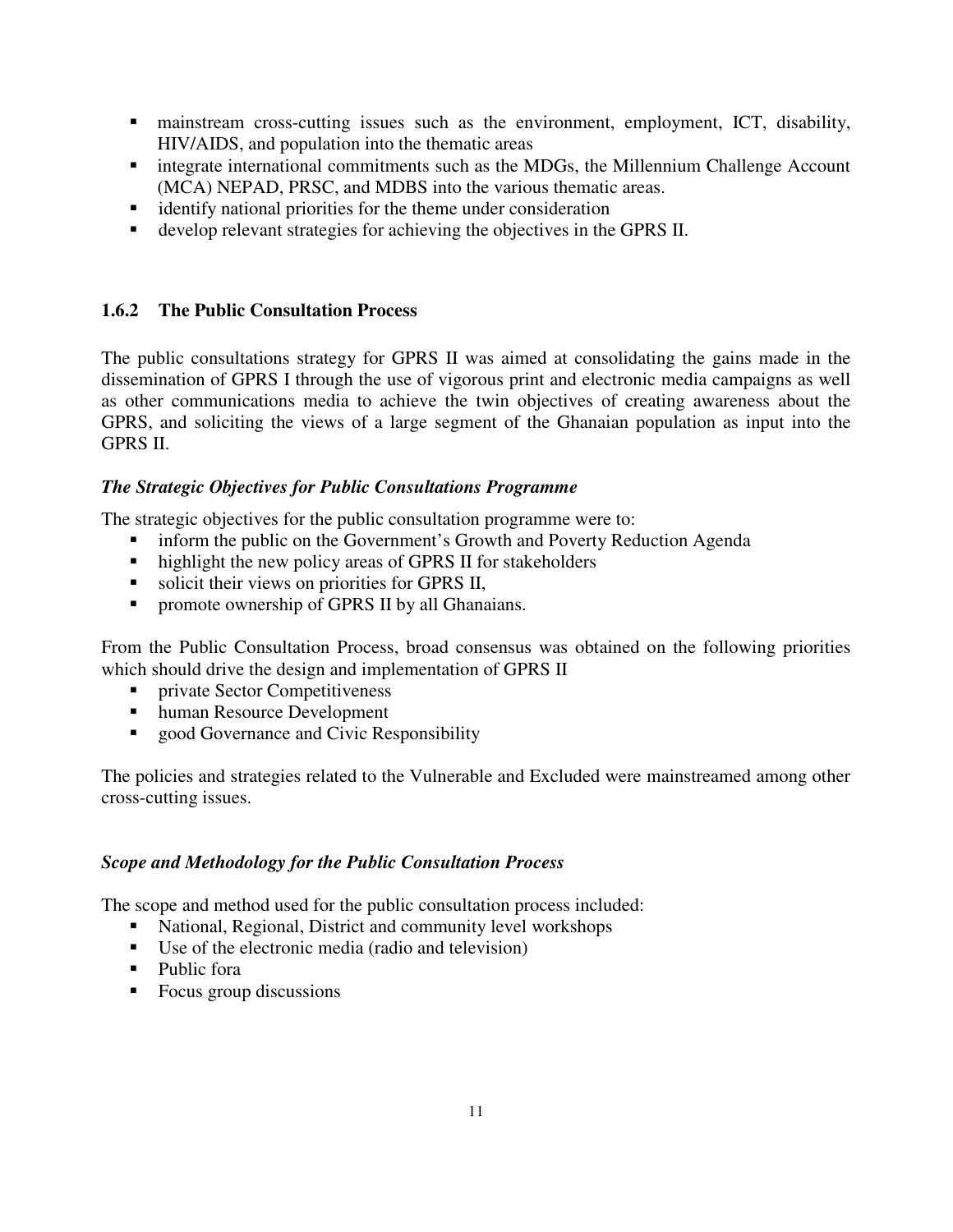- mainstream cross-cutting issues such as the environment, employment, ICT, disability, HIV/AIDS, and population into the thematic areas
- integrate international commitments such as the MDGs, the Millennium Challenge Account (MCA) NEPAD, PRSC, and MDBS into the various thematic areas.
- identify national priorities for the theme under consideration
- develop relevant strategies for achieving the objectives in the GPRS II.

### 1.6.2 The Public Consultation Process

The public consultations strategy for GPRS II was aimed at consolidating the gains made in the dissemination of GPRS I through the use of vigorous print and electronic media campaigns as well as other communications media to achieve the twin objectives of creating awareness about the GPRS, and soliciting the views of a large segment of the Ghanaian population as input into the GPRS II.

***The Strategic Objectives for Public Consultations Programme***

The strategic objectives for the public consultation programme were to:

- inform the public on the Government's Growth and Poverty Reduction Agenda
- highlight the new policy areas of GPRS II for stakeholders
- solicit their views on priorities for GPRS II,
- promote ownership of GPRS II by all Ghanaians.

From the Public Consultation Process, broad consensus was obtained on the following priorities which should drive the design and implementation of GPRS II

- private Sector Competitiveness
- human Resource Development
- good Governance and Civic Responsibility

The policies and strategies related to the Vulnerable and Excluded were mainstreamed among other cross-cutting issues.

***Scope and Methodology for the Public Consultation Process***

The scope and method used for the public consultation process included:

- National, Regional, District and community level workshops
- Use of the electronic media (radio and television)
- Public fora
- Focus group discussions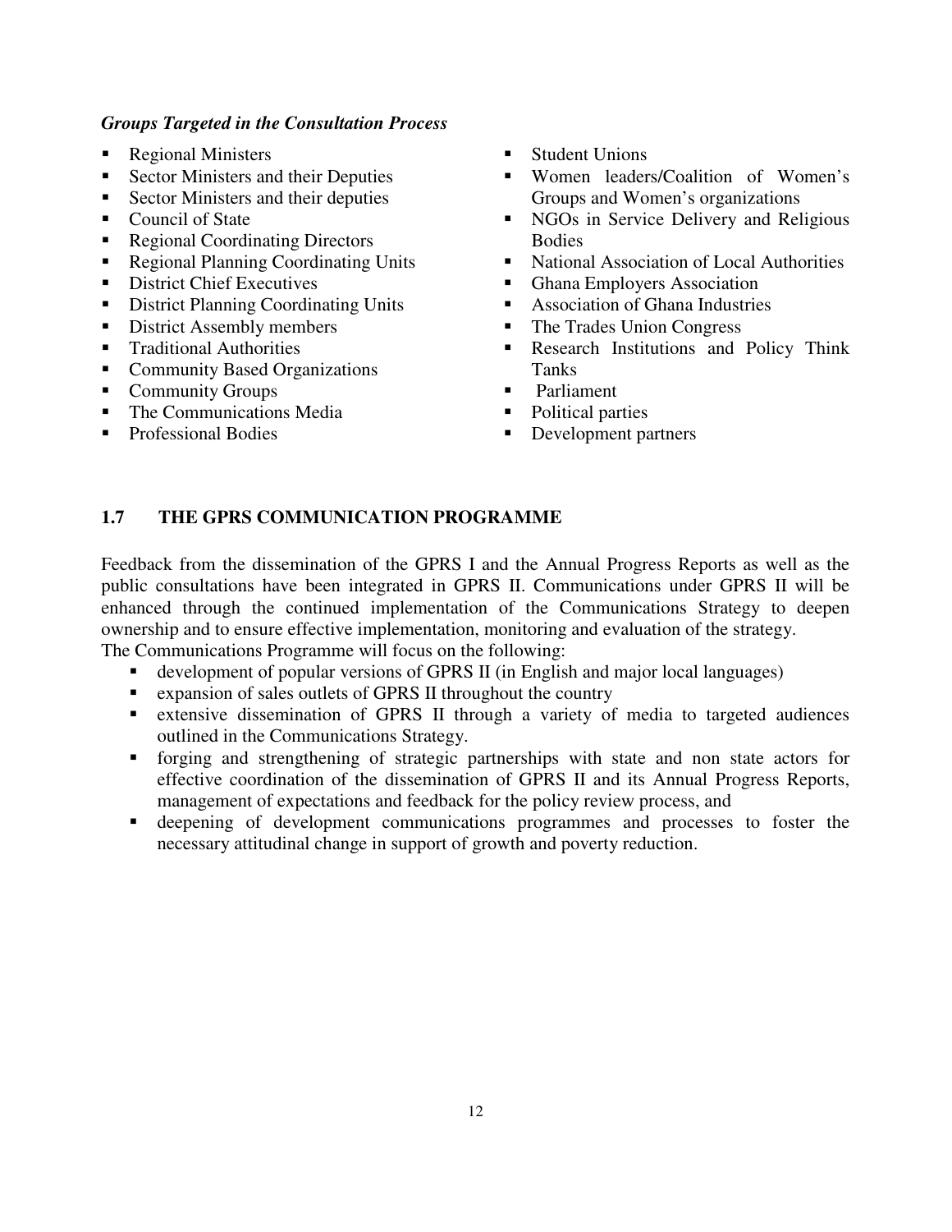***Groups Targeted in the Consultation Process***

- Regional Ministers
- Sector Ministers and their Deputies
- Sector Ministers and their deputies
- Council of State
- Regional Coordinating Directors
- Regional Planning Coordinating Units
- District Chief Executives
- District Planning Coordinating Units
- District Assembly members
- Traditional Authorities
- Community Based Organizations
- Community Groups
- The Communications Media
- Professional Bodies
- Student Unions
- Women leaders/Coalition of Women's Groups and Women's organizations
- NGOs in Service Delivery and Religious Bodies
- National Association of Local Authorities
- Ghana Employers Association
- Association of Ghana Industries
- The Trades Union Congress
- Research Institutions and Policy Think Tanks
- Parliament
- Political parties
- Development partners

## 1.7 THE GPRS COMMUNICATION PROGRAMME

Feedback from the dissemination of the GPRS I and the Annual Progress Reports as well as the public consultations have been integrated in GPRS II. Communications under GPRS II will be enhanced through the continued implementation of the Communications Strategy to deepen ownership and to ensure effective implementation, monitoring and evaluation of the strategy.
The Communications Programme will focus on the following:

- development of popular versions of GPRS II (in English and major local languages)
- expansion of sales outlets of GPRS II throughout the country
- extensive dissemination of GPRS II through a variety of media to targeted audiences outlined in the Communications Strategy.
- forging and strengthening of strategic partnerships with state and non state actors for effective coordination of the dissemination of GPRS II and its Annual Progress Reports, management of expectations and feedback for the policy review process, and
- deepening of development communications programmes and processes to foster the necessary attitudinal change in support of growth and poverty reduction.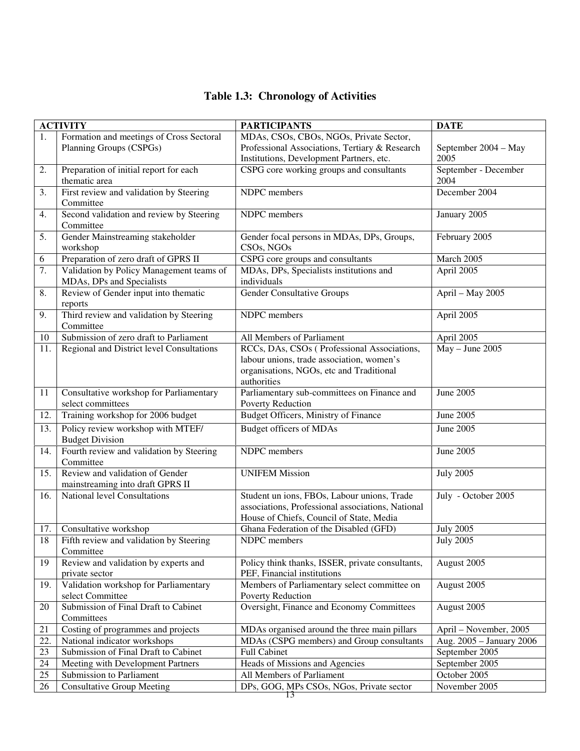**Table 1.3: Chronology of Activities**

| ACTIVITY | | PARTICIPANTS | DATE |
|---|---|---|---|
| 1. | Formation and meetings of Cross Sectoral Planning Groups (CSPGs) | MDAs, CSOs, CBOs, NGOs, Private Sector, Professional Associations, Tertiary & Research Institutions, Development Partners, etc. | September 2004 – May 2005 |
| 2. | Preparation of initial report for each thematic area | CSPG core working groups and consultants | September - December 2004 |
| 3. | First review and validation by Steering Committee | NDPC members | December 2004 |
| 4. | Second validation and review by Steering Committee | NDPC members | January 2005 |
| 5. | Gender Mainstreaming stakeholder workshop | Gender focal persons in MDAs, DPs, Groups, CSOs, NGOs | February 2005 |
| 6 | Preparation of zero draft of GPRS II | CSPG core groups and consultants | March 2005 |
| 7. | Validation by Policy Management teams of MDAs, DPs and Specialists | MDAs, DPs, Specialists institutions and individuals | April 2005 |
| 8. | Review of Gender input into thematic reports | Gender Consultative Groups | April – May 2005 |
| 9. | Third review and validation by Steering Committee | NDPC members | April 2005 |
| 10 | Submission of zero draft to Parliament | All Members of Parliament | April 2005 |
| 11. | Regional and District level Consultations | RCCs, DAs, CSOs ( Professional Associations, labour unions, trade association, women's organisations, NGOs, etc and Traditional authorities | May – June 2005 |
| 11 | Consultative workshop for Parliamentary select committees | Parliamentary sub-committees on Finance and Poverty Reduction | June 2005 |
| 12. | Training workshop for 2006 budget | Budget Officers, Ministry of Finance | June 2005 |
| 13. | Policy review workshop with MTEF/ Budget Division | Budget officers of MDAs | June 2005 |
| 14. | Fourth review and validation by Steering Committee | NDPC members | June 2005 |
| 15. | Review and validation of Gender mainstreaming into draft GPRS II | UNIFEM Mission | July 2005 |
| 16. | National level Consultations | Student un ions, FBOs, Labour unions, Trade associations, Professional associations, National House of Chiefs, Council of State, Media | July - October 2005 |
| 17. | Consultative workshop | Ghana Federation of the Disabled (GFD) | July 2005 |
| 18 | Fifth review and validation by Steering Committee | NDPC members | July 2005 |
| 19 | Review and validation by experts and private sector | Policy think thanks, ISSER, private consultants, PEF, Financial institutions | August 2005 |
| 19. | Validation workshop for Parliamentary select Committee | Members of Parliamentary select committee on Poverty Reduction | August 2005 |
| 20 | Submission of Final Draft to Cabinet Committees | Oversight, Finance and Economy Committees | August 2005 |
| 21 | Costing of programmes and projects | MDAs organised around the three main pillars | April – November, 2005 |
| 22. | National indicator workshops | MDAs (CSPG members) and Group consultants | Aug. 2005 – January 2006 |
| 23 | Submission of Final Draft to Cabinet | Full Cabinet | September 2005 |
| 24 | Meeting with Development Partners | Heads of Missions and Agencies | September 2005 |
| 25 | Submission to Parliament | All Members of Parliament | October 2005 |
| 26 | Consultative Group Meeting | DPs, GOG, MPs CSOs, NGos, Private sector | November 2005 |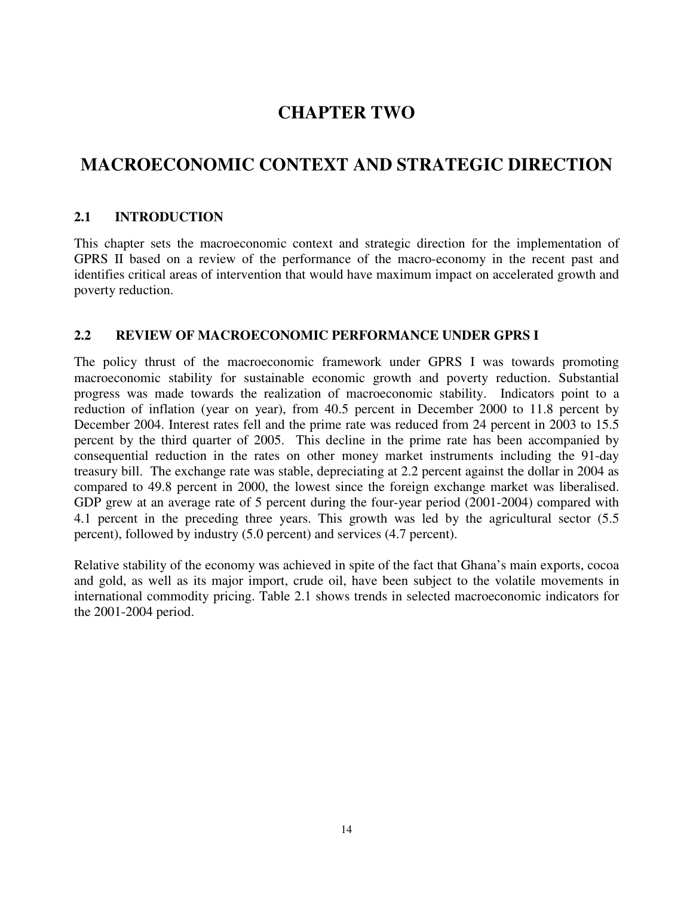# CHAPTER TWO

# MACROECONOMIC CONTEXT AND STRATEGIC DIRECTION

## 2.1 INTRODUCTION

This chapter sets the macroeconomic context and strategic direction for the implementation of GPRS II based on a review of the performance of the macro-economy in the recent past and identifies critical areas of intervention that would have maximum impact on accelerated growth and poverty reduction.

## 2.2 REVIEW OF MACROECONOMIC PERFORMANCE UNDER GPRS I

The policy thrust of the macroeconomic framework under GPRS I was towards promoting macroeconomic stability for sustainable economic growth and poverty reduction. Substantial progress was made towards the realization of macroeconomic stability. Indicators point to a reduction of inflation (year on year), from 40.5 percent in December 2000 to 11.8 percent by December 2004. Interest rates fell and the prime rate was reduced from 24 percent in 2003 to 15.5 percent by the third quarter of 2005. This decline in the prime rate has been accompanied by consequential reduction in the rates on other money market instruments including the 91-day treasury bill. The exchange rate was stable, depreciating at 2.2 percent against the dollar in 2004 as compared to 49.8 percent in 2000, the lowest since the foreign exchange market was liberalised. GDP grew at an average rate of 5 percent during the four-year period (2001-2004) compared with 4.1 percent in the preceding three years. This growth was led by the agricultural sector (5.5 percent), followed by industry (5.0 percent) and services (4.7 percent).

Relative stability of the economy was achieved in spite of the fact that Ghana's main exports, cocoa and gold, as well as its major import, crude oil, have been subject to the volatile movements in international commodity pricing. Table 2.1 shows trends in selected macroeconomic indicators for the 2001-2004 period.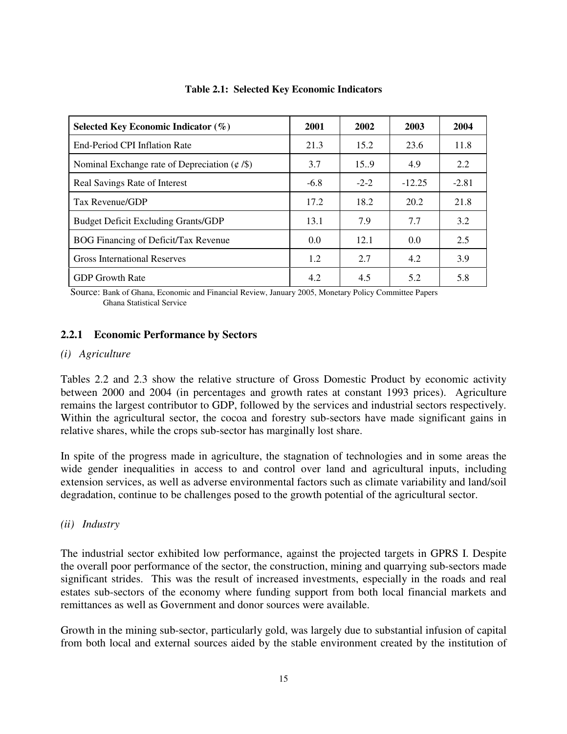**Table 2.1: Selected Key Economic Indicators**

| Selected Key Economic Indicator (%) | 2001 | 2002 | 2003 | 2004 |
|---|---|---|---|---|
| End-Period CPI Inflation Rate | 21.3 | 15.2 | 23.6 | 11.8 |
| Nominal Exchange rate of Depreciation (¢ /$) | 3.7 | 15..9 | 4.9 | 2.2 |
| Real Savings Rate of Interest | -6.8 | -2-2 | -12.25 | -2.81 |
| Tax Revenue/GDP | 17.2 | 18.2 | 20.2 | 21.8 |
| Budget Deficit Excluding Grants/GDP | 13.1 | 7.9 | 7.7 | 3.2 |
| BOG Financing of Deficit/Tax Revenue | 0.0 | 12.1 | 0.0 | 2.5 |
| Gross International Reserves | 1.2 | 2.7 | 4.2 | 3.9 |
| GDP Growth Rate | 4.2 | 4.5 | 5.2 | 5.8 |

Source: Bank of Ghana, Economic and Financial Review, January 2005, Monetary Policy Committee Papers
Ghana Statistical Service

### 2.2.1 Economic Performance by Sectors

*(i) Agriculture*

Tables 2.2 and 2.3 show the relative structure of Gross Domestic Product by economic activity between 2000 and 2004 (in percentages and growth rates at constant 1993 prices). Agriculture remains the largest contributor to GDP, followed by the services and industrial sectors respectively. Within the agricultural sector, the cocoa and forestry sub-sectors have made significant gains in relative shares, while the crops sub-sector has marginally lost share.

In spite of the progress made in agriculture, the stagnation of technologies and in some areas the wide gender inequalities in access to and control over land and agricultural inputs, including extension services, as well as adverse environmental factors such as climate variability and land/soil degradation, continue to be challenges posed to the growth potential of the agricultural sector.

*(ii) Industry*

The industrial sector exhibited low performance, against the projected targets in GPRS I. Despite the overall poor performance of the sector, the construction, mining and quarrying sub-sectors made significant strides. This was the result of increased investments, especially in the roads and real estates sub-sectors of the economy where funding support from both local financial markets and remittances as well as Government and donor sources were available.

Growth in the mining sub-sector, particularly gold, was largely due to substantial infusion of capital from both local and external sources aided by the stable environment created by the institution of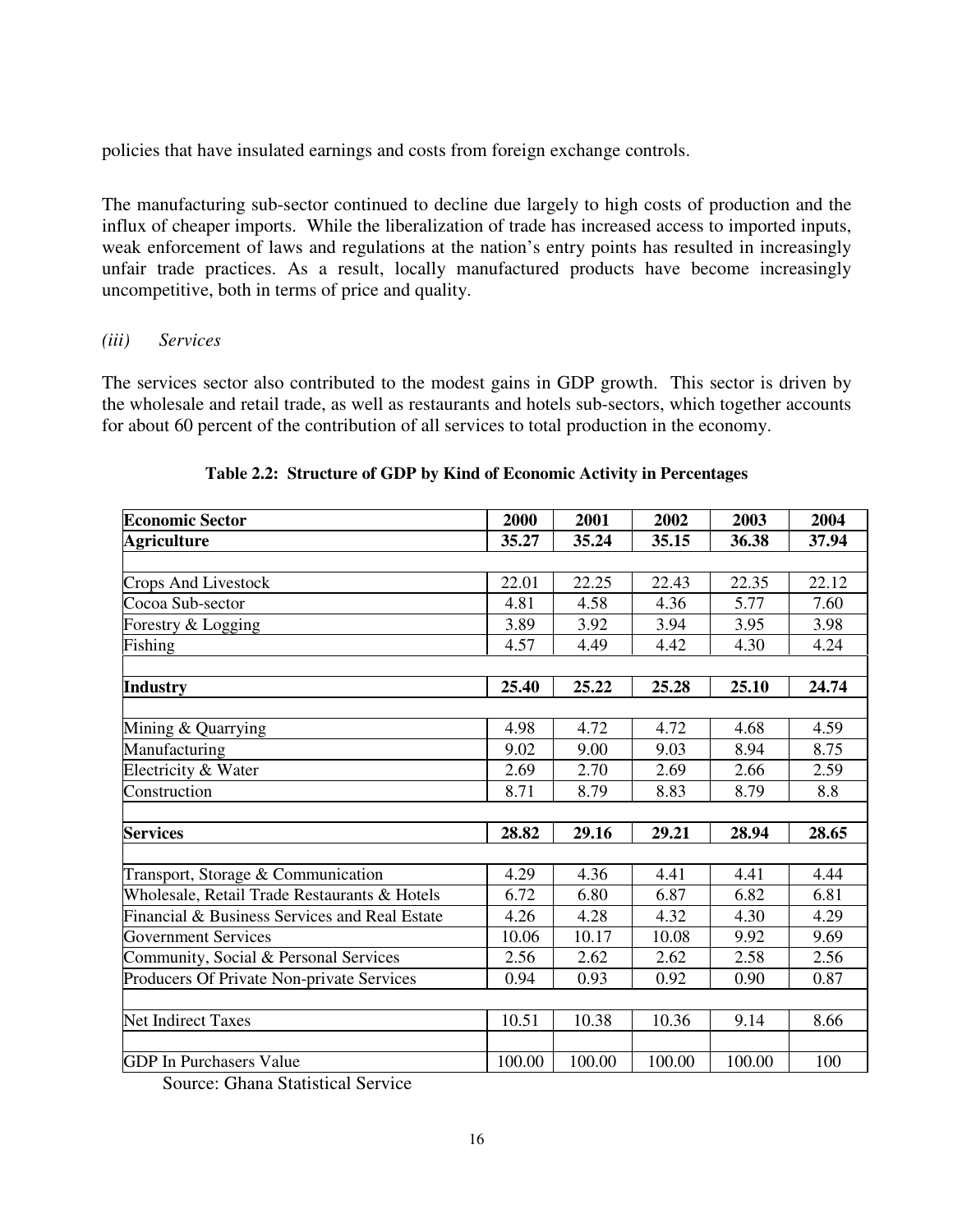policies that have insulated earnings and costs from foreign exchange controls.

The manufacturing sub-sector continued to decline due largely to high costs of production and the influx of cheaper imports. While the liberalization of trade has increased access to imported inputs, weak enforcement of laws and regulations at the nation's entry points has resulted in increasingly unfair trade practices. As a result, locally manufactured products have become increasingly uncompetitive, both in terms of price and quality.

*(iii) Services*

The services sector also contributed to the modest gains in GDP growth. This sector is driven by the wholesale and retail trade, as well as restaurants and hotels sub-sectors, which together accounts for about 60 percent of the contribution of all services to total production in the economy.

**Table 2.2: Structure of GDP by Kind of Economic Activity in Percentages**

| **Economic Sector** | **2000** | **2001** | **2002** | **2003** | **2004** |
|---|---|---|---|---|---|
| **Agriculture** | **35.27** | **35.24** | **35.15** | **36.38** | **37.94** |
| | | | | | |
| Crops And Livestock | 22.01 | 22.25 | 22.43 | 22.35 | 22.12 |
| Cocoa Sub-sector | 4.81 | 4.58 | 4.36 | 5.77 | 7.60 |
| Forestry & Logging | 3.89 | 3.92 | 3.94 | 3.95 | 3.98 |
| Fishing | 4.57 | 4.49 | 4.42 | 4.30 | 4.24 |
| | | | | | |
| **Industry** | **25.40** | **25.22** | **25.28** | **25.10** | **24.74** |
| | | | | | |
| Mining & Quarrying | 4.98 | 4.72 | 4.72 | 4.68 | 4.59 |
| Manufacturing | 9.02 | 9.00 | 9.03 | 8.94 | 8.75 |
| Electricity & Water | 2.69 | 2.70 | 2.69 | 2.66 | 2.59 |
| Construction | 8.71 | 8.79 | 8.83 | 8.79 | 8.8 |
| | | | | | |
| **Services** | **28.82** | **29.16** | **29.21** | **28.94** | **28.65** |
| | | | | | |
| Transport, Storage & Communication | 4.29 | 4.36 | 4.41 | 4.41 | 4.44 |
| Wholesale, Retail Trade Restaurants & Hotels | 6.72 | 6.80 | 6.87 | 6.82 | 6.81 |
| Financial & Business Services and Real Estate | 4.26 | 4.28 | 4.32 | 4.30 | 4.29 |
| Government Services | 10.06 | 10.17 | 10.08 | 9.92 | 9.69 |
| Community, Social & Personal Services | 2.56 | 2.62 | 2.62 | 2.58 | 2.56 |
| Producers Of Private Non-private Services | 0.94 | 0.93 | 0.92 | 0.90 | 0.87 |
| | | | | | |
| Net Indirect Taxes | 10.51 | 10.38 | 10.36 | 9.14 | 8.66 |
| | | | | | |
| GDP In Purchasers Value | 100.00 | 100.00 | 100.00 | 100.00 | 100 |

Source: Ghana Statistical Service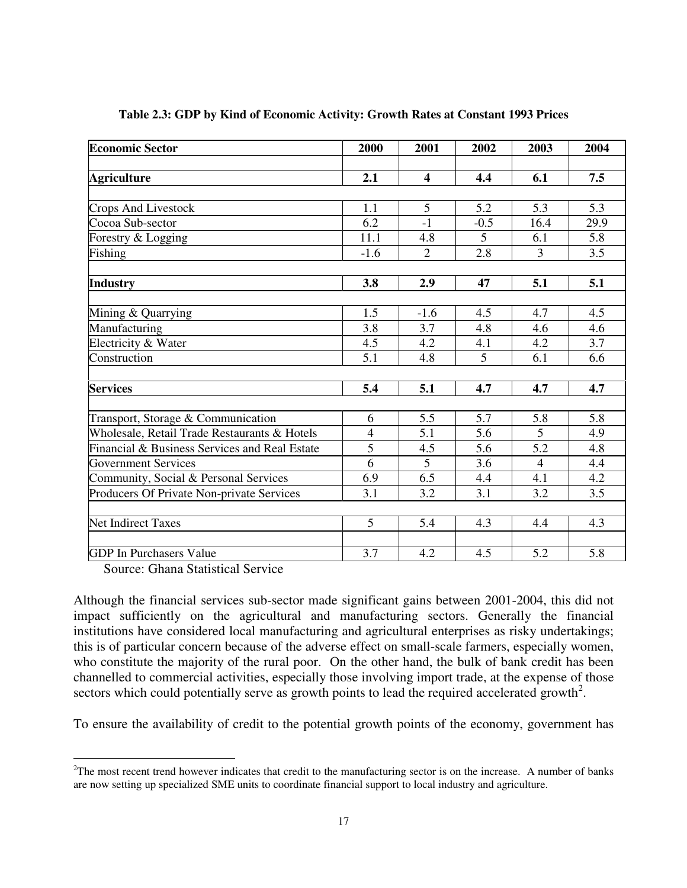**Table 2.3: GDP by Kind of Economic Activity: Growth Rates at Constant 1993 Prices**

| Economic Sector | 2000 | 2001 | 2002 | 2003 | 2004 |
|---|---|---|---|---|---|
| **Agriculture** | **2.1** | **4** | **4.4** | **6.1** | **7.5** |
| Crops And Livestock | 1.1 | 5 | 5.2 | 5.3 | 5.3 |
| Cocoa Sub-sector | 6.2 | -1 | -0.5 | 16.4 | 29.9 |
| Forestry & Logging | 11.1 | 4.8 | 5 | 6.1 | 5.8 |
| Fishing | -1.6 | 2 | 2.8 | 3 | 3.5 |
| **Industry** | **3.8** | **2.9** | **47** | **5.1** | **5.1** |
| Mining & Quarrying | 1.5 | -1.6 | 4.5 | 4.7 | 4.5 |
| Manufacturing | 3.8 | 3.7 | 4.8 | 4.6 | 4.6 |
| Electricity & Water | 4.5 | 4.2 | 4.1 | 4.2 | 3.7 |
| Construction | 5.1 | 4.8 | 5 | 6.1 | 6.6 |
| **Services** | **5.4** | **5.1** | **4.7** | **4.7** | **4.7** |
| Transport, Storage & Communication | 6 | 5.5 | 5.7 | 5.8 | 5.8 |
| Wholesale, Retail Trade Restaurants & Hotels | 4 | 5.1 | 5.6 | 5 | 4.9 |
| Financial & Business Services and Real Estate | 5 | 4.5 | 5.6 | 5.2 | 4.8 |
| Government Services | 6 | 5 | 3.6 | 4 | 4.4 |
| Community, Social & Personal Services | 6.9 | 6.5 | 4.4 | 4.1 | 4.2 |
| Producers Of Private Non-private Services | 3.1 | 3.2 | 3.1 | 3.2 | 3.5 |
| Net Indirect Taxes | 5 | 5.4 | 4.3 | 4.4 | 4.3 |
| GDP In Purchasers Value | 3.7 | 4.2 | 4.5 | 5.2 | 5.8 |

Source: Ghana Statistical Service

Although the financial services sub-sector made significant gains between 2001-2004, this did not impact sufficiently on the agricultural and manufacturing sectors. Generally the financial institutions have considered local manufacturing and agricultural enterprises as risky undertakings; this is of particular concern because of the adverse effect on small-scale farmers, especially women, who constitute the majority of the rural poor. On the other hand, the bulk of bank credit has been channelled to commercial activities, especially those involving import trade, at the expense of those sectors which could potentially serve as growth points to lead the required accelerated growth[2].

To ensure the availability of credit to the potential growth points of the economy, government has

[2]The most recent trend however indicates that credit to the manufacturing sector is on the increase. A number of banks are now setting up specialized SME units to coordinate financial support to local industry and agriculture.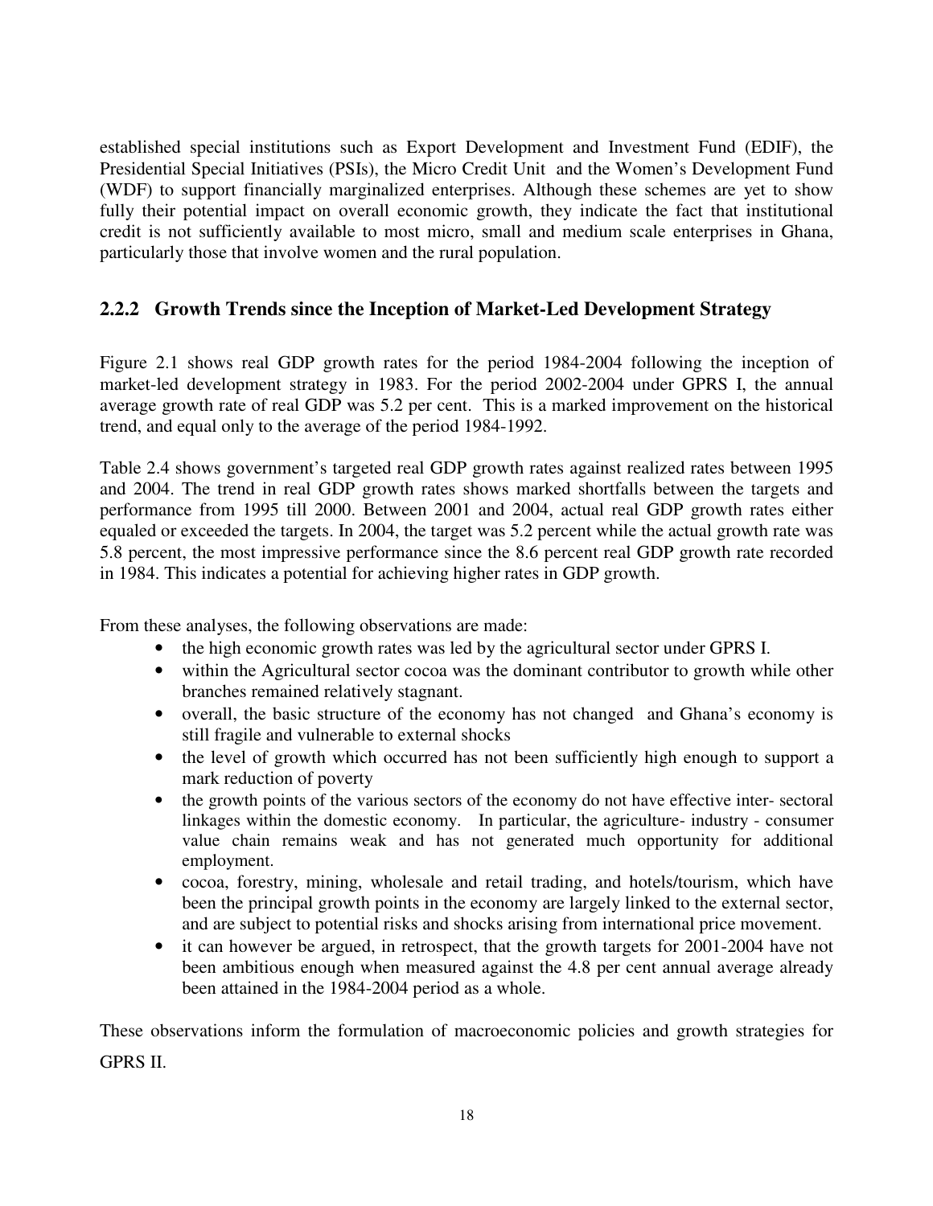established special institutions such as Export Development and Investment Fund (EDIF), the Presidential Special Initiatives (PSIs), the Micro Credit Unit and the Women's Development Fund (WDF) to support financially marginalized enterprises. Although these schemes are yet to show fully their potential impact on overall economic growth, they indicate the fact that institutional credit is not sufficiently available to most micro, small and medium scale enterprises in Ghana, particularly those that involve women and the rural population.

### 2.2.2 Growth Trends since the Inception of Market-Led Development Strategy

Figure 2.1 shows real GDP growth rates for the period 1984-2004 following the inception of market-led development strategy in 1983. For the period 2002-2004 under GPRS I, the annual average growth rate of real GDP was 5.2 per cent. This is a marked improvement on the historical trend, and equal only to the average of the period 1984-1992.

Table 2.4 shows government's targeted real GDP growth rates against realized rates between 1995 and 2004. The trend in real GDP growth rates shows marked shortfalls between the targets and performance from 1995 till 2000. Between 2001 and 2004, actual real GDP growth rates either equaled or exceeded the targets. In 2004, the target was 5.2 percent while the actual growth rate was 5.8 percent, the most impressive performance since the 8.6 percent real GDP growth rate recorded in 1984. This indicates a potential for achieving higher rates in GDP growth.

From these analyses, the following observations are made:

- the high economic growth rates was led by the agricultural sector under GPRS I.
- within the Agricultural sector cocoa was the dominant contributor to growth while other branches remained relatively stagnant.
- overall, the basic structure of the economy has not changed and Ghana's economy is still fragile and vulnerable to external shocks
- the level of growth which occurred has not been sufficiently high enough to support a mark reduction of poverty
- the growth points of the various sectors of the economy do not have effective inter- sectoral linkages within the domestic economy. In particular, the agriculture- industry - consumer value chain remains weak and has not generated much opportunity for additional employment.
- cocoa, forestry, mining, wholesale and retail trading, and hotels/tourism, which have been the principal growth points in the economy are largely linked to the external sector, and are subject to potential risks and shocks arising from international price movement.
- it can however be argued, in retrospect, that the growth targets for 2001-2004 have not been ambitious enough when measured against the 4.8 per cent annual average already been attained in the 1984-2004 period as a whole.

These observations inform the formulation of macroeconomic policies and growth strategies for GPRS II.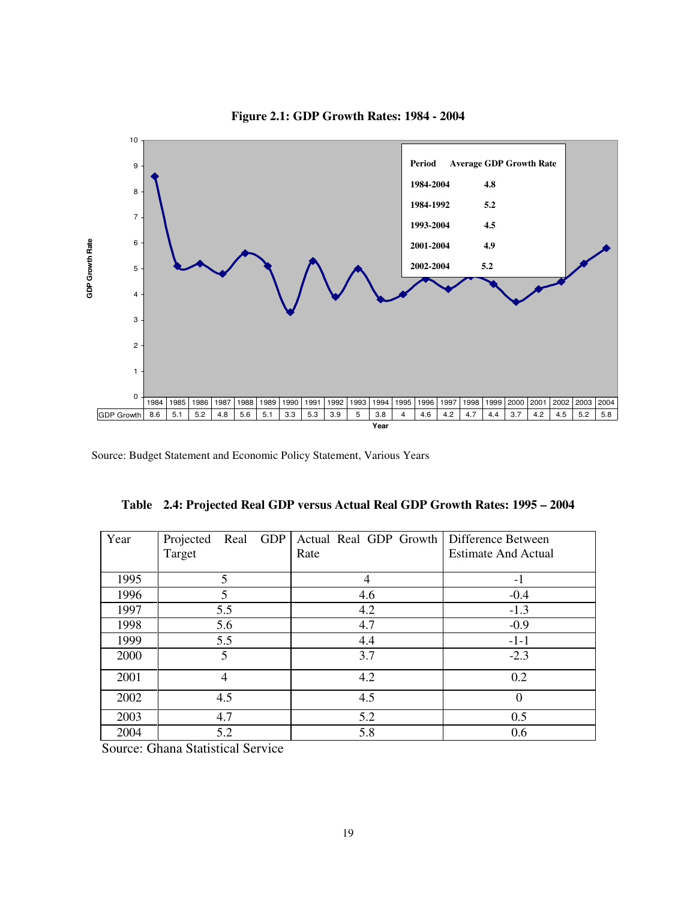**Figure 2.1: GDP Growth Rates: 1984 - 2004**

| Period | Average GDP Growth Rate |
|---|---|
| 1984-2004 | 4.8 |
| 1984-1992 | 5.2 |
| 1993-2004 | 4.5 |
| 2001-2004 | 4.9 |
| 2002-2004 | 5.2 |

| Year | 1984 | 1985 | 1986 | 1987 | 1988 | 1989 | 1990 | 1991 | 1992 | 1993 | 1994 | 1995 | 1996 | 1997 | 1998 | 1999 | 2000 | 2001 | 2002 | 2003 | 2004 |
|---|---|---|---|---|---|---|---|---|---|---|---|---|---|---|---|---|---|---|---|---|---|
| GDP Growth | 8.6 | 5.1 | 5.2 | 4.8 | 5.6 | 5.1 | 3.3 | 5.3 | 3.9 | 5 | 3.8 | 4 | 4.6 | 4.2 | 4.7 | 4.4 | 3.7 | 4.2 | 4.5 | 5.2 | 5.8 |

Source: Budget Statement and Economic Policy Statement, Various Years

**Table 2.4: Projected Real GDP versus Actual Real GDP Growth Rates: 1995 – 2004**

| Year | Projected Real GDP Target | Actual Real GDP Growth Rate | Difference Between Estimate And Actual |
|---|---|---|---|
| 1995 | 5 | 4 | -1 |
| 1996 | 5 | 4.6 | -0.4 |
| 1997 | 5.5 | 4.2 | -1.3 |
| 1998 | 5.6 | 4.7 | -0.9 |
| 1999 | 5.5 | 4.4 | -1-1 |
| 2000 | 5 | 3.7 | -2.3 |
| 2001 | 4 | 4.2 | 0.2 |
| 2002 | 4.5 | 4.5 | 0 |
| 2003 | 4.7 | 5.2 | 0.5 |
| 2004 | 5.2 | 5.8 | 0.6 |

Source: Ghana Statistical Service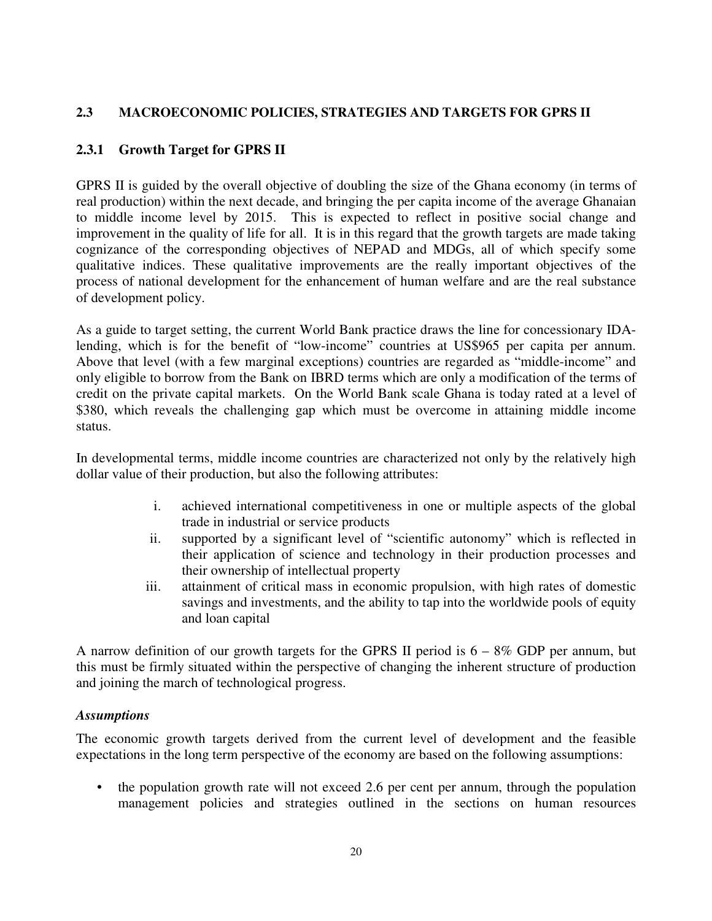## 2.3 MACROECONOMIC POLICIES, STRATEGIES AND TARGETS FOR GPRS II

### 2.3.1 Growth Target for GPRS II

GPRS II is guided by the overall objective of doubling the size of the Ghana economy (in terms of real production) within the next decade, and bringing the per capita income of the average Ghanaian to middle income level by 2015. This is expected to reflect in positive social change and improvement in the quality of life for all. It is in this regard that the growth targets are made taking cognizance of the corresponding objectives of NEPAD and MDGs, all of which specify some qualitative indices. These qualitative improvements are the really important objectives of the process of national development for the enhancement of human welfare and are the real substance of development policy.

As a guide to target setting, the current World Bank practice draws the line for concessionary IDA-lending, which is for the benefit of "low-income" countries at US$965 per capita per annum. Above that level (with a few marginal exceptions) countries are regarded as "middle-income" and only eligible to borrow from the Bank on IBRD terms which are only a modification of the terms of credit on the private capital markets. On the World Bank scale Ghana is today rated at a level of $380, which reveals the challenging gap which must be overcome in attaining middle income status.

In developmental terms, middle income countries are characterized not only by the relatively high dollar value of their production, but also the following attributes:

i. achieved international competitiveness in one or multiple aspects of the global trade in industrial or service products
ii. supported by a significant level of "scientific autonomy" which is reflected in their application of science and technology in their production processes and their ownership of intellectual property
iii. attainment of critical mass in economic propulsion, with high rates of domestic savings and investments, and the ability to tap into the worldwide pools of equity and loan capital

A narrow definition of our growth targets for the GPRS II period is 6 – 8% GDP per annum, but this must be firmly situated within the perspective of changing the inherent structure of production and joining the march of technological progress.

***Assumptions***

The economic growth targets derived from the current level of development and the feasible expectations in the long term perspective of the economy are based on the following assumptions:

- the population growth rate will not exceed 2.6 per cent per annum, through the population management policies and strategies outlined in the sections on human resources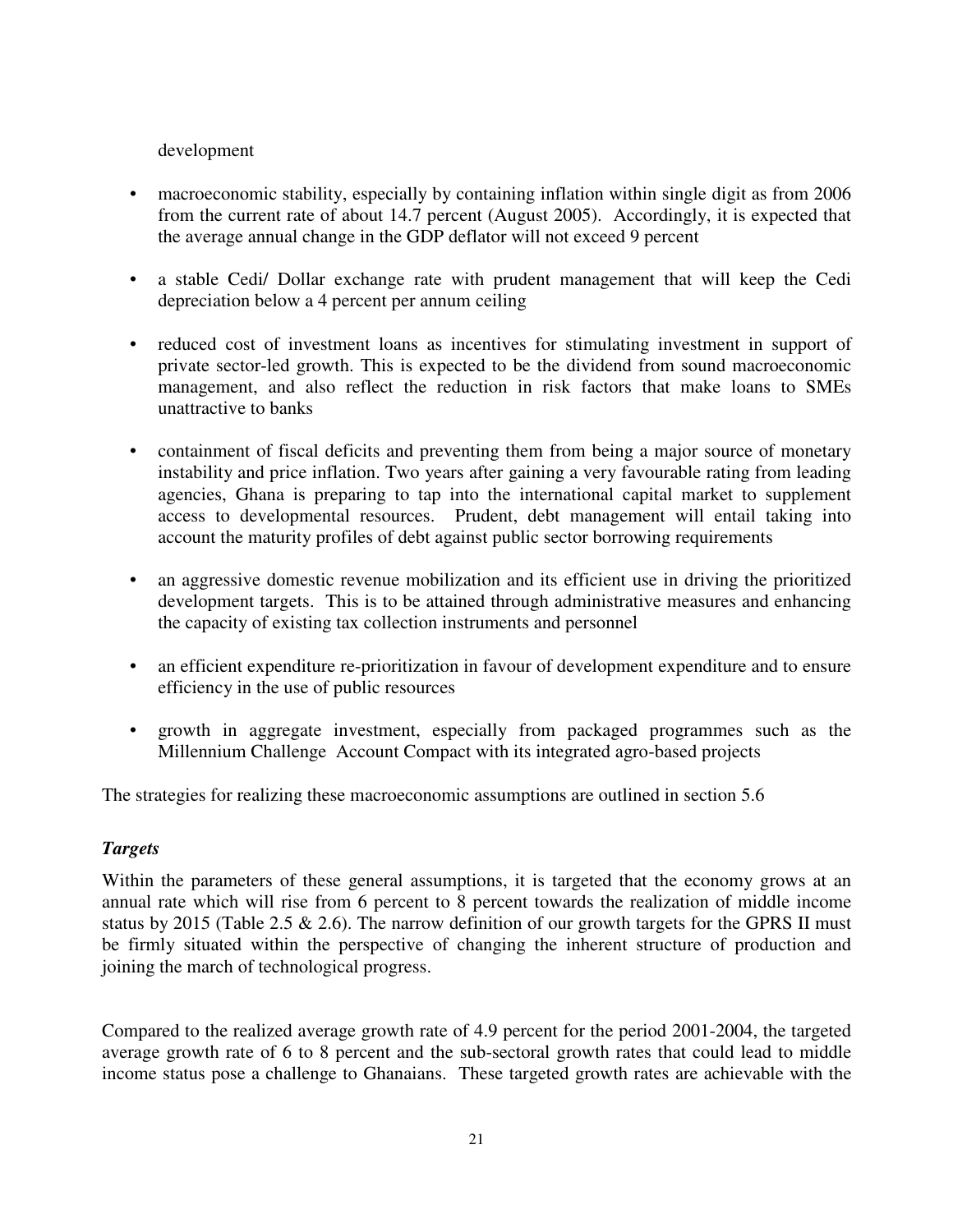development

- macroeconomic stability, especially by containing inflation within single digit as from 2006 from the current rate of about 14.7 percent (August 2005). Accordingly, it is expected that the average annual change in the GDP deflator will not exceed 9 percent
- a stable Cedi/ Dollar exchange rate with prudent management that will keep the Cedi depreciation below a 4 percent per annum ceiling
- reduced cost of investment loans as incentives for stimulating investment in support of private sector-led growth. This is expected to be the dividend from sound macroeconomic management, and also reflect the reduction in risk factors that make loans to SMEs unattractive to banks
- containment of fiscal deficits and preventing them from being a major source of monetary instability and price inflation. Two years after gaining a very favourable rating from leading agencies, Ghana is preparing to tap into the international capital market to supplement access to developmental resources. Prudent, debt management will entail taking into account the maturity profiles of debt against public sector borrowing requirements
- an aggressive domestic revenue mobilization and its efficient use in driving the prioritized development targets. This is to be attained through administrative measures and enhancing the capacity of existing tax collection instruments and personnel
- an efficient expenditure re-prioritization in favour of development expenditure and to ensure efficiency in the use of public resources
- growth in aggregate investment, especially from packaged programmes such as the Millennium Challenge Account Compact with its integrated agro-based projects

The strategies for realizing these macroeconomic assumptions are outlined in section 5.6

***Targets***

Within the parameters of these general assumptions, it is targeted that the economy grows at an annual rate which will rise from 6 percent to 8 percent towards the realization of middle income status by 2015 (Table 2.5 & 2.6). The narrow definition of our growth targets for the GPRS II must be firmly situated within the perspective of changing the inherent structure of production and joining the march of technological progress.

Compared to the realized average growth rate of 4.9 percent for the period 2001-2004, the targeted average growth rate of 6 to 8 percent and the sub-sectoral growth rates that could lead to middle income status pose a challenge to Ghanaians. These targeted growth rates are achievable with the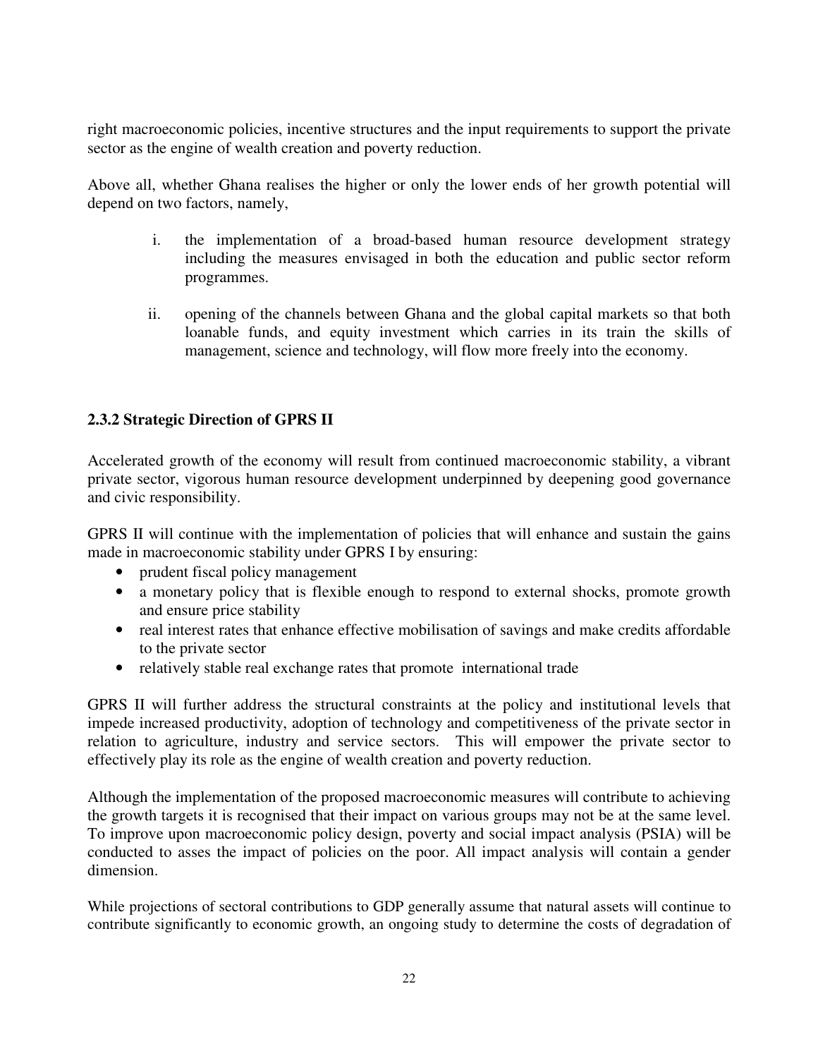right macroeconomic policies, incentive structures and the input requirements to support the private sector as the engine of wealth creation and poverty reduction.

Above all, whether Ghana realises the higher or only the lower ends of her growth potential will depend on two factors, namely,

i. the implementation of a broad-based human resource development strategy including the measures envisaged in both the education and public sector reform programmes.

ii. opening of the channels between Ghana and the global capital markets so that both loanable funds, and equity investment which carries in its train the skills of management, science and technology, will flow more freely into the economy.

### 2.3.2 Strategic Direction of GPRS II

Accelerated growth of the economy will result from continued macroeconomic stability, a vibrant private sector, vigorous human resource development underpinned by deepening good governance and civic responsibility.

GPRS II will continue with the implementation of policies that will enhance and sustain the gains made in macroeconomic stability under GPRS I by ensuring:

- prudent fiscal policy management
- a monetary policy that is flexible enough to respond to external shocks, promote growth and ensure price stability
- real interest rates that enhance effective mobilisation of savings and make credits affordable to the private sector
- relatively stable real exchange rates that promote international trade

GPRS II will further address the structural constraints at the policy and institutional levels that impede increased productivity, adoption of technology and competitiveness of the private sector in relation to agriculture, industry and service sectors. This will empower the private sector to effectively play its role as the engine of wealth creation and poverty reduction.

Although the implementation of the proposed macroeconomic measures will contribute to achieving the growth targets it is recognised that their impact on various groups may not be at the same level. To improve upon macroeconomic policy design, poverty and social impact analysis (PSIA) will be conducted to asses the impact of policies on the poor. All impact analysis will contain a gender dimension.

While projections of sectoral contributions to GDP generally assume that natural assets will continue to contribute significantly to economic growth, an ongoing study to determine the costs of degradation of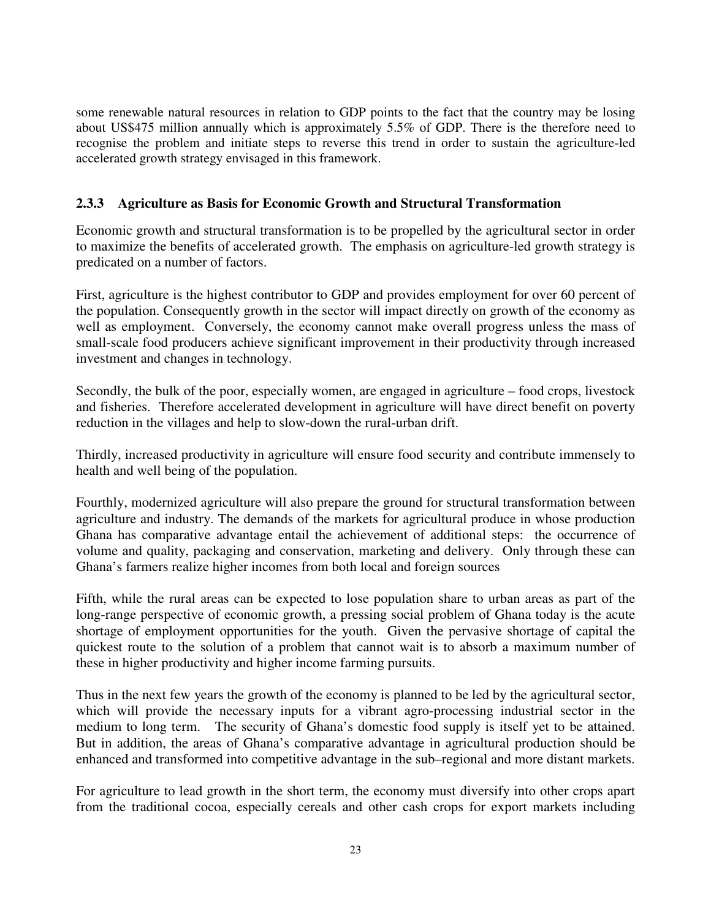some renewable natural resources in relation to GDP points to the fact that the country may be losing about US$475 million annually which is approximately 5.5% of GDP. There is the therefore need to recognise the problem and initiate steps to reverse this trend in order to sustain the agriculture-led accelerated growth strategy envisaged in this framework.

### 2.3.3 Agriculture as Basis for Economic Growth and Structural Transformation

Economic growth and structural transformation is to be propelled by the agricultural sector in order to maximize the benefits of accelerated growth. The emphasis on agriculture-led growth strategy is predicated on a number of factors.

First, agriculture is the highest contributor to GDP and provides employment for over 60 percent of the population. Consequently growth in the sector will impact directly on growth of the economy as well as employment. Conversely, the economy cannot make overall progress unless the mass of small-scale food producers achieve significant improvement in their productivity through increased investment and changes in technology.

Secondly, the bulk of the poor, especially women, are engaged in agriculture – food crops, livestock and fisheries. Therefore accelerated development in agriculture will have direct benefit on poverty reduction in the villages and help to slow-down the rural-urban drift.

Thirdly, increased productivity in agriculture will ensure food security and contribute immensely to health and well being of the population.

Fourthly, modernized agriculture will also prepare the ground for structural transformation between agriculture and industry. The demands of the markets for agricultural produce in whose production Ghana has comparative advantage entail the achievement of additional steps: the occurrence of volume and quality, packaging and conservation, marketing and delivery. Only through these can Ghana's farmers realize higher incomes from both local and foreign sources

Fifth, while the rural areas can be expected to lose population share to urban areas as part of the long-range perspective of economic growth, a pressing social problem of Ghana today is the acute shortage of employment opportunities for the youth. Given the pervasive shortage of capital the quickest route to the solution of a problem that cannot wait is to absorb a maximum number of these in higher productivity and higher income farming pursuits.

Thus in the next few years the growth of the economy is planned to be led by the agricultural sector, which will provide the necessary inputs for a vibrant agro-processing industrial sector in the medium to long term. The security of Ghana's domestic food supply is itself yet to be attained. But in addition, the areas of Ghana's comparative advantage in agricultural production should be enhanced and transformed into competitive advantage in the sub–regional and more distant markets.

For agriculture to lead growth in the short term, the economy must diversify into other crops apart from the traditional cocoa, especially cereals and other cash crops for export markets including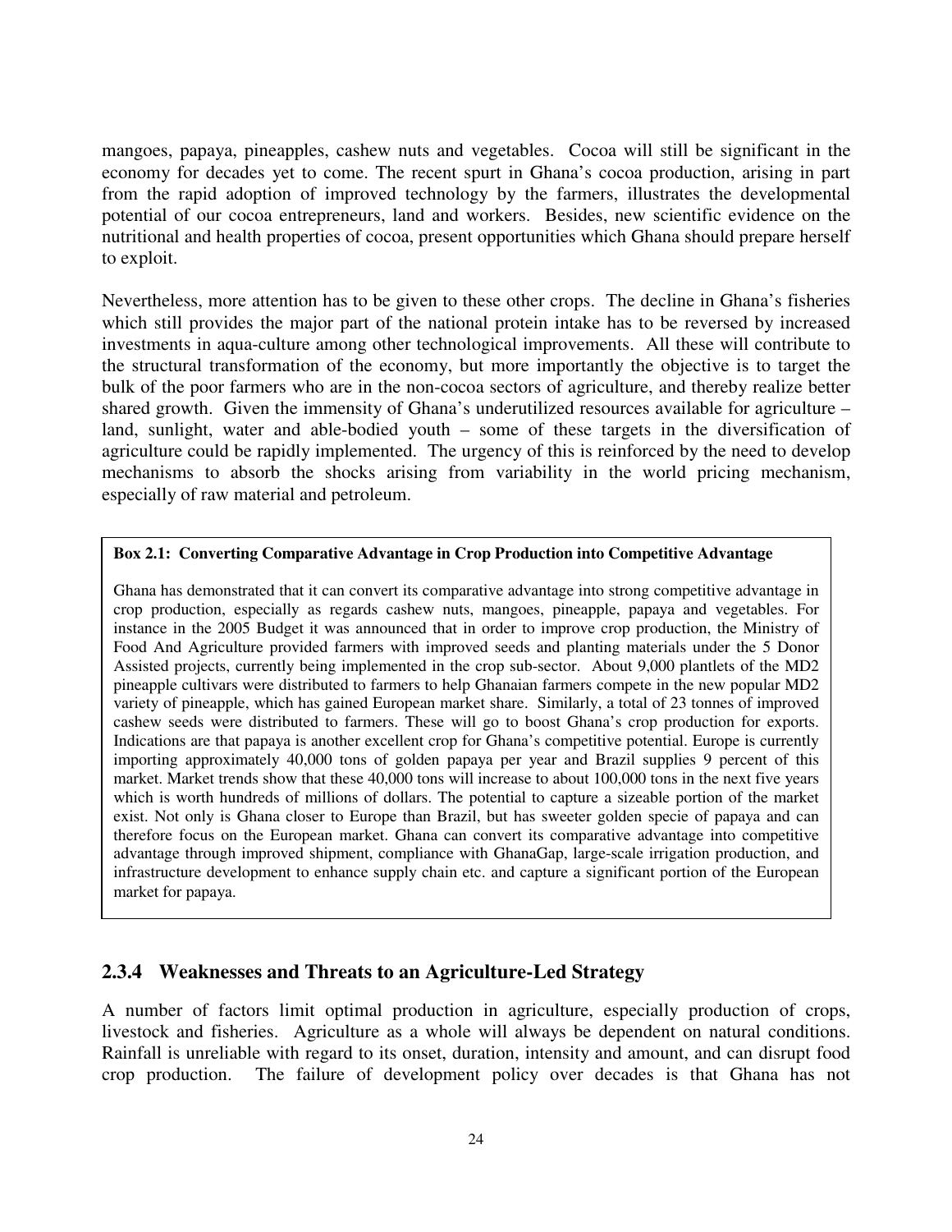mangoes, papaya, pineapples, cashew nuts and vegetables. Cocoa will still be significant in the economy for decades yet to come. The recent spurt in Ghana's cocoa production, arising in part from the rapid adoption of improved technology by the farmers, illustrates the developmental potential of our cocoa entrepreneurs, land and workers. Besides, new scientific evidence on the nutritional and health properties of cocoa, present opportunities which Ghana should prepare herself to exploit.

Nevertheless, more attention has to be given to these other crops. The decline in Ghana's fisheries which still provides the major part of the national protein intake has to be reversed by increased investments in aqua-culture among other technological improvements. All these will contribute to the structural transformation of the economy, but more importantly the objective is to target the bulk of the poor farmers who are in the non-cocoa sectors of agriculture, and thereby realize better shared growth. Given the immensity of Ghana's underutilized resources available for agriculture – land, sunlight, water and able-bodied youth – some of these targets in the diversification of agriculture could be rapidly implemented. The urgency of this is reinforced by the need to develop mechanisms to absorb the shocks arising from variability in the world pricing mechanism, especially of raw material and petroleum.

**Box 2.1: Converting Comparative Advantage in Crop Production into Competitive Advantage**

Ghana has demonstrated that it can convert its comparative advantage into strong competitive advantage in crop production, especially as regards cashew nuts, mangoes, pineapple, papaya and vegetables. For instance in the 2005 Budget it was announced that in order to improve crop production, the Ministry of Food And Agriculture provided farmers with improved seeds and planting materials under the 5 Donor Assisted projects, currently being implemented in the crop sub-sector. About 9,000 plantlets of the MD2 pineapple cultivars were distributed to farmers to help Ghanaian farmers compete in the new popular MD2 variety of pineapple, which has gained European market share. Similarly, a total of 23 tonnes of improved cashew seeds were distributed to farmers. These will go to boost Ghana's crop production for exports. Indications are that papaya is another excellent crop for Ghana's competitive potential. Europe is currently importing approximately 40,000 tons of golden papaya per year and Brazil supplies 9 percent of this market. Market trends show that these 40,000 tons will increase to about 100,000 tons in the next five years which is worth hundreds of millions of dollars. The potential to capture a sizeable portion of the market exist. Not only is Ghana closer to Europe than Brazil, but has sweeter golden specie of papaya and can therefore focus on the European market. Ghana can convert its comparative advantage into competitive advantage through improved shipment, compliance with GhanaGap, large-scale irrigation production, and infrastructure development to enhance supply chain etc. and capture a significant portion of the European market for papaya.

### 2.3.4 Weaknesses and Threats to an Agriculture-Led Strategy

A number of factors limit optimal production in agriculture, especially production of crops, livestock and fisheries. Agriculture as a whole will always be dependent on natural conditions. Rainfall is unreliable with regard to its onset, duration, intensity and amount, and can disrupt food crop production. The failure of development policy over decades is that Ghana has not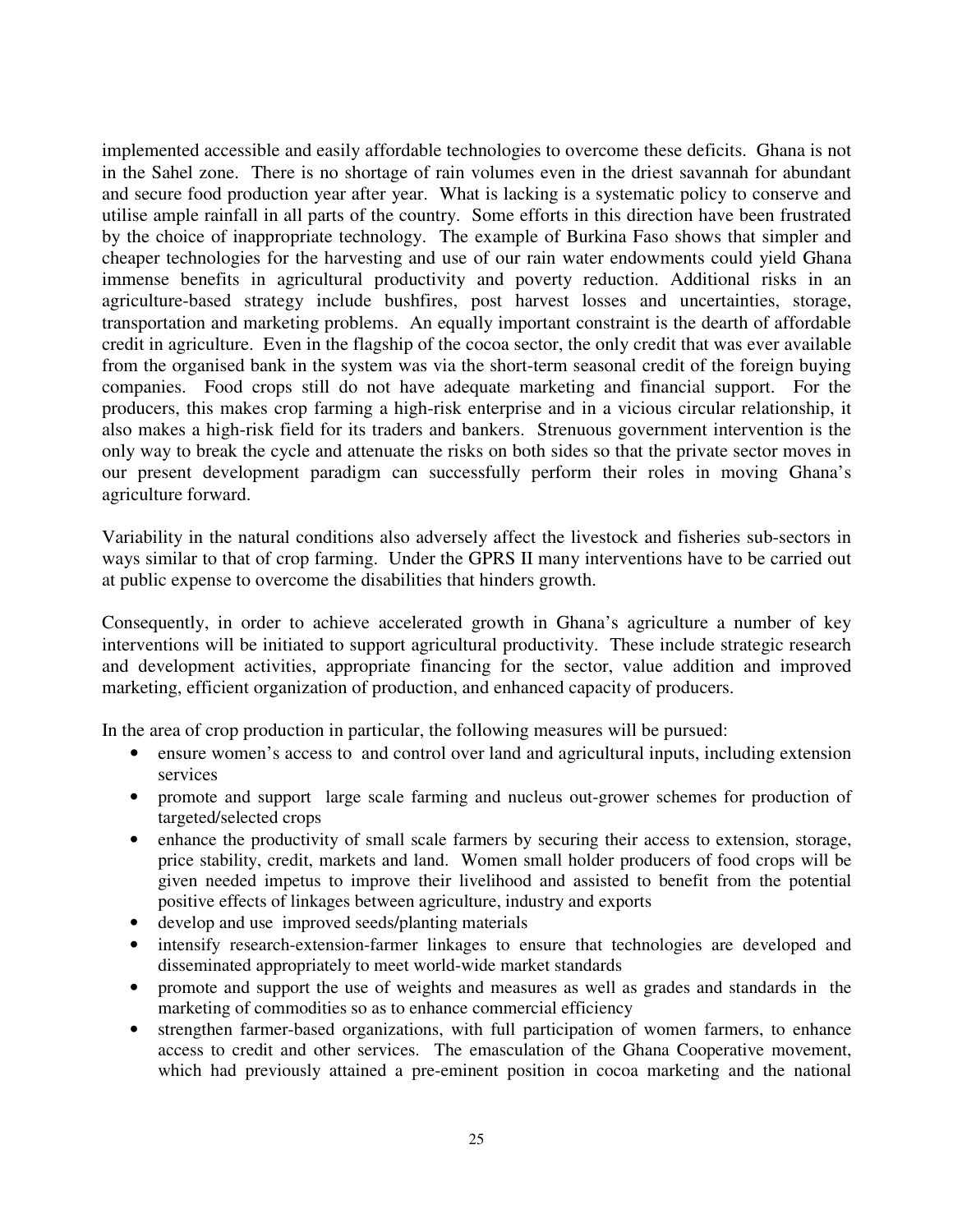implemented accessible and easily affordable technologies to overcome these deficits. Ghana is not in the Sahel zone. There is no shortage of rain volumes even in the driest savannah for abundant and secure food production year after year. What is lacking is a systematic policy to conserve and utilise ample rainfall in all parts of the country. Some efforts in this direction have been frustrated by the choice of inappropriate technology. The example of Burkina Faso shows that simpler and cheaper technologies for the harvesting and use of our rain water endowments could yield Ghana immense benefits in agricultural productivity and poverty reduction. Additional risks in an agriculture-based strategy include bushfires, post harvest losses and uncertainties, storage, transportation and marketing problems. An equally important constraint is the dearth of affordable credit in agriculture. Even in the flagship of the cocoa sector, the only credit that was ever available from the organised bank in the system was via the short-term seasonal credit of the foreign buying companies. Food crops still do not have adequate marketing and financial support. For the producers, this makes crop farming a high-risk enterprise and in a vicious circular relationship, it also makes a high-risk field for its traders and bankers. Strenuous government intervention is the only way to break the cycle and attenuate the risks on both sides so that the private sector moves in our present development paradigm can successfully perform their roles in moving Ghana's agriculture forward.

Variability in the natural conditions also adversely affect the livestock and fisheries sub-sectors in ways similar to that of crop farming. Under the GPRS II many interventions have to be carried out at public expense to overcome the disabilities that hinders growth.

Consequently, in order to achieve accelerated growth in Ghana's agriculture a number of key interventions will be initiated to support agricultural productivity. These include strategic research and development activities, appropriate financing for the sector, value addition and improved marketing, efficient organization of production, and enhanced capacity of producers.

In the area of crop production in particular, the following measures will be pursued:

- ensure women's access to and control over land and agricultural inputs, including extension services
- promote and support large scale farming and nucleus out-grower schemes for production of targeted/selected crops
- enhance the productivity of small scale farmers by securing their access to extension, storage, price stability, credit, markets and land. Women small holder producers of food crops will be given needed impetus to improve their livelihood and assisted to benefit from the potential positive effects of linkages between agriculture, industry and exports
- develop and use improved seeds/planting materials
- intensify research-extension-farmer linkages to ensure that technologies are developed and disseminated appropriately to meet world-wide market standards
- promote and support the use of weights and measures as well as grades and standards in the marketing of commodities so as to enhance commercial efficiency
- strengthen farmer-based organizations, with full participation of women farmers, to enhance access to credit and other services. The emasculation of the Ghana Cooperative movement, which had previously attained a pre-eminent position in cocoa marketing and the national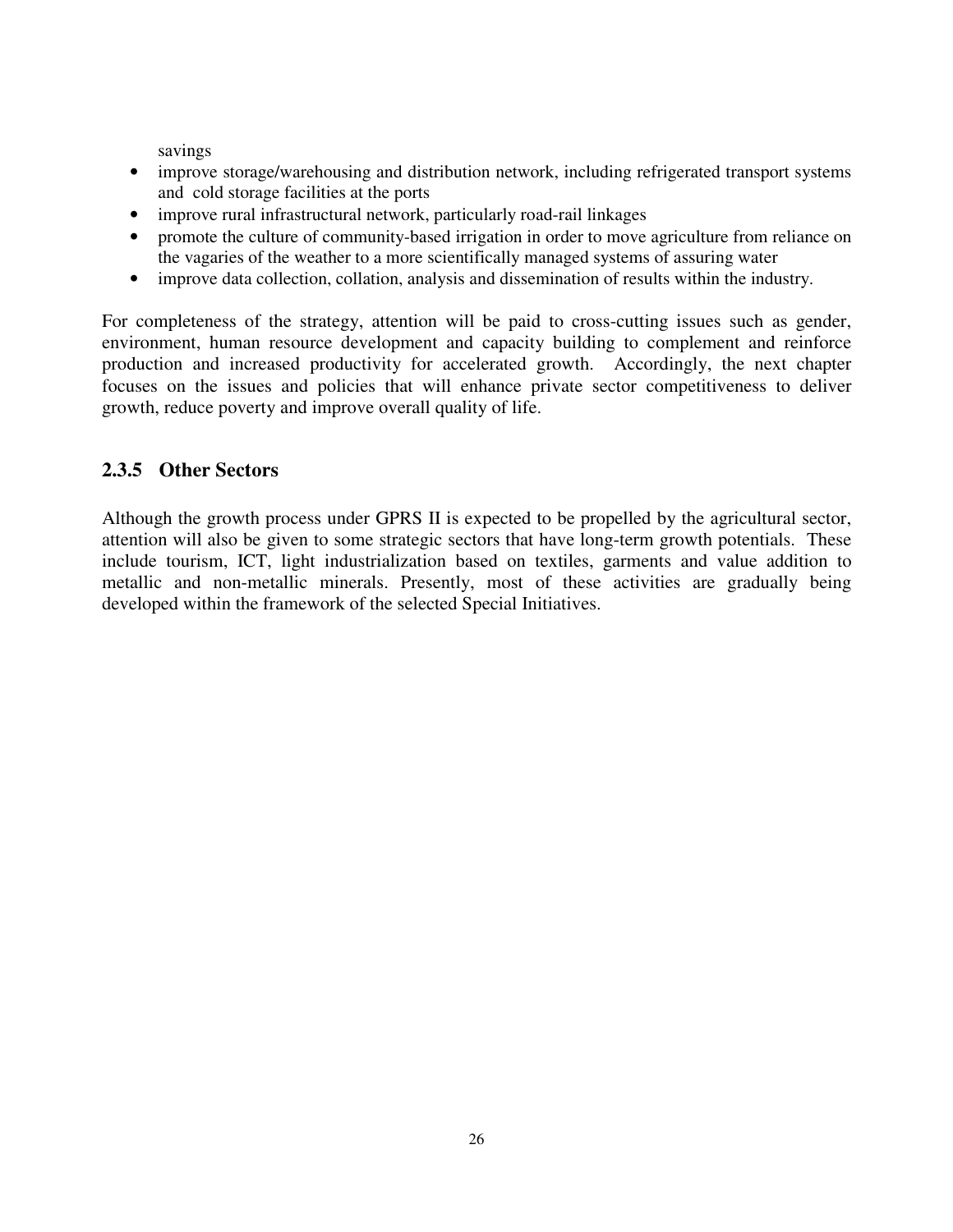savings

- improve storage/warehousing and distribution network, including refrigerated transport systems and cold storage facilities at the ports
- improve rural infrastructural network, particularly road-rail linkages
- promote the culture of community-based irrigation in order to move agriculture from reliance on the vagaries of the weather to a more scientifically managed systems of assuring water
- improve data collection, collation, analysis and dissemination of results within the industry.

For completeness of the strategy, attention will be paid to cross-cutting issues such as gender, environment, human resource development and capacity building to complement and reinforce production and increased productivity for accelerated growth. Accordingly, the next chapter focuses on the issues and policies that will enhance private sector competitiveness to deliver growth, reduce poverty and improve overall quality of life.

### 2.3.5 Other Sectors

Although the growth process under GPRS II is expected to be propelled by the agricultural sector, attention will also be given to some strategic sectors that have long-term growth potentials. These include tourism, ICT, light industrialization based on textiles, garments and value addition to metallic and non-metallic minerals. Presently, most of these activities are gradually being developed within the framework of the selected Special Initiatives.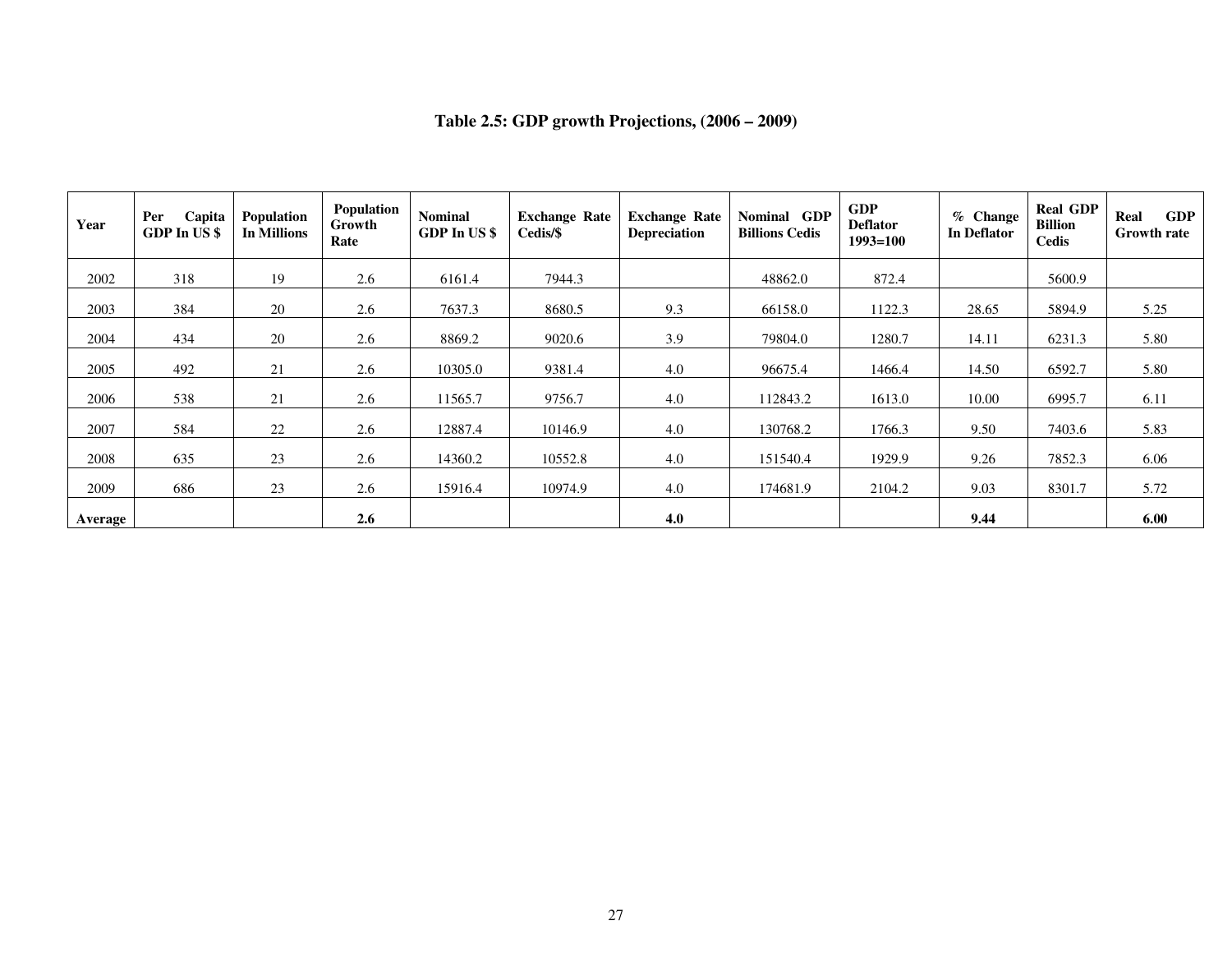**Table 2.5: GDP growth Projections, (2006 – 2009)**

| Year | Per Capita GDP In US $ | Population In Millions | Population Growth Rate | Nominal GDP In US $ | Exchange Rate Cedis/$ | Exchange Rate Depreciation | Nominal GDP Billions Cedis | GDP Deflator 1993=100 | % Change In Deflator | Real GDP Billion Cedis | Real GDP Growth rate |
|---|---|---|---|---|---|---|---|---|---|---|---|
| 2002 | 318 | 19 | 2.6 | 6161.4 | 7944.3 | | 48862.0 | 872.4 | | 5600.9 | |
| 2003 | 384 | 20 | 2.6 | 7637.3 | 8680.5 | 9.3 | 66158.0 | 1122.3 | 28.65 | 5894.9 | 5.25 |
| 2004 | 434 | 20 | 2.6 | 8869.2 | 9020.6 | 3.9 | 79804.0 | 1280.7 | 14.11 | 6231.3 | 5.80 |
| 2005 | 492 | 21 | 2.6 | 10305.0 | 9381.4 | 4.0 | 96675.4 | 1466.4 | 14.50 | 6592.7 | 5.80 |
| 2006 | 538 | 21 | 2.6 | 11565.7 | 9756.7 | 4.0 | 112843.2 | 1613.0 | 10.00 | 6995.7 | 6.11 |
| 2007 | 584 | 22 | 2.6 | 12887.4 | 10146.9 | 4.0 | 130768.2 | 1766.3 | 9.50 | 7403.6 | 5.83 |
| 2008 | 635 | 23 | 2.6 | 14360.2 | 10552.8 | 4.0 | 151540.4 | 1929.9 | 9.26 | 7852.3 | 6.06 |
| 2009 | 686 | 23 | 2.6 | 15916.4 | 10974.9 | 4.0 | 174681.9 | 2104.2 | 9.03 | 8301.7 | 5.72 |
| **Average** | | | **2.6** | | | **4.0** | | | **9.44** | | **6.00** |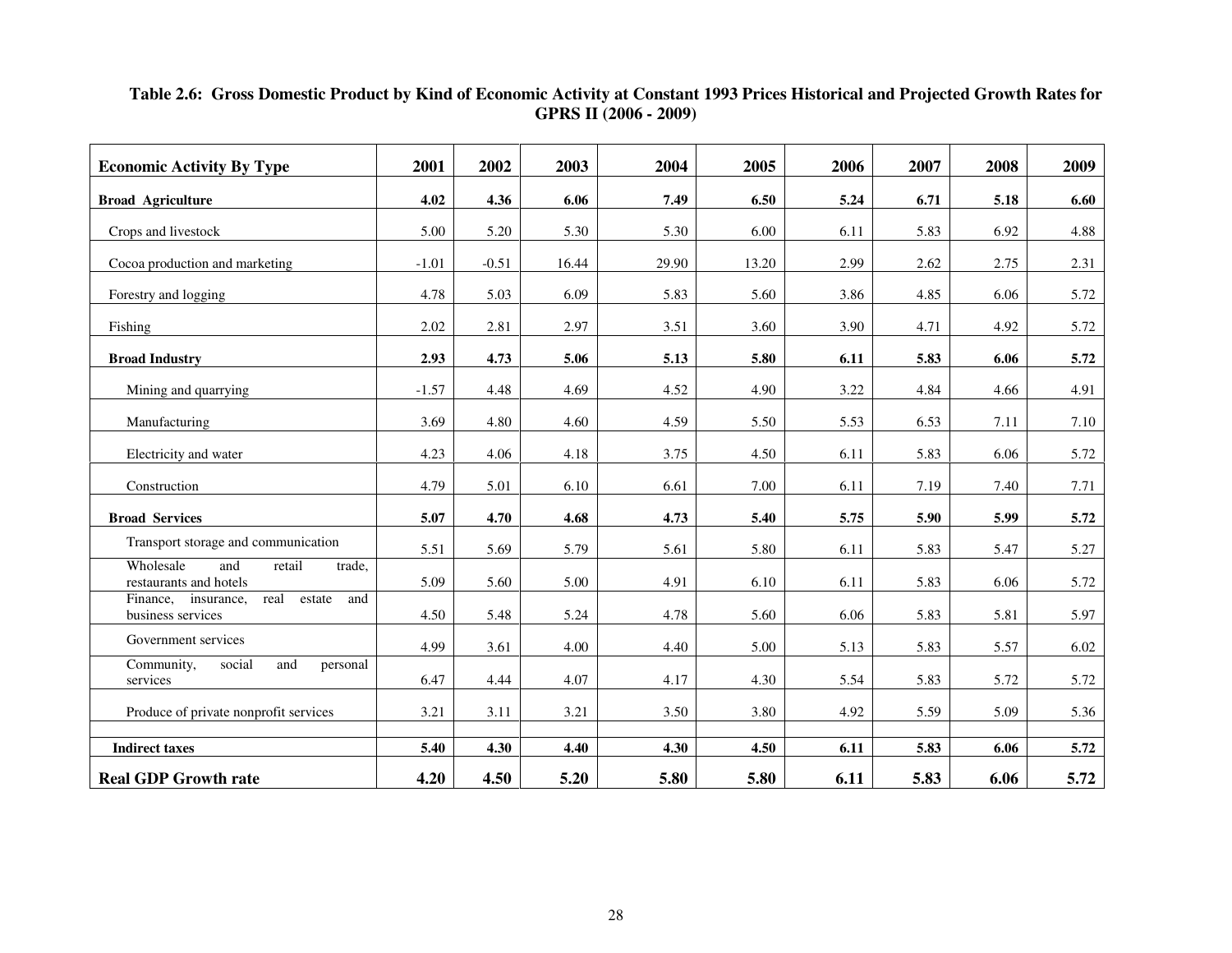**Table 2.6: Gross Domestic Product by Kind of Economic Activity at Constant 1993 Prices Historical and Projected Growth Rates for GPRS II (2006 - 2009)**

| Economic Activity By Type | 2001 | 2002 | 2003 | 2004 | 2005 | 2006 | 2007 | 2008 | 2009 |
|---|---|---|---|---|---|---|---|---|---|
| **Broad Agriculture** | **4.02** | **4.36** | **6.06** | **7.49** | **6.50** | **5.24** | **6.71** | **5.18** | **6.60** |
| Crops and livestock | 5.00 | 5.20 | 5.30 | 5.30 | 6.00 | 6.11 | 5.83 | 6.92 | 4.88 |
| Cocoa production and marketing | -1.01 | -0.51 | 16.44 | 29.90 | 13.20 | 2.99 | 2.62 | 2.75 | 2.31 |
| Forestry and logging | 4.78 | 5.03 | 6.09 | 5.83 | 5.60 | 3.86 | 4.85 | 6.06 | 5.72 |
| Fishing | 2.02 | 2.81 | 2.97 | 3.51 | 3.60 | 3.90 | 4.71 | 4.92 | 5.72 |
| **Broad Industry** | **2.93** | **4.73** | **5.06** | **5.13** | **5.80** | **6.11** | **5.83** | **6.06** | **5.72** |
| Mining and quarrying | -1.57 | 4.48 | 4.69 | 4.52 | 4.90 | 3.22 | 4.84 | 4.66 | 4.91 |
| Manufacturing | 3.69 | 4.80 | 4.60 | 4.59 | 5.50 | 5.53 | 6.53 | 7.11 | 7.10 |
| Electricity and water | 4.23 | 4.06 | 4.18 | 3.75 | 4.50 | 6.11 | 5.83 | 6.06 | 5.72 |
| Construction | 4.79 | 5.01 | 6.10 | 6.61 | 7.00 | 6.11 | 7.19 | 7.40 | 7.71 |
| **Broad Services** | **5.07** | **4.70** | **4.68** | **4.73** | **5.40** | **5.75** | **5.90** | **5.99** | **5.72** |
| Transport storage and communication | 5.51 | 5.69 | 5.79 | 5.61 | 5.80 | 6.11 | 5.83 | 5.47 | 5.27 |
| Wholesale and retail trade, restaurants and hotels | 5.09 | 5.60 | 5.00 | 4.91 | 6.10 | 6.11 | 5.83 | 6.06 | 5.72 |
| Finance, insurance, real estate and business services | 4.50 | 5.48 | 5.24 | 4.78 | 5.60 | 6.06 | 5.83 | 5.81 | 5.97 |
| Government services | 4.99 | 3.61 | 4.00 | 4.40 | 5.00 | 5.13 | 5.83 | 5.57 | 6.02 |
| Community, social and personal services | 6.47 | 4.44 | 4.07 | 4.17 | 4.30 | 5.54 | 5.83 | 5.72 | 5.72 |
| Produce of private nonprofit services | 3.21 | 3.11 | 3.21 | 3.50 | 3.80 | 4.92 | 5.59 | 5.09 | 5.36 |
| **Indirect taxes** | **5.40** | **4.30** | **4.40** | **4.30** | **4.50** | **6.11** | **5.83** | **6.06** | **5.72** |
| **Real GDP Growth rate** | **4.20** | **4.50** | **5.20** | **5.80** | **5.80** | **6.11** | **5.83** | **6.06** | **5.72** |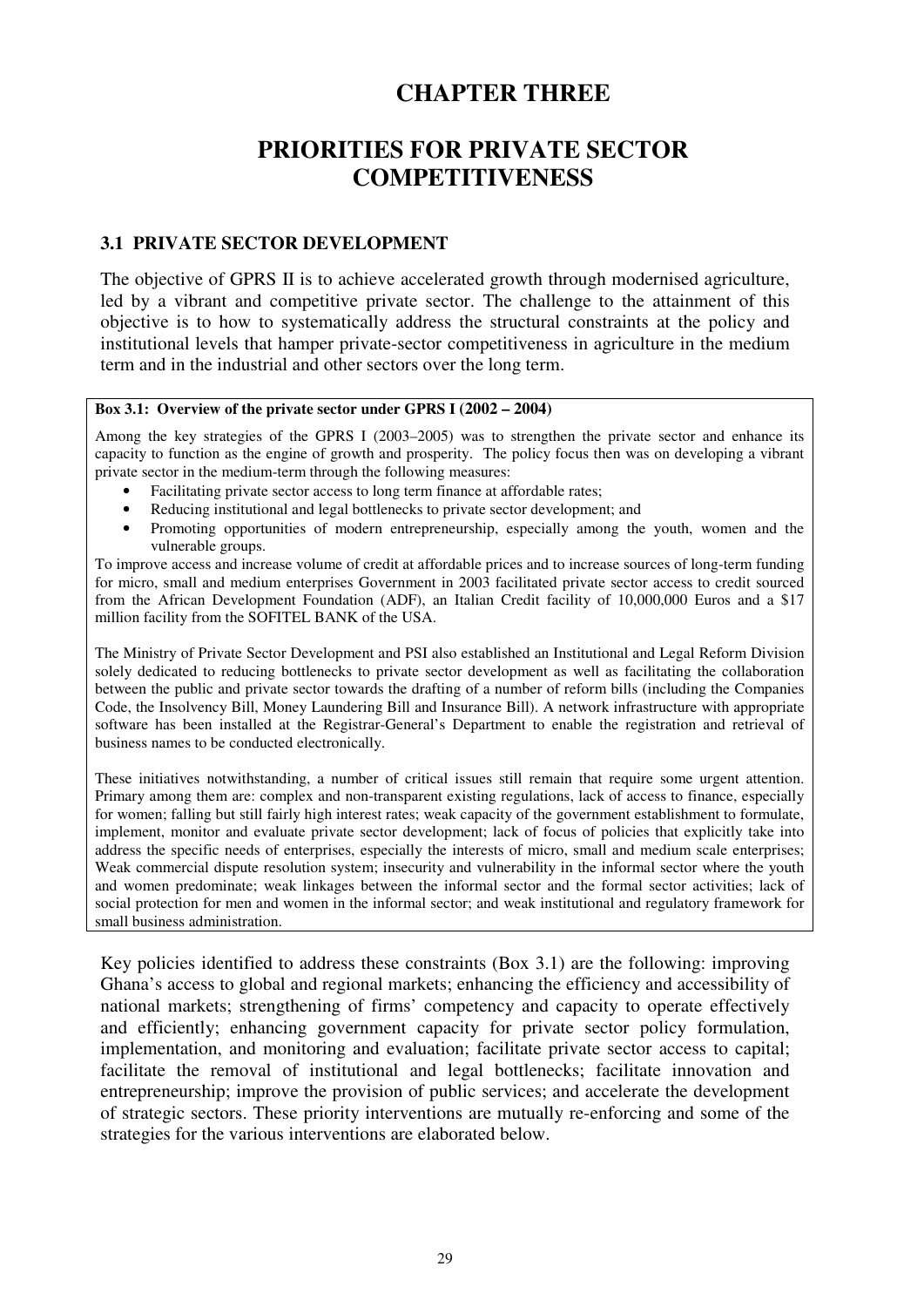# CHAPTER THREE

# PRIORITIES FOR PRIVATE SECTOR COMPETITIVENESS

## 3.1 PRIVATE SECTOR DEVELOPMENT

The objective of GPRS II is to achieve accelerated growth through modernised agriculture, led by a vibrant and competitive private sector. The challenge to the attainment of this objective is to how to systematically address the structural constraints at the policy and institutional levels that hamper private-sector competitiveness in agriculture in the medium term and in the industrial and other sectors over the long term.

**Box 3.1: Overview of the private sector under GPRS I (2002 – 2004)**

Among the key strategies of the GPRS I (2003–2005) was to strengthen the private sector and enhance its capacity to function as the engine of growth and prosperity. The policy focus then was on developing a vibrant private sector in the medium-term through the following measures:

- Facilitating private sector access to long term finance at affordable rates;
- Reducing institutional and legal bottlenecks to private sector development; and
- Promoting opportunities of modern entrepreneurship, especially among the youth, women and the vulnerable groups.

To improve access and increase volume of credit at affordable prices and to increase sources of long-term funding for micro, small and medium enterprises Government in 2003 facilitated private sector access to credit sourced from the African Development Foundation (ADF), an Italian Credit facility of 10,000,000 Euros and a $17 million facility from the SOFITEL BANK of the USA.

The Ministry of Private Sector Development and PSI also established an Institutional and Legal Reform Division solely dedicated to reducing bottlenecks to private sector development as well as facilitating the collaboration between the public and private sector towards the drafting of a number of reform bills (including the Companies Code, the Insolvency Bill, Money Laundering Bill and Insurance Bill). A network infrastructure with appropriate software has been installed at the Registrar-General's Department to enable the registration and retrieval of business names to be conducted electronically.

These initiatives notwithstanding, a number of critical issues still remain that require some urgent attention. Primary among them are: complex and non-transparent existing regulations, lack of access to finance, especially for women; falling but still fairly high interest rates; weak capacity of the government establishment to formulate, implement, monitor and evaluate private sector development; lack of focus of policies that explicitly take into address the specific needs of enterprises, especially the interests of micro, small and medium scale enterprises; Weak commercial dispute resolution system; insecurity and vulnerability in the informal sector where the youth and women predominate; weak linkages between the informal sector and the formal sector activities; lack of social protection for men and women in the informal sector; and weak institutional and regulatory framework for small business administration.

Key policies identified to address these constraints (Box 3.1) are the following: improving Ghana's access to global and regional markets; enhancing the efficiency and accessibility of national markets; strengthening of firms' competency and capacity to operate effectively and efficiently; enhancing government capacity for private sector policy formulation, implementation, and monitoring and evaluation; facilitate private sector access to capital; facilitate the removal of institutional and legal bottlenecks; facilitate innovation and entrepreneurship; improve the provision of public services; and accelerate the development of strategic sectors. These priority interventions are mutually re-enforcing and some of the strategies for the various interventions are elaborated below.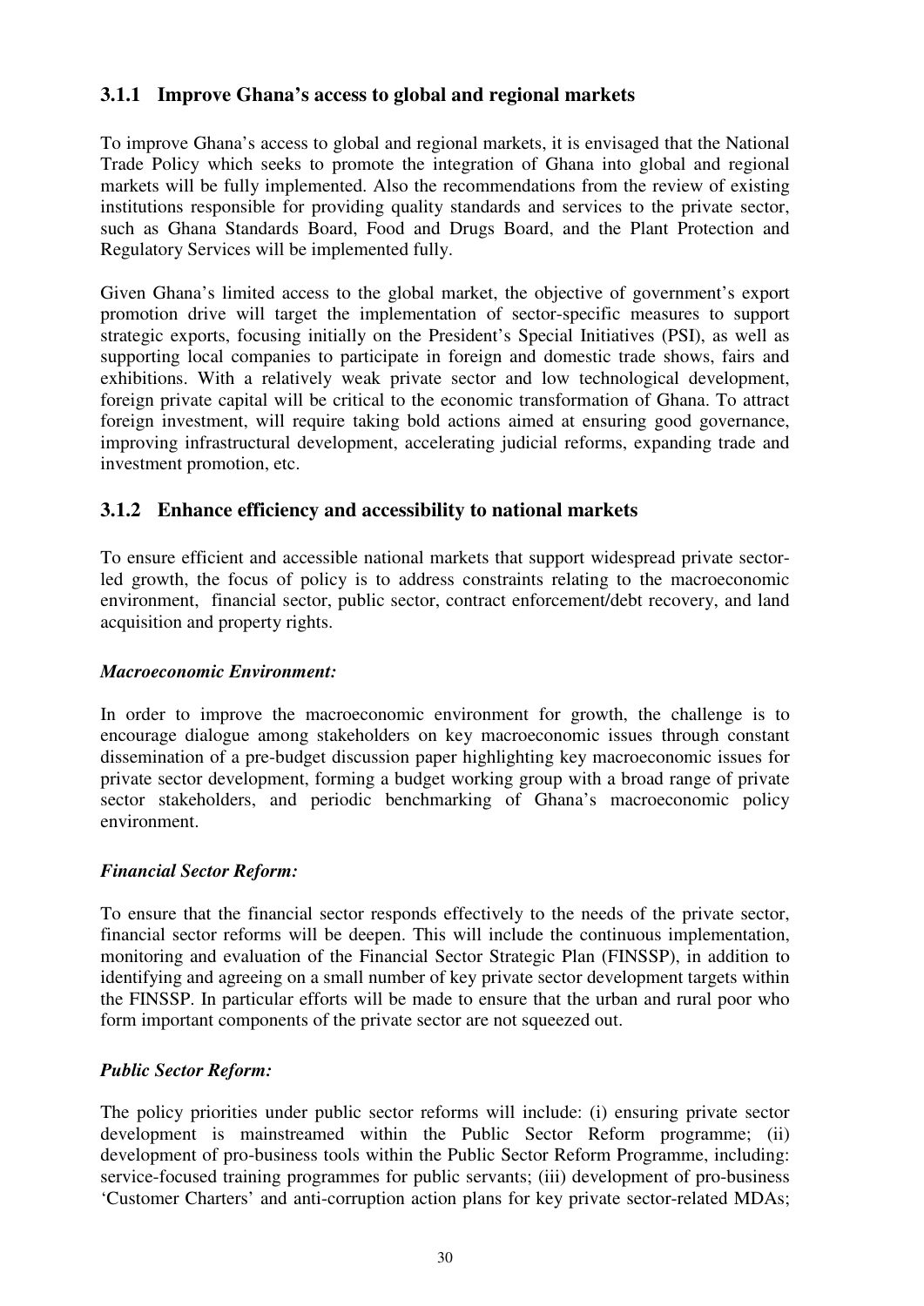### 3.1.1 Improve Ghana's access to global and regional markets

To improve Ghana's access to global and regional markets, it is envisaged that the National Trade Policy which seeks to promote the integration of Ghana into global and regional markets will be fully implemented. Also the recommendations from the review of existing institutions responsible for providing quality standards and services to the private sector, such as Ghana Standards Board, Food and Drugs Board, and the Plant Protection and Regulatory Services will be implemented fully.

Given Ghana's limited access to the global market, the objective of government's export promotion drive will target the implementation of sector-specific measures to support strategic exports, focusing initially on the President's Special Initiatives (PSI), as well as supporting local companies to participate in foreign and domestic trade shows, fairs and exhibitions. With a relatively weak private sector and low technological development, foreign private capital will be critical to the economic transformation of Ghana. To attract foreign investment, will require taking bold actions aimed at ensuring good governance, improving infrastructural development, accelerating judicial reforms, expanding trade and investment promotion, etc.

### 3.1.2 Enhance efficiency and accessibility to national markets

To ensure efficient and accessible national markets that support widespread private sector-led growth, the focus of policy is to address constraints relating to the macroeconomic environment, financial sector, public sector, contract enforcement/debt recovery, and land acquisition and property rights.

***Macroeconomic Environment:***

In order to improve the macroeconomic environment for growth, the challenge is to encourage dialogue among stakeholders on key macroeconomic issues through constant dissemination of a pre-budget discussion paper highlighting key macroeconomic issues for private sector development, forming a budget working group with a broad range of private sector stakeholders, and periodic benchmarking of Ghana's macroeconomic policy environment.

***Financial Sector Reform:***

To ensure that the financial sector responds effectively to the needs of the private sector, financial sector reforms will be deepen. This will include the continuous implementation, monitoring and evaluation of the Financial Sector Strategic Plan (FINSSP), in addition to identifying and agreeing on a small number of key private sector development targets within the FINSSP. In particular efforts will be made to ensure that the urban and rural poor who form important components of the private sector are not squeezed out.

***Public Sector Reform:***

The policy priorities under public sector reforms will include: (i) ensuring private sector development is mainstreamed within the Public Sector Reform programme; (ii) development of pro-business tools within the Public Sector Reform Programme, including: service-focused training programmes for public servants; (iii) development of pro-business 'Customer Charters' and anti-corruption action plans for key private sector-related MDAs;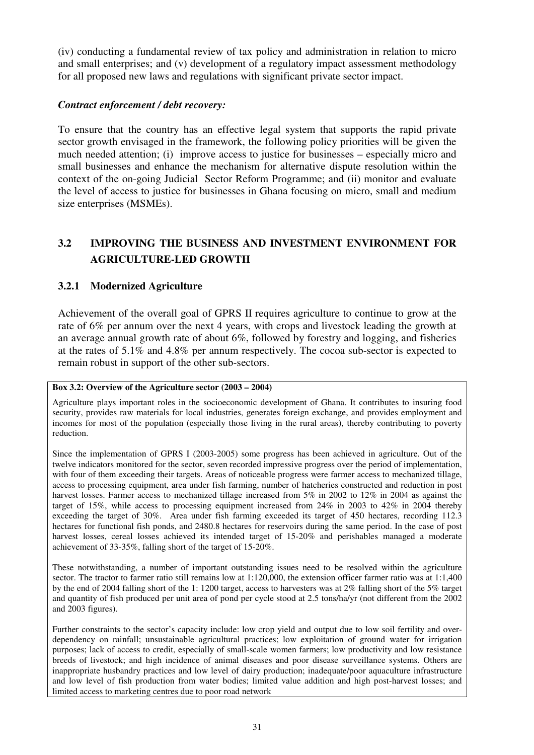(iv) conducting a fundamental review of tax policy and administration in relation to micro and small enterprises; and (v) development of a regulatory impact assessment methodology for all proposed new laws and regulations with significant private sector impact.

***Contract enforcement / debt recovery:***

To ensure that the country has an effective legal system that supports the rapid private sector growth envisaged in the framework, the following policy priorities will be given the much needed attention; (i) improve access to justice for businesses – especially micro and small businesses and enhance the mechanism for alternative dispute resolution within the context of the on-going Judicial Sector Reform Programme; and (ii) monitor and evaluate the level of access to justice for businesses in Ghana focusing on micro, small and medium size enterprises (MSMEs).

## 3.2 IMPROVING THE BUSINESS AND INVESTMENT ENVIRONMENT FOR AGRICULTURE-LED GROWTH

### 3.2.1 Modernized Agriculture

Achievement of the overall goal of GPRS II requires agriculture to continue to grow at the rate of 6% per annum over the next 4 years, with crops and livestock leading the growth at an average annual growth rate of about 6%, followed by forestry and logging, and fisheries at the rates of 5.1% and 4.8% per annum respectively. The cocoa sub-sector is expected to remain robust in support of the other sub-sectors.

**Box 3.2: Overview of the Agriculture sector (2003 – 2004)**

Agriculture plays important roles in the socioeconomic development of Ghana. It contributes to insuring food security, provides raw materials for local industries, generates foreign exchange, and provides employment and incomes for most of the population (especially those living in the rural areas), thereby contributing to poverty reduction.

Since the implementation of GPRS I (2003-2005) some progress has been achieved in agriculture. Out of the twelve indicators monitored for the sector, seven recorded impressive progress over the period of implementation, with four of them exceeding their targets. Areas of noticeable progress were farmer access to mechanized tillage, access to processing equipment, area under fish farming, number of hatcheries constructed and reduction in post harvest losses. Farmer access to mechanized tillage increased from 5% in 2002 to 12% in 2004 as against the target of 15%, while access to processing equipment increased from 24% in 2003 to 42% in 2004 thereby exceeding the target of 30%. Area under fish farming exceeded its target of 450 hectares, recording 112.3 hectares for functional fish ponds, and 2480.8 hectares for reservoirs during the same period. In the case of post harvest losses, cereal losses achieved its intended target of 15-20% and perishables managed a moderate achievement of 33-35%, falling short of the target of 15-20%.

These notwithstanding, a number of important outstanding issues need to be resolved within the agriculture sector. The tractor to farmer ratio still remains low at 1:120,000, the extension officer farmer ratio was at 1:1,400 by the end of 2004 falling short of the 1: 1200 target, access to harvesters was at 2% falling short of the 5% target and quantity of fish produced per unit area of pond per cycle stood at 2.5 tons/ha/yr (not different from the 2002 and 2003 figures).

Further constraints to the sector's capacity include: low crop yield and output due to low soil fertility and over-dependency on rainfall; unsustainable agricultural practices; low exploitation of ground water for irrigation purposes; lack of access to credit, especially of small-scale women farmers; low productivity and low resistance breeds of livestock; and high incidence of animal diseases and poor disease surveillance systems. Others are inappropriate husbandry practices and low level of dairy production; inadequate/poor aquaculture infrastructure and low level of fish production from water bodies; limited value addition and high post-harvest losses; and limited access to marketing centres due to poor road network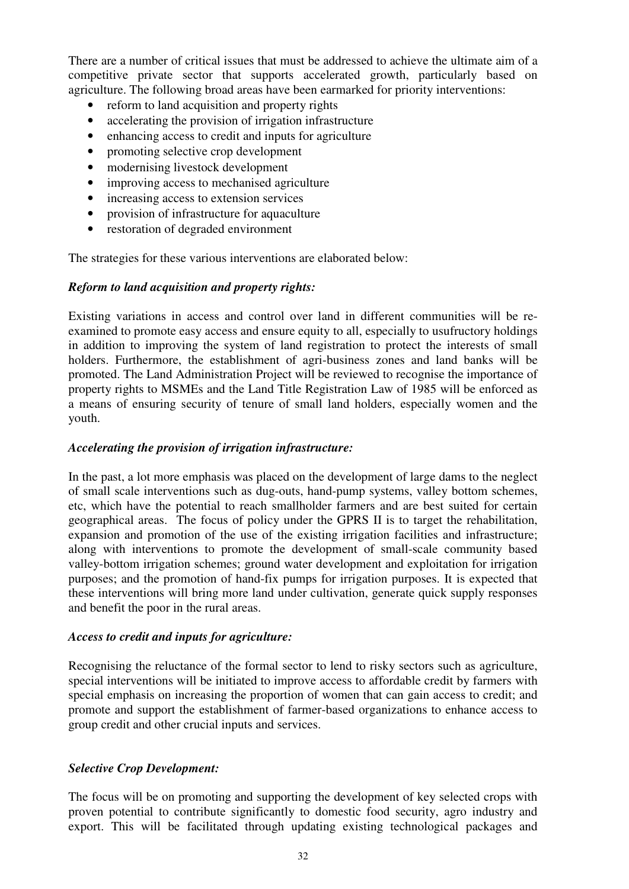There are a number of critical issues that must be addressed to achieve the ultimate aim of a competitive private sector that supports accelerated growth, particularly based on agriculture. The following broad areas have been earmarked for priority interventions:

- reform to land acquisition and property rights
- accelerating the provision of irrigation infrastructure
- enhancing access to credit and inputs for agriculture
- promoting selective crop development
- modernising livestock development
- improving access to mechanised agriculture
- increasing access to extension services
- provision of infrastructure for aquaculture
- restoration of degraded environment

The strategies for these various interventions are elaborated below:

***Reform to land acquisition and property rights:***

Existing variations in access and control over land in different communities will be re-examined to promote easy access and ensure equity to all, especially to usufructory holdings in addition to improving the system of land registration to protect the interests of small holders. Furthermore, the establishment of agri-business zones and land banks will be promoted. The Land Administration Project will be reviewed to recognise the importance of property rights to MSMEs and the Land Title Registration Law of 1985 will be enforced as a means of ensuring security of tenure of small land holders, especially women and the youth.

***Accelerating the provision of irrigation infrastructure:***

In the past, a lot more emphasis was placed on the development of large dams to the neglect of small scale interventions such as dug-outs, hand-pump systems, valley bottom schemes, etc, which have the potential to reach smallholder farmers and are best suited for certain geographical areas. The focus of policy under the GPRS II is to target the rehabilitation, expansion and promotion of the use of the existing irrigation facilities and infrastructure; along with interventions to promote the development of small-scale community based valley-bottom irrigation schemes; ground water development and exploitation for irrigation purposes; and the promotion of hand-fix pumps for irrigation purposes. It is expected that these interventions will bring more land under cultivation, generate quick supply responses and benefit the poor in the rural areas.

***Access to credit and inputs for agriculture:***

Recognising the reluctance of the formal sector to lend to risky sectors such as agriculture, special interventions will be initiated to improve access to affordable credit by farmers with special emphasis on increasing the proportion of women that can gain access to credit; and promote and support the establishment of farmer-based organizations to enhance access to group credit and other crucial inputs and services.

***Selective Crop Development:***

The focus will be on promoting and supporting the development of key selected crops with proven potential to contribute significantly to domestic food security, agro industry and export. This will be facilitated through updating existing technological packages and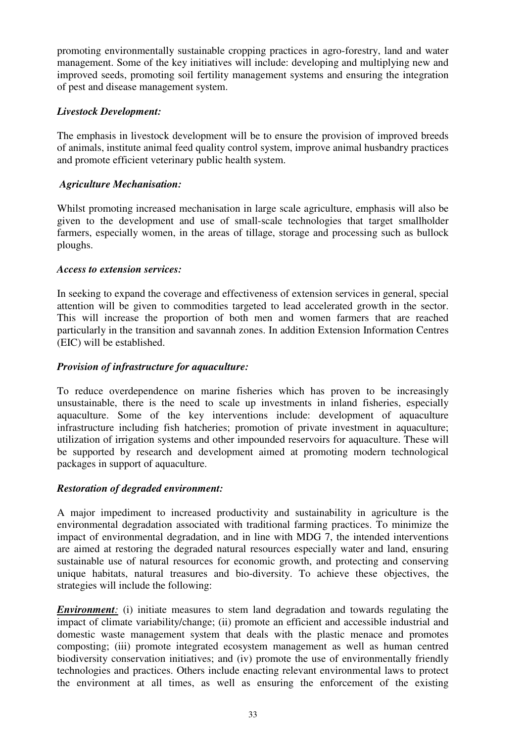promoting environmentally sustainable cropping practices in agro-forestry, land and water management. Some of the key initiatives will include: developing and multiplying new and improved seeds, promoting soil fertility management systems and ensuring the integration of pest and disease management system.

***Livestock Development:***

The emphasis in livestock development will be to ensure the provision of improved breeds of animals, institute animal feed quality control system, improve animal husbandry practices and promote efficient veterinary public health system.

***Agriculture Mechanisation:***

Whilst promoting increased mechanisation in large scale agriculture, emphasis will also be given to the development and use of small-scale technologies that target smallholder farmers, especially women, in the areas of tillage, storage and processing such as bullock ploughs.

***Access to extension services:***

In seeking to expand the coverage and effectiveness of extension services in general, special attention will be given to commodities targeted to lead accelerated growth in the sector. This will increase the proportion of both men and women farmers that are reached particularly in the transition and savannah zones. In addition Extension Information Centres (EIC) will be established.

***Provision of infrastructure for aquaculture:***

To reduce overdependence on marine fisheries which has proven to be increasingly unsustainable, there is the need to scale up investments in inland fisheries, especially aquaculture. Some of the key interventions include: development of aquaculture infrastructure including fish hatcheries; promotion of private investment in aquaculture; utilization of irrigation systems and other impounded reservoirs for aquaculture. These will be supported by research and development aimed at promoting modern technological packages in support of aquaculture.

***Restoration of degraded environment:***

A major impediment to increased productivity and sustainability in agriculture is the environmental degradation associated with traditional farming practices. To minimize the impact of environmental degradation, and in line with MDG 7, the intended interventions are aimed at restoring the degraded natural resources especially water and land, ensuring sustainable use of natural resources for economic growth, and protecting and conserving unique habitats, natural treasures and bio-diversity. To achieve these objectives, the strategies will include the following:

***Environment:*** (i) initiate measures to stem land degradation and towards regulating the impact of climate variability/change; (ii) promote an efficient and accessible industrial and domestic waste management system that deals with the plastic menace and promotes composting; (iii) promote integrated ecosystem management as well as human centred biodiversity conservation initiatives; and (iv) promote the use of environmentally friendly technologies and practices. Others include enacting relevant environmental laws to protect the environment at all times, as well as ensuring the enforcement of the existing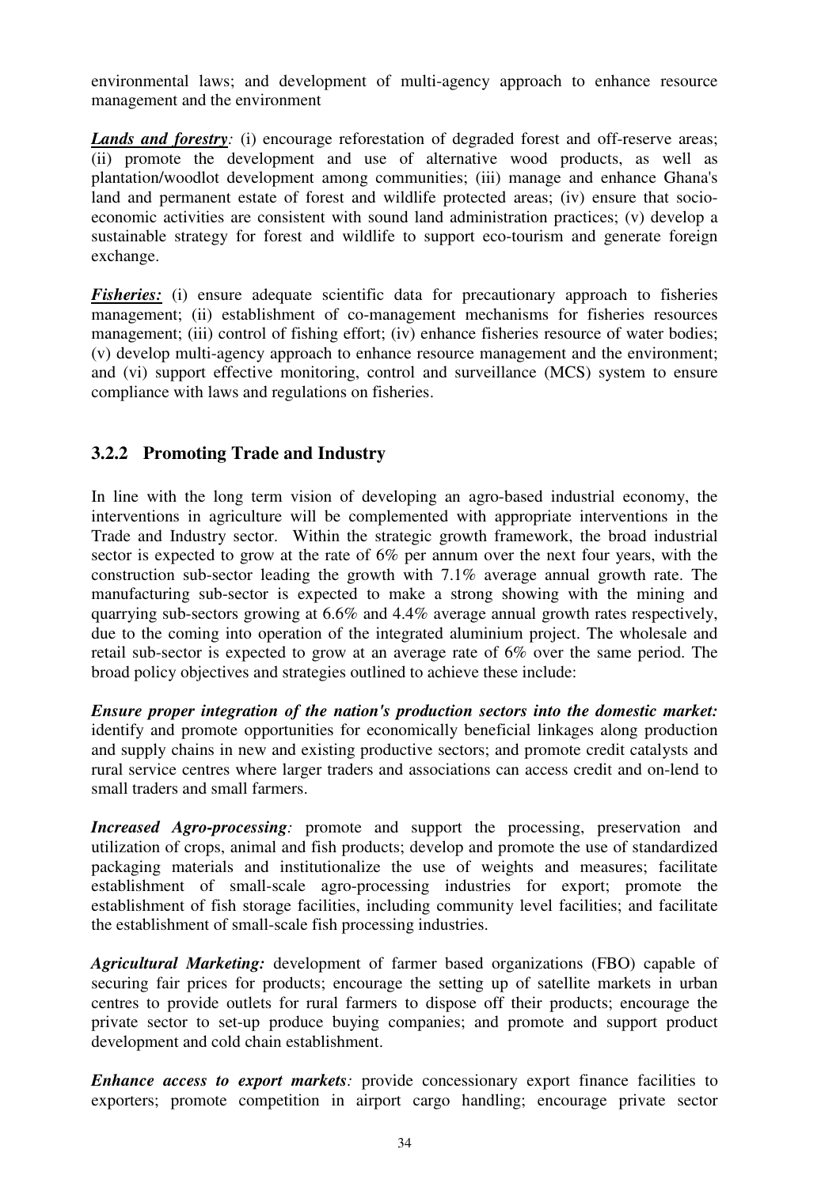environmental laws; and development of multi-agency approach to enhance resource management and the environment

***Lands and forestry****:* (i) encourage reforestation of degraded forest and off-reserve areas; (ii) promote the development and use of alternative wood products, as well as plantation/woodlot development among communities; (iii) manage and enhance Ghana's land and permanent estate of forest and wildlife protected areas; (iv) ensure that socio-economic activities are consistent with sound land administration practices; (v) develop a sustainable strategy for forest and wildlife to support eco-tourism and generate foreign exchange.

***Fisheries:*** (i) ensure adequate scientific data for precautionary approach to fisheries management; (ii) establishment of co-management mechanisms for fisheries resources management; (iii) control of fishing effort; (iv) enhance fisheries resource of water bodies; (v) develop multi-agency approach to enhance resource management and the environment; and (vi) support effective monitoring, control and surveillance (MCS) system to ensure compliance with laws and regulations on fisheries.

### 3.2.2 Promoting Trade and Industry

In line with the long term vision of developing an agro-based industrial economy, the interventions in agriculture will be complemented with appropriate interventions in the Trade and Industry sector. Within the strategic growth framework, the broad industrial sector is expected to grow at the rate of 6% per annum over the next four years, with the construction sub-sector leading the growth with 7.1% average annual growth rate. The manufacturing sub-sector is expected to make a strong showing with the mining and quarrying sub-sectors growing at 6.6% and 4.4% average annual growth rates respectively, due to the coming into operation of the integrated aluminium project. The wholesale and retail sub-sector is expected to grow at an average rate of 6% over the same period. The broad policy objectives and strategies outlined to achieve these include:

***Ensure proper integration of the nation's production sectors into the domestic market:*** identify and promote opportunities for economically beneficial linkages along production and supply chains in new and existing productive sectors; and promote credit catalysts and rural service centres where larger traders and associations can access credit and on-lend to small traders and small farmers.

***Increased Agro-processing****:* promote and support the processing, preservation and utilization of crops, animal and fish products; develop and promote the use of standardized packaging materials and institutionalize the use of weights and measures; facilitate establishment of small-scale agro-processing industries for export; promote the establishment of fish storage facililities, including community level facilities; and facilitate the establishment of small-scale fish processing industries.

***Agricultural Marketing:*** development of farmer based organizations (FBO) capable of securing fair prices for products; encourage the setting up of satellite markets in urban centres to provide outlets for rural farmers to dispose off their products; encourage the private sector to set-up produce buying companies; and promote and support product development and cold chain establishment.

***Enhance access to export markets****:* provide concessionary export finance facilities to exporters; promote competition in airport cargo handling; encourage private sector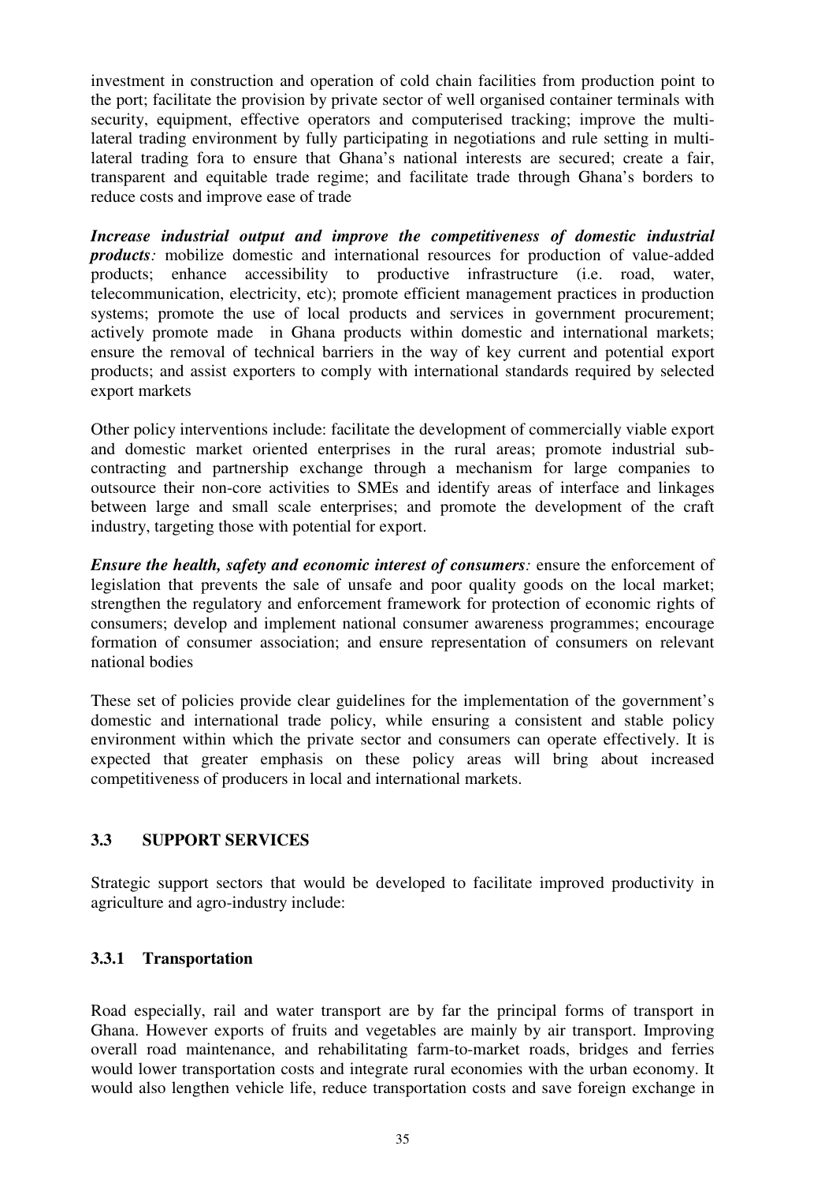investment in construction and operation of cold chain facilities from production point to the port; facilitate the provision by private sector of well organised container terminals with security, equipment, effective operators and computerised tracking; improve the multi-lateral trading environment by fully participating in negotiations and rule setting in multi-lateral trading fora to ensure that Ghana's national interests are secured; create a fair, transparent and equitable trade regime; and facilitate trade through Ghana's borders to reduce costs and improve ease of trade

***Increase industrial output and improve the competitiveness of domestic industrial products:*** mobilize domestic and international resources for production of value-added products; enhance accessibility to productive infrastructure (i.e. road, water, telecommunication, electricity, etc); promote efficient management practices in production systems; promote the use of local products and services in government procurement; actively promote made in Ghana products within domestic and international markets; ensure the removal of technical barriers in the way of key current and potential export products; and assist exporters to comply with international standards required by selected export markets

Other policy interventions include: facilitate the development of commercially viable export and domestic market oriented enterprises in the rural areas; promote industrial sub-contracting and partnership exchange through a mechanism for large companies to outsource their non-core activities to SMEs and identify areas of interface and linkages between large and small scale enterprises; and promote the development of the craft industry, targeting those with potential for export.

***Ensure the health, safety and economic interest of consumers:*** ensure the enforcement of legislation that prevents the sale of unsafe and poor quality goods on the local market; strengthen the regulatory and enforcement framework for protection of economic rights of consumers; develop and implement national consumer awareness programmes; encourage formation of consumer association; and ensure representation of consumers on relevant national bodies

These set of policies provide clear guidelines for the implementation of the government's domestic and international trade policy, while ensuring a consistent and stable policy environment within which the private sector and consumers can operate effectively. It is expected that greater emphasis on these policy areas will bring about increased competitiveness of producers in local and international markets.

## 3.3 SUPPORT SERVICES

Strategic support sectors that would be developed to facilitate improved productivity in agriculture and agro-industry include:

### 3.3.1 Transportation

Road especially, rail and water transport are by far the principal forms of transport in Ghana. However exports of fruits and vegetables are mainly by air transport. Improving overall road maintenance, and rehabilitating farm-to-market roads, bridges and ferries would lower transportation costs and integrate rural economies with the urban economy. It would also lengthen vehicle life, reduce transportation costs and save foreign exchange in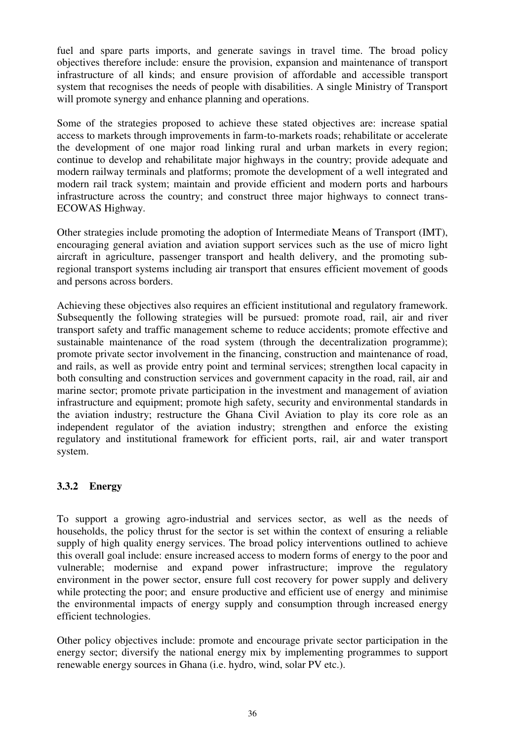fuel and spare parts imports, and generate savings in travel time. The broad policy objectives therefore include: ensure the provision, expansion and maintenance of transport infrastructure of all kinds; and ensure provision of affordable and accessible transport system that recognises the needs of people with disabilities. A single Ministry of Transport will promote synergy and enhance planning and operations.

Some of the strategies proposed to achieve these stated objectives are: increase spatial access to markets through improvements in farm-to-markets roads; rehabilitate or accelerate the development of one major road linking rural and urban markets in every region; continue to develop and rehabilitate major highways in the country; provide adequate and modern railway terminals and platforms; promote the development of a well integrated and modern rail track system; maintain and provide efficient and modern ports and harbours infrastructure across the country; and construct three major highways to connect trans-ECOWAS Highway.

Other strategies include promoting the adoption of Intermediate Means of Transport (IMT), encouraging general aviation and aviation support services such as the use of micro light aircraft in agriculture, passenger transport and health delivery, and the promoting sub-regional transport systems including air transport that ensures efficient movement of goods and persons across borders.

Achieving these objectives also requires an efficient institutional and regulatory framework. Subsequently the following strategies will be pursued: promote road, rail, air and river transport safety and traffic management scheme to reduce accidents; promote effective and sustainable maintenance of the road system (through the decentralization programme); promote private sector involvement in the financing, construction and maintenance of road, and rails, as well as provide entry point and terminal services; strengthen local capacity in both consulting and construction services and government capacity in the road, rail, air and marine sector; promote private participation in the investment and management of aviation infrastructure and equipment; promote high safety, security and environmental standards in the aviation industry; restructure the Ghana Civil Aviation to play its core role as an independent regulator of the aviation industry; strengthen and enforce the existing regulatory and institutional framework for efficient ports, rail, air and water transport system.

### 3.3.2 Energy

To support a growing agro-industrial and services sector, as well as the needs of households, the policy thrust for the sector is set within the context of ensuring a reliable supply of high quality energy services. The broad policy interventions outlined to achieve this overall goal include: ensure increased access to modern forms of energy to the poor and vulnerable; modernise and expand power infrastructure; improve the regulatory environment in the power sector, ensure full cost recovery for power supply and delivery while protecting the poor; and ensure productive and efficient use of energy and minimise the environmental impacts of energy supply and consumption through increased energy efficient technologies.

Other policy objectives include: promote and encourage private sector participation in the energy sector; diversify the national energy mix by implementing programmes to support renewable energy sources in Ghana (i.e. hydro, wind, solar PV etc.).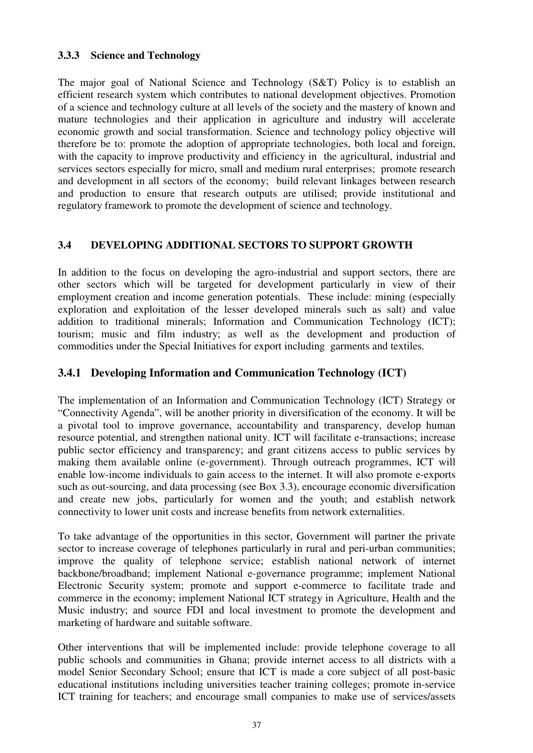### 3.3.3 Science and Technology

The major goal of National Science and Technology (S&T) Policy is to establish an efficient research system which contributes to national development objectives. Promotion of a science and technology culture at all levels of the society and the mastery of known and mature technologies and their application in agriculture and industry will accelerate economic growth and social transformation. Science and technology policy objective will therefore be to: promote the adoption of appropriate technologies, both local and foreign, with the capacity to improve productivity and efficiency in the agricultural, industrial and services sectors especially for micro, small and medium rural enterprises; promote research and development in all sectors of the economy; build relevant linkages between research and production to ensure that research outputs are utilised; provide institutional and regulatory framework to promote the development of science and technology.

### 3.4 DEVELOPING ADDITIONAL SECTORS TO SUPPORT GROWTH

In addition to the focus on developing the agro-industrial and support sectors, there are other sectors which will be targeted for development particularly in view of their employment creation and income generation potentials. These include: mining (especially exploration and exploitation of the lesser developed minerals such as salt) and value addition to traditional minerals; Information and Communication Technology (ICT); tourism; music and film industry; as well as the development and production of commodities under the Special Initiatives for export including garments and textiles.

### 3.4.1 Developing Information and Communication Technology (ICT)

The implementation of an Information and Communication Technology (ICT) Strategy or "Connectivity Agenda", will be another priority in diversification of the economy. It will be a pivotal tool to improve governance, accountability and transparency, develop human resource potential, and strengthen national unity. ICT will facilitate e-transactions; increase public sector efficiency and transparency; and grant citizens access to public services by making them available online (e-government). Through outreach programmes, ICT will enable low-income individuals to gain access to the internet. It will also promote e-exports such as out-sourcing, and data processing (see Box 3.3), encourage economic diversification and create new jobs, particularly for women and the youth; and establish network connectivity to lower unit costs and increase benefits from network externalities.

To take advantage of the opportunities in this sector, Government will partner the private sector to increase coverage of telephones particularly in rural and peri-urban communities; improve the quality of telephone service; establish national network of internet backbone/broadband; implement National e-governance programme; implement National Electronic Security system; promote and support e-commerce to facilitate trade and commerce in the economy; implement National ICT strategy in Agriculture, Health and the Music industry; and source FDI and local investment to promote the development and marketing of hardware and suitable software.

Other interventions that will be implemented include: provide telephone coverage to all public schools and communities in Ghana; provide internet access to all districts with a model Senior Secondary School; ensure that ICT is made a core subject of all post-basic educational institutions including universities teacher training colleges; promote in-service ICT training for teachers; and encourage small companies to make use of services/assets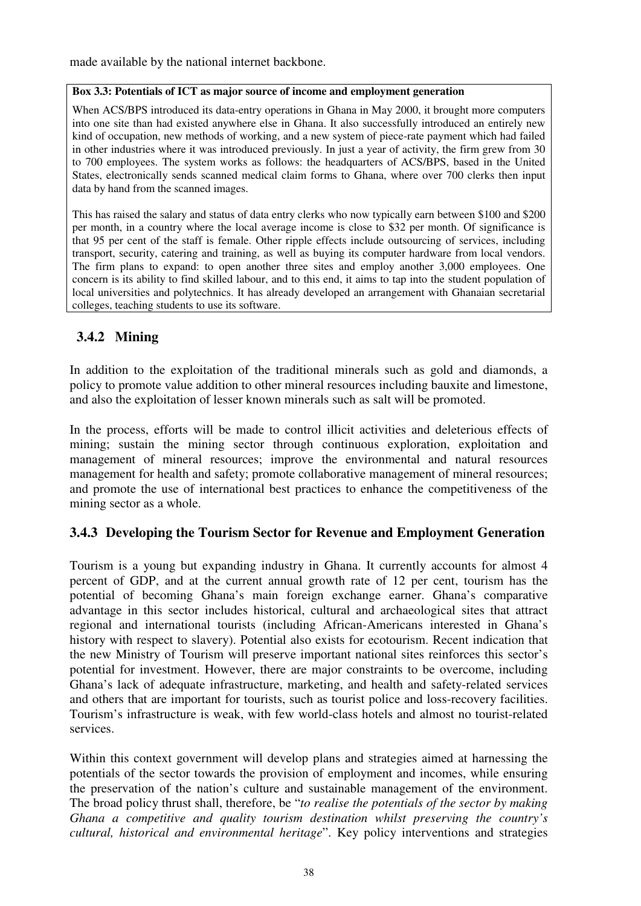made available by the national internet backbone.

**Box 3.3: Potentials of ICT as major source of income and employment generation**

When ACS/BPS introduced its data-entry operations in Ghana in May 2000, it brought more computers into one site than had existed anywhere else in Ghana. It also successfully introduced an entirely new kind of occupation, new methods of working, and a new system of piece-rate payment which had failed in other industries where it was introduced previously. In just a year of activity, the firm grew from 30 to 700 employees. The system works as follows: the headquarters of ACS/BPS, based in the United States, electronically sends scanned medical claim forms to Ghana, where over 700 clerks then input data by hand from the scanned images.

This has raised the salary and status of data entry clerks who now typically earn between \$100 and \$200 per month, in a country where the local average income is close to \$32 per month. Of significance is that 95 per cent of the staff is female. Other ripple effects include outsourcing of services, including transport, security, catering and training, as well as buying its computer hardware from local vendors. The firm plans to expand: to open another three sites and employ another 3,000 employees. One concern is its ability to find skilled labour, and to this end, it aims to tap into the student population of local universities and polytechnics. It has already developed an arrangement with Ghanaian secretarial colleges, teaching students to use its software.

### 3.4.2 Mining

In addition to the exploitation of the traditional minerals such as gold and diamonds, a policy to promote value addition to other mineral resources including bauxite and limestone, and also the exploitation of lesser known minerals such as salt will be promoted.

In the process, efforts will be made to control illicit activities and deleterious effects of mining; sustain the mining sector through continuous exploration, exploitation and management of mineral resources; improve the environmental and natural resources management for health and safety; promote collaborative management of mineral resources; and promote the use of international best practices to enhance the competitiveness of the mining sector as a whole.

### 3.4.3 Developing the Tourism Sector for Revenue and Employment Generation

Tourism is a young but expanding industry in Ghana. It currently accounts for almost 4 percent of GDP, and at the current annual growth rate of 12 per cent, tourism has the potential of becoming Ghana's main foreign exchange earner. Ghana's comparative advantage in this sector includes historical, cultural and archaeological sites that attract regional and international tourists (including African-Americans interested in Ghana's history with respect to slavery). Potential also exists for ecotourism. Recent indication that the new Ministry of Tourism will preserve important national sites reinforces this sector's potential for investment. However, there are major constraints to be overcome, including Ghana's lack of adequate infrastructure, marketing, and health and safety-related services and others that are important for tourists, such as tourist police and loss-recovery facilities. Tourism's infrastructure is weak, with few world-class hotels and almost no tourist-related services.

Within this context government will develop plans and strategies aimed at harnessing the potentials of the sector towards the provision of employment and incomes, while ensuring the preservation of the nation's culture and sustainable management of the environment. The broad policy thrust shall, therefore, be "*to realise the potentials of the sector by making Ghana a competitive and quality tourism destination whilst preserving the country's cultural, historical and environmental heritage*". Key policy interventions and strategies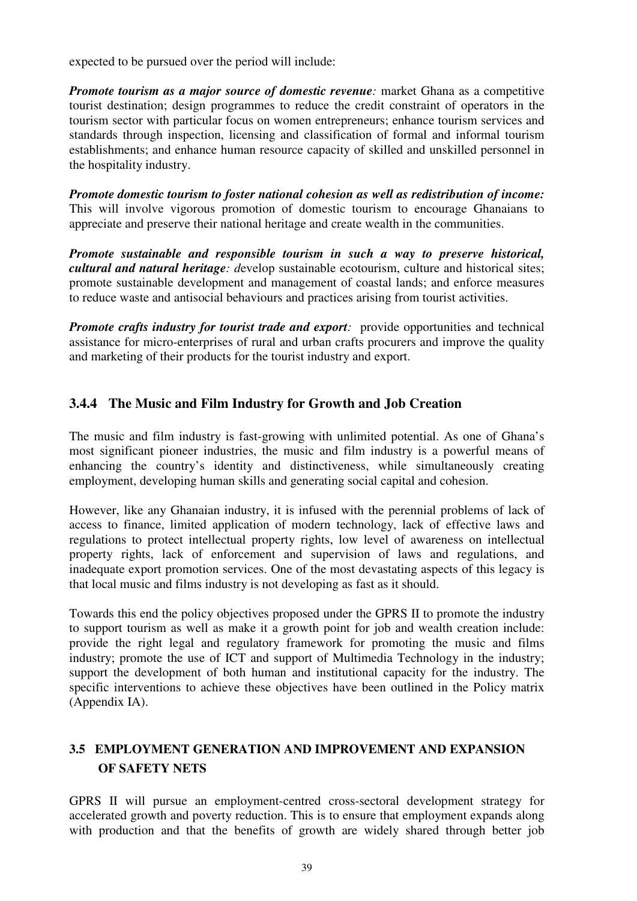expected to be pursued over the period will include:

***Promote tourism as a major source of domestic revenue**:* market Ghana as a competitive tourist destination; design programmes to reduce the credit constraint of operators in the tourism sector with particular focus on women entrepreneurs; enhance tourism services and standards through inspection, licensing and classification of formal and informal tourism establishments; and enhance human resource capacity of skilled and unskilled personnel in the hospitality industry.

***Promote domestic tourism to foster national cohesion as well as redistribution of income:*** This will involve vigorous promotion of domestic tourism to encourage Ghanaians to appreciate and preserve their national heritage and create wealth in the communities.

***Promote sustainable and responsible tourism in such a way to preserve historical, cultural and natural heritage**: d*evelop sustainable ecotourism, culture and historical sites; promote sustainable development and management of coastal lands; and enforce measures to reduce waste and antisocial behaviours and practices arising from tourist activities.

***Promote crafts industry for tourist trade and export**:* provide opportunities and technical assistance for micro-enterprises of rural and urban crafts procurers and improve the quality and marketing of their products for the tourist industry and export.

### 3.4.4 The Music and Film Industry for Growth and Job Creation

The music and film industry is fast-growing with unlimited potential. As one of Ghana's most significant pioneer industries, the music and film industry is a powerful means of enhancing the country's identity and distinctiveness, while simultaneously creating employment, developing human skills and generating social capital and cohesion.

However, like any Ghanaian industry, it is infused with the perennial problems of lack of access to finance, limited application of modern technology, lack of effective laws and regulations to protect intellectual property rights, low level of awareness on intellectual property rights, lack of enforcement and supervision of laws and regulations, and inadequate export promotion services. One of the most devastating aspects of this legacy is that local music and films industry is not developing as fast as it should.

Towards this end the policy objectives proposed under the GPRS II to promote the industry to support tourism as well as make it a growth point for job and wealth creation include: provide the right legal and regulatory framework for promoting the music and films industry; promote the use of ICT and support of Multimedia Technology in the industry; support the development of both human and institutional capacity for the industry. The specific interventions to achieve these objectives have been outlined in the Policy matrix (Appendix IA).

## 3.5 EMPLOYMENT GENERATION AND IMPROVEMENT AND EXPANSION OF SAFETY NETS

GPRS II will pursue an employment-centred cross-sectoral development strategy for accelerated growth and poverty reduction. This is to ensure that employment expands along with production and that the benefits of growth are widely shared through better job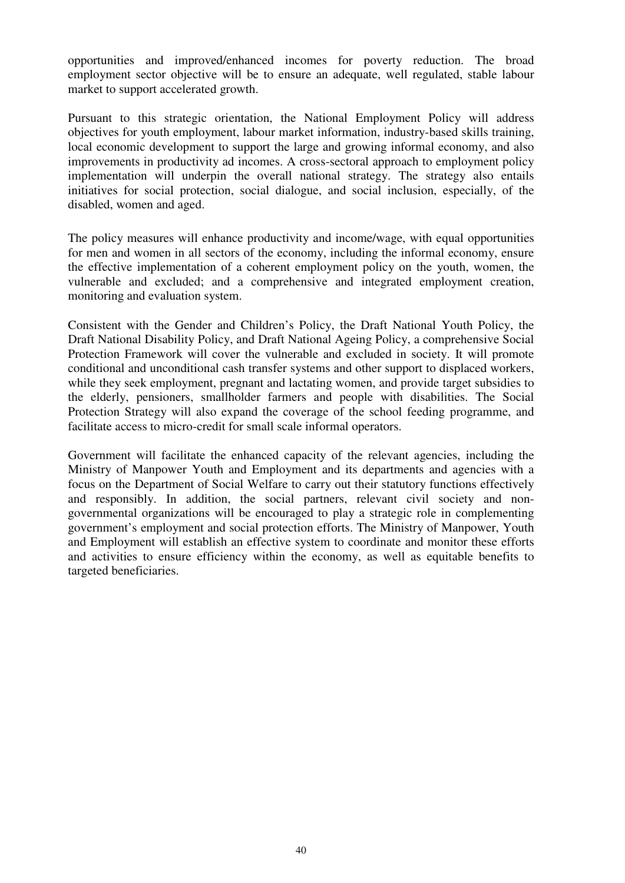opportunities and improved/enhanced incomes for poverty reduction. The broad employment sector objective will be to ensure an adequate, well regulated, stable labour market to support accelerated growth.

Pursuant to this strategic orientation, the National Employment Policy will address objectives for youth employment, labour market information, industry-based skills training, local economic development to support the large and growing informal economy, and also improvements in productivity ad incomes. A cross-sectoral approach to employment policy implementation will underpin the overall national strategy. The strategy also entails initiatives for social protection, social dialogue, and social inclusion, especially, of the disabled, women and aged.

The policy measures will enhance productivity and income/wage, with equal opportunities for men and women in all sectors of the economy, including the informal economy, ensure the effective implementation of a coherent employment policy on the youth, women, the vulnerable and excluded; and a comprehensive and integrated employment creation, monitoring and evaluation system.

Consistent with the Gender and Children's Policy, the Draft National Youth Policy, the Draft National Disability Policy, and Draft National Ageing Policy, a comprehensive Social Protection Framework will cover the vulnerable and excluded in society. It will promote conditional and unconditional cash transfer systems and other support to displaced workers, while they seek employment, pregnant and lactating women, and provide target subsidies to the elderly, pensioners, smallholder farmers and people with disabilities. The Social Protection Strategy will also expand the coverage of the school feeding programme, and facilitate access to micro-credit for small scale informal operators.

Government will facilitate the enhanced capacity of the relevant agencies, including the Ministry of Manpower Youth and Employment and its departments and agencies with a focus on the Department of Social Welfare to carry out their statutory functions effectively and responsibly. In addition, the social partners, relevant civil society and non-governmental organizations will be encouraged to play a strategic role in complementing government's employment and social protection efforts. The Ministry of Manpower, Youth and Employment will establish an effective system to coordinate and monitor these efforts and activities to ensure efficiency within the economy, as well as equitable benefits to targeted beneficiaries.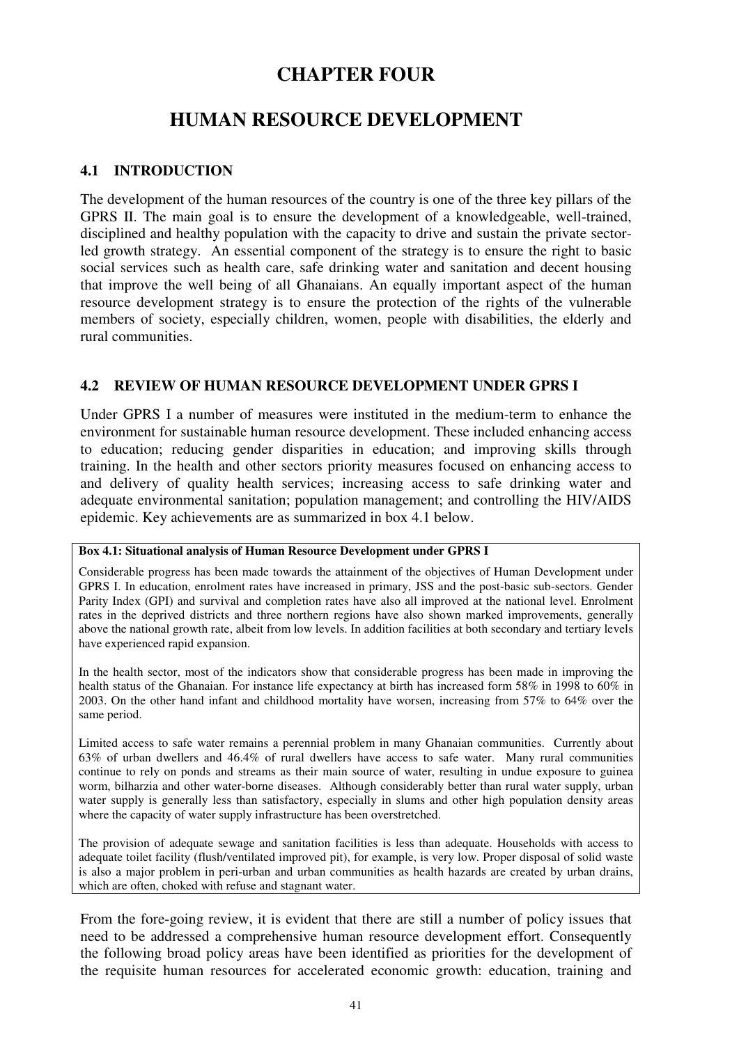# CHAPTER FOUR

# HUMAN RESOURCE DEVELOPMENT

## 4.1 INTRODUCTION

The development of the human resources of the country is one of the three key pillars of the GPRS II. The main goal is to ensure the development of a knowledgeable, well-trained, disciplined and healthy population with the capacity to drive and sustain the private sector-led growth strategy. An essential component of the strategy is to ensure the right to basic social services such as health care, safe drinking water and sanitation and decent housing that improve the well being of all Ghanaians. An equally important aspect of the human resource development strategy is to ensure the protection of the rights of the vulnerable members of society, especially children, women, people with disabilities, the elderly and rural communities.

## 4.2 REVIEW OF HUMAN RESOURCE DEVELOPMENT UNDER GPRS I

Under GPRS I a number of measures were instituted in the medium-term to enhance the environment for sustainable human resource development. These included enhancing access to education; reducing gender disparities in education; and improving skills through training. In the health and other sectors priority measures focused on enhancing access to and delivery of quality health services; increasing access to safe drinking water and adequate environmental sanitation; population management; and controlling the HIV/AIDS epidemic. Key achievements are as summarized in box 4.1 below.

**Box 4.1: Situational analysis of Human Resource Development under GPRS I**

Considerable progress has been made towards the attainment of the objectives of Human Development under GPRS I. In education, enrolment rates have increased in primary, JSS and the post-basic sub-sectors. Gender Parity Index (GPI) and survival and completion rates have also all improved at the national level. Enrolment rates in the deprived districts and three northern regions have also shown marked improvements, generally above the national growth rate, albeit from low levels. In addition facilities at both secondary and tertiary levels have experienced rapid expansion.

In the health sector, most of the indicators show that considerable progress has been made in improving the health status of the Ghanaian. For instance life expectancy at birth has increased form 58% in 1998 to 60% in 2003. On the other hand infant and childhood mortality have worsen, increasing from 57% to 64% over the same period.

Limited access to safe water remains a perennial problem in many Ghanaian communities. Currently about 63% of urban dwellers and 46.4% of rural dwellers have access to safe water. Many rural communities continue to rely on ponds and streams as their main source of water, resulting in undue exposure to guinea worm, bilharzia and other water-borne diseases. Although considerably better than rural water supply, urban water supply is generally less than satisfactory, especially in slums and other high population density areas where the capacity of water supply infrastructure has been overstretched.

The provision of adequate sewage and sanitation facilities is less than adequate. Households with access to adequate toilet facility (flush/ventilated improved pit), for example, is very low. Proper disposal of solid waste is also a major problem in peri-urban and urban communities as health hazards are created by urban drains, which are often, choked with refuse and stagnant water.

From the fore-going review, it is evident that there are still a number of policy issues that need to be addressed a comprehensive human resource development effort. Consequently the following broad policy areas have been identified as priorities for the development of the requisite human resources for accelerated economic growth: education, training and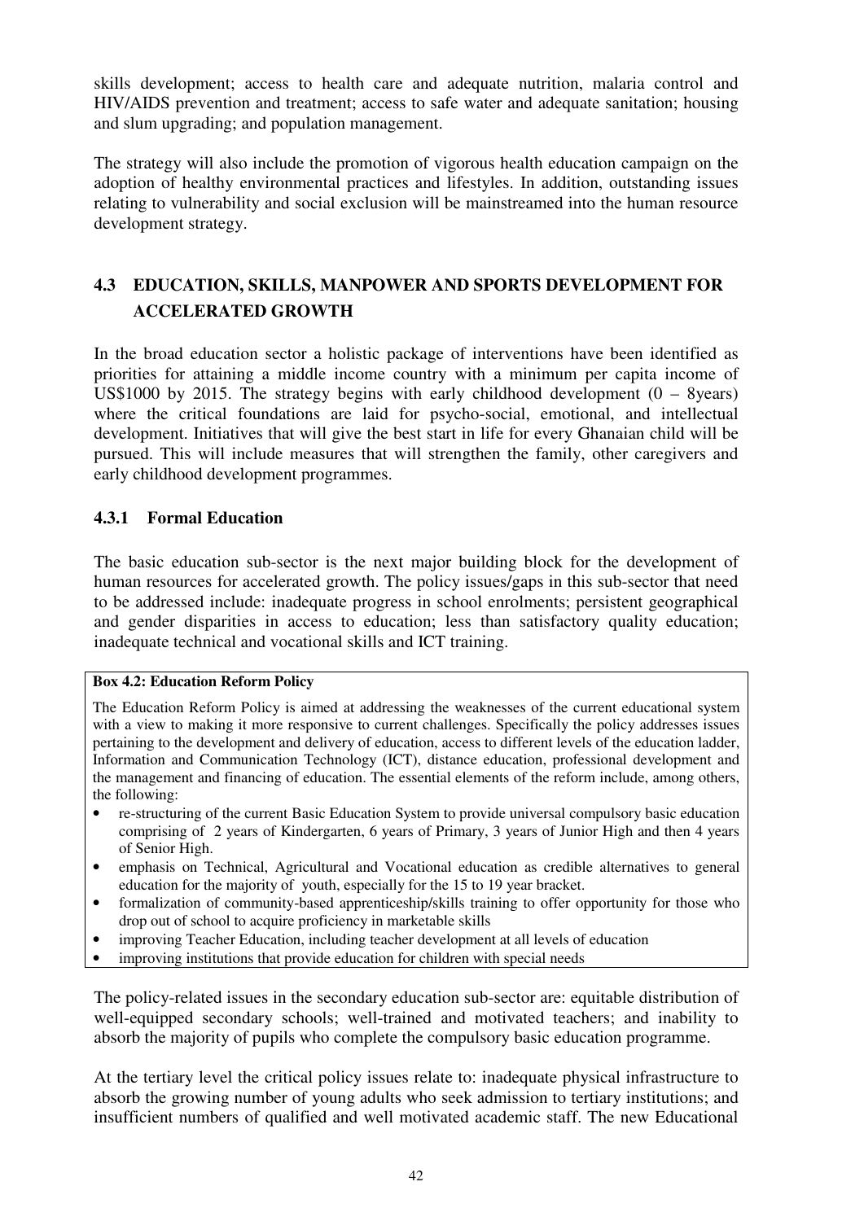skills development; access to health care and adequate nutrition, malaria control and HIV/AIDS prevention and treatment; access to safe water and adequate sanitation; housing and slum upgrading; and population management.

The strategy will also include the promotion of vigorous health education campaign on the adoption of healthy environmental practices and lifestyles. In addition, outstanding issues relating to vulnerability and social exclusion will be mainstreamed into the human resource development strategy.

## 4.3 EDUCATION, SKILLS, MANPOWER AND SPORTS DEVELOPMENT FOR ACCELERATED GROWTH

In the broad education sector a holistic package of interventions have been identified as priorities for attaining a middle income country with a minimum per capita income of US$1000 by 2015. The strategy begins with early childhood development (0 – 8years) where the critical foundations are laid for psycho-social, emotional, and intellectual development. Initiatives that will give the best start in life for every Ghanaian child will be pursued. This will include measures that will strengthen the family, other caregivers and early childhood development programmes.

### 4.3.1 Formal Education

The basic education sub-sector is the next major building block for the development of human resources for accelerated growth. The policy issues/gaps in this sub-sector that need to be addressed include: inadequate progress in school enrolments; persistent geographical and gender disparities in access to education; less than satisfactory quality education; inadequate technical and vocational skills and ICT training.

**Box 4.2: Education Reform Policy**

The Education Reform Policy is aimed at addressing the weaknesses of the current educational system with a view to making it more responsive to current challenges. Specifically the policy addresses issues pertaining to the development and delivery of education, access to different levels of the education ladder, Information and Communication Technology (ICT), distance education, professional development and the management and financing of education. The essential elements of the reform include, among others, the following:

- re-structuring of the current Basic Education System to provide universal compulsory basic education comprising of 2 years of Kindergarten, 6 years of Primary, 3 years of Junior High and then 4 years of Senior High.
- emphasis on Technical, Agricultural and Vocational education as credible alternatives to general education for the majority of youth, especially for the 15 to 19 year bracket.
- formalization of community-based apprenticeship/skills training to offer opportunity for those who drop out of school to acquire proficiency in marketable skills
- improving Teacher Education, including teacher development at all levels of education
- improving institutions that provide education for children with special needs

The policy-related issues in the secondary education sub-sector are: equitable distribution of well-equipped secondary schools; well-trained and motivated teachers; and inability to absorb the majority of pupils who complete the compulsory basic education programme.

At the tertiary level the critical policy issues relate to: inadequate physical infrastructure to absorb the growing number of young adults who seek admission to tertiary institutions; and insufficient numbers of qualified and well motivated academic staff. The new Educational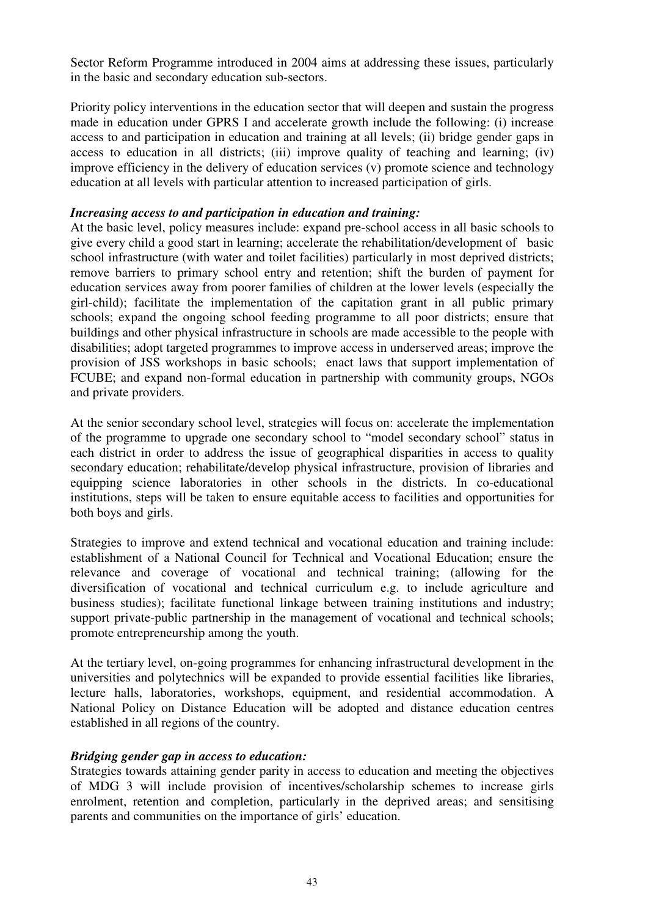Sector Reform Programme introduced in 2004 aims at addressing these issues, particularly in the basic and secondary education sub-sectors.

Priority policy interventions in the education sector that will deepen and sustain the progress made in education under GPRS I and accelerate growth include the following: (i) increase access to and participation in education and training at all levels; (ii) bridge gender gaps in access to education in all districts; (iii) improve quality of teaching and learning; (iv) improve efficiency in the delivery of education services (v) promote science and technology education at all levels with particular attention to increased participation of girls.

***Increasing access to and participation in education and training:***

At the basic level, policy measures include: expand pre-school access in all basic schools to give every child a good start in learning; accelerate the rehabilitation/development of basic school infrastructure (with water and toilet facilities) particularly in most deprived districts; remove barriers to primary school entry and retention; shift the burden of payment for education services away from poorer families of children at the lower levels (especially the girl-child); facilitate the implementation of the capitation grant in all public primary schools; expand the ongoing school feeding programme to all poor districts; ensure that buildings and other physical infrastructure in schools are made accessible to the people with disabilities; adopt targeted programmes to improve access in underserved areas; improve the provision of JSS workshops in basic schools; enact laws that support implementation of FCUBE; and expand non-formal education in partnership with community groups, NGOs and private providers.

At the senior secondary school level, strategies will focus on: accelerate the implementation of the programme to upgrade one secondary school to "model secondary school" status in each district in order to address the issue of geographical disparities in access to quality secondary education; rehabilitate/develop physical infrastructure, provision of libraries and equipping science laboratories in other schools in the districts. In co-educational institutions, steps will be taken to ensure equitable access to facilities and opportunities for both boys and girls.

Strategies to improve and extend technical and vocational education and training include: establishment of a National Council for Technical and Vocational Education; ensure the relevance and coverage of vocational and technical training; (allowing for the diversification of vocational and technical curriculum e.g. to include agriculture and business studies); facilitate functional linkage between training institutions and industry; support private-public partnership in the management of vocational and technical schools; promote entrepreneurship among the youth.

At the tertiary level, on-going programmes for enhancing infrastructural development in the universities and polytechnics will be expanded to provide essential facilities like libraries, lecture halls, laboratories, workshops, equipment, and residential accommodation. A National Policy on Distance Education will be adopted and distance education centres established in all regions of the country.

***Bridging gender gap in access to education:***

Strategies towards attaining gender parity in access to education and meeting the objectives of MDG 3 will include provision of incentives/scholarship schemes to increase girls enrolment, retention and completion, particularly in the deprived areas; and sensitising parents and communities on the importance of girls' education.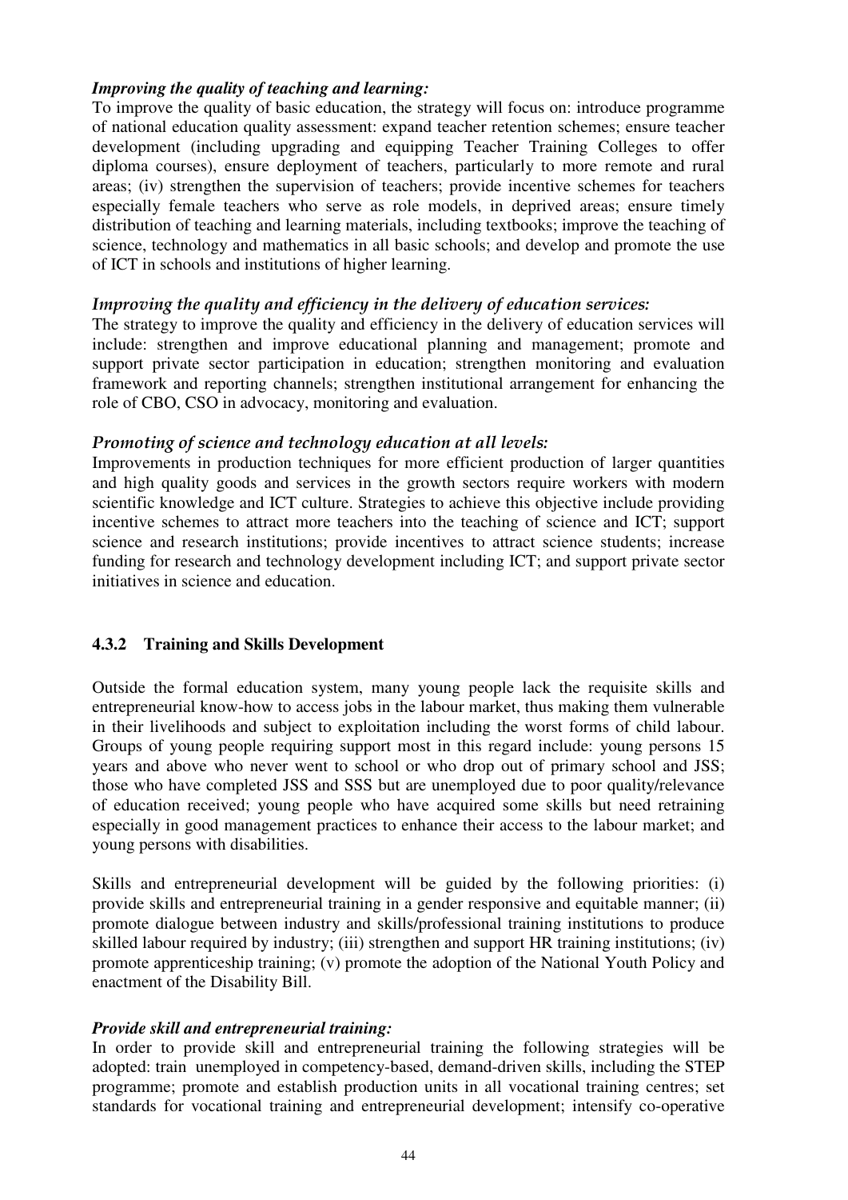***Improving the quality of teaching and learning:***
To improve the quality of basic education, the strategy will focus on: introduce programme of national education quality assessment: expand teacher retention schemes; ensure teacher development (including upgrading and equipping Teacher Training Colleges to offer diploma courses), ensure deployment of teachers, particularly to more remote and rural areas; (iv) strengthen the supervision of teachers; provide incentive schemes for teachers especially female teachers who serve as role models, in deprived areas; ensure timely distribution of teaching and learning materials, including textbooks; improve the teaching of science, technology and mathematics in all basic schools; and develop and promote the use of ICT in schools and institutions of higher learning.

*Improving the quality and efficiency in the delivery of education services:*
The strategy to improve the quality and efficiency in the delivery of education services will include: strengthen and improve educational planning and management; promote and support private sector participation in education; strengthen monitoring and evaluation framework and reporting channels; strengthen institutional arrangement for enhancing the role of CBO, CSO in advocacy, monitoring and evaluation.

*Promoting of science and technology education at all levels:*
Improvements in production techniques for more efficient production of larger quantities and high quality goods and services in the growth sectors require workers with modern scientific knowledge and ICT culture. Strategies to achieve this objective include providing incentive schemes to attract more teachers into the teaching of science and ICT; support science and research institutions; provide incentives to attract science students; increase funding for research and technology development including ICT; and support private sector initiatives in science and education.

### 4.3.2 Training and Skills Development

Outside the formal education system, many young people lack the requisite skills and entrepreneurial know-how to access jobs in the labour market, thus making them vulnerable in their livelihoods and subject to exploitation including the worst forms of child labour. Groups of young people requiring support most in this regard include: young persons 15 years and above who never went to school or who drop out of primary school and JSS; those who have completed JSS and SSS but are unemployed due to poor quality/relevance of education received; young people who have acquired some skills but need retraining especially in good management practices to enhance their access to the labour market; and young persons with disabilities.

Skills and entrepreneurial development will be guided by the following priorities: (i) provide skills and entrepreneurial training in a gender responsive and equitable manner; (ii) promote dialogue between industry and skills/professional training institutions to produce skilled labour required by industry; (iii) strengthen and support HR training institutions; (iv) promote apprenticeship training; (v) promote the adoption of the National Youth Policy and enactment of the Disability Bill.

***Provide skill and entrepreneurial training:***
In order to provide skill and entrepreneurial training the following strategies will be adopted: train unemployed in competency-based, demand-driven skills, including the STEP programme; promote and establish production units in all vocational training centres; set standards for vocational training and entrepreneurial development; intensify co-operative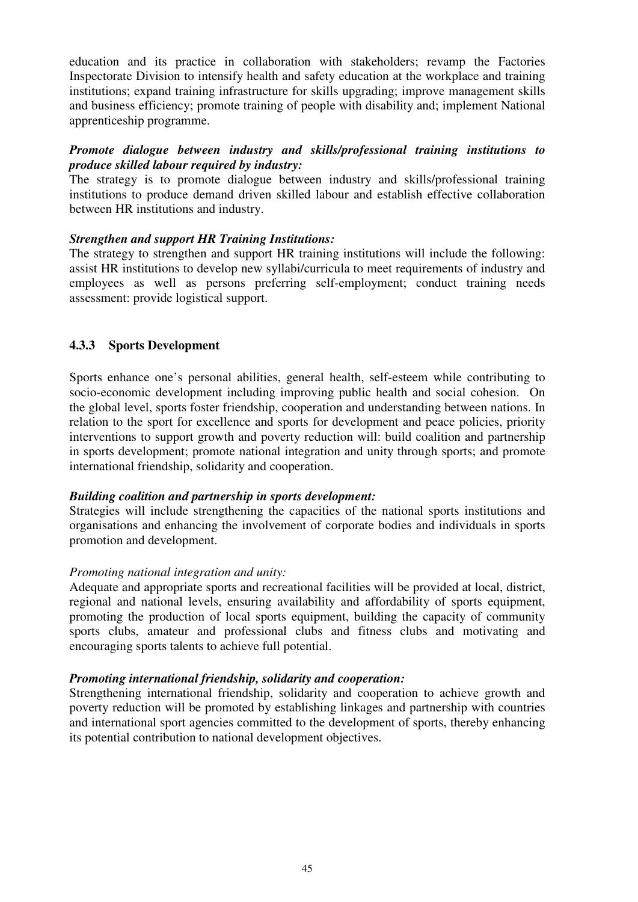education and its practice in collaboration with stakeholders; revamp the Factories Inspectorate Division to intensify health and safety education at the workplace and training institutions; expand training infrastructure for skills upgrading; improve management skills and business efficiency; promote training of people with disability and; implement National apprenticeship programme.

***Promote dialogue between industry and skills/professional training institutions to produce skilled labour required by industry:***
The strategy is to promote dialogue between industry and skills/professional training institutions to produce demand driven skilled labour and establish effective collaboration between HR institutions and industry.

***Strengthen and support HR Training Institutions:***
The strategy to strengthen and support HR training institutions will include the following: assist HR institutions to develop new syllabi/curricula to meet requirements of industry and employees as well as persons preferring self-employment; conduct training needs assessment: provide logistical support.

### 4.3.3 Sports Development

Sports enhance one's personal abilities, general health, self-esteem while contributing to socio-economic development including improving public health and social cohesion. On the global level, sports foster friendship, cooperation and understanding between nations. In relation to the sport for excellence and sports for development and peace policies, priority interventions to support growth and poverty reduction will: build coalition and partnership in sports development; promote national integration and unity through sports; and promote international friendship, solidarity and cooperation.

***Building coalition and partnership in sports development:***
Strategies will include strengthening the capacities of the national sports institutions and organisations and enhancing the involvement of corporate bodies and individuals in sports promotion and development.

*Promoting national integration and unity:*
Adequate and appropriate sports and recreational facilities will be provided at local, district, regional and national levels, ensuring availability and affordability of sports equipment, promoting the production of local sports equipment, building the capacity of community sports clubs, amateur and professional clubs and fitness clubs and motivating and encouraging sports talents to achieve full potential.

***Promoting international friendship, solidarity and cooperation:***
Strengthening international friendship, solidarity and cooperation to achieve growth and poverty reduction will be promoted by establishing linkages and partnership with countries and international sport agencies committed to the development of sports, thereby enhancing its potential contribution to national development objectives.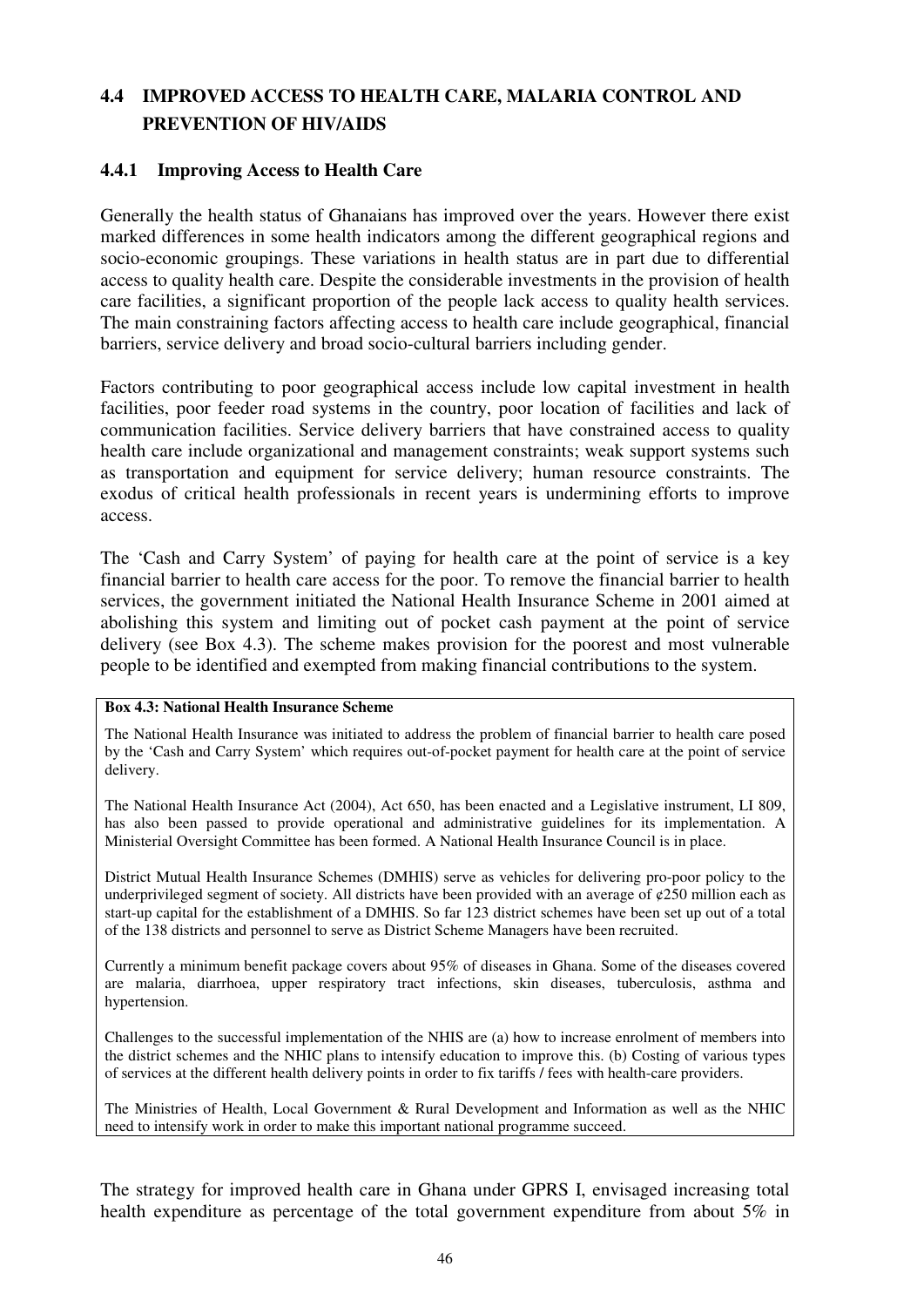## 4.4 IMPROVED ACCESS TO HEALTH CARE, MALARIA CONTROL AND PREVENTION OF HIV/AIDS

### 4.4.1 Improving Access to Health Care

Generally the health status of Ghanaians has improved over the years. However there exist marked differences in some health indicators among the different geographical regions and socio-economic groupings. These variations in health status are in part due to differential access to quality health care. Despite the considerable investments in the provision of health care facilities, a significant proportion of the people lack access to quality health services. The main constraining factors affecting access to health care include geographical, financial barriers, service delivery and broad socio-cultural barriers including gender.

Factors contributing to poor geographical access include low capital investment in health facilities, poor feeder road systems in the country, poor location of facilities and lack of communication facilities. Service delivery barriers that have constrained access to quality health care include organizational and management constraints; weak support systems such as transportation and equipment for service delivery; human resource constraints. The exodus of critical health professionals in recent years is undermining efforts to improve access.

The 'Cash and Carry System' of paying for health care at the point of service is a key financial barrier to health care access for the poor. To remove the financial barrier to health services, the government initiated the National Health Insurance Scheme in 2001 aimed at abolishing this system and limiting out of pocket cash payment at the point of service delivery (see Box 4.3). The scheme makes provision for the poorest and most vulnerable people to be identified and exempted from making financial contributions to the system.

**Box 4.3: National Health Insurance Scheme**

The National Health Insurance was initiated to address the problem of financial barrier to health care posed by the 'Cash and Carry System' which requires out-of-pocket payment for health care at the point of service delivery.

The National Health Insurance Act (2004), Act 650, has been enacted and a Legislative instrument, LI 809, has also been passed to provide operational and administrative guidelines for its implementation. A Ministerial Oversight Committee has been formed. A National Health Insurance Council is in place.

District Mutual Health Insurance Schemes (DMHIS) serve as vehicles for delivering pro-poor policy to the underprivileged segment of society. All districts have been provided with an average of ¢250 million each as start-up capital for the establishment of a DMHIS. So far 123 district schemes have been set up out of a total of the 138 districts and personnel to serve as District Scheme Managers have been recruited.

Currently a minimum benefit package covers about 95% of diseases in Ghana. Some of the diseases covered are malaria, diarrhoea, upper respiratory tract infections, skin diseases, tuberculosis, asthma and hypertension.

Challenges to the successful implementation of the NHIS are (a) how to increase enrolment of members into the district schemes and the NHIC plans to intensify education to improve this. (b) Costing of various types of services at the different health delivery points in order to fix tariffs / fees with health-care providers.

The Ministries of Health, Local Government & Rural Development and Information as well as the NHIC need to intensify work in order to make this important national programme succeed.

The strategy for improved health care in Ghana under GPRS I, envisaged increasing total health expenditure as percentage of the total government expenditure from about 5% in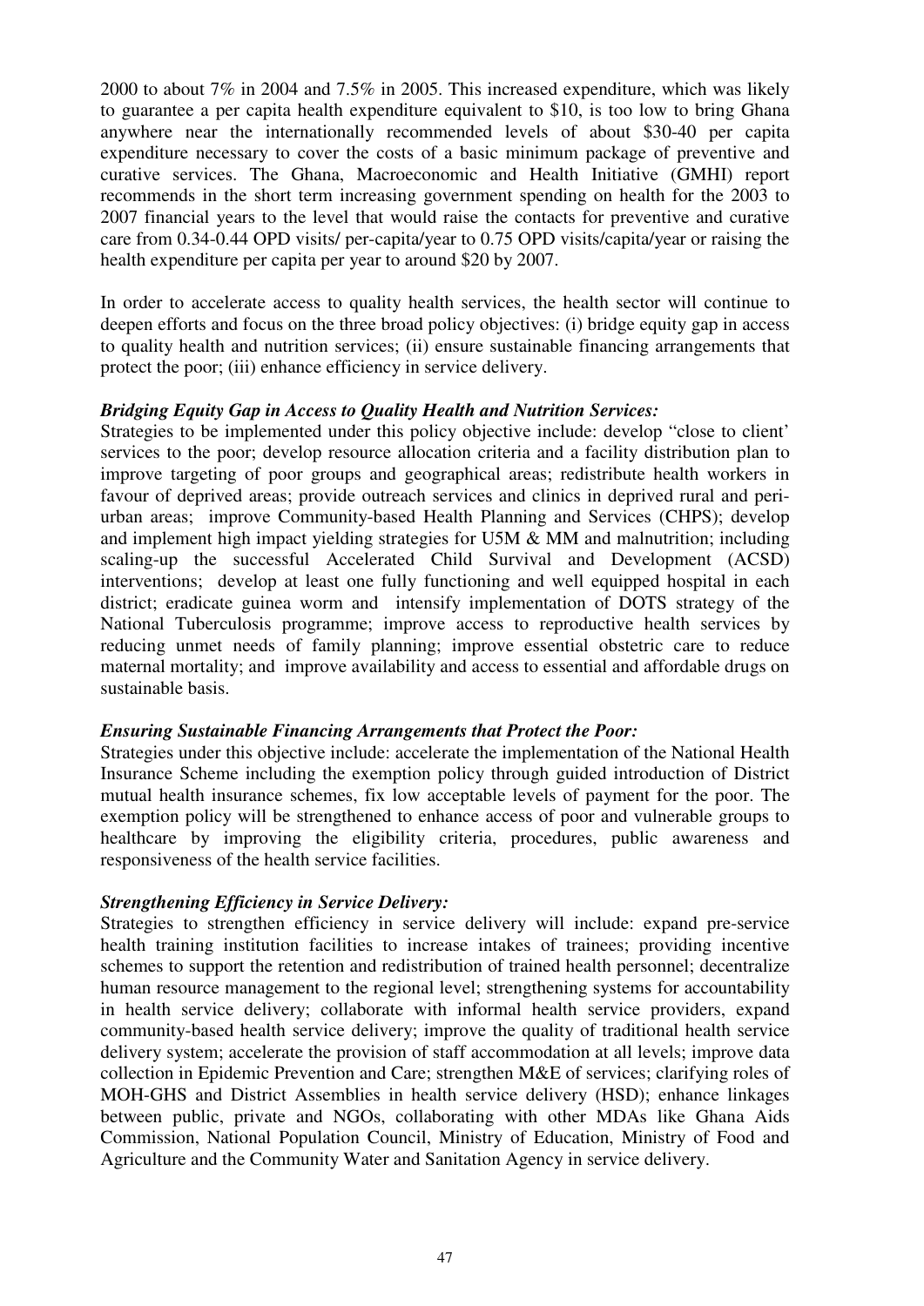2000 to about 7% in 2004 and 7.5% in 2005. This increased expenditure, which was likely to guarantee a per capita health expenditure equivalent to $10, is too low to bring Ghana anywhere near the internationally recommended levels of about $30-40 per capita expenditure necessary to cover the costs of a basic minimum package of preventive and curative services. The Ghana, Macroeconomic and Health Initiative (GMHI) report recommends in the short term increasing government spending on health for the 2003 to 2007 financial years to the level that would raise the contacts for preventive and curative care from 0.34-0.44 OPD visits/ per-capita/year to 0.75 OPD visits/capita/year or raising the health expenditure per capita per year to around $20 by 2007.

In order to accelerate access to quality health services, the health sector will continue to deepen efforts and focus on the three broad policy objectives: (i) bridge equity gap in access to quality health and nutrition services; (ii) ensure sustainable financing arrangements that protect the poor; (iii) enhance efficiency in service delivery.

***Bridging Equity Gap in Access to Quality Health and Nutrition Services:***
Strategies to be implemented under this policy objective include: develop "close to client' services to the poor; develop resource allocation criteria and a facility distribution plan to improve targeting of poor groups and geographical areas; redistribute health workers in favour of deprived areas; provide outreach services and clinics in deprived rural and peri-urban areas; improve Community-based Health Planning and Services (CHPS); develop and implement high impact yielding strategies for U5M & MM and malnutrition; including scaling-up the successful Accelerated Child Survival and Development (ACSD) interventions; develop at least one fully functioning and well equipped hospital in each district; eradicate guinea worm and intensify implementation of DOTS strategy of the National Tuberculosis programme; improve access to reproductive health services by reducing unmet needs of family planning; improve essential obstetric care to reduce maternal mortality; and improve availability and access to essential and affordable drugs on sustainable basis.

***Ensuring Sustainable Financing Arrangements that Protect the Poor:***
Strategies under this objective include: accelerate the implementation of the National Health Insurance Scheme including the exemption policy through guided introduction of District mutual health insurance schemes, fix low acceptable levels of payment for the poor. The exemption policy will be strengthened to enhance access of poor and vulnerable groups to healthcare by improving the eligibility criteria, procedures, public awareness and responsiveness of the health service facilities.

***Strengthening Efficiency in Service Delivery:***
Strategies to strengthen efficiency in service delivery will include: expand pre-service health training institution facilities to increase intakes of trainees; providing incentive schemes to support the retention and redistribution of trained health personnel; decentralize human resource management to the regional level; strengthening systems for accountability in health service delivery; collaborate with informal health service providers, expand community-based health service delivery; improve the quality of traditional health service delivery system; accelerate the provision of staff accommodation at all levels; improve data collection in Epidemic Prevention and Care; strengthen M&E of services; clarifying roles of MOH-GHS and District Assemblies in health service delivery (HSD); enhance linkages between public, private and NGOs, collaborating with other MDAs like Ghana Aids Commission, National Population Council, Ministry of Education, Ministry of Food and Agriculture and the Community Water and Sanitation Agency in service delivery.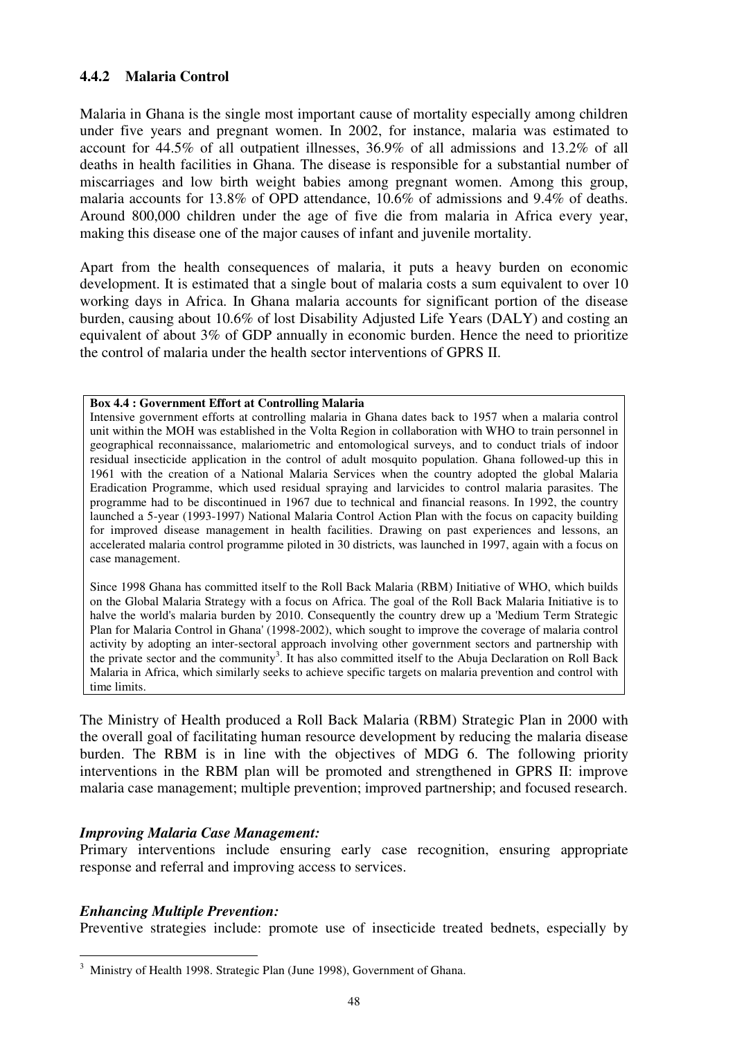### 4.4.2 Malaria Control

Malaria in Ghana is the single most important cause of mortality especially among children under five years and pregnant women. In 2002, for instance, malaria was estimated to account for 44.5% of all outpatient illnesses, 36.9% of all admissions and 13.2% of all deaths in health facilities in Ghana. The disease is responsible for a substantial number of miscarriages and low birth weight babies among pregnant women. Among this group, malaria accounts for 13.8% of OPD attendance, 10.6% of admissions and 9.4% of deaths. Around 800,000 children under the age of five die from malaria in Africa every year, making this disease one of the major causes of infant and juvenile mortality.

Apart from the health consequences of malaria, it puts a heavy burden on economic development. It is estimated that a single bout of malaria costs a sum equivalent to over 10 working days in Africa. In Ghana malaria accounts for significant portion of the disease burden, causing about 10.6% of lost Disability Adjusted Life Years (DALY) and costing an equivalent of about 3% of GDP annually in economic burden. Hence the need to prioritize the control of malaria under the health sector interventions of GPRS II.

> **Box 4.4 : Government Effort at Controlling Malaria**
>
> Intensive government efforts at controlling malaria in Ghana dates back to 1957 when a malaria control unit within the MOH was established in the Volta Region in collaboration with WHO to train personnel in geographical reconnaissance, malariometric and entomological surveys, and to conduct trials of indoor residual insecticide application in the control of adult mosquito population. Ghana followed-up this in 1961 with the creation of a National Malaria Services when the country adopted the global Malaria Eradication Programme, which used residual spraying and larvicides to control malaria parasites. The programme had to be discontinued in 1967 due to technical and financial reasons. In 1992, the country launched a 5-year (1993-1997) National Malaria Control Action Plan with the focus on capacity building for improved disease management in health facilities. Drawing on past experiences and lessons, an accelerated malaria control programme piloted in 30 districts, was launched in 1997, again with a focus on case management.
>
> Since 1998 Ghana has committed itself to the Roll Back Malaria (RBM) Initiative of WHO, which builds on the Global Malaria Strategy with a focus on Africa. The goal of the Roll Back Malaria Initiative is to halve the world's malaria burden by 2010. Consequently the country drew up a 'Medium Term Strategic Plan for Malaria Control in Ghana' (1998-2002), which sought to improve the coverage of malaria control activity by adopting an inter-sectoral approach involving other government sectors and partnership with the private sector and the community[3]. It has also committed itself to the Abuja Declaration on Roll Back Malaria in Africa, which similarly seeks to achieve specific targets on malaria prevention and control with time limits.

The Ministry of Health produced a Roll Back Malaria (RBM) Strategic Plan in 2000 with the overall goal of facilitating human resource development by reducing the malaria disease burden. The RBM is in line with the objectives of MDG 6. The following priority interventions in the RBM plan will be promoted and strengthened in GPRS II: improve malaria case management; multiple prevention; improved partnership; and focused research.

***Improving Malaria Case Management:***

Primary interventions include ensuring early case recognition, ensuring appropriate response and referral and improving access to services.

***Enhancing Multiple Prevention:***

Preventive strategies include: promote use of insecticide treated bednets, especially by

---

[3] Ministry of Health 1998. Strategic Plan (June 1998), Government of Ghana.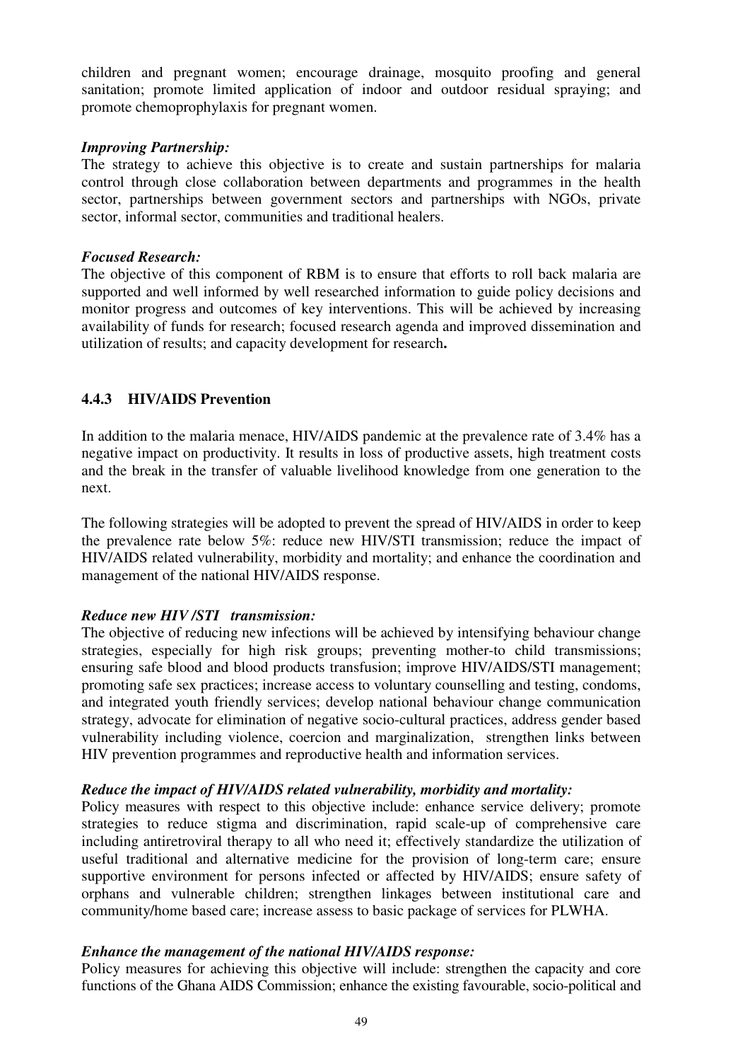children and pregnant women; encourage drainage, mosquito proofing and general sanitation; promote limited application of indoor and outdoor residual spraying; and promote chemoprophylaxis for pregnant women.

***Improving Partnership:***
The strategy to achieve this objective is to create and sustain partnerships for malaria control through close collaboration between departments and programmes in the health sector, partnerships between government sectors and partnerships with NGOs, private sector, informal sector, communities and traditional healers.

***Focused Research:***
The objective of this component of RBM is to ensure that efforts to roll back malaria are supported and well informed by well researched information to guide policy decisions and monitor progress and outcomes of key interventions. This will be achieved by increasing availability of funds for research; focused research agenda and improved dissemination and utilization of results; and capacity development for research**.**

### 4.4.3 HIV/AIDS Prevention

In addition to the malaria menace, HIV/AIDS pandemic at the prevalence rate of 3.4% has a negative impact on productivity. It results in loss of productive assets, high treatment costs and the break in the transfer of valuable livelihood knowledge from one generation to the next.

The following strategies will be adopted to prevent the spread of HIV/AIDS in order to keep the prevalence rate below 5%: reduce new HIV/STI transmission; reduce the impact of HIV/AIDS related vulnerability, morbidity and mortality; and enhance the coordination and management of the national HIV/AIDS response.

***Reduce new HIV /STI transmission:***
The objective of reducing new infections will be achieved by intensifying behaviour change strategies, especially for high risk groups; preventing mother-to child transmissions; ensuring safe blood and blood products transfusion; improve HIV/AIDS/STI management; promoting safe sex practices; increase access to voluntary counselling and testing, condoms, and integrated youth friendly services; develop national behaviour change communication strategy, advocate for elimination of negative socio-cultural practices, address gender based vulnerability including violence, coercion and marginalization, strengthen links between HIV prevention programmes and reproductive health and information services.

***Reduce the impact of HIV/AIDS related vulnerability, morbidity and mortality:***
Policy measures with respect to this objective include: enhance service delivery; promote strategies to reduce stigma and discrimination, rapid scale-up of comprehensive care including antiretroviral therapy to all who need it; effectively standardize the utilization of useful traditional and alternative medicine for the provision of long-term care; ensure supportive environment for persons infected or affected by HIV/AIDS; ensure safety of orphans and vulnerable children; strengthen linkages between institutional care and community/home based care; increase assess to basic package of services for PLWHA.

***Enhance the management of the national HIV/AIDS response:***
Policy measures for achieving this objective will include: strengthen the capacity and core functions of the Ghana AIDS Commission; enhance the existing favourable, socio-political and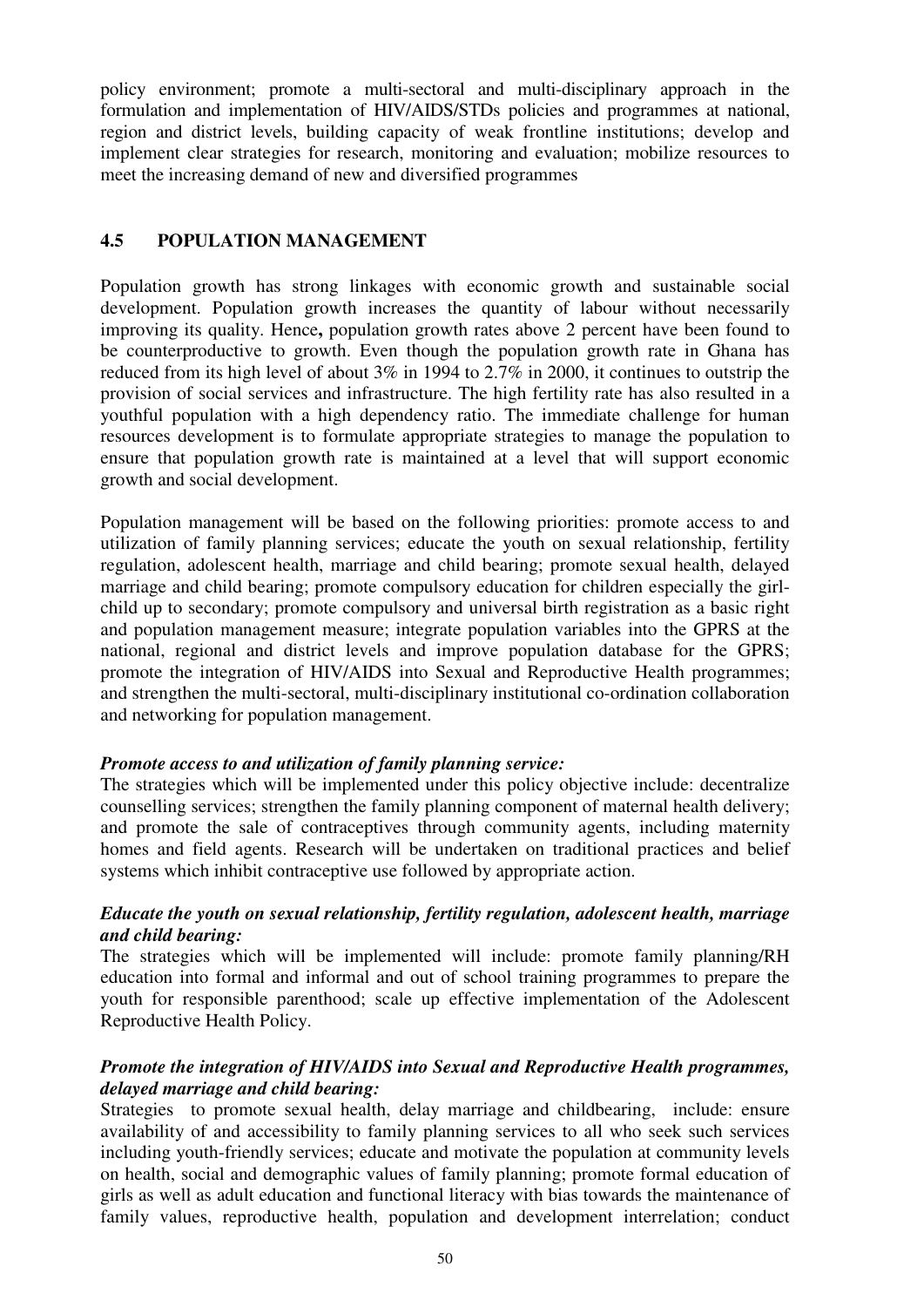policy environment; promote a multi-sectoral and multi-disciplinary approach in the formulation and implementation of HIV/AIDS/STDs policies and programmes at national, region and district levels, building capacity of weak frontline institutions; develop and implement clear strategies for research, monitoring and evaluation; mobilize resources to meet the increasing demand of new and diversified programmes

## 4.5 POPULATION MANAGEMENT

Population growth has strong linkages with economic growth and sustainable social development. Population growth increases the quantity of labour without necessarily improving its quality. Hence**,** population growth rates above 2 percent have been found to be counterproductive to growth. Even though the population growth rate in Ghana has reduced from its high level of about 3% in 1994 to 2.7% in 2000, it continues to outstrip the provision of social services and infrastructure. The high fertility rate has also resulted in a youthful population with a high dependency ratio. The immediate challenge for human resources development is to formulate appropriate strategies to manage the population to ensure that population growth rate is maintained at a level that will support economic growth and social development.

Population management will be based on the following priorities: promote access to and utilization of family planning services; educate the youth on sexual relationship, fertility regulation, adolescent health, marriage and child bearing; promote sexual health, delayed marriage and child bearing; promote compulsory education for children especially the girl-child up to secondary; promote compulsory and universal birth registration as a basic right and population management measure; integrate population variables into the GPRS at the national, regional and district levels and improve population database for the GPRS; promote the integration of HIV/AIDS into Sexual and Reproductive Health programmes; and strengthen the multi-sectoral, multi-disciplinary institutional co-ordination collaboration and networking for population management.

***Promote access to and utilization of family planning service:***
The strategies which will be implemented under this policy objective include: decentralize counselling services; strengthen the family planning component of maternal health delivery; and promote the sale of contraceptives through community agents, including maternity homes and field agents. Research will be undertaken on traditional practices and belief systems which inhibit contraceptive use followed by appropriate action.

***Educate the youth on sexual relationship, fertility regulation, adolescent health, marriage and child bearing:***
The strategies which will be implemented will include: promote family planning/RH education into formal and informal and out of school training programmes to prepare the youth for responsible parenthood; scale up effective implementation of the Adolescent Reproductive Health Policy.

***Promote the integration of HIV/AIDS into Sexual and Reproductive Health programmes, delayed marriage and child bearing:***
Strategies to promote sexual health, delay marriage and childbearing, include: ensure availability of and accessibility to family planning services to all who seek such services including youth-friendly services; educate and motivate the population at community levels on health, social and demographic values of family planning; promote formal education of girls as well as adult education and functional literacy with bias towards the maintenance of family values, reproductive health, population and development interrelation; conduct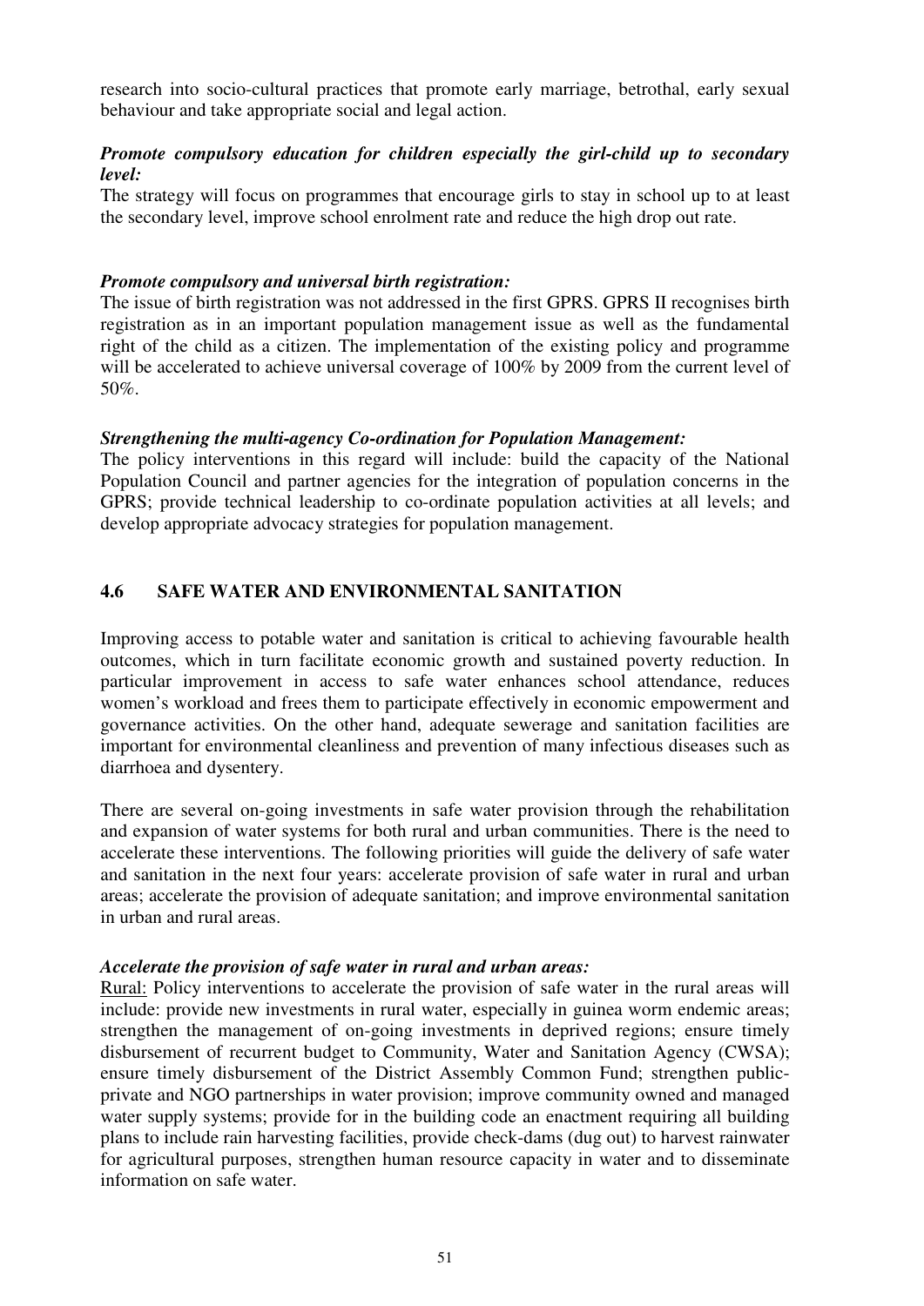research into socio-cultural practices that promote early marriage, betrothal, early sexual behaviour and take appropriate social and legal action.

***Promote compulsory education for children especially the girl-child up to secondary level:***

The strategy will focus on programmes that encourage girls to stay in school up to at least the secondary level, improve school enrolment rate and reduce the high drop out rate.

***Promote compulsory and universal birth registration:***

The issue of birth registration was not addressed in the first GPRS. GPRS II recognises birth registration as in an important population management issue as well as the fundamental right of the child as a citizen. The implementation of the existing policy and programme will be accelerated to achieve universal coverage of 100% by 2009 from the current level of 50%.

***Strengthening the multi-agency Co-ordination for Population Management:***

The policy interventions in this regard will include: build the capacity of the National Population Council and partner agencies for the integration of population concerns in the GPRS; provide technical leadership to co-ordinate population activities at all levels; and develop appropriate advocacy strategies for population management.

## 4.6 SAFE WATER AND ENVIRONMENTAL SANITATION

Improving access to potable water and sanitation is critical to achieving favourable health outcomes, which in turn facilitate economic growth and sustained poverty reduction. In particular improvement in access to safe water enhances school attendance, reduces women's workload and frees them to participate effectively in economic empowerment and governance activities. On the other hand, adequate sewerage and sanitation facilities are important for environmental cleanliness and prevention of many infectious diseases such as diarrhoea and dysentery.

There are several on-going investments in safe water provision through the rehabilitation and expansion of water systems for both rural and urban communities. There is the need to accelerate these interventions. The following priorities will guide the delivery of safe water and sanitation in the next four years: accelerate provision of safe water in rural and urban areas; accelerate the provision of adequate sanitation; and improve environmental sanitation in urban and rural areas.

***Accelerate the provision of safe water in rural and urban areas:***

<u>Rural:</u> Policy interventions to accelerate the provision of safe water in the rural areas will include: provide new investments in rural water, especially in guinea worm endemic areas; strengthen the management of on-going investments in deprived regions; ensure timely disbursement of recurrent budget to Community, Water and Sanitation Agency (CWSA); ensure timely disbursement of the District Assembly Common Fund; strengthen public-private and NGO partnerships in water provision; improve community owned and managed water supply systems; provide for in the building code an enactment requiring all building plans to include rain harvesting facilities, provide check-dams (dug out) to harvest rainwater for agricultural purposes, strengthen human resource capacity in water and to disseminate information on safe water.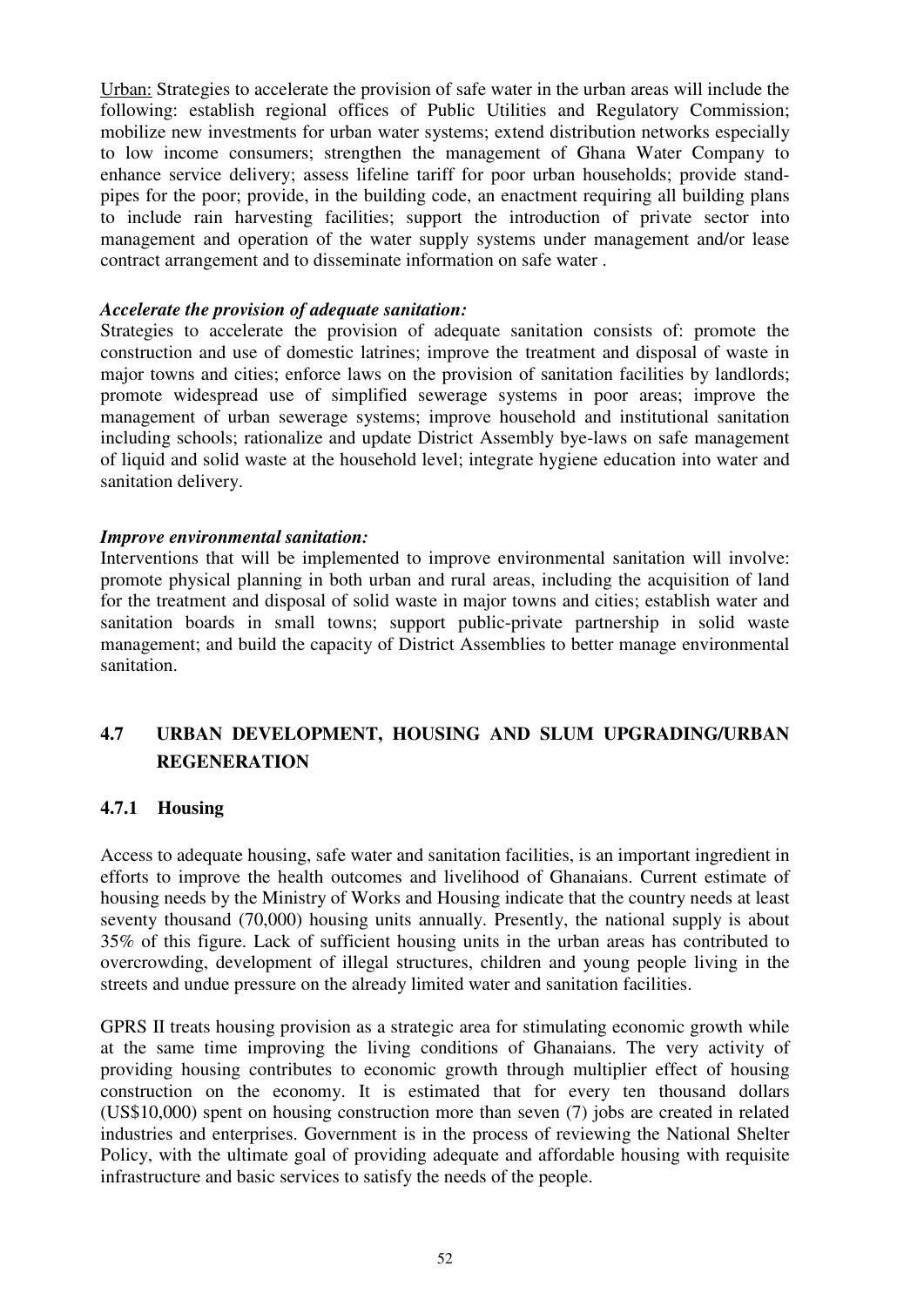<u>Urban:</u> Strategies to accelerate the provision of safe water in the urban areas will include the following: establish regional offices of Public Utilities and Regulatory Commission; mobilize new investments for urban water systems; extend distribution networks especially to low income consumers; strengthen the management of Ghana Water Company to enhance service delivery; assess lifeline tariff for poor urban households; provide stand-pipes for the poor; provide, in the building code, an enactment requiring all building plans to include rain harvesting facilities; support the introduction of private sector into management and operation of the water supply systems under management and/or lease contract arrangement and to disseminate information on safe water .

***Accelerate the provision of adequate sanitation:***

Strategies to accelerate the provision of adequate sanitation consists of: promote the construction and use of domestic latrines; improve the treatment and disposal of waste in major towns and cities; enforce laws on the provision of sanitation facilities by landlords; promote widespread use of simplified sewerage systems in poor areas; improve the management of urban sewerage systems; improve household and institutional sanitation including schools; rationalize and update District Assembly bye-laws on safe management of liquid and solid waste at the household level; integrate hygiene education into water and sanitation delivery.

***Improve environmental sanitation:***

Interventions that will be implemented to improve environmental sanitation will involve: promote physical planning in both urban and rural areas, including the acquisition of land for the treatment and disposal of solid waste in major towns and cities; establish water and sanitation boards in small towns; support public-private partnership in solid waste management; and build the capacity of District Assemblies to better manage environmental sanitation.

## 4.7 URBAN DEVELOPMENT, HOUSING AND SLUM UPGRADING/URBAN REGENERATION

### 4.7.1 Housing

Access to adequate housing, safe water and sanitation facilities, is an important ingredient in efforts to improve the health outcomes and livelihood of Ghanaians. Current estimate of housing needs by the Ministry of Works and Housing indicate that the country needs at least seventy thousand (70,000) housing units annually. Presently, the national supply is about 35% of this figure. Lack of sufficient housing units in the urban areas has contributed to overcrowding, development of illegal structures, children and young people living in the streets and undue pressure on the already limited water and sanitation facilities.

GPRS II treats housing provision as a strategic area for stimulating economic growth while at the same time improving the living conditions of Ghanaians. The very activity of providing housing contributes to economic growth through multiplier effect of housing construction on the economy. It is estimated that for every ten thousand dollars (US$10,000) spent on housing construction more than seven (7) jobs are created in related industries and enterprises. Government is in the process of reviewing the National Shelter Policy, with the ultimate goal of providing adequate and affordable housing with requisite infrastructure and basic services to satisfy the needs of the people.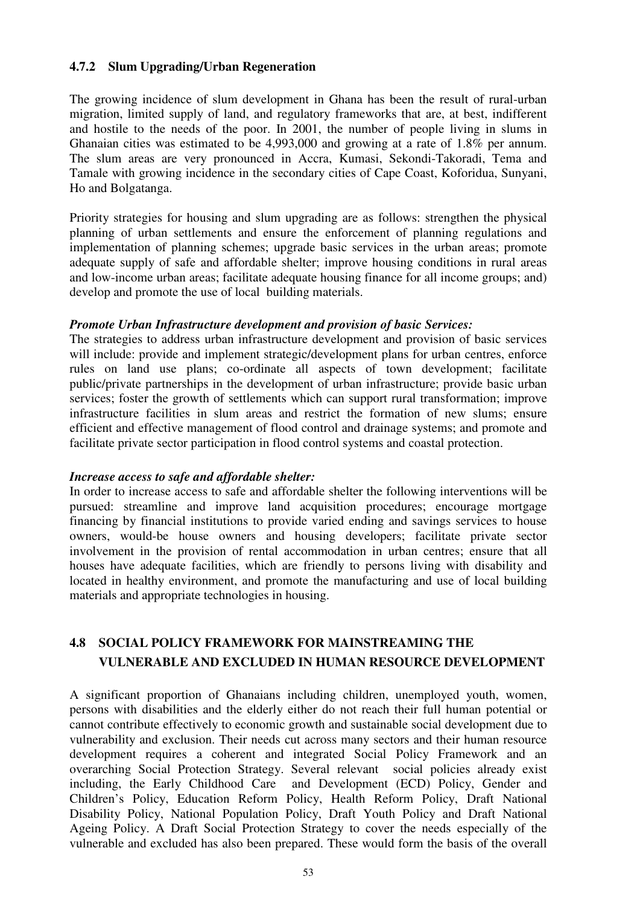### 4.7.2 Slum Upgrading/Urban Regeneration

The growing incidence of slum development in Ghana has been the result of rural-urban migration, limited supply of land, and regulatory frameworks that are, at best, indifferent and hostile to the needs of the poor. In 2001, the number of people living in slums in Ghanaian cities was estimated to be 4,993,000 and growing at a rate of 1.8% per annum. The slum areas are very pronounced in Accra, Kumasi, Sekondi-Takoradi, Tema and Tamale with growing incidence in the secondary cities of Cape Coast, Koforidua, Sunyani, Ho and Bolgatanga.

Priority strategies for housing and slum upgrading are as follows: strengthen the physical planning of urban settlements and ensure the enforcement of planning regulations and implementation of planning schemes; upgrade basic services in the urban areas; promote adequate supply of safe and affordable shelter; improve housing conditions in rural areas and low-income urban areas; facilitate adequate housing finance for all income groups; and) develop and promote the use of local building materials.

***Promote Urban Infrastructure development and provision of basic Services:***
The strategies to address urban infrastructure development and provision of basic services will include: provide and implement strategic/development plans for urban centres, enforce rules on land use plans; co-ordinate all aspects of town development; facilitate public/private partnerships in the development of urban infrastructure; provide basic urban services; foster the growth of settlements which can support rural transformation; improve infrastructure facilities in slum areas and restrict the formation of new slums; ensure efficient and effective management of flood control and drainage systems; and promote and facilitate private sector participation in flood control systems and coastal protection.

***Increase access to safe and affordable shelter:***
In order to increase access to safe and affordable shelter the following interventions will be pursued: streamline and improve land acquisition procedures; encourage mortgage financing by financial institutions to provide varied ending and savings services to house owners, would-be house owners and housing developers; facilitate private sector involvement in the provision of rental accommodation in urban centres; ensure that all houses have adequate facilities, which are friendly to persons living with disability and located in healthy environment, and promote the manufacturing and use of local building materials and appropriate technologies in housing.

## 4.8 SOCIAL POLICY FRAMEWORK FOR MAINSTREAMING THE VULNERABLE AND EXCLUDED IN HUMAN RESOURCE DEVELOPMENT

A significant proportion of Ghanaians including children, unemployed youth, women, persons with disabilities and the elderly either do not reach their full human potential or cannot contribute effectively to economic growth and sustainable social development due to vulnerability and exclusion. Their needs cut across many sectors and their human resource development requires a coherent and integrated Social Policy Framework and an overarching Social Protection Strategy. Several relevant social policies already exist including, the Early Childhood Care and Development (ECD) Policy, Gender and Children's Policy, Education Reform Policy, Health Reform Policy, Draft National Disability Policy, National Population Policy, Draft Youth Policy and Draft National Ageing Policy. A Draft Social Protection Strategy to cover the needs especially of the vulnerable and excluded has also been prepared. These would form the basis of the overall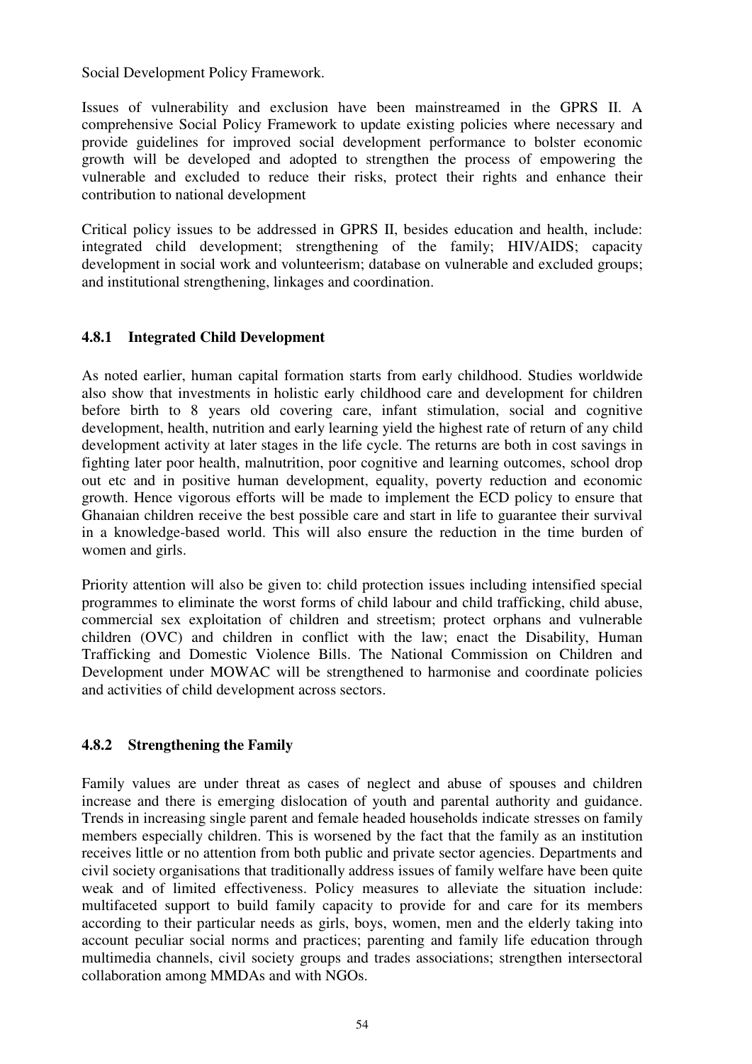Social Development Policy Framework.

Issues of vulnerability and exclusion have been mainstreamed in the GPRS II. A comprehensive Social Policy Framework to update existing policies where necessary and provide guidelines for improved social development performance to bolster economic growth will be developed and adopted to strengthen the process of empowering the vulnerable and excluded to reduce their risks, protect their rights and enhance their contribution to national development

Critical policy issues to be addressed in GPRS II, besides education and health, include: integrated child development; strengthening of the family; HIV/AIDS; capacity development in social work and volunteerism; database on vulnerable and excluded groups; and institutional strengthening, linkages and coordination.

### 4.8.1 Integrated Child Development

As noted earlier, human capital formation starts from early childhood. Studies worldwide also show that investments in holistic early childhood care and development for children before birth to 8 years old covering care, infant stimulation, social and cognitive development, health, nutrition and early learning yield the highest rate of return of any child development activity at later stages in the life cycle. The returns are both in cost savings in fighting later poor health, malnutrition, poor cognitive and learning outcomes, school drop out etc and in positive human development, equality, poverty reduction and economic growth. Hence vigorous efforts will be made to implement the ECD policy to ensure that Ghanaian children receive the best possible care and start in life to guarantee their survival in a knowledge-based world. This will also ensure the reduction in the time burden of women and girls.

Priority attention will also be given to: child protection issues including intensified special programmes to eliminate the worst forms of child labour and child trafficking, child abuse, commercial sex exploitation of children and streetism; protect orphans and vulnerable children (OVC) and children in conflict with the law; enact the Disability, Human Trafficking and Domestic Violence Bills. The National Commission on Children and Development under MOWAC will be strengthened to harmonise and coordinate policies and activities of child development across sectors.

### 4.8.2 Strengthening the Family

Family values are under threat as cases of neglect and abuse of spouses and children increase and there is emerging dislocation of youth and parental authority and guidance. Trends in increasing single parent and female headed households indicate stresses on family members especially children. This is worsened by the fact that the family as an institution receives little or no attention from both public and private sector agencies. Departments and civil society organisations that traditionally address issues of family welfare have been quite weak and of limited effectiveness. Policy measures to alleviate the situation include: multifaceted support to build family capacity to provide for and care for its members according to their particular needs as girls, boys, women, men and the elderly taking into account peculiar social norms and practices; parenting and family life education through multimedia channels, civil society groups and trades associations; strengthen intersectoral collaboration among MMDAs and with NGOs.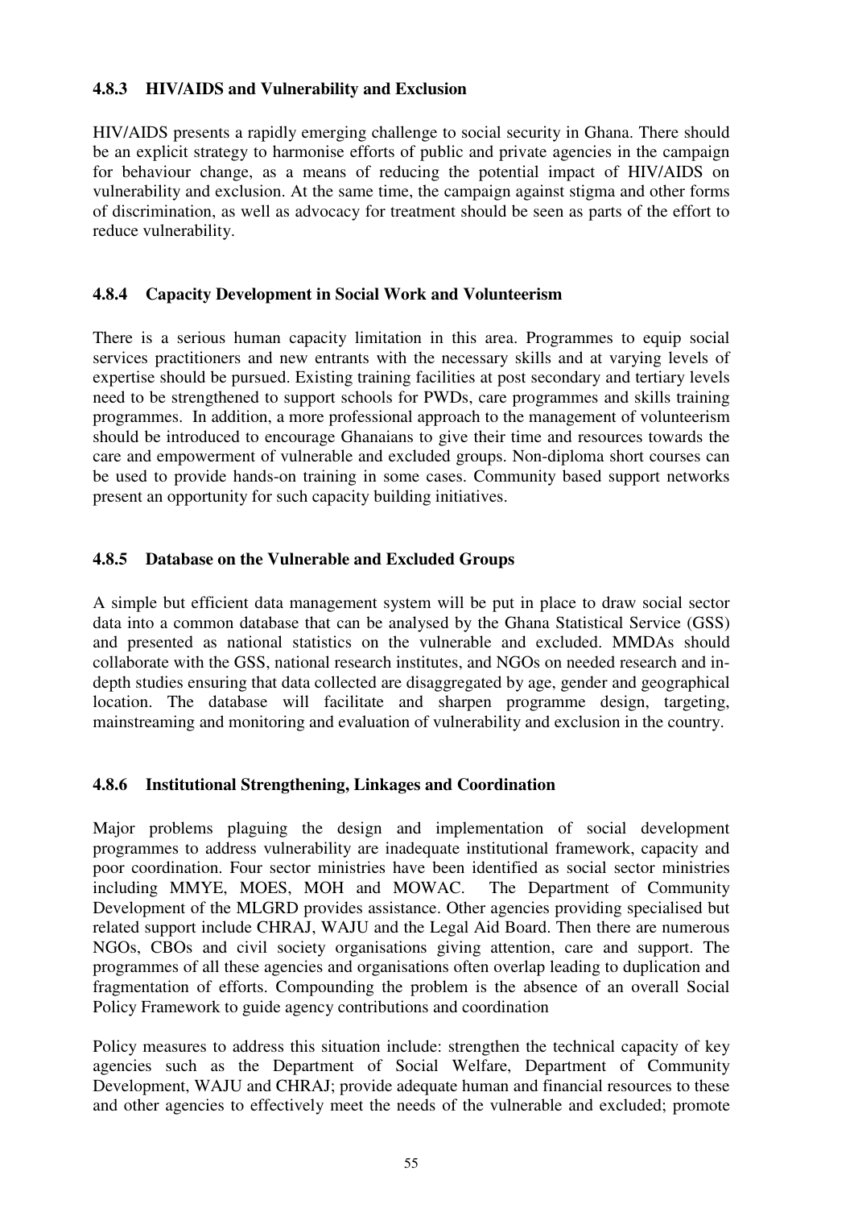### 4.8.3 HIV/AIDS and Vulnerability and Exclusion

HIV/AIDS presents a rapidly emerging challenge to social security in Ghana. There should be an explicit strategy to harmonise efforts of public and private agencies in the campaign for behaviour change, as a means of reducing the potential impact of HIV/AIDS on vulnerability and exclusion. At the same time, the campaign against stigma and other forms of discrimination, as well as advocacy for treatment should be seen as parts of the effort to reduce vulnerability.

### 4.8.4 Capacity Development in Social Work and Volunteerism

There is a serious human capacity limitation in this area. Programmes to equip social services practitioners and new entrants with the necessary skills and at varying levels of expertise should be pursued. Existing training facilities at post secondary and tertiary levels need to be strengthened to support schools for PWDs, care programmes and skills training programmes. In addition, a more professional approach to the management of volunteerism should be introduced to encourage Ghanaians to give their time and resources towards the care and empowerment of vulnerable and excluded groups. Non-diploma short courses can be used to provide hands-on training in some cases. Community based support networks present an opportunity for such capacity building initiatives.

### 4.8.5 Database on the Vulnerable and Excluded Groups

A simple but efficient data management system will be put in place to draw social sector data into a common database that can be analysed by the Ghana Statistical Service (GSS) and presented as national statistics on the vulnerable and excluded. MMDAs should collaborate with the GSS, national research institutes, and NGOs on needed research and in-depth studies ensuring that data collected are disaggregated by age, gender and geographical location. The database will facilitate and sharpen programme design, targeting, mainstreaming and monitoring and evaluation of vulnerability and exclusion in the country.

### 4.8.6 Institutional Strengthening, Linkages and Coordination

Major problems plaguing the design and implementation of social development programmes to address vulnerability are inadequate institutional framework, capacity and poor coordination. Four sector ministries have been identified as social sector ministries including MMYE, MOES, MOH and MOWAC. The Department of Community Development of the MLGRD provides assistance. Other agencies providing specialised but related support include CHRAJ, WAJU and the Legal Aid Board. Then there are numerous NGOs, CBOs and civil society organisations giving attention, care and support. The programmes of all these agencies and organisations often overlap leading to duplication and fragmentation of efforts. Compounding the problem is the absence of an overall Social Policy Framework to guide agency contributions and coordination

Policy measures to address this situation include: strengthen the technical capacity of key agencies such as the Department of Social Welfare, Department of Community Development, WAJU and CHRAJ; provide adequate human and financial resources to these and other agencies to effectively meet the needs of the vulnerable and excluded; promote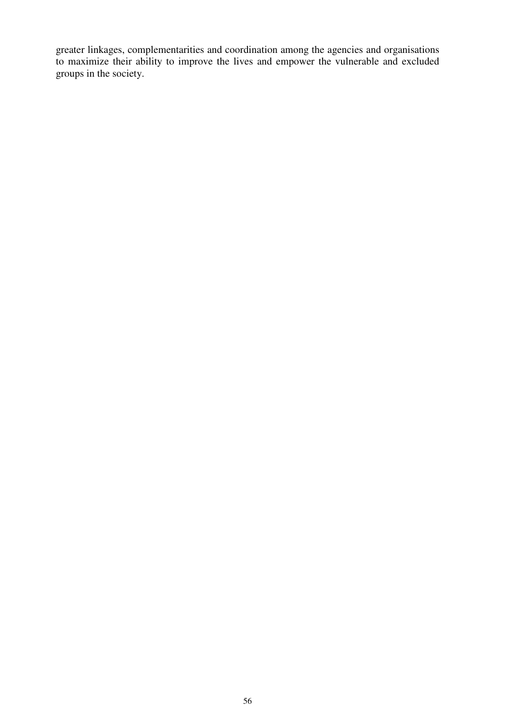greater linkages, complementarities and coordination among the agencies and organisations to maximize their ability to improve the lives and empower the vulnerable and excluded groups in the society.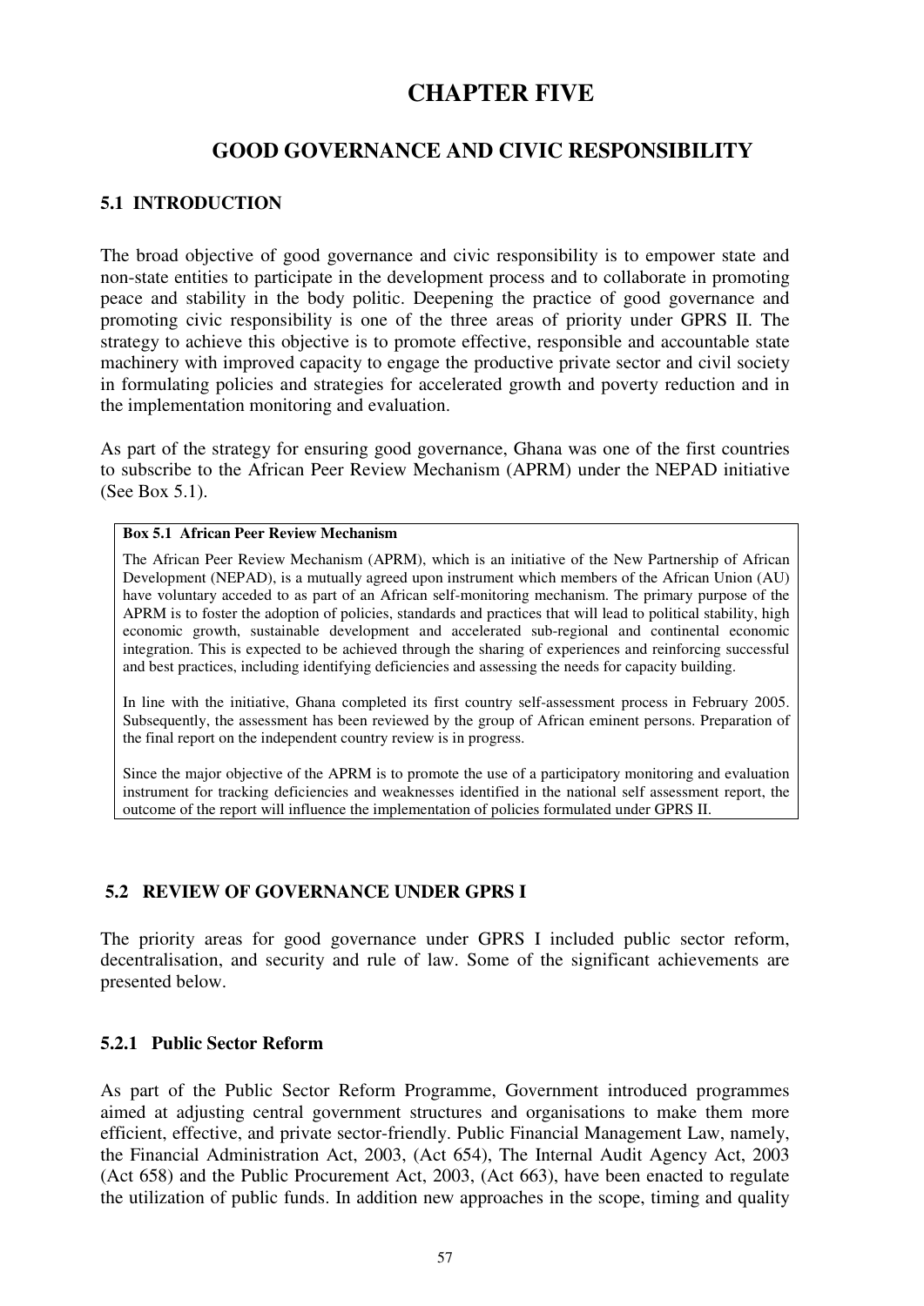# CHAPTER FIVE

## GOOD GOVERNANCE AND CIVIC RESPONSIBILITY

### 5.1 INTRODUCTION

The broad objective of good governance and civic responsibility is to empower state and non-state entities to participate in the development process and to collaborate in promoting peace and stability in the body politic. Deepening the practice of good governance and promoting civic responsibility is one of the three areas of priority under GPRS II. The strategy to achieve this objective is to promote effective, responsible and accountable state machinery with improved capacity to engage the productive private sector and civil society in formulating policies and strategies for accelerated growth and poverty reduction and in the implementation monitoring and evaluation.

As part of the strategy for ensuring good governance, Ghana was one of the first countries to subscribe to the African Peer Review Mechanism (APRM) under the NEPAD initiative (See Box 5.1).

> **Box 5.1 African Peer Review Mechanism**
>
> The African Peer Review Mechanism (APRM), which is an initiative of the New Partnership of African Development (NEPAD), is a mutually agreed upon instrument which members of the African Union (AU) have voluntary acceded to as part of an African self-monitoring mechanism. The primary purpose of the APRM is to foster the adoption of policies, standards and practices that will lead to political stability, high economic growth, sustainable development and accelerated sub-regional and continental economic integration. This is expected to be achieved through the sharing of experiences and reinforcing successful and best practices, including identifying deficiencies and assessing the needs for capacity building.
>
> In line with the initiative, Ghana completed its first country self-assessment process in February 2005. Subsequently, the assessment has been reviewed by the group of African eminent persons. Preparation of the final report on the independent country review is in progress.
>
> Since the major objective of the APRM is to promote the use of a participatory monitoring and evaluation instrument for tracking deficiencies and weaknesses identified in the national self assessment report, the outcome of the report will influence the implementation of policies formulated under GPRS II.

### 5.2 REVIEW OF GOVERNANCE UNDER GPRS I

The priority areas for good governance under GPRS I included public sector reform, decentralisation, and security and rule of law. Some of the significant achievements are presented below.

#### 5.2.1 Public Sector Reform

As part of the Public Sector Reform Programme, Government introduced programmes aimed at adjusting central government structures and organisations to make them more efficient, effective, and private sector-friendly. Public Financial Management Law, namely, the Financial Administration Act, 2003, (Act 654), The Internal Audit Agency Act, 2003 (Act 658) and the Public Procurement Act, 2003, (Act 663), have been enacted to regulate the utilization of public funds. In addition new approaches in the scope, timing and quality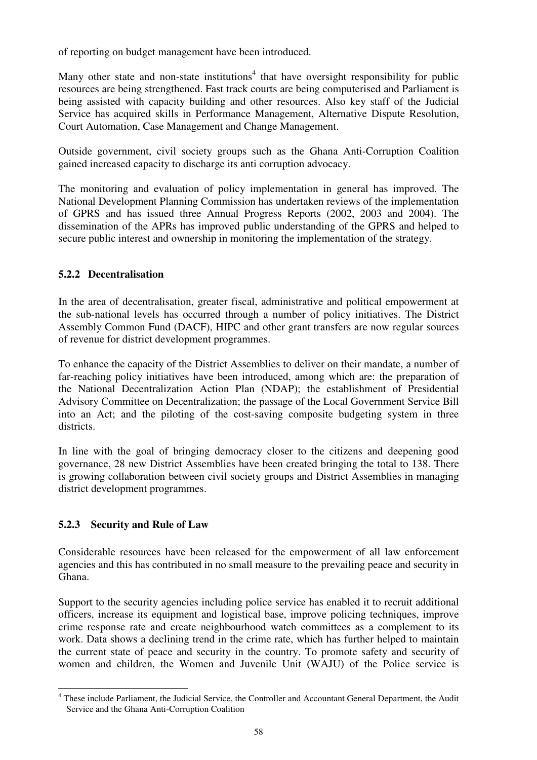of reporting on budget management have been introduced.

Many other state and non-state institutions[4] that have oversight responsibility for public resources are being strengthened. Fast track courts are being computerised and Parliament is being assisted with capacity building and other resources. Also key staff of the Judicial Service has acquired skills in Performance Management, Alternative Dispute Resolution, Court Automation, Case Management and Change Management.

Outside government, civil society groups such as the Ghana Anti-Corruption Coalition gained increased capacity to discharge its anti corruption advocacy.

The monitoring and evaluation of policy implementation in general has improved. The National Development Planning Commission has undertaken reviews of the implementation of GPRS and has issued three Annual Progress Reports (2002, 2003 and 2004). The dissemination of the APRs has improved public understanding of the GPRS and helped to secure public interest and ownership in monitoring the implementation of the strategy.

### 5.2.2 Decentralisation

In the area of decentralisation, greater fiscal, administrative and political empowerment at the sub-national levels has occurred through a number of policy initiatives. The District Assembly Common Fund (DACF), HIPC and other grant transfers are now regular sources of revenue for district development programmes.

To enhance the capacity of the District Assemblies to deliver on their mandate, a number of far-reaching policy initiatives have been introduced, among which are: the preparation of the National Decentralization Action Plan (NDAP); the establishment of Presidential Advisory Committee on Decentralization; the passage of the Local Government Service Bill into an Act; and the piloting of the cost-saving composite budgeting system in three districts.

In line with the goal of bringing democracy closer to the citizens and deepening good governance, 28 new District Assemblies have been created bringing the total to 138. There is growing collaboration between civil society groups and District Assemblies in managing district development programmes.

### 5.2.3 Security and Rule of Law

Considerable resources have been released for the empowerment of all law enforcement agencies and this has contributed in no small measure to the prevailing peace and security in Ghana.

Support to the security agencies including police service has enabled it to recruit additional officers, increase its equipment and logistical base, improve policing techniques, improve crime response rate and create neighbourhood watch committees as a complement to its work. Data shows a declining trend in the crime rate, which has further helped to maintain the current state of peace and security in the country. To promote safety and security of women and children, the Women and Juvenile Unit (WAJU) of the Police service is

---

[4] These include Parliament, the Judicial Service, the Controller and Accountant General Department, the Audit Service and the Ghana Anti-Corruption Coalition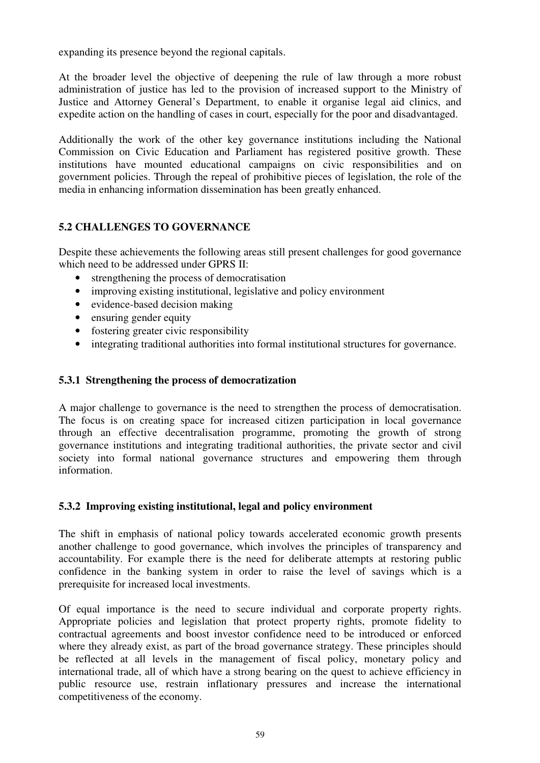expanding its presence beyond the regional capitals.

At the broader level the objective of deepening the rule of law through a more robust administration of justice has led to the provision of increased support to the Ministry of Justice and Attorney General's Department, to enable it organise legal aid clinics, and expedite action on the handling of cases in court, especially for the poor and disadvantaged.

Additionally the work of the other key governance institutions including the National Commission on Civic Education and Parliament has registered positive growth. These institutions have mounted educational campaigns on civic responsibilities and on government policies. Through the repeal of prohibitive pieces of legislation, the role of the media in enhancing information dissemination has been greatly enhanced.

## 5.2 CHALLENGES TO GOVERNANCE

Despite these achievements the following areas still present challenges for good governance which need to be addressed under GPRS II:

- strengthening the process of democratisation
- improving existing institutional, legislative and policy environment
- evidence-based decision making
- ensuring gender equity
- fostering greater civic responsibility
- integrating traditional authorities into formal institutional structures for governance.

### 5.3.1 Strengthening the process of democratization

A major challenge to governance is the need to strengthen the process of democratisation. The focus is on creating space for increased citizen participation in local governance through an effective decentralisation programme, promoting the growth of strong governance institutions and integrating traditional authorities, the private sector and civil society into formal national governance structures and empowering them through information.

### 5.3.2 Improving existing institutional, legal and policy environment

The shift in emphasis of national policy towards accelerated economic growth presents another challenge to good governance, which involves the principles of transparency and accountability. For example there is the need for deliberate attempts at restoring public confidence in the banking system in order to raise the level of savings which is a prerequisite for increased local investments.

Of equal importance is the need to secure individual and corporate property rights. Appropriate policies and legislation that protect property rights, promote fidelity to contractual agreements and boost investor confidence need to be introduced or enforced where they already exist, as part of the broad governance strategy. These principles should be reflected at all levels in the management of fiscal policy, monetary policy and international trade, all of which have a strong bearing on the quest to achieve efficiency in public resource use, restrain inflationary pressures and increase the international competitiveness of the economy.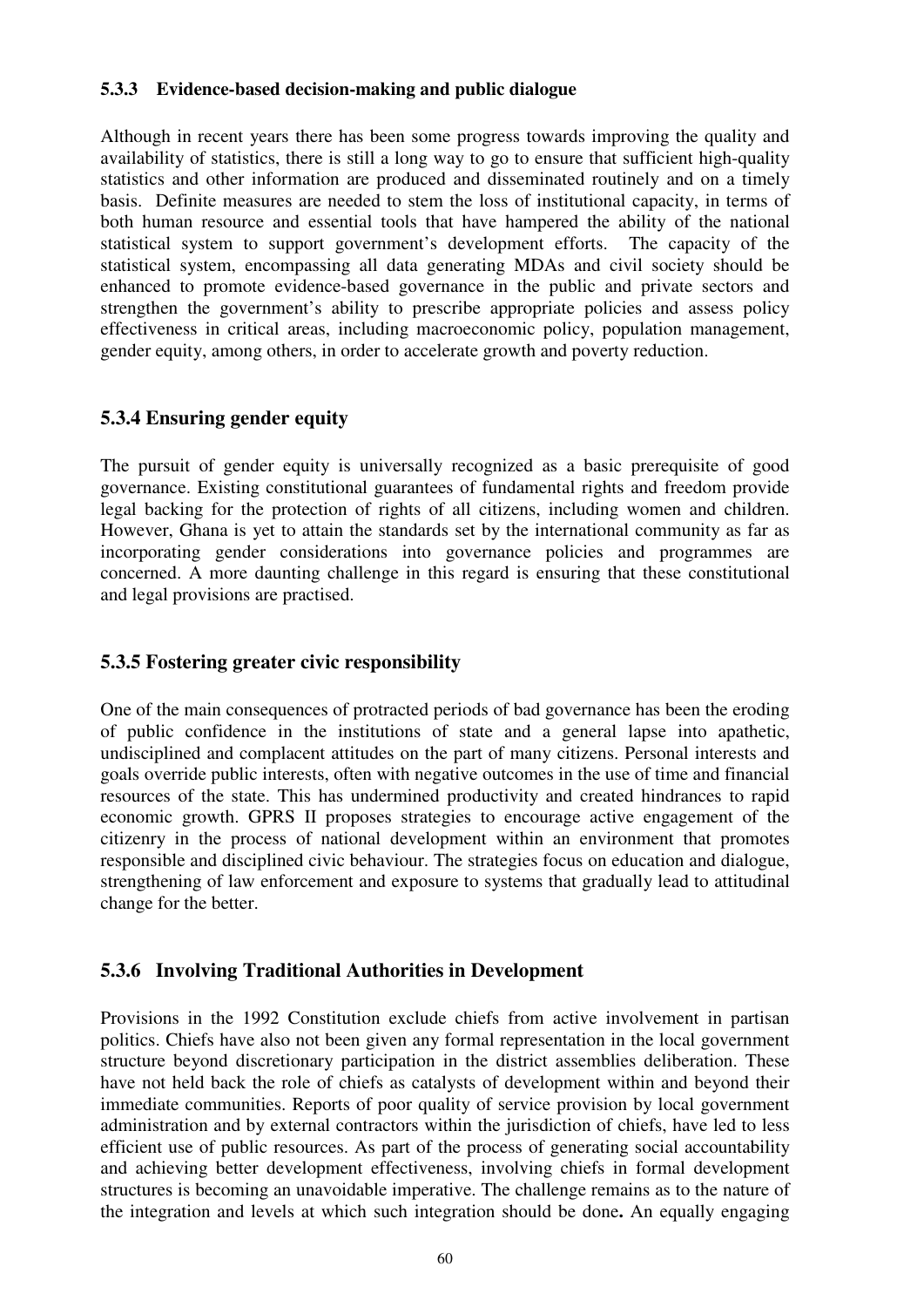### 5.3.3 Evidence-based decision-making and public dialogue

Although in recent years there has been some progress towards improving the quality and availability of statistics, there is still a long way to go to ensure that sufficient high-quality statistics and other information are produced and disseminated routinely and on a timely basis. Definite measures are needed to stem the loss of institutional capacity, in terms of both human resource and essential tools that have hampered the ability of the national statistical system to support government's development efforts. The capacity of the statistical system, encompassing all data generating MDAs and civil society should be enhanced to promote evidence-based governance in the public and private sectors and strengthen the government's ability to prescribe appropriate policies and assess policy effectiveness in critical areas, including macroeconomic policy, population management, gender equity, among others, in order to accelerate growth and poverty reduction.

### 5.3.4 Ensuring gender equity

The pursuit of gender equity is universally recognized as a basic prerequisite of good governance. Existing constitutional guarantees of fundamental rights and freedom provide legal backing for the protection of rights of all citizens, including women and children. However, Ghana is yet to attain the standards set by the international community as far as incorporating gender considerations into governance policies and programmes are concerned. A more daunting challenge in this regard is ensuring that these constitutional and legal provisions are practised.

### 5.3.5 Fostering greater civic responsibility

One of the main consequences of protracted periods of bad governance has been the eroding of public confidence in the institutions of state and a general lapse into apathetic, undisciplined and complacent attitudes on the part of many citizens. Personal interests and goals override public interests, often with negative outcomes in the use of time and financial resources of the state. This has undermined productivity and created hindrances to rapid economic growth. GPRS II proposes strategies to encourage active engagement of the citizenry in the process of national development within an environment that promotes responsible and disciplined civic behaviour. The strategies focus on education and dialogue, strengthening of law enforcement and exposure to systems that gradually lead to attitudinal change for the better.

### 5.3.6 Involving Traditional Authorities in Development

Provisions in the 1992 Constitution exclude chiefs from active involvement in partisan politics. Chiefs have also not been given any formal representation in the local government structure beyond discretionary participation in the district assemblies deliberation. These have not held back the role of chiefs as catalysts of development within and beyond their immediate communities. Reports of poor quality of service provision by local government administration and by external contractors within the jurisdiction of chiefs, have led to less efficient use of public resources. As part of the process of generating social accountability and achieving better development effectiveness, involving chiefs in formal development structures is becoming an unavoidable imperative. The challenge remains as to the nature of the integration and levels at which such integration should be done**.** An equally engaging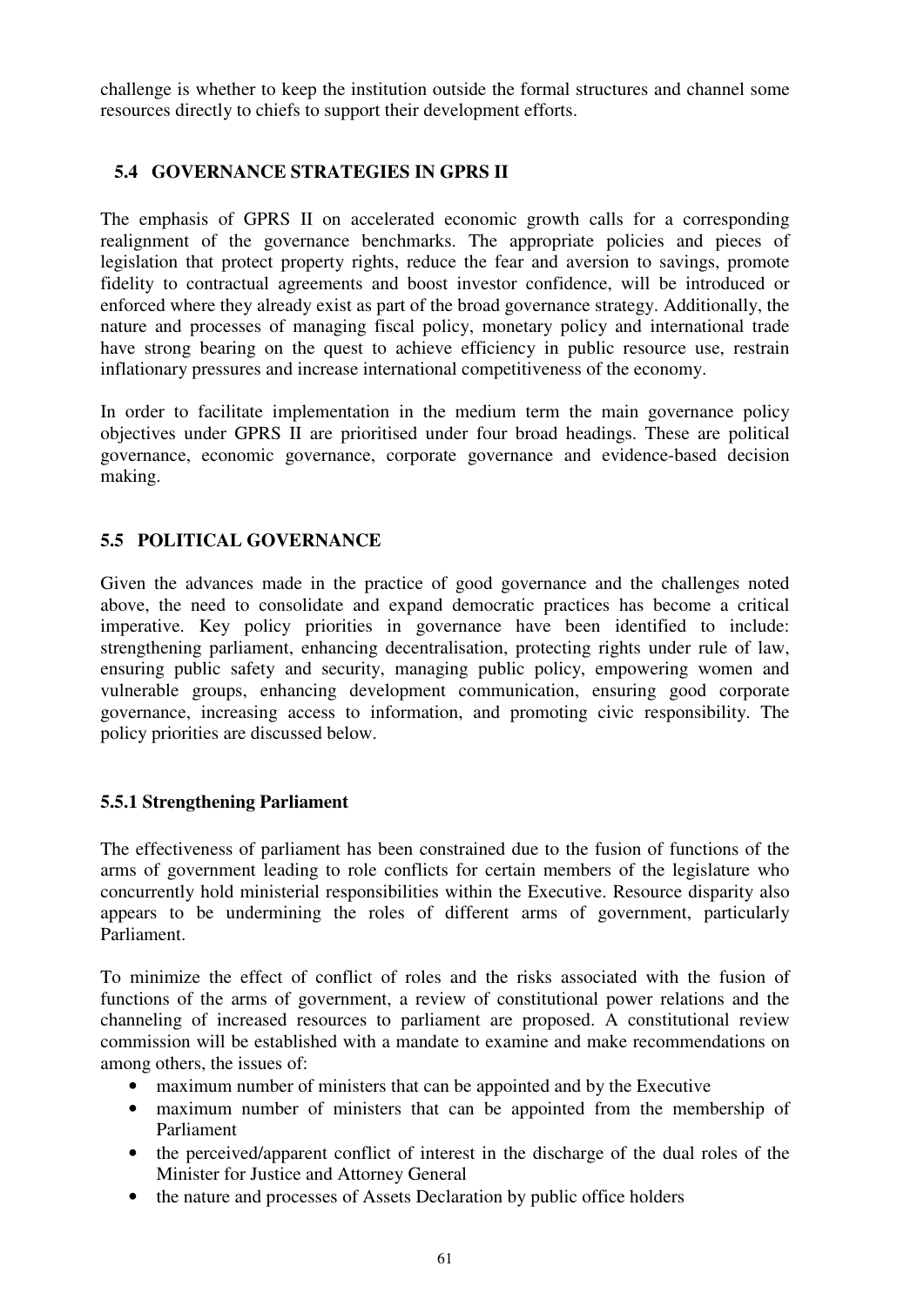challenge is whether to keep the institution outside the formal structures and channel some resources directly to chiefs to support their development efforts.

## 5.4 GOVERNANCE STRATEGIES IN GPRS II

The emphasis of GPRS II on accelerated economic growth calls for a corresponding realignment of the governance benchmarks. The appropriate policies and pieces of legislation that protect property rights, reduce the fear and aversion to savings, promote fidelity to contractual agreements and boost investor confidence, will be introduced or enforced where they already exist as part of the broad governance strategy. Additionally, the nature and processes of managing fiscal policy, monetary policy and international trade have strong bearing on the quest to achieve efficiency in public resource use, restrain inflationary pressures and increase international competitiveness of the economy.

In order to facilitate implementation in the medium term the main governance policy objectives under GPRS II are prioritised under four broad headings. These are political governance, economic governance, corporate governance and evidence-based decision making.

## 5.5 POLITICAL GOVERNANCE

Given the advances made in the practice of good governance and the challenges noted above, the need to consolidate and expand democratic practices has become a critical imperative. Key policy priorities in governance have been identified to include: strengthening parliament, enhancing decentralisation, protecting rights under rule of law, ensuring public safety and security, managing public policy, empowering women and vulnerable groups, enhancing development communication, ensuring good corporate governance, increasing access to information, and promoting civic responsibility. The policy priorities are discussed below.

### 5.5.1 Strengthening Parliament

The effectiveness of parliament has been constrained due to the fusion of functions of the arms of government leading to role conflicts for certain members of the legislature who concurrently hold ministerial responsibilities within the Executive. Resource disparity also appears to be undermining the roles of different arms of government, particularly Parliament.

To minimize the effect of conflict of roles and the risks associated with the fusion of functions of the arms of government, a review of constitutional power relations and the channeling of increased resources to parliament are proposed. A constitutional review commission will be established with a mandate to examine and make recommendations on among others, the issues of:

- maximum number of ministers that can be appointed and by the Executive
- maximum number of ministers that can be appointed from the membership of Parliament
- the perceived/apparent conflict of interest in the discharge of the dual roles of the Minister for Justice and Attorney General
- the nature and processes of Assets Declaration by public office holders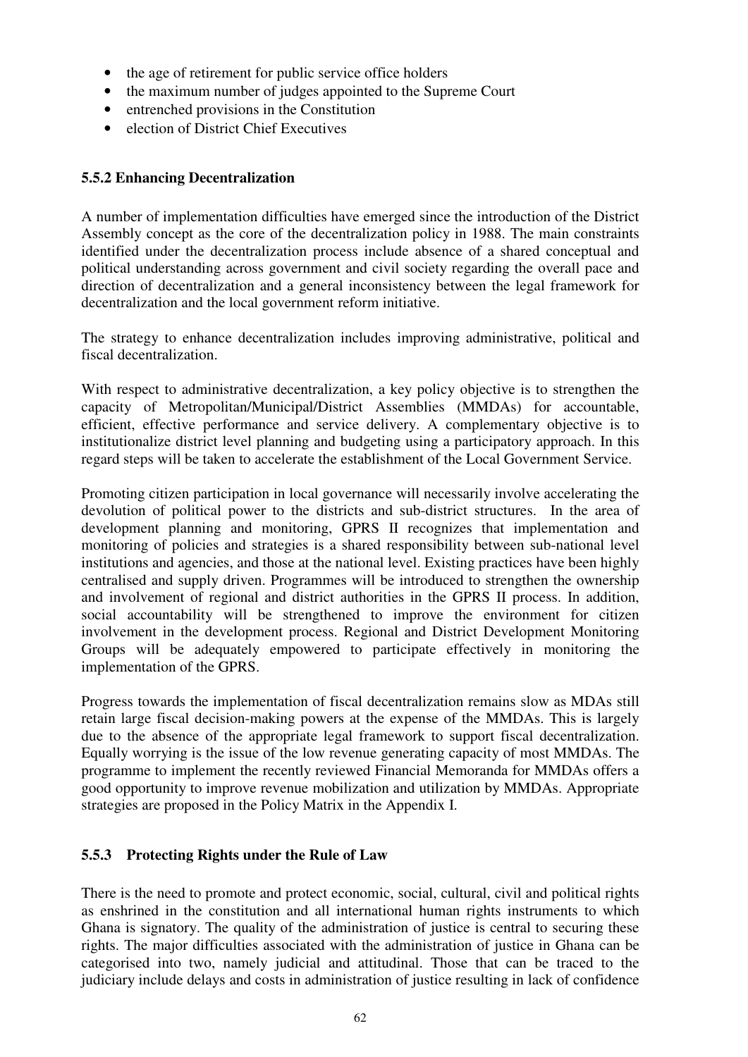- the age of retirement for public service office holders
- the maximum number of judges appointed to the Supreme Court
- entrenched provisions in the Constitution
- election of District Chief Executives

### 5.5.2 Enhancing Decentralization

A number of implementation difficulties have emerged since the introduction of the District Assembly concept as the core of the decentralization policy in 1988. The main constraints identified under the decentralization process include absence of a shared conceptual and political understanding across government and civil society regarding the overall pace and direction of decentralization and a general inconsistency between the legal framework for decentralization and the local government reform initiative.

The strategy to enhance decentralization includes improving administrative, political and fiscal decentralization.

With respect to administrative decentralization, a key policy objective is to strengthen the capacity of Metropolitan/Municipal/District Assemblies (MMDAs) for accountable, efficient, effective performance and service delivery. A complementary objective is to institutionalize district level planning and budgeting using a participatory approach. In this regard steps will be taken to accelerate the establishment of the Local Government Service.

Promoting citizen participation in local governance will necessarily involve accelerating the devolution of political power to the districts and sub-district structures. In the area of development planning and monitoring, GPRS II recognizes that implementation and monitoring of policies and strategies is a shared responsibility between sub-national level institutions and agencies, and those at the national level. Existing practices have been highly centralised and supply driven. Programmes will be introduced to strengthen the ownership and involvement of regional and district authorities in the GPRS II process. In addition, social accountability will be strengthened to improve the environment for citizen involvement in the development process. Regional and District Development Monitoring Groups will be adequately empowered to participate effectively in monitoring the implementation of the GPRS.

Progress towards the implementation of fiscal decentralization remains slow as MDAs still retain large fiscal decision-making powers at the expense of the MMDAs. This is largely due to the absence of the appropriate legal framework to support fiscal decentralization. Equally worrying is the issue of the low revenue generating capacity of most MMDAs. The programme to implement the recently reviewed Financial Memoranda for MMDAs offers a good opportunity to improve revenue mobilization and utilization by MMDAs. Appropriate strategies are proposed in the Policy Matrix in the Appendix I.

### 5.5.3 Protecting Rights under the Rule of Law

There is the need to promote and protect economic, social, cultural, civil and political rights as enshrined in the constitution and all international human rights instruments to which Ghana is signatory. The quality of the administration of justice is central to securing these rights. The major difficulties associated with the administration of justice in Ghana can be categorised into two, namely judicial and attitudinal. Those that can be traced to the judiciary include delays and costs in administration of justice resulting in lack of confidence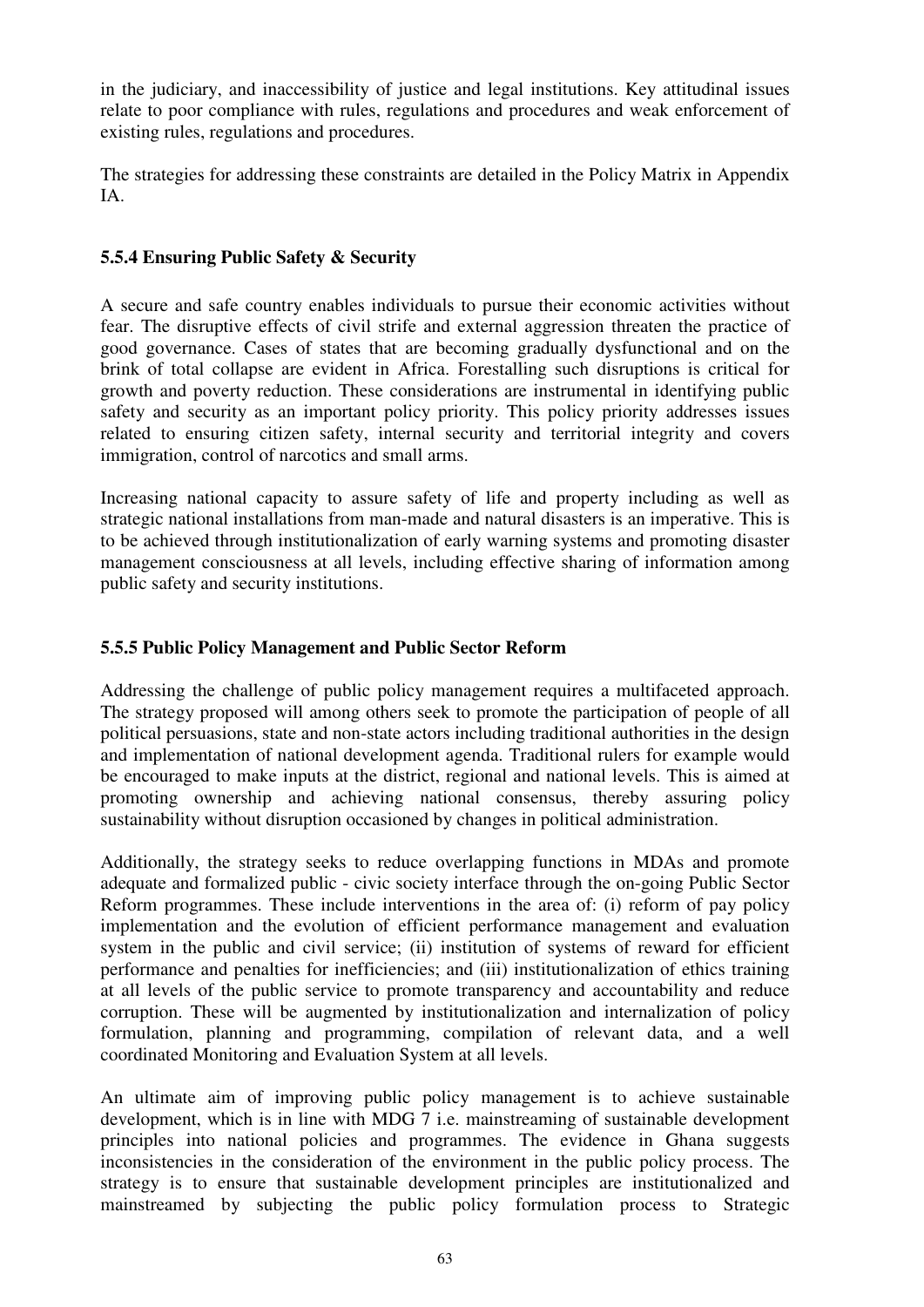in the judiciary, and inaccessibility of justice and legal institutions. Key attitudinal issues relate to poor compliance with rules, regulations and procedures and weak enforcement of existing rules, regulations and procedures.

The strategies for addressing these constraints are detailed in the Policy Matrix in Appendix IA.

### 5.5.4 Ensuring Public Safety & Security

A secure and safe country enables individuals to pursue their economic activities without fear. The disruptive effects of civil strife and external aggression threaten the practice of good governance. Cases of states that are becoming gradually dysfunctional and on the brink of total collapse are evident in Africa. Forestalling such disruptions is critical for growth and poverty reduction. These considerations are instrumental in identifying public safety and security as an important policy priority. This policy priority addresses issues related to ensuring citizen safety, internal security and territorial integrity and covers immigration, control of narcotics and small arms.

Increasing national capacity to assure safety of life and property including as well as strategic national installations from man-made and natural disasters is an imperative. This is to be achieved through institutionalization of early warning systems and promoting disaster management consciousness at all levels, including effective sharing of information among public safety and security institutions.

### 5.5.5 Public Policy Management and Public Sector Reform

Addressing the challenge of public policy management requires a multifaceted approach. The strategy proposed will among others seek to promote the participation of people of all political persuasions, state and non-state actors including traditional authorities in the design and implementation of national development agenda. Traditional rulers for example would be encouraged to make inputs at the district, regional and national levels. This is aimed at promoting ownership and achieving national consensus, thereby assuring policy sustainability without disruption occasioned by changes in political administration.

Additionally, the strategy seeks to reduce overlapping functions in MDAs and promote adequate and formalized public - civic society interface through the on-going Public Sector Reform programmes. These include interventions in the area of: (i) reform of pay policy implementation and the evolution of efficient performance management and evaluation system in the public and civil service; (ii) institution of systems of reward for efficient performance and penalties for inefficiencies; and (iii) institutionalization of ethics training at all levels of the public service to promote transparency and accountability and reduce corruption. These will be augmented by institutionalization and internalization of policy formulation, planning and programming, compilation of relevant data, and a well coordinated Monitoring and Evaluation System at all levels.

An ultimate aim of improving public policy management is to achieve sustainable development, which is in line with MDG 7 i.e. mainstreaming of sustainable development principles into national policies and programmes. The evidence in Ghana suggests inconsistencies in the consideration of the environment in the public policy process. The strategy is to ensure that sustainable development principles are institutionalized and mainstreamed by subjecting the public policy formulation process to Strategic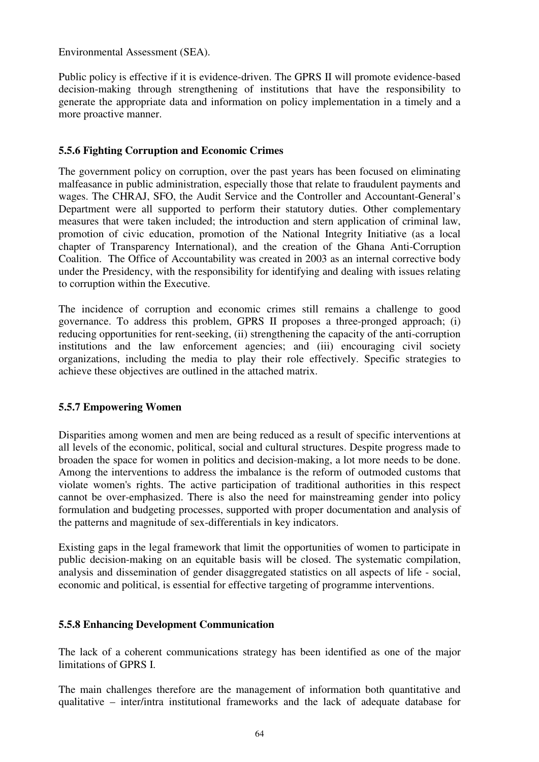Environmental Assessment (SEA).

Public policy is effective if it is evidence-driven. The GPRS II will promote evidence-based decision-making through strengthening of institutions that have the responsibility to generate the appropriate data and information on policy implementation in a timely and a more proactive manner.

### 5.5.6 Fighting Corruption and Economic Crimes

The government policy on corruption, over the past years has been focused on eliminating malfeasance in public administration, especially those that relate to fraudulent payments and wages. The CHRAJ, SFO, the Audit Service and the Controller and Accountant-General's Department were all supported to perform their statutory duties. Other complementary measures that were taken included; the introduction and stern application of criminal law, promotion of civic education, promotion of the National Integrity Initiative (as a local chapter of Transparency International), and the creation of the Ghana Anti-Corruption Coalition. The Office of Accountability was created in 2003 as an internal corrective body under the Presidency, with the responsibility for identifying and dealing with issues relating to corruption within the Executive.

The incidence of corruption and economic crimes still remains a challenge to good governance. To address this problem, GPRS II proposes a three-pronged approach; (i) reducing opportunities for rent-seeking, (ii) strengthening the capacity of the anti-corruption institutions and the law enforcement agencies; and (iii) encouraging civil society organizations, including the media to play their role effectively. Specific strategies to achieve these objectives are outlined in the attached matrix.

### 5.5.7 Empowering Women

Disparities among women and men are being reduced as a result of specific interventions at all levels of the economic, political, social and cultural structures. Despite progress made to broaden the space for women in politics and decision-making, a lot more needs to be done. Among the interventions to address the imbalance is the reform of outmoded customs that violate women's rights. The active participation of traditional authorities in this respect cannot be over-emphasized. There is also the need for mainstreaming gender into policy formulation and budgeting processes, supported with proper documentation and analysis of the patterns and magnitude of sex-differentials in key indicators.

Existing gaps in the legal framework that limit the opportunities of women to participate in public decision-making on an equitable basis will be closed. The systematic compilation, analysis and dissemination of gender disaggregated statistics on all aspects of life - social, economic and political, is essential for effective targeting of programme interventions.

### 5.5.8 Enhancing Development Communication

The lack of a coherent communications strategy has been identified as one of the major limitations of GPRS I.

The main challenges therefore are the management of information both quantitative and qualitative – inter/intra institutional frameworks and the lack of adequate database for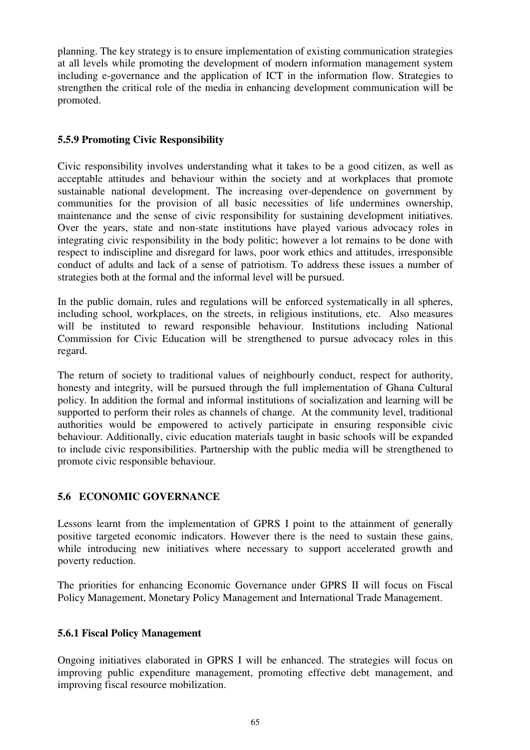planning. The key strategy is to ensure implementation of existing communication strategies at all levels while promoting the development of modern information management system including e-governance and the application of ICT in the information flow. Strategies to strengthen the critical role of the media in enhancing development communication will be promoted.

### 5.5.9 Promoting Civic Responsibility

Civic responsibility involves understanding what it takes to be a good citizen, as well as acceptable attitudes and behaviour within the society and at workplaces that promote sustainable national development. The increasing over-dependence on government by communities for the provision of all basic necessities of life undermines ownership, maintenance and the sense of civic responsibility for sustaining development initiatives. Over the years, state and non-state institutions have played various advocacy roles in integrating civic responsibility in the body politic; however a lot remains to be done with respect to indiscipline and disregard for laws, poor work ethics and attitudes, irresponsible conduct of adults and lack of a sense of patriotism. To address these issues a number of strategies both at the formal and the informal level will be pursued.

In the public domain, rules and regulations will be enforced systematically in all spheres, including school, workplaces, on the streets, in religious institutions, etc. Also measures will be instituted to reward responsible behaviour. Institutions including National Commission for Civic Education will be strengthened to pursue advocacy roles in this regard.

The return of society to traditional values of neighbourly conduct, respect for authority, honesty and integrity, will be pursued through the full implementation of Ghana Cultural policy. In addition the formal and informal institutions of socialization and learning will be supported to perform their roles as channels of change. At the community level, traditional authorities would be empowered to actively participate in ensuring responsible civic behaviour. Additionally, civic education materials taught in basic schools will be expanded to include civic responsibilities. Partnership with the public media will be strengthened to promote civic responsible behaviour.

## 5.6 ECONOMIC GOVERNANCE

Lessons learnt from the implementation of GPRS I point to the attainment of generally positive targeted economic indicators. However there is the need to sustain these gains, while introducing new initiatives where necessary to support accelerated growth and poverty reduction.

The priorities for enhancing Economic Governance under GPRS II will focus on Fiscal Policy Management, Monetary Policy Management and International Trade Management.

### 5.6.1 Fiscal Policy Management

Ongoing initiatives elaborated in GPRS I will be enhanced. The strategies will focus on improving public expenditure management, promoting effective debt management, and improving fiscal resource mobilization.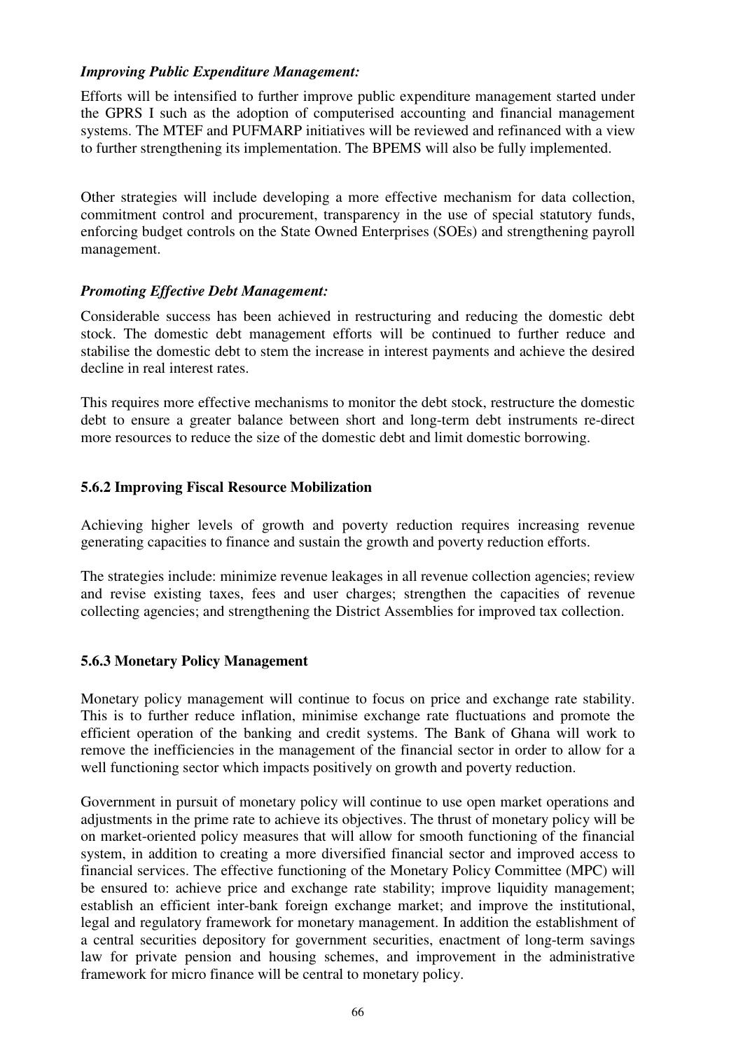***Improving Public Expenditure Management:***

Efforts will be intensified to further improve public expenditure management started under the GPRS I such as the adoption of computerised accounting and financial management systems. The MTEF and PUFMARP initiatives will be reviewed and refinanced with a view to further strengthening its implementation. The BPEMS will also be fully implemented.

Other strategies will include developing a more effective mechanism for data collection, commitment control and procurement, transparency in the use of special statutory funds, enforcing budget controls on the State Owned Enterprises (SOEs) and strengthening payroll management.

***Promoting Effective Debt Management:***

Considerable success has been achieved in restructuring and reducing the domestic debt stock. The domestic debt management efforts will be continued to further reduce and stabilise the domestic debt to stem the increase in interest payments and achieve the desired decline in real interest rates.

This requires more effective mechanisms to monitor the debt stock, restructure the domestic debt to ensure a greater balance between short and long-term debt instruments re-direct more resources to reduce the size of the domestic debt and limit domestic borrowing.

### 5.6.2 Improving Fiscal Resource Mobilization

Achieving higher levels of growth and poverty reduction requires increasing revenue generating capacities to finance and sustain the growth and poverty reduction efforts.

The strategies include: minimize revenue leakages in all revenue collection agencies; review and revise existing taxes, fees and user charges; strengthen the capacities of revenue collecting agencies; and strengthening the District Assemblies for improved tax collection.

### 5.6.3 Monetary Policy Management

Monetary policy management will continue to focus on price and exchange rate stability. This is to further reduce inflation, minimise exchange rate fluctuations and promote the efficient operation of the banking and credit systems. The Bank of Ghana will work to remove the inefficiencies in the management of the financial sector in order to allow for a well functioning sector which impacts positively on growth and poverty reduction.

Government in pursuit of monetary policy will continue to use open market operations and adjustments in the prime rate to achieve its objectives. The thrust of monetary policy will be on market-oriented policy measures that will allow for smooth functioning of the financial system, in addition to creating a more diversified financial sector and improved access to financial services. The effective functioning of the Monetary Policy Committee (MPC) will be ensured to: achieve price and exchange rate stability; improve liquidity management; establish an efficient inter-bank foreign exchange market; and improve the institutional, legal and regulatory framework for monetary management. In addition the establishment of a central securities depository for government securities, enactment of long-term savings law for private pension and housing schemes, and improvement in the administrative framework for micro finance will be central to monetary policy.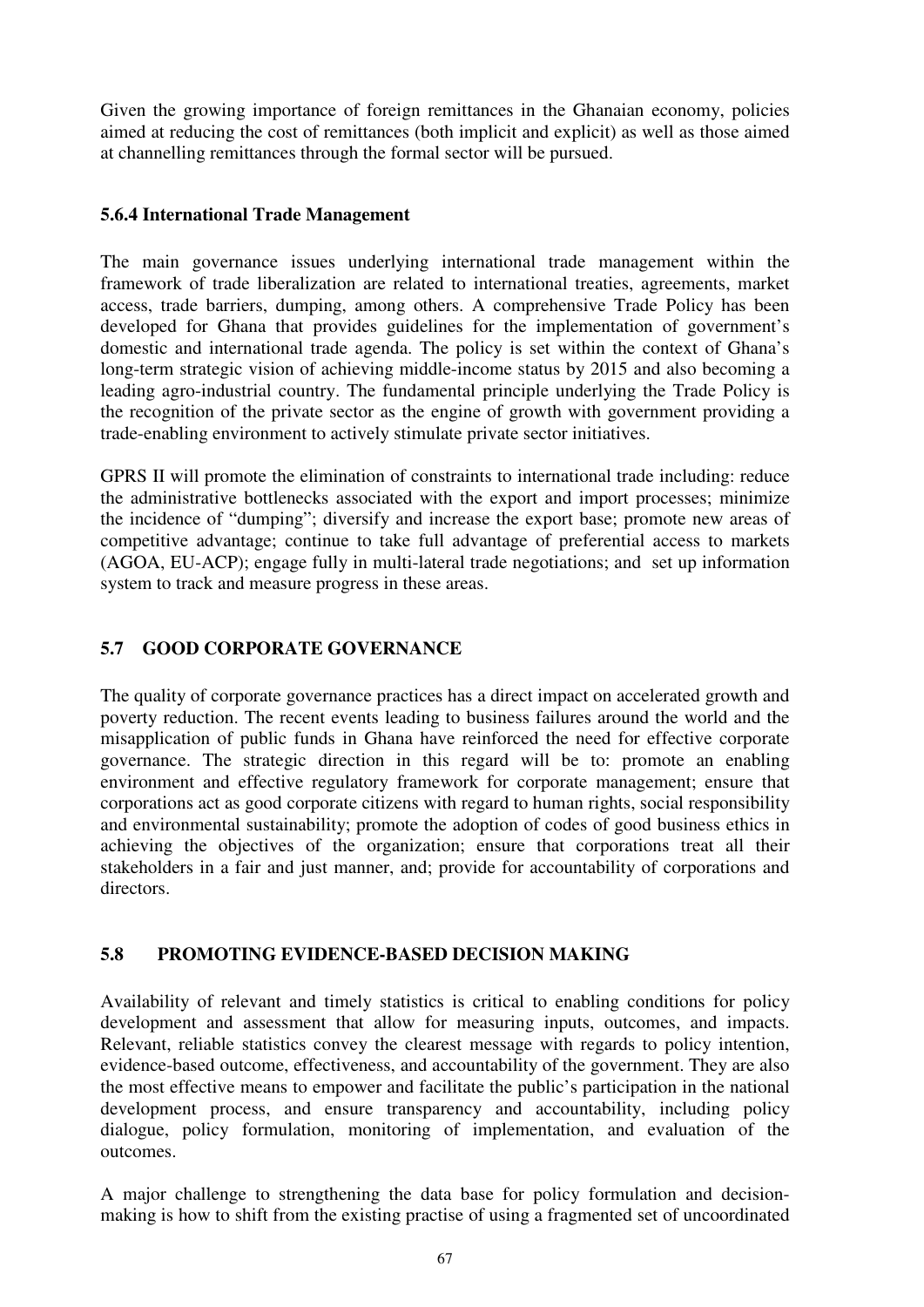Given the growing importance of foreign remittances in the Ghanaian economy, policies aimed at reducing the cost of remittances (both implicit and explicit) as well as those aimed at channelling remittances through the formal sector will be pursued.

### 5.6.4 International Trade Management

The main governance issues underlying international trade management within the framework of trade liberalization are related to international treaties, agreements, market access, trade barriers, dumping, among others. A comprehensive Trade Policy has been developed for Ghana that provides guidelines for the implementation of government's domestic and international trade agenda. The policy is set within the context of Ghana's long-term strategic vision of achieving middle-income status by 2015 and also becoming a leading agro-industrial country. The fundamental principle underlying the Trade Policy is the recognition of the private sector as the engine of growth with government providing a trade-enabling environment to actively stimulate private sector initiatives.

GPRS II will promote the elimination of constraints to international trade including: reduce the administrative bottlenecks associated with the export and import processes; minimize the incidence of "dumping"; diversify and increase the export base; promote new areas of competitive advantage; continue to take full advantage of preferential access to markets (AGOA, EU-ACP); engage fully in multi-lateral trade negotiations; and set up information system to track and measure progress in these areas.

## 5.7 GOOD CORPORATE GOVERNANCE

The quality of corporate governance practices has a direct impact on accelerated growth and poverty reduction. The recent events leading to business failures around the world and the misapplication of public funds in Ghana have reinforced the need for effective corporate governance. The strategic direction in this regard will be to: promote an enabling environment and effective regulatory framework for corporate management; ensure that corporations act as good corporate citizens with regard to human rights, social responsibility and environmental sustainability; promote the adoption of codes of good business ethics in achieving the objectives of the organization; ensure that corporations treat all their stakeholders in a fair and just manner, and; provide for accountability of corporations and directors.

## 5.8 PROMOTING EVIDENCE-BASED DECISION MAKING

Availability of relevant and timely statistics is critical to enabling conditions for policy development and assessment that allow for measuring inputs, outcomes, and impacts. Relevant, reliable statistics convey the clearest message with regards to policy intention, evidence-based outcome, effectiveness, and accountability of the government. They are also the most effective means to empower and facilitate the public's participation in the national development process, and ensure transparency and accountability, including policy dialogue, policy formulation, monitoring of implementation, and evaluation of the outcomes.

A major challenge to strengthening the data base for policy formulation and decision-making is how to shift from the existing practise of using a fragmented set of uncoordinated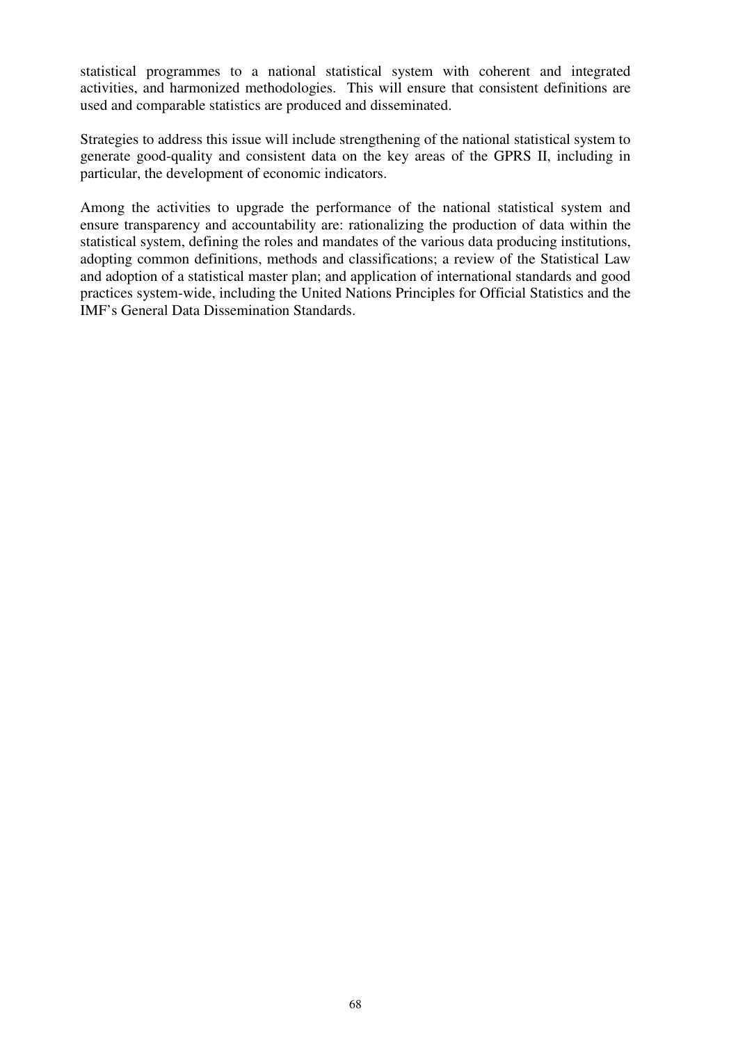statistical programmes to a national statistical system with coherent and integrated activities, and harmonized methodologies. This will ensure that consistent definitions are used and comparable statistics are produced and disseminated.

Strategies to address this issue will include strengthening of the national statistical system to generate good-quality and consistent data on the key areas of the GPRS II, including in particular, the development of economic indicators.

Among the activities to upgrade the performance of the national statistical system and ensure transparency and accountability are: rationalizing the production of data within the statistical system, defining the roles and mandates of the various data producing institutions, adopting common definitions, methods and classifications; a review of the Statistical Law and adoption of a statistical master plan; and application of international standards and good practices system-wide, including the United Nations Principles for Official Statistics and the IMF's General Data Dissemination Standards.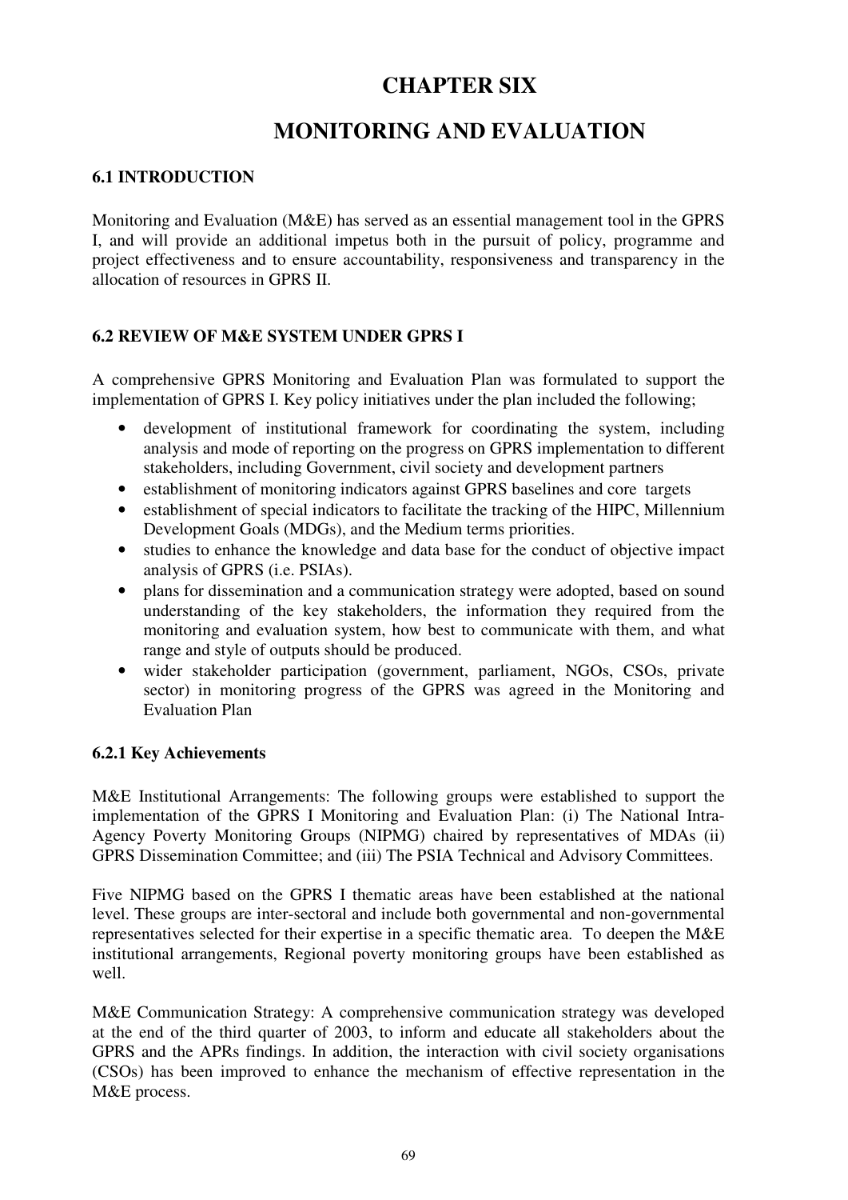# CHAPTER SIX

# MONITORING AND EVALUATION

### 6.1 INTRODUCTION

Monitoring and Evaluation (M&E) has served as an essential management tool in the GPRS I, and will provide an additional impetus both in the pursuit of policy, programme and project effectiveness and to ensure accountability, responsiveness and transparency in the allocation of resources in GPRS II.

### 6.2 REVIEW OF M&E SYSTEM UNDER GPRS I

A comprehensive GPRS Monitoring and Evaluation Plan was formulated to support the implementation of GPRS I. Key policy initiatives under the plan included the following;

- development of institutional framework for coordinating the system, including analysis and mode of reporting on the progress on GPRS implementation to different stakeholders, including Government, civil society and development partners
- establishment of monitoring indicators against GPRS baselines and core targets
- establishment of special indicators to facilitate the tracking of the HIPC, Millennium Development Goals (MDGs), and the Medium terms priorities.
- studies to enhance the knowledge and data base for the conduct of objective impact analysis of GPRS (i.e. PSIAs).
- plans for dissemination and a communication strategy were adopted, based on sound understanding of the key stakeholders, the information they required from the monitoring and evaluation system, how best to communicate with them, and what range and style of outputs should be produced.
- wider stakeholder participation (government, parliament, NGOs, CSOs, private sector) in monitoring progress of the GPRS was agreed in the Monitoring and Evaluation Plan

#### 6.2.1 Key Achievements

M&E Institutional Arrangements: The following groups were established to support the implementation of the GPRS I Monitoring and Evaluation Plan: (i) The National Intra-Agency Poverty Monitoring Groups (NIPMG) chaired by representatives of MDAs (ii) GPRS Dissemination Committee; and (iii) The PSIA Technical and Advisory Committees.

Five NIPMG based on the GPRS I thematic areas have been established at the national level. These groups are inter-sectoral and include both governmental and non-governmental representatives selected for their expertise in a specific thematic area. To deepen the M&E institutional arrangements, Regional poverty monitoring groups have been established as well.

M&E Communication Strategy: A comprehensive communication strategy was developed at the end of the third quarter of 2003, to inform and educate all stakeholders about the GPRS and the APRs findings. In addition, the interaction with civil society organisations (CSOs) has been improved to enhance the mechanism of effective representation in the M&E process.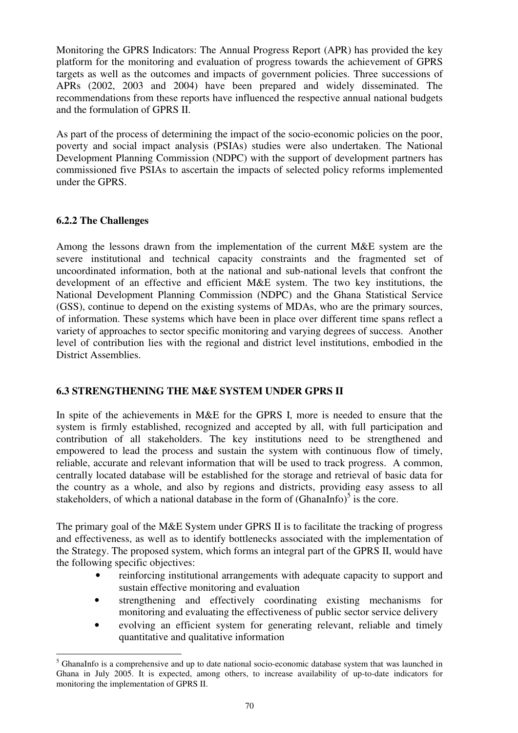Monitoring the GPRS Indicators: The Annual Progress Report (APR) has provided the key platform for the monitoring and evaluation of progress towards the achievement of GPRS targets as well as the outcomes and impacts of government policies. Three successions of APRs (2002, 2003 and 2004) have been prepared and widely disseminated. The recommendations from these reports have influenced the respective annual national budgets and the formulation of GPRS II.

As part of the process of determining the impact of the socio-economic policies on the poor, poverty and social impact analysis (PSIAs) studies were also undertaken. The National Development Planning Commission (NDPC) with the support of development partners has commissioned five PSIAs to ascertain the impacts of selected policy reforms implemented under the GPRS.

### 6.2.2 The Challenges

Among the lessons drawn from the implementation of the current M&E system are the severe institutional and technical capacity constraints and the fragmented set of uncoordinated information, both at the national and sub-national levels that confront the development of an effective and efficient M&E system. The two key institutions, the National Development Planning Commission (NDPC) and the Ghana Statistical Service (GSS), continue to depend on the existing systems of MDAs, who are the primary sources, of information. These systems which have been in place over different time spans reflect a variety of approaches to sector specific monitoring and varying degrees of success. Another level of contribution lies with the regional and district level institutions, embodied in the District Assemblies.

## 6.3 STRENGTHENING THE M&E SYSTEM UNDER GPRS II

In spite of the achievements in M&E for the GPRS I, more is needed to ensure that the system is firmly established, recognized and accepted by all, with full participation and contribution of all stakeholders. The key institutions need to be strengthened and empowered to lead the process and sustain the system with continuous flow of timely, reliable, accurate and relevant information that will be used to track progress. A common, centrally located database will be established for the storage and retrieval of basic data for the country as a whole, and also by regions and districts, providing easy assess to all stakeholders, of which a national database in the form of (GhanaInfo)[5] is the core.

The primary goal of the M&E System under GPRS II is to facilitate the tracking of progress and effectiveness, as well as to identify bottlenecks associated with the implementation of the Strategy. The proposed system, which forms an integral part of the GPRS II, would have the following specific objectives:

- reinforcing institutional arrangements with adequate capacity to support and sustain effective monitoring and evaluation
- strengthening and effectively coordinating existing mechanisms for monitoring and evaluating the effectiveness of public sector service delivery
- evolving an efficient system for generating relevant, reliable and timely quantitative and qualitative information

---

[5] GhanaInfo is a comprehensive and up to date national socio-economic database system that was launched in Ghana in July 2005. It is expected, among others, to increase availability of up-to-date indicators for monitoring the implementation of GPRS II.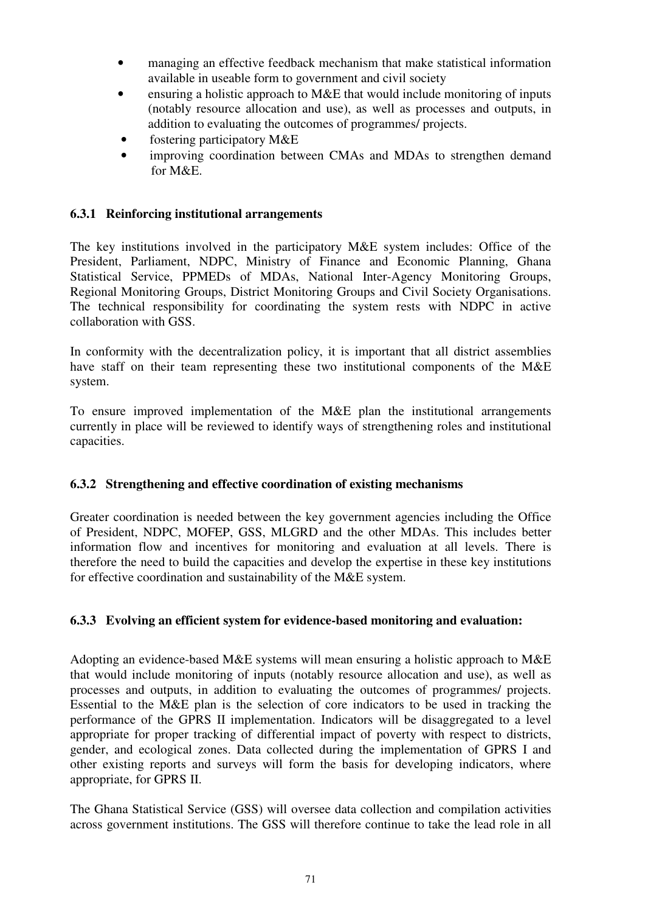- managing an effective feedback mechanism that make statistical information available in useable form to government and civil society
- ensuring a holistic approach to M&E that would include monitoring of inputs (notably resource allocation and use), as well as processes and outputs, in addition to evaluating the outcomes of programmes/ projects.
- fostering participatory M&E
- improving coordination between CMAs and MDAs to strengthen demand for M&E.

### 6.3.1 Reinforcing institutional arrangements

The key institutions involved in the participatory M&E system includes: Office of the President, Parliament, NDPC, Ministry of Finance and Economic Planning, Ghana Statistical Service, PPMEDs of MDAs, National Inter-Agency Monitoring Groups, Regional Monitoring Groups, District Monitoring Groups and Civil Society Organisations. The technical responsibility for coordinating the system rests with NDPC in active collaboration with GSS.

In conformity with the decentralization policy, it is important that all district assemblies have staff on their team representing these two institutional components of the M&E system.

To ensure improved implementation of the M&E plan the institutional arrangements currently in place will be reviewed to identify ways of strengthening roles and institutional capacities.

### 6.3.2 Strengthening and effective coordination of existing mechanisms

Greater coordination is needed between the key government agencies including the Office of President, NDPC, MOFEP, GSS, MLGRD and the other MDAs. This includes better information flow and incentives for monitoring and evaluation at all levels. There is therefore the need to build the capacities and develop the expertise in these key institutions for effective coordination and sustainability of the M&E system.

### 6.3.3 Evolving an efficient system for evidence-based monitoring and evaluation:

Adopting an evidence-based M&E systems will mean ensuring a holistic approach to M&E that would include monitoring of inputs (notably resource allocation and use), as well as processes and outputs, in addition to evaluating the outcomes of programmes/ projects. Essential to the M&E plan is the selection of core indicators to be used in tracking the performance of the GPRS II implementation. Indicators will be disaggregated to a level appropriate for proper tracking of differential impact of poverty with respect to districts, gender, and ecological zones. Data collected during the implementation of GPRS I and other existing reports and surveys will form the basis for developing indicators, where appropriate, for GPRS II.

The Ghana Statistical Service (GSS) will oversee data collection and compilation activities across government institutions. The GSS will therefore continue to take the lead role in all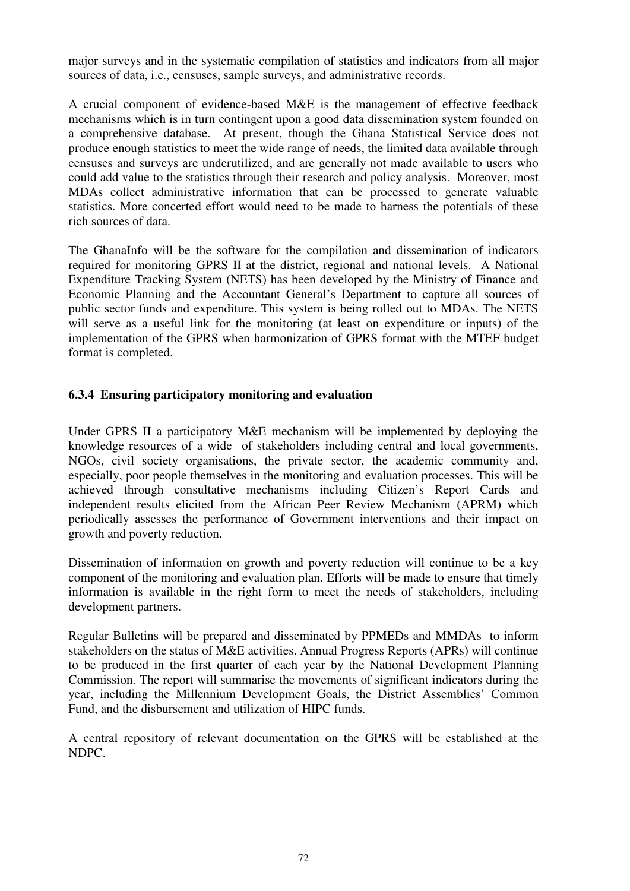major surveys and in the systematic compilation of statistics and indicators from all major sources of data, i.e., censuses, sample surveys, and administrative records.

A crucial component of evidence-based M&E is the management of effective feedback mechanisms which is in turn contingent upon a good data dissemination system founded on a comprehensive database. At present, though the Ghana Statistical Service does not produce enough statistics to meet the wide range of needs, the limited data available through censuses and surveys are underutilized, and are generally not made available to users who could add value to the statistics through their research and policy analysis. Moreover, most MDAs collect administrative information that can be processed to generate valuable statistics. More concerted effort would need to be made to harness the potentials of these rich sources of data.

The GhanaInfo will be the software for the compilation and dissemination of indicators required for monitoring GPRS II at the district, regional and national levels. A National Expenditure Tracking System (NETS) has been developed by the Ministry of Finance and Economic Planning and the Accountant General's Department to capture all sources of public sector funds and expenditure. This system is being rolled out to MDAs. The NETS will serve as a useful link for the monitoring (at least on expenditure or inputs) of the implementation of the GPRS when harmonization of GPRS format with the MTEF budget format is completed.

#### 6.3.4 Ensuring participatory monitoring and evaluation

Under GPRS II a participatory M&E mechanism will be implemented by deploying the knowledge resources of a wide of stakeholders including central and local governments, NGOs, civil society organisations, the private sector, the academic community and, especially, poor people themselves in the monitoring and evaluation processes. This will be achieved through consultative mechanisms including Citizen's Report Cards and independent results elicited from the African Peer Review Mechanism (APRM) which periodically assesses the performance of Government interventions and their impact on growth and poverty reduction.

Dissemination of information on growth and poverty reduction will continue to be a key component of the monitoring and evaluation plan. Efforts will be made to ensure that timely information is available in the right form to meet the needs of stakeholders, including development partners.

Regular Bulletins will be prepared and disseminated by PPMEDs and MMDAs to inform stakeholders on the status of M&E activities. Annual Progress Reports (APRs) will continue to be produced in the first quarter of each year by the National Development Planning Commission. The report will summarise the movements of significant indicators during the year, including the Millennium Development Goals, the District Assemblies' Common Fund, and the disbursement and utilization of HIPC funds.

A central repository of relevant documentation on the GPRS will be established at the NDPC.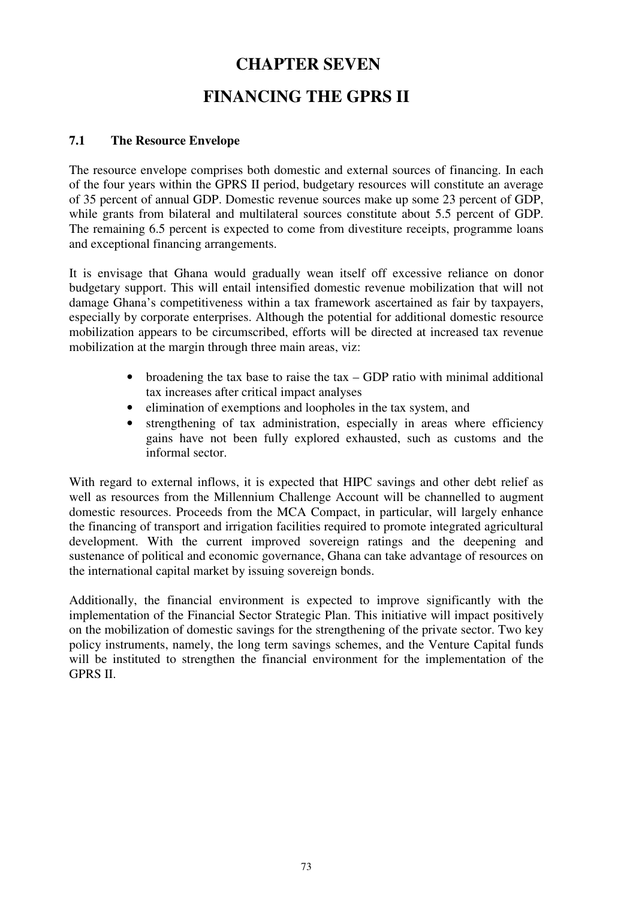# CHAPTER SEVEN

# FINANCING THE GPRS II

### 7.1 The Resource Envelope

The resource envelope comprises both domestic and external sources of financing. In each of the four years within the GPRS II period, budgetary resources will constitute an average of 35 percent of annual GDP. Domestic revenue sources make up some 23 percent of GDP, while grants from bilateral and multilateral sources constitute about 5.5 percent of GDP. The remaining 6.5 percent is expected to come from divestiture receipts, programme loans and exceptional financing arrangements.

It is envisage that Ghana would gradually wean itself off excessive reliance on donor budgetary support. This will entail intensified domestic revenue mobilization that will not damage Ghana's competitiveness within a tax framework ascertained as fair by taxpayers, especially by corporate enterprises. Although the potential for additional domestic resource mobilization appears to be circumscribed, efforts will be directed at increased tax revenue mobilization at the margin through three main areas, viz:

- broadening the tax base to raise the tax – GDP ratio with minimal additional tax increases after critical impact analyses
- elimination of exemptions and loopholes in the tax system, and
- strengthening of tax administration, especially in areas where efficiency gains have not been fully explored exhausted, such as customs and the informal sector.

With regard to external inflows, it is expected that HIPC savings and other debt relief as well as resources from the Millennium Challenge Account will be channelled to augment domestic resources. Proceeds from the MCA Compact, in particular, will largely enhance the financing of transport and irrigation facilities required to promote integrated agricultural development. With the current improved sovereign ratings and the deepening and sustenance of political and economic governance, Ghana can take advantage of resources on the international capital market by issuing sovereign bonds.

Additionally, the financial environment is expected to improve significantly with the implementation of the Financial Sector Strategic Plan. This initiative will impact positively on the mobilization of domestic savings for the strengthening of the private sector. Two key policy instruments, namely, the long term savings schemes, and the Venture Capital funds will be instituted to strengthen the financial environment for the implementation of the GPRS II.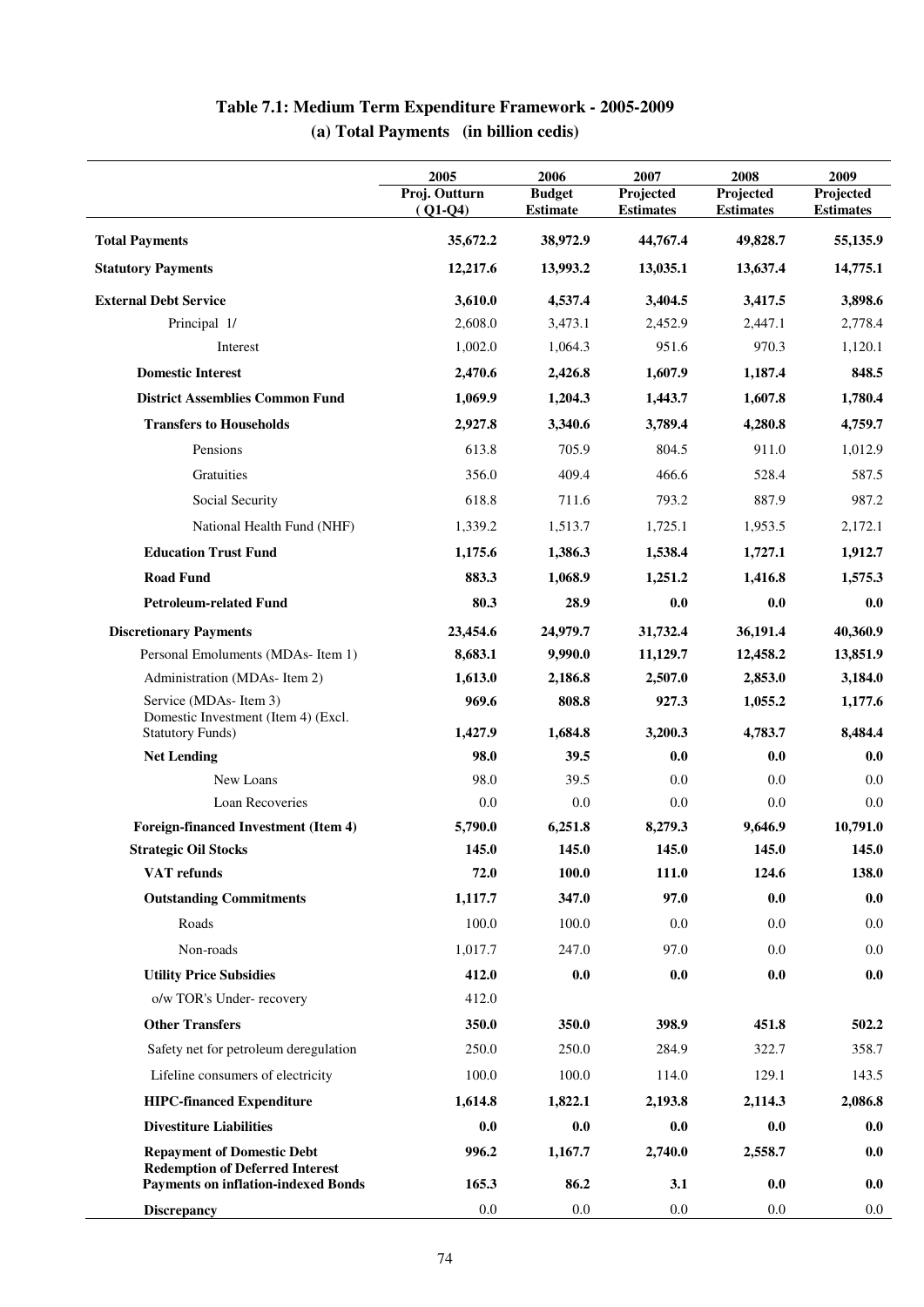## Table 7.1: Medium Term Expenditure Framework - 2005-2009

### (a) Total Payments (in billion cedis)

| | 2005 Proj. Outturn (Q1-Q4) | 2006 Budget Estimate | 2007 Projected Estimates | 2008 Projected Estimates | 2009 Projected Estimates |
|---|---|---|---|---|---|
| **Total Payments** | **35,672.2** | **38,972.9** | **44,767.4** | **49,828.7** | **55,135.9** |
| **Statutory Payments** | **12,217.6** | **13,993.2** | **13,035.1** | **13,637.4** | **14,775.1** |
| **External Debt Service** | **3,610.0** | **4,537.4** | **3,404.5** | **3,417.5** | **3,898.6** |
| Principal 1/ | 2,608.0 | 3,473.1 | 2,452.9 | 2,447.1 | 2,778.4 |
| Interest | 1,002.0 | 1,064.3 | 951.6 | 970.3 | 1,120.1 |
| **Domestic Interest** | **2,470.6** | **2,426.8** | **1,607.9** | **1,187.4** | **848.5** |
| **District Assemblies Common Fund** | **1,069.9** | **1,204.3** | **1,443.7** | **1,607.8** | **1,780.4** |
| **Transfers to Households** | **2,927.8** | **3,340.6** | **3,789.4** | **4,280.8** | **4,759.7** |
| Pensions | 613.8 | 705.9 | 804.5 | 911.0 | 1,012.9 |
| Gratuities | 356.0 | 409.4 | 466.6 | 528.4 | 587.5 |
| Social Security | 618.8 | 711.6 | 793.2 | 887.9 | 987.2 |
| National Health Fund (NHF) | 1,339.2 | 1,513.7 | 1,725.1 | 1,953.5 | 2,172.1 |
| **Education Trust Fund** | **1,175.6** | **1,386.3** | **1,538.4** | **1,727.1** | **1,912.7** |
| **Road Fund** | **883.3** | **1,068.9** | **1,251.2** | **1,416.8** | **1,575.3** |
| **Petroleum-related Fund** | **80.3** | **28.9** | **0.0** | **0.0** | **0.0** |
| **Discretionary Payments** | **23,454.6** | **24,979.7** | **31,732.4** | **36,191.4** | **40,360.9** |
| Personal Emoluments (MDAs- Item 1) | **8,683.1** | **9,990.0** | **11,129.7** | **12,458.2** | **13,851.9** |
| Administration (MDAs- Item 2) | **1,613.0** | **2,186.8** | **2,507.0** | **2,853.0** | **3,184.0** |
| Service (MDAs- Item 3) | **969.6** | **808.8** | **927.3** | **1,055.2** | **1,177.6** |
| Domestic Investment (Item 4) (Excl. Statutory Funds) | **1,427.9** | **1,684.8** | **3,200.3** | **4,783.7** | **8,484.4** |
| **Net Lending** | **98.0** | **39.5** | **0.0** | **0.0** | **0.0** |
| New Loans | 98.0 | 39.5 | 0.0 | 0.0 | 0.0 |
| Loan Recoveries | 0.0 | 0.0 | 0.0 | 0.0 | 0.0 |
| **Foreign-financed Investment (Item 4)** | **5,790.0** | **6,251.8** | **8,279.3** | **9,646.9** | **10,791.0** |
| **Strategic Oil Stocks** | **145.0** | **145.0** | **145.0** | **145.0** | **145.0** |
| **VAT refunds** | **72.0** | **100.0** | **111.0** | **124.6** | **138.0** |
| **Outstanding Commitments** | **1,117.7** | **347.0** | **97.0** | **0.0** | **0.0** |
| Roads | 100.0 | 100.0 | 0.0 | 0.0 | 0.0 |
| Non-roads | 1,017.7 | 247.0 | 97.0 | 0.0 | 0.0 |
| **Utility Price Subsidies** | **412.0** | **0.0** | **0.0** | **0.0** | **0.0** |
| o/w TOR's Under- recovery | 412.0 | | | | |
| **Other Transfers** | **350.0** | **350.0** | **398.9** | **451.8** | **502.2** |
| Safety net for petroleum deregulation | 250.0 | 250.0 | 284.9 | 322.7 | 358.7 |
| Lifeline consumers of electricity | 100.0 | 100.0 | 114.0 | 129.1 | 143.5 |
| **HIPC-financed Expenditure** | **1,614.8** | **1,822.1** | **2,193.8** | **2,114.3** | **2,086.8** |
| **Divestiture Liabilities** | **0.0** | **0.0** | **0.0** | **0.0** | **0.0** |
| **Repayment of Domestic Debt** | **996.2** | **1,167.7** | **2,740.0** | **2,558.7** | **0.0** |
| **Redemption of Deferred Interest Payments on inflation-indexed Bonds** | **165.3** | **86.2** | **3.1** | **0.0** | **0.0** |
| **Discrepancy** | 0.0 | 0.0 | 0.0 | 0.0 | 0.0 |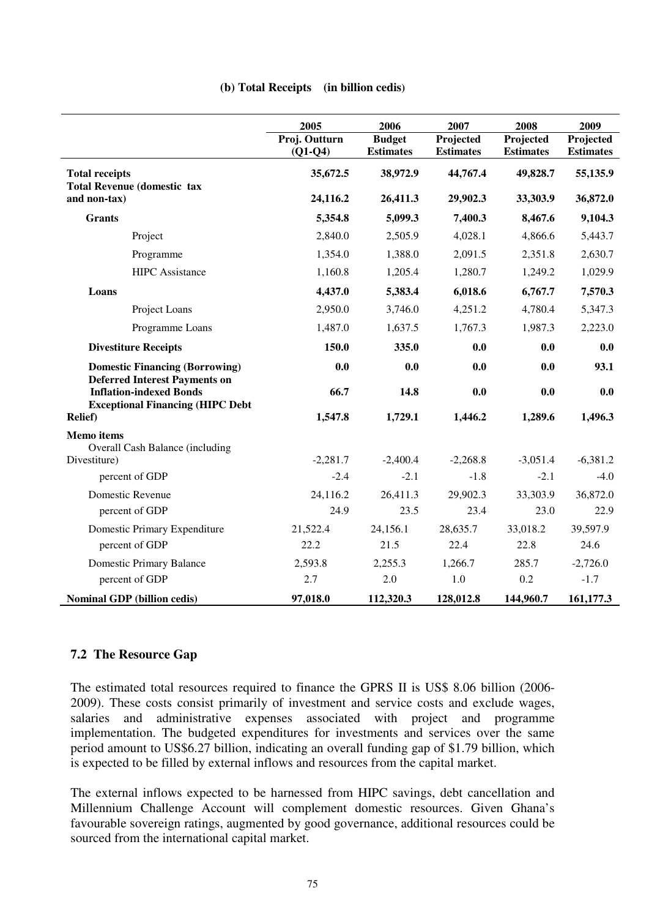**(b) Total Receipts (in billion cedis)**

| | 2005 | 2006 | 2007 | 2008 | 2009 |
|---|---|---|---|---|---|
| | Proj. Outturn (Q1-Q4) | Budget Estimates | Projected Estimates | Projected Estimates | Projected Estimates |
| **Total receipts** | **35,672.5** | **38,972.9** | **44,767.4** | **49,828.7** | **55,135.9** |
| **Total Revenue (domestic tax and non-tax)** | **24,116.2** | **26,411.3** | **29,902.3** | **33,303.9** | **36,872.0** |
| **Grants** | **5,354.8** | **5,099.3** | **7,400.3** | **8,467.6** | **9,104.3** |
| Project | 2,840.0 | 2,505.9 | 4,028.1 | 4,866.6 | 5,443.7 |
| Programme | 1,354.0 | 1,388.0 | 2,091.5 | 2,351.8 | 2,630.7 |
| HIPC Assistance | 1,160.8 | 1,205.4 | 1,280.7 | 1,249.2 | 1,029.9 |
| **Loans** | **4,437.0** | **5,383.4** | **6,018.6** | **6,767.7** | **7,570.3** |
| Project Loans | 2,950.0 | 3,746.0 | 4,251.2 | 4,780.4 | 5,347.3 |
| Programme Loans | 1,487.0 | 1,637.5 | 1,767.3 | 1,987.3 | 2,223.0 |
| **Divestiture Receipts** | **150.0** | **335.0** | **0.0** | **0.0** | **0.0** |
| **Domestic Financing (Borrowing)** | **0.0** | **0.0** | **0.0** | **0.0** | **93.1** |
| **Deferred Interest Payments on Inflation-indexed Bonds** | **66.7** | **14.8** | **0.0** | **0.0** | **0.0** |
| **Exceptional Financing (HIPC Debt Relief)** | **1,547.8** | **1,729.1** | **1,446.2** | **1,289.6** | **1,496.3** |
| **Memo items** | | | | | |
| Overall Cash Balance (including Divestiture) | -2,281.7 | -2,400.4 | -2,268.8 | -3,051.4 | -6,381.2 |
| percent of GDP | -2.4 | -2.1 | -1.8 | -2.1 | -4.0 |
| Domestic Revenue | 24,116.2 | 26,411.3 | 29,902.3 | 33,303.9 | 36,872.0 |
| percent of GDP | 24.9 | 23.5 | 23.4 | 23.0 | 22.9 |
| Domestic Primary Expenditure | 21,522.4 | 24,156.1 | 28,635.7 | 33,018.2 | 39,597.9 |
| percent of GDP | 22.2 | 21.5 | 22.4 | 22.8 | 24.6 |
| Domestic Primary Balance | 2,593.8 | 2,255.3 | 1,266.7 | 285.7 | -2,726.0 |
| percent of GDP | 2.7 | 2.0 | 1.0 | 0.2 | -1.7 |
| **Nominal GDP (billion cedis)** | **97,018.0** | **112,320.3** | **128,012.8** | **144,960.7** | **161,177.3** |

## 7.2 The Resource Gap

The estimated total resources required to finance the GPRS II is US$ 8.06 billion (2006-2009). These costs consist primarily of investment and service costs and exclude wages, salaries and administrative expenses associated with project and programme implementation. The budgeted expenditures for investments and services over the same period amount to US$6.27 billion, indicating an overall funding gap of $1.79 billion, which is expected to be filled by external inflows and resources from the capital market.

The external inflows expected to be harnessed from HIPC savings, debt cancellation and Millennium Challenge Account will complement domestic resources. Given Ghana's favourable sovereign ratings, augmented by good governance, additional resources could be sourced from the international capital market.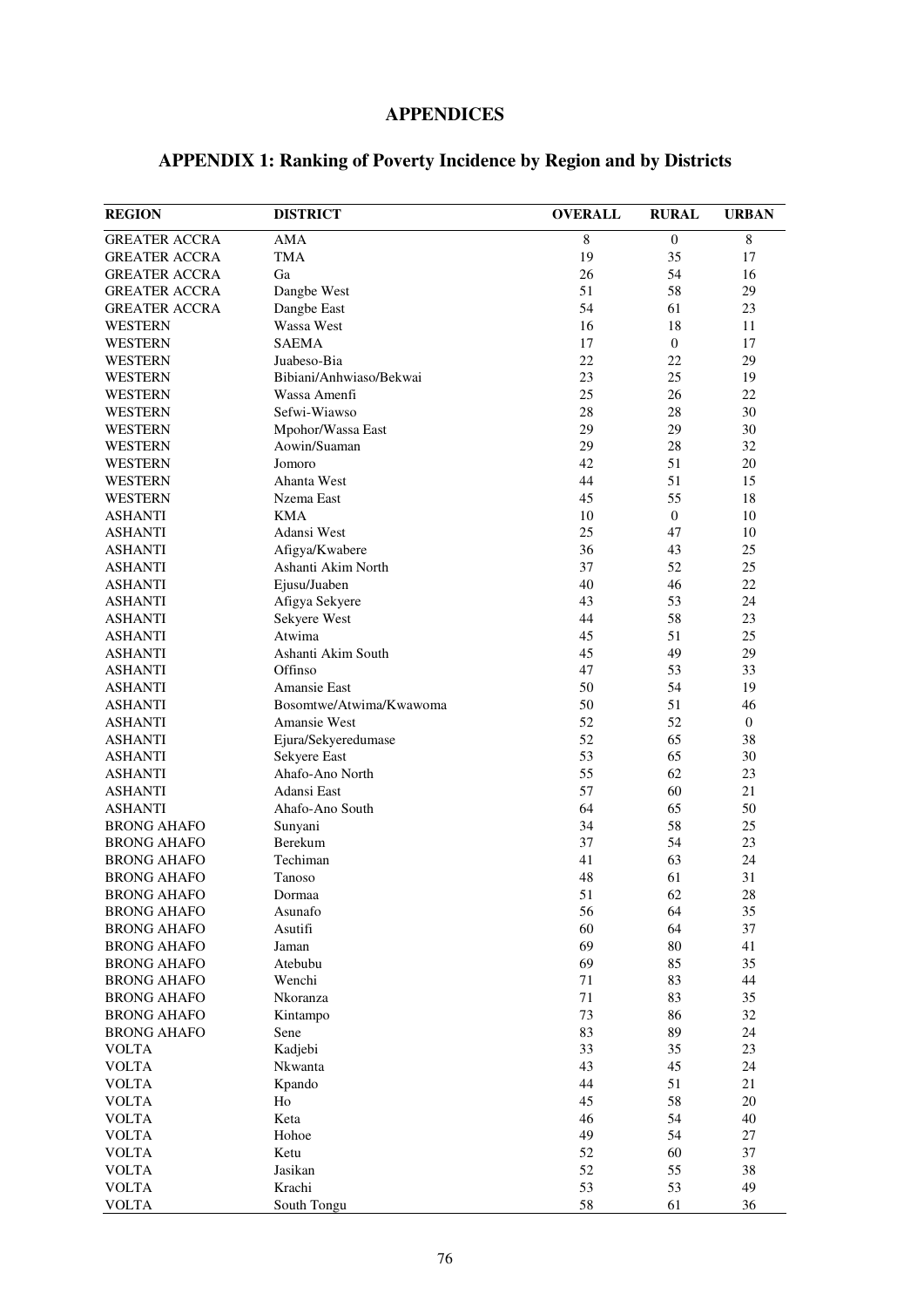# APPENDICES

## APPENDIX 1: Ranking of Poverty Incidence by Region and by Districts

| REGION | DISTRICT | OVERALL | RURAL | URBAN |
|---|---|---|---|---|
| GREATER ACCRA | AMA | 8 | 0 | 8 |
| GREATER ACCRA | TMA | 19 | 35 | 17 |
| GREATER ACCRA | Ga | 26 | 54 | 16 |
| GREATER ACCRA | Dangbe West | 51 | 58 | 29 |
| GREATER ACCRA | Dangbe East | 54 | 61 | 23 |
| WESTERN | Wassa West | 16 | 18 | 11 |
| WESTERN | SAEMA | 17 | 0 | 17 |
| WESTERN | Juabeso-Bia | 22 | 22 | 29 |
| WESTERN | Bibiani/Anhwiaso/Bekwai | 23 | 25 | 19 |
| WESTERN | Wassa Amenfi | 25 | 26 | 22 |
| WESTERN | Sefwi-Wiawso | 28 | 28 | 30 |
| WESTERN | Mpohor/Wassa East | 29 | 29 | 30 |
| WESTERN | Aowin/Suaman | 29 | 28 | 32 |
| WESTERN | Jomoro | 42 | 51 | 20 |
| WESTERN | Ahanta West | 44 | 51 | 15 |
| WESTERN | Nzema East | 45 | 55 | 18 |
| ASHANTI | KMA | 10 | 0 | 10 |
| ASHANTI | Adansi West | 25 | 47 | 10 |
| ASHANTI | Afigya/Kwabere | 36 | 43 | 25 |
| ASHANTI | Ashanti Akim North | 37 | 52 | 25 |
| ASHANTI | Ejusu/Juaben | 40 | 46 | 22 |
| ASHANTI | Afigya Sekyere | 43 | 53 | 24 |
| ASHANTI | Sekyere West | 44 | 58 | 23 |
| ASHANTI | Atwima | 45 | 51 | 25 |
| ASHANTI | Ashanti Akim South | 45 | 49 | 29 |
| ASHANTI | Offinso | 47 | 53 | 33 |
| ASHANTI | Amansie East | 50 | 54 | 19 |
| ASHANTI | Bosomtwe/Atwima/Kwawoma | 50 | 51 | 46 |
| ASHANTI | Amansie West | 52 | 52 | 0 |
| ASHANTI | Ejura/Sekyeredumase | 52 | 65 | 38 |
| ASHANTI | Sekyere East | 53 | 65 | 30 |
| ASHANTI | Ahafo-Ano North | 55 | 62 | 23 |
| ASHANTI | Adansi East | 57 | 60 | 21 |
| ASHANTI | Ahafo-Ano South | 64 | 65 | 50 |
| BRONG AHAFO | Sunyani | 34 | 58 | 25 |
| BRONG AHAFO | Berekum | 37 | 54 | 23 |
| BRONG AHAFO | Techiman | 41 | 63 | 24 |
| BRONG AHAFO | Tanoso | 48 | 61 | 31 |
| BRONG AHAFO | Dormaa | 51 | 62 | 28 |
| BRONG AHAFO | Asunafo | 56 | 64 | 35 |
| BRONG AHAFO | Asutifi | 60 | 64 | 37 |
| BRONG AHAFO | Jaman | 69 | 80 | 41 |
| BRONG AHAFO | Atebubu | 69 | 85 | 35 |
| BRONG AHAFO | Wenchi | 71 | 83 | 44 |
| BRONG AHAFO | Nkoranza | 71 | 83 | 35 |
| BRONG AHAFO | Kintampo | 73 | 86 | 32 |
| BRONG AHAFO | Sene | 83 | 89 | 24 |
| VOLTA | Kadjebi | 33 | 35 | 23 |
| VOLTA | Nkwanta | 43 | 45 | 24 |
| VOLTA | Kpando | 44 | 51 | 21 |
| VOLTA | Ho | 45 | 58 | 20 |
| VOLTA | Keta | 46 | 54 | 40 |
| VOLTA | Hohoe | 49 | 54 | 27 |
| VOLTA | Ketu | 52 | 60 | 37 |
| VOLTA | Jasikan | 52 | 55 | 38 |
| VOLTA | Krachi | 53 | 53 | 49 |
| VOLTA | South Tongu | 58 | 61 | 36 |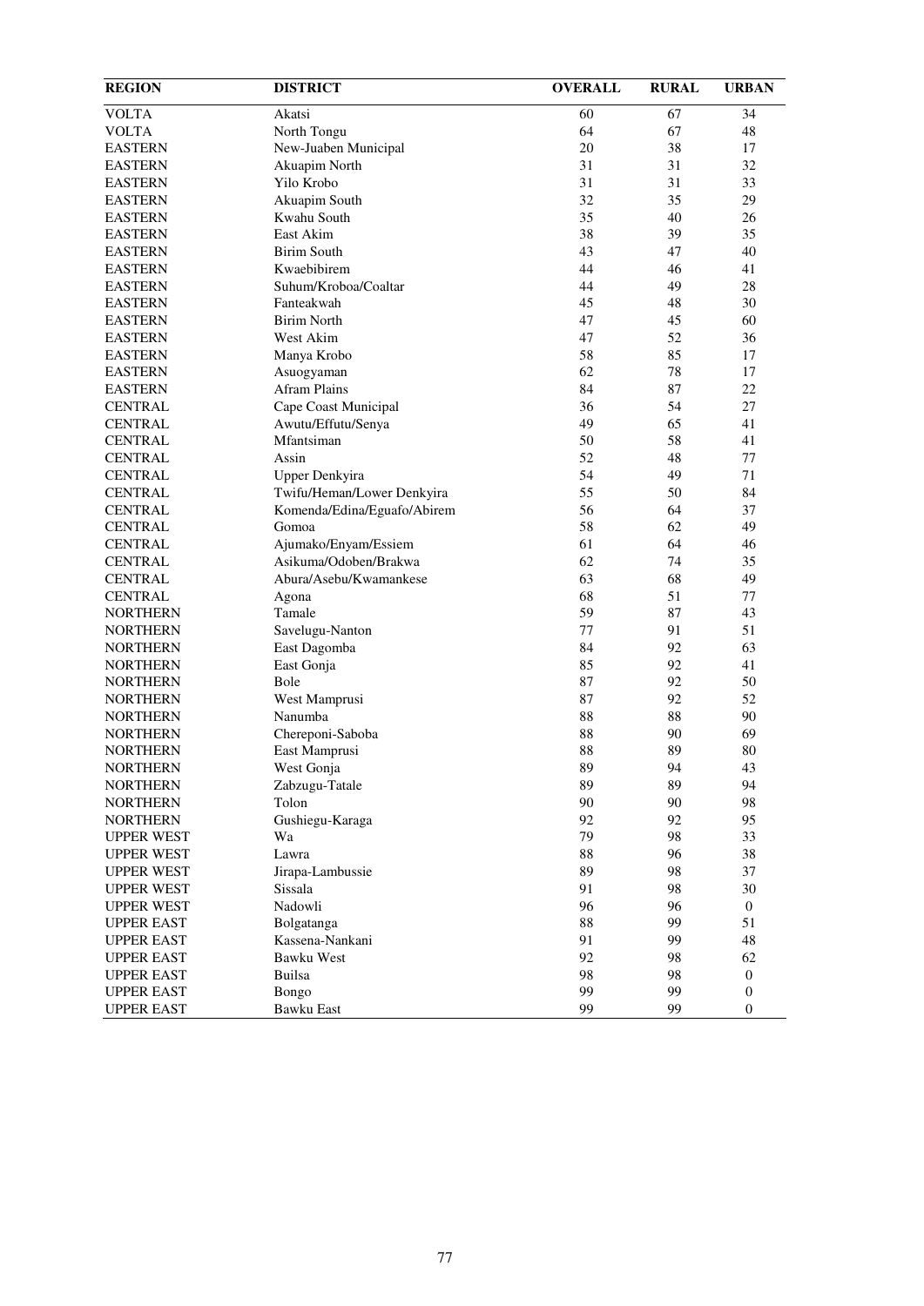| REGION | DISTRICT | OVERALL | RURAL | URBAN |
|---|---|---|---|---|
| VOLTA | Akatsi | 60 | 67 | 34 |
| VOLTA | North Tongu | 64 | 67 | 48 |
| EASTERN | New-Juaben Municipal | 20 | 38 | 17 |
| EASTERN | Akuapim North | 31 | 31 | 32 |
| EASTERN | Yilo Krobo | 31 | 31 | 33 |
| EASTERN | Akuapim South | 32 | 35 | 29 |
| EASTERN | Kwahu South | 35 | 40 | 26 |
| EASTERN | East Akim | 38 | 39 | 35 |
| EASTERN | Birim South | 43 | 47 | 40 |
| EASTERN | Kwaebibirem | 44 | 46 | 41 |
| EASTERN | Suhum/Kroboa/Coaltar | 44 | 49 | 28 |
| EASTERN | Fanteakwah | 45 | 48 | 30 |
| EASTERN | Birim North | 47 | 45 | 60 |
| EASTERN | West Akim | 47 | 52 | 36 |
| EASTERN | Manya Krobo | 58 | 85 | 17 |
| EASTERN | Asuogyaman | 62 | 78 | 17 |
| EASTERN | Afram Plains | 84 | 87 | 22 |
| CENTRAL | Cape Coast Municipal | 36 | 54 | 27 |
| CENTRAL | Awutu/Effutu/Senya | 49 | 65 | 41 |
| CENTRAL | Mfantsiman | 50 | 58 | 41 |
| CENTRAL | Assin | 52 | 48 | 77 |
| CENTRAL | Upper Denkyira | 54 | 49 | 71 |
| CENTRAL | Twifu/Heman/Lower Denkyira | 55 | 50 | 84 |
| CENTRAL | Komenda/Edina/Eguafo/Abirem | 56 | 64 | 37 |
| CENTRAL | Gomoa | 58 | 62 | 49 |
| CENTRAL | Ajumako/Enyam/Essiem | 61 | 64 | 46 |
| CENTRAL | Asikuma/Odoben/Brakwa | 62 | 74 | 35 |
| CENTRAL | Abura/Asebu/Kwamankese | 63 | 68 | 49 |
| CENTRAL | Agona | 68 | 51 | 77 |
| NORTHERN | Tamale | 59 | 87 | 43 |
| NORTHERN | Savelugu-Nanton | 77 | 91 | 51 |
| NORTHERN | East Dagomba | 84 | 92 | 63 |
| NORTHERN | East Gonja | 85 | 92 | 41 |
| NORTHERN | Bole | 87 | 92 | 50 |
| NORTHERN | West Mamprusi | 87 | 92 | 52 |
| NORTHERN | Nanumba | 88 | 88 | 90 |
| NORTHERN | Chereponi-Saboba | 88 | 90 | 69 |
| NORTHERN | East Mamprusi | 88 | 89 | 80 |
| NORTHERN | West Gonja | 89 | 94 | 43 |
| NORTHERN | Zabzugu-Tatale | 89 | 89 | 94 |
| NORTHERN | Tolon | 90 | 90 | 98 |
| NORTHERN | Gushiegu-Karaga | 92 | 92 | 95 |
| UPPER WEST | Wa | 79 | 98 | 33 |
| UPPER WEST | Lawra | 88 | 96 | 38 |
| UPPER WEST | Jirapa-Lambussie | 89 | 98 | 37 |
| UPPER WEST | Sissala | 91 | 98 | 30 |
| UPPER WEST | Nadowli | 96 | 96 | 0 |
| UPPER EAST | Bolgatanga | 88 | 99 | 51 |
| UPPER EAST | Kassena-Nankani | 91 | 99 | 48 |
| UPPER EAST | Bawku West | 92 | 98 | 62 |
| UPPER EAST | Builsa | 98 | 98 | 0 |
| UPPER EAST | Bongo | 99 | 99 | 0 |
| UPPER EAST | Bawku East | 99 | 99 | 0 |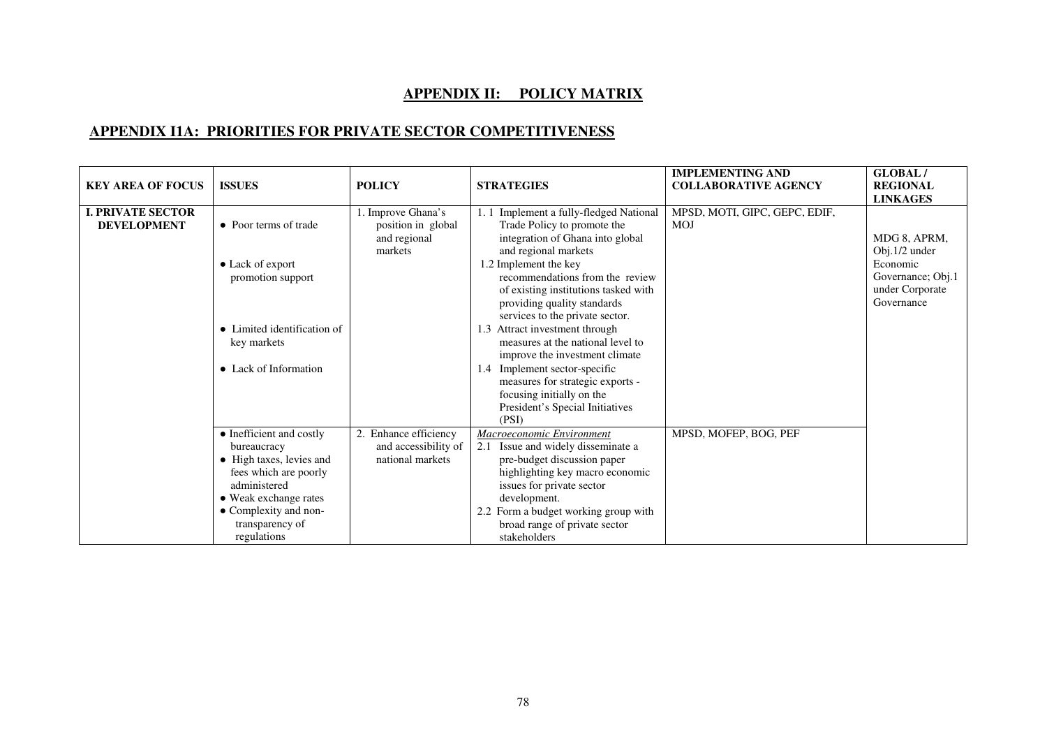## APPENDIX II: POLICY MATRIX

## APPENDIX I1A: PRIORITIES FOR PRIVATE SECTOR COMPETITIVENESS

| KEY AREA OF FOCUS | ISSUES | POLICY | STRATEGIES | IMPLEMENTING AND COLLABORATIVE AGENCY | GLOBAL / REGIONAL LINKAGES |
|---|---|---|---|---|---|
| **I. PRIVATE SECTOR DEVELOPMENT** | • Poor terms of trade<br><br>• Lack of export promotion support<br><br>• Limited identification of key markets<br><br>• Lack of Information | 1. Improve Ghana's position in global and regional markets | 1. 1 Implement a fully-fledged National Trade Policy to promote the integration of Ghana into global and regional markets<br>1.2 Implement the key recommendations from the review of existing institutions tasked with providing quality standards services to the private sector.<br>1.3 Attract investment through measures at the national level to improve the investment climate<br>1.4 Implement sector-specific measures for strategic exports - focusing initially on the President's Special Initiatives (PSI) | MPSD, MOTI, GIPC, GEPC, EDIF, MOJ | MDG 8, APRM, Obj.1/2 under Economic Governance; Obj.1 under Corporate Governance |
| | • Inefficient and costly bureaucracy<br>• High taxes, levies and fees which are poorly administered<br>• Weak exchange rates<br>• Complexity and non-transparency of regulations | 2. Enhance efficiency and accessibility of national markets | *Macroeconomic Environment*<br>2.1 Issue and widely disseminate a pre-budget discussion paper highlighting key macro economic issues for private sector development.<br>2.2 Form a budget working group with broad range of private sector stakeholders | MPSD, MOFEP, BOG, PEF | |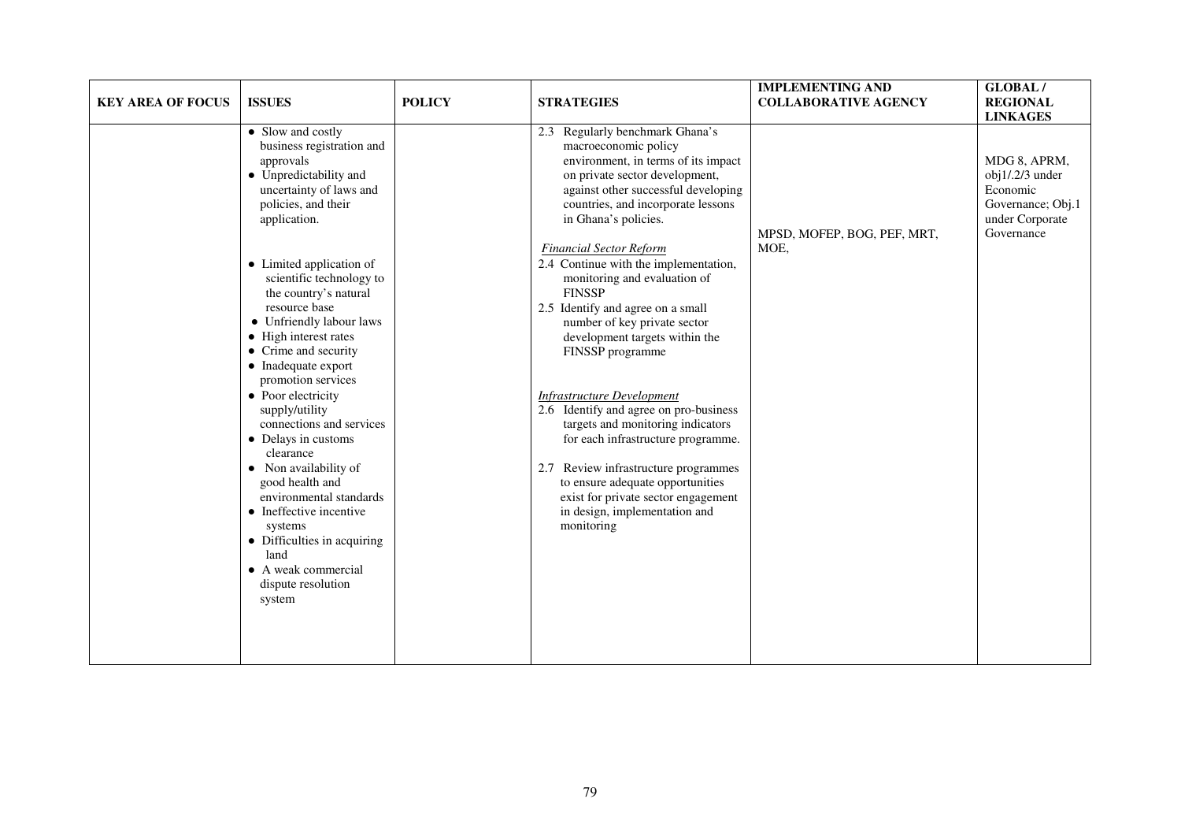| KEY AREA OF FOCUS | ISSUES | POLICY | STRATEGIES | IMPLEMENTING AND COLLABORATIVE AGENCY | GLOBAL / REGIONAL LINKAGES |
|---|---|---|---|---|---|
| | • Slow and costly business registration and approvals<br>• Unpredictability and uncertainty of laws and policies, and their application.<br><br>• Limited application of scientific technology to the country's natural resource base<br>• Unfriendly labour laws<br>• High interest rates<br>• Crime and security<br>• Inadequate export promotion services<br>• Poor electricity supply/utility connections and services<br>• Delays in customs clearance<br>• Non availability of good health and environmental standards<br>• Ineffective incentive systems<br>• Difficulties in acquiring land<br>• A weak commercial dispute resolution system | | 2.3 Regularly benchmark Ghana's macroeconomic policy environment, in terms of its impact on private sector development, against other successful developing countries, and incorporate lessons in Ghana's policies.<br><br>*Financial Sector Reform*<br>2.4 Continue with the implementation, monitoring and evaluation of FINSSP<br>2.5 Identify and agree on a small number of key private sector development targets within the FINSSP programme<br><br>*Infrastructure Development*<br>2.6 Identify and agree on pro-business targets and monitoring indicators for each infrastructure programme.<br><br>2.7 Review infrastructure programmes to ensure adequate opportunities exist for private sector engagement in design, implementation and monitoring | MPSD, MOFEP, BOG, PEF, MRT, MOE, | MDG 8, APRM, obj1/.2/3 under Economic Governance; Obj.1 under Corporate Governance |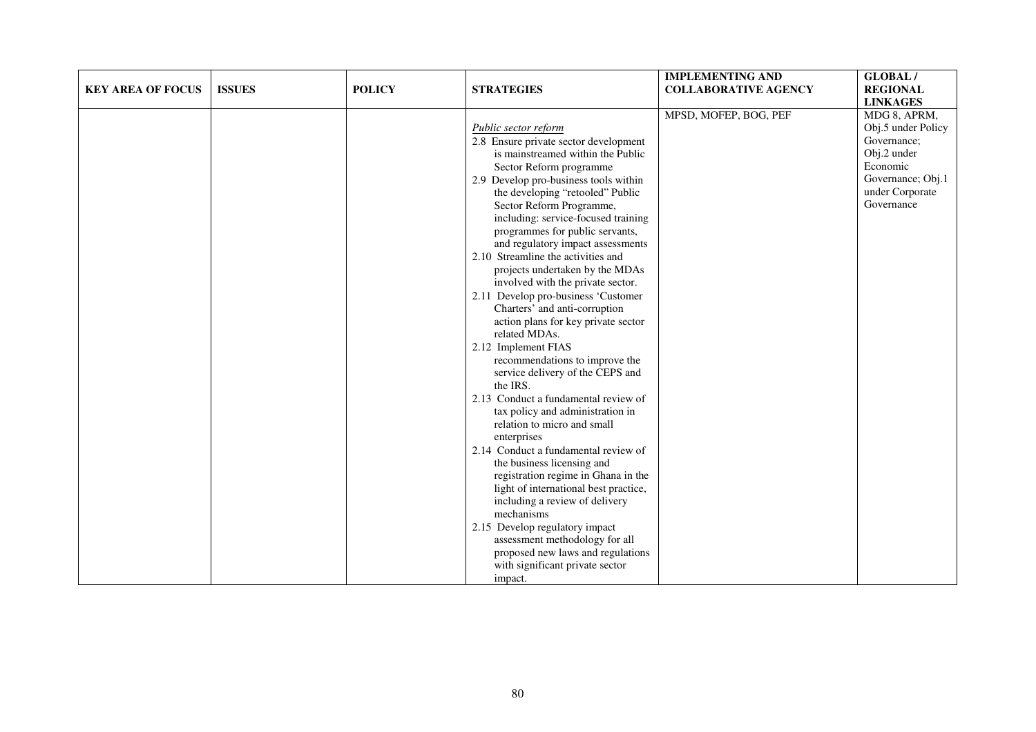| KEY AREA OF FOCUS | ISSUES | POLICY | STRATEGIES | IMPLEMENTING AND COLLABORATIVE AGENCY | GLOBAL / REGIONAL LINKAGES |
|---|---|---|---|---|---|
| | | | *Public sector reform*<br>2.8 Ensure private sector development is mainstreamed within the Public Sector Reform programme<br>2.9 Develop pro-business tools within the developing "retooled" Public Sector Reform Programme, including: service-focused training programmes for public servants, and regulatory impact assessments<br>2.10 Streamline the activities and projects undertaken by the MDAs involved with the private sector.<br>2.11 Develop pro-business 'Customer Charters' and anti-corruption action plans for key private sector related MDAs.<br>2.12 Implement FIAS recommendations to improve the service delivery of the CEPS and the IRS.<br>2.13 Conduct a fundamental review of tax policy and administration in relation to micro and small enterprises<br>2.14 Conduct a fundamental review of the business licensing and registration regime in Ghana in the light of international best practice, including a review of delivery mechanisms<br>2.15 Develop regulatory impact assessment methodology for all proposed new laws and regulations with significant private sector impact. | MPSD, MOFEP, BOG, PEF | MDG 8, APRM, Obj.5 under Policy Governance; Obj.2 under Economic Governance; Obj.1 under Corporate Governance |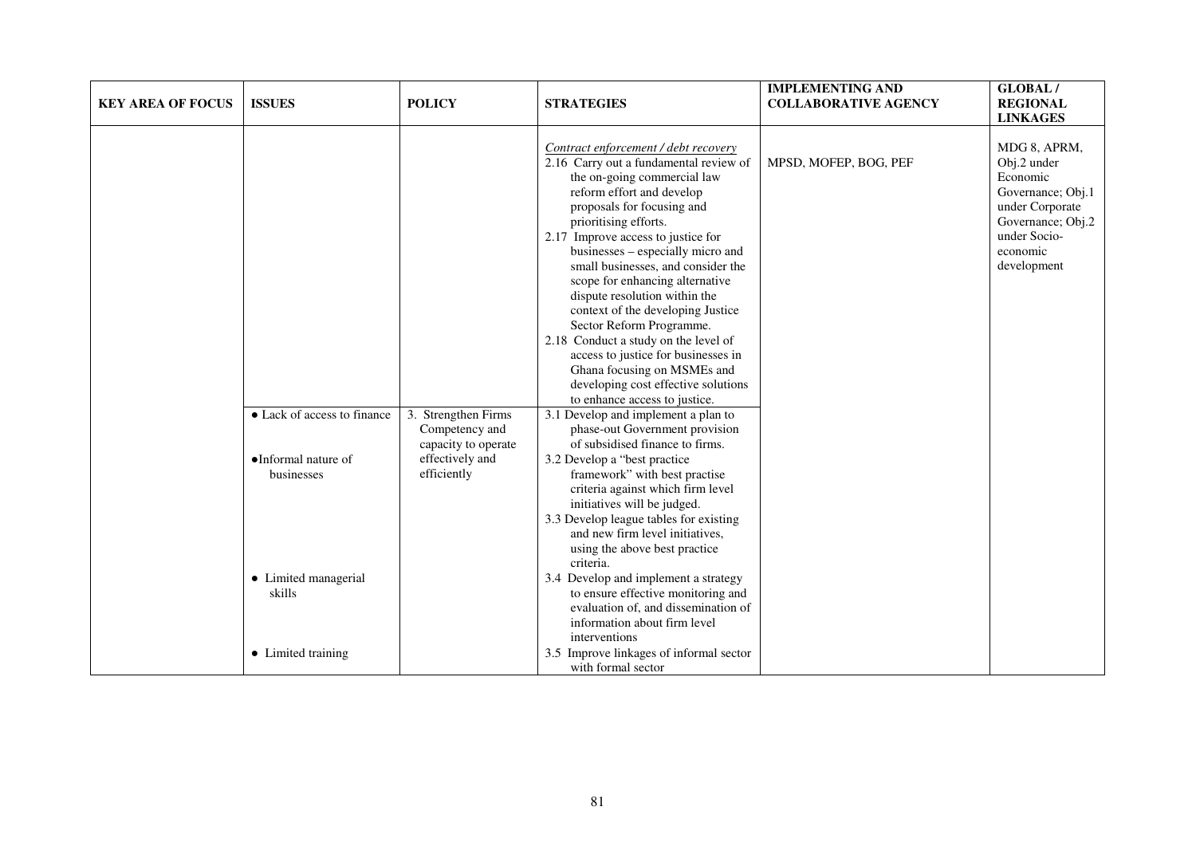| KEY AREA OF FOCUS | ISSUES | POLICY | STRATEGIES | IMPLEMENTING AND COLLABORATIVE AGENCY | GLOBAL / REGIONAL LINKAGES |
|---|---|---|---|---|---|
| | | | *Contract enforcement / debt recovery*<br>2.16 Carry out a fundamental review of the on-going commercial law reform effort and develop proposals for focusing and prioritising efforts.<br>2.17 Improve access to justice for businesses – especially micro and small businesses, and consider the scope for enhancing alternative dispute resolution within the context of the developing Justice Sector Reform Programme.<br>2.18 Conduct a study on the level of access to justice for businesses in Ghana focusing on MSMEs and developing cost effective solutions to enhance access to justice. | MPSD, MOFEP, BOG, PEF | MDG 8, APRM, Obj.2 under Economic Governance; Obj.1 under Corporate Governance; Obj.2 under Socio-economic development |
| | • Lack of access to finance<br><br>• Informal nature of businesses<br><br>• Limited managerial skills<br><br>• Limited training | 3. Strengthen Firms Competency and capacity to operate effectively and efficiently | 3.1 Develop and implement a plan to phase-out Government provision of subsidised finance to firms.<br>3.2 Develop a "best practice framework" with best practise criteria against which firm level initiatives will be judged.<br>3.3 Develop league tables for existing and new firm level initiatives, using the above best practice criteria.<br>3.4 Develop and implement a strategy to ensure effective monitoring and evaluation of, and dissemination of information about firm level interventions<br>3.5 Improve linkages of informal sector with formal sector | | |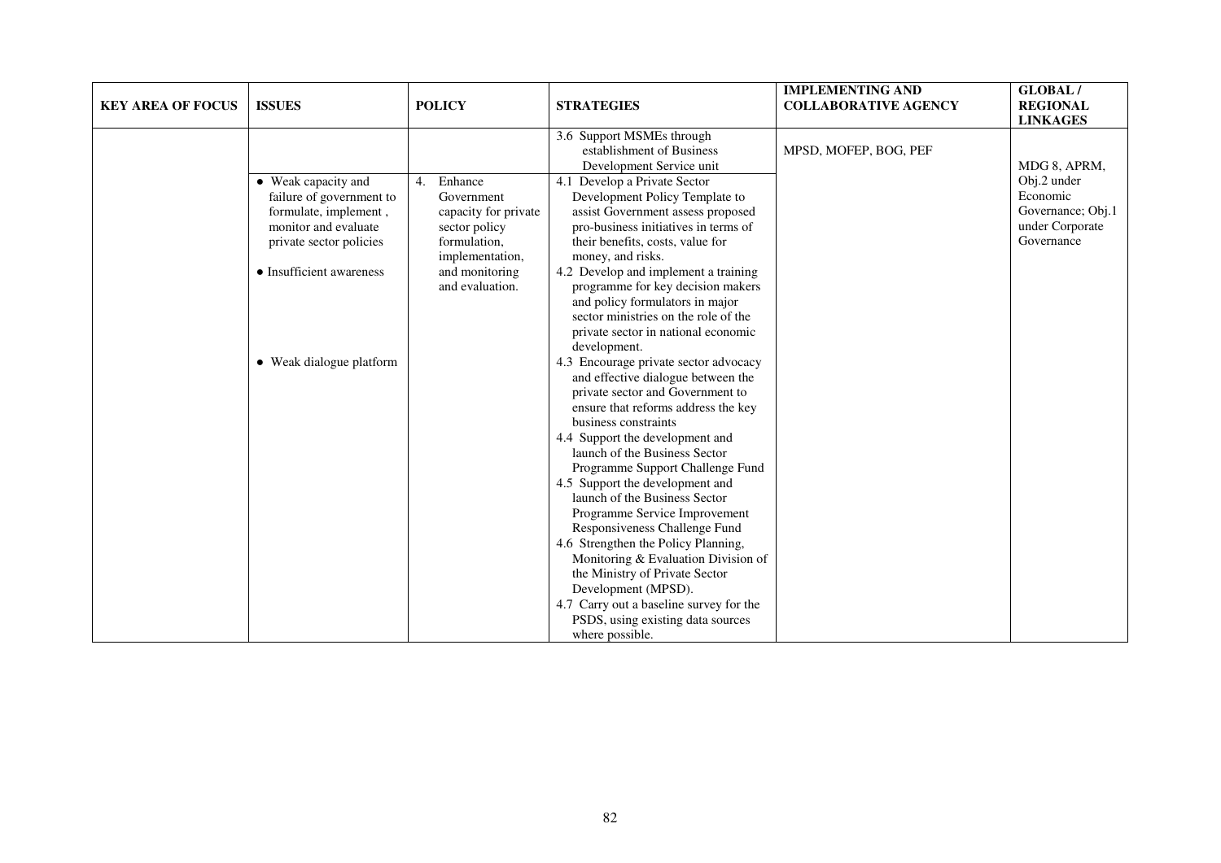| KEY AREA OF FOCUS | ISSUES | POLICY | STRATEGIES | IMPLEMENTING AND COLLABORATIVE AGENCY | GLOBAL / REGIONAL LINKAGES |
|---|---|---|---|---|---|
| | | | 3.6 Support MSMEs through establishment of Business Development Service unit | MPSD, MOFEP, BOG, PEF | MDG 8, APRM, Obj.2 under Economic Governance; Obj.1 under Corporate Governance |
| | • Weak capacity and failure of government to formulate, implement , monitor and evaluate private sector policies<br><br>• Insufficient awareness<br><br>• Weak dialogue platform | 4. Enhance Government capacity for private sector policy formulation, implementation, and monitoring and evaluation. | 4.1 Develop a Private Sector Development Policy Template to assist Government assess proposed pro-business initiatives in terms of their benefits, costs, value for money, and risks.<br>4.2 Develop and implement a training programme for key decision makers and policy formulators in major sector ministries on the role of the private sector in national economic development.<br>4.3 Encourage private sector advocacy and effective dialogue between the private sector and Government to ensure that reforms address the key business constraints<br>4.4 Support the development and launch of the Business Sector Programme Support Challenge Fund<br>4.5 Support the development and launch of the Business Sector Programme Service Improvement Responsiveness Challenge Fund<br>4.6 Strengthen the Policy Planning, Monitoring & Evaluation Division of the Ministry of Private Sector Development (MPSD).<br>4.7 Carry out a baseline survey for the PSDS, using existing data sources where possible. | | |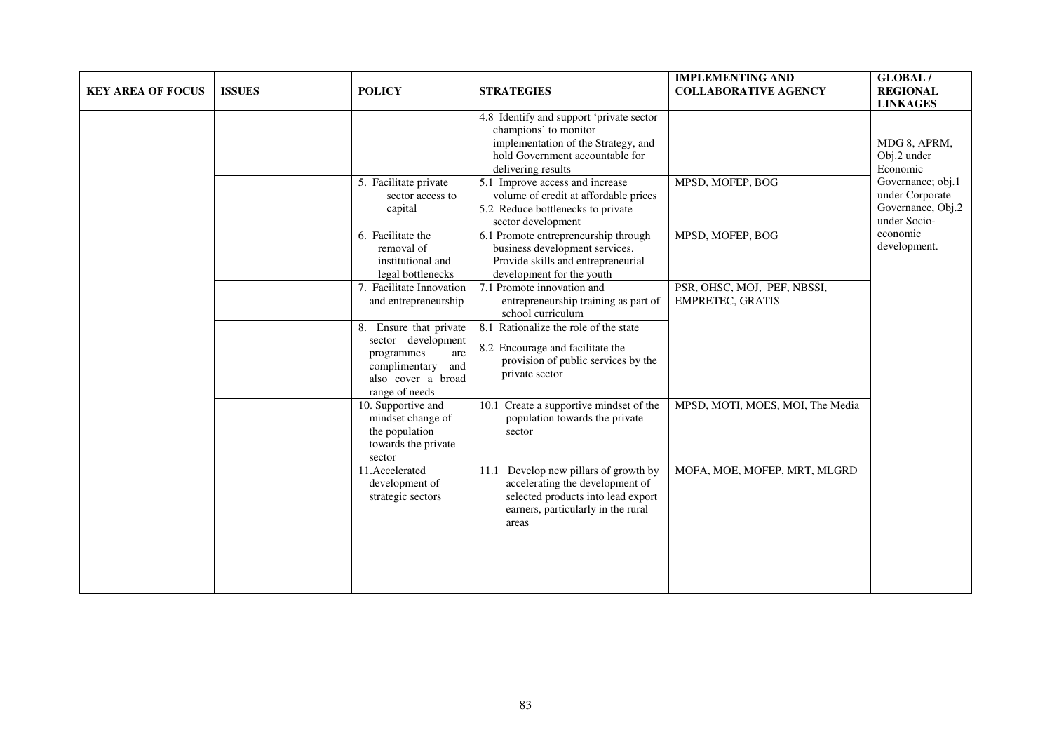| KEY AREA OF FOCUS | ISSUES | POLICY | STRATEGIES | IMPLEMENTING AND COLLABORATIVE AGENCY | GLOBAL / REGIONAL LINKAGES |
|---|---|---|---|---|---|
| | | | 4.8 Identify and support 'private sector champions' to monitor implementation of the Strategy, and hold Government accountable for delivering results | | MDG 8, APRM, Obj.2 under Economic Governance; obj.1 under Corporate Governance, Obj.2 under Socio-economic development. |
| | | 5. Facilitate private sector access to capital | 5.1 Improve access and increase volume of credit at affordable prices<br>5.2 Reduce bottlenecks to private sector development | MPSD, MOFEP, BOG | |
| | | 6. Facilitate the removal of institutional and legal bottlenecks | 6.1 Promote entrepreneurship through business development services. Provide skills and entrepreneurial development for the youth | MPSD, MOFEP, BOG | |
| | | 7. Facilitate Innovation and entrepreneurship | 7.1 Promote innovation and entrepreneurship training as part of school curriculum | PSR, OHSC, MOJ, PEF, NBSSI, EMPRETEC, GRATIS | |
| | | 8. Ensure that private sector development programmes are complimentary and also cover a broad range of needs | 8.1 Rationalize the role of the state<br>8.2 Encourage and facilitate the provision of public services by the private sector | | |
| | | 10. Supportive and mindset change of the population towards the private sector | 10.1 Create a supportive mindset of the population towards the private sector | MPSD, MOTI, MOES, MOI, The Media | |
| | | 11. Accelerated development of strategic sectors | 11.1 Develop new pillars of growth by accelerating the development of selected products into lead export earners, particularly in the rural areas | MOFA, MOE, MOFEP, MRT, MLGRD | |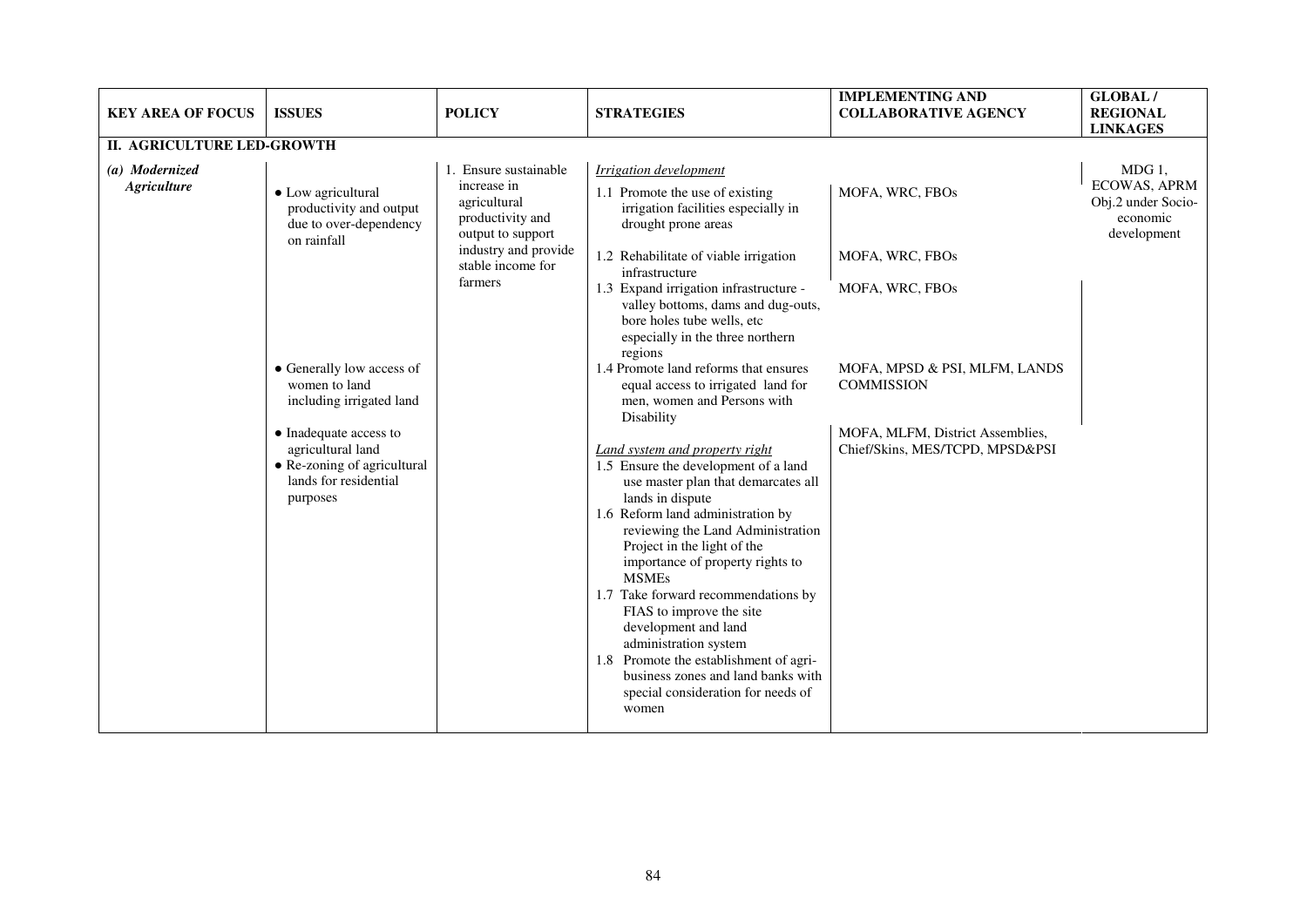| KEY AREA OF FOCUS | ISSUES | POLICY | STRATEGIES | IMPLEMENTING AND COLLABORATIVE AGENCY | GLOBAL / REGIONAL LINKAGES |
|---|---|---|---|---|---|
| **II. AGRICULTURE LED-GROWTH** | | | | | |
| ***(a) Modernized Agriculture*** | • Low agricultural productivity and output due to over-dependency on rainfall | 1. Ensure sustainable increase in agricultural productivity and output to support industry and provide stable income for farmers | *Irrigation development*<br>1.1 Promote the use of existing irrigation facilities especially in drought prone areas | MOFA, WRC, FBOs | MDG 1, ECOWAS, APRM Obj.2 under Socio-economic development |
| | | | 1.2 Rehabilitate of viable irrigation infrastructure | MOFA, WRC, FBOs | |
| | | | 1.3 Expand irrigation infrastructure - valley bottoms, dams and dug-outs, bore holes tube wells, etc especially in the three northern regions | MOFA, WRC, FBOs | |
| | • Generally low access of women to land including irrigated land | | 1.4 Promote land reforms that ensures equal access to irrigated land for men, women and Persons with Disability | MOFA, MPSD & PSI, MLFM, LANDS COMMISSION | |
| | • Inadequate access to agricultural land<br>• Re-zoning of agricultural lands for residential purposes | | *Land system and property right*<br>1.5 Ensure the development of a land use master plan that demarcates all lands in dispute<br>1.6 Reform land administration by reviewing the Land Administration Project in the light of the importance of property rights to MSMEs<br>1.7 Take forward recommendations by FIAS to improve the site development and land administration system<br>1.8 Promote the establishment of agri-business zones and land banks with special consideration for needs of women | MOFA, MLFM, District Assemblies, Chief/Skins, MES/TCPD, MPSD&PSI | |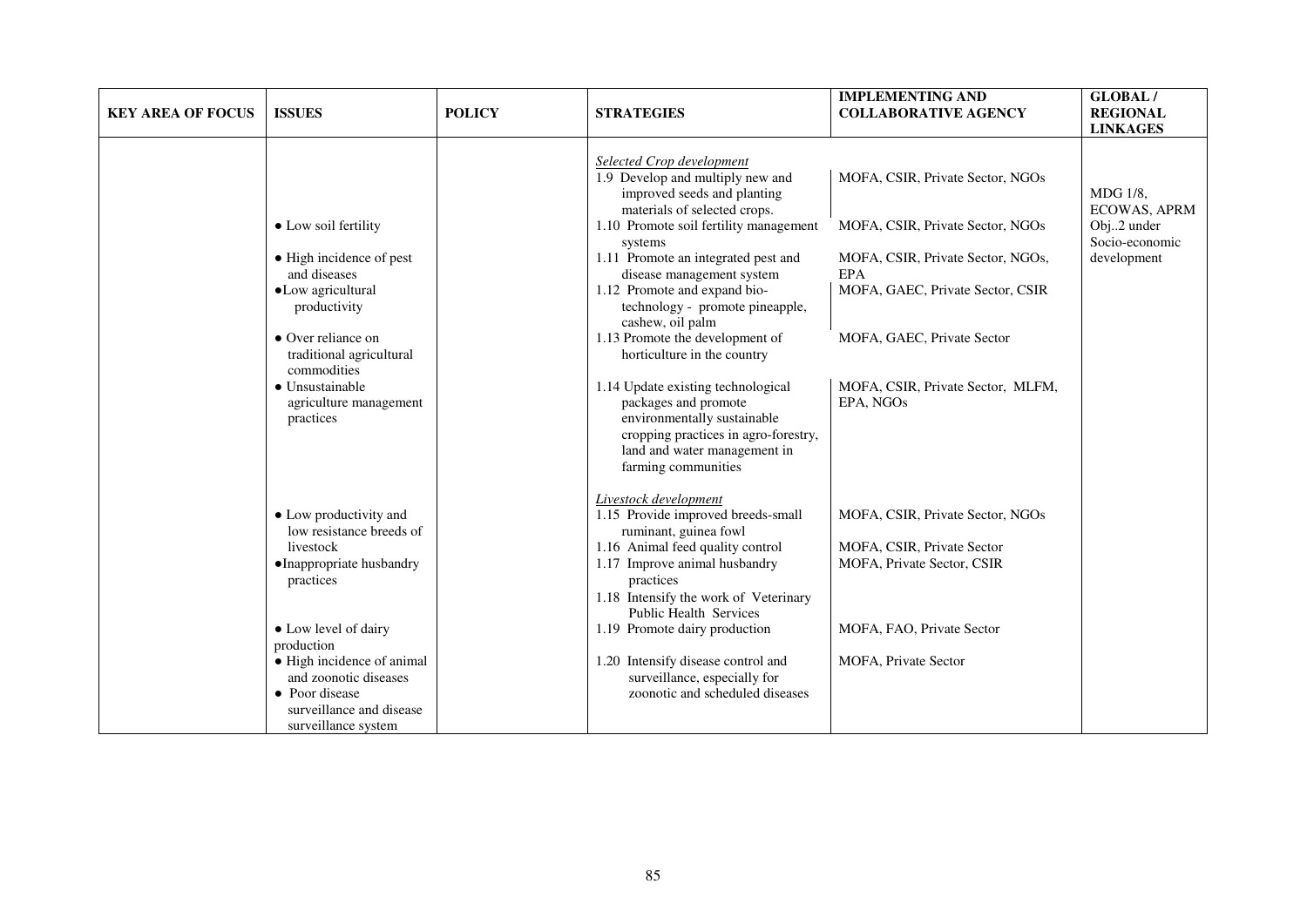| KEY AREA OF FOCUS | ISSUES | POLICY | STRATEGIES | IMPLEMENTING AND COLLABORATIVE AGENCY | GLOBAL / REGIONAL LINKAGES |
|---|---|---|---|---|---|
| | | | *Selected Crop development* | | |
| | | | 1.9 Develop and multiply new and improved seeds and planting materials of selected crops. | MOFA, CSIR, Private Sector, NGOs | MDG 1/8, ECOWAS, APRM Obj..2 under Socio-economic development |
| | • Low soil fertility | | 1.10 Promote soil fertility management systems | MOFA, CSIR, Private Sector, NGOs | |
| | • High incidence of pest and diseases | | 1.11 Promote an integrated pest and disease management system | MOFA, CSIR, Private Sector, NGOs, EPA | |
| | • Low agricultural productivity | | 1.12 Promote and expand bio-technology - promote pineapple, cashew, oil palm | MOFA, GAEC, Private Sector, CSIR | |
| | • Over reliance on traditional agricultural commodities | | 1.13 Promote the development of horticulture in the country | MOFA, GAEC, Private Sector | |
| | • Unsustainable agriculture management practices | | 1.14 Update existing technological packages and promote environmentally sustainable cropping practices in agro-forestry, land and water management in farming communities | MOFA, CSIR, Private Sector, MLFM, EPA, NGOs | |
| | | | *Livestock development* | | |
| | • Low productivity and low resistance breeds of livestock | | 1.15 Provide improved breeds-small ruminant, guinea fowl | MOFA, CSIR, Private Sector, NGOs | |
| | | | 1.16 Animal feed quality control | MOFA, CSIR, Private Sector | |
| | • Inappropriate husbandry practices | | 1.17 Improve animal husbandry practices | MOFA, Private Sector, CSIR | |
| | | | 1.18 Intensify the work of Veterinary Public Health Services | | |
| | • Low level of dairy production | | 1.19 Promote dairy production | MOFA, FAO, Private Sector | |
| | • High incidence of animal and zoonotic diseases<br>• Poor disease surveillance and disease surveillance system | | 1.20 Intensify disease control and surveillance, especially for zoonotic and scheduled diseases | MOFA, Private Sector | |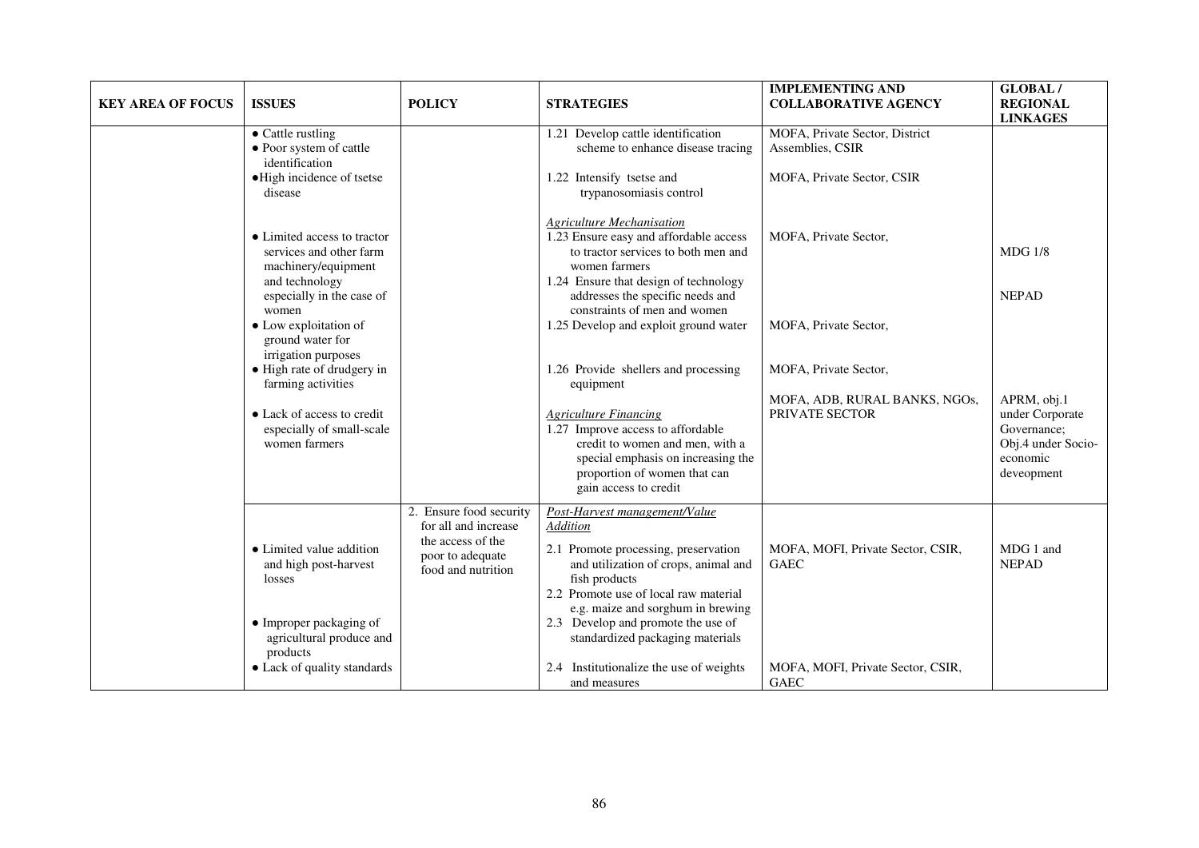| KEY AREA OF FOCUS | ISSUES | POLICY | STRATEGIES | IMPLEMENTING AND COLLABORATIVE AGENCY | GLOBAL / REGIONAL LINKAGES |
|---|---|---|---|---|---|
| | • Cattle rustling<br>• Poor system of cattle identification | | 1.21 Develop cattle identification scheme to enhance disease tracing | MOFA, Private Sector, District Assemblies, CSIR | |
| | • High incidence of tsetse disease | | 1.22 Intensify tsetse and trypanosomiasis control | MOFA, Private Sector, CSIR | |
| | • Limited access to tractor services and other farm machinery/equipment and technology especially in the case of women | | *Agriculture Mechanisation*<br>1.23 Ensure easy and affordable access to tractor services to both men and women farmers<br>1.24 Ensure that design of technology addresses the specific needs and constraints of men and women | MOFA, Private Sector, | MDG 1/8<br><br>NEPAD |
| | • Low exploitation of ground water for irrigation purposes | | 1.25 Develop and exploit ground water | MOFA, Private Sector, | |
| | • High rate of drudgery in farming activities | | 1.26 Provide shellers and processing equipment | MOFA, Private Sector, | |
| | • Lack of access to credit especially of small-scale women farmers | | *Agriculture Financing*<br>1.27 Improve access to affordable credit to women and men, with a special emphasis on increasing the proportion of women that can gain access to credit | MOFA, ADB, RURAL BANKS, NGOs, PRIVATE SECTOR | APRM, obj.1 under Corporate Governance; Obj.4 under Socio-economic deveopment |
| | • Limited value addition and high post-harvest losses | 2. Ensure food security for all and increase the access of the poor to adequate food and nutrition | *Post-Harvest management/Value Addition*<br>2.1 Promote processing, preservation and utilization of crops, animal and fish products<br>2.2 Promote use of local raw material e.g. maize and sorghum in brewing | MOFA, MOFI, Private Sector, CSIR, GAEC | MDG 1 and NEPAD |
| | • Improper packaging of agricultural produce and products | | 2.3 Develop and promote the use of standardized packaging materials | | |
| | • Lack of quality standards | | 2.4 Institutionalize the use of weights and measures | MOFA, MOFI, Private Sector, CSIR, GAEC | |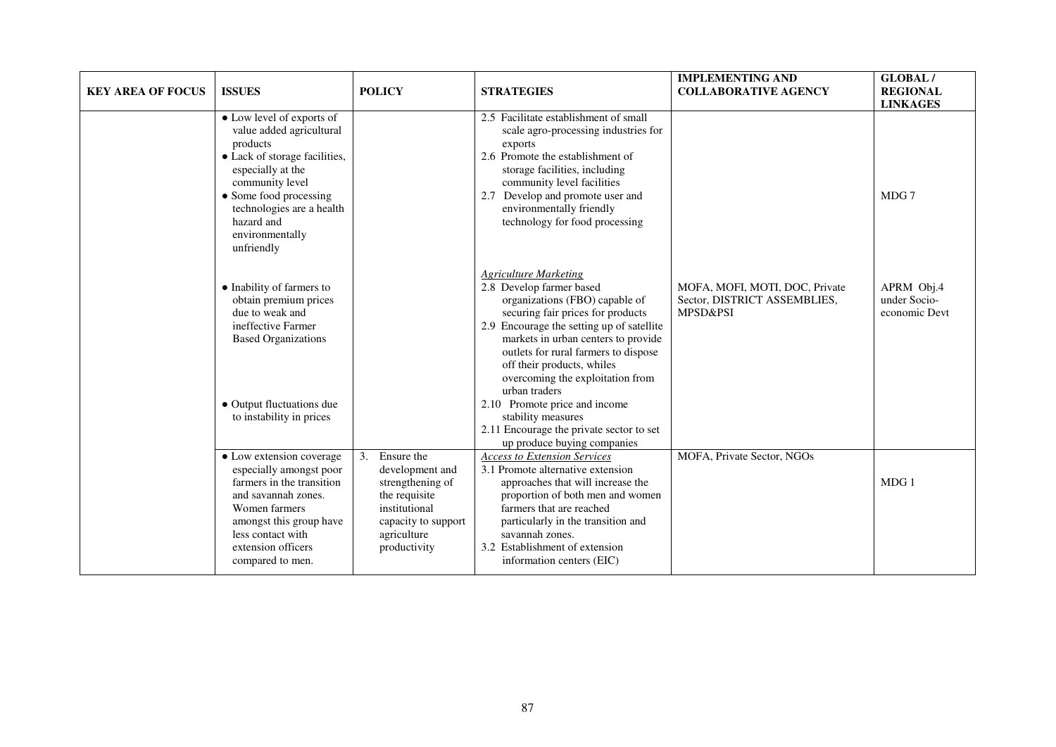| KEY AREA OF FOCUS | ISSUES | POLICY | STRATEGIES | IMPLEMENTING AND COLLABORATIVE AGENCY | GLOBAL / REGIONAL LINKAGES |
|---|---|---|---|---|---|
| | • Low level of exports of value added agricultural products<br>• Lack of storage facilities, especially at the community level<br>• Some food processing technologies are a health hazard and environmentally unfriendly | | 2.5 Facilitate establishment of small scale agro-processing industries for exports<br>2.6 Promote the establishment of storage facilities, including community level facilities<br>2.7 Develop and promote user and environmentally friendly technology for food processing | | MDG 7 |
| | • Inability of farmers to obtain premium prices due to weak and ineffective Farmer Based Organizations<br><br>• Output fluctuations due to instability in prices | | *Agriculture Marketing*<br>2.8 Develop farmer based organizations (FBO) capable of securing fair prices for products<br>2.9 Encourage the setting up of satellite markets in urban centers to provide outlets for rural farmers to dispose off their products, whiles overcoming the exploitation from urban traders<br>2.10 Promote price and income stability measures<br>2.11 Encourage the private sector to set up produce buying companies | MOFA, MOFI, MOTI, DOC, Private Sector, DISTRICT ASSEMBLIES, MPSD&PSI | APRM Obj.4 under Socio-economic Devt |
| | • Low extension coverage especially amongst poor farmers in the transition and savannah zones. Women farmers amongst this group have less contact with extension officers compared to men. | 3. Ensure the development and strengthening of the requisite institutional capacity to support agriculture productivity | *Access to Extension Services*<br>3.1 Promote alternative extension approaches that will increase the proportion of both men and women farmers that are reached particularly in the transition and savannah zones.<br>3.2 Establishment of extension information centers (EIC) | MOFA, Private Sector, NGOs | MDG 1 |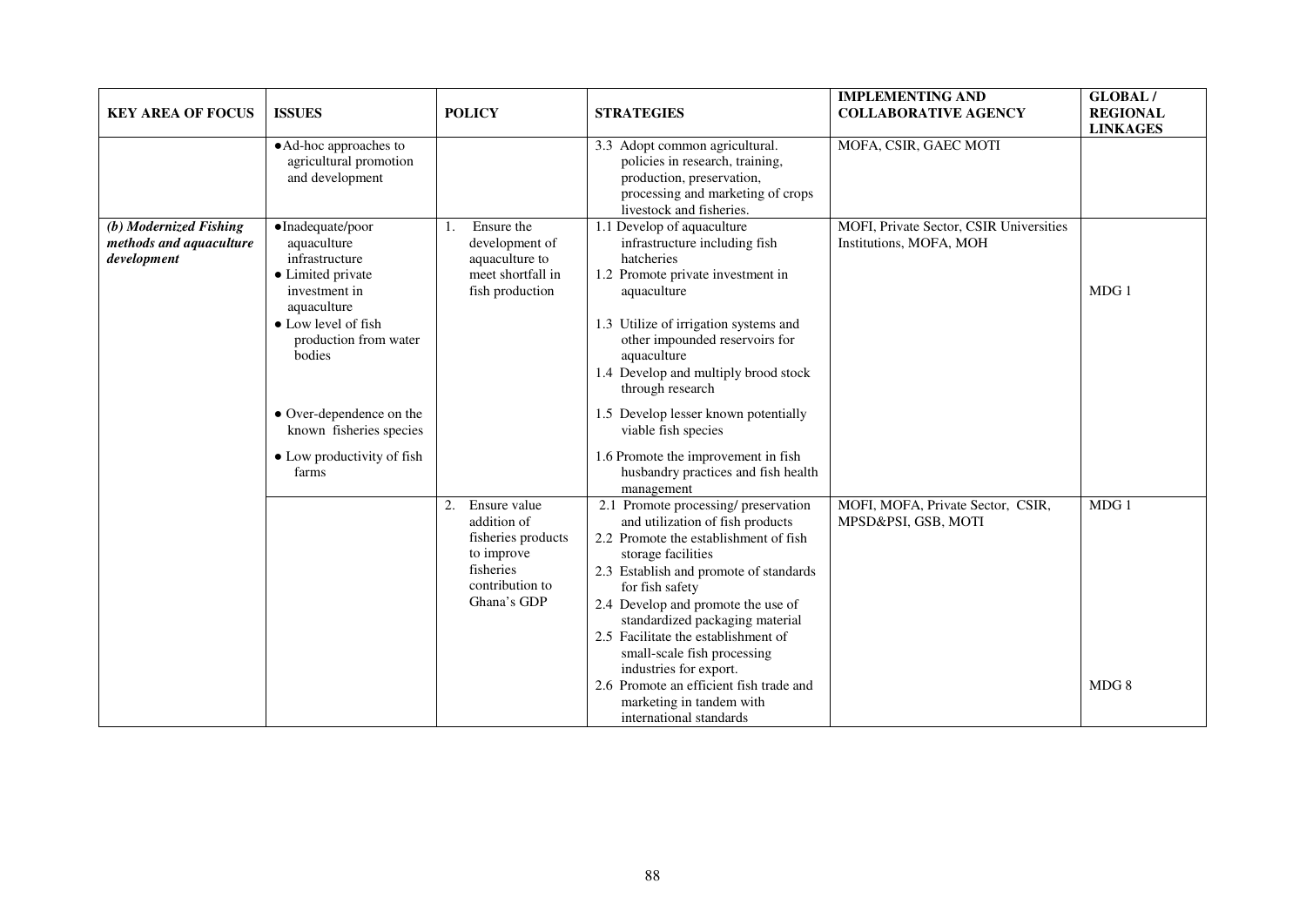| KEY AREA OF FOCUS | ISSUES | POLICY | STRATEGIES | IMPLEMENTING AND COLLABORATIVE AGENCY | GLOBAL / REGIONAL LINKAGES |
|---|---|---|---|---|---|
| | • Ad-hoc approaches to agricultural promotion and development | | 3.3 Adopt common agricultural. policies in research, training, production, preservation, processing and marketing of crops livestock and fisheries. | MOFA, CSIR, GAEC MOTI | |
| ***(b) Modernized Fishing methods and aquaculture development*** | • Inadequate/poor aquaculture infrastructure<br>• Limited private investment in aquaculture<br>• Low level of fish production from water bodies<br>• Over-dependence on the known fisheries species<br>• Low productivity of fish farms | 1. Ensure the development of aquaculture to meet shortfall in fish production | 1.1 Develop of aquaculture infrastructure including fish hatcheries<br>1.2 Promote private investment in aquaculture<br>1.3 Utilize of irrigation systems and other impounded reservoirs for aquaculture<br>1.4 Develop and multiply brood stock through research<br>1.5 Develop lesser known potentially viable fish species<br>1.6 Promote the improvement in fish husbandry practices and fish health management | MOFI, Private Sector, CSIR Universities Institutions, MOFA, MOH | MDG 1 |
| | | 2. Ensure value addition of fisheries products to improve fisheries contribution to Ghana's GDP | 2.1 Promote processing/ preservation and utilization of fish products<br>2.2 Promote the establishment of fish storage facilities<br>2.3 Establish and promote of standards for fish safety<br>2.4 Develop and promote the use of standardized packaging material<br>2.5 Facilitate the establishment of small-scale fish processing industries for export.<br>2.6 Promote an efficient fish trade and marketing in tandem with international standards | MOFI, MOFA, Private Sector, CSIR, MPSD&PSI, GSB, MOTI | MDG 1<br>MDG 8 |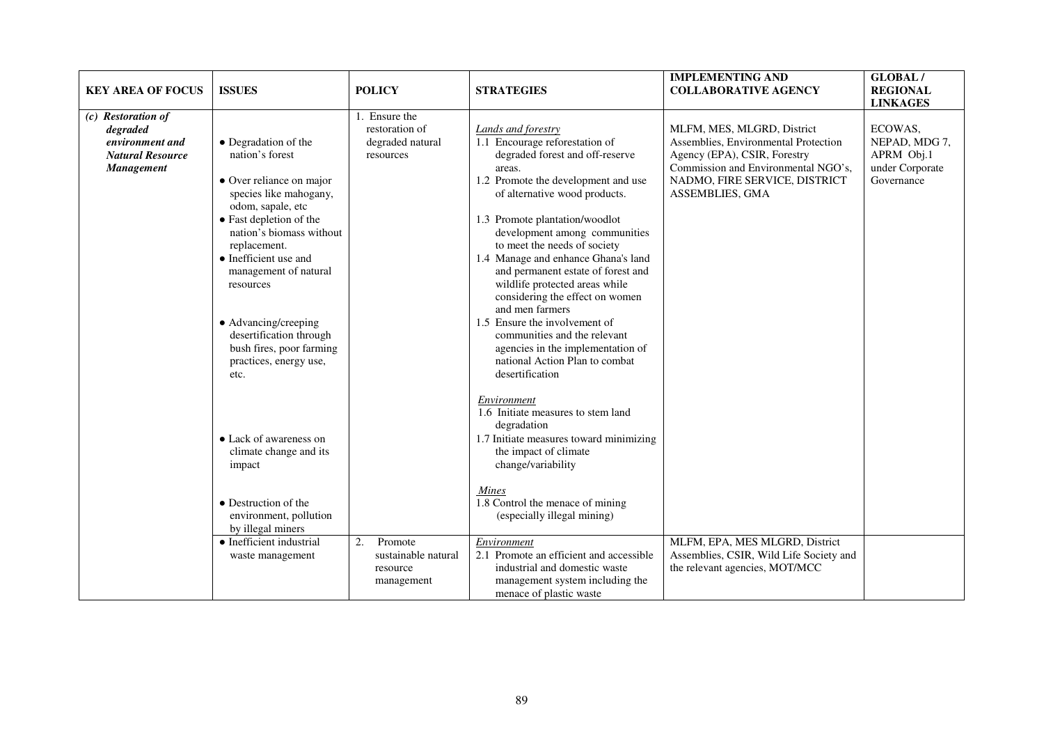| KEY AREA OF FOCUS | ISSUES | POLICY | STRATEGIES | IMPLEMENTING AND COLLABORATIVE AGENCY | GLOBAL / REGIONAL LINKAGES |
|---|---|---|---|---|---|
| ***(c) Restoration of degraded environment and Natural Resource Management*** | • Degradation of the nation's forest<br>• Over reliance on major species like mahogany, odom, sapale, etc<br>• Fast depletion of the nation's biomass without replacement.<br>• Inefficient use and management of natural resources<br>• Advancing/creeping desertification through bush fires, poor farming practices, energy use, etc.<br>• Lack of awareness on climate change and its impact<br>• Destruction of the environment, pollution by illegal miners | 1. Ensure the restoration of degraded natural resources | *Lands and forestry*<br>1.1 Encourage reforestation of degraded forest and off-reserve areas.<br>1.2 Promote the development and use of alternative wood products.<br>1.3 Promote plantation/woodlot development among communities to meet the needs of society<br>1.4 Manage and enhance Ghana's land and permanent estate of forest and wildlife protected areas while considering the effect on women and men farmers<br>1.5 Ensure the involvement of communities and the relevant agencies in the implementation of national Action Plan to combat desertification<br>*Environment*<br>1.6 Initiate measures to stem land degradation<br>1.7 Initiate measures toward minimizing the impact of climate change/variability<br>*Mines*<br>1.8 Control the menace of mining (especially illegal mining) | MLFM, MES, MLGRD, District Assemblies, Environmental Protection Agency (EPA), CSIR, Forestry Commission and Environmental NGO's, NADMO, FIRE SERVICE, DISTRICT ASSEMBLIES, GMA | ECOWAS, NEPAD, MDG 7, APRM Obj.1 under Corporate Governance |
| | • Inefficient industrial waste management | 2. Promote sustainable natural resource management | *Environment*<br>2.1 Promote an efficient and accessible industrial and domestic waste management system including the menace of plastic waste | MLFM, EPA, MES MLGRD, District Assemblies, CSIR, Wild Life Society and the relevant agencies, MOT/MCC | |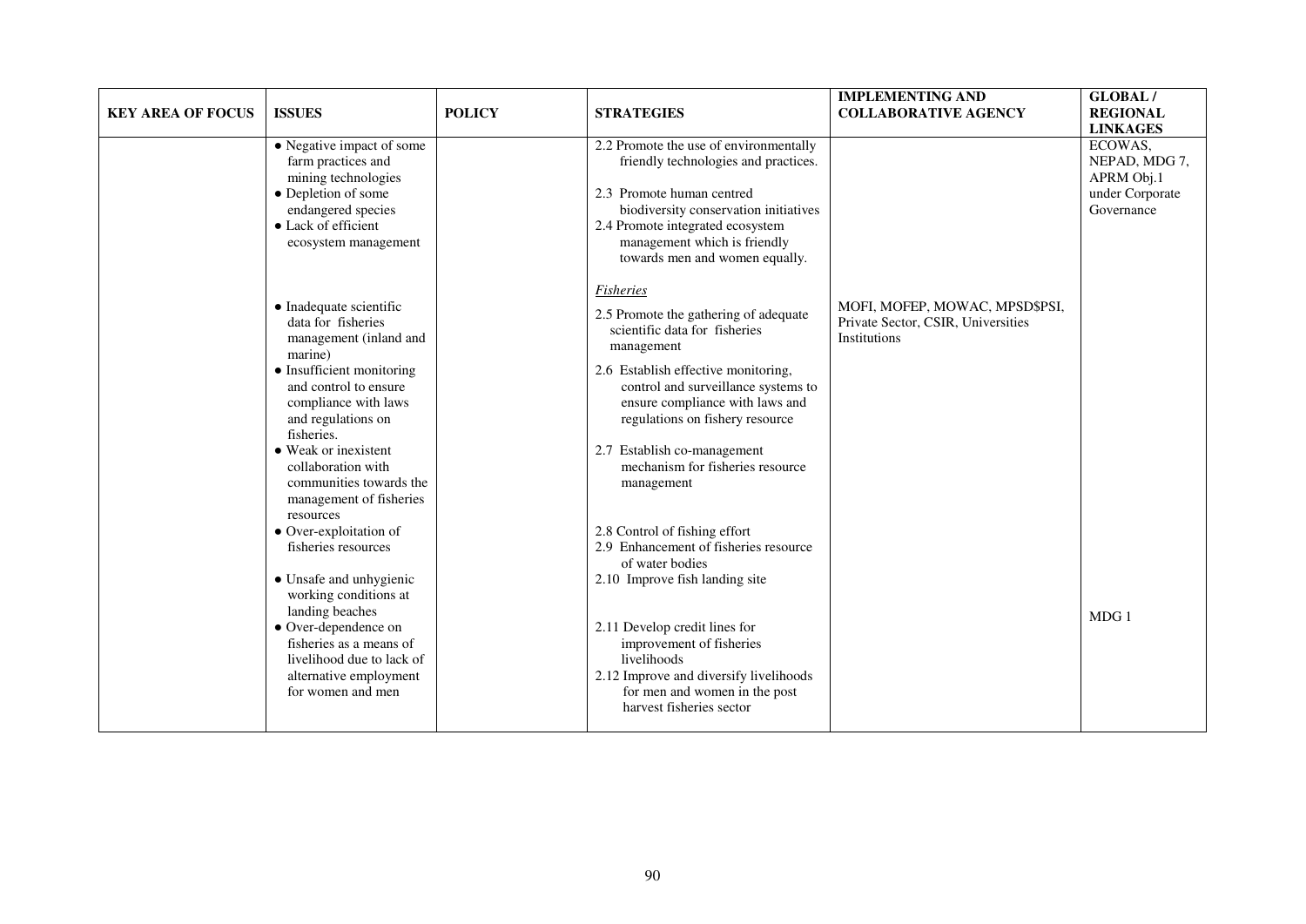| KEY AREA OF FOCUS | ISSUES | POLICY | STRATEGIES | IMPLEMENTING AND COLLABORATIVE AGENCY | GLOBAL / REGIONAL LINKAGES |
|---|---|---|---|---|---|
| | • Negative impact of some farm practices and mining technologies<br>• Depletion of some endangered species<br>• Lack of efficient ecosystem management | | 2.2 Promote the use of environmentally friendly technologies and practices.<br><br>2.3 Promote human centred biodiversity conservation initiatives<br>2.4 Promote integrated ecosystem management which is friendly towards men and women equally. | | ECOWAS, NEPAD, MDG 7, APRM Obj.1 under Corporate Governance |
| | | | *Fisheries* | | |
| | • Inadequate scientific data for fisheries management (inland and marine)<br>• Insufficient monitoring and control to ensure compliance with laws and regulations on fisheries.<br>• Weak or inexistent collaboration with communities towards the management of fisheries resources<br>• Over-exploitation of fisheries resources | | 2.5 Promote the gathering of adequate scientific data for fisheries management<br>2.6 Establish effective monitoring, control and surveillance systems to ensure compliance with laws and regulations on fishery resource<br>2.7 Establish co-management mechanism for fisheries resource management<br><br>2.8 Control of fishing effort<br>2.9 Enhancement of fisheries resource of water bodies | MOFI, MOFEP, MOWAC, MPSD$PSI, Private Sector, CSIR, Universities Institutions | |
| | • Unsafe and unhygienic working conditions at landing beaches<br>• Over-dependence on fisheries as a means of livelihood due to lack of alternative employment for women and men | | 2.10 Improve fish landing site<br><br>2.11 Develop credit lines for improvement of fisheries livelihoods<br>2.12 Improve and diversify livelihoods for men and women in the post harvest fisheries sector | | MDG 1 |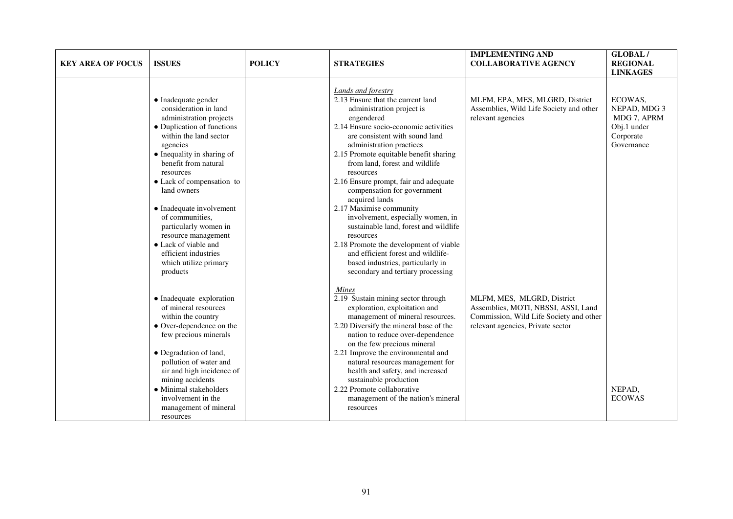| KEY AREA OF FOCUS | ISSUES | POLICY | STRATEGIES | IMPLEMENTING AND COLLABORATIVE AGENCY | GLOBAL / REGIONAL LINKAGES |
|---|---|---|---|---|---|
| | • Inadequate gender consideration in land administration projects<br>• Duplication of functions within the land sector agencies<br>• Inequality in sharing of benefit from natural resources<br>• Lack of compensation to land owners<br>• Inadequate involvement of communities, particularly women in resource management<br>• Lack of viable and efficient industries which utilize primary products | | *Lands and forestry*<br>2.13 Ensure that the current land administration project is engendered<br>2.14 Ensure socio-economic activities are consistent with sound land administration practices<br>2.15 Promote equitable benefit sharing from land, forest and wildlife resources<br>2.16 Ensure prompt, fair and adequate compensation for government acquired lands<br>2.17 Maximise community involvement, especially women, in sustainable land, forest and wildlife resources<br>2.18 Promote the development of viable and efficient forest and wildlife-based industries, particularly in secondary and tertiary processing | MLFM, EPA, MES, MLGRD, District Assemblies, Wild Life Society and other relevant agencies | ECOWAS, NEPAD, MDG 3 MDG 7, APRM Obj.1 under Corporate Governance |
| | • Inadequate exploration of mineral resources within the country<br>• Over-dependence on the few precious minerals<br>• Degradation of land, pollution of water and air and high incidence of mining accidents<br>• Minimal stakeholders involvement in the management of mineral resources | | *Mines*<br>2.19 Sustain mining sector through exploration, exploitation and management of mineral resources.<br>2.20 Diversify the mineral base of the nation to reduce over-dependence on the few precious mineral<br>2.21 Improve the environmental and natural resources management for health and safety, and increased sustainable production<br>2.22 Promote collaborative management of the nation's mineral resources | MLFM, MES, MLGRD, District Assemblies, MOTI, NBSSI, ASSI, Land Commission, Wild Life Society and other relevant agencies, Private sector | NEPAD, ECOWAS |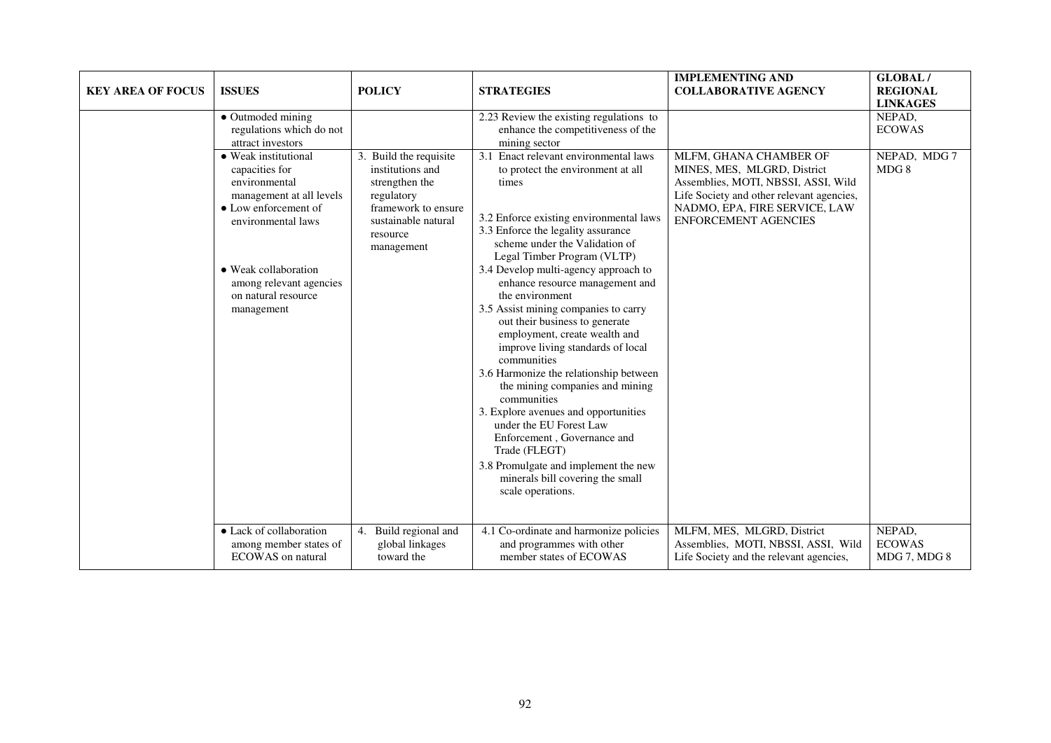| KEY AREA OF FOCUS | ISSUES | POLICY | STRATEGIES | IMPLEMENTING AND COLLABORATIVE AGENCY | GLOBAL / REGIONAL LINKAGES |
|---|---|---|---|---|---|
| | • Outmoded mining regulations which do not attract investors | | 2.23 Review the existing regulations to enhance the competitiveness of the mining sector | | NEPAD, ECOWAS |
| | • Weak institutional capacities for environmental management at all levels<br>• Low enforcement of environmental laws<br><br>• Weak collaboration among relevant agencies on natural resource management | 3. Build the requisite institutions and strengthen the regulatory framework to ensure sustainable natural resource management | 3.1 Enact relevant environmental laws to protect the environment at all times<br><br>3.2 Enforce existing environmental laws<br>3.3 Enforce the legality assurance scheme under the Validation of Legal Timber Program (VLTP)<br>3.4 Develop multi-agency approach to enhance resource management and the environment<br>3.5 Assist mining companies to carry out their business to generate employment, create wealth and improve living standards of local communities<br>3.6 Harmonize the relationship between the mining companies and mining communities<br>3. Explore avenues and opportunities under the EU Forest Law Enforcement , Governance and Trade (FLEGT)<br>3.8 Promulgate and implement the new minerals bill covering the small scale operations. | MLFM, GHANA CHAMBER OF MINES, MES, MLGRD, District Assemblies, MOTI, NBSSI, ASSI, Wild Life Society and other relevant agencies, NADMO, EPA, FIRE SERVICE, LAW ENFORCEMENT AGENCIES | NEPAD, MDG 7 MDG 8 |
| | • Lack of collaboration among member states of ECOWAS on natural | 4. Build regional and global linkages toward the | 4.1 Co-ordinate and harmonize policies and programmes with other member states of ECOWAS | MLFM, MES, MLGRD, District Assemblies, MOTI, NBSSI, ASSI, Wild Life Society and the relevant agencies, | NEPAD, ECOWAS MDG 7, MDG 8 |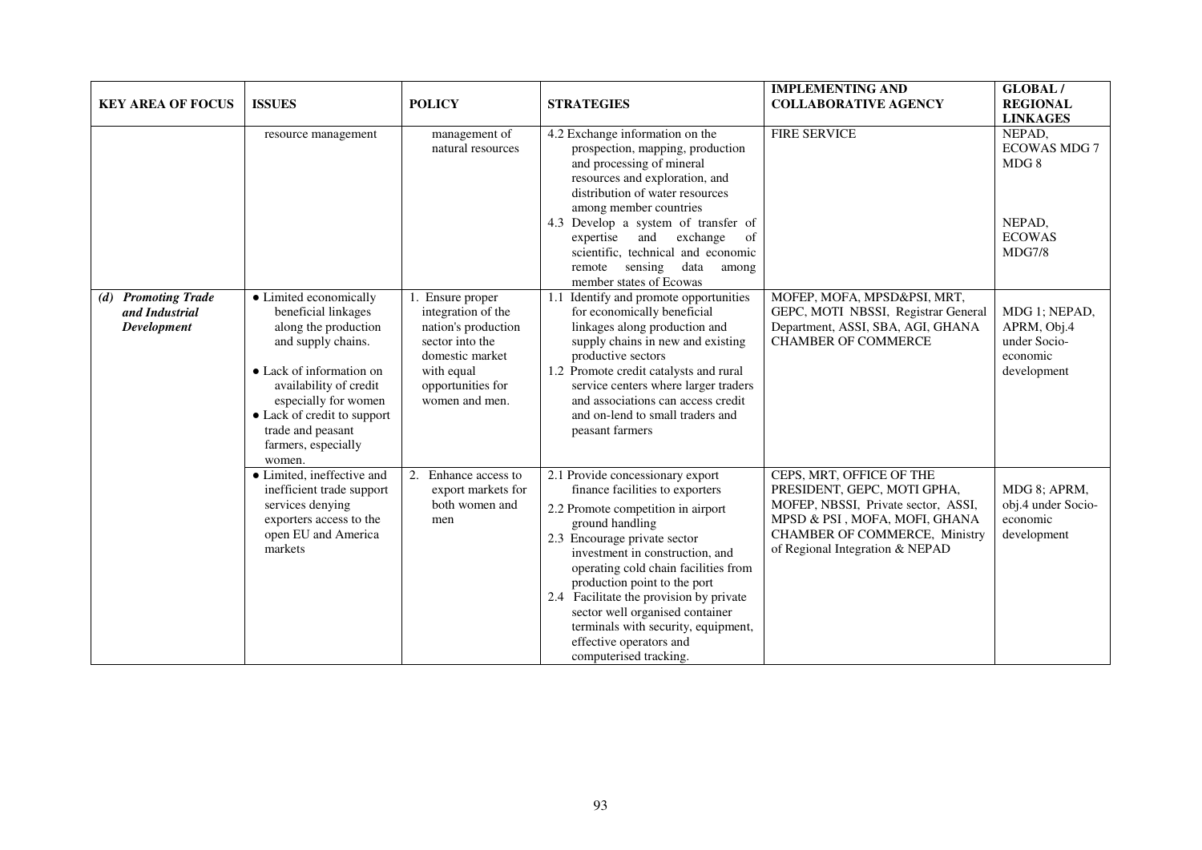| KEY AREA OF FOCUS | ISSUES | POLICY | STRATEGIES | IMPLEMENTING AND COLLABORATIVE AGENCY | GLOBAL / REGIONAL LINKAGES |
|---|---|---|---|---|---|
| | resource management | management of natural resources | 4.2 Exchange information on the prospection, mapping, production and processing of mineral resources and exploration, and distribution of water resources among member countries<br>4.3 Develop a system of transfer of expertise and exchange of scientific, technical and economic remote sensing data among member states of Ecowas | FIRE SERVICE | NEPAD, ECOWAS MDG 7 MDG 8<br><br>NEPAD, ECOWAS MDG7/8 |
| ***(d) Promoting Trade and Industrial Development*** | • Limited economically beneficial linkages along the production and supply chains.<br>• Lack of information on availability of credit especially for women<br>• Lack of credit to support trade and peasant farmers, especially women. | 1. Ensure proper integration of the nation's production sector into the domestic market with equal opportunities for women and men. | 1.1 Identify and promote opportunities for economically beneficial linkages along production and supply chains in new and existing productive sectors<br>1.2 Promote credit catalysts and rural service centers where larger traders and associations can access credit and on-lend to small traders and peasant farmers | MOFEP, MOFA, MPSD&PSI, MRT, GEPC, MOTI NBSSI, Registrar General Department, ASSI, SBA, AGI, GHANA CHAMBER OF COMMERCE | MDG 1; NEPAD, APRM, Obj.4 under Socio-economic development |
| | • Limited, ineffective and inefficient trade support services denying exporters access to the open EU and America markets | 2. Enhance access to export markets for both women and men | 2.1 Provide concessionary export finance facilities to exporters<br>2.2 Promote competition in airport ground handling<br>2.3 Encourage private sector investment in construction, and operating cold chain facilities from production point to the port<br>2.4 Facilitate the provision by private sector well organised container terminals with security, equipment, effective operators and computerised tracking. | CEPS, MRT, OFFICE OF THE PRESIDENT, GEPC, MOTI GPHA, MOFEP, NBSSI, Private sector, ASSI, MPSD & PSI , MOFA, MOFI, GHANA CHAMBER OF COMMERCE, Ministry of Regional Integration & NEPAD | MDG 8; APRM, obj.4 under Socio-economic development |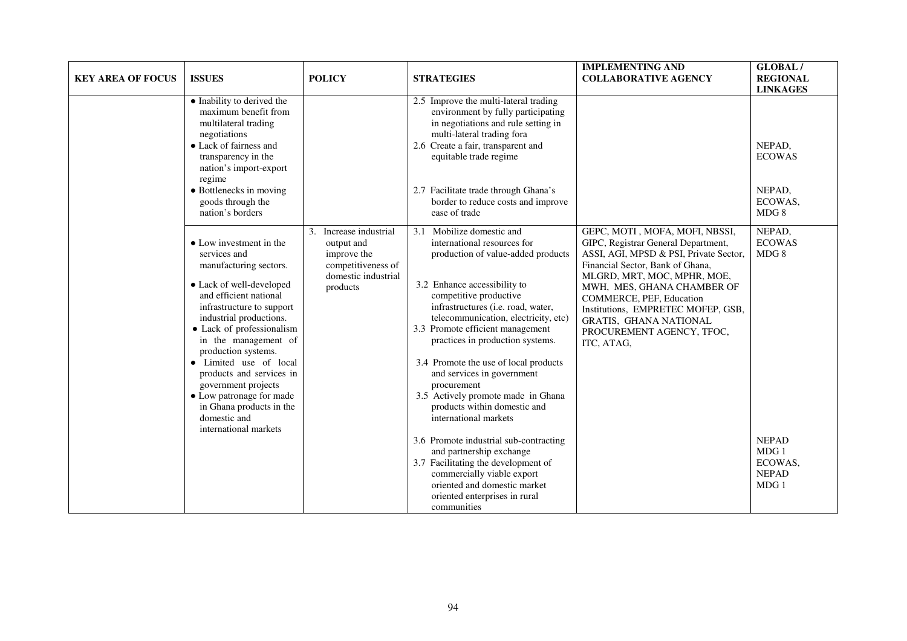| KEY AREA OF FOCUS | ISSUES | POLICY | STRATEGIES | IMPLEMENTING AND COLLABORATIVE AGENCY | GLOBAL / REGIONAL LINKAGES |
|---|---|---|---|---|---|
| | • Inability to derived the maximum benefit from multilateral trading negotiations<br>• Lack of fairness and transparency in the nation's import-export regime<br>• Bottlenecks in moving goods through the nation's borders | | 2.5 Improve the multi-lateral trading environment by fully participating in negotiations and rule setting in multi-lateral trading fora<br>2.6 Create a fair, transparent and equitable trade regime<br>2.7 Facilitate trade through Ghana's border to reduce costs and improve ease of trade | | NEPAD, ECOWAS<br>NEPAD, ECOWAS, MDG 8 |
| | • Low investment in the services and manufacturing sectors.<br>• Lack of well-developed and efficient national infrastructure to support industrial productions.<br>• Lack of professionalism in the management of production systems.<br>• Limited use of local products and services in government projects<br>• Low patronage for made in Ghana products in the domestic and international markets | 3. Increase industrial output and improve the competitiveness of domestic industrial products | 3.1 Mobilize domestic and international resources for production of value-added products<br>3.2 Enhance accessibility to competitive productive infrastructures (i.e. road, water, telecommunication, electricity, etc)<br>3.3 Promote efficient management practices in production systems.<br>3.4 Promote the use of local products and services in government procurement<br>3.5 Actively promote made in Ghana products within domestic and international markets<br>3.6 Promote industrial sub-contracting and partnership exchange<br>3.7 Facilitating the development of commercially viable export oriented and domestic market oriented enterprises in rural communities | GEPC, MOTI , MOFA, MOFI, NBSSI, GIPC, Registrar General Department, ASSI, AGI, MPSD & PSI, Private Sector, Financial Sector, Bank of Ghana, MLGRD, MRT, MOC, MPHR, MOE, MWH, MES, GHANA CHAMBER OF COMMERCE, PEF, Education Institutions, EMPRETEC MOFEP, GSB, GRATIS, GHANA NATIONAL PROCUREMENT AGENCY, TFOC, ITC, ATAG, | NEPAD, ECOWAS MDG 8<br>NEPAD MDG 1<br>ECOWAS, NEPAD MDG 1 |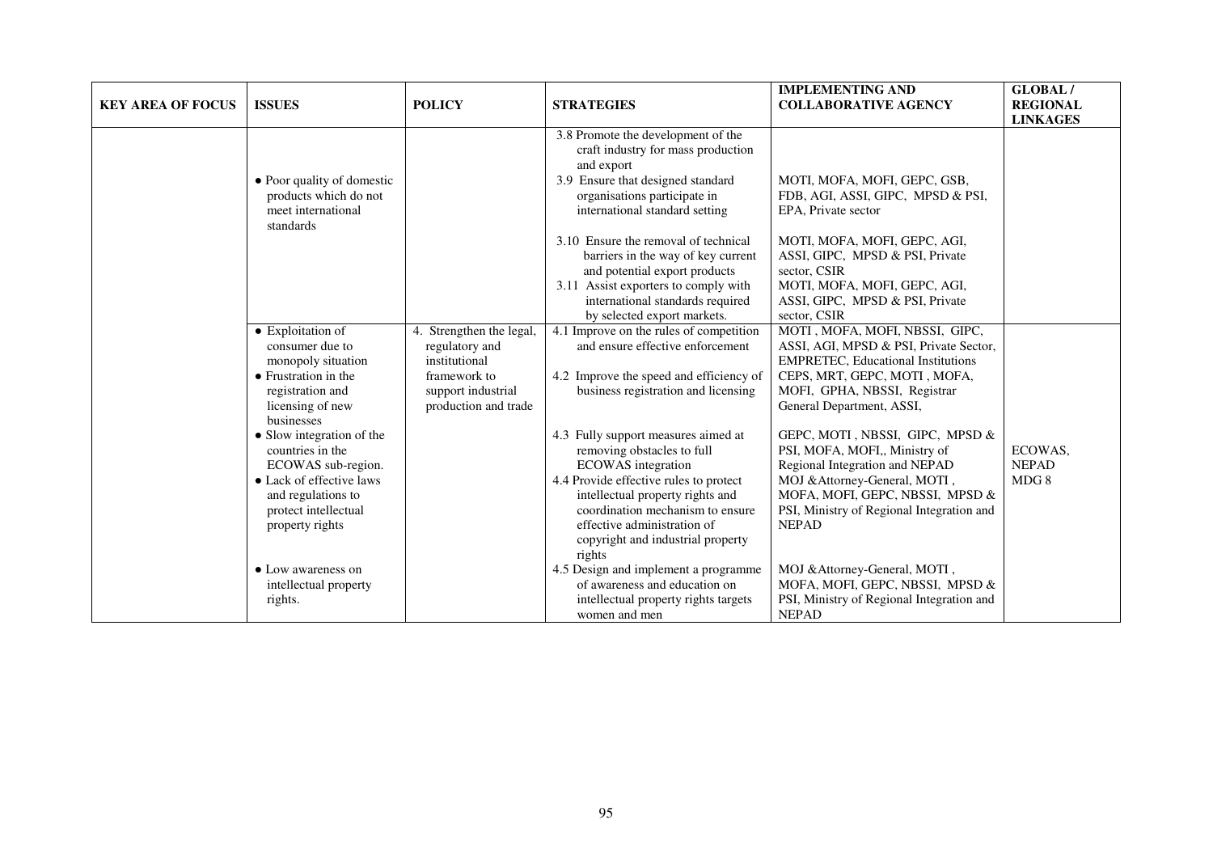| KEY AREA OF FOCUS | ISSUES | POLICY | STRATEGIES | IMPLEMENTING AND COLLABORATIVE AGENCY | GLOBAL / REGIONAL LINKAGES |
|---|---|---|---|---|---|
| | | | 3.8 Promote the development of the craft industry for mass production and export | | |
| | • Poor quality of domestic products which do not meet international standards | | 3.9 Ensure that designed standard organisations participate in international standard setting | MOTI, MOFA, MOFI, GEPC, GSB, FDB, AGI, ASSI, GIPC, MPSD & PSI, EPA, Private sector | |
| | | | 3.10 Ensure the removal of technical barriers in the way of key current and potential export products | MOTI, MOFA, MOFI, GEPC, AGI, ASSI, GIPC, MPSD & PSI, Private sector, CSIR | |
| | | | 3.11 Assist exporters to comply with international standards required by selected export markets. | MOTI, MOFA, MOFI, GEPC, AGI, ASSI, GIPC, MPSD & PSI, Private sector, CSIR | |
| | • Exploitation of consumer due to monopoly situation | 4. Strengthen the legal, regulatory and institutional framework to support industrial production and trade | 4.1 Improve on the rules of competition and ensure effective enforcement | MOTI , MOFA, MOFI, NBSSI, GIPC, ASSI, AGI, MPSD & PSI, Private Sector, EMPRETEC, Educational Institutions | |
| | • Frustration in the registration and licensing of new businesses | | 4.2 Improve the speed and efficiency of business registration and licensing | CEPS, MRT, GEPC, MOTI , MOFA, MOFI, GPHA, NBSSI, Registrar General Department, ASSI, | |
| | • Slow integration of the countries in the ECOWAS sub-region. | | 4.3 Fully support measures aimed at removing obstacles to full ECOWAS integration | GEPC, MOTI , NBSSI, GIPC, MPSD & PSI, MOFA, MOFI,, Ministry of Regional Integration and NEPAD | ECOWAS, NEPAD MDG 8 |
| | • Lack of effective laws and regulations to protect intellectual property rights | | 4.4 Provide effective rules to protect intellectual property rights and coordination mechanism to ensure effective administration of copyright and industrial property rights | MOJ &Attorney-General, MOTI , MOFA, MOFI, GEPC, NBSSI, MPSD & PSI, Ministry of Regional Integration and NEPAD | |
| | • Low awareness on intellectual property rights. | | 4.5 Design and implement a programme of awareness and education on intellectual property rights targets women and men | MOJ &Attorney-General, MOTI , MOFA, MOFI, GEPC, NBSSI, MPSD & PSI, Ministry of Regional Integration and NEPAD | |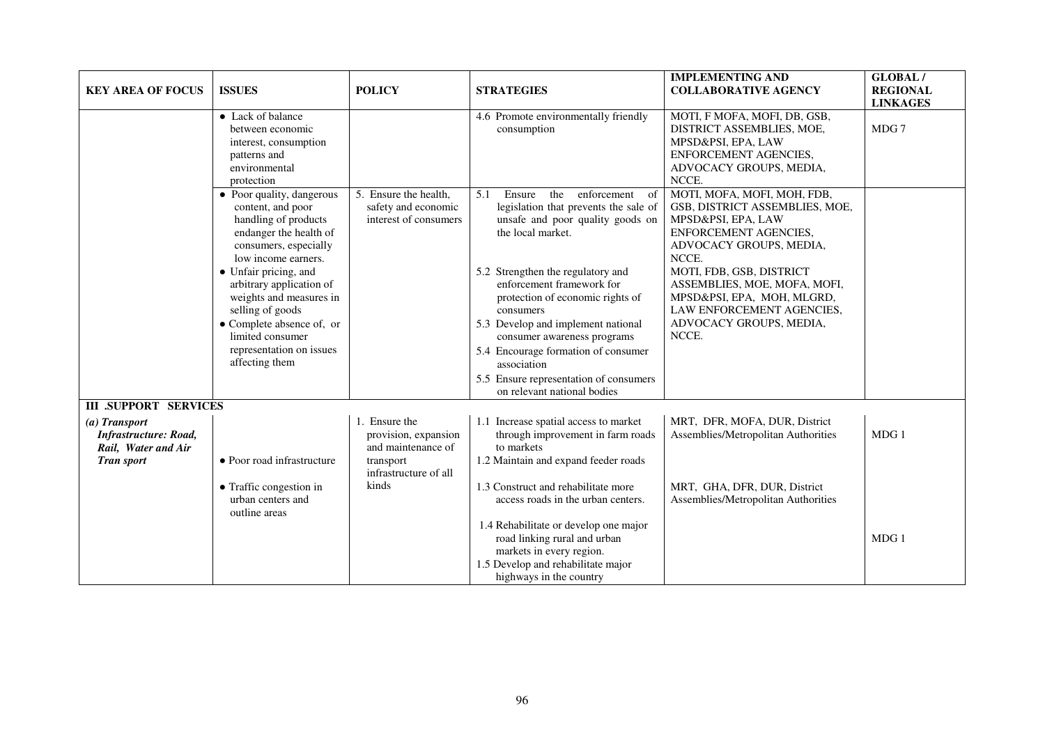| KEY AREA OF FOCUS | ISSUES | POLICY | STRATEGIES | IMPLEMENTING AND COLLABORATIVE AGENCY | GLOBAL / REGIONAL LINKAGES |
|---|---|---|---|---|---|
| | • Lack of balance between economic interest, consumption patterns and environmental protection | | 4.6 Promote environmentally friendly consumption | MOTI, F MOFA, MOFI, DB, GSB, DISTRICT ASSEMBLIES, MOE, MPSD&PSI, EPA, LAW ENFORCEMENT AGENCIES, ADVOCACY GROUPS, MEDIA, NCCE. | MDG 7 |
| | • Poor quality, dangerous content, and poor handling of products endanger the health of consumers, especially low income earners.<br>• Unfair pricing, and arbitrary application of weights and measures in selling of goods<br>• Complete absence of, or limited consumer representation on issues affecting them | 5. Ensure the health, safety and economic interest of consumers | 5.1 Ensure the enforcement of legislation that prevents the sale of unsafe and poor quality goods on the local market.<br>5.2 Strengthen the regulatory and enforcement framework for protection of economic rights of consumers<br>5.3 Develop and implement national consumer awareness programs<br>5.4 Encourage formation of consumer association<br>5.5 Ensure representation of consumers on relevant national bodies | MOTI, MOFA, MOFI, MOH, FDB, GSB, DISTRICT ASSEMBLIES, MOE, MPSD&PSI, EPA, LAW ENFORCEMENT AGENCIES, ADVOCACY GROUPS, MEDIA, NCCE.<br>MOTI, FDB, GSB, DISTRICT ASSEMBLIES, MOE, MOFA, MOFI, MPSD&PSI, EPA, MOH, MLGRD, LAW ENFORCEMENT AGENCIES, ADVOCACY GROUPS, MEDIA, NCCE. | |
| **III .SUPPORT SERVICES** | | | | | |
| ***(a) Transport Infrastructure: Road, Rail, Water and Air Tran sport*** | • Poor road infrastructure<br>• Traffic congestion in urban centers and outline areas | 1. Ensure the provision, expansion and maintenance of transport infrastructure of all kinds | 1.1 Increase spatial access to market through improvement in farm roads to markets<br>1.2 Maintain and expand feeder roads<br>1.3 Construct and rehabilitate more access roads in the urban centers.<br>1.4 Rehabilitate or develop one major road linking rural and urban markets in every region.<br>1.5 Develop and rehabilitate major highways in the country | MRT, DFR, MOFA, DUR, District Assemblies/Metropolitan Authorities<br>MRT, GHA, DFR, DUR, District Assemblies/Metropolitan Authorities | MDG 1<br>MDG 1 |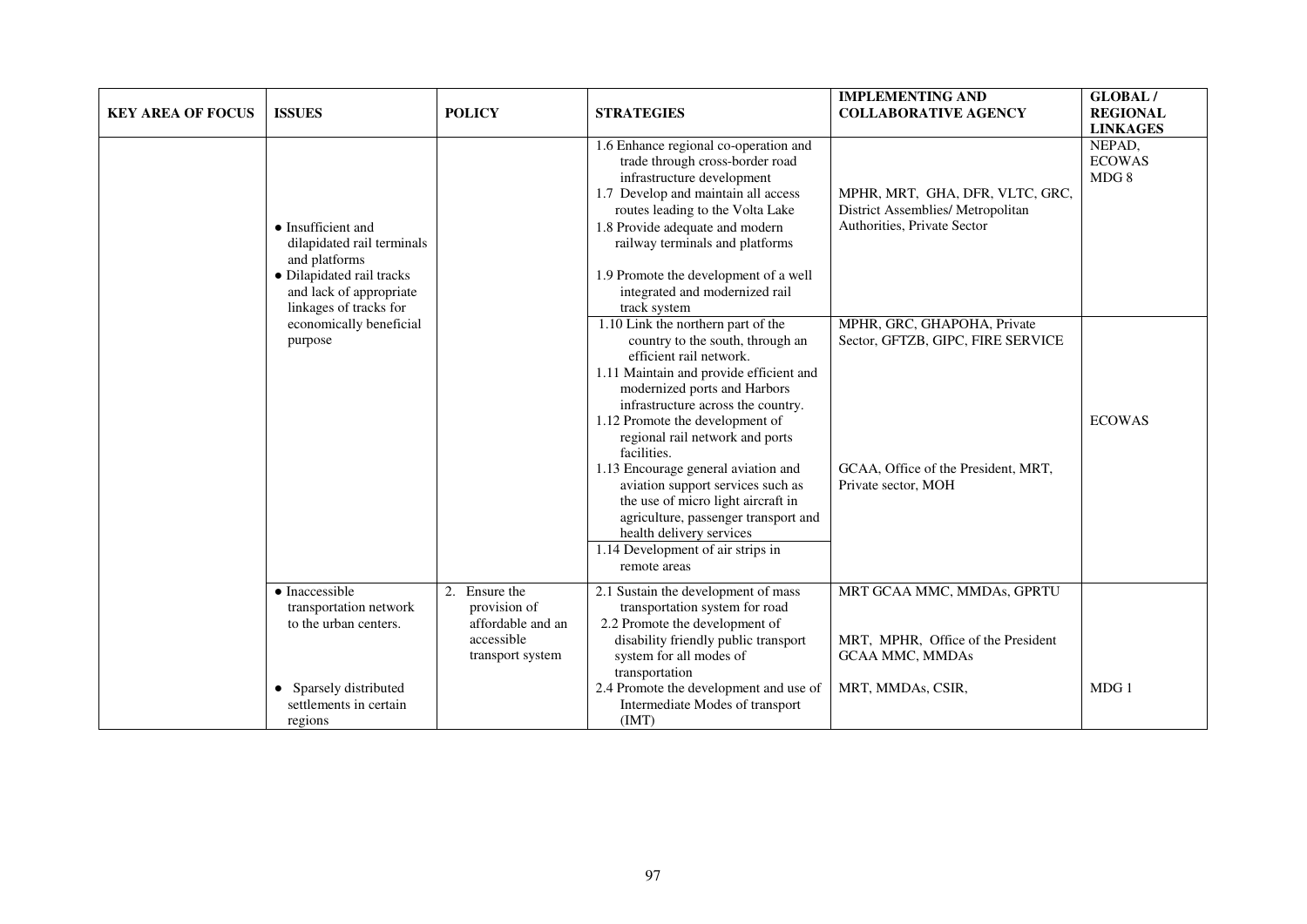| KEY AREA OF FOCUS | ISSUES | POLICY | STRATEGIES | IMPLEMENTING AND COLLABORATIVE AGENCY | GLOBAL / REGIONAL LINKAGES |
|---|---|---|---|---|---|
| | • Insufficient and dilapidated rail terminals and platforms<br>• Dilapidated rail tracks and lack of appropriate linkages of tracks for economically beneficial purpose | | 1.6 Enhance regional co-operation and trade through cross-border road infrastructure development<br>1.7 Develop and maintain all access routes leading to the Volta Lake<br>1.8 Provide adequate and modern railway terminals and platforms<br>1.9 Promote the development of a well integrated and modernized rail track system | MPHR, MRT, GHA, DFR, VLTC, GRC, District Assemblies/ Metropolitan Authorities, Private Sector | NEPAD, ECOWAS MDG 8 |
| | | | 1.10 Link the northern part of the country to the south, through an efficient rail network.<br>1.11 Maintain and provide efficient and modernized ports and Harbors infrastructure across the country.<br>1.12 Promote the development of regional rail network and ports facilities.<br>1.13 Encourage general aviation and aviation support services such as the use of micro light aircraft in agriculture, passenger transport and health delivery services<br>1.14 Development of air strips in remote areas | MPHR, GRC, GHAPOHA, Private Sector, GFTZB, GIPC, FIRE SERVICE<br><br>GCAA, Office of the President, MRT, Private sector, MOH | ECOWAS |
| | • Inaccessible transportation network to the urban centers.<br><br>• Sparsely distributed settlements in certain regions | 2. Ensure the provision of affordable and an accessible transport system | 2.1 Sustain the development of mass transportation system for road<br>2.2 Promote the development of disability friendly public transport system for all modes of transportation<br>2.4 Promote the development and use of Intermediate Modes of transport (IMT) | MRT GCAA MMC, MMDAs, GPRTU<br><br>MRT, MPHR, Office of the President GCAA MMC, MMDAs<br><br>MRT, MMDAs, CSIR, | MDG 1 |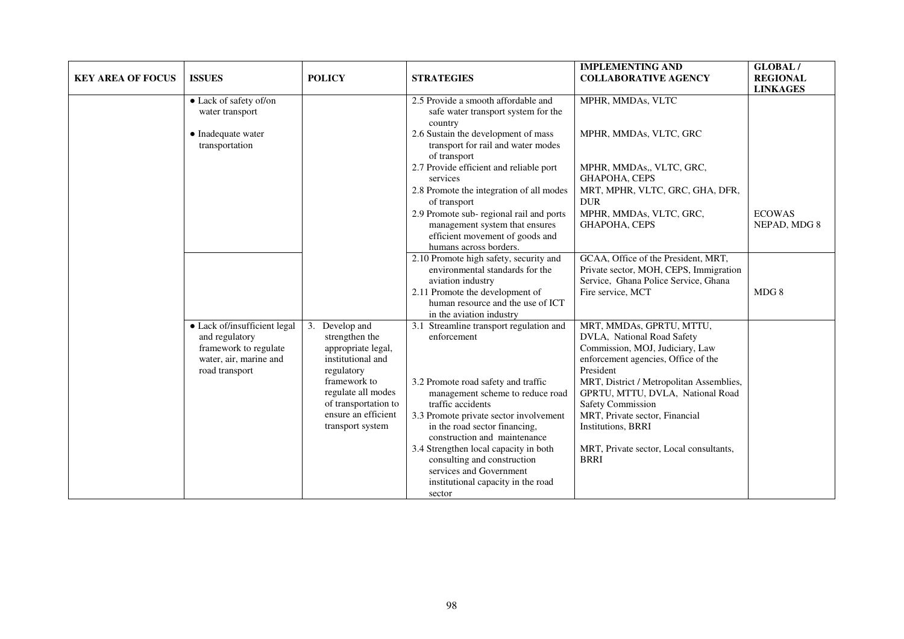| KEY AREA OF FOCUS | ISSUES | POLICY | STRATEGIES | IMPLEMENTING AND COLLABORATIVE AGENCY | GLOBAL / REGIONAL LINKAGES |
|---|---|---|---|---|---|
| | • Lack of safety of/on water transport | | 2.5 Provide a smooth affordable and safe water transport system for the country | MPHR, MMDAs, VLTC | |
| | • Inadequate water transportation | | 2.6 Sustain the development of mass transport for rail and water modes of transport | MPHR, MMDAs, VLTC, GRC | |
| | | | 2.7 Provide efficient and reliable port services | MPHR, MMDAs,, VLTC, GRC, GHAPOHA, CEPS | |
| | | | 2.8 Promote the integration of all modes of transport | MRT, MPHR, VLTC, GRC, GHA, DFR, DUR | |
| | | | 2.9 Promote sub- regional rail and ports management system that ensures efficient movement of goods and humans across borders. | MPHR, MMDAs, VLTC, GRC, GHAPOHA, CEPS | ECOWAS NEPAD, MDG 8 |
| | | | 2.10 Promote high safety, security and environmental standards for the aviation industry<br>2.11 Promote the development of human resource and the use of ICT in the aviation industry | GCAA, Office of the President, MRT, Private sector, MOH, CEPS, Immigration Service, Ghana Police Service, Ghana Fire service, MCT | MDG 8 |
| | • Lack of/insufficient legal and regulatory framework to regulate water, air, marine and road transport | 3. Develop and strengthen the appropriate legal, institutional and regulatory framework to regulate all modes of transportation to ensure an efficient transport system | 3.1 Streamline transport regulation and enforcement | MRT, MMDAs, GPRTU, MTTU, DVLA, National Road Safety Commission, MOJ, Judiciary, Law enforcement agencies, Office of the President | |
| | | | 3.2 Promote road safety and traffic management scheme to reduce road traffic accidents | MRT, District / Metropolitan Assemblies, GPRTU, MTTU, DVLA, National Road Safety Commission | |
| | | | 3.3 Promote private sector involvement in the road sector financing, construction and maintenance | MRT, Private sector, Financial Institutions, BRRI | |
| | | | 3.4 Strengthen local capacity in both consulting and construction services and Government institutional capacity in the road sector | MRT, Private sector, Local consultants, BRRI | |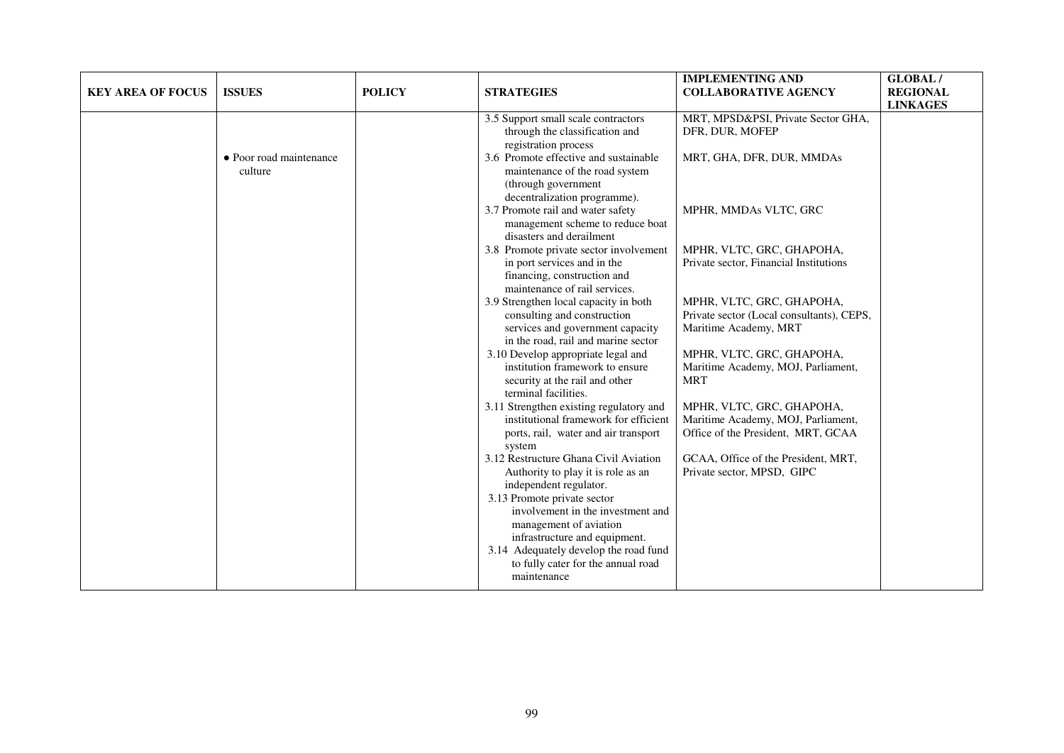| KEY AREA OF FOCUS | ISSUES | POLICY | STRATEGIES | IMPLEMENTING AND COLLABORATIVE AGENCY | GLOBAL / REGIONAL LINKAGES |
|---|---|---|---|---|---|
| | | | 3.5 Support small scale contractors through the classification and registration process | MRT, MPSD&PSI, Private Sector GHA, DFR, DUR, MOFEP | |
| | • Poor road maintenance culture | | 3.6 Promote effective and sustainable maintenance of the road system (through government decentralization programme). | MRT, GHA, DFR, DUR, MMDAs | |
| | | | 3.7 Promote rail and water safety management scheme to reduce boat disasters and derailment | MPHR, MMDAs VLTC, GRC | |
| | | | 3.8 Promote private sector involvement in port services and in the financing, construction and maintenance of rail services. | MPHR, VLTC, GRC, GHAPOHA, Private sector, Financial Institutions | |
| | | | 3.9 Strengthen local capacity in both consulting and construction services and government capacity in the road, rail and marine sector | MPHR, VLTC, GRC, GHAPOHA, Private sector (Local consultants), CEPS, Maritime Academy, MRT | |
| | | | 3.10 Develop appropriate legal and institution framework to ensure security at the rail and other terminal facilities. | MPHR, VLTC, GRC, GHAPOHA, Maritime Academy, MOJ, Parliament, MRT | |
| | | | 3.11 Strengthen existing regulatory and institutional framework for efficient ports, rail, water and air transport system | MPHR, VLTC, GRC, GHAPOHA, Maritime Academy, MOJ, Parliament, Office of the President, MRT, GCAA | |
| | | | 3.12 Restructure Ghana Civil Aviation Authority to play it is role as an independent regulator. | GCAA, Office of the President, MRT, Private sector, MPSD, GIPC | |
| | | | 3.13 Promote private sector involvement in the investment and management of aviation infrastructure and equipment. | | |
| | | | 3.14 Adequately develop the road fund to fully cater for the annual road maintenance | | |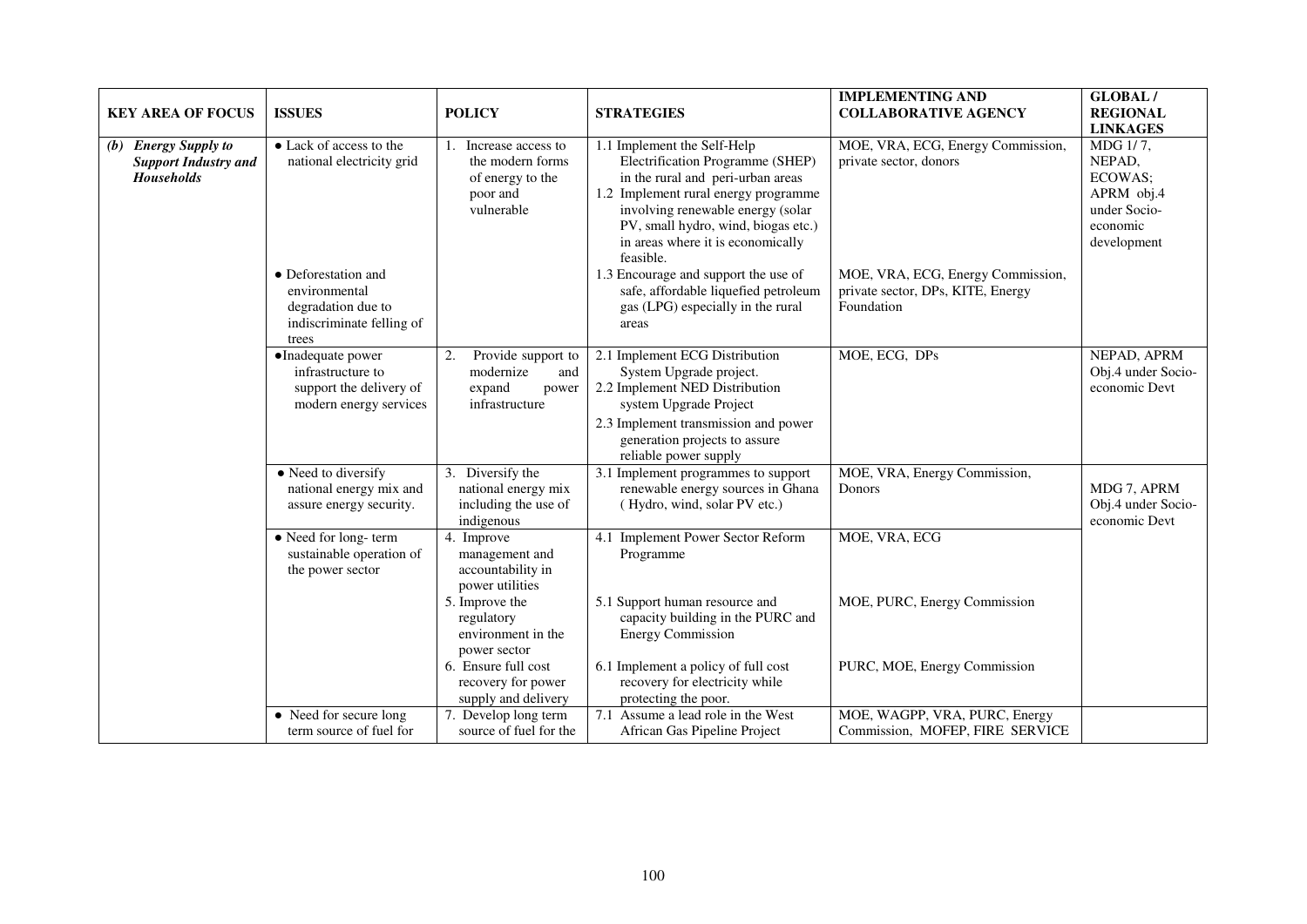| KEY AREA OF FOCUS | ISSUES | POLICY | STRATEGIES | IMPLEMENTING AND COLLABORATIVE AGENCY | GLOBAL / REGIONAL LINKAGES |
|---|---|---|---|---|---|
| ***(b) Energy Supply to Support Industry and Households*** | • Lack of access to the national electricity grid | 1. Increase access to the modern forms of energy to the poor and vulnerable | 1.1 Implement the Self-Help Electrification Programme (SHEP) in the rural and peri-urban areas<br>1.2 Implement rural energy programme involving renewable energy (solar PV, small hydro, wind, biogas etc.) in areas where it is economically feasible. | MOE, VRA, ECG, Energy Commission, private sector, donors | MDG 1/ 7, NEPAD, ECOWAS; APRM obj.4 under Socio-economic development |
| | • Deforestation and environmental degradation due to indiscriminate felling of trees | | 1.3 Encourage and support the use of safe, affordable liquefied petroleum gas (LPG) especially in the rural areas | MOE, VRA, ECG, Energy Commission, private sector, DPs, KITE, Energy Foundation | |
| | •Inadequate power infrastructure to support the delivery of modern energy services | 2. Provide support to modernize and expand power infrastructure | 2.1 Implement ECG Distribution System Upgrade project.<br>2.2 Implement NED Distribution system Upgrade Project<br>2.3 Implement transmission and power generation projects to assure reliable power supply | MOE, ECG, DPs | NEPAD, APRM Obj.4 under Socio-economic Devt |
| | • Need to diversify national energy mix and assure energy security. | 3. Diversify the national energy mix including the use of indigenous | 3.1 Implement programmes to support renewable energy sources in Ghana ( Hydro, wind, solar PV etc.) | MOE, VRA, Energy Commission, Donors | MDG 7, APRM Obj.4 under Socio-economic Devt |
| | • Need for long- term sustainable operation of the power sector | 4. Improve management and accountability in power utilities | 4.1 Implement Power Sector Reform Programme | MOE, VRA, ECG | |
| | | 5. Improve the regulatory environment in the power sector | 5.1 Support human resource and capacity building in the PURC and Energy Commission | MOE, PURC, Energy Commission | |
| | | 6. Ensure full cost recovery for power supply and delivery | 6.1 Implement a policy of full cost recovery for electricity while protecting the poor. | PURC, MOE, Energy Commission | |
| | • Need for secure long term source of fuel for | 7. Develop long term source of fuel for the | 7.1 Assume a lead role in the West African Gas Pipeline Project | MOE, WAGPP, VRA, PURC, Energy Commission, MOFEP, FIRE SERVICE | |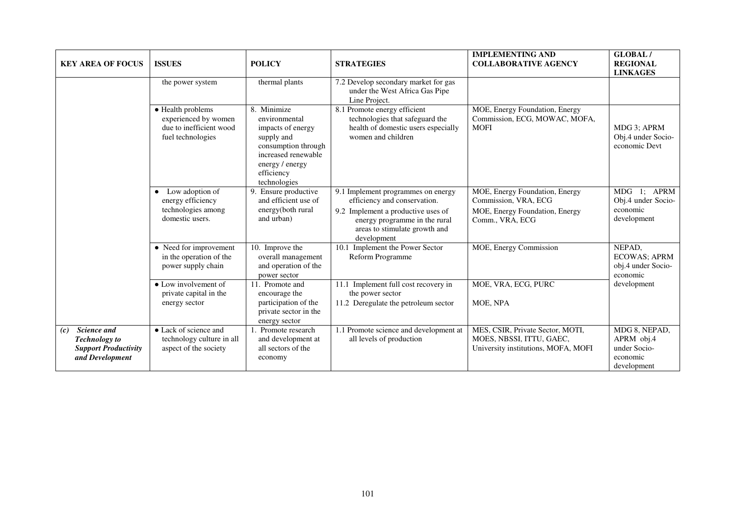| KEY AREA OF FOCUS | ISSUES | POLICY | STRATEGIES | IMPLEMENTING AND COLLABORATIVE AGENCY | GLOBAL / REGIONAL LINKAGES |
|---|---|---|---|---|---|
| | the power system | thermal plants | 7.2 Develop secondary market for gas under the West Africa Gas Pipe Line Project. | | |
| | • Health problems experienced by women due to inefficient wood fuel technologies | 8. Minimize environmental impacts of energy supply and consumption through increased renewable energy / energy efficiency technologies | 8.1 Promote energy efficient technologies that safeguard the health of domestic users especially women and children | MOE, Energy Foundation, Energy Commission, ECG, MOWAC, MOFA, MOFI | MDG 3; APRM Obj.4 under Socio-economic Devt |
| | • Low adoption of energy efficiency technologies among domestic users. | 9. Ensure productive and efficient use of energy(both rural and urban) | 9.1 Implement programmes on energy efficiency and conservation.<br>9.2 Implement a productive uses of energy programme in the rural areas to stimulate growth and development | MOE, Energy Foundation, Energy Commission, VRA, ECG<br>MOE, Energy Foundation, Energy Comm., VRA, ECG | MDG 1; APRM Obj.4 under Socio-economic development |
| | • Need for improvement in the operation of the power supply chain | 10. Improve the overall management and operation of the power sector | 10.1 Implement the Power Sector Reform Programme | MOE, Energy Commission | NEPAD, ECOWAS; APRM obj.4 under Socio-economic development |
| | • Low involvement of private capital in the energy sector | 11. Promote and encourage the participation of the private sector in the energy sector | 11.1 Implement full cost recovery in the power sector<br>11.2 Deregulate the petroleum sector | MOE, VRA, ECG, PURC<br>MOE, NPA | |
| ***(c) Science and Technology to Support Productivity and Development*** | • Lack of science and technology culture in all aspect of the society | 1. Promote research and development at all sectors of the economy | 1.1 Promote science and development at all levels of production | MES, CSIR, Private Sector, MOTI, MOES, NBSSI, ITTU, GAEC, University institutions, MOFA, MOFI | MDG 8, NEPAD, APRM obj.4 under Socio-economic development |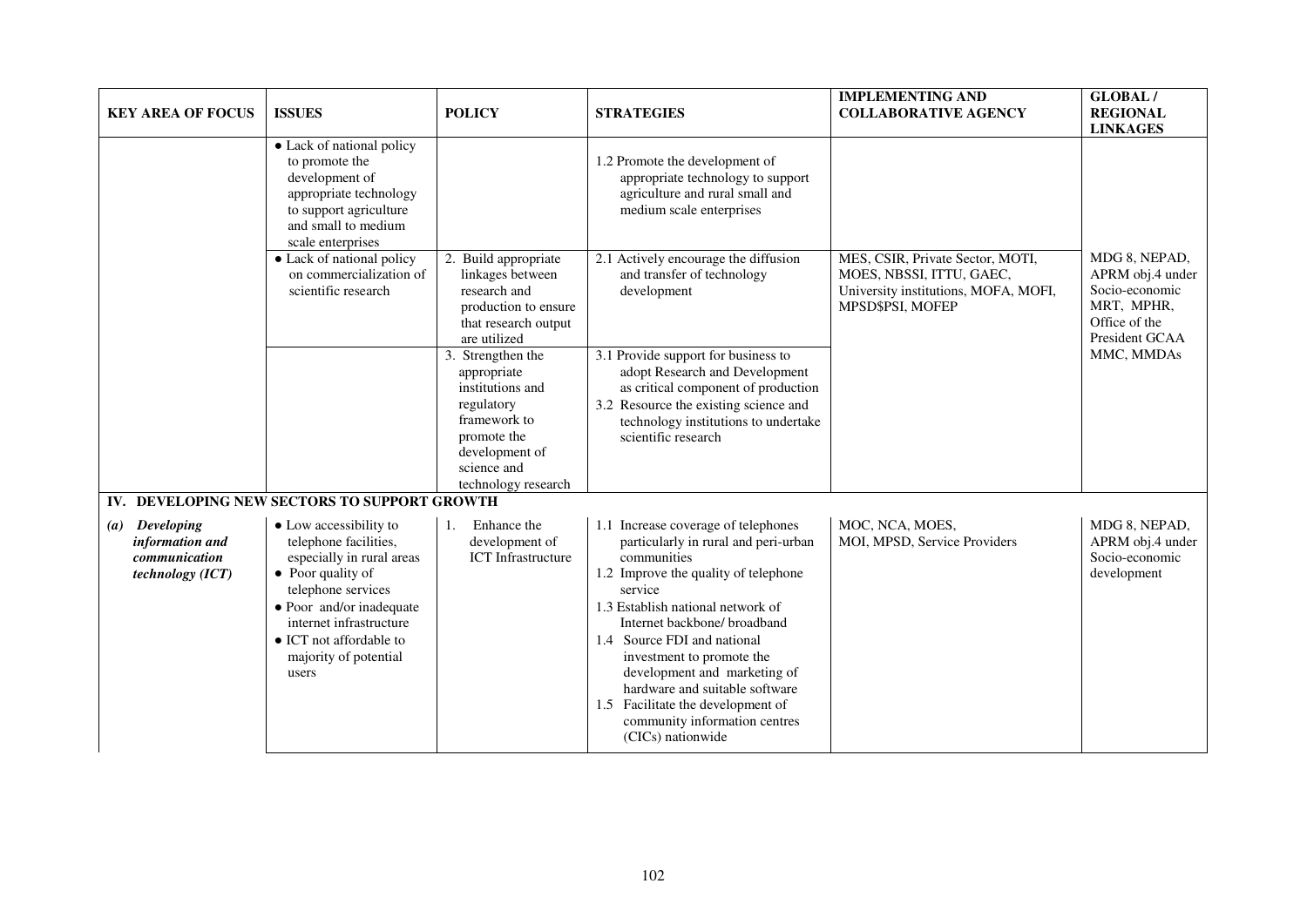| KEY AREA OF FOCUS | ISSUES | POLICY | STRATEGIES | IMPLEMENTING AND COLLABORATIVE AGENCY | GLOBAL / REGIONAL LINKAGES |
|---|---|---|---|---|---|
| | • Lack of national policy to promote the development of appropriate technology to support agriculture and small to medium scale enterprises | | 1.2 Promote the development of appropriate technology to support agriculture and rural small and medium scale enterprises | | |
| | • Lack of national policy on commercialization of scientific research | 2. Build appropriate linkages between research and production to ensure that research output are utilized | 2.1 Actively encourage the diffusion and transfer of technology development | MES, CSIR, Private Sector, MOTI, MOES, NBSSI, ITTU, GAEC, University institutions, MOFA, MOFI, MPSD$PSI, MOFEP | MDG 8, NEPAD, APRM obj.4 under Socio-economic MRT, MPHR, Office of the President GCAA MMC, MMDAs |
| | | 3. Strengthen the appropriate institutions and regulatory framework to promote the development of science and technology research | 3.1 Provide support for business to adopt Research and Development as critical component of production<br>3.2 Resource the existing science and technology institutions to undertake scientific research | | |
| **IV. DEVELOPING NEW SECTORS TO SUPPORT GROWTH** | | | | | |
| ***(a) Developing information and communication technology (ICT)*** | • Low accessibility to telephone facilities, especially in rural areas<br>• Poor quality of telephone services<br>• Poor and/or inadequate internet infrastructure<br>• ICT not affordable to majority of potential users | 1. Enhance the development of ICT Infrastructure | 1.1 Increase coverage of telephones particularly in rural and peri-urban communities<br>1.2 Improve the quality of telephone service<br>1.3 Establish national network of Internet backbone/ broadband<br>1.4 Source FDI and national investment to promote the development and marketing of hardware and suitable software<br>1.5 Facilitate the development of community information centres (CICs) nationwide | MOC, NCA, MOES, MOI, MPSD, Service Providers | MDG 8, NEPAD, APRM obj.4 under Socio-economic development |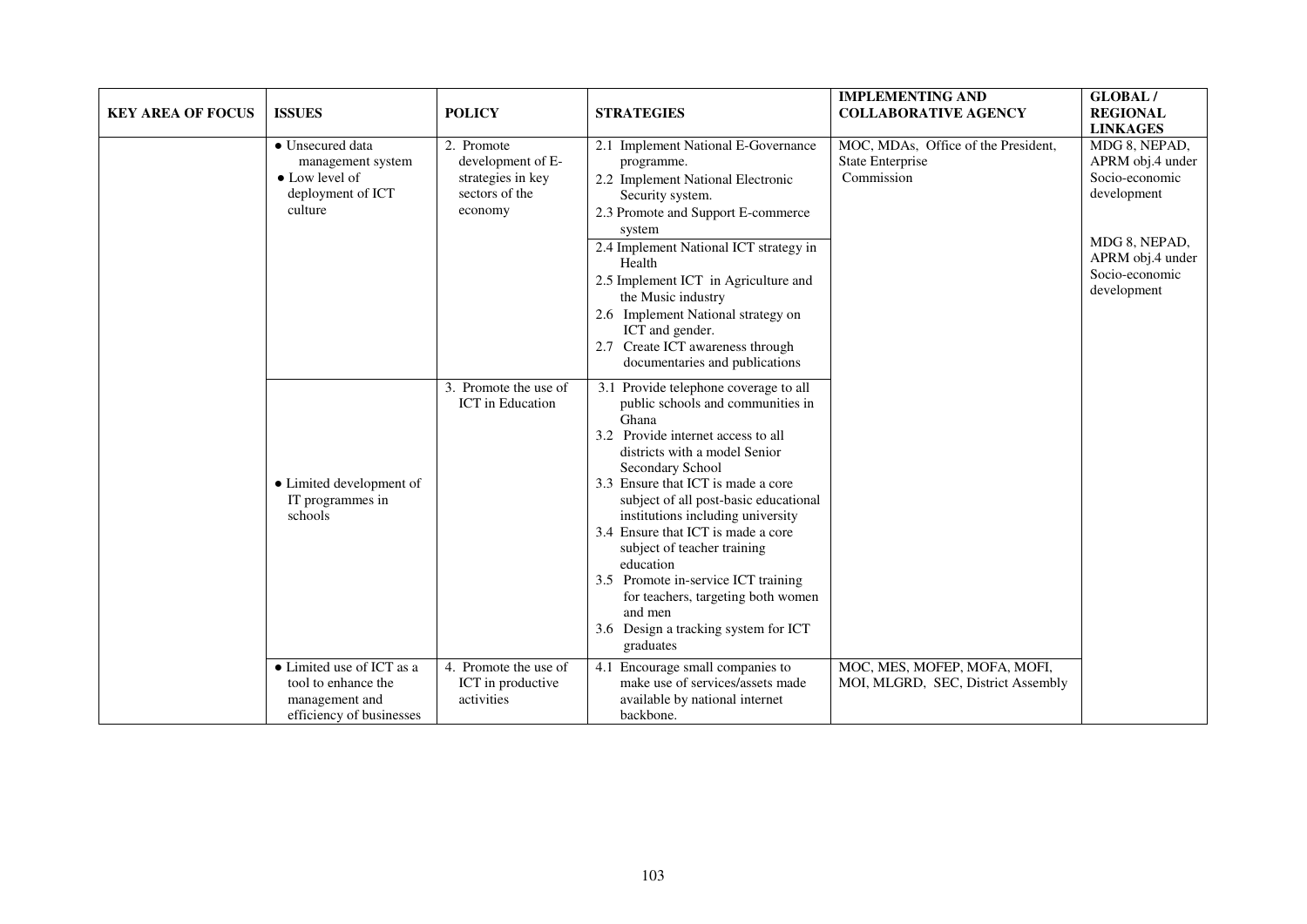| KEY AREA OF FOCUS | ISSUES | POLICY | STRATEGIES | IMPLEMENTING AND COLLABORATIVE AGENCY | GLOBAL / REGIONAL LINKAGES |
|---|---|---|---|---|---|
| | • Unsecured data management system<br>• Low level of deployment of ICT culture | 2. Promote development of E-strategies in key sectors of the economy | 2.1 Implement National E-Governance programme.<br>2.2 Implement National Electronic Security system.<br>2.3 Promote and Support E-commerce system | MOC, MDAs, Office of the President, State Enterprise Commission | MDG 8, NEPAD, APRM obj.4 under Socio-economic development |
| | | | 2.4 Implement National ICT strategy in Health<br>2.5 Implement ICT in Agriculture and the Music industry<br>2.6 Implement National strategy on ICT and gender.<br>2.7 Create ICT awareness through documentaries and publications | | MDG 8, NEPAD, APRM obj.4 under Socio-economic development |
| | • Limited development of IT programmes in schools | 3. Promote the use of ICT in Education | 3.1 Provide telephone coverage to all public schools and communities in Ghana<br>3.2 Provide internet access to all districts with a model Senior Secondary School<br>3.3 Ensure that ICT is made a core subject of all post-basic educational institutions including university<br>3.4 Ensure that ICT is made a core subject of teacher training education<br>3.5 Promote in-service ICT training for teachers, targeting both women and men<br>3.6 Design a tracking system for ICT graduates | | |
| | • Limited use of ICT as a tool to enhance the management and efficiency of businesses | 4. Promote the use of ICT in productive activities | 4.1 Encourage small companies to make use of services/assets made available by national internet backbone. | MOC, MES, MOFEP, MOFA, MOFI, MOI, MLGRD, SEC, District Assembly | |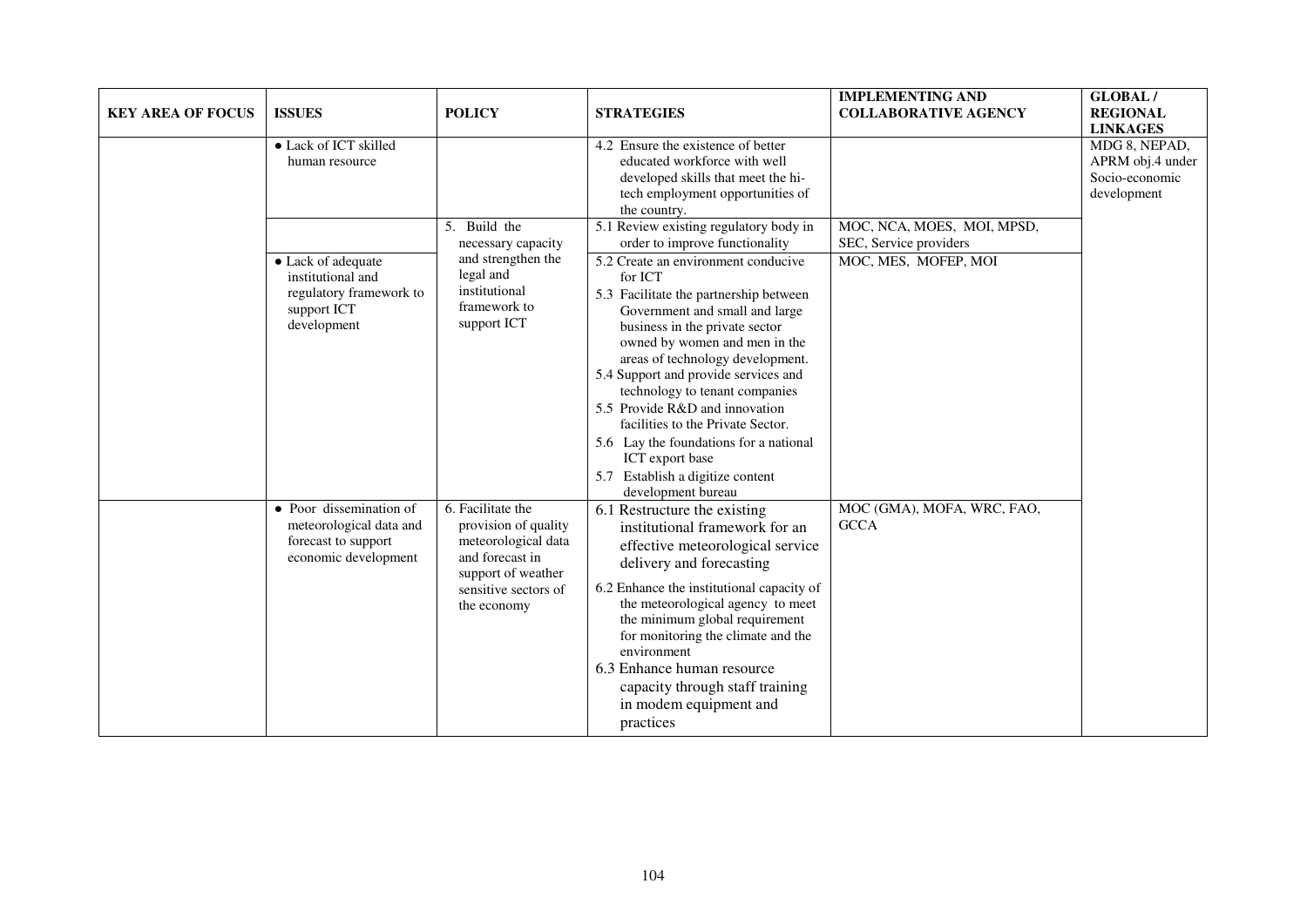| KEY AREA OF FOCUS | ISSUES | POLICY | STRATEGIES | IMPLEMENTING AND COLLABORATIVE AGENCY | GLOBAL / REGIONAL LINKAGES |
|---|---|---|---|---|---|
| | • Lack of ICT skilled human resource | | 4.2 Ensure the existence of better educated workforce with well developed skills that meet the hi-tech employment opportunities of the country. | | MDG 8, NEPAD, APRM obj.4 under Socio-economic development |
| | | 5. Build the necessary capacity and strengthen the legal and institutional framework to support ICT | 5.1 Review existing regulatory body in order to improve functionality | MOC, NCA, MOES, MOI, MPSD, SEC, Service providers | |
| | • Lack of adequate institutional and regulatory framework to support ICT development | | 5.2 Create an environment conducive for ICT<br>5.3 Facilitate the partnership between Government and small and large business in the private sector owned by women and men in the areas of technology development.<br>5.4 Support and provide services and technology to tenant companies<br>5.5 Provide R&D and innovation facilities to the Private Sector.<br>5.6 Lay the foundations for a national ICT export base<br>5.7 Establish a digitize content development bureau | MOC, MES, MOFEP, MOI | |
| | • Poor dissemination of meteorological data and forecast to support economic development | 6. Facilitate the provision of quality meteorological data and forecast in support of weather sensitive sectors of the economy | 6.1 Restructure the existing institutional framework for an effective meteorological service delivery and forecasting<br>6.2 Enhance the institutional capacity of the meteorological agency to meet the minimum global requirement for monitoring the climate and the environment<br>6.3 Enhance human resource capacity through staff training in modem equipment and practices | MOC (GMA), MOFA, WRC, FAO, GCCA | |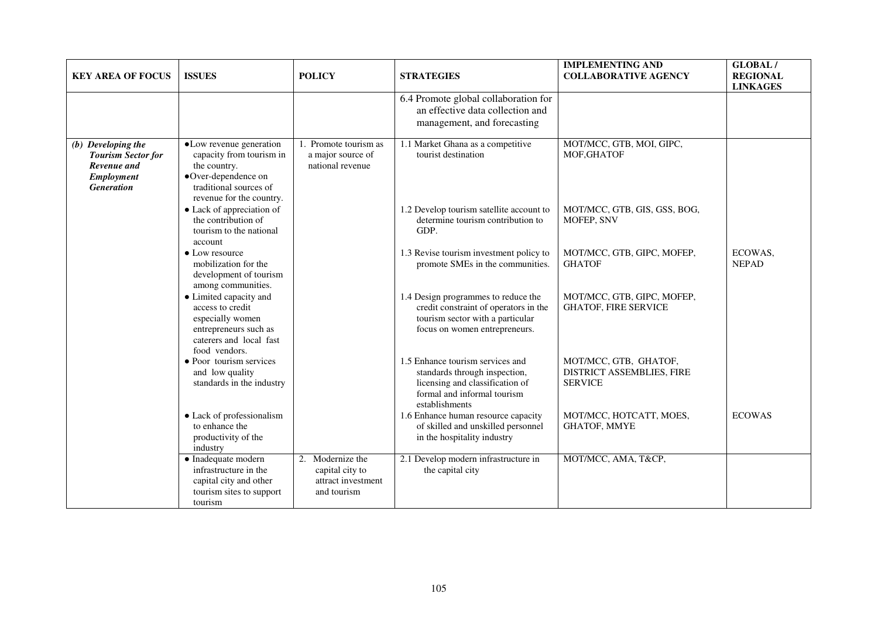| KEY AREA OF FOCUS | ISSUES | POLICY | STRATEGIES | IMPLEMENTING AND COLLABORATIVE AGENCY | GLOBAL / REGIONAL LINKAGES |
|---|---|---|---|---|---|
| | | | 6.4 Promote global collaboration for an effective data collection and management, and forecasting | | |
| ***(b) Developing the Tourism Sector for Revenue and Employment Generation*** | ● Low revenue generation capacity from tourism in the country.<br>● Over-dependence on traditional sources of revenue for the country. | 1. Promote tourism as a major source of national revenue | 1.1 Market Ghana as a competitive tourist destination | MOT/MCC, GTB, MOI, GIPC, MOF,GHATOF | |
| | ● Lack of appreciation of the contribution of tourism to the national account | | 1.2 Develop tourism satellite account to determine tourism contribution to GDP. | MOT/MCC, GTB, GIS, GSS, BOG, MOFEP, SNV | |
| | ● Low resource mobilization for the development of tourism among communities. | | 1.3 Revise tourism investment policy to promote SMEs in the communities. | MOT/MCC, GTB, GIPC, MOFEP, GHATOF | ECOWAS, NEPAD |
| | ● Limited capacity and access to credit especially women entrepreneurs such as caterers and local fast food vendors. | | 1.4 Design programmes to reduce the credit constraint of operators in the tourism sector with a particular focus on women entrepreneurs. | MOT/MCC, GTB, GIPC, MOFEP, GHATOF, FIRE SERVICE | |
| | ● Poor tourism services and low quality standards in the industry | | 1.5 Enhance tourism services and standards through inspection, licensing and classification of formal and informal tourism establishments | MOT/MCC, GTB, GHATOF, DISTRICT ASSEMBLIES, FIRE SERVICE | |
| | ● Lack of professionalism to enhance the productivity of the industry | | 1.6 Enhance human resource capacity of skilled and unskilled personnel in the hospitality industry | MOT/MCC, HOTCATT, MOES, GHATOF, MMYE | ECOWAS |
| | ● Inadequate modern infrastructure in the capital city and other tourism sites to support tourism | 2. Modernize the capital city to attract investment and tourism | 2.1 Develop modern infrastructure in the capital city | MOT/MCC, AMA, T&CP, | |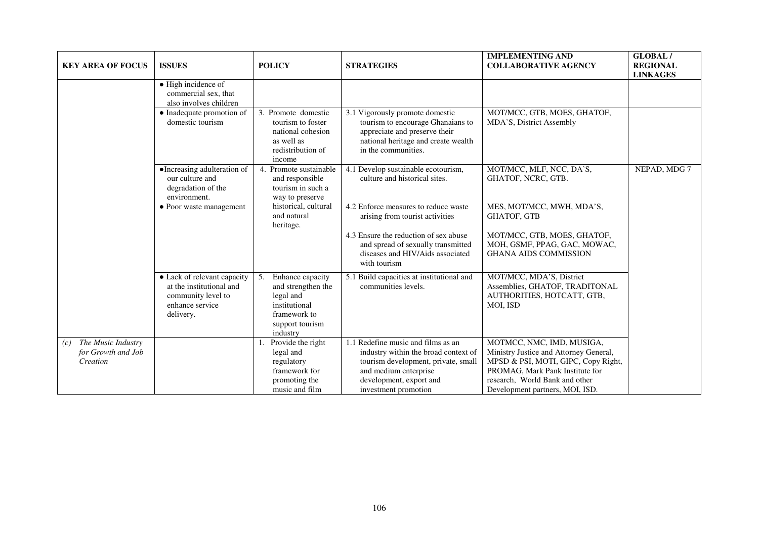| KEY AREA OF FOCUS | ISSUES | POLICY | STRATEGIES | IMPLEMENTING AND COLLABORATIVE AGENCY | GLOBAL / REGIONAL LINKAGES |
|---|---|---|---|---|---|
| | • High incidence of commercial sex, that also involves children | | | | |
| | • Inadequate promotion of domestic tourism | 3. Promote domestic tourism to foster national cohesion as well as redistribution of income | 3.1 Vigorously promote domestic tourism to encourage Ghanaians to appreciate and preserve their national heritage and create wealth in the communities. | MOT/MCC, GTB, MOES, GHATOF, MDA'S, District Assembly | |
| | • Increasing adulteration of our culture and degradation of the environment.<br>• Poor waste management | 4. Promote sustainable and responsible tourism in such a way to preserve historical, cultural and natural heritage. | 4.1 Develop sustainable ecotourism, culture and historical sites.<br><br>4.2 Enforce measures to reduce waste arising from tourist activities<br><br>4.3 Ensure the reduction of sex abuse and spread of sexually transmitted diseases and HIV/Aids associated with tourism | MOT/MCC, MLF, NCC, DA'S, GHATOF, NCRC, GTB.<br><br>MES, MOT/MCC, MWH, MDA'S, GHATOF, GTB<br><br>MOT/MCC, GTB, MOES, GHATOF, MOH, GSMF, PPAG, GAC, MOWAC, GHANA AIDS COMMISSION | NEPAD, MDG 7 |
| | • Lack of relevant capacity at the institutional and community level to enhance service delivery. | 5. Enhance capacity and strengthen the legal and institutional framework to support tourism industry | 5.1 Build capacities at institutional and communities levels. | MOT/MCC, MDA'S, District Assemblies, GHATOF, TRADITONAL AUTHORITIES, HOTCATT, GTB, MOI, ISD | |
| (c) *The Music Industry for Growth and Job Creation* | | 1. Provide the right legal and regulatory framework for promoting the music and film | 1.1 Redefine music and films as an industry within the broad context of tourism development, private, small and medium enterprise development, export and investment promotion | MOTMCC, NMC, IMD, MUSIGA, Ministry Justice and Attorney General, MPSD & PSI, MOTI, GIPC, Copy Right, PROMAG, Mark Pank Institute for research, World Bank and other Development partners, MOI, ISD. | |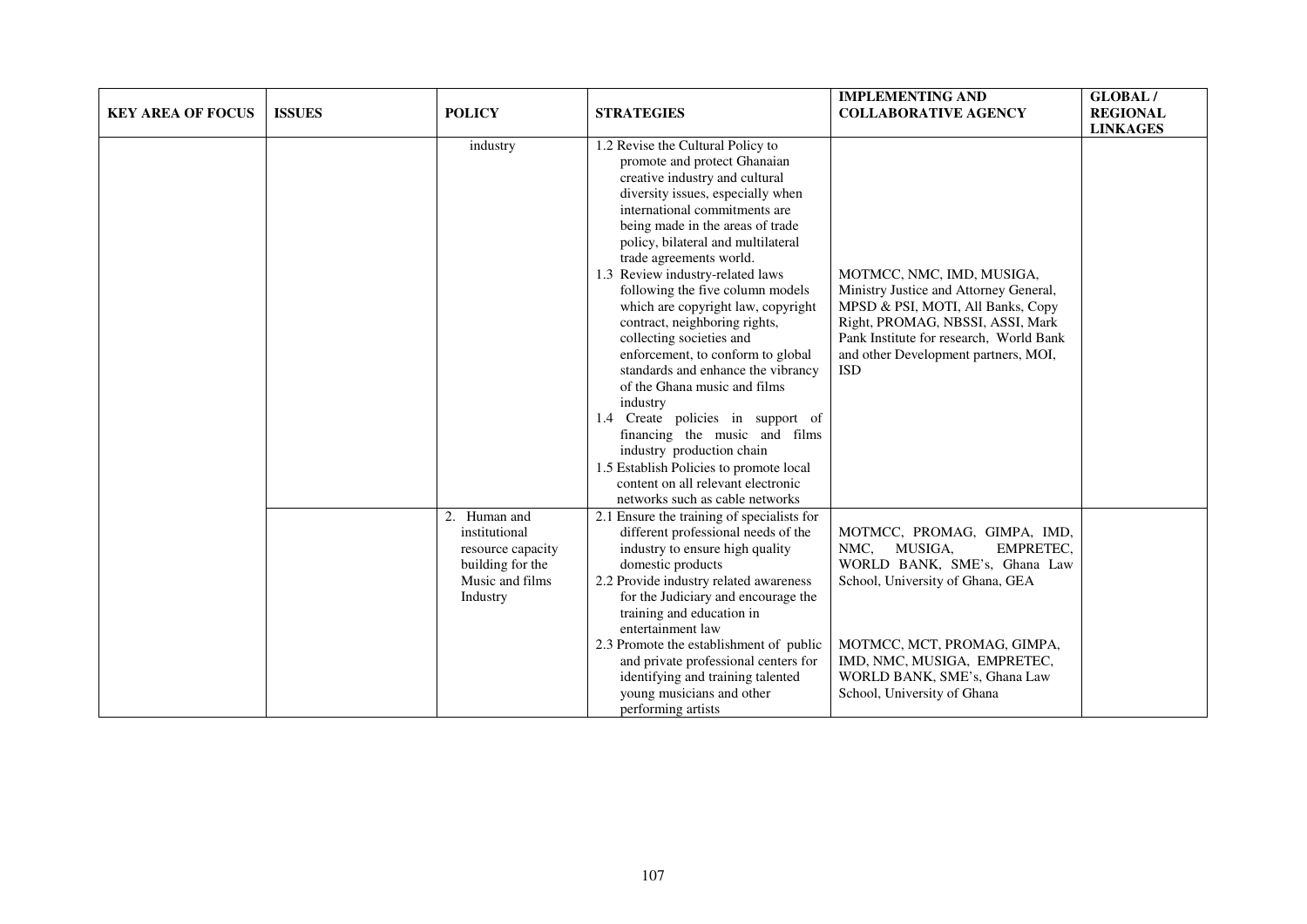| KEY AREA OF FOCUS | ISSUES | POLICY | STRATEGIES | IMPLEMENTING AND COLLABORATIVE AGENCY | GLOBAL / REGIONAL LINKAGES |
|---|---|---|---|---|---|
| | | industry | 1.2 Revise the Cultural Policy to promote and protect Ghanaian creative industry and cultural diversity issues, especially when international commitments are being made in the areas of trade policy, bilateral and multilateral trade agreements world.<br>1.3 Review industry-related laws following the five column models which are copyright law, copyright contract, neighboring rights, collecting societies and enforcement, to conform to global standards and enhance the vibrancy of the Ghana music and films industry<br>1.4 Create policies in support of financing the music and films industry production chain<br>1.5 Establish Policies to promote local content on all relevant electronic networks such as cable networks | MOTMCC, NMC, IMD, MUSIGA, Ministry Justice and Attorney General, MPSD & PSI, MOTI, All Banks, Copy Right, PROMAG, NBSSI, ASSI, Mark Pank Institute for research, World Bank and other Development partners, MOI, ISD | |
| | | 2. Human and institutional resource capacity building for the Music and films Industry | 2.1 Ensure the training of specialists for different professional needs of the industry to ensure high quality domestic products<br>2.2 Provide industry related awareness for the Judiciary and encourage the training and education in entertainment law | MOTMCC, PROMAG, GIMPA, IMD, NMC, MUSIGA, EMPRETEC, WORLD BANK, SME's, Ghana Law School, University of Ghana, GEA | |
| | | | 2.3 Promote the establishment of public and private professional centers for identifying and training talented young musicians and other performing artists | MOTMCC, MCT, PROMAG, GIMPA, IMD, NMC, MUSIGA, EMPRETEC, WORLD BANK, SME's, Ghana Law School, University of Ghana | |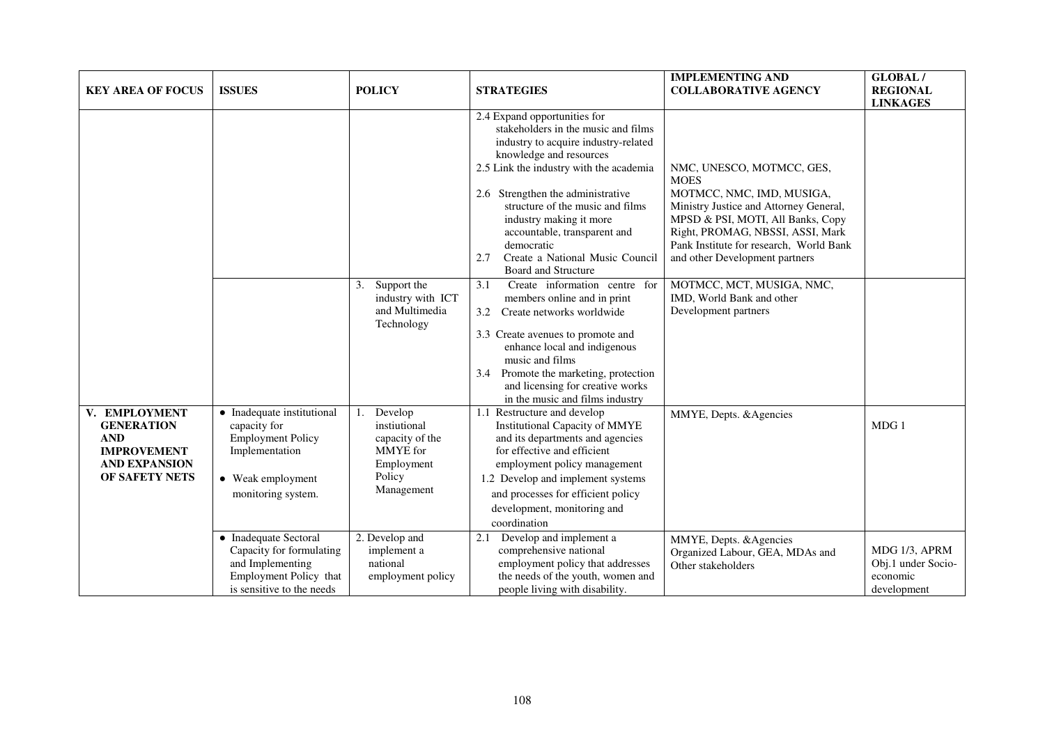| KEY AREA OF FOCUS | ISSUES | POLICY | STRATEGIES | IMPLEMENTING AND COLLABORATIVE AGENCY | GLOBAL / REGIONAL LINKAGES |
|---|---|---|---|---|---|
| | | | 2.4 Expand opportunities for stakeholders in the music and films industry to acquire industry-related knowledge and resources<br>2.5 Link the industry with the academia<br>2.6 Strengthen the administrative structure of the music and films industry making it more accountable, transparent and democratic<br>2.7 Create a National Music Council Board and Structure | NMC, UNESCO, MOTMCC, GES, MOES<br>MOTMCC, NMC, IMD, MUSIGA, Ministry Justice and Attorney General, MPSD & PSI, MOTI, All Banks, Copy Right, PROMAG, NBSSI, ASSI, Mark Pank Institute for research, World Bank and other Development partners | |
| | | 3. Support the industry with ICT and Multimedia Technology | 3.1 Create information centre for members online and in print<br>3.2 Create networks worldwide<br>3.3 Create avenues to promote and enhance local and indigenous music and films<br>3.4 Promote the marketing, protection and licensing for creative works in the music and films industry | MOTMCC, MCT, MUSIGA, NMC, IMD, World Bank and other Development partners | |
| **V. EMPLOYMENT GENERATION AND IMPROVEMENT AND EXPANSION OF SAFETY NETS** | • Inadequate institutional capacity for Employment Policy Implementation<br>• Weak employment monitoring system. | 1. Develop instiutional capacity of the MMYE for Employment Policy Management | 1.1 Restructure and develop Institutional Capacity of MMYE and its departments and agencies for effective and efficient employment policy management<br>1.2 Develop and implement systems and processes for efficient policy development, monitoring and coordination | MMYE, Depts. &Agencies | MDG 1 |
| | • Inadequate Sectoral Capacity for formulating and Implementing Employment Policy that is sensitive to the needs | 2. Develop and implement a national employment policy | 2.1 Develop and implement a comprehensive national employment policy that addresses the needs of the youth, women and people living with disability. | MMYE, Depts. &Agencies<br>Organized Labour, GEA, MDAs and Other stakeholders | MDG 1/3, APRM Obj.1 under Socio-economic development |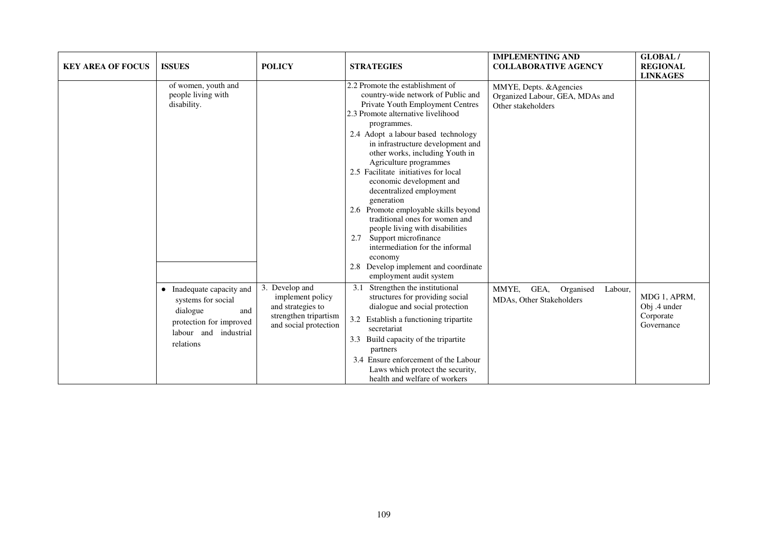| KEY AREA OF FOCUS | ISSUES | POLICY | STRATEGIES | IMPLEMENTING AND COLLABORATIVE AGENCY | GLOBAL / REGIONAL LINKAGES |
|---|---|---|---|---|---|
| | of women, youth and people living with disability. | | 2.2 Promote the establishment of country-wide network of Public and Private Youth Employment Centres<br>2.3 Promote alternative livelihood programmes.<br>2.4 Adopt a labour based technology in infrastructure development and other works, including Youth in Agriculture programmes<br>2.5 Facilitate initiatives for local economic development and decentralized employment generation<br>2.6 Promote employable skills beyond traditional ones for women and people living with disabilities<br>2.7 Support microfinance intermediation for the informal economy<br>2.8 Develop implement and coordinate employment audit system | MMYE, Depts. &Agencies Organized Labour, GEA, MDAs and Other stakeholders | |
| | • Inadequate capacity and systems for social dialogue and protection for improved labour and industrial relations | 3. Develop and implement policy and strategies to strengthen tripartism and social protection | 3.1 Strengthen the institutional structures for providing social dialogue and social protection<br>3.2 Establish a functioning tripartite secretariat<br>3.3 Build capacity of the tripartite partners<br>3.4 Ensure enforcement of the Labour Laws which protect the security, health and welfare of workers | MMYE, GEA, Organised Labour, MDAs, Other Stakeholders | MDG 1, APRM, Obj .4 under Corporate Governance |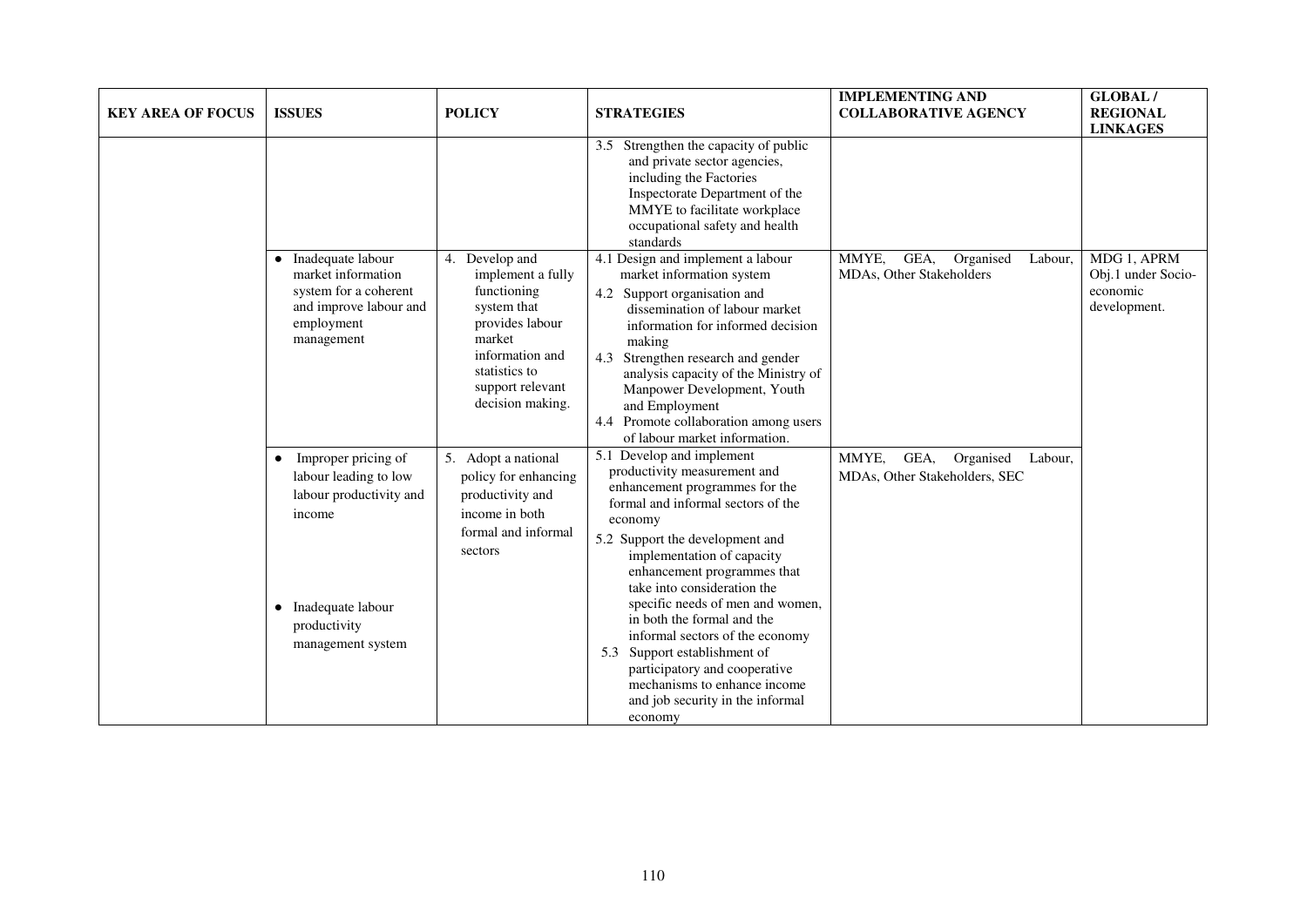| KEY AREA OF FOCUS | ISSUES | POLICY | STRATEGIES | IMPLEMENTING AND COLLABORATIVE AGENCY | GLOBAL / REGIONAL LINKAGES |
|---|---|---|---|---|---|
| | | | 3.5 Strengthen the capacity of public and private sector agencies, including the Factories Inspectorate Department of the MMYE to facilitate workplace occupational safety and health standards | | |
| | • Inadequate labour market information system for a coherent and improve labour and employment management | 4. Develop and implement a fully functioning system that provides labour market information and statistics to support relevant decision making. | 4.1 Design and implement a labour market information system<br>4.2 Support organisation and dissemination of labour market information for informed decision making<br>4.3 Strengthen research and gender analysis capacity of the Ministry of Manpower Development, Youth and Employment<br>4.4 Promote collaboration among users of labour market information. | MMYE, GEA, Organised Labour, MDAs, Other Stakeholders | MDG 1, APRM Obj.1 under Socio-economic development. |
| | • Improper pricing of labour leading to low labour productivity and income<br><br>• Inadequate labour productivity management system | 5. Adopt a national policy for enhancing productivity and income in both formal and informal sectors | 5.1 Develop and implement productivity measurement and enhancement programmes for the formal and informal sectors of the economy<br>5.2 Support the development and implementation of capacity enhancement programmes that take into consideration the specific needs of men and women, in both the formal and the informal sectors of the economy<br>5.3 Support establishment of participatory and cooperative mechanisms to enhance income and job security in the informal economy | MMYE, GEA, Organised Labour, MDAs, Other Stakeholders, SEC | |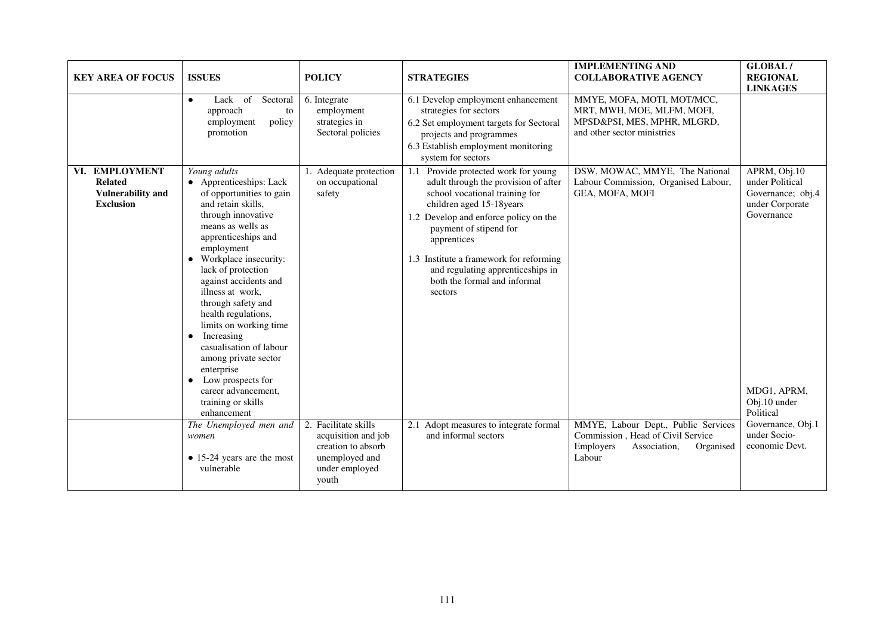| KEY AREA OF FOCUS | ISSUES | POLICY | STRATEGIES | IMPLEMENTING AND COLLABORATIVE AGENCY | GLOBAL / REGIONAL LINKAGES |
|---|---|---|---|---|---|
| | • Lack of Sectoral approach to employment policy promotion | 6. Integrate employment strategies in Sectoral policies | 6.1 Develop employment enhancement strategies for sectors<br>6.2 Set employment targets for Sectoral projects and programmes<br>6.3 Establish employment monitoring system for sectors | MMYE, MOFA, MOTI, MOT/MCC, MRT, MWH, MOE, MLFM, MOFI, MPSD&PSI, MES, MPHR, MLGRD, and other sector ministries | |
| **VI. EMPLOYMENT Related Vulnerability and Exclusion** | *Young adults*<br>• Apprenticeships: Lack of opportunities to gain and retain skills, through innovative means as wells as apprenticeships and employment<br>• Workplace insecurity: lack of protection against accidents and illness at work, through safety and health regulations, limits on working time<br>• Increasing casualisation of labour among private sector enterprise<br>• Low prospects for career advancement, training or skills enhancement | 1. Adequate protection on occupational safety | 1.1 Provide protected work for young adult through the provision of after school vocational training for children aged 15-18years<br>1.2 Develop and enforce policy on the payment of stipend for apprentices<br>1.3 Institute a framework for reforming and regulating apprenticeships in both the formal and informal sectors | DSW, MOWAC, MMYE, The National Labour Commission, Organised Labour, GEA, MOFA, MOFI | APRM, Obj.10 under Political Governance; obj.4 under Corporate Governance<br><br>MDG1, APRM, Obj.10 under Political Governance, Obj.1 under Socio-economic Devt. |
| | *The Unemployed men and women*<br>• 15-24 years are the most vulnerable | 2. Facilitate skills acquisition and job creation to absorb unemployed and under employed youth | 2.1 Adopt measures to integrate formal and informal sectors | MMYE, Labour Dept., Public Services Commission , Head of Civil Service Employers Association, Organised Labour | |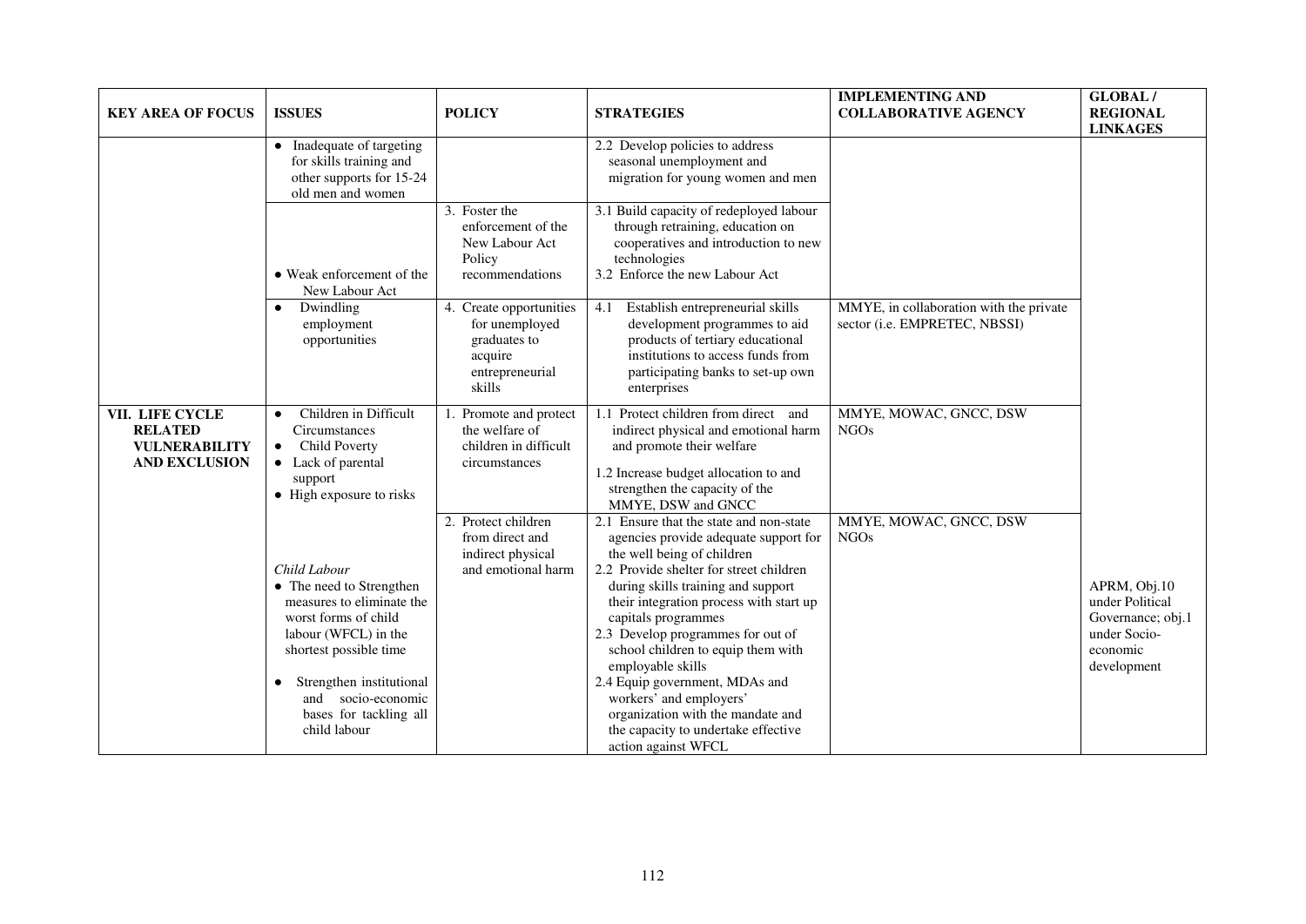| KEY AREA OF FOCUS | ISSUES | POLICY | STRATEGIES | IMPLEMENTING AND COLLABORATIVE AGENCY | GLOBAL / REGIONAL LINKAGES |
|---|---|---|---|---|---|
| | • Inadequate of targeting for skills training and other supports for 15-24 old men and women | | 2.2 Develop policies to address seasonal unemployment and migration for young women and men | | |
| | • Weak enforcement of the New Labour Act | 3. Foster the enforcement of the New Labour Act Policy recommendations | 3.1 Build capacity of redeployed labour through retraining, education on cooperatives and introduction to new technologies<br>3.2 Enforce the new Labour Act | | |
| | • Dwindling employment opportunities | 4. Create opportunities for unemployed graduates to acquire entrepreneurial skills | 4.1 Establish entrepreneurial skills development programmes to aid products of tertiary educational institutions to access funds from participating banks to set-up own enterprises | MMYE, in collaboration with the private sector (i.e. EMPRETEC, NBSSI) | |
| **VII. LIFE CYCLE RELATED VULNERABILITY AND EXCLUSION** | • Children in Difficult Circumstances<br>• Child Poverty<br>• Lack of parental support<br>• High exposure to risks | 1. Promote and protect the welfare of children in difficult circumstances | 1.1 Protect children from direct and indirect physical and emotional harm and promote their welfare<br>1.2 Increase budget allocation to and strengthen the capacity of the MMYE, DSW and GNCC | MMYE, MOWAC, GNCC, DSW NGOs | |
| | *Child Labour*<br>• The need to Strengthen measures to eliminate the worst forms of child labour (WFCL) in the shortest possible time<br>• Strengthen institutional and socio-economic bases for tackling all child labour | 2. Protect children from direct and indirect physical and emotional harm | 2.1 Ensure that the state and non-state agencies provide adequate support for the well being of children<br>2.2 Provide shelter for street children during skills training and support their integration process with start up capitals programmes<br>2.3 Develop programmes for out of school children to equip them with employable skills<br>2.4 Equip government, MDAs and workers' and employers' organization with the mandate and the capacity to undertake effective action against WFCL | MMYE, MOWAC, GNCC, DSW NGOs | APRM, Obj.10 under Political Governance; obj.1 under Socio-economic development |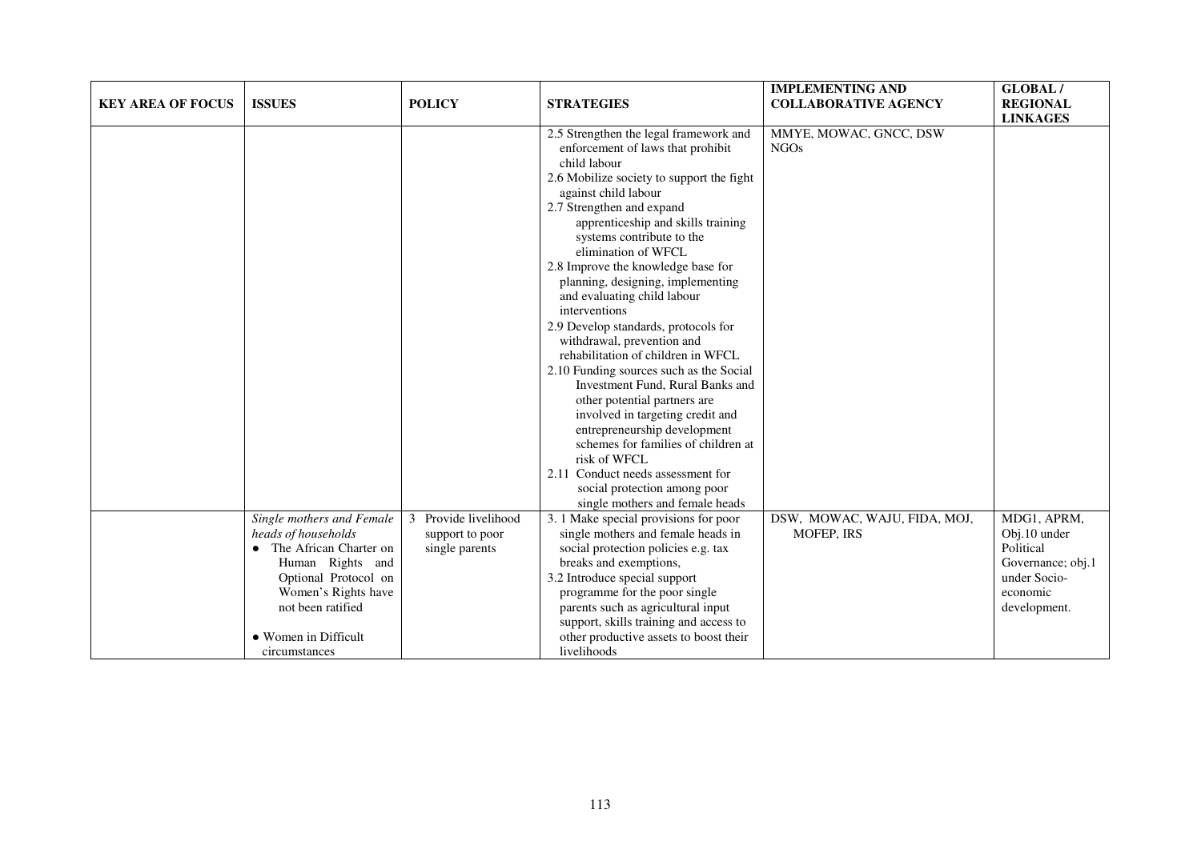| KEY AREA OF FOCUS | ISSUES | POLICY | STRATEGIES | IMPLEMENTING AND COLLABORATIVE AGENCY | GLOBAL / REGIONAL LINKAGES |
|---|---|---|---|---|---|
| | | | 2.5 Strengthen the legal framework and enforcement of laws that prohibit child labour<br>2.6 Mobilize society to support the fight against child labour<br>2.7 Strengthen and expand apprenticeship and skills training systems contribute to the elimination of WFCL<br>2.8 Improve the knowledge base for planning, designing, implementing and evaluating child labour interventions<br>2.9 Develop standards, protocols for withdrawal, prevention and rehabilitation of children in WFCL<br>2.10 Funding sources such as the Social Investment Fund, Rural Banks and other potential partners are involved in targeting credit and entrepreneurship development schemes for families of children at risk of WFCL<br>2.11 Conduct needs assessment for social protection among poor single mothers and female heads | MMYE, MOWAC, GNCC, DSW NGOs | |
| | *Single mothers and Female heads of households*<br>• The African Charter on Human Rights and Optional Protocol on Women's Rights have not been ratified<br><br>• Women in Difficult circumstances | 3 Provide livelihood support to poor single parents | 3. 1 Make special provisions for poor single mothers and female heads in social protection policies e.g. tax breaks and exemptions,<br>3.2 Introduce special support programme for the poor single parents such as agricultural input support, skills training and access to other productive assets to boost their livelihoods | DSW, MOWAC, WAJU, FIDA, MOJ, MOFEP, IRS | MDG1, APRM, Obj.10 under Political Governance; obj.1 under Socio-economic development. |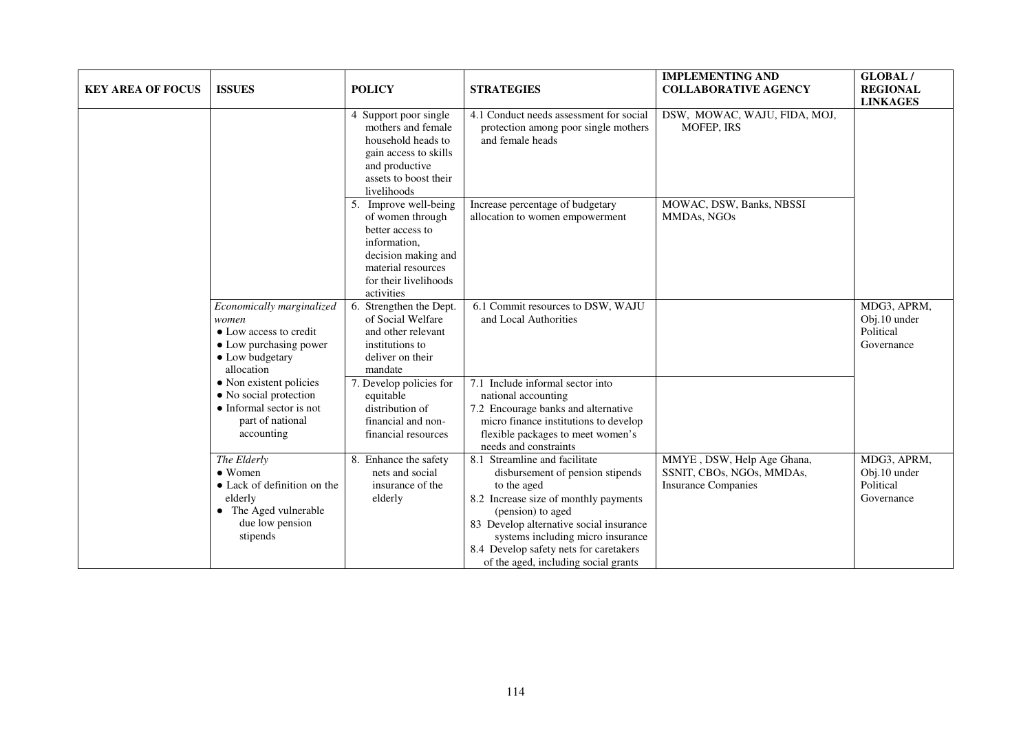| KEY AREA OF FOCUS | ISSUES | POLICY | STRATEGIES | IMPLEMENTING AND COLLABORATIVE AGENCY | GLOBAL / REGIONAL LINKAGES |
|---|---|---|---|---|---|
| | | 4 Support poor single mothers and female household heads to gain access to skills and productive assets to boost their livelihoods | 4.1 Conduct needs assessment for social protection among poor single mothers and female heads | DSW, MOWAC, WAJU, FIDA, MOJ, MOFEP, IRS | |
| | | 5. Improve well-being of women through better access to information, decision making and material resources for their livelihoods activities | Increase percentage of budgetary allocation to women empowerment | MOWAC, DSW, Banks, NBSSI MMDAs, NGOs | |
| | *Economically marginalized women*<br>• Low access to credit<br>• Low purchasing power<br>• Low budgetary allocation<br>• Non existent policies<br>• No social protection<br>• Informal sector is not part of national accounting | 6. Strengthen the Dept. of Social Welfare and other relevant institutions to deliver on their mandate | 6.1 Commit resources to DSW, WAJU and Local Authorities | | MDG3, APRM, Obj.10 under Political Governance |
| | | 7. Develop policies for equitable distribution of financial and non-financial resources | 7.1 Include informal sector into national accounting<br>7.2 Encourage banks and alternative micro finance institutions to develop flexible packages to meet women's needs and constraints | | |
| | *The Elderly*<br>• Women<br>• Lack of definition on the elderly<br>• The Aged vulnerable due low pension stipends | 8. Enhance the safety nets and social insurance of the elderly | 8.1 Streamline and facilitate disbursement of pension stipends to the aged<br>8.2 Increase size of monthly payments (pension) to aged<br>83 Develop alternative social insurance systems including micro insurance<br>8.4 Develop safety nets for caretakers of the aged, including social grants | MMYE , DSW, Help Age Ghana, SSNIT, CBOs, NGOs, MMDAs, Insurance Companies | MDG3, APRM, Obj.10 under Political Governance |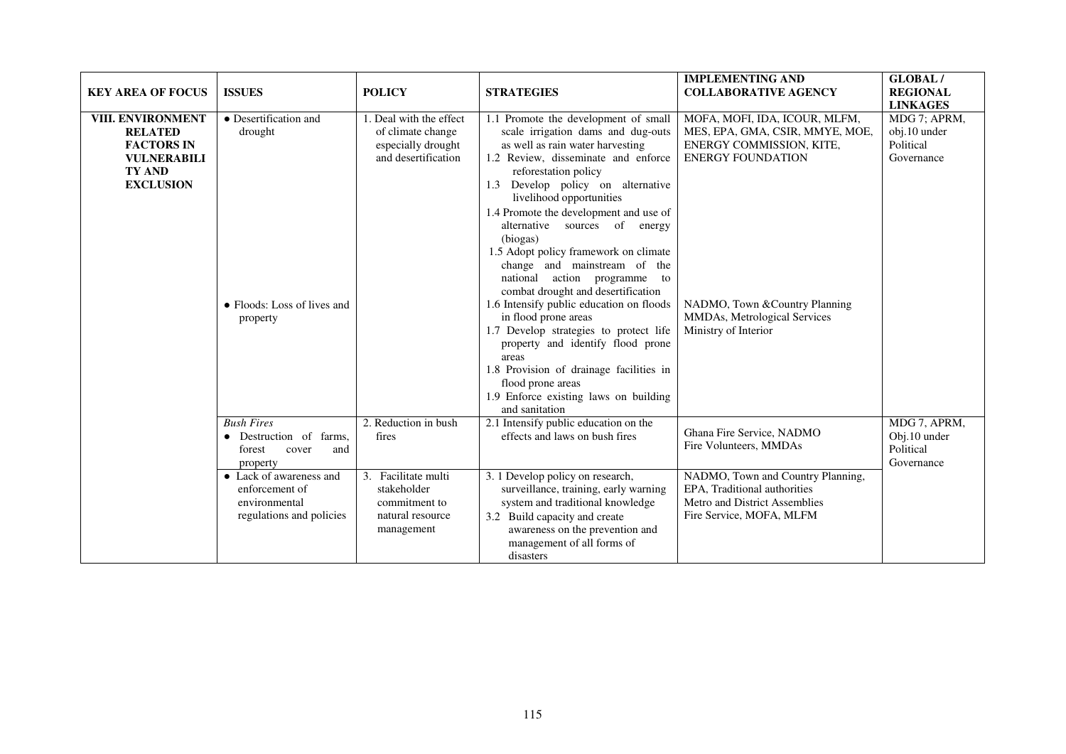| KEY AREA OF FOCUS | ISSUES | POLICY | STRATEGIES | IMPLEMENTING AND COLLABORATIVE AGENCY | GLOBAL / REGIONAL LINKAGES |
|---|---|---|---|---|---|
| **VIII. ENVIRONMENT RELATED FACTORS IN VULNERABILITY AND EXCLUSION** | • Desertification and drought | 1. Deal with the effect of climate change especially drought and desertification | 1.1 Promote the development of small scale irrigation dams and dug-outs as well as rain water harvesting<br>1.2 Review, disseminate and enforce reforestation policy<br>1.3 Develop policy on alternative livelihood opportunities<br>1.4 Promote the development and use of alternative sources of energy (biogas)<br>1.5 Adopt policy framework on climate change and mainstream of the national action programme to combat drought and desertification | MOFA, MOFI, IDA, ICOUR, MLFM, MES, EPA, GMA, CSIR, MMYE, MOE, ENERGY COMMISSION, KITE, ENERGY FOUNDATION | MDG 7; APRM, obj.10 under Political Governance |
| | • Floods: Loss of lives and property | | 1.6 Intensify public education on floods in flood prone areas<br>1.7 Develop strategies to protect life property and identify flood prone areas<br>1.8 Provision of drainage facilities in flood prone areas<br>1.9 Enforce existing laws on building and sanitation | NADMO, Town &Country Planning MMDAs, Metrological Services Ministry of Interior | |
| | *Bush Fires*<br>• Destruction of farms, forest cover and property | 2. Reduction in bush fires | 2.1 Intensify public education on the effects and laws on bush fires | Ghana Fire Service, NADMO Fire Volunteers, MMDAs | MDG 7, APRM, Obj.10 under Political Governance |
| | • Lack of awareness and enforcement of environmental regulations and policies | 3. Facilitate multi stakeholder commitment to natural resource management | 3. 1 Develop policy on research, surveillance, training, early warning system and traditional knowledge<br>3.2 Build capacity and create awareness on the prevention and management of all forms of disasters | NADMO, Town and Country Planning, EPA, Traditional authorities Metro and District Assemblies Fire Service, MOFA, MLFM | |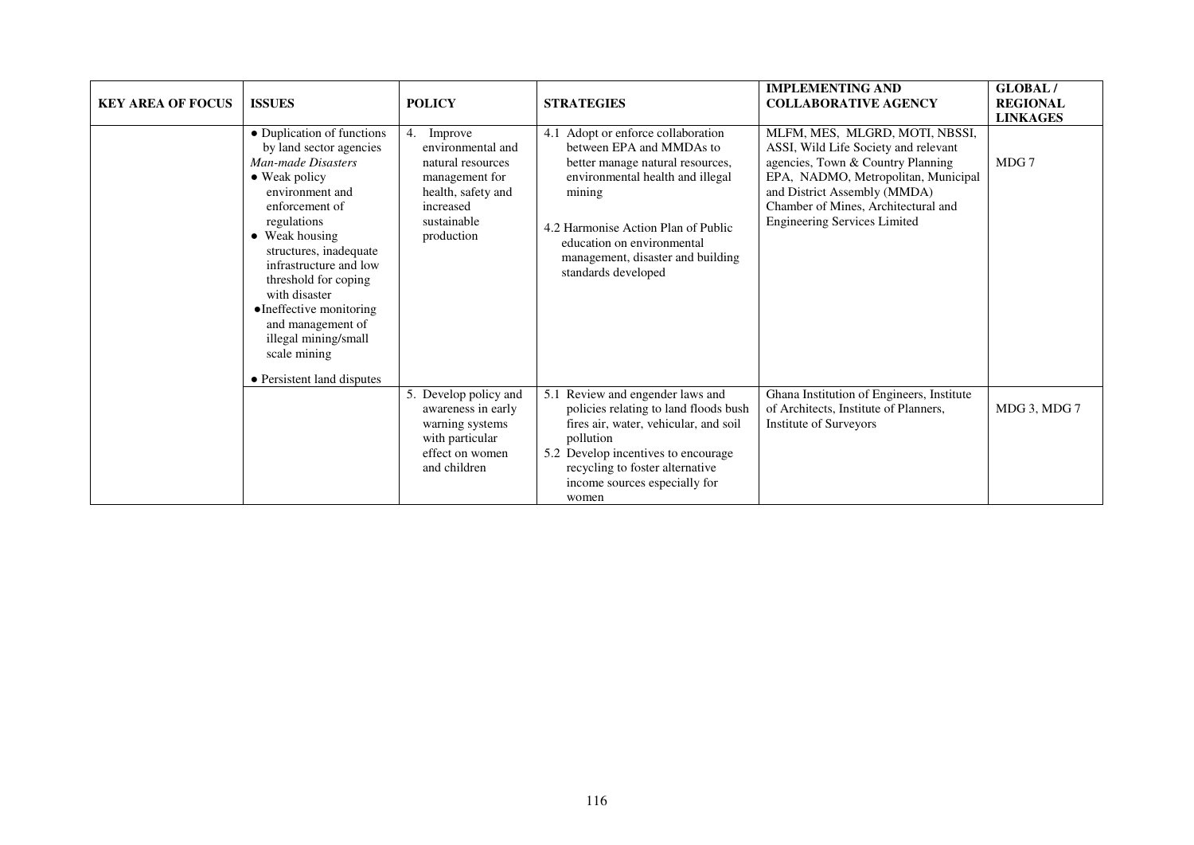| KEY AREA OF FOCUS | ISSUES | POLICY | STRATEGIES | IMPLEMENTING AND COLLABORATIVE AGENCY | GLOBAL / REGIONAL LINKAGES |
|---|---|---|---|---|---|
| | • Duplication of functions by land sector agencies<br>*Man-made Disasters*<br>• Weak policy environment and enforcement of regulations<br>• Weak housing structures, inadequate infrastructure and low threshold for coping with disaster<br>• Ineffective monitoring and management of illegal mining/small scale mining<br><br>• Persistent land disputes | 4. Improve environmental and natural resources management for health, safety and increased sustainable production | 4.1 Adopt or enforce collaboration between EPA and MMDAs to better manage natural resources, environmental health and illegal mining<br><br>4.2 Harmonise Action Plan of Public education on environmental management, disaster and building standards developed | MLFM, MES, MLGRD, MOTI, NBSSI, ASSI, Wild Life Society and relevant agencies, Town & Country Planning EPA, NADMO, Metropolitan, Municipal and District Assembly (MMDA) Chamber of Mines, Architectural and Engineering Services Limited | MDG 7 |
| | | 5. Develop policy and awareness in early warning systems with particular effect on women and children | 5.1 Review and engender laws and policies relating to land floods bush fires air, water, vehicular, and soil pollution<br>5.2 Develop incentives to encourage recycling to foster alternative income sources especially for women | Ghana Institution of Engineers, Institute of Architects, Institute of Planners, Institute of Surveyors | MDG 3, MDG 7 |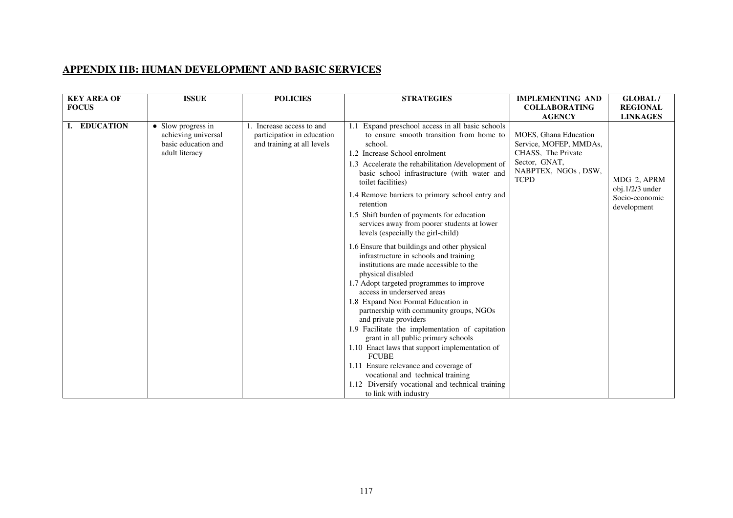## APPENDIX I1B: HUMAN DEVELOPMENT AND BASIC SERVICES

| KEY AREA OF FOCUS | ISSUE | POLICIES | STRATEGIES | IMPLEMENTING AND COLLABORATING AGENCY | GLOBAL / REGIONAL LINKAGES |
|---|---|---|---|---|---|
| I. EDUCATION | • Slow progress in achieving universal basic education and adult literacy | 1. Increase access to and participation in education and training at all levels | 1.1 Expand preschool access in all basic schools to ensure smooth transition from home to school.<br>1.2 Increase School enrolment<br>1.3 Accelerate the rehabilitation /development of basic school infrastructure (with water and toilet facilities)<br>1.4 Remove barriers to primary school entry and retention<br>1.5 Shift burden of payments for education services away from poorer students at lower levels (especially the girl-child)<br>1.6 Ensure that buildings and other physical infrastructure in schools and training institutions are made accessible to the physical disabled<br>1.7 Adopt targeted programmes to improve access in underserved areas<br>1.8 Expand Non Formal Education in partnership with community groups, NGOs and private providers<br>1.9 Facilitate the implementation of capitation grant in all public primary schools<br>1.10 Enact laws that support implementation of FCUBE<br>1.11 Ensure relevance and coverage of vocational and technical training<br>1.12 Diversify vocational and technical training to link with industry | MOES, Ghana Education Service, MOFEP, MMDAs, CHASS, The Private Sector, GNAT, NABPTEX, NGOs , DSW, TCPD | MDG 2, APRM obj.1/2/3 under Socio-economic development |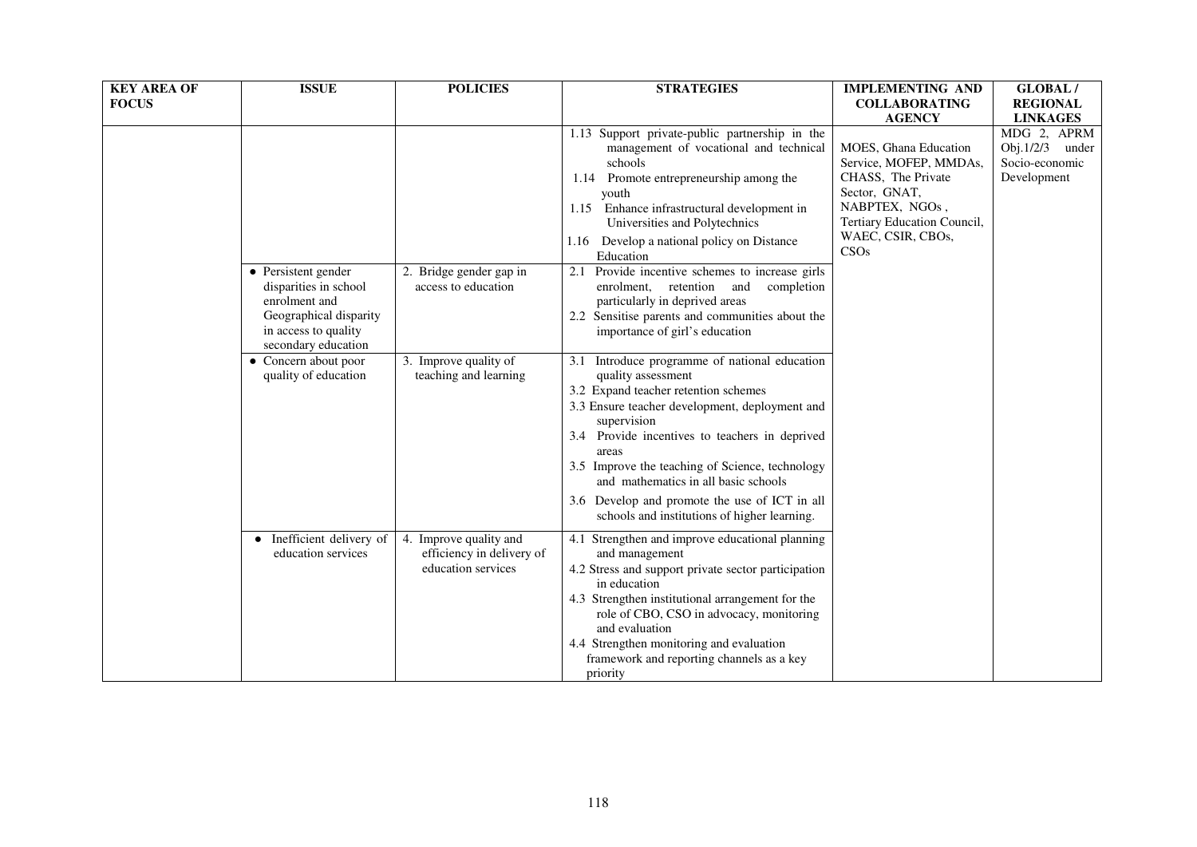| KEY AREA OF FOCUS | ISSUE | POLICIES | STRATEGIES | IMPLEMENTING AND COLLABORATING AGENCY | GLOBAL / REGIONAL LINKAGES |
|---|---|---|---|---|---|
| | | | 1.13 Support private-public partnership in the management of vocational and technical schools<br>1.14 Promote entrepreneurship among the youth<br>1.15 Enhance infrastructural development in Universities and Polytechnics<br>1.16 Develop a national policy on Distance Education | MOES, Ghana Education Service, MOFEP, MMDAs, CHASS, The Private Sector, GNAT, NABPTEX, NGOs , Tertiary Education Council, WAEC, CSIR, CBOs, CSOs | MDG 2, APRM Obj.1/2/3 under Socio-economic Development |
| | • Persistent gender disparities in school enrolment and Geographical disparity in access to quality secondary education | 2. Bridge gender gap in access to education | 2.1 Provide incentive schemes to increase girls enrolment, retention and completion particularly in deprived areas<br>2.2 Sensitise parents and communities about the importance of girl's education | | |
| | • Concern about poor quality of education | 3. Improve quality of teaching and learning | 3.1 Introduce programme of national education quality assessment<br>3.2 Expand teacher retention schemes<br>3.3 Ensure teacher development, deployment and supervision<br>3.4 Provide incentives to teachers in deprived areas<br>3.5 Improve the teaching of Science, technology and mathematics in all basic schools<br>3.6 Develop and promote the use of ICT in all schools and institutions of higher learning. | | |
| | • Inefficient delivery of education services | 4. Improve quality and efficiency in delivery of education services | 4.1 Strengthen and improve educational planning and management<br>4.2 Stress and support private sector participation in education<br>4.3 Strengthen institutional arrangement for the role of CBO, CSO in advocacy, monitoring and evaluation<br>4.4 Strengthen monitoring and evaluation framework and reporting channels as a key priority | | |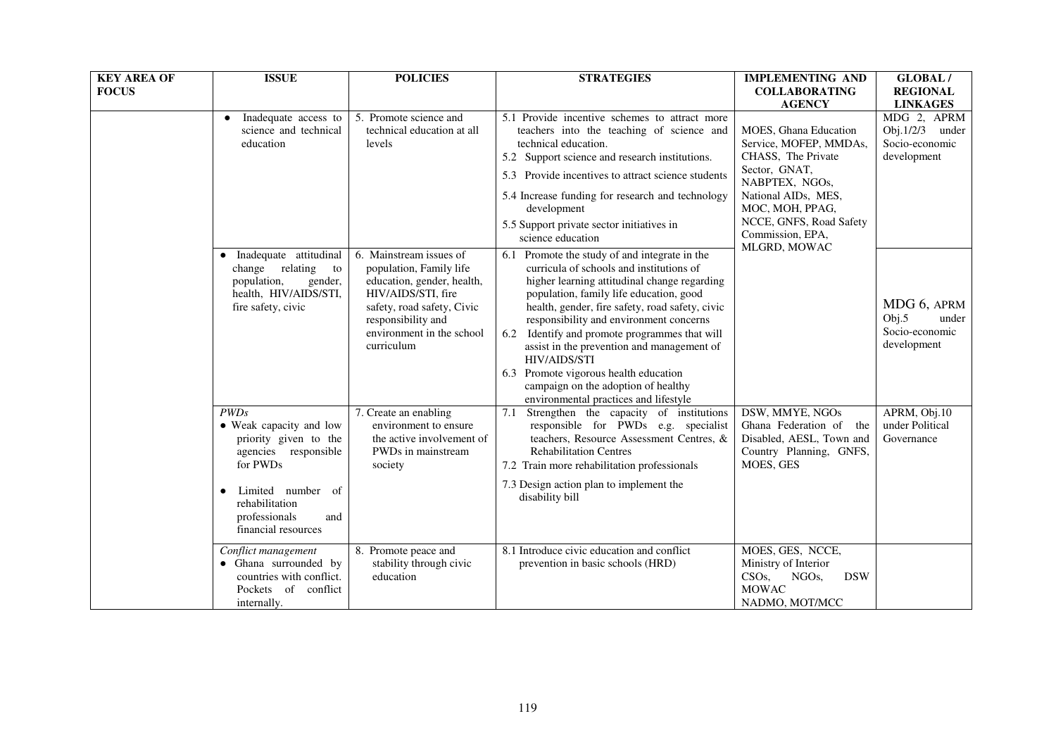| KEY AREA OF FOCUS | ISSUE | POLICIES | STRATEGIES | IMPLEMENTING AND COLLABORATING AGENCY | GLOBAL / REGIONAL LINKAGES |
|---|---|---|---|---|---|
| | • Inadequate access to science and technical education | 5. Promote science and technical education at all levels | 5.1 Provide incentive schemes to attract more teachers into the teaching of science and technical education.<br>5.2 Support science and research institutions.<br>5.3 Provide incentives to attract science students<br>5.4 Increase funding for research and technology development<br>5.5 Support private sector initiatives in science education | MOES, Ghana Education Service, MOFEP, MMDAs, CHASS, The Private Sector, GNAT, NABPTEX, NGOs, National AIDs, MES, MOC, MOH, PPAG, NCCE, GNFS, Road Safety Commission, EPA, MLGRD, MOWAC | MDG 2, APRM Obj.1/2/3 under Socio-economic development |
| | • Inadequate attitudinal change relating to population, gender, health, HIV/AIDS/STI, fire safety, civic | 6. Mainstream issues of population, Family life education, gender, health, HIV/AIDS/STI, fire safety, road safety, Civic responsibility and environment in the school curriculum | 6.1 Promote the study of and integrate in the curricula of schools and institutions of higher learning attitudinal change regarding population, family life education, good health, gender, fire safety, road safety, civic responsibility and environment concerns<br>6.2 Identify and promote programmes that will assist in the prevention and management of HIV/AIDS/STI<br>6.3 Promote vigorous health education campaign on the adoption of healthy environmental practices and lifestyle | | MDG 6, APRM Obj.5 under Socio-economic development |
| | *PWDs*<br>• Weak capacity and low priority given to the agencies responsible for PWDs<br>• Limited number of rehabilitation professionals and financial resources | 7. Create an enabling environment to ensure the active involvement of PWDs in mainstream society | 7.1 Strengthen the capacity of institutions responsible for PWDs e.g. specialist teachers, Resource Assessment Centres, & Rehabilitation Centres<br>7.2 Train more rehabilitation professionals<br>7.3 Design action plan to implement the disability bill | DSW, MMYE, NGOs Ghana Federation of the Disabled, AESL, Town and Country Planning, GNFS, MOES, GES | APRM, Obj.10 under Political Governance |
| | *Conflict management*<br>• Ghana surrounded by countries with conflict. Pockets of conflict internally. | 8. Promote peace and stability through civic education | 8.1 Introduce civic education and conflict prevention in basic schools (HRD) | MOES, GES, NCCE, Ministry of Interior CSOs, NGOs, DSW MOWAC NADMO, MOT/MCC | |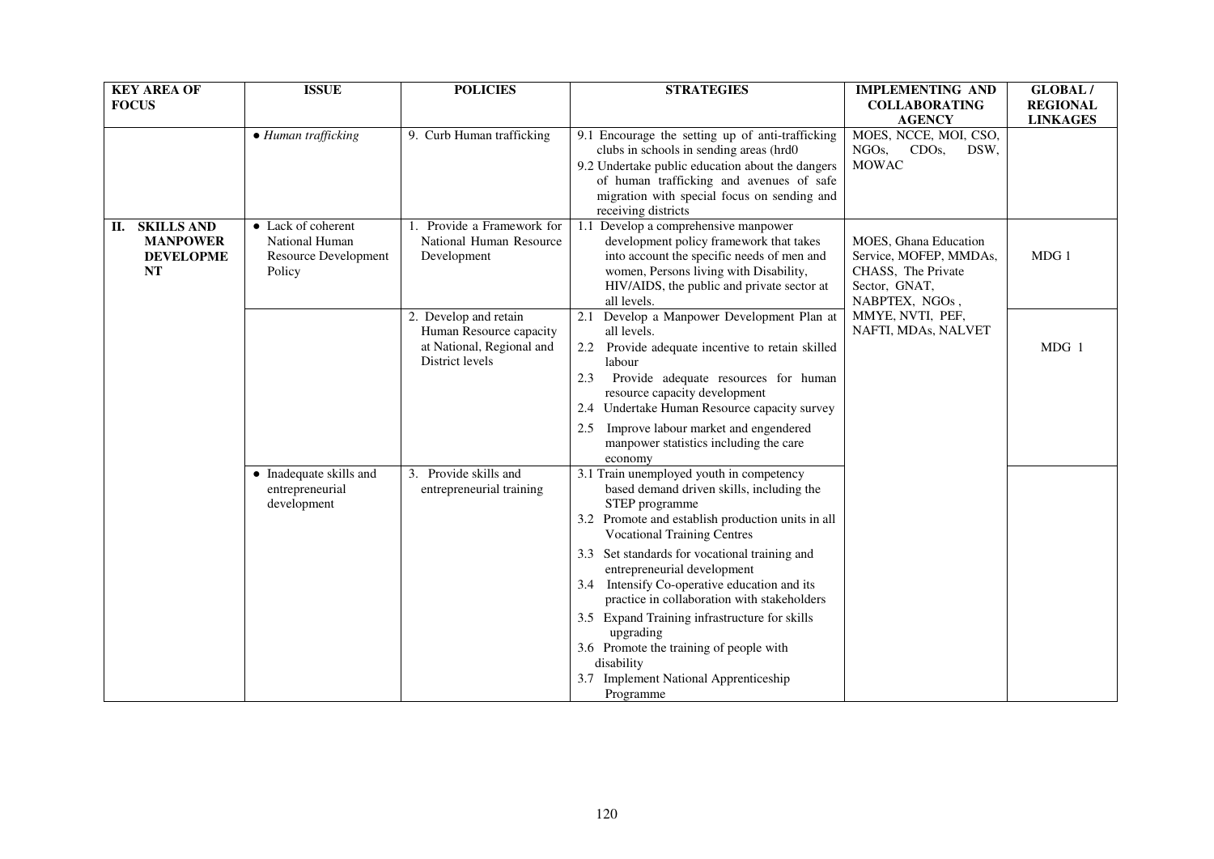| KEY AREA OF FOCUS | ISSUE | POLICIES | STRATEGIES | IMPLEMENTING AND COLLABORATING AGENCY | GLOBAL / REGIONAL LINKAGES |
|---|---|---|---|---|---|
| | *• Human trafficking* | 9. Curb Human trafficking | 9.1 Encourage the setting up of anti-trafficking clubs in schools in sending areas (hrd0<br>9.2 Undertake public education about the dangers of human trafficking and avenues of safe migration with special focus on sending and receiving districts | MOES, NCCE, MOI, CSO, NGOs, CDOs, DSW, MOWAC | |
| **II. SKILLS AND MANPOWER DEVELOPMENT** | • Lack of coherent National Human Resource Development Policy | 1. Provide a Framework for National Human Resource Development | 1.1 Develop a comprehensive manpower development policy framework that takes into account the specific needs of men and women, Persons living with Disability, HIV/AIDS, the public and private sector at all levels. | MOES, Ghana Education Service, MOFEP, MMDAs, CHASS, The Private Sector, GNAT, NABPTEX, NGOs, MMYE, NVTI, PEF, NAFTI, MDAs, NALVET | MDG 1 |
| | | 2. Develop and retain Human Resource capacity at National, Regional and District levels | 2.1 Develop a Manpower Development Plan at all levels.<br>2.2 Provide adequate incentive to retain skilled labour<br>2.3 Provide adequate resources for human resource capacity development<br>2.4 Undertake Human Resource capacity survey<br>2.5 Improve labour market and engendered manpower statistics including the care economy | | MDG 1 |
| | • Inadequate skills and entrepreneurial development | 3. Provide skills and entrepreneurial training | 3.1 Train unemployed youth in competency based demand driven skills, including the STEP programme<br>3.2 Promote and establish production units in all Vocational Training Centres<br>3.3 Set standards for vocational training and entrepreneurial development<br>3.4 Intensify Co-operative education and its practice in collaboration with stakeholders<br>3.5 Expand Training infrastructure for skills upgrading<br>3.6 Promote the training of people with disability<br>3.7 Implement National Apprenticeship Programme | | |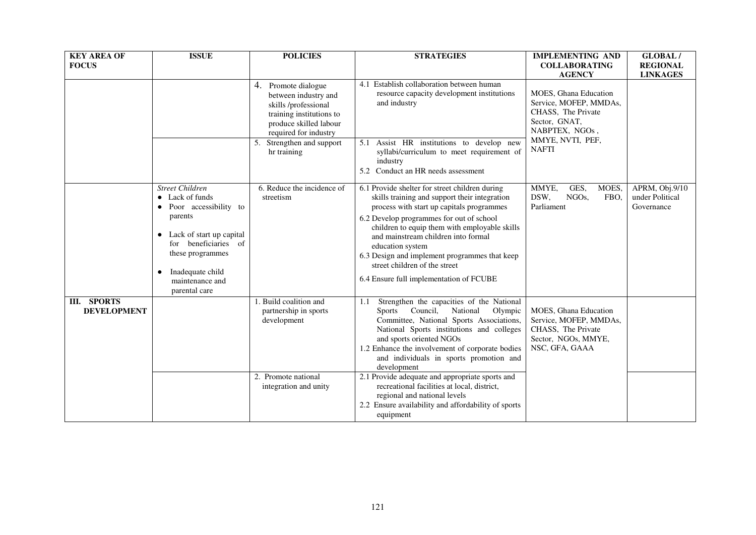| KEY AREA OF FOCUS | ISSUE | POLICIES | STRATEGIES | IMPLEMENTING AND COLLABORATING AGENCY | GLOBAL / REGIONAL LINKAGES |
|---|---|---|---|---|---|
| | | 4. Promote dialogue between industry and skills /professional training institutions to produce skilled labour required for industry | 4.1 Establish collaboration between human resource capacity development institutions and industry | MOES, Ghana Education Service, MOFEP, MMDAs, CHASS, The Private Sector, GNAT, NABPTEX, NGOs, MMYE, NVTI, PEF, NAFTI | |
| | | 5. Strengthen and support hr training | 5.1 Assist HR institutions to develop new syllabi/curriculum to meet requirement of industry<br>5.2 Conduct an HR needs assessment | | |
| | *Street Children*<br>• Lack of funds<br>• Poor accessibility to parents<br>• Lack of start up capital for beneficiaries of these programmes<br>• Inadequate child maintenance and parental care | 6. Reduce the incidence of streetism | 6.1 Provide shelter for street children during skills training and support their integration process with start up capitals programmes<br>6.2 Develop programmes for out of school children to equip them with employable skills and mainstream children into formal education system<br>6.3 Design and implement programmes that keep street children of the street<br>6.4 Ensure full implementation of FCUBE | MMYE, GES, MOES, DSW, NGOs, FBO, Parliament | APRM, Obj.9/10 under Political Governance |
| **III. SPORTS DEVELOPMENT** | | 1. Build coalition and partnership in sports development | 1.1 Strengthen the capacities of the National Sports Council, National Olympic Committee, National Sports Associations, National Sports institutions and colleges and sports oriented NGOs<br>1.2 Enhance the involvement of corporate bodies and individuals in sports promotion and development | MOES, Ghana Education Service, MOFEP, MMDAs, CHASS, The Private Sector, NGOs, MMYE, NSC, GFA, GAAA | |
| | | 2. Promote national integration and unity | 2.1 Provide adequate and appropriate sports and recreational facilities at local, district, regional and national levels<br>2.2 Ensure availability and affordability of sports equipment | | |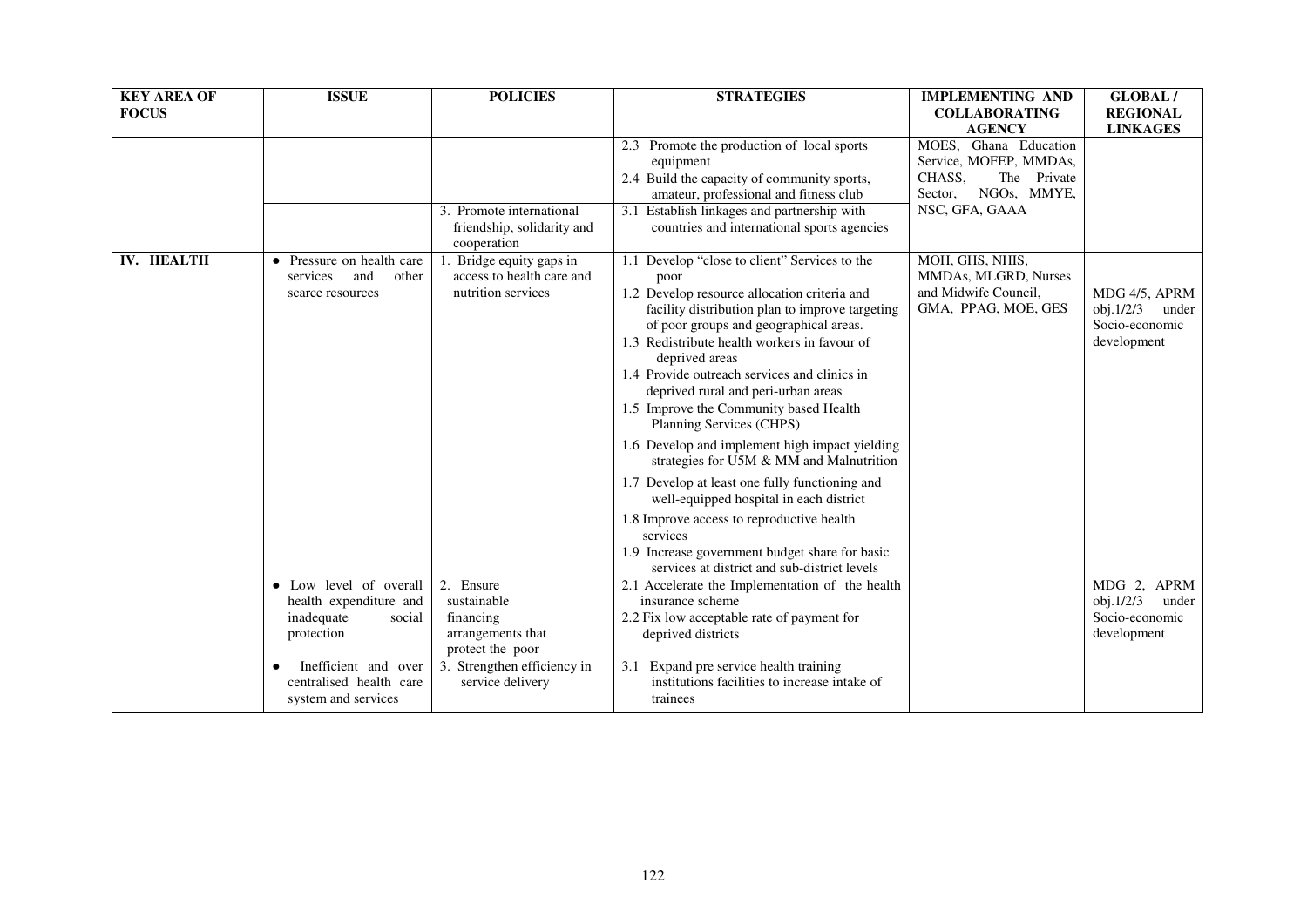| KEY AREA OF FOCUS | ISSUE | POLICIES | STRATEGIES | IMPLEMENTING AND COLLABORATING AGENCY | GLOBAL / REGIONAL LINKAGES |
|---|---|---|---|---|---|
| | | | 2.3 Promote the production of local sports equipment<br>2.4 Build the capacity of community sports, amateur, professional and fitness club | MOES, Ghana Education Service, MOFEP, MMDAs, CHASS, The Private Sector, NGOs, MMYE, NSC, GFA, GAAA | |
| | | 3. Promote international friendship, solidarity and cooperation | 3.1 Establish linkages and partnership with countries and international sports agencies | | |
| **IV. HEALTH** | • Pressure on health care services and other scarce resources | 1. Bridge equity gaps in access to health care and nutrition services | 1.1 Develop "close to client" Services to the poor<br>1.2 Develop resource allocation criteria and facility distribution plan to improve targeting of poor groups and geographical areas.<br>1.3 Redistribute health workers in favour of deprived areas<br>1.4 Provide outreach services and clinics in deprived rural and peri-urban areas<br>1.5 Improve the Community based Health Planning Services (CHPS)<br>1.6 Develop and implement high impact yielding strategies for U5M & MM and Malnutrition<br>1.7 Develop at least one fully functioning and well-equipped hospital in each district<br>1.8 Improve access to reproductive health services<br>1.9 Increase government budget share for basic services at district and sub-district levels | MOH, GHS, NHIS, MMDAs, MLGRD, Nurses and Midwife Council, GMA, PPAG, MOE, GES | MDG 4/5, APRM obj.1/2/3 under Socio-economic development |
| | • Low level of overall health expenditure and inadequate social protection | 2. Ensure sustainable financing arrangements that protect the poor | 2.1 Accelerate the Implementation of the health insurance scheme<br>2.2 Fix low acceptable rate of payment for deprived districts | | MDG 2, APRM obj.1/2/3 under Socio-economic development |
| | • Inefficient and over centralised health care system and services | 3. Strengthen efficiency in service delivery | 3.1 Expand pre service health training institutions facilities to increase intake of trainees | | |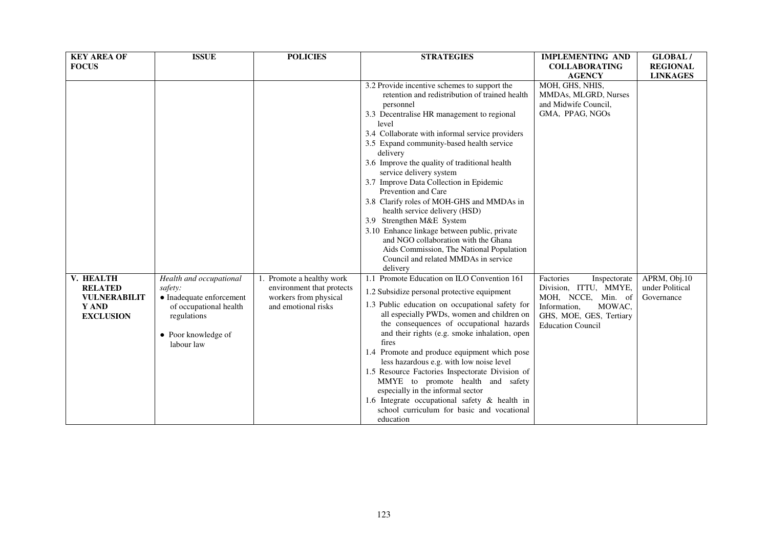| KEY AREA OF FOCUS | ISSUE | POLICIES | STRATEGIES | IMPLEMENTING AND COLLABORATING AGENCY | GLOBAL / REGIONAL LINKAGES |
|---|---|---|---|---|---|
| | | | 3.2 Provide incentive schemes to support the retention and redistribution of trained health personnel<br>3.3 Decentralise HR management to regional level<br>3.4 Collaborate with informal service providers<br>3.5 Expand community-based health service delivery<br>3.6 Improve the quality of traditional health service delivery system<br>3.7 Improve Data Collection in Epidemic Prevention and Care<br>3.8 Clarify roles of MOH-GHS and MMDAs in health service delivery (HSD)<br>3.9 Strengthen M&E System<br>3.10 Enhance linkage between public, private and NGO collaboration with the Ghana Aids Commission, The National Population Council and related MMDAs in service delivery | MOH, GHS, NHIS, MMDAs, MLGRD, Nurses and Midwife Council, GMA, PPAG, NGOs | |
| **V. HEALTH RELATED VULNERABILITY AND EXCLUSION** | *Health and occupational safety:*<br>• Inadequate enforcement of occupational health regulations<br>• Poor knowledge of labour law | 1. Promote a healthy work environment that protects workers from physical and emotional risks | 1.1 Promote Education on ILO Convention 161<br>1.2 Subsidize personal protective equipment<br>1.3 Public education on occupational safety for all especially PWDs, women and children on the consequences of occupational hazards and their rights (e.g. smoke inhalation, open fires<br>1.4 Promote and produce equipment which pose less hazardous e.g. with low noise level<br>1.5 Resource Factories Inspectorate Division of MMYE to promote health and safety especially in the informal sector<br>1.6 Integrate occupational safety & health in school curriculum for basic and vocational education | Factories Inspectorate Division, ITTU, MMYE, MOH, NCCE, Min. of Information, MOWAC, GHS, MOE, GES, Tertiary Education Council | APRM, Obj.10 under Political Governance |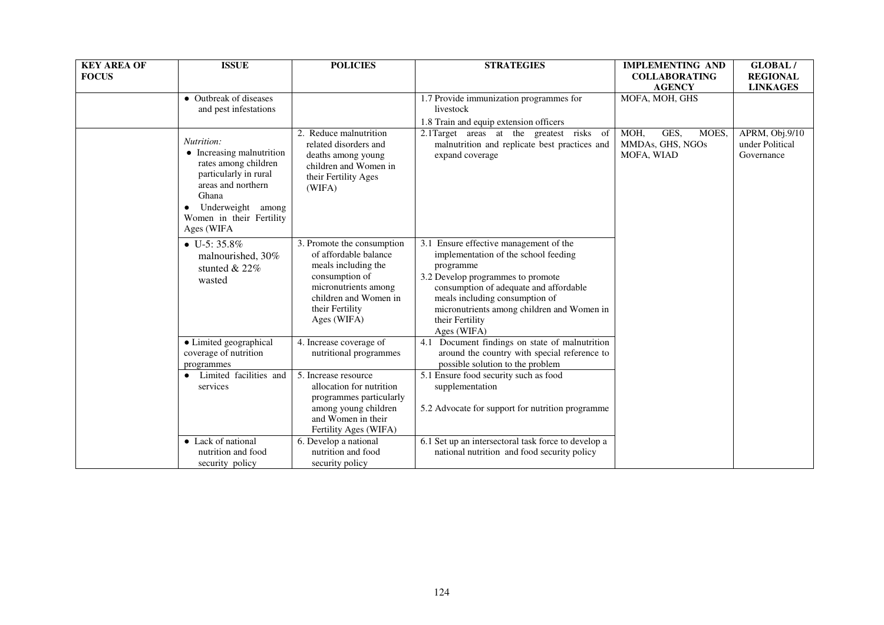| KEY AREA OF FOCUS | ISSUE | POLICIES | STRATEGIES | IMPLEMENTING AND COLLABORATING AGENCY | GLOBAL / REGIONAL LINKAGES |
|---|---|---|---|---|---|
| | • Outbreak of diseases and pest infestations | | 1.7 Provide immunization programmes for livestock<br>1.8 Train and equip extension officers | MOFA, MOH, GHS | |
| | *Nutrition:*<br>• Increasing malnutrition rates among children particularly in rural areas and northern Ghana<br>• Underweight among Women in their Fertility Ages (WIFA | 2. Reduce malnutrition related disorders and deaths among young children and Women in their Fertility Ages (WIFA) | 2.1Target areas at the greatest risks of malnutrition and replicate best practices and expand coverage | MOH, GES, MOES, MMDAs, GHS, NGOs MOFA, WIAD | APRM, Obj.9/10 under Political Governance |
| | • U-5: 35.8% malnourished, 30% stunted & 22% wasted | 3. Promote the consumption of affordable balance meals including the consumption of micronutrients among children and Women in their Fertility Ages (WIFA) | 3.1 Ensure effective management of the implementation of the school feeding programme<br>3.2 Develop programmes to promote consumption of adequate and affordable meals including consumption of micronutrients among children and Women in their Fertility Ages (WIFA) | | |
| | • Limited geographical coverage of nutrition programmes | 4. Increase coverage of nutritional programmes | 4.1 Document findings on state of malnutrition around the country with special reference to possible solution to the problem | | |
| | • Limited facilities and services | 5. Increase resource allocation for nutrition programmes particularly among young children and Women in their Fertility Ages (WIFA) | 5.1 Ensure food security such as food supplementation<br>5.2 Advocate for support for nutrition programme | | |
| | • Lack of national nutrition and food security policy | 6. Develop a national nutrition and food security policy | 6.1 Set up an intersectoral task force to develop a national nutrition and food security policy | | |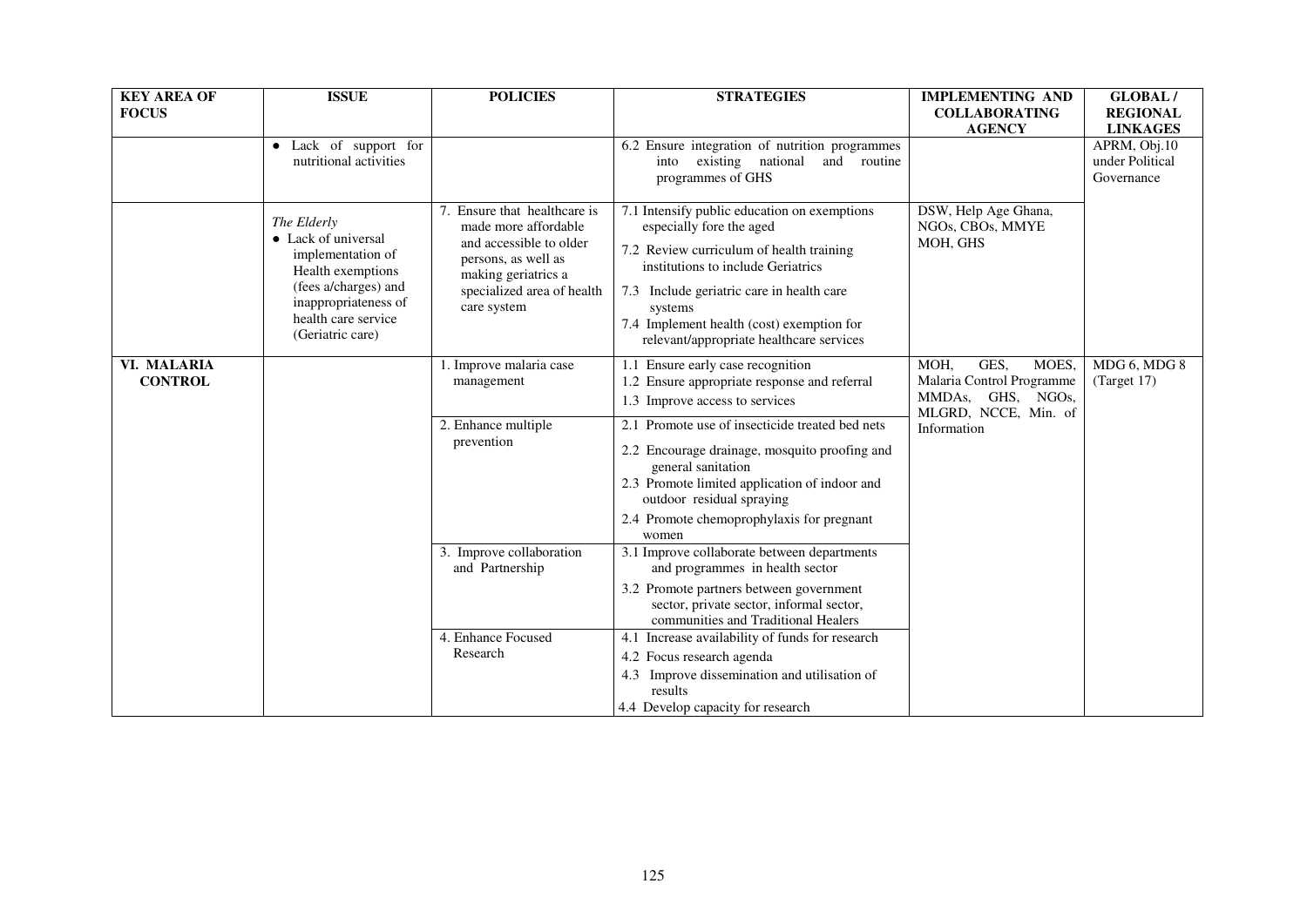| KEY AREA OF FOCUS | ISSUE | POLICIES | STRATEGIES | IMPLEMENTING AND COLLABORATING AGENCY | GLOBAL / REGIONAL LINKAGES |
|---|---|---|---|---|---|
| | • Lack of support for nutritional activities | | 6.2 Ensure integration of nutrition programmes into existing national and routine programmes of GHS | | APRM, Obj.10 under Political Governance |
| | *The Elderly*<br>• Lack of universal implementation of Health exemptions (fees a/charges) and inappropriateness of health care service (Geriatric care) | 7. Ensure that healthcare is made more affordable and accessible to older persons, as well as making geriatrics a specialized area of health care system | 7.1 Intensify public education on exemptions especially fore the aged<br>7.2 Review curriculum of health training institutions to include Geriatrics<br>7.3 Include geriatric care in health care systems<br>7.4 Implement health (cost) exemption for relevant/appropriate healthcare services | DSW, Help Age Ghana, NGOs, CBOs, MMYE MOH, GHS | |
| **VI. MALARIA CONTROL** | | 1. Improve malaria case management | 1.1 Ensure early case recognition<br>1.2 Ensure appropriate response and referral<br>1.3 Improve access to services | MOH, GES, MOES, Malaria Control Programme MMDAs, GHS, NGOs, MLGRD, NCCE, Min. of Information | MDG 6, MDG 8 (Target 17) |
| | | 2. Enhance multiple prevention | 2.1 Promote use of insecticide treated bed nets<br>2.2 Encourage drainage, mosquito proofing and general sanitation<br>2.3 Promote limited application of indoor and outdoor residual spraying<br>2.4 Promote chemoprophylaxis for pregnant women | | |
| | | 3. Improve collaboration and Partnership | 3.1 Improve collaborate between departments and programmes in health sector<br>3.2 Promote partners between government sector, private sector, informal sector, communities and Traditional Healers | | |
| | | 4. Enhance Focused Research | 4.1 Increase availability of funds for research<br>4.2 Focus research agenda<br>4.3 Improve dissemination and utilisation of results<br>4.4 Develop capacity for research | | |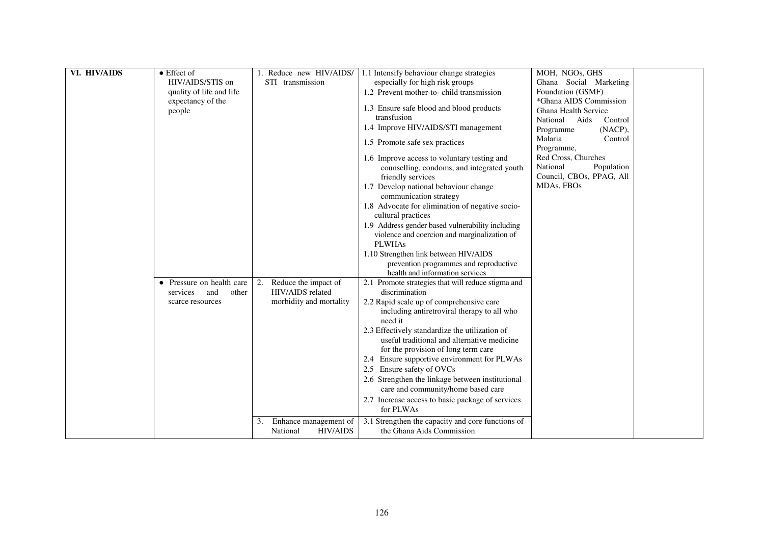| VI. HIV/AIDS | • Effect of HIV/AIDS/STIS on quality of life and life expectancy of the people | 1. Reduce new HIV/AIDS/ STI transmission | 1.1 Intensify behaviour change strategies especially for high risk groups<br>1.2 Prevent mother-to- child transmission<br>1.3 Ensure safe blood and blood products transfusion<br>1.4 Improve HIV/AIDS/STI management<br>1.5 Promote safe sex practices<br>1.6 Improve access to voluntary testing and counselling, condoms, and integrated youth friendly services<br>1.7 Develop national behaviour change communication strategy<br>1.8 Advocate for elimination of negative socio-cultural practices<br>1.9 Address gender based vulnerability including violence and coercion and marginalization of PLWHAs<br>1.10 Strengthen link between HIV/AIDS prevention programmes and reproductive health and information services | MOH, NGOs, GHS<br>Ghana Social Marketing Foundation (GSMF)<br>*Ghana AIDS Commission<br>Ghana Health Service<br>National Aids Control Programme (NACP),<br>Malaria Control Programme,<br>Red Cross, Churches<br>National Population Council, CBOs, PPAG, All MDAs, FBOs | |
|---|---|---|---|---|---|
| | • Pressure on health care services and other scarce resources | 2. Reduce the impact of HIV/AIDS related morbidity and mortality | 2.1 Promote strategies that will reduce stigma and discrimination<br>2.2 Rapid scale up of comprehensive care including antiretroviral therapy to all who need it<br>2.3 Effectively standardize the utilization of useful traditional and alternative medicine for the provision of long term care<br>2.4 Ensure supportive environment for PLWAs<br>2.5 Ensure safety of OVCs<br>2.6 Strengthen the linkage between institutional care and community/home based care<br>2.7 Increase access to basic package of services for PLWAs | | |
| | | 3. Enhance management of National HIV/AIDS | 3.1 Strengthen the capacity and core functions of the Ghana Aids Commission | | |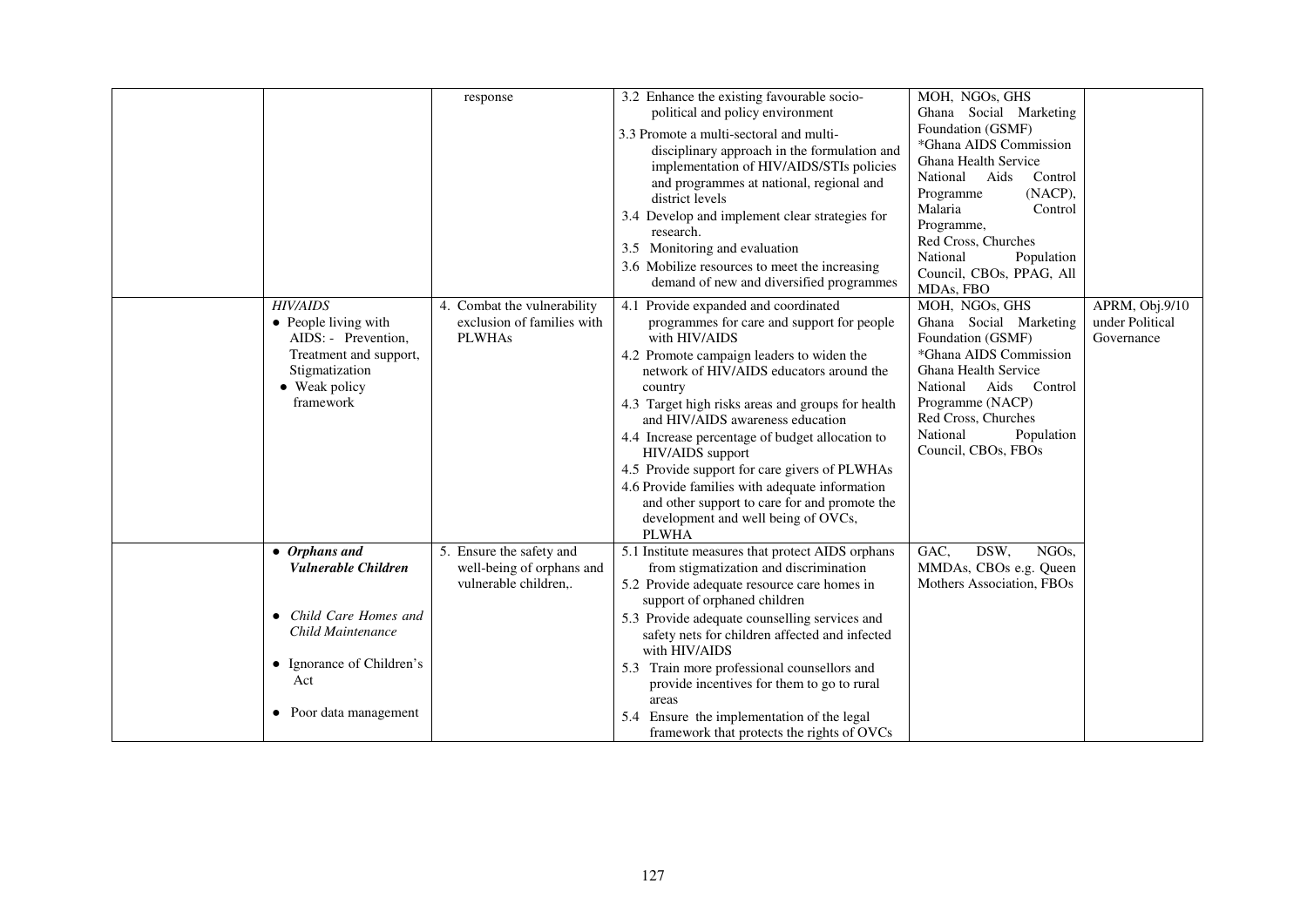| | | | | | |
|---|---|---|---|---|---|
| | | response | 3.2 Enhance the existing favourable socio-political and policy environment<br>3.3 Promote a multi-sectoral and multi-disciplinary approach in the formulation and implementation of HIV/AIDS/STIs policies and programmes at national, regional and district levels<br>3.4 Develop and implement clear strategies for research.<br>3.5 Monitoring and evaluation<br>3.6 Mobilize resources to meet the increasing demand of new and diversified programmes | MOH, NGOs, GHS<br>Ghana Social Marketing Foundation (GSMF)<br>*Ghana AIDS Commission<br>Ghana Health Service<br>National Aids Control Programme (NACP),<br>Malaria Control Programme,<br>Red Cross, Churches<br>National Population Council, CBOs, PPAG, All MDAs, FBO | |
| | *HIV/AIDS*<br>• People living with AIDS: - Prevention, Treatment and support, Stigmatization<br>• Weak policy framework | 4. Combat the vulnerability exclusion of families with PLWHAs | 4.1 Provide expanded and coordinated programmes for care and support for people with HIV/AIDS<br>4.2 Promote campaign leaders to widen the network of HIV/AIDS educators around the country<br>4.3 Target high risks areas and groups for health and HIV/AIDS awareness education<br>4.4 Increase percentage of budget allocation to HIV/AIDS support<br>4.5 Provide support for care givers of PLWHAs<br>4.6 Provide families with adequate information and other support to care for and promote the development and well being of OVCs, PLWHA | MOH, NGOs, GHS<br>Ghana Social Marketing Foundation (GSMF)<br>*Ghana AIDS Commission<br>Ghana Health Service<br>National Aids Control Programme (NACP)<br>Red Cross, Churches<br>National Population Council, CBOs, FBOs | APRM, Obj.9/10 under Political Governance |
| | • ***Orphans and Vulnerable Children***<br>• *Child Care Homes and Child Maintenance*<br>• Ignorance of Children's Act<br>• Poor data management | 5. Ensure the safety and well-being of orphans and vulnerable children,. | 5.1 Institute measures that protect AIDS orphans from stigmatization and discrimination<br>5.2 Provide adequate resource care homes in support of orphaned children<br>5.3 Provide adequate counselling services and safety nets for children affected and infected with HIV/AIDS<br>5.3 Train more professional counsellors and provide incentives for them to go to rural areas<br>5.4 Ensure the implementation of the legal framework that protects the rights of OVCs | GAC, DSW, NGOs, MMDAs, CBOs e.g. Queen Mothers Association, FBOs | |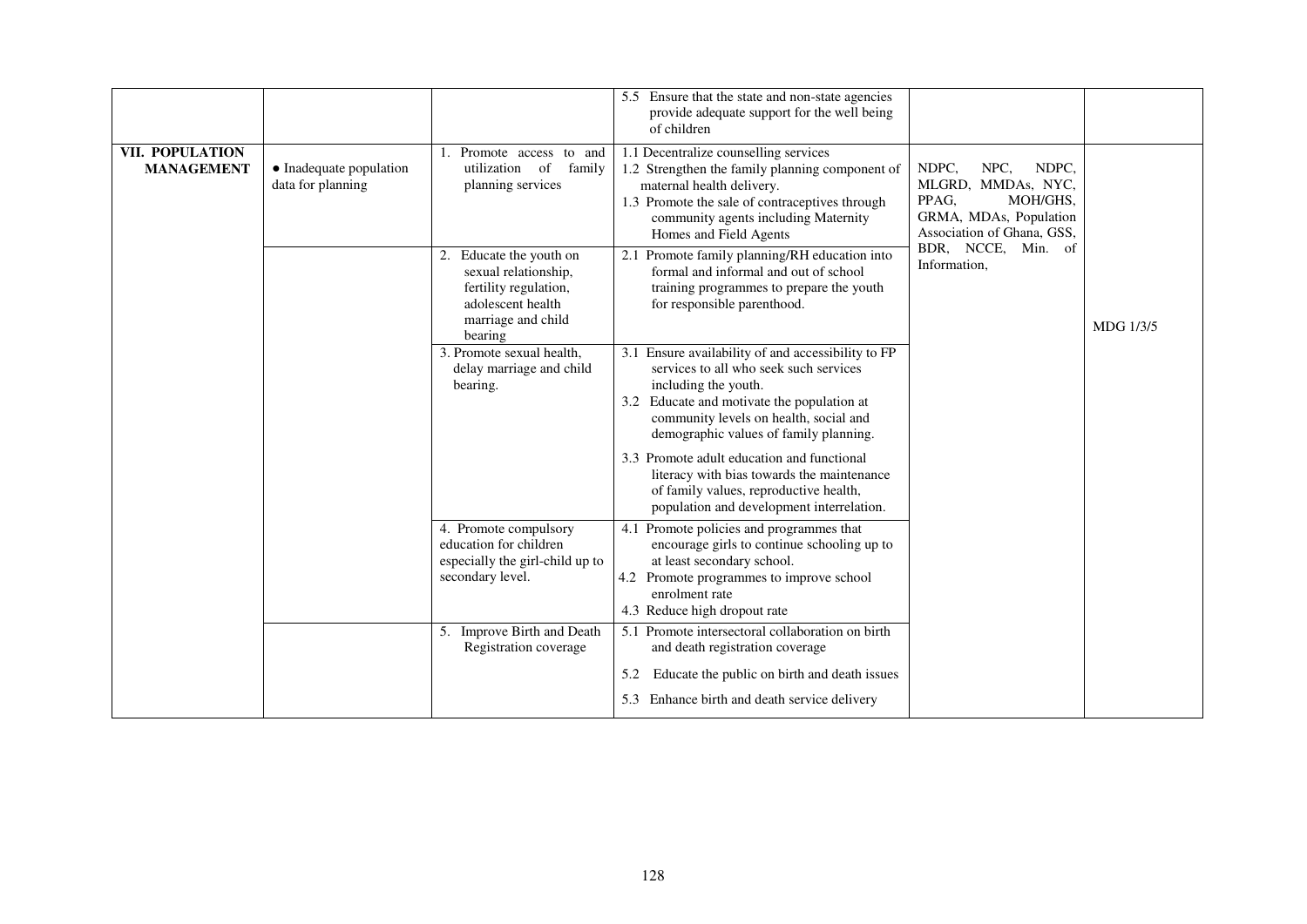| | | | | | |
|---|---|---|---|---|---|
| | | | 5.5 Ensure that the state and non-state agencies provide adequate support for the well being of children | | |
| **VII. POPULATION MANAGEMENT** | • Inadequate population data for planning | 1. Promote access to and utilization of family planning services | 1.1 Decentralize counselling services<br>1.2 Strengthen the family planning component of maternal health delivery.<br>1.3 Promote the sale of contraceptives through community agents including Maternity Homes and Field Agents | NDPC, NPC, NDPC, MLGRD, MMDAs, NYC, PPAG, MOH/GHS, GRMA, MDAs, Population Association of Ghana, GSS, BDR, NCCE, Min. of Information, | MDG 1/3/5 |
| | | 2. Educate the youth on sexual relationship, fertility regulation, adolescent health marriage and child bearing | 2.1 Promote family planning/RH education into formal and informal and out of school training programmes to prepare the youth for responsible parenthood. | | |
| | | 3. Promote sexual health, delay marriage and child bearing. | 3.1 Ensure availability of and accessibility to FP services to all who seek such services including the youth.<br>3.2 Educate and motivate the population at community levels on health, social and demographic values of family planning.<br>3.3 Promote adult education and functional literacy with bias towards the maintenance of family values, reproductive health, population and development interrelation. | | |
| | | 4. Promote compulsory education for children especially the girl-child up to secondary level. | 4.1 Promote policies and programmes that encourage girls to continue schooling up to at least secondary school.<br>4.2 Promote programmes to improve school enrolment rate<br>4.3 Reduce high dropout rate | | |
| | | 5. Improve Birth and Death Registration coverage | 5.1 Promote intersectoral collaboration on birth and death registration coverage<br>5.2 Educate the public on birth and death issues<br>5.3 Enhance birth and death service delivery | | |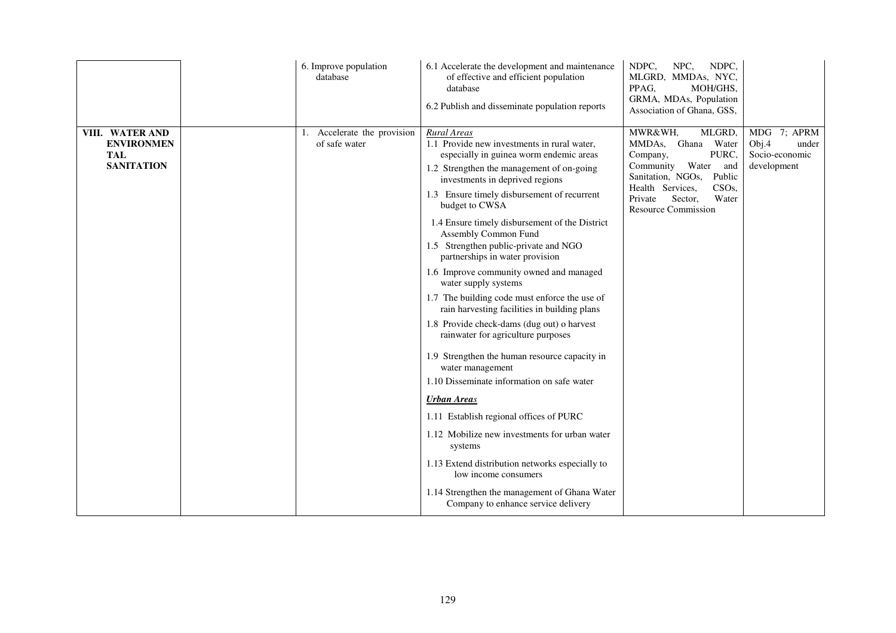| | | | | | |
|---|---|---|---|---|---|
| | | 6. Improve population database | 6.1 Accelerate the development and maintenance of effective and efficient population database<br>6.2 Publish and disseminate population reports | NDPC, NPC, NDPC, MLGRD, MMDAs, NYC, PPAG, MOH/GHS, GRMA, MDAs, Population Association of Ghana, GSS, | |
| **VIII. WATER AND ENVIRONMENTAL SANITATION** | | 1. Accelerate the provision of safe water | *Rural Areas*<br>1.1 Provide new investments in rural water, especially in guinea worm endemic areas<br>1.2 Strengthen the management of on-going investments in deprived regions<br>1.3 Ensure timely disbursement of recurrent budget to CWSA<br>1.4 Ensure timely disbursement of the District Assembly Common Fund<br>1.5 Strengthen public-private and NGO partnerships in water provision<br>1.6 Improve community owned and managed water supply systems<br>1.7 The building code must enforce the use of rain harvesting facilities in building plans<br>1.8 Provide check-dams (dug out) o harvest rainwater for agriculture purposes<br>1.9 Strengthen the human resource capacity in water management<br>1.10 Disseminate information on safe water<br>***Urban Areas***<br>1.11 Establish regional offices of PURC<br>1.12 Mobilize new investments for urban water systems<br>1.13 Extend distribution networks especially to low income consumers<br>1.14 Strengthen the management of Ghana Water Company to enhance service delivery | MWR&WH, MLGRD, MMDAs, Ghana Water Company, PURC, Community Water and Sanitation, NGOs, Public Health Services, CSOs, Private Sector, Water Resource Commission | MDG 7; APRM Obj.4 under Socio-economic development |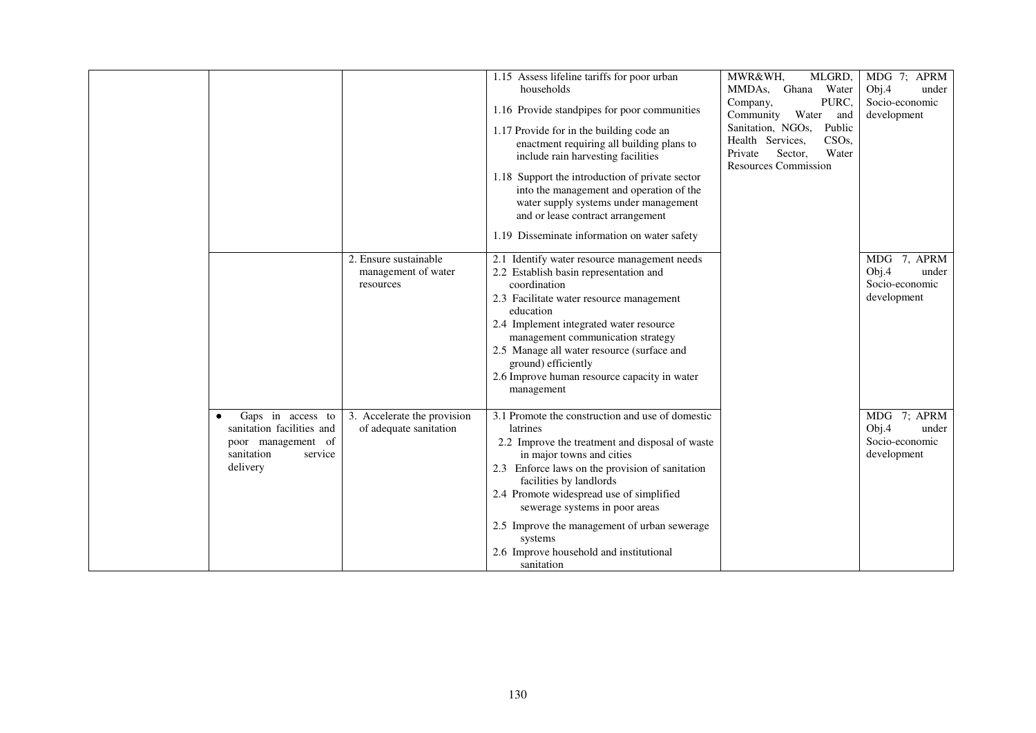| | | | | | |
|---|---|---|---|---|---|
| | | | 1.15 Assess lifeline tariffs for poor urban households<br>1.16 Provide standpipes for poor communities<br>1.17 Provide for in the building code an enactment requiring all building plans to include rain harvesting facilities<br>1.18 Support the introduction of private sector into the management and operation of the water supply systems under management and or lease contract arrangement<br>1.19 Disseminate information on water safety | MWR&WH, MLGRD, MMDAs, Ghana Water Company, PURC, Community Water and Sanitation, NGOs, Public Health Services, CSOs, Private Sector, Water Resources Commission | MDG 7; APRM Obj.4 under Socio-economic development |
| | | 2. Ensure sustainable management of water resources | 2.1 Identify water resource management needs<br>2.2 Establish basin representation and coordination<br>2.3 Facilitate water resource management education<br>2.4 Implement integrated water resource management communication strategy<br>2.5 Manage all water resource (surface and ground) efficiently<br>2.6 Improve human resource capacity in water management | | MDG 7, APRM Obj.4 under Socio-economic development |
| | • Gaps in access to sanitation facilities and poor management of sanitation service delivery | 3. Accelerate the provision of adequate sanitation | 3.1 Promote the construction and use of domestic latrines<br>2.2 Improve the treatment and disposal of waste in major towns and cities<br>2.3 Enforce laws on the provision of sanitation facilities by landlords<br>2.4 Promote widespread use of simplified sewerage systems in poor areas<br>2.5 Improve the management of urban sewerage systems<br>2.6 Improve household and institutional sanitation | | MDG 7; APRM Obj.4 under Socio-economic development |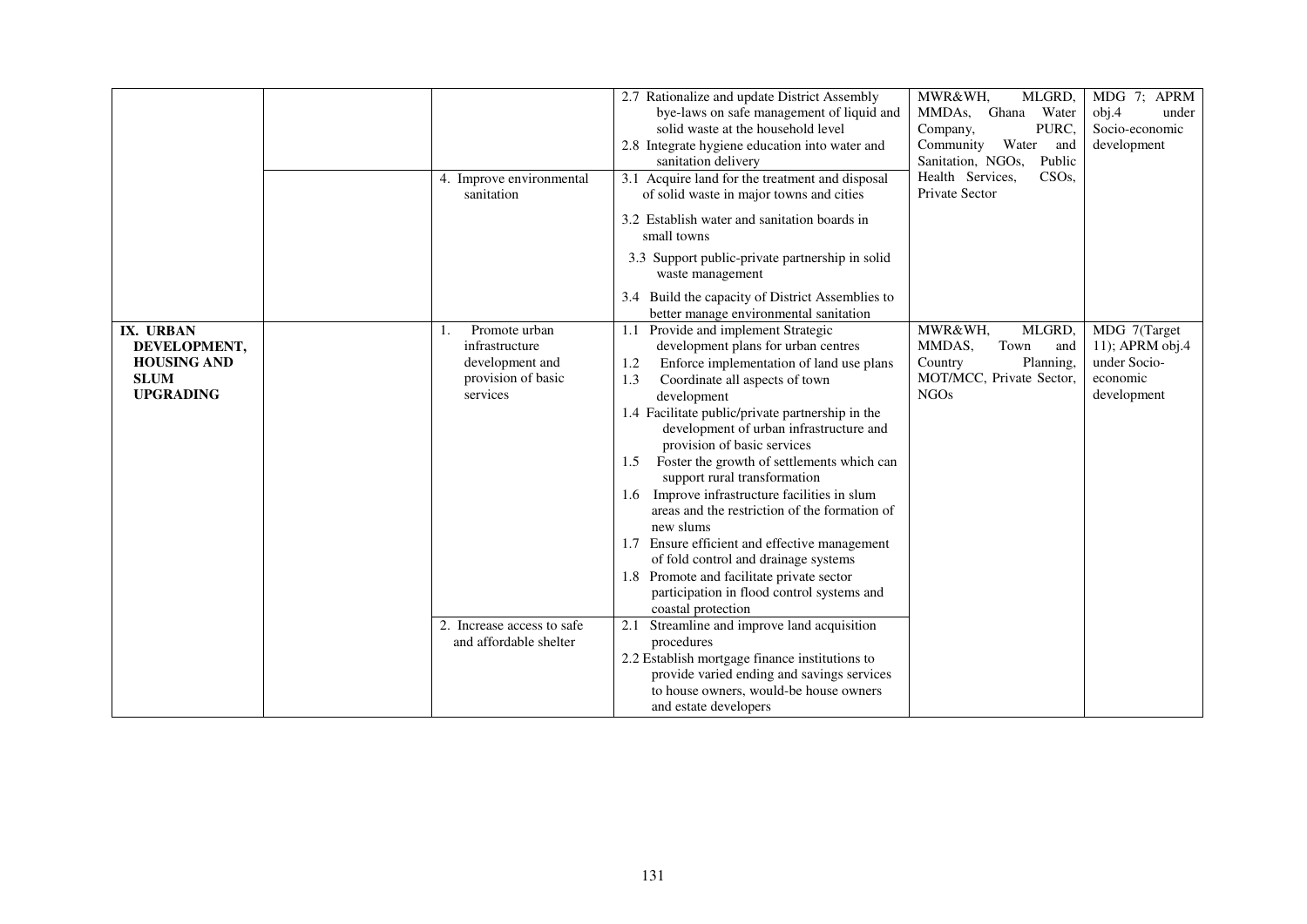| | | | | | |
|---|---|---|---|---|---|
| | | | 2.7 Rationalize and update District Assembly bye-laws on safe management of liquid and solid waste at the household level<br>2.8 Integrate hygiene education into water and sanitation delivery | MWR&WH, MLGRD, MMDAs, Ghana Water Company, PURC, Community Water and Sanitation, NGOs, Public Health Services, CSOs, Private Sector | MDG 7; APRM obj.4 under Socio-economic development |
| | | 4. Improve environmental sanitation | 3.1 Acquire land for the treatment and disposal of solid waste in major towns and cities<br>3.2 Establish water and sanitation boards in small towns<br>3.3 Support public-private partnership in solid waste management<br>3.4 Build the capacity of District Assemblies to better manage environmental sanitation | | |
| **IX. URBAN DEVELOPMENT, HOUSING AND SLUM UPGRADING** | | 1. Promote urban infrastructure development and provision of basic services | 1.1 Provide and implement Strategic development plans for urban centres<br>1.2 Enforce implementation of land use plans<br>1.3 Coordinate all aspects of town development<br>1.4 Facilitate public/private partnership in the development of urban infrastructure and provision of basic services<br>1.5 Foster the growth of settlements which can support rural transformation<br>1.6 Improve infrastructure facilities in slum areas and the restriction of the formation of new slums<br>1.7 Ensure efficient and effective management of fold control and drainage systems<br>1.8 Promote and facilitate private sector participation in flood control systems and coastal protection | MWR&WH, MLGRD, MMDAS, Town and Country Planning, MOT/MCC, Private Sector, NGOs | MDG 7(Target 11); APRM obj.4 under Socio-economic development |
| | | 2. Increase access to safe and affordable shelter | 2.1 Streamline and improve land acquisition procedures<br>2.2 Establish mortgage finance institutions to provide varied ending and savings services to house owners, would-be house owners and estate developers | | |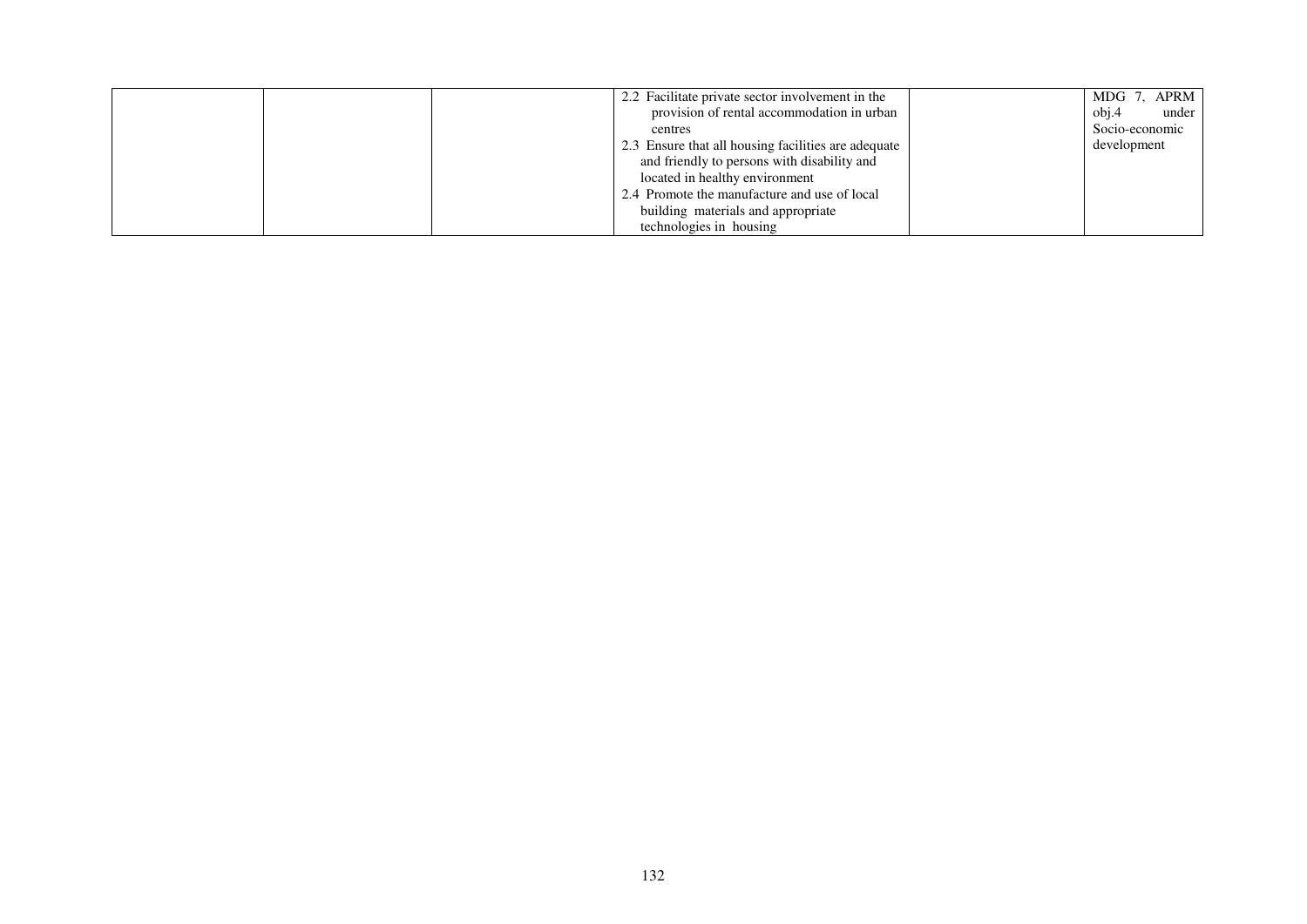|  |  |  |  |  |  |
|---|---|---|---|---|---|
|  |  |  | 2.2 Facilitate private sector involvement in the provision of rental accommodation in urban centres<br>2.3 Ensure that all housing facilities are adequate and friendly to persons with disability and located in healthy environment<br>2.4 Promote the manufacture and use of local building materials and appropriate technologies in housing |  | MDG 7, APRM obj.4 under Socio-economic development |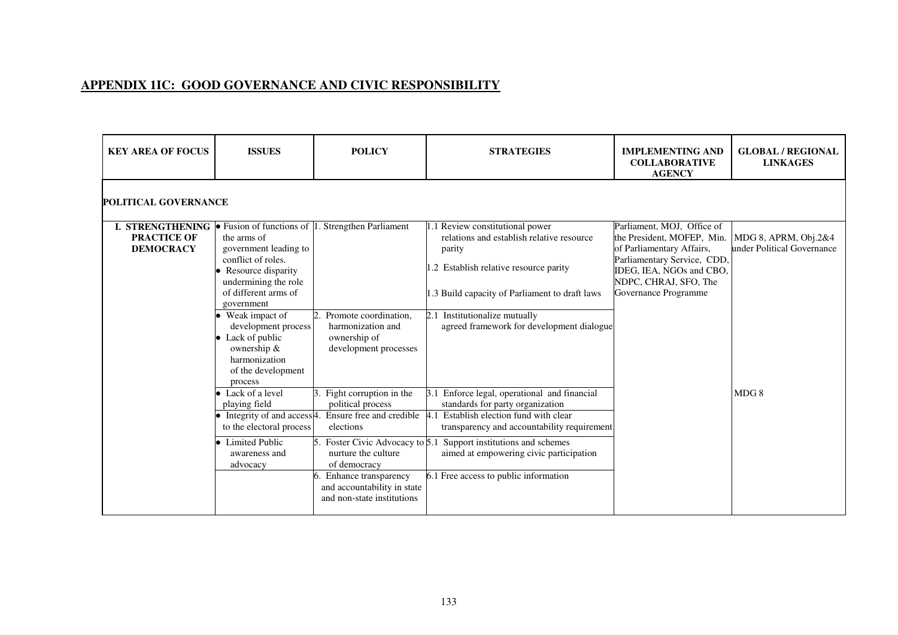## APPENDIX 1IC: GOOD GOVERNANCE AND CIVIC RESPONSIBILITY

| KEY AREA OF FOCUS | ISSUES | POLICY | STRATEGIES | IMPLEMENTING AND COLLABORATIVE AGENCY | GLOBAL / REGIONAL LINKAGES |
|---|---|---|---|---|---|
| **POLITICAL GOVERNANCE** | | | | | |
| **I. STRENGTHENING PRACTICE OF DEMOCRACY** | • Fusion of functions of the arms of government leading to conflict of roles.<br>• Resource disparity undermining the role of different arms of government | 1. Strengthen Parliament | 1.1 Review constitutional power relations and establish relative resource parity<br>1.2 Establish relative resource parity<br>1.3 Build capacity of Parliament to draft laws | Parliament, MOJ, Office of the President, MOFEP, Min. of Parliamentary Affairs, Parliamentary Service, CDD, IDEG, IEA, NGOs and CBO, NDPC, CHRAJ, SFO, The Governance Programme | MDG 8, APRM, Obj.2&4 under Political Governance |
| | • Weak impact of development process<br>• Lack of public ownership & harmonization of the development process | 2. Promote coordination, harmonization and ownership of development processes | 2.1 Institutionalize mutually agreed framework for development dialogue | | |
| | • Lack of a level playing field | 3. Fight corruption in the political process | 3.1 Enforce legal, operational and financial standards for party organization | | MDG 8 |
| | • Integrity of and access to the electoral process | 4. Ensure free and credible elections | 4.1 Establish election fund with clear transparency and accountability requirement | | |
| | • Limited Public awareness and advocacy | 5. Foster Civic Advocacy to nurture the culture of democracy | 5.1 Support institutions and schemes aimed at empowering civic participation | | |
| | | 6. Enhance transparency and accountability in state and non-state institutions | 6.1 Free access to public information | | |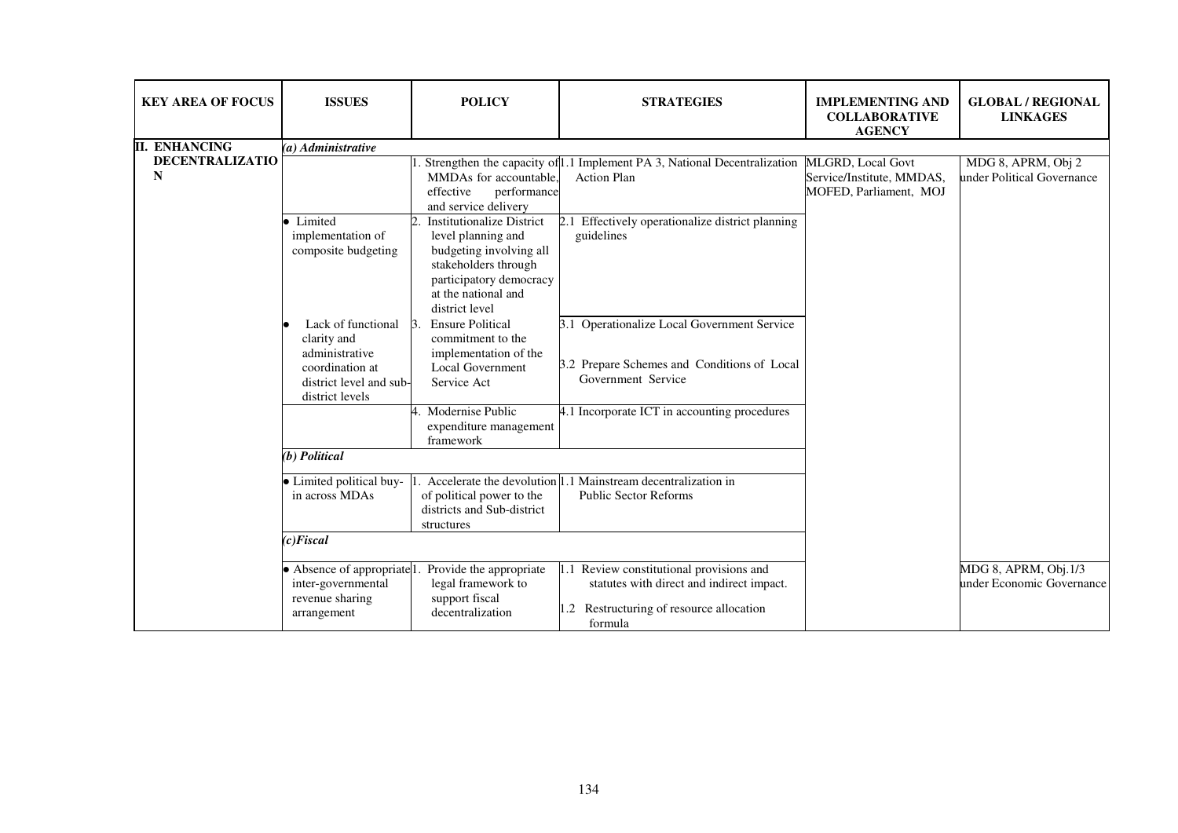| KEY AREA OF FOCUS | ISSUES | POLICY | STRATEGIES | IMPLEMENTING AND COLLABORATIVE AGENCY | GLOBAL / REGIONAL LINKAGES |
|---|---|---|---|---|---|
| II. ENHANCING DECENTRALIZATION | *(a) Administrative* | | | | |
| | | 1. Strengthen the capacity of MMDAs for accountable, effective performance and service delivery | 1.1 Implement PA 3, National Decentralization Action Plan | MLGRD, Local Govt Service/Institute, MMDAS, MOFED, Parliament, MOJ | MDG 8, APRM, Obj 2 under Political Governance |
| | • Limited implementation of composite budgeting | 2. Institutionalize District level planning and budgeting involving all stakeholders through participatory democracy at the national and district level | 2.1 Effectively operationalize district planning guidelines | | |
| | • Lack of functional clarity and administrative coordination at district level and sub-district levels | 3. Ensure Political commitment to the implementation of the Local Government Service Act | 3.1 Operationalize Local Government Service<br><br>3.2 Prepare Schemes and Conditions of Local Government Service | | |
| | | 4. Modernise Public expenditure management framework | 4.1 Incorporate ICT in accounting procedures | | |
| | *(b) Political* | | | | |
| | • Limited political buy-in across MDAs | 1. Accelerate the devolution of political power to the districts and Sub-district structures | 1.1 Mainstream decentralization in Public Sector Reforms | | |
| | *(c)Fiscal* | | | | |
| | • Absence of appropriate inter-governmental revenue sharing arrangement | 1. Provide the appropriate legal framework to support fiscal decentralization | 1.1 Review constitutional provisions and statutes with direct and indirect impact.<br><br>1.2 Restructuring of resource allocation formula | | MDG 8, APRM, Obj.1/3 under Economic Governance |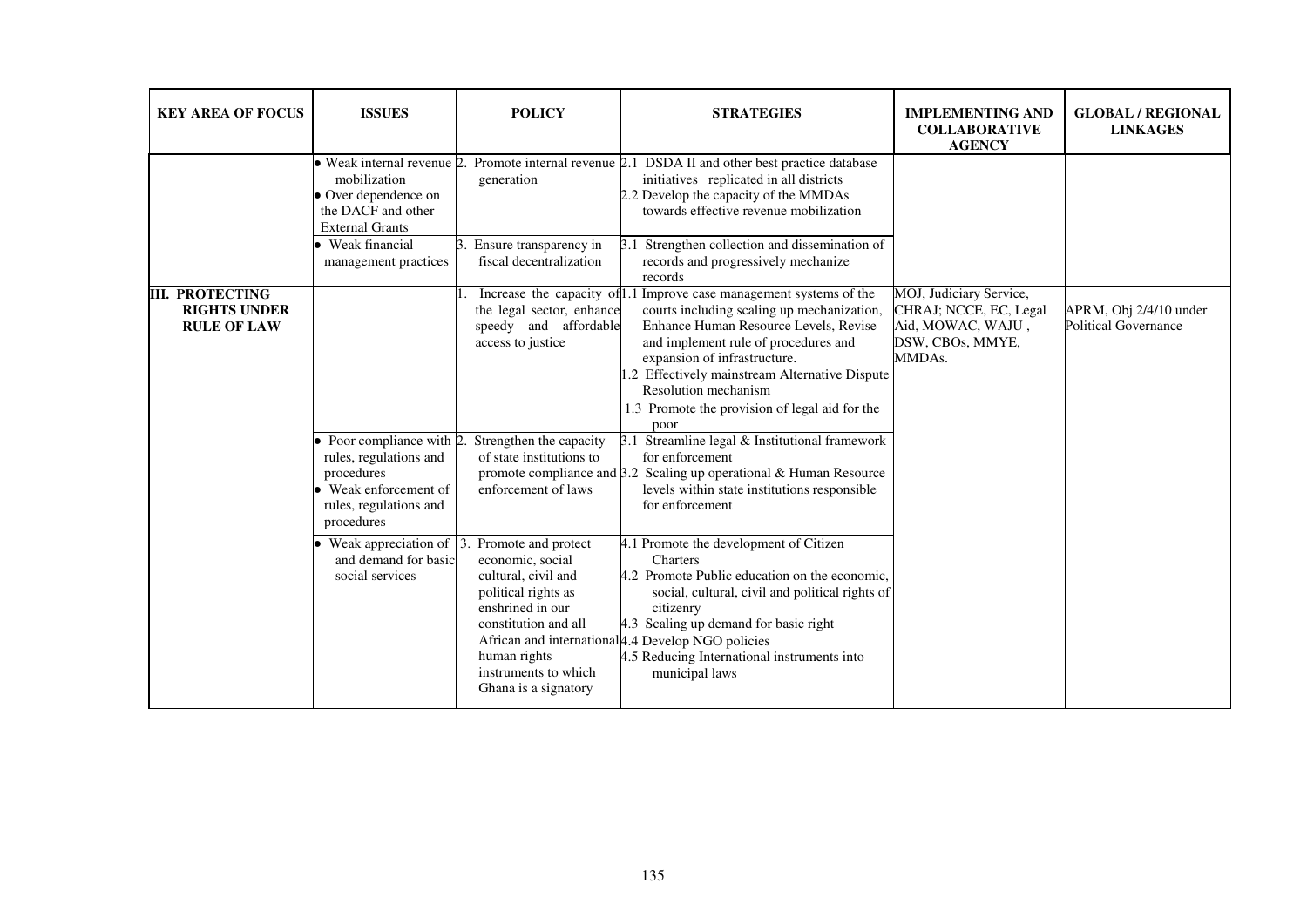| KEY AREA OF FOCUS | ISSUES | POLICY | STRATEGIES | IMPLEMENTING AND COLLABORATIVE AGENCY | GLOBAL / REGIONAL LINKAGES |
|---|---|---|---|---|---|
| | • Weak internal revenue mobilization<br>• Over dependence on the DACF and other External Grants | 2. Promote internal revenue generation | 2.1 DSDA II and other best practice database initiatives replicated in all districts<br>2.2 Develop the capacity of the MMDAs towards effective revenue mobilization | | |
| | • Weak financial management practices | 3. Ensure transparency in fiscal decentralization | 3.1 Strengthen collection and dissemination of records and progressively mechanize records | | |
| **III. PROTECTING RIGHTS UNDER RULE OF LAW** | | 1. Increase the capacity of the legal sector, enhance speedy and affordable access to justice | 1.1 Improve case management systems of the courts including scaling up mechanization, Enhance Human Resource Levels, Revise and implement rule of procedures and expansion of infrastructure.<br>1.2 Effectively mainstream Alternative Dispute Resolution mechanism<br>1.3 Promote the provision of legal aid for the poor | MOJ, Judiciary Service, CHRAJ; NCCE, EC, Legal Aid, MOWAC, WAJU , DSW, CBOs, MMYE, MMDAs. | APRM, Obj 2/4/10 under Political Governance |
| | • Poor compliance with rules, regulations and procedures<br>• Weak enforcement of rules, regulations and procedures | 2. Strengthen the capacity of state institutions to promote compliance and enforcement of laws | 3.1 Streamline legal & Institutional framework for enforcement<br>3.2 Scaling up operational & Human Resource levels within state institutions responsible for enforcement | | |
| | • Weak appreciation of and demand for basic social services | 3. Promote and protect economic, social cultural, civil and political rights as enshrined in our constitution and all African and international human rights instruments to which Ghana is a signatory | 4.1 Promote the development of Citizen Charters<br>4.2 Promote Public education on the economic, social, cultural, civil and political rights of citizenry<br>4.3 Scaling up demand for basic right<br>4.4 Develop NGO policies<br>4.5 Reducing International instruments into municipal laws | | |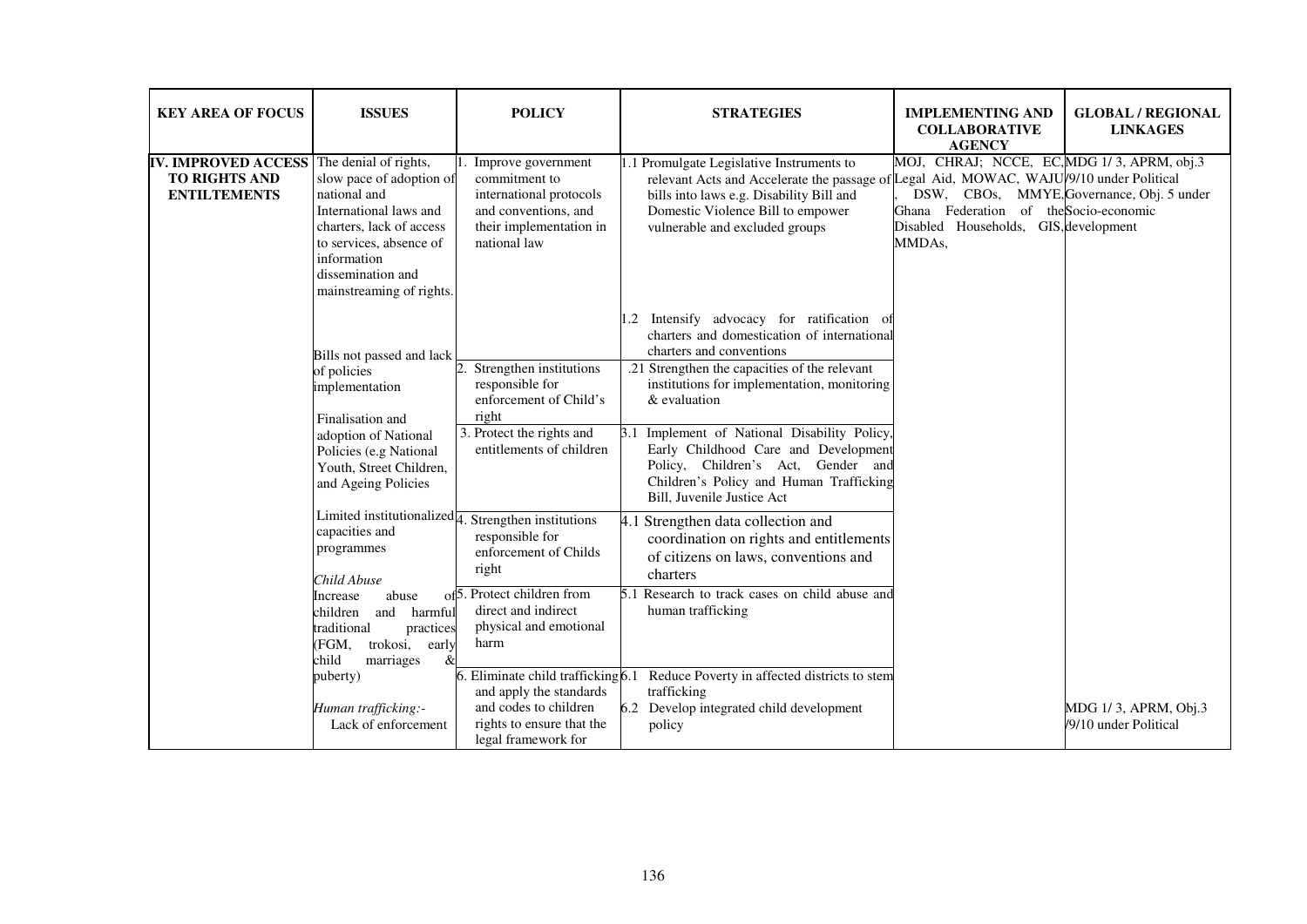| KEY AREA OF FOCUS | ISSUES | POLICY | STRATEGIES | IMPLEMENTING AND COLLABORATIVE AGENCY | GLOBAL / REGIONAL LINKAGES |
|---|---|---|---|---|---|
| **IV. IMPROVED ACCESS TO RIGHTS AND ENTILTEMENTS** | The denial of rights, slow pace of adoption of national and International laws and charters, lack of access to services, absence of information dissemination and mainstreaming of rights. | 1. Improve government commitment to international protocols and conventions, and their implementation in national law | 1.1 Promulgate Legislative Instruments to relevant Acts and Accelerate the passage of bills into laws e.g. Disability Bill and Domestic Violence Bill to empower vulnerable and excluded groups | MOJ, CHRAJ; NCCE, EC, Legal Aid, MOWAC, WAJU, DSW, CBOs, MMYE, Ghana Federation of the Disabled Households, GIS, MMDAs, | MDG 1/ 3, APRM, obj.3 /9/10 under Political Governance, Obj. 5 under the Socio-economic development |
| | | | 1.2 Intensify advocacy for ratification of charters and domestication of international charters and conventions | | |
| | Bills not passed and lack of policies implementation | 2. Strengthen institutions responsible for enforcement of Child's right | .21 Strengthen the capacities of the relevant institutions for implementation, monitoring & evaluation | | |
| | Finalisation and adoption of National Policies (e.g National Youth, Street Children, and Ageing Policies | 3. Protect the rights and entitlements of children | 3.1 Implement of National Disability Policy, Early Childhood Care and Development Policy, Children's Act, Gender and Children's Policy and Human Trafficking Bill, Juvenile Justice Act | | |
| | Limited institutionalized capacities and programmes | 4. Strengthen institutions responsible for enforcement of Childs right | 4.1 Strengthen data collection and coordination on rights and entitlements of citizens on laws, conventions and charters | | |
| | *Child Abuse*<br>Increase abuse of children and harmful traditional practices (FGM, trokosi, early child marriages & puberty) | 5. Protect children from direct and indirect physical and emotional harm | 5.1 Research to track cases on child abuse and human trafficking | | |
| | *Human trafficking:-*<br>Lack of enforcement | 6. Eliminate child trafficking and apply the standards and codes to children rights to ensure that the legal framework for | 6.1 Reduce Poverty in affected districts to stem trafficking<br>6.2 Develop integrated child development policy | | MDG 1/ 3, APRM, Obj.3 /9/10 under Political |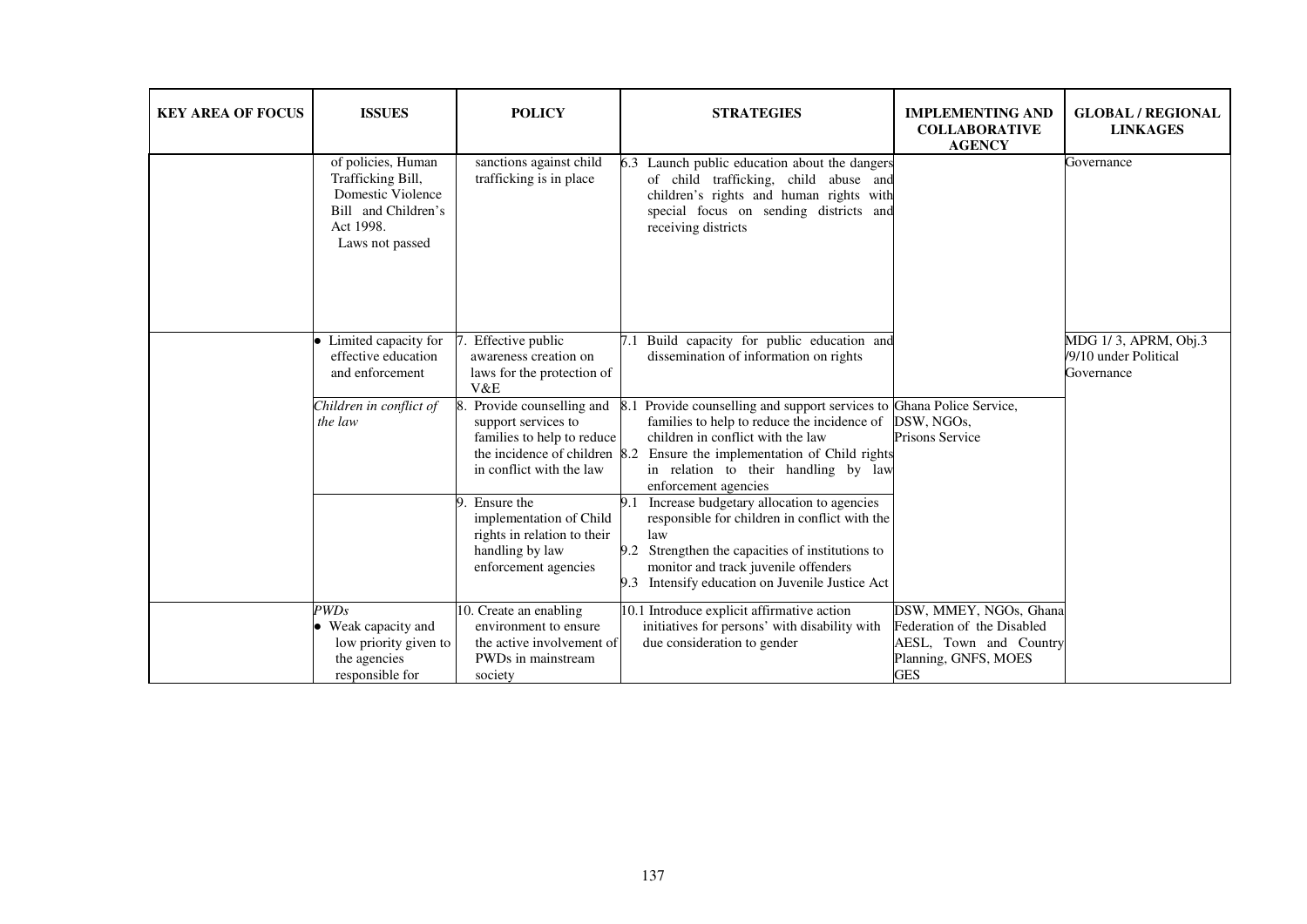| KEY AREA OF FOCUS | ISSUES | POLICY | STRATEGIES | IMPLEMENTING AND COLLABORATIVE AGENCY | GLOBAL / REGIONAL LINKAGES |
|---|---|---|---|---|---|
| | of policies, Human Trafficking Bill, Domestic Violence Bill and Children's Act 1998. Laws not passed | sanctions against child trafficking is in place | 6.3 Launch public education about the dangers of child trafficking, child abuse and children's rights and human rights with special focus on sending districts and receiving districts | | Governance |
| | • Limited capacity for effective education and enforcement | 7. Effective public awareness creation on laws for the protection of V&E | 7.1 Build capacity for public education and dissemination of information on rights | | MDG 1/ 3, APRM, Obj.3 /9/10 under Political Governance |
| | *Children in conflict of the law* | 8. Provide counselling and support services to families to help to reduce the incidence of children in conflict with the law | 8.1 Provide counselling and support services to families to help to reduce the incidence of children in conflict with the law<br>8.2 Ensure the implementation of Child rights in relation to their handling by law enforcement agencies | Ghana Police Service, DSW, NGOs, Prisons Service | |
| | | 9. Ensure the implementation of Child rights in relation to their handling by law enforcement agencies | 9.1 Increase budgetary allocation to agencies responsible for children in conflict with the law<br>9.2 Strengthen the capacities of institutions to monitor and track juvenile offenders<br>9.3 Intensify education on Juvenile Justice Act | | |
| | *PWDs*<br>• Weak capacity and low priority given to the agencies responsible for | 10. Create an enabling environment to ensure the active involvement of PWDs in mainstream society | 10.1 Introduce explicit affirmative action initiatives for persons' with disability with due consideration to gender | DSW, MMEY, NGOs, Ghana Federation of the Disabled AESL, Town and Country Planning, GNFS, MOES GES | |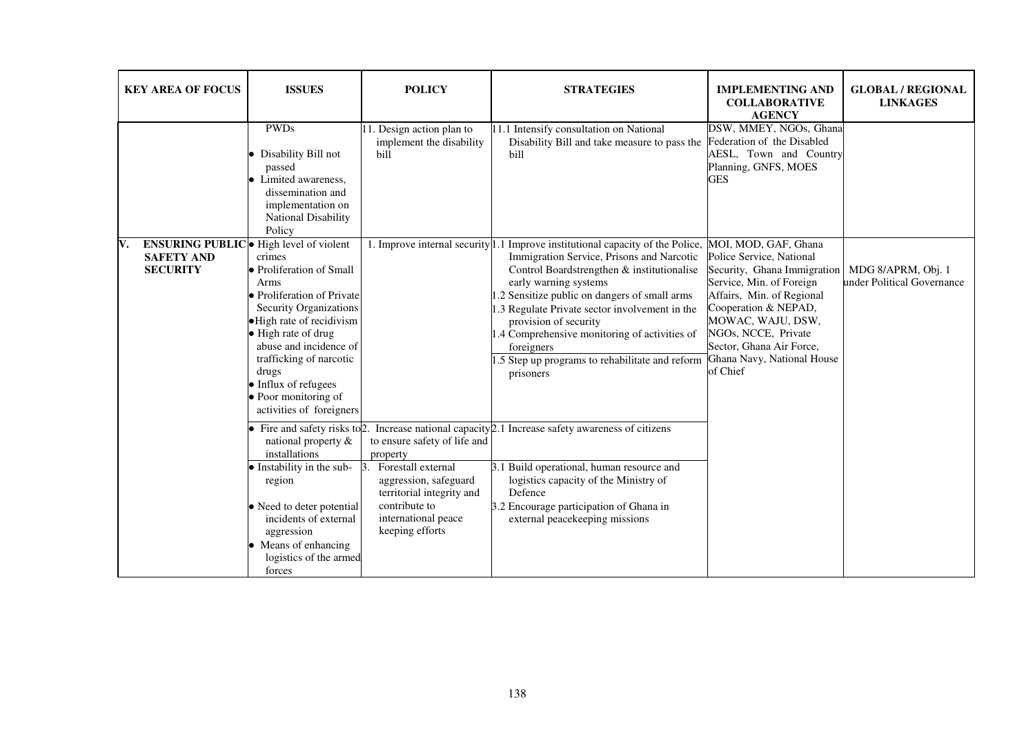| KEY AREA OF FOCUS | ISSUES | POLICY | STRATEGIES | IMPLEMENTING AND COLLABORATIVE AGENCY | GLOBAL / REGIONAL LINKAGES |
|---|---|---|---|---|---|
| | PWDs<br>• Disability Bill not passed<br>• Limited awareness, dissemination and implementation on National Disability Policy | 11. Design action plan to implement the disability bill | 11.1 Intensify consultation on National Disability Bill and take measure to pass the bill | DSW, MMEY, NGOs, Ghana Federation of the Disabled AESL, Town and Country Planning, GNFS, MOES GES | |
| V. **ENSURING PUBLIC SAFETY AND SECURITY** | • High level of violent crimes<br>• Proliferation of Small Arms<br>• Proliferation of Private Security Organizations<br>• High rate of recidivism<br>• High rate of drug abuse and incidence of trafficking of narcotic drugs<br>• Influx of refugees<br>• Poor monitoring of activities of foreigners | 1. Improve internal security | 1.1 Improve institutional capacity of the Police, Immigration Service, Prisons and Narcotic Control Boardstrengthen & institutionalise early warning systems<br>1.2 Sensitize public on dangers of small arms<br>1.3 Regulate Private sector involvement in the provision of security<br>1.4 Comprehensive monitoring of activities of foreigners<br>1.5 Step up programs to rehabilitate and reform prisoners | MOI, MOD, GAF, Ghana Police Service, National Security, Ghana Immigration Service, Min. of Foreign Affairs, Min. of Regional Cooperation & NEPAD, MOWAC, WAJU, DSW, NGOs, NCCE, Private Sector, Ghana Air Force, Ghana Navy, National House of Chief | MDG 8/APRM, Obj. 1 under Political Governance |
| | • Fire and safety risks to national property & installations | 2. Increase national capacity to ensure safety of life and property | 2.1 Increase safety awareness of citizens | | |
| | • Instability in the sub-region<br>• Need to deter potential incidents of external aggression<br>• Means of enhancing logistics of the armed forces | 3. Forestall external aggression, safeguard territorial integrity and contribute to international peace keeping efforts | 3.1 Build operational, human resource and logistics capacity of the Ministry of Defence<br>3.2 Encourage participation of Ghana in external peacekeeping missions | | |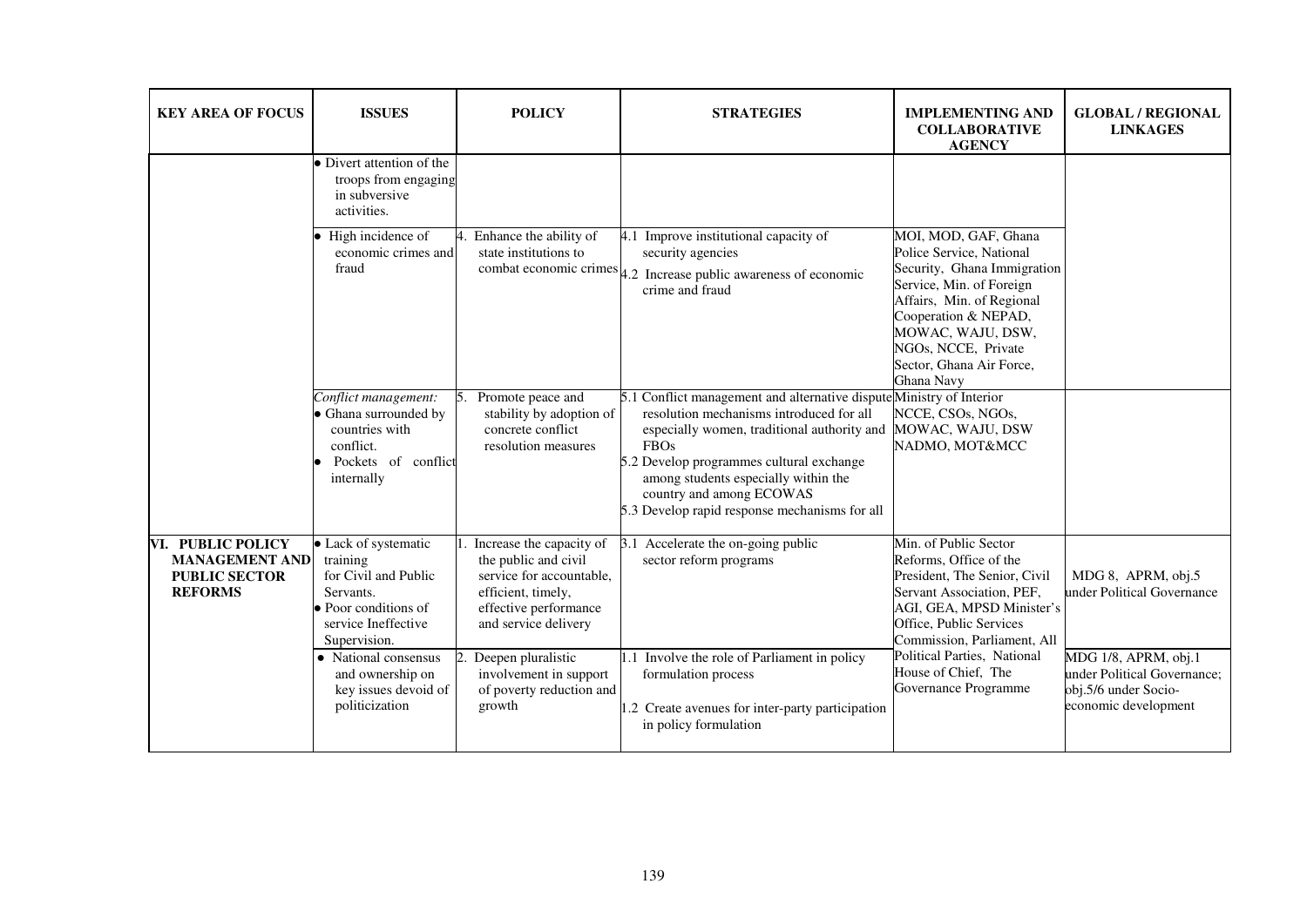| KEY AREA OF FOCUS | ISSUES | POLICY | STRATEGIES | IMPLEMENTING AND COLLABORATIVE AGENCY | GLOBAL / REGIONAL LINKAGES |
|---|---|---|---|---|---|
| | • Divert attention of the troops from engaging in subversive activities. | | | | |
| | • High incidence of economic crimes and fraud | 4. Enhance the ability of state institutions to combat economic crimes | 4.1 Improve institutional capacity of security agencies<br>4.2 Increase public awareness of economic crime and fraud | MOI, MOD, GAF, Ghana Police Service, National Security, Ghana Immigration Service, Min. of Foreign Affairs, Min. of Regional Cooperation & NEPAD, MOWAC, WAJU, DSW, NGOs, NCCE, Private Sector, Ghana Air Force, Ghana Navy | |
| | *Conflict management:*<br>• Ghana surrounded by countries with conflict.<br>• Pockets of conflict internally | 5. Promote peace and stability by adoption of concrete conflict resolution measures | 5.1 Conflict management and alternative dispute resolution mechanisms introduced for all especially women, traditional authority and FBOs<br>5.2 Develop programmes cultural exchange among students especially within the country and among ECOWAS<br>5.3 Develop rapid response mechanisms for all | Ministry of Interior NCCE, CSOs, NGOs, MOWAC, WAJU, DSW NADMO, MOT&MCC | |
| **VI. PUBLIC POLICY MANAGEMENT AND PUBLIC SECTOR REFORMS** | • Lack of systematic training for Civil and Public Servants.<br>• Poor conditions of service Ineffective Supervision. | 1. Increase the capacity of the public and civil service for accountable, efficient, timely, effective performance and service delivery | 3.1 Accelerate the on-going public sector reform programs | Min. of Public Sector Reforms, Office of the President, The Senior, Civil Servant Association, PEF, AGI, GEA, MPSD Minister's Office, Public Services Commission, Parliament, All Political Parties, National House of Chief, The Governance Programme | MDG 8, APRM, obj.5 under Political Governance |
| | • National consensus and ownership on key issues devoid of politicization | 2. Deepen pluralistic involvement in support of poverty reduction and growth | 1.1 Involve the role of Parliament in policy formulation process<br>1.2 Create avenues for inter-party participation in policy formulation | | MDG 1/8, APRM, obj.1 under Political Governance; obj.5/6 under Socio-economic development |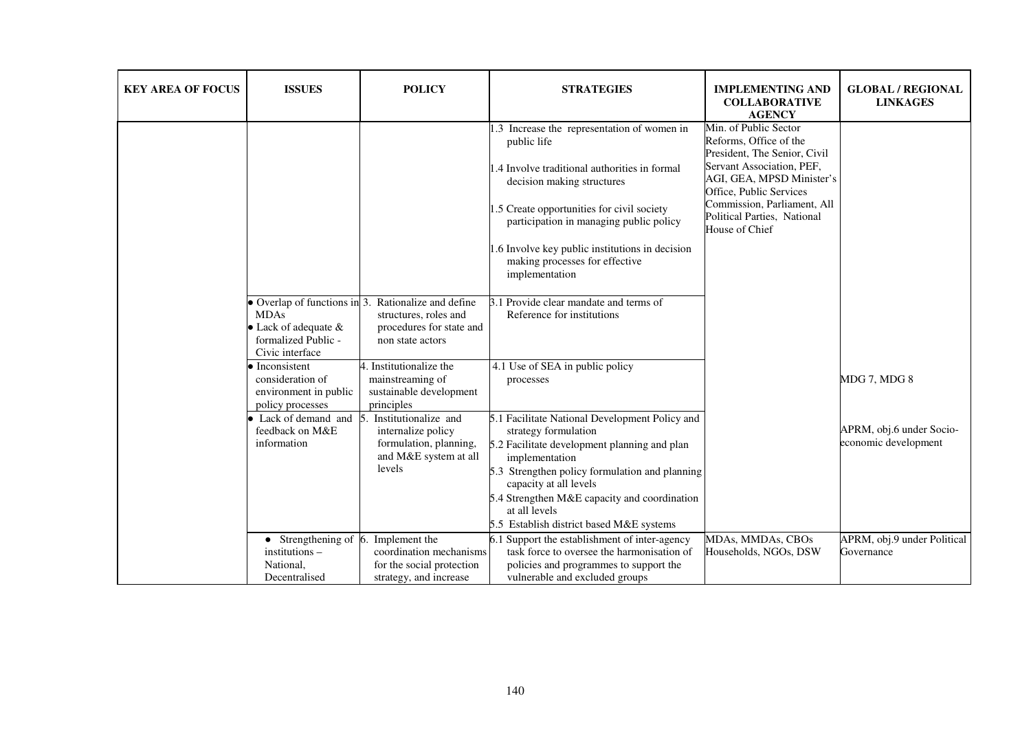| KEY AREA OF FOCUS | ISSUES | POLICY | STRATEGIES | IMPLEMENTING AND COLLABORATIVE AGENCY | GLOBAL / REGIONAL LINKAGES |
|---|---|---|---|---|---|
| | | | 1.3 Increase the representation of women in public life<br><br>1.4 Involve traditional authorities in formal decision making structures<br><br>1.5 Create opportunities for civil society participation in managing public policy<br><br>1.6 Involve key public institutions in decision making processes for effective implementation | Min. of Public Sector Reforms, Office of the President, The Senior, Civil Servant Association, PEF, AGI, GEA, MPSD Minister's Office, Public Services Commission, Parliament, All Political Parties, National House of Chief | |
| | • Overlap of functions in MDAs<br>• Lack of adequate & formalized Public - Civic interface | 3. Rationalize and define structures, roles and procedures for state and non state actors | 3.1 Provide clear mandate and terms of Reference for institutions | | |
| | • Inconsistent consideration of environment in public policy processes | 4. Institutionalize the mainstreaming of sustainable development principles | 4.1 Use of SEA in public policy processes | | MDG 7, MDG 8 |
| | • Lack of demand and feedback on M&E information | 5. Institutionalize and internalize policy formulation, planning, and M&E system at all levels | 5.1 Facilitate National Development Policy and strategy formulation<br>5.2 Facilitate development planning and plan implementation<br>5.3 Strengthen policy formulation and planning capacity at all levels<br>5.4 Strengthen M&E capacity and coordination at all levels<br>5.5 Establish district based M&E systems | | APRM, obj.6 under Socio-economic development |
| | • Strengthening of institutions – National, Decentralised | 6. Implement the coordination mechanisms for the social protection strategy, and increase | 6.1 Support the establishment of inter-agency task force to oversee the harmonisation of policies and programmes to support the vulnerable and excluded groups | MDAs, MMDAs, CBOs Households, NGOs, DSW | APRM, obj.9 under Political Governance |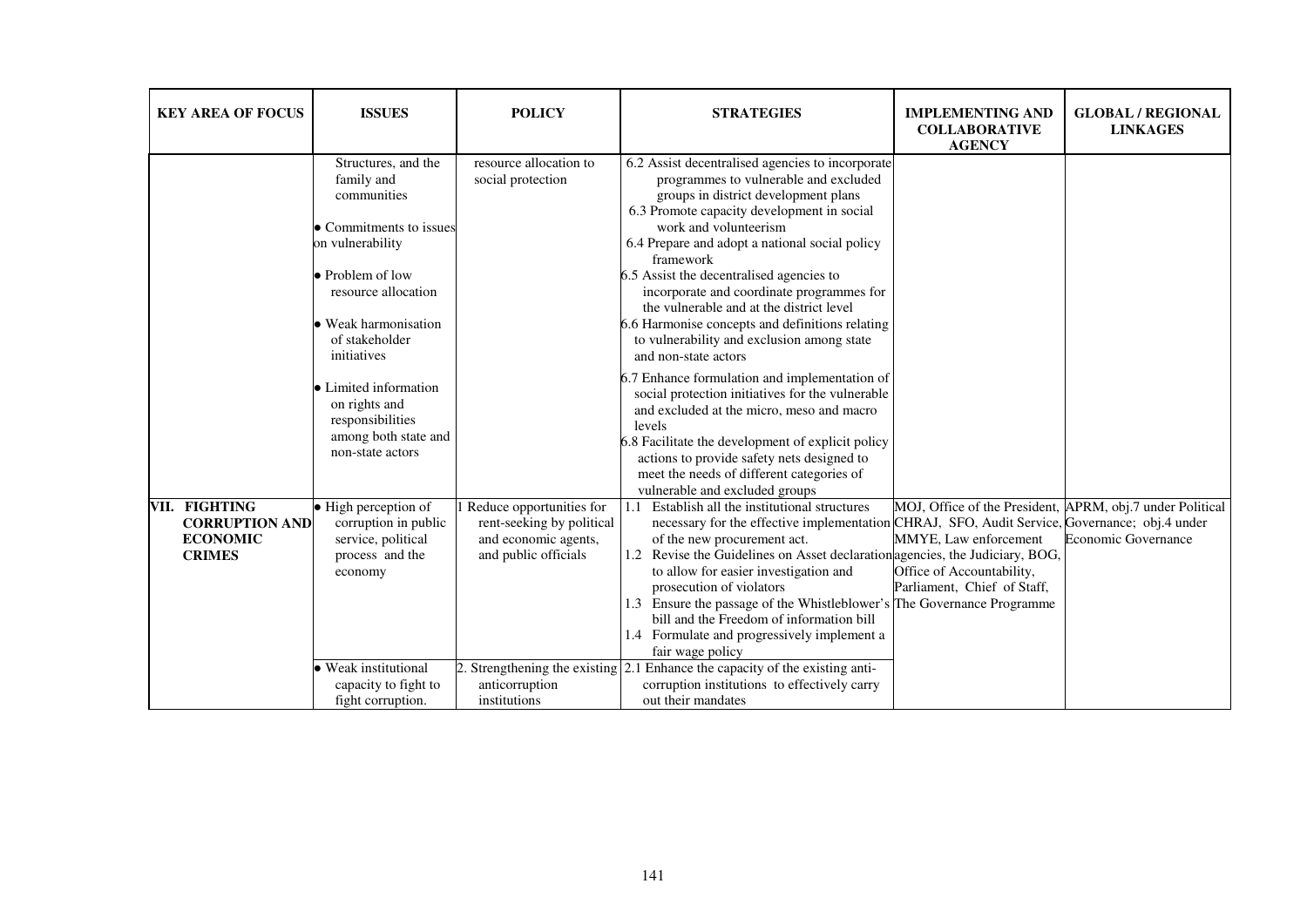| KEY AREA OF FOCUS | ISSUES | POLICY | STRATEGIES | IMPLEMENTING AND COLLABORATIVE AGENCY | GLOBAL / REGIONAL LINKAGES |
|---|---|---|---|---|---|
| | Structures, and the family and communities<br>• Commitments to issues on vulnerability<br>• Problem of low resource allocation<br>• Weak harmonisation of stakeholder initiatives<br>• Limited information on rights and responsibilities among both state and non-state actors | resource allocation to social protection | 6.2 Assist decentralised agencies to incorporate programmes to vulnerable and excluded groups in district development plans<br>6.3 Promote capacity development in social work and volunteerism<br>6.4 Prepare and adopt a national social policy framework<br>6.5 Assist the decentralised agencies to incorporate and coordinate programmes for the vulnerable and at the district level<br>6.6 Harmonise concepts and definitions relating to vulnerability and exclusion among state and non-state actors<br>6.7 Enhance formulation and implementation of social protection initiatives for the vulnerable and excluded at the micro, meso and macro levels<br>6.8 Facilitate the development of explicit policy actions to provide safety nets designed to meet the needs of different categories of vulnerable and excluded groups | | |
| **VII. FIGHTING CORRUPTION AND ECONOMIC CRIMES** | • High perception of corruption in public service, political process and the economy | 1 Reduce opportunities for rent-seeking by political and economic agents, and public officials | 1.1 Establish all the institutional structures necessary for the effective implementation of the new procurement act.<br>1.2 Revise the Guidelines on Asset declaration to allow for easier investigation and prosecution of violators<br>1.3 Ensure the passage of the Whistleblower's bill and the Freedom of information bill<br>1.4 Formulate and progressively implement a fair wage policy | MOJ, Office of the President, CHRAJ, SFO, Audit Service, MMYE, Law enforcement agencies, the Judiciary, BOG, Office of Accountability, Parliament, Chief of Staff, The Governance Programme | APRM, obj.7 under Political Governance; obj.4 under Economic Governance |
| | • Weak institutional capacity to fight to fight corruption. | 2. Strengthening the existing anticorruption institutions | 2.1 Enhance the capacity of the existing anti-corruption institutions to effectively carry out their mandates | | |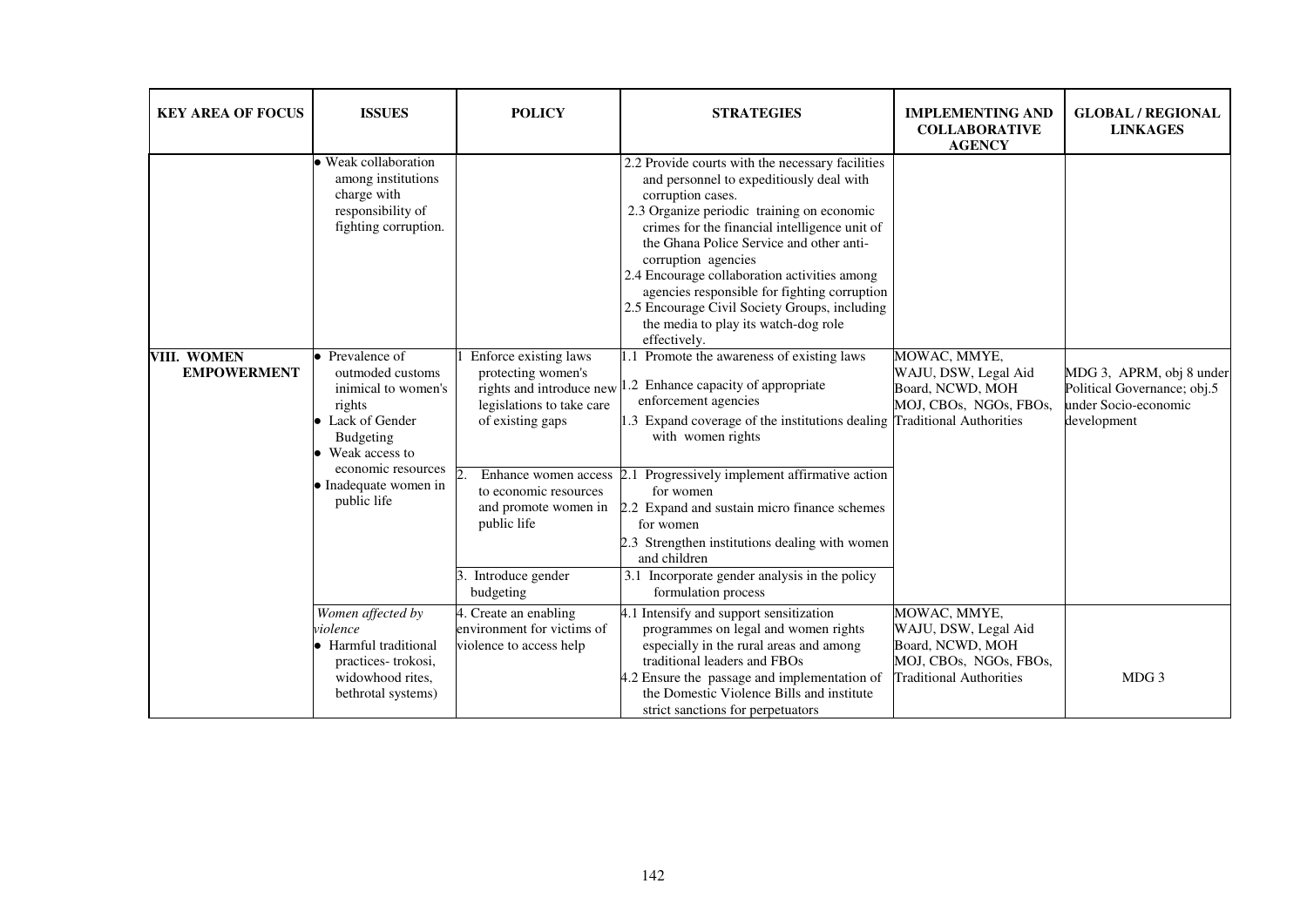| KEY AREA OF FOCUS | ISSUES | POLICY | STRATEGIES | IMPLEMENTING AND COLLABORATIVE AGENCY | GLOBAL / REGIONAL LINKAGES |
|---|---|---|---|---|---|
| | • Weak collaboration among institutions charge with responsibility of fighting corruption. | | 2.2 Provide courts with the necessary facilities and personnel to expeditiously deal with corruption cases.<br>2.3 Organize periodic training on economic crimes for the financial intelligence unit of the Ghana Police Service and other anti-corruption agencies<br>2.4 Encourage collaboration activities among agencies responsible for fighting corruption<br>2.5 Encourage Civil Society Groups, including the media to play its watch-dog role effectively. | | |
| **VIII. WOMEN EMPOWERMENT** | • Prevalence of outmoded customs inimical to women's rights<br>• Lack of Gender Budgeting<br>• Weak access to economic resources<br>• Inadequate women in public life | 1 Enforce existing laws protecting women's rights and introduce new legislations to take care of existing gaps | 1.1 Promote the awareness of existing laws<br>1.2 Enhance capacity of appropriate enforcement agencies<br>1.3 Expand coverage of the institutions dealing with women rights | MOWAC, MMYE, WAJU, DSW, Legal Aid Board, NCWD, MOH MOJ, CBOs, NGOs, FBOs, Traditional Authorities | MDG 3, APRM, obj 8 under Political Governance; obj.5 under Socio-economic development |
| | | 2. Enhance women access to economic resources and promote women in public life | 2.1 Progressively implement affirmative action for women<br>2.2 Expand and sustain micro finance schemes for women<br>2.3 Strengthen institutions dealing with women and children | | |
| | | 3. Introduce gender budgeting | 3.1 Incorporate gender analysis in the policy formulation process | | |
| | *Women affected by violence*<br>• Harmful traditional practices- trokosi, widowhood rites, bethrotal systems) | 4. Create an enabling environment for victims of violence to access help | 4.1 Intensify and support sensitization programmes on legal and women rights especially in the rural areas and among traditional leaders and FBOs<br>4.2 Ensure the passage and implementation of the Domestic Violence Bills and institute strict sanctions for perpetuators | MOWAC, MMYE, WAJU, DSW, Legal Aid Board, NCWD, MOH MOJ, CBOs, NGOs, FBOs, Traditional Authorities | MDG 3 |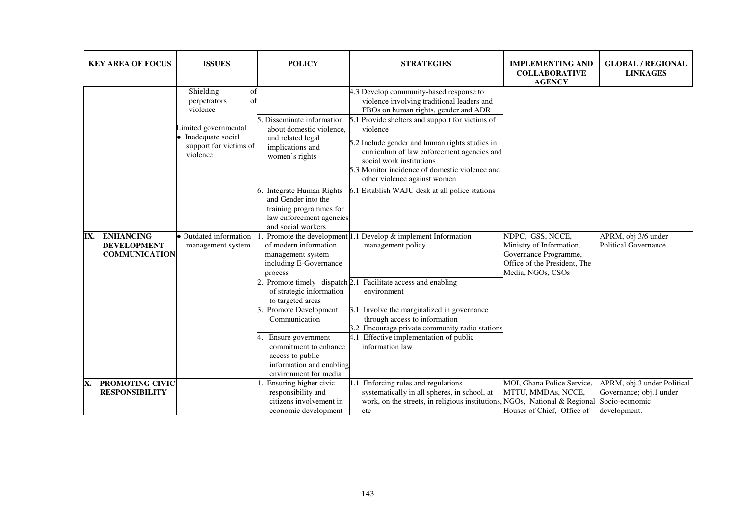| KEY AREA OF FOCUS | ISSUES | POLICY | STRATEGIES | IMPLEMENTING AND COLLABORATIVE AGENCY | GLOBAL / REGIONAL LINKAGES |
|---|---|---|---|---|---|
| | Shielding of perpetrators of violence | | 4.3 Develop community-based response to violence involving traditional leaders and FBOs on human rights, gender and ADR | | |
| | Limited governmental<br>• Inadequate social support for victims of violence | 5. Disseminate information about domestic violence, and related legal implications and women's rights | 5.1 Provide shelters and support for victims of violence<br>5.2 Include gender and human rights studies in curriculum of law enforcement agencies and social work institutions<br>5.3 Monitor incidence of domestic violence and other violence against women | | |
| | | 6. Integrate Human Rights and Gender into the training programmes for law enforcement agencies and social workers | 6.1 Establish WAJU desk at all police stations | | |
| **IX. ENHANCING DEVELOPMENT COMMUNICATION** | • Outdated information management system | 1. Promote the development of modern information management system including E-Governance process | 1.1 Develop & implement Information management policy | NDPC, GSS, NCCE, Ministry of Information, Governance Programme, Office of the President, The Media, NGOs, CSOs | APRM, obj 3/6 under Political Governance |
| | | 2. Promote timely dispatch of strategic information to targeted areas | 2.1 Facilitate access and enabling environment | | |
| | | 3. Promote Development Communication | 3.1 Involve the marginalized in governance through access to information<br>3.2 Encourage private community radio stations | | |
| | | 4. Ensure government commitment to enhance access to public information and enabling environment for media | 4.1 Effective implementation of public information law | | |
| **X. PROMOTING CIVIC RESPONSIBILITY** | | 1. Ensuring higher civic responsibility and citizens involvement in economic development | 1.1 Enforcing rules and regulations systematically in all spheres, in school, at work, on the streets, in religious institutions, etc | MOI, Ghana Police Service, MTTU, MMDAs, NCCE, NGOs, National & Regional Houses of Chief, Office of | APRM, obj.3 under Political Governance; obj.1 under Socio-economic development. |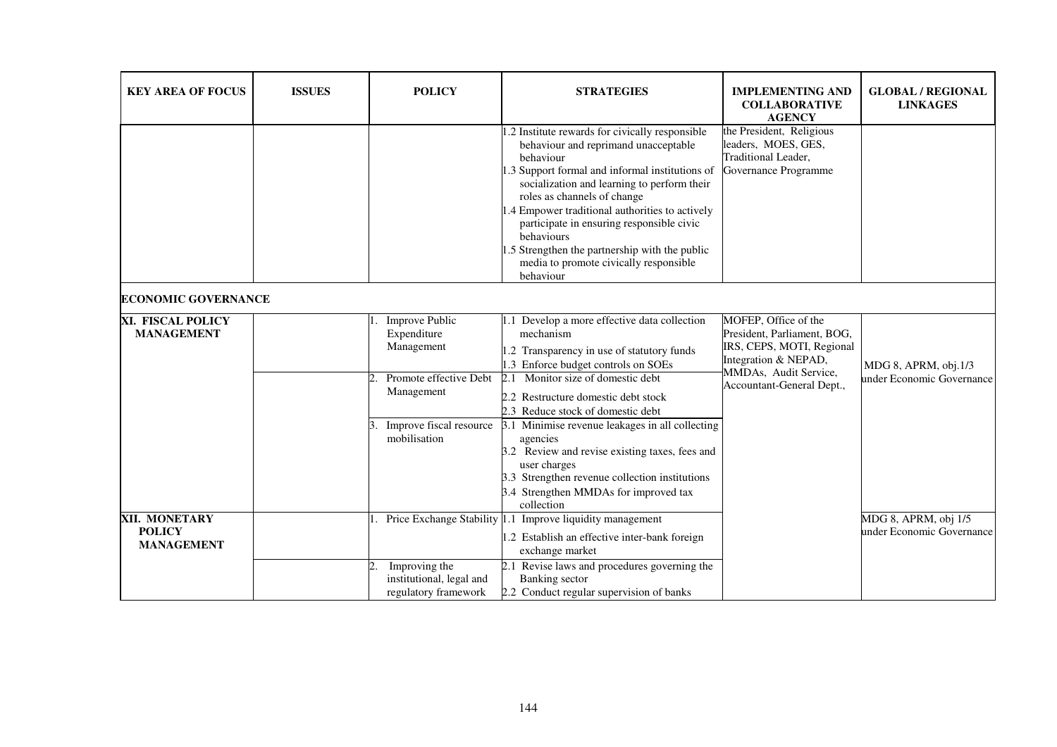| KEY AREA OF FOCUS | ISSUES | POLICY | STRATEGIES | IMPLEMENTING AND COLLABORATIVE AGENCY | GLOBAL / REGIONAL LINKAGES |
|---|---|---|---|---|---|
| | | | 1.2 Institute rewards for civically responsible behaviour and reprimand unacceptable behaviour<br>1.3 Support formal and informal institutions of socialization and learning to perform their roles as channels of change<br>1.4 Empower traditional authorities to actively participate in ensuring responsible civic behaviours<br>1.5 Strengthen the partnership with the public media to promote civically responsible behaviour | the President, Religious leaders, MOES, GES, Traditional Leader, Governance Programme | |
| **ECONOMIC GOVERNANCE** | | | | | |
| **XI. FISCAL POLICY MANAGEMENT** | | 1. Improve Public Expenditure Management | 1.1 Develop a more effective data collection mechanism<br>1.2 Transparency in use of statutory funds<br>1.3 Enforce budget controls on SOEs | MOFEP, Office of the President, Parliament, BOG, IRS, CEPS, MOTI, Regional Integration & NEPAD, MMDAs, Audit Service, Accountant-General Dept., | MDG 8, APRM, obj.1/3 under Economic Governance |
| | | 2. Promote effective Debt Management | 2.1 Monitor size of domestic debt<br>2.2 Restructure domestic debt stock<br>2.3 Reduce stock of domestic debt | | |
| | | 3. Improve fiscal resource mobilisation | 3.1 Minimise revenue leakages in all collecting agencies<br>3.2 Review and revise existing taxes, fees and user charges<br>3.3 Strengthen revenue collection institutions<br>3.4 Strengthen MMDAs for improved tax collection | | |
| **XII. MONETARY POLICY MANAGEMENT** | | 1. Price Exchange Stability | 1.1 Improve liquidity management<br>1.2 Establish an effective inter-bank foreign exchange market | | MDG 8, APRM, obj 1/5 under Economic Governance |
| | | 2. Improving the institutional, legal and regulatory framework | 2.1 Revise laws and procedures governing the Banking sector<br>2.2 Conduct regular supervision of banks | | |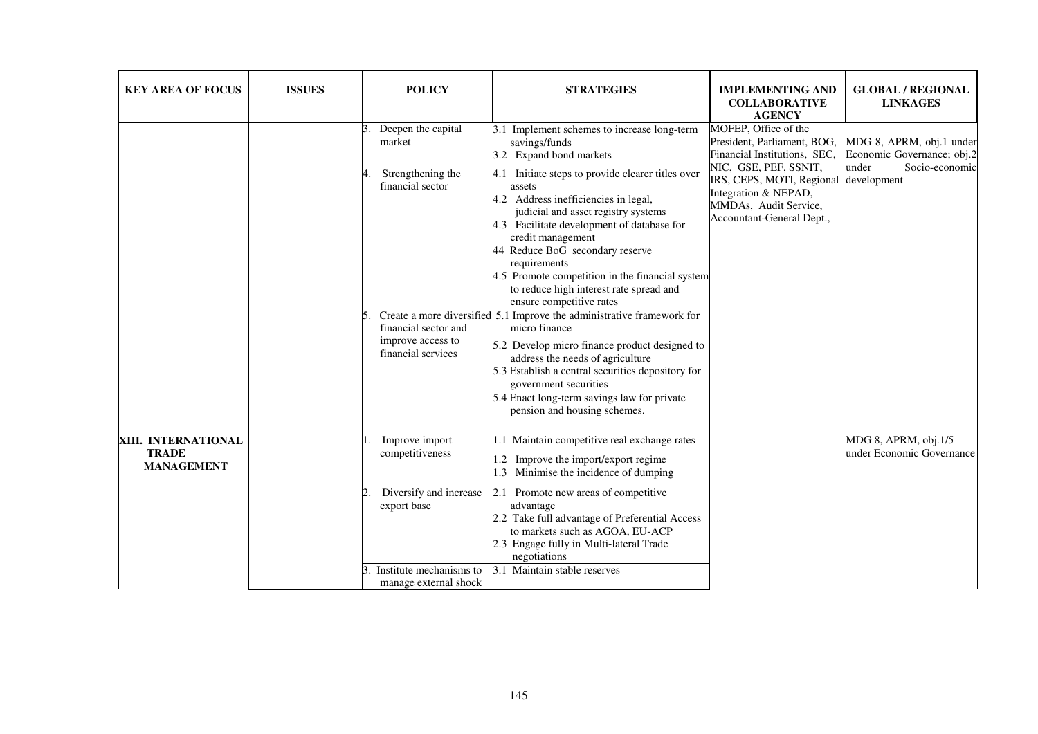| KEY AREA OF FOCUS | ISSUES | POLICY | STRATEGIES | IMPLEMENTING AND COLLABORATIVE AGENCY | GLOBAL / REGIONAL LINKAGES |
|---|---|---|---|---|---|
| | | 3. Deepen the capital market | 3.1 Implement schemes to increase long-term savings/funds<br>3.2 Expand bond markets | MOFEP, Office of the President, Parliament, BOG, Financial Institutions, SEC, NIC, GSE, PEF, SSNIT, IRS, CEPS, MOTI, Regional Integration & NEPAD, MMDAs, Audit Service, Accountant-General Dept., | MDG 8, APRM, obj.1 under Economic Governance; obj.2 under Socio-economic development |
| | | 4. Strengthening the financial sector | 4.1 Initiate steps to provide clearer titles over assets<br>4.2 Address inefficiencies in legal, judicial and asset registry systems<br>4.3 Facilitate development of database for credit management<br>44 Reduce BoG secondary reserve requirements<br>4.5 Promote competition in the financial system to reduce high interest rate spread and ensure competitive rates | | |
| | | 5. Create a more diversified financial sector and improve access to financial services | 5.1 Improve the administrative framework for micro finance<br>5.2 Develop micro finance product designed to address the needs of agriculture<br>5.3 Establish a central securities depository for government securities<br>5.4 Enact long-term savings law for private pension and housing schemes. | | |
| **XIII. INTERNATIONAL TRADE MANAGEMENT** | | 1. Improve import competitiveness | 1.1 Maintain competitive real exchange rates<br>1.2 Improve the import/export regime<br>1.3 Minimise the incidence of dumping | | MDG 8, APRM, obj.1/5 under Economic Governance |
| | | 2. Diversify and increase export base | 2.1 Promote new areas of competitive advantage<br>2.2 Take full advantage of Preferential Access to markets such as AGOA, EU-ACP<br>2.3 Engage fully in Multi-lateral Trade negotiations | | |
| | | 3. Institute mechanisms to manage external shock | 3.1 Maintain stable reserves | | |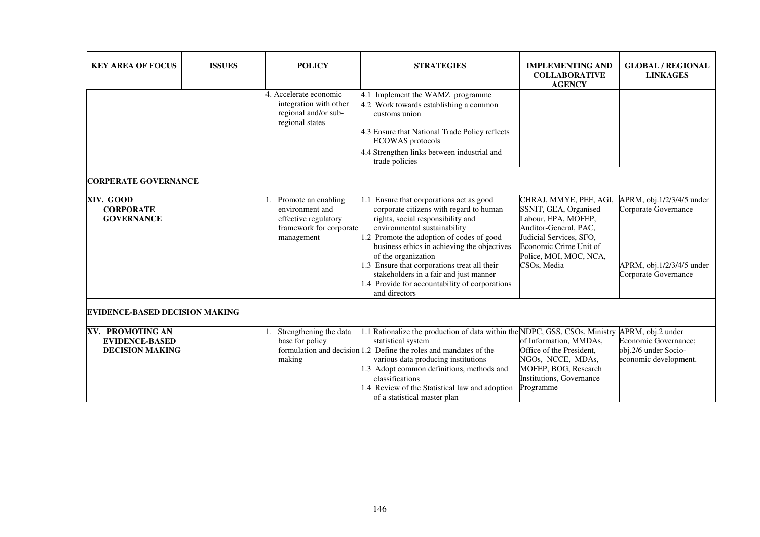| KEY AREA OF FOCUS | ISSUES | POLICY | STRATEGIES | IMPLEMENTING AND COLLABORATIVE AGENCY | GLOBAL / REGIONAL LINKAGES |
|---|---|---|---|---|---|
| | | 4. Accelerate economic integration with other regional and/or sub-regional states | 4.1 Implement the WAMZ programme<br>4.2 Work towards establishing a common customs union<br>4.3 Ensure that National Trade Policy reflects ECOWAS protocols<br>4.4 Strengthen links between industrial and trade policies | | |
| **CORPERATE GOVERNANCE** | | | | | |
| **XIV. GOOD CORPORATE GOVERNANCE** | | 1. Promote an enabling environment and effective regulatory framework for corporate management | 1.1 Ensure that corporations act as good corporate citizens with regard to human rights, social responsibility and environmental sustainability<br>1.2 Promote the adoption of codes of good business ethics in achieving the objectives of the organization<br>1.3 Ensure that corporations treat all their stakeholders in a fair and just manner<br>1.4 Provide for accountability of corporations and directors | CHRAJ, MMYE, PEF, AGI, SSNIT, GEA, Organised Labour, EPA, MOFEP, Auditor-General, PAC, Judicial Services, SFO, Economic Crime Unit of Police, MOI, MOC, NCA, CSOs, Media | APRM, obj.1/2/3/4/5 under Corporate Governance<br><br>APRM, obj.1/2/3/4/5 under Corporate Governance |
| **EVIDENCE-BASED DECISION MAKING** | | | | | |
| **XV. PROMOTING AN EVIDENCE-BASED DECISION MAKING** | | 1. Strengthening the data base for policy formulation and decision making | 1.1 Rationalize the production of data within the statistical system<br>1.2 Define the roles and mandates of the various data producing institutions<br>1.3 Adopt common definitions, methods and classifications<br>1.4 Review of the Statistical law and adoption of a statistical master plan | NDPC, GSS, CSOs, Ministry of Information, MMDAs, Office of the President, NGOs, NCCE, MDAs, MOFEP, BOG, Research Institutions, Governance Programme | APRM, obj.2 under Economic Governance; obj.2/6 under Socio-economic development. |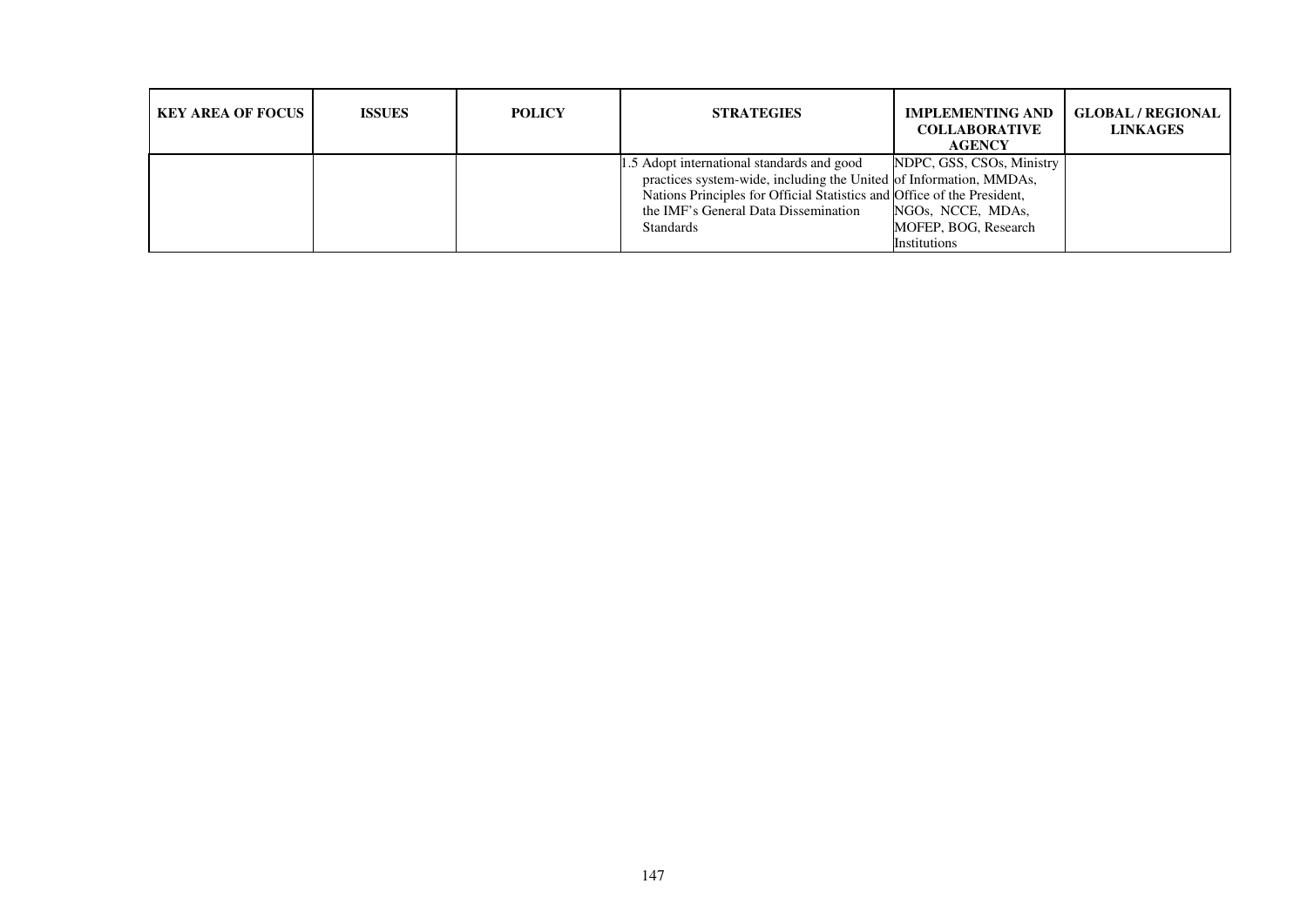| KEY AREA OF FOCUS | ISSUES | POLICY | STRATEGIES | IMPLEMENTING AND COLLABORATIVE AGENCY | GLOBAL / REGIONAL LINKAGES |
|---|---|---|---|---|---|
| | | | 1.5 Adopt international standards and good practices system-wide, including the United Nations Principles for Official Statistics and the IMF's General Data Dissemination Standards | NDPC, GSS, CSOs, Ministry of Information, MMDAs, Office of the President, NGOs, NCCE, MDAs, MOFEP, BOG, Research Institutions | |